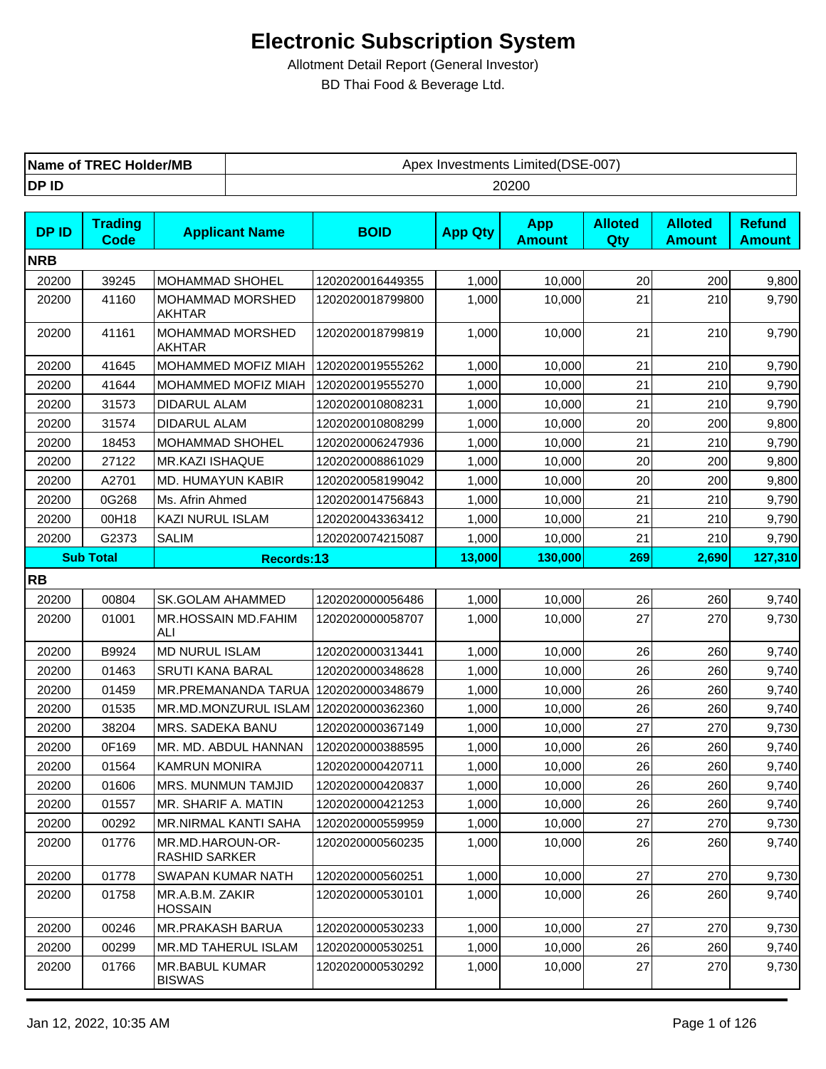# Electronic Subscription System

Allotment Detail Report (General Investor)

BD Thai Food & Beverage Ltd.

| Name of TREC Holder/MB | Apex Investments Limited(DSE-007) |
|---|---|
| DP ID | 20200 |

| DP ID | Trading Code | Applicant Name | BOID | App Qty | App Amount | Alloted Qty | Alloted Amount | Refund Amount |
|---|---|---|---|---|---|---|---|---|
| **NRB** | | | | | | | | |
| 20200 | 39245 | MOHAMMAD SHOHEL | 1202020016449355 | 1,000 | 10,000 | 20 | 200 | 9,800 |
| 20200 | 41160 | MOHAMMAD MORSHED AKHTAR | 1202020018799800 | 1,000 | 10,000 | 21 | 210 | 9,790 |
| 20200 | 41161 | MOHAMMAD MORSHED AKHTAR | 1202020018799819 | 1,000 | 10,000 | 21 | 210 | 9,790 |
| 20200 | 41645 | MOHAMMED MOFIZ MIAH | 1202020019555262 | 1,000 | 10,000 | 21 | 210 | 9,790 |
| 20200 | 41644 | MOHAMMED MOFIZ MIAH | 1202020019555270 | 1,000 | 10,000 | 21 | 210 | 9,790 |
| 20200 | 31573 | DIDARUL ALAM | 1202020010808231 | 1,000 | 10,000 | 21 | 210 | 9,790 |
| 20200 | 31574 | DIDARUL ALAM | 1202020010808299 | 1,000 | 10,000 | 20 | 200 | 9,800 |
| 20200 | 18453 | MOHAMMAD SHOHEL | 1202020006247936 | 1,000 | 10,000 | 21 | 210 | 9,790 |
| 20200 | 27122 | MR.KAZI ISHAQUE | 1202020008861029 | 1,000 | 10,000 | 20 | 200 | 9,800 |
| 20200 | A2701 | MD. HUMAYUN KABIR | 1202020058199042 | 1,000 | 10,000 | 20 | 200 | 9,800 |
| 20200 | 0G268 | Ms. Afrin Ahmed | 1202020014756843 | 1,000 | 10,000 | 21 | 210 | 9,790 |
| 20200 | 00H18 | KAZI NURUL ISLAM | 1202020043363412 | 1,000 | 10,000 | 21 | 210 | 9,790 |
| 20200 | G2373 | SALIM | 1202020074215087 | 1,000 | 10,000 | 21 | 210 | 9,790 |
| **Sub Total** | | **Records:13** | | **13,000** | **130,000** | **269** | **2,690** | **127,310** |
| **RB** | | | | | | | | |
| 20200 | 00804 | SK.GOLAM AHAMMED | 1202020000056486 | 1,000 | 10,000 | 26 | 260 | 9,740 |
| 20200 | 01001 | MR.HOSSAIN MD.FAHIM ALI | 1202020000058707 | 1,000 | 10,000 | 27 | 270 | 9,730 |
| 20200 | B9924 | MD NURUL ISLAM | 1202020000313441 | 1,000 | 10,000 | 26 | 260 | 9,740 |
| 20200 | 01463 | SRUTI KANA BARAL | 1202020000348628 | 1,000 | 10,000 | 26 | 260 | 9,740 |
| 20200 | 01459 | MR.PREMANANDA TARUA | 1202020000348679 | 1,000 | 10,000 | 26 | 260 | 9,740 |
| 20200 | 01535 | MR.MD.MONZURUL ISLAM | 1202020000362360 | 1,000 | 10,000 | 26 | 260 | 9,740 |
| 20200 | 38204 | MRS. SADEKA BANU | 1202020000367149 | 1,000 | 10,000 | 27 | 270 | 9,730 |
| 20200 | 0F169 | MR. MD. ABDUL HANNAN | 1202020000388595 | 1,000 | 10,000 | 26 | 260 | 9,740 |
| 20200 | 01564 | KAMRUN MONIRA | 1202020000420711 | 1,000 | 10,000 | 26 | 260 | 9,740 |
| 20200 | 01606 | MRS. MUNMUN TAMJID | 1202020000420837 | 1,000 | 10,000 | 26 | 260 | 9,740 |
| 20200 | 01557 | MR. SHARIF A. MATIN | 1202020000421253 | 1,000 | 10,000 | 26 | 260 | 9,740 |
| 20200 | 00292 | MR.NIRMAL KANTI SAHA | 1202020000559959 | 1,000 | 10,000 | 27 | 270 | 9,730 |
| 20200 | 01776 | MR.MD.HAROUN-OR-RASHID SARKER | 1202020000560235 | 1,000 | 10,000 | 26 | 260 | 9,740 |
| 20200 | 01778 | SWAPAN KUMAR NATH | 1202020000560251 | 1,000 | 10,000 | 27 | 270 | 9,730 |
| 20200 | 01758 | MR.A.B.M. ZAKIR HOSSAIN | 1202020000530101 | 1,000 | 10,000 | 26 | 260 | 9,740 |
| 20200 | 00246 | MR.PRAKASH BARUA | 1202020000530233 | 1,000 | 10,000 | 27 | 270 | 9,730 |
| 20200 | 00299 | MR.MD TAHERUL ISLAM | 1202020000530251 | 1,000 | 10,000 | 26 | 260 | 9,740 |
| 20200 | 01766 | MR.BABUL KUMAR BISWAS | 1202020000530292 | 1,000 | 10,000 | 27 | 270 | 9,730 |

Jan 12, 2022, 10:35 AM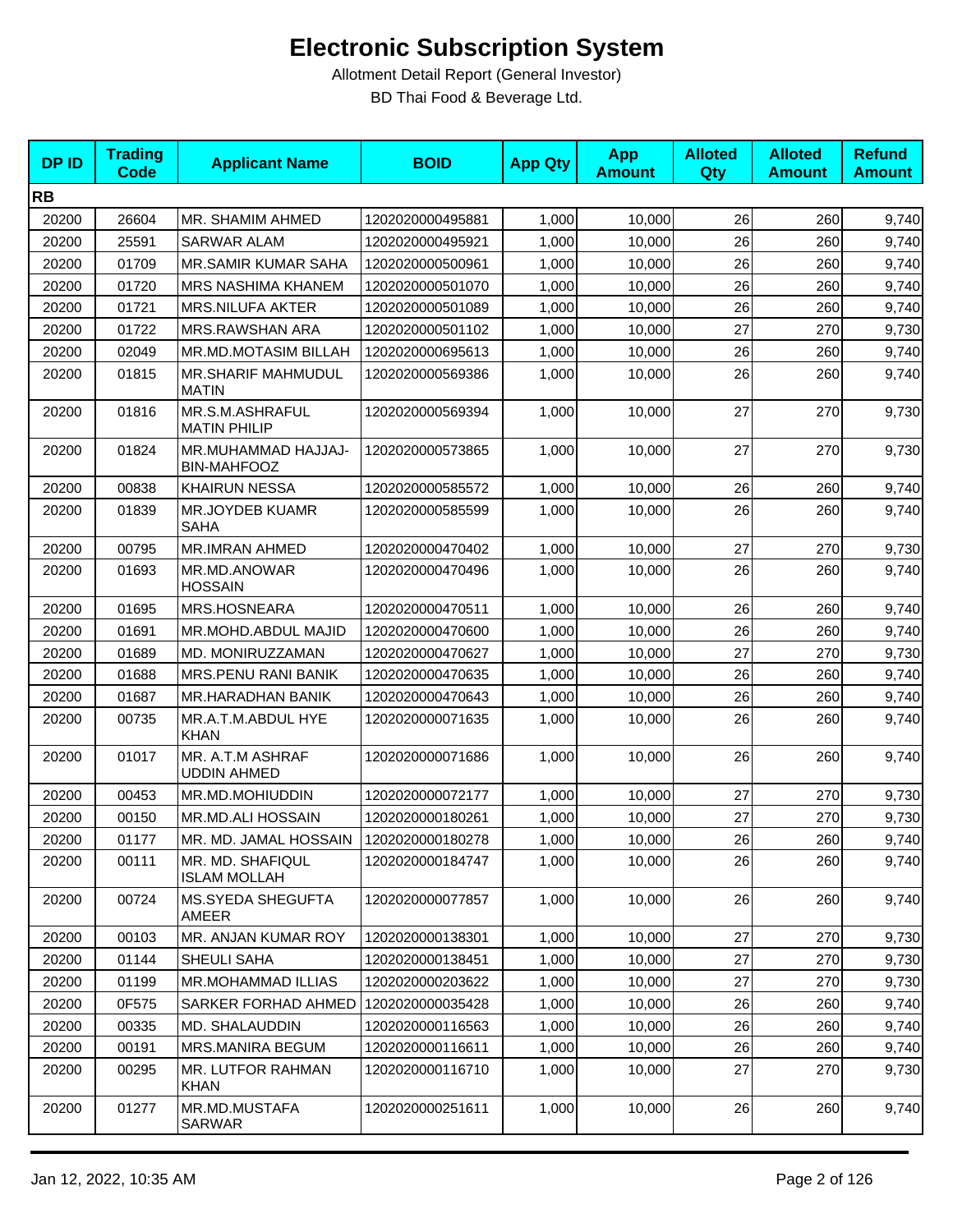# Electronic Subscription System

Allotment Detail Report (General Investor)

BD Thai Food & Beverage Ltd.

| DP ID | Trading Code | Applicant Name | BOID | App Qty | App Amount | Alloted Qty | Alloted Amount | Refund Amount |
|---|---|---|---|---|---|---|---|---|
| **RB** | | | | | | | | |
| 20200 | 26604 | MR. SHAMIM AHMED | 1202020000495881 | 1,000 | 10,000 | 26 | 260 | 9,740 |
| 20200 | 25591 | SARWAR ALAM | 1202020000495921 | 1,000 | 10,000 | 26 | 260 | 9,740 |
| 20200 | 01709 | MR.SAMIR KUMAR SAHA | 1202020000500961 | 1,000 | 10,000 | 26 | 260 | 9,740 |
| 20200 | 01720 | MRS NASHIMA KHANEM | 1202020000501070 | 1,000 | 10,000 | 26 | 260 | 9,740 |
| 20200 | 01721 | MRS.NILUFA AKTER | 1202020000501089 | 1,000 | 10,000 | 26 | 260 | 9,740 |
| 20200 | 01722 | MRS.RAWSHAN ARA | 1202020000501102 | 1,000 | 10,000 | 27 | 270 | 9,730 |
| 20200 | 02049 | MR.MD.MOTASIM BILLAH | 1202020000695613 | 1,000 | 10,000 | 26 | 260 | 9,740 |
| 20200 | 01815 | MR.SHARIF MAHMUDUL MATIN | 1202020000569386 | 1,000 | 10,000 | 26 | 260 | 9,740 |
| 20200 | 01816 | MR.S.M.ASHRAFUL MATIN PHILIP | 1202020000569394 | 1,000 | 10,000 | 27 | 270 | 9,730 |
| 20200 | 01824 | MR.MUHAMMAD HAJJAJ-BIN-MAHFOOZ | 1202020000573865 | 1,000 | 10,000 | 27 | 270 | 9,730 |
| 20200 | 00838 | KHAIRUN NESSA | 1202020000585572 | 1,000 | 10,000 | 26 | 260 | 9,740 |
| 20200 | 01839 | MR.JOYDEB KUAMR SAHA | 1202020000585599 | 1,000 | 10,000 | 26 | 260 | 9,740 |
| 20200 | 00795 | MR.IMRAN AHMED | 1202020000470402 | 1,000 | 10,000 | 27 | 270 | 9,730 |
| 20200 | 01693 | MR.MD.ANOWAR HOSSAIN | 1202020000470496 | 1,000 | 10,000 | 26 | 260 | 9,740 |
| 20200 | 01695 | MRS.HOSNEARA | 1202020000470511 | 1,000 | 10,000 | 26 | 260 | 9,740 |
| 20200 | 01691 | MR.MOHD.ABDUL MAJID | 1202020000470600 | 1,000 | 10,000 | 26 | 260 | 9,740 |
| 20200 | 01689 | MD. MONIRUZZAMAN | 1202020000470627 | 1,000 | 10,000 | 27 | 270 | 9,730 |
| 20200 | 01688 | MRS.PENU RANI BANIK | 1202020000470635 | 1,000 | 10,000 | 26 | 260 | 9,740 |
| 20200 | 01687 | MR.HARADHAN BANIK | 1202020000470643 | 1,000 | 10,000 | 26 | 260 | 9,740 |
| 20200 | 00735 | MR.A.T.M.ABDUL HYE KHAN | 1202020000071635 | 1,000 | 10,000 | 26 | 260 | 9,740 |
| 20200 | 01017 | MR. A.T.M ASHRAF UDDIN AHMED | 1202020000071686 | 1,000 | 10,000 | 26 | 260 | 9,740 |
| 20200 | 00453 | MR.MD.MOHIUDDIN | 1202020000072177 | 1,000 | 10,000 | 27 | 270 | 9,730 |
| 20200 | 00150 | MR.MD.ALI HOSSAIN | 1202020000180261 | 1,000 | 10,000 | 27 | 270 | 9,730 |
| 20200 | 01177 | MR. MD. JAMAL HOSSAIN | 1202020000180278 | 1,000 | 10,000 | 26 | 260 | 9,740 |
| 20200 | 00111 | MR. MD. SHAFIQUL ISLAM MOLLAH | 1202020000184747 | 1,000 | 10,000 | 26 | 260 | 9,740 |
| 20200 | 00724 | MS.SYEDA SHEGUFTA AMEER | 1202020000077857 | 1,000 | 10,000 | 26 | 260 | 9,740 |
| 20200 | 00103 | MR. ANJAN KUMAR ROY | 1202020000138301 | 1,000 | 10,000 | 27 | 270 | 9,730 |
| 20200 | 01144 | SHEULI SAHA | 1202020000138451 | 1,000 | 10,000 | 27 | 270 | 9,730 |
| 20200 | 01199 | MR.MOHAMMAD ILLIAS | 1202020000203622 | 1,000 | 10,000 | 27 | 270 | 9,730 |
| 20200 | 0F575 | SARKER FORHAD AHMED | 1202020000035428 | 1,000 | 10,000 | 26 | 260 | 9,740 |
| 20200 | 00335 | MD. SHALAUDDIN | 1202020000116563 | 1,000 | 10,000 | 26 | 260 | 9,740 |
| 20200 | 00191 | MRS.MANIRA BEGUM | 1202020000116611 | 1,000 | 10,000 | 26 | 260 | 9,740 |
| 20200 | 00295 | MR. LUTFOR RAHMAN KHAN | 1202020000116710 | 1,000 | 10,000 | 27 | 270 | 9,730 |
| 20200 | 01277 | MR.MD.MUSTAFA SARWAR | 1202020000251611 | 1,000 | 10,000 | 26 | 260 | 9,740 |

Jan 12, 2022, 10:35 AM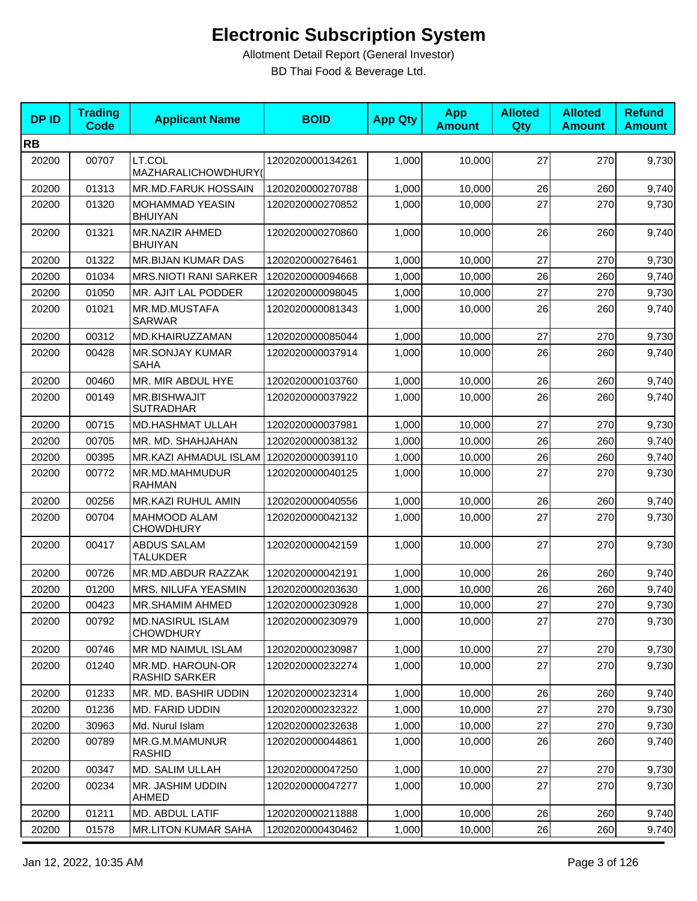# Electronic Subscription System

Allotment Detail Report (General Investor)

BD Thai Food & Beverage Ltd.

| DP ID | Trading Code | Applicant Name | BOID | App Qty | App Amount | Alloted Qty | Alloted Amount | Refund Amount |
|---|---|---|---|---|---|---|---|---|
| **RB** | | | | | | | | |
| 20200 | 00707 | LT.COL MAZHARALICHOWDHURY( | 1202020000134261 | 1,000 | 10,000 | 27 | 270 | 9,730 |
| 20200 | 01313 | MR.MD.FARUK HOSSAIN | 1202020000270788 | 1,000 | 10,000 | 26 | 260 | 9,740 |
| 20200 | 01320 | MOHAMMAD YEASIN BHUIYAN | 1202020000270852 | 1,000 | 10,000 | 27 | 270 | 9,730 |
| 20200 | 01321 | MR.NAZIR AHMED BHUIYAN | 1202020000270860 | 1,000 | 10,000 | 26 | 260 | 9,740 |
| 20200 | 01322 | MR.BIJAN KUMAR DAS | 1202020000276461 | 1,000 | 10,000 | 27 | 270 | 9,730 |
| 20200 | 01034 | MRS.NIOTI RANI SARKER | 1202020000094668 | 1,000 | 10,000 | 26 | 260 | 9,740 |
| 20200 | 01050 | MR. AJIT LAL PODDER | 1202020000098045 | 1,000 | 10,000 | 27 | 270 | 9,730 |
| 20200 | 01021 | MR.MD.MUSTAFA SARWAR | 1202020000081343 | 1,000 | 10,000 | 26 | 260 | 9,740 |
| 20200 | 00312 | MD.KHAIRUZZAMAN | 1202020000085044 | 1,000 | 10,000 | 27 | 270 | 9,730 |
| 20200 | 00428 | MR.SONJAY KUMAR SAHA | 1202020000037914 | 1,000 | 10,000 | 26 | 260 | 9,740 |
| 20200 | 00460 | MR. MIR ABDUL HYE | 1202020000103760 | 1,000 | 10,000 | 26 | 260 | 9,740 |
| 20200 | 00149 | MR.BISHWAJIT SUTRADHAR | 1202020000037922 | 1,000 | 10,000 | 26 | 260 | 9,740 |
| 20200 | 00715 | MD.HASHMAT ULLAH | 1202020000037981 | 1,000 | 10,000 | 27 | 270 | 9,730 |
| 20200 | 00705 | MR. MD. SHAHJAHAN | 1202020000038132 | 1,000 | 10,000 | 26 | 260 | 9,740 |
| 20200 | 00395 | MR.KAZI AHMADUL ISLAM | 1202020000039110 | 1,000 | 10,000 | 26 | 260 | 9,740 |
| 20200 | 00772 | MR.MD.MAHMUDUR RAHMAN | 1202020000040125 | 1,000 | 10,000 | 27 | 270 | 9,730 |
| 20200 | 00256 | MR.KAZI RUHUL AMIN | 1202020000040556 | 1,000 | 10,000 | 26 | 260 | 9,740 |
| 20200 | 00704 | MAHMOOD ALAM CHOWDHURY | 1202020000042132 | 1,000 | 10,000 | 27 | 270 | 9,730 |
| 20200 | 00417 | ABDUS SALAM TALUKDER | 1202020000042159 | 1,000 | 10,000 | 27 | 270 | 9,730 |
| 20200 | 00726 | MR.MD.ABDUR RAZZAK | 1202020000042191 | 1,000 | 10,000 | 26 | 260 | 9,740 |
| 20200 | 01200 | MRS. NILUFA YEASMIN | 1202020000203630 | 1,000 | 10,000 | 26 | 260 | 9,740 |
| 20200 | 00423 | MR.SHAMIM AHMED | 1202020000230928 | 1,000 | 10,000 | 27 | 270 | 9,730 |
| 20200 | 00792 | MD.NASIRUL ISLAM CHOWDHURY | 1202020000230979 | 1,000 | 10,000 | 27 | 270 | 9,730 |
| 20200 | 00746 | MR MD NAIMUL ISLAM | 1202020000230987 | 1,000 | 10,000 | 27 | 270 | 9,730 |
| 20200 | 01240 | MR.MD. HAROUN-OR RASHID SARKER | 1202020000232274 | 1,000 | 10,000 | 27 | 270 | 9,730 |
| 20200 | 01233 | MR. MD. BASHIR UDDIN | 1202020000232314 | 1,000 | 10,000 | 26 | 260 | 9,740 |
| 20200 | 01236 | MD. FARID UDDIN | 1202020000232322 | 1,000 | 10,000 | 27 | 270 | 9,730 |
| 20200 | 30963 | Md. Nurul Islam | 1202020000232638 | 1,000 | 10,000 | 27 | 270 | 9,730 |
| 20200 | 00789 | MR.G.M.MAMUNUR RASHID | 1202020000044861 | 1,000 | 10,000 | 26 | 260 | 9,740 |
| 20200 | 00347 | MD. SALIM ULLAH | 1202020000047250 | 1,000 | 10,000 | 27 | 270 | 9,730 |
| 20200 | 00234 | MR. JASHIM UDDIN AHMED | 1202020000047277 | 1,000 | 10,000 | 27 | 270 | 9,730 |
| 20200 | 01211 | MD. ABDUL LATIF | 1202020000211888 | 1,000 | 10,000 | 26 | 260 | 9,740 |
| 20200 | 01578 | MR.LITON KUMAR SAHA | 1202020000430462 | 1,000 | 10,000 | 26 | 260 | 9,740 |

Jan 12, 2022, 10:35 AM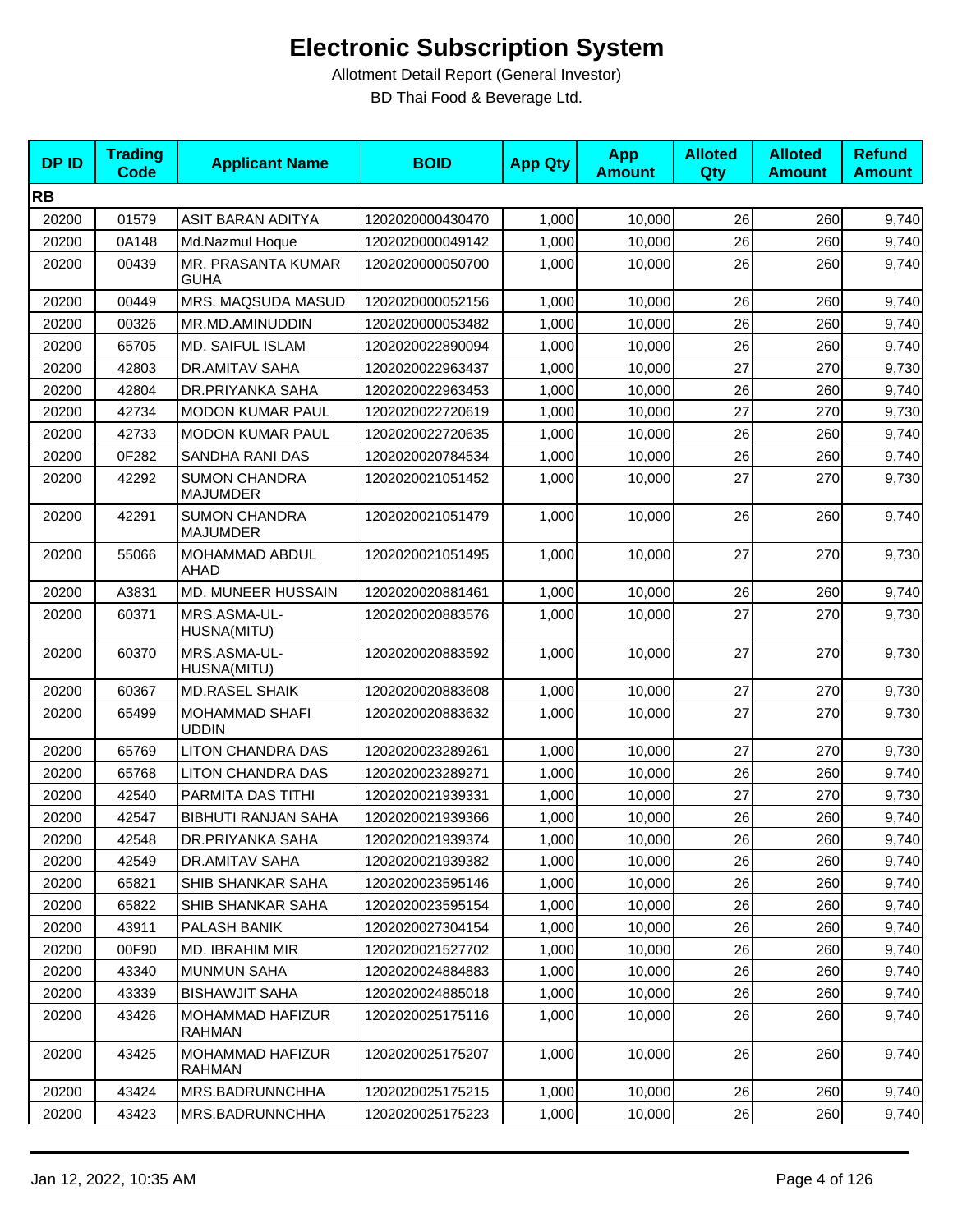# Electronic Subscription System

Allotment Detail Report (General Investor)

BD Thai Food & Beverage Ltd.

| DP ID | Trading Code | Applicant Name | BOID | App Qty | App Amount | Alloted Qty | Alloted Amount | Refund Amount |
|---|---|---|---|---|---|---|---|---|
| **RB** | | | | | | | | |
| 20200 | 01579 | ASIT BARAN ADITYA | 1202020000430470 | 1,000 | 10,000 | 26 | 260 | 9,740 |
| 20200 | 0A148 | Md.Nazmul Hoque | 1202020000049142 | 1,000 | 10,000 | 26 | 260 | 9,740 |
| 20200 | 00439 | MR. PRASANTA KUMAR GUHA | 1202020000050700 | 1,000 | 10,000 | 26 | 260 | 9,740 |
| 20200 | 00449 | MRS. MAQSUDA MASUD | 1202020000052156 | 1,000 | 10,000 | 26 | 260 | 9,740 |
| 20200 | 00326 | MR.MD.AMINUDDIN | 1202020000053482 | 1,000 | 10,000 | 26 | 260 | 9,740 |
| 20200 | 65705 | MD. SAIFUL ISLAM | 1202020022890094 | 1,000 | 10,000 | 26 | 260 | 9,740 |
| 20200 | 42803 | DR.AMITAV SAHA | 1202020022963437 | 1,000 | 10,000 | 27 | 270 | 9,730 |
| 20200 | 42804 | DR.PRIYANKA SAHA | 1202020022963453 | 1,000 | 10,000 | 26 | 260 | 9,740 |
| 20200 | 42734 | MODON KUMAR PAUL | 1202020022720619 | 1,000 | 10,000 | 27 | 270 | 9,730 |
| 20200 | 42733 | MODON KUMAR PAUL | 1202020022720635 | 1,000 | 10,000 | 26 | 260 | 9,740 |
| 20200 | 0F282 | SANDHA RANI DAS | 1202020020784534 | 1,000 | 10,000 | 26 | 260 | 9,740 |
| 20200 | 42292 | SUMON CHANDRA MAJUMDER | 1202020021051452 | 1,000 | 10,000 | 27 | 270 | 9,730 |
| 20200 | 42291 | SUMON CHANDRA MAJUMDER | 1202020021051479 | 1,000 | 10,000 | 26 | 260 | 9,740 |
| 20200 | 55066 | MOHAMMAD ABDUL AHAD | 1202020021051495 | 1,000 | 10,000 | 27 | 270 | 9,730 |
| 20200 | A3831 | MD. MUNEER HUSSAIN | 1202020020881461 | 1,000 | 10,000 | 26 | 260 | 9,740 |
| 20200 | 60371 | MRS.ASMA-UL-HUSNA(MITU) | 1202020020883576 | 1,000 | 10,000 | 27 | 270 | 9,730 |
| 20200 | 60370 | MRS.ASMA-UL-HUSNA(MITU) | 1202020020883592 | 1,000 | 10,000 | 27 | 270 | 9,730 |
| 20200 | 60367 | MD.RASEL SHAIK | 1202020020883608 | 1,000 | 10,000 | 27 | 270 | 9,730 |
| 20200 | 65499 | MOHAMMAD SHAFI UDDIN | 1202020020883632 | 1,000 | 10,000 | 27 | 270 | 9,730 |
| 20200 | 65769 | LITON CHANDRA DAS | 1202020023289261 | 1,000 | 10,000 | 27 | 270 | 9,730 |
| 20200 | 65768 | LITON CHANDRA DAS | 1202020023289271 | 1,000 | 10,000 | 26 | 260 | 9,740 |
| 20200 | 42540 | PARMITA DAS TITHI | 1202020021939331 | 1,000 | 10,000 | 27 | 270 | 9,730 |
| 20200 | 42547 | BIBHUTI RANJAN SAHA | 1202020021939366 | 1,000 | 10,000 | 26 | 260 | 9,740 |
| 20200 | 42548 | DR.PRIYANKA SAHA | 1202020021939374 | 1,000 | 10,000 | 26 | 260 | 9,740 |
| 20200 | 42549 | DR.AMITAV SAHA | 1202020021939382 | 1,000 | 10,000 | 26 | 260 | 9,740 |
| 20200 | 65821 | SHIB SHANKAR SAHA | 1202020023595146 | 1,000 | 10,000 | 26 | 260 | 9,740 |
| 20200 | 65822 | SHIB SHANKAR SAHA | 1202020023595154 | 1,000 | 10,000 | 26 | 260 | 9,740 |
| 20200 | 43911 | PALASH BANIK | 1202020027304154 | 1,000 | 10,000 | 26 | 260 | 9,740 |
| 20200 | 00F90 | MD. IBRAHIM MIR | 1202020021527702 | 1,000 | 10,000 | 26 | 260 | 9,740 |
| 20200 | 43340 | MUNMUN SAHA | 1202020024884883 | 1,000 | 10,000 | 26 | 260 | 9,740 |
| 20200 | 43339 | BISHAWJIT SAHA | 1202020024885018 | 1,000 | 10,000 | 26 | 260 | 9,740 |
| 20200 | 43426 | MOHAMMAD HAFIZUR RAHMAN | 1202020025175116 | 1,000 | 10,000 | 26 | 260 | 9,740 |
| 20200 | 43425 | MOHAMMAD HAFIZUR RAHMAN | 1202020025175207 | 1,000 | 10,000 | 26 | 260 | 9,740 |
| 20200 | 43424 | MRS.BADRUNNCHHA | 1202020025175215 | 1,000 | 10,000 | 26 | 260 | 9,740 |
| 20200 | 43423 | MRS.BADRUNNCHHA | 1202020025175223 | 1,000 | 10,000 | 26 | 260 | 9,740 |

Jan 12, 2022, 10:35 AM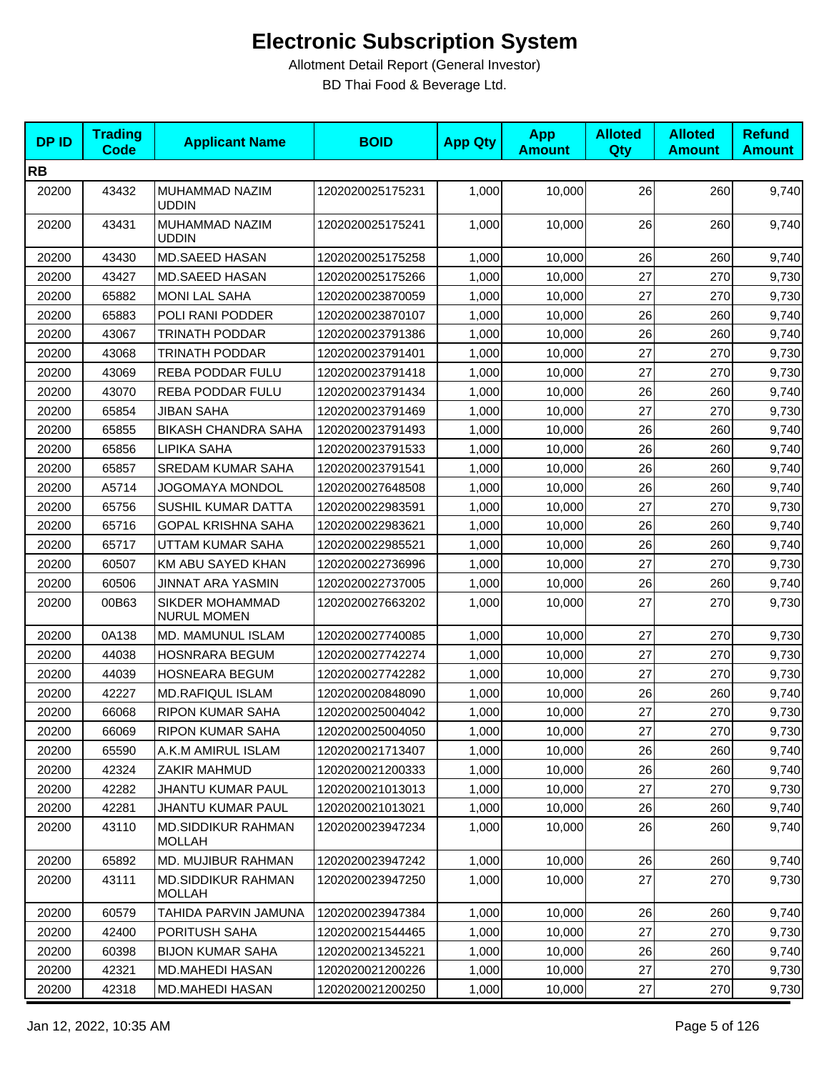# Electronic Subscription System

Allotment Detail Report (General Investor)

BD Thai Food & Beverage Ltd.

| DP ID | Trading Code | Applicant Name | BOID | App Qty | App Amount | Alloted Qty | Alloted Amount | Refund Amount |
|---|---|---|---|---|---|---|---|---|
| **RB** | | | | | | | | |
| 20200 | 43432 | MUHAMMAD NAZIM UDDIN | 1202020025175231 | 1,000 | 10,000 | 26 | 260 | 9,740 |
| 20200 | 43431 | MUHAMMAD NAZIM UDDIN | 1202020025175241 | 1,000 | 10,000 | 26 | 260 | 9,740 |
| 20200 | 43430 | MD.SAEED HASAN | 1202020025175258 | 1,000 | 10,000 | 26 | 260 | 9,740 |
| 20200 | 43427 | MD.SAEED HASAN | 1202020025175266 | 1,000 | 10,000 | 27 | 270 | 9,730 |
| 20200 | 65882 | MONI LAL SAHA | 1202020023870059 | 1,000 | 10,000 | 27 | 270 | 9,730 |
| 20200 | 65883 | POLI RANI PODDER | 1202020023870107 | 1,000 | 10,000 | 26 | 260 | 9,740 |
| 20200 | 43067 | TRINATH PODDAR | 1202020023791386 | 1,000 | 10,000 | 26 | 260 | 9,740 |
| 20200 | 43068 | TRINATH PODDAR | 1202020023791401 | 1,000 | 10,000 | 27 | 270 | 9,730 |
| 20200 | 43069 | REBA PODDAR FULU | 1202020023791418 | 1,000 | 10,000 | 27 | 270 | 9,730 |
| 20200 | 43070 | REBA PODDAR FULU | 1202020023791434 | 1,000 | 10,000 | 26 | 260 | 9,740 |
| 20200 | 65854 | JIBAN SAHA | 1202020023791469 | 1,000 | 10,000 | 27 | 270 | 9,730 |
| 20200 | 65855 | BIKASH CHANDRA SAHA | 1202020023791493 | 1,000 | 10,000 | 26 | 260 | 9,740 |
| 20200 | 65856 | LIPIKA SAHA | 1202020023791533 | 1,000 | 10,000 | 26 | 260 | 9,740 |
| 20200 | 65857 | SREDAM KUMAR SAHA | 1202020023791541 | 1,000 | 10,000 | 26 | 260 | 9,740 |
| 20200 | A5714 | JOGOMAYA MONDOL | 1202020027648508 | 1,000 | 10,000 | 26 | 260 | 9,740 |
| 20200 | 65756 | SUSHIL KUMAR DATTA | 1202020022983591 | 1,000 | 10,000 | 27 | 270 | 9,730 |
| 20200 | 65716 | GOPAL KRISHNA SAHA | 1202020022983621 | 1,000 | 10,000 | 26 | 260 | 9,740 |
| 20200 | 65717 | UTTAM KUMAR SAHA | 1202020022985521 | 1,000 | 10,000 | 26 | 260 | 9,740 |
| 20200 | 60507 | KM ABU SAYED KHAN | 1202020022736996 | 1,000 | 10,000 | 27 | 270 | 9,730 |
| 20200 | 60506 | JINNAT ARA YASMIN | 1202020022737005 | 1,000 | 10,000 | 26 | 260 | 9,740 |
| 20200 | 00B63 | SIKDER MOHAMMAD NURUL MOMEN | 1202020027663202 | 1,000 | 10,000 | 27 | 270 | 9,730 |
| 20200 | 0A138 | MD. MAMUNUL ISLAM | 1202020027740085 | 1,000 | 10,000 | 27 | 270 | 9,730 |
| 20200 | 44038 | HOSNRARA BEGUM | 1202020027742274 | 1,000 | 10,000 | 27 | 270 | 9,730 |
| 20200 | 44039 | HOSNEARA BEGUM | 1202020027742282 | 1,000 | 10,000 | 27 | 270 | 9,730 |
| 20200 | 42227 | MD.RAFIQUL ISLAM | 1202020020848090 | 1,000 | 10,000 | 26 | 260 | 9,740 |
| 20200 | 66068 | RIPON KUMAR SAHA | 1202020025004042 | 1,000 | 10,000 | 27 | 270 | 9,730 |
| 20200 | 66069 | RIPON KUMAR SAHA | 1202020025004050 | 1,000 | 10,000 | 27 | 270 | 9,730 |
| 20200 | 65590 | A.K.M AMIRUL ISLAM | 1202020021713407 | 1,000 | 10,000 | 26 | 260 | 9,740 |
| 20200 | 42324 | ZAKIR MAHMUD | 1202020021200333 | 1,000 | 10,000 | 26 | 260 | 9,740 |
| 20200 | 42282 | JHANTU KUMAR PAUL | 1202020021013013 | 1,000 | 10,000 | 27 | 270 | 9,730 |
| 20200 | 42281 | JHANTU KUMAR PAUL | 1202020021013021 | 1,000 | 10,000 | 26 | 260 | 9,740 |
| 20200 | 43110 | MD.SIDDIKUR RAHMAN MOLLAH | 1202020023947234 | 1,000 | 10,000 | 26 | 260 | 9,740 |
| 20200 | 65892 | MD. MUJIBUR RAHMAN | 1202020023947242 | 1,000 | 10,000 | 26 | 260 | 9,740 |
| 20200 | 43111 | MD.SIDDIKUR RAHMAN MOLLAH | 1202020023947250 | 1,000 | 10,000 | 27 | 270 | 9,730 |
| 20200 | 60579 | TAHIDA PARVIN JAMUNA | 1202020023947384 | 1,000 | 10,000 | 26 | 260 | 9,740 |
| 20200 | 42400 | PORITUSH SAHA | 1202020021544465 | 1,000 | 10,000 | 27 | 270 | 9,730 |
| 20200 | 60398 | BIJON KUMAR SAHA | 1202020021345221 | 1,000 | 10,000 | 26 | 260 | 9,740 |
| 20200 | 42321 | MD.MAHEDI HASAN | 1202020021200226 | 1,000 | 10,000 | 27 | 270 | 9,730 |
| 20200 | 42318 | MD.MAHEDI HASAN | 1202020021200250 | 1,000 | 10,000 | 27 | 270 | 9,730 |

Jan 12, 2022, 10:35 AM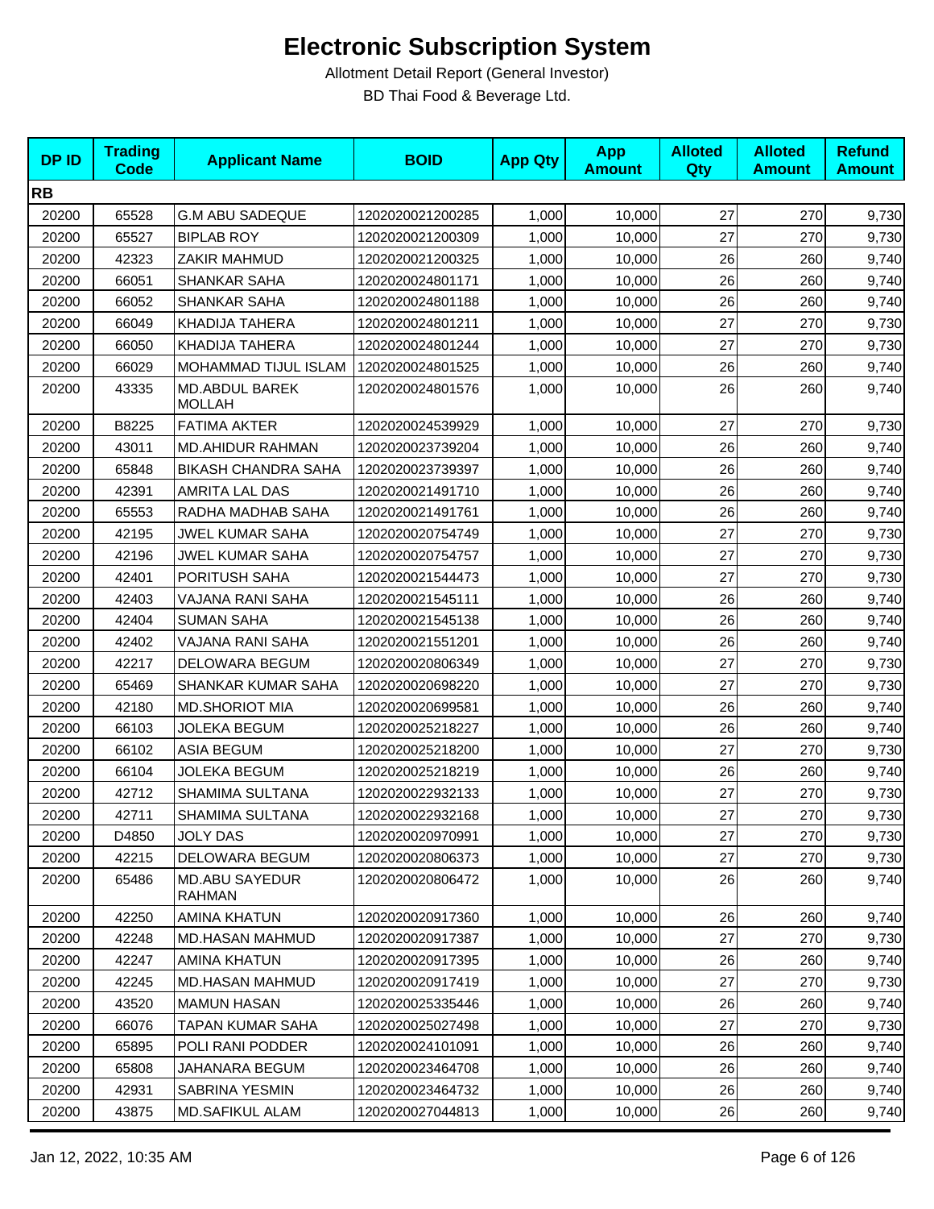# Electronic Subscription System

Allotment Detail Report (General Investor)

BD Thai Food & Beverage Ltd.

| DP ID | Trading Code | Applicant Name | BOID | App Qty | App Amount | Alloted Qty | Alloted Amount | Refund Amount |
|---|---|---|---|---|---|---|---|---|
| **RB** | | | | | | | | |
| 20200 | 65528 | G.M ABU SADEQUE | 1202020021200285 | 1,000 | 10,000 | 27 | 270 | 9,730 |
| 20200 | 65527 | BIPLAB ROY | 1202020021200309 | 1,000 | 10,000 | 27 | 270 | 9,730 |
| 20200 | 42323 | ZAKIR MAHMUD | 1202020021200325 | 1,000 | 10,000 | 26 | 260 | 9,740 |
| 20200 | 66051 | SHANKAR SAHA | 1202020024801171 | 1,000 | 10,000 | 26 | 260 | 9,740 |
| 20200 | 66052 | SHANKAR SAHA | 1202020024801188 | 1,000 | 10,000 | 26 | 260 | 9,740 |
| 20200 | 66049 | KHADIJA TAHERA | 1202020024801211 | 1,000 | 10,000 | 27 | 270 | 9,730 |
| 20200 | 66050 | KHADIJA TAHERA | 1202020024801244 | 1,000 | 10,000 | 27 | 270 | 9,730 |
| 20200 | 66029 | MOHAMMAD TIJUL ISLAM | 1202020024801525 | 1,000 | 10,000 | 26 | 260 | 9,740 |
| 20200 | 43335 | MD.ABDUL BAREK MOLLAH | 1202020024801576 | 1,000 | 10,000 | 26 | 260 | 9,740 |
| 20200 | B8225 | FATIMA AKTER | 1202020024539929 | 1,000 | 10,000 | 27 | 270 | 9,730 |
| 20200 | 43011 | MD.AHIDUR RAHMAN | 1202020023739204 | 1,000 | 10,000 | 26 | 260 | 9,740 |
| 20200 | 65848 | BIKASH CHANDRA SAHA | 1202020023739397 | 1,000 | 10,000 | 26 | 260 | 9,740 |
| 20200 | 42391 | AMRITA LAL DAS | 1202020021491710 | 1,000 | 10,000 | 26 | 260 | 9,740 |
| 20200 | 65553 | RADHA MADHAB SAHA | 1202020021491761 | 1,000 | 10,000 | 26 | 260 | 9,740 |
| 20200 | 42195 | JWEL KUMAR SAHA | 1202020020754749 | 1,000 | 10,000 | 27 | 270 | 9,730 |
| 20200 | 42196 | JWEL KUMAR SAHA | 1202020020754757 | 1,000 | 10,000 | 27 | 270 | 9,730 |
| 20200 | 42401 | PORITUSH SAHA | 1202020021544473 | 1,000 | 10,000 | 27 | 270 | 9,730 |
| 20200 | 42403 | VAJANA RANI SAHA | 1202020021545111 | 1,000 | 10,000 | 26 | 260 | 9,740 |
| 20200 | 42404 | SUMAN SAHA | 1202020021545138 | 1,000 | 10,000 | 26 | 260 | 9,740 |
| 20200 | 42402 | VAJANA RANI SAHA | 1202020021551201 | 1,000 | 10,000 | 26 | 260 | 9,740 |
| 20200 | 42217 | DELOWARA BEGUM | 1202020020806349 | 1,000 | 10,000 | 27 | 270 | 9,730 |
| 20200 | 65469 | SHANKAR KUMAR SAHA | 1202020020698220 | 1,000 | 10,000 | 27 | 270 | 9,730 |
| 20200 | 42180 | MD.SHORIOT MIA | 1202020020699581 | 1,000 | 10,000 | 26 | 260 | 9,740 |
| 20200 | 66103 | JOLEKA BEGUM | 1202020025218227 | 1,000 | 10,000 | 26 | 260 | 9,740 |
| 20200 | 66102 | ASIA BEGUM | 1202020025218200 | 1,000 | 10,000 | 27 | 270 | 9,730 |
| 20200 | 66104 | JOLEKA BEGUM | 1202020025218219 | 1,000 | 10,000 | 26 | 260 | 9,740 |
| 20200 | 42712 | SHAMIMA SULTANA | 1202020022932133 | 1,000 | 10,000 | 27 | 270 | 9,730 |
| 20200 | 42711 | SHAMIMA SULTANA | 1202020022932168 | 1,000 | 10,000 | 27 | 270 | 9,730 |
| 20200 | D4850 | JOLY DAS | 1202020020970991 | 1,000 | 10,000 | 27 | 270 | 9,730 |
| 20200 | 42215 | DELOWARA BEGUM | 1202020020806373 | 1,000 | 10,000 | 27 | 270 | 9,730 |
| 20200 | 65486 | MD.ABU SAYEDUR RAHMAN | 1202020020806472 | 1,000 | 10,000 | 26 | 260 | 9,740 |
| 20200 | 42250 | AMINA KHATUN | 1202020020917360 | 1,000 | 10,000 | 26 | 260 | 9,740 |
| 20200 | 42248 | MD.HASAN MAHMUD | 1202020020917387 | 1,000 | 10,000 | 27 | 270 | 9,730 |
| 20200 | 42247 | AMINA KHATUN | 1202020020917395 | 1,000 | 10,000 | 26 | 260 | 9,740 |
| 20200 | 42245 | MD.HASAN MAHMUD | 1202020020917419 | 1,000 | 10,000 | 27 | 270 | 9,730 |
| 20200 | 43520 | MAMUN HASAN | 1202020025335446 | 1,000 | 10,000 | 26 | 260 | 9,740 |
| 20200 | 66076 | TAPAN KUMAR SAHA | 1202020025027498 | 1,000 | 10,000 | 27 | 270 | 9,730 |
| 20200 | 65895 | POLI RANI PODDER | 1202020024101091 | 1,000 | 10,000 | 26 | 260 | 9,740 |
| 20200 | 65808 | JAHANARA BEGUM | 1202020023464708 | 1,000 | 10,000 | 26 | 260 | 9,740 |
| 20200 | 42931 | SABRINA YESMIN | 1202020023464732 | 1,000 | 10,000 | 26 | 260 | 9,740 |
| 20200 | 43875 | MD.SAFIKUL ALAM | 1202020027044813 | 1,000 | 10,000 | 26 | 260 | 9,740 |

Jan 12, 2022, 10:35 AM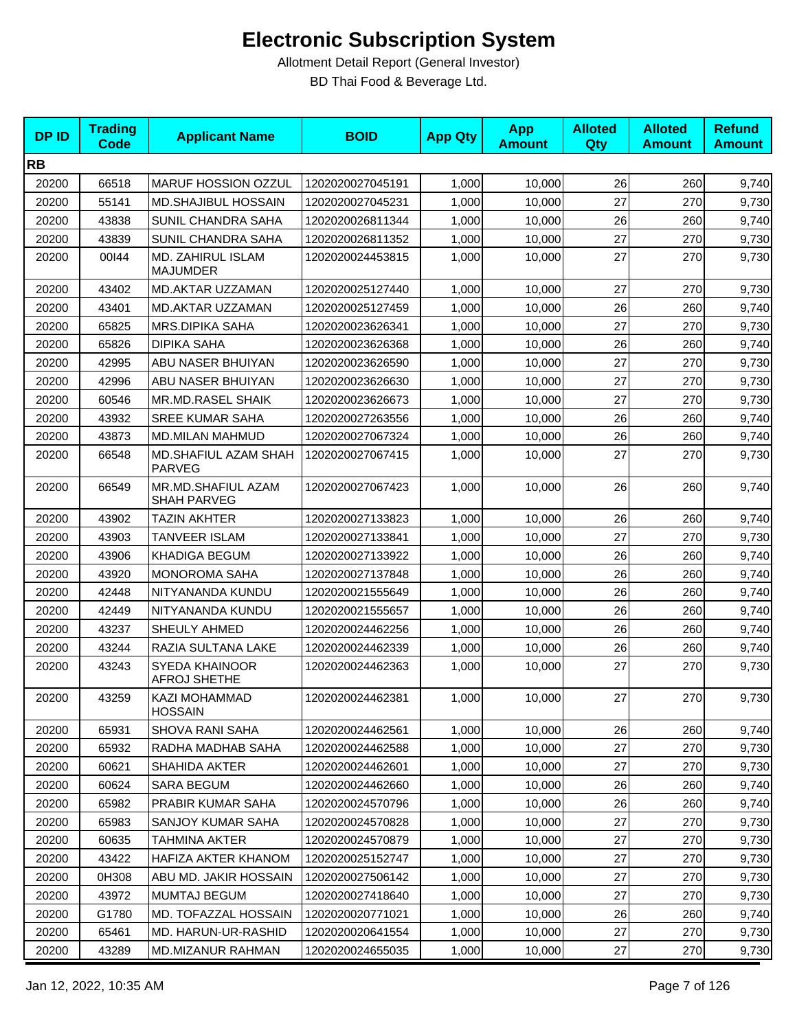# Electronic Subscription System

Allotment Detail Report (General Investor)

BD Thai Food & Beverage Ltd.

| DP ID | Trading Code | Applicant Name | BOID | App Qty | App Amount | Alloted Qty | Alloted Amount | Refund Amount |
|---|---|---|---|---|---|---|---|---|
| **RB** | | | | | | | | |
| 20200 | 66518 | MARUF HOSSION OZZUL | 1202020027045191 | 1,000 | 10,000 | 26 | 260 | 9,740 |
| 20200 | 55141 | MD.SHAJIBUL HOSSAIN | 1202020027045231 | 1,000 | 10,000 | 27 | 270 | 9,730 |
| 20200 | 43838 | SUNIL CHANDRA SAHA | 1202020026811344 | 1,000 | 10,000 | 26 | 260 | 9,740 |
| 20200 | 43839 | SUNIL CHANDRA SAHA | 1202020026811352 | 1,000 | 10,000 | 27 | 270 | 9,730 |
| 20200 | 00I44 | MD. ZAHIRUL ISLAM MAJUMDER | 1202020024453815 | 1,000 | 10,000 | 27 | 270 | 9,730 |
| 20200 | 43402 | MD.AKTAR UZZAMAN | 1202020025127440 | 1,000 | 10,000 | 27 | 270 | 9,730 |
| 20200 | 43401 | MD.AKTAR UZZAMAN | 1202020025127459 | 1,000 | 10,000 | 26 | 260 | 9,740 |
| 20200 | 65825 | MRS.DIPIKA SAHA | 1202020023626341 | 1,000 | 10,000 | 27 | 270 | 9,730 |
| 20200 | 65826 | DIPIKA SAHA | 1202020023626368 | 1,000 | 10,000 | 26 | 260 | 9,740 |
| 20200 | 42995 | ABU NASER BHUIYAN | 1202020023626590 | 1,000 | 10,000 | 27 | 270 | 9,730 |
| 20200 | 42996 | ABU NASER BHUIYAN | 1202020023626630 | 1,000 | 10,000 | 27 | 270 | 9,730 |
| 20200 | 60546 | MR.MD.RASEL SHAIK | 1202020023626673 | 1,000 | 10,000 | 27 | 270 | 9,730 |
| 20200 | 43932 | SREE KUMAR SAHA | 1202020027263556 | 1,000 | 10,000 | 26 | 260 | 9,740 |
| 20200 | 43873 | MD.MILAN MAHMUD | 1202020027067324 | 1,000 | 10,000 | 26 | 260 | 9,740 |
| 20200 | 66548 | MD.SHAFIUL AZAM SHAH PARVEG | 1202020027067415 | 1,000 | 10,000 | 27 | 270 | 9,730 |
| 20200 | 66549 | MR.MD.SHAFIUL AZAM SHAH PARVEG | 1202020027067423 | 1,000 | 10,000 | 26 | 260 | 9,740 |
| 20200 | 43902 | TAZIN AKHTER | 1202020027133823 | 1,000 | 10,000 | 26 | 260 | 9,740 |
| 20200 | 43903 | TANVEER ISLAM | 1202020027133841 | 1,000 | 10,000 | 27 | 270 | 9,730 |
| 20200 | 43906 | KHADIGA BEGUM | 1202020027133922 | 1,000 | 10,000 | 26 | 260 | 9,740 |
| 20200 | 43920 | MONOROMA SAHA | 1202020027137848 | 1,000 | 10,000 | 26 | 260 | 9,740 |
| 20200 | 42448 | NITYANANDA KUNDU | 1202020021555649 | 1,000 | 10,000 | 26 | 260 | 9,740 |
| 20200 | 42449 | NITYANANDA KUNDU | 1202020021555657 | 1,000 | 10,000 | 26 | 260 | 9,740 |
| 20200 | 43237 | SHEULY AHMED | 1202020024462256 | 1,000 | 10,000 | 26 | 260 | 9,740 |
| 20200 | 43244 | RAZIA SULTANA LAKE | 1202020024462339 | 1,000 | 10,000 | 26 | 260 | 9,740 |
| 20200 | 43243 | SYEDA KHAINOOR AFROJ SHETHE | 1202020024462363 | 1,000 | 10,000 | 27 | 270 | 9,730 |
| 20200 | 43259 | KAZI MOHAMMAD HOSSAIN | 1202020024462381 | 1,000 | 10,000 | 27 | 270 | 9,730 |
| 20200 | 65931 | SHOVA RANI SAHA | 1202020024462561 | 1,000 | 10,000 | 26 | 260 | 9,740 |
| 20200 | 65932 | RADHA MADHAB SAHA | 1202020024462588 | 1,000 | 10,000 | 27 | 270 | 9,730 |
| 20200 | 60621 | SHAHIDA AKTER | 1202020024462601 | 1,000 | 10,000 | 27 | 270 | 9,730 |
| 20200 | 60624 | SARA BEGUM | 1202020024462660 | 1,000 | 10,000 | 26 | 260 | 9,740 |
| 20200 | 65982 | PRABIR KUMAR SAHA | 1202020024570796 | 1,000 | 10,000 | 26 | 260 | 9,740 |
| 20200 | 65983 | SANJOY KUMAR SAHA | 1202020024570828 | 1,000 | 10,000 | 27 | 270 | 9,730 |
| 20200 | 60635 | TAHMINA AKTER | 1202020024570879 | 1,000 | 10,000 | 27 | 270 | 9,730 |
| 20200 | 43422 | HAFIZA AKTER KHANOM | 1202020025152747 | 1,000 | 10,000 | 27 | 270 | 9,730 |
| 20200 | 0H308 | ABU MD. JAKIR HOSSAIN | 1202020027506142 | 1,000 | 10,000 | 27 | 270 | 9,730 |
| 20200 | 43972 | MUMTAJ BEGUM | 1202020027418640 | 1,000 | 10,000 | 27 | 270 | 9,730 |
| 20200 | G1780 | MD. TOFAZZAL HOSSAIN | 1202020020771021 | 1,000 | 10,000 | 26 | 260 | 9,740 |
| 20200 | 65461 | MD. HARUN-UR-RASHID | 1202020020641554 | 1,000 | 10,000 | 27 | 270 | 9,730 |
| 20200 | 43289 | MD.MIZANUR RAHMAN | 1202020024655035 | 1,000 | 10,000 | 27 | 270 | 9,730 |

Jan 12, 2022, 10:35 AM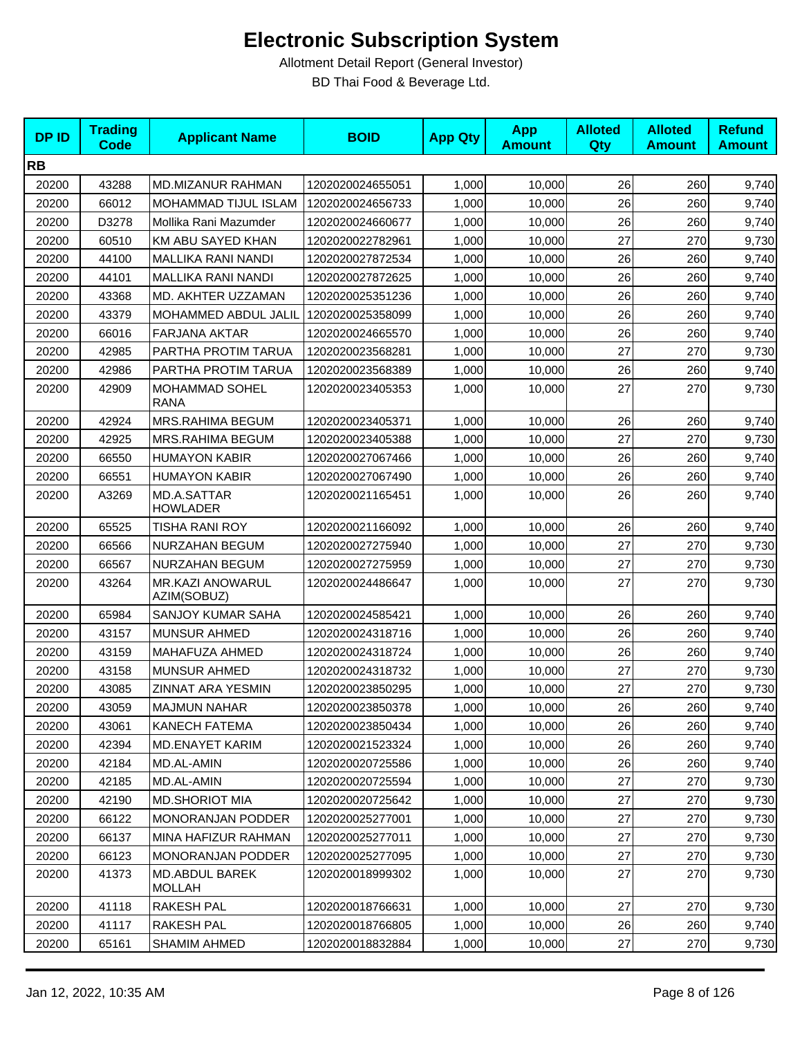# Electronic Subscription System

Allotment Detail Report (General Investor)

BD Thai Food & Beverage Ltd.

| DP ID | Trading Code | Applicant Name | BOID | App Qty | App Amount | Alloted Qty | Alloted Amount | Refund Amount |
|---|---|---|---|---|---|---|---|---|
| **RB** | | | | | | | | |
| 20200 | 43288 | MD.MIZANUR RAHMAN | 1202020024655051 | 1,000 | 10,000 | 26 | 260 | 9,740 |
| 20200 | 66012 | MOHAMMAD TIJUL ISLAM | 1202020024656733 | 1,000 | 10,000 | 26 | 260 | 9,740 |
| 20200 | D3278 | Mollika Rani Mazumder | 1202020024660677 | 1,000 | 10,000 | 26 | 260 | 9,740 |
| 20200 | 60510 | KM ABU SAYED KHAN | 1202020022782961 | 1,000 | 10,000 | 27 | 270 | 9,730 |
| 20200 | 44100 | MALLIKA RANI NANDI | 1202020027872534 | 1,000 | 10,000 | 26 | 260 | 9,740 |
| 20200 | 44101 | MALLIKA RANI NANDI | 1202020027872625 | 1,000 | 10,000 | 26 | 260 | 9,740 |
| 20200 | 43368 | MD. AKHTER UZZAMAN | 1202020025351236 | 1,000 | 10,000 | 26 | 260 | 9,740 |
| 20200 | 43379 | MOHAMMED ABDUL JALIL | 1202020025358099 | 1,000 | 10,000 | 26 | 260 | 9,740 |
| 20200 | 66016 | FARJANA AKTAR | 1202020024665570 | 1,000 | 10,000 | 26 | 260 | 9,740 |
| 20200 | 42985 | PARTHA PROTIM TARUA | 1202020023568281 | 1,000 | 10,000 | 27 | 270 | 9,730 |
| 20200 | 42986 | PARTHA PROTIM TARUA | 1202020023568389 | 1,000 | 10,000 | 26 | 260 | 9,740 |
| 20200 | 42909 | MOHAMMAD SOHEL RANA | 1202020023405353 | 1,000 | 10,000 | 27 | 270 | 9,730 |
| 20200 | 42924 | MRS.RAHIMA BEGUM | 1202020023405371 | 1,000 | 10,000 | 26 | 260 | 9,740 |
| 20200 | 42925 | MRS.RAHIMA BEGUM | 1202020023405388 | 1,000 | 10,000 | 27 | 270 | 9,730 |
| 20200 | 66550 | HUMAYON KABIR | 1202020027067466 | 1,000 | 10,000 | 26 | 260 | 9,740 |
| 20200 | 66551 | HUMAYON KABIR | 1202020027067490 | 1,000 | 10,000 | 26 | 260 | 9,740 |
| 20200 | A3269 | MD.A.SATTAR HOWLADER | 1202020021165451 | 1,000 | 10,000 | 26 | 260 | 9,740 |
| 20200 | 65525 | TISHA RANI ROY | 1202020021166092 | 1,000 | 10,000 | 26 | 260 | 9,740 |
| 20200 | 66566 | NURZAHAN BEGUM | 1202020027275940 | 1,000 | 10,000 | 27 | 270 | 9,730 |
| 20200 | 66567 | NURZAHAN BEGUM | 1202020027275959 | 1,000 | 10,000 | 27 | 270 | 9,730 |
| 20200 | 43264 | MR.KAZI ANOWARUL AZIM(SOBUZ) | 1202020024486647 | 1,000 | 10,000 | 27 | 270 | 9,730 |
| 20200 | 65984 | SANJOY KUMAR SAHA | 1202020024585421 | 1,000 | 10,000 | 26 | 260 | 9,740 |
| 20200 | 43157 | MUNSUR AHMED | 1202020024318716 | 1,000 | 10,000 | 26 | 260 | 9,740 |
| 20200 | 43159 | MAHAFUZA AHMED | 1202020024318724 | 1,000 | 10,000 | 26 | 260 | 9,740 |
| 20200 | 43158 | MUNSUR AHMED | 1202020024318732 | 1,000 | 10,000 | 27 | 270 | 9,730 |
| 20200 | 43085 | ZINNAT ARA YESMIN | 1202020023850295 | 1,000 | 10,000 | 27 | 270 | 9,730 |
| 20200 | 43059 | MAJMUN NAHAR | 1202020023850378 | 1,000 | 10,000 | 26 | 260 | 9,740 |
| 20200 | 43061 | KANECH FATEMA | 1202020023850434 | 1,000 | 10,000 | 26 | 260 | 9,740 |
| 20200 | 42394 | MD.ENAYET KARIM | 1202020021523324 | 1,000 | 10,000 | 26 | 260 | 9,740 |
| 20200 | 42184 | MD.AL-AMIN | 1202020020725586 | 1,000 | 10,000 | 26 | 260 | 9,740 |
| 20200 | 42185 | MD.AL-AMIN | 1202020020725594 | 1,000 | 10,000 | 27 | 270 | 9,730 |
| 20200 | 42190 | MD.SHORIOT MIA | 1202020020725642 | 1,000 | 10,000 | 27 | 270 | 9,730 |
| 20200 | 66122 | MONORANJAN PODDER | 1202020025277001 | 1,000 | 10,000 | 27 | 270 | 9,730 |
| 20200 | 66137 | MINA HAFIZUR RAHMAN | 1202020025277011 | 1,000 | 10,000 | 27 | 270 | 9,730 |
| 20200 | 66123 | MONORANJAN PODDER | 1202020025277095 | 1,000 | 10,000 | 27 | 270 | 9,730 |
| 20200 | 41373 | MD.ABDUL BAREK MOLLAH | 1202020018999302 | 1,000 | 10,000 | 27 | 270 | 9,730 |
| 20200 | 41118 | RAKESH PAL | 1202020018766631 | 1,000 | 10,000 | 27 | 270 | 9,730 |
| 20200 | 41117 | RAKESH PAL | 1202020018766805 | 1,000 | 10,000 | 26 | 260 | 9,740 |
| 20200 | 65161 | SHAMIM AHMED | 1202020018832884 | 1,000 | 10,000 | 27 | 270 | 9,730 |

Jan 12, 2022, 10:35 AM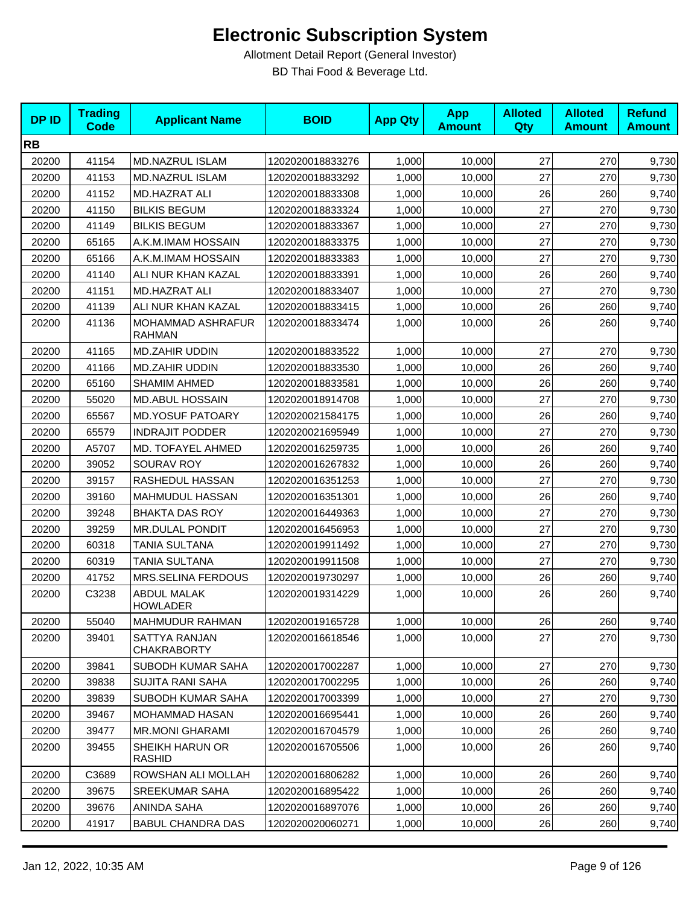# Electronic Subscription System

Allotment Detail Report (General Investor)

BD Thai Food & Beverage Ltd.

| DP ID | Trading Code | Applicant Name | BOID | App Qty | App Amount | Alloted Qty | Alloted Amount | Refund Amount |
|---|---|---|---|---|---|---|---|---|
| **RB** | | | | | | | | |
| 20200 | 41154 | MD.NAZRUL ISLAM | 1202020018833276 | 1,000 | 10,000 | 27 | 270 | 9,730 |
| 20200 | 41153 | MD.NAZRUL ISLAM | 1202020018833292 | 1,000 | 10,000 | 27 | 270 | 9,730 |
| 20200 | 41152 | MD.HAZRAT ALI | 1202020018833308 | 1,000 | 10,000 | 26 | 260 | 9,740 |
| 20200 | 41150 | BILKIS BEGUM | 1202020018833324 | 1,000 | 10,000 | 27 | 270 | 9,730 |
| 20200 | 41149 | BILKIS BEGUM | 1202020018833367 | 1,000 | 10,000 | 27 | 270 | 9,730 |
| 20200 | 65165 | A.K.M.IMAM HOSSAIN | 1202020018833375 | 1,000 | 10,000 | 27 | 270 | 9,730 |
| 20200 | 65166 | A.K.M.IMAM HOSSAIN | 1202020018833383 | 1,000 | 10,000 | 27 | 270 | 9,730 |
| 20200 | 41140 | ALI NUR KHAN KAZAL | 1202020018833391 | 1,000 | 10,000 | 26 | 260 | 9,740 |
| 20200 | 41151 | MD.HAZRAT ALI | 1202020018833407 | 1,000 | 10,000 | 27 | 270 | 9,730 |
| 20200 | 41139 | ALI NUR KHAN KAZAL | 1202020018833415 | 1,000 | 10,000 | 26 | 260 | 9,740 |
| 20200 | 41136 | MOHAMMAD ASHRAFUR RAHMAN | 1202020018833474 | 1,000 | 10,000 | 26 | 260 | 9,740 |
| 20200 | 41165 | MD.ZAHIR UDDIN | 1202020018833522 | 1,000 | 10,000 | 27 | 270 | 9,730 |
| 20200 | 41166 | MD.ZAHIR UDDIN | 1202020018833530 | 1,000 | 10,000 | 26 | 260 | 9,740 |
| 20200 | 65160 | SHAMIM AHMED | 1202020018833581 | 1,000 | 10,000 | 26 | 260 | 9,740 |
| 20200 | 55020 | MD.ABUL HOSSAIN | 1202020018914708 | 1,000 | 10,000 | 27 | 270 | 9,730 |
| 20200 | 65567 | MD.YOSUF PATOARY | 1202020021584175 | 1,000 | 10,000 | 26 | 260 | 9,740 |
| 20200 | 65579 | INDRAJIT PODDER | 1202020021695949 | 1,000 | 10,000 | 27 | 270 | 9,730 |
| 20200 | A5707 | MD. TOFAYEL AHMED | 1202020016259735 | 1,000 | 10,000 | 26 | 260 | 9,740 |
| 20200 | 39052 | SOURAV ROY | 1202020016267832 | 1,000 | 10,000 | 26 | 260 | 9,740 |
| 20200 | 39157 | RASHEDUL HASSAN | 1202020016351253 | 1,000 | 10,000 | 27 | 270 | 9,730 |
| 20200 | 39160 | MAHMUDUL HASSAN | 1202020016351301 | 1,000 | 10,000 | 26 | 260 | 9,740 |
| 20200 | 39248 | BHAKTA DAS ROY | 1202020016449363 | 1,000 | 10,000 | 27 | 270 | 9,730 |
| 20200 | 39259 | MR.DULAL PONDIT | 1202020016456953 | 1,000 | 10,000 | 27 | 270 | 9,730 |
| 20200 | 60318 | TANIA SULTANA | 1202020019911492 | 1,000 | 10,000 | 27 | 270 | 9,730 |
| 20200 | 60319 | TANIA SULTANA | 1202020019911508 | 1,000 | 10,000 | 27 | 270 | 9,730 |
| 20200 | 41752 | MRS.SELINA FERDOUS | 1202020019730297 | 1,000 | 10,000 | 26 | 260 | 9,740 |
| 20200 | C3238 | ABDUL MALAK HOWLADER | 1202020019314229 | 1,000 | 10,000 | 26 | 260 | 9,740 |
| 20200 | 55040 | MAHMUDUR RAHMAN | 1202020019165728 | 1,000 | 10,000 | 26 | 260 | 9,740 |
| 20200 | 39401 | SATTYA RANJAN CHAKRABORTY | 1202020016618546 | 1,000 | 10,000 | 27 | 270 | 9,730 |
| 20200 | 39841 | SUBODH KUMAR SAHA | 1202020017002287 | 1,000 | 10,000 | 27 | 270 | 9,730 |
| 20200 | 39838 | SUJITA RANI SAHA | 1202020017002295 | 1,000 | 10,000 | 26 | 260 | 9,740 |
| 20200 | 39839 | SUBODH KUMAR SAHA | 1202020017003399 | 1,000 | 10,000 | 27 | 270 | 9,730 |
| 20200 | 39467 | MOHAMMAD HASAN | 1202020016695441 | 1,000 | 10,000 | 26 | 260 | 9,740 |
| 20200 | 39477 | MR.MONI GHARAMI | 1202020016704579 | 1,000 | 10,000 | 26 | 260 | 9,740 |
| 20200 | 39455 | SHEIKH HARUN OR RASHID | 1202020016705506 | 1,000 | 10,000 | 26 | 260 | 9,740 |
| 20200 | C3689 | ROWSHAN ALI MOLLAH | 1202020016806282 | 1,000 | 10,000 | 26 | 260 | 9,740 |
| 20200 | 39675 | SREEKUMAR SAHA | 1202020016895422 | 1,000 | 10,000 | 26 | 260 | 9,740 |
| 20200 | 39676 | ANINDA SAHA | 1202020016897076 | 1,000 | 10,000 | 26 | 260 | 9,740 |
| 20200 | 41917 | BABUL CHANDRA DAS | 1202020020060271 | 1,000 | 10,000 | 26 | 260 | 9,740 |

Jan 12, 2022, 10:35 AM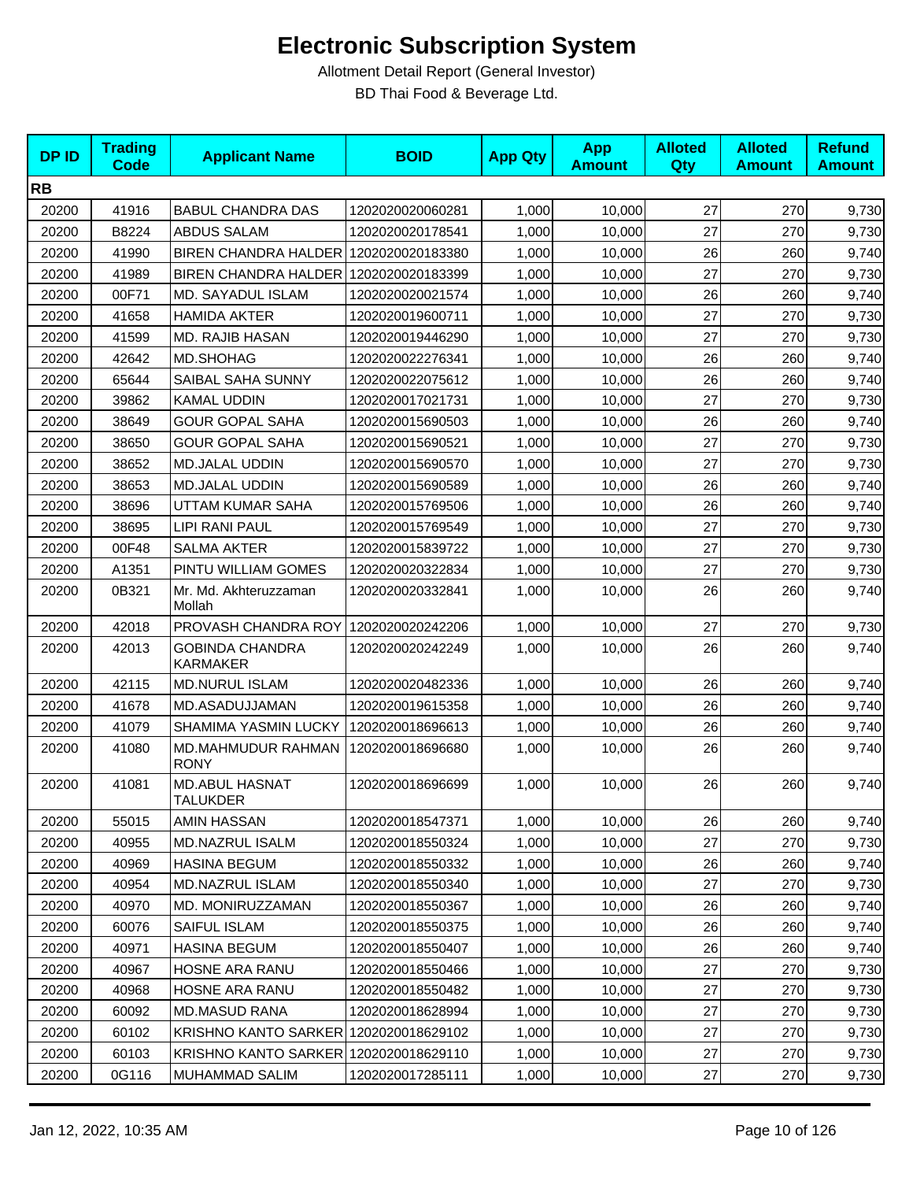# Electronic Subscription System

Allotment Detail Report (General Investor)

BD Thai Food & Beverage Ltd.

| DP ID | Trading Code | Applicant Name | BOID | App Qty | App Amount | Alloted Qty | Alloted Amount | Refund Amount |
|---|---|---|---|---|---|---|---|---|
| **RB** | | | | | | | | |
| 20200 | 41916 | BABUL CHANDRA DAS | 1202020020060281 | 1,000 | 10,000 | 27 | 270 | 9,730 |
| 20200 | B8224 | ABDUS SALAM | 1202020020178541 | 1,000 | 10,000 | 27 | 270 | 9,730 |
| 20200 | 41990 | BIREN CHANDRA HALDER | 1202020020183380 | 1,000 | 10,000 | 26 | 260 | 9,740 |
| 20200 | 41989 | BIREN CHANDRA HALDER | 1202020020183399 | 1,000 | 10,000 | 27 | 270 | 9,730 |
| 20200 | 00F71 | MD. SAYADUL ISLAM | 1202020020021574 | 1,000 | 10,000 | 26 | 260 | 9,740 |
| 20200 | 41658 | HAMIDA AKTER | 1202020019600711 | 1,000 | 10,000 | 27 | 270 | 9,730 |
| 20200 | 41599 | MD. RAJIB HASAN | 1202020019446290 | 1,000 | 10,000 | 27 | 270 | 9,730 |
| 20200 | 42642 | MD.SHOHAG | 1202020022276341 | 1,000 | 10,000 | 26 | 260 | 9,740 |
| 20200 | 65644 | SAIBAL SAHA SUNNY | 1202020022075612 | 1,000 | 10,000 | 26 | 260 | 9,740 |
| 20200 | 39862 | KAMAL UDDIN | 1202020017021731 | 1,000 | 10,000 | 27 | 270 | 9,730 |
| 20200 | 38649 | GOUR GOPAL SAHA | 1202020015690503 | 1,000 | 10,000 | 26 | 260 | 9,740 |
| 20200 | 38650 | GOUR GOPAL SAHA | 1202020015690521 | 1,000 | 10,000 | 27 | 270 | 9,730 |
| 20200 | 38652 | MD.JALAL UDDIN | 1202020015690570 | 1,000 | 10,000 | 27 | 270 | 9,730 |
| 20200 | 38653 | MD.JALAL UDDIN | 1202020015690589 | 1,000 | 10,000 | 26 | 260 | 9,740 |
| 20200 | 38696 | UTTAM KUMAR SAHA | 1202020015769506 | 1,000 | 10,000 | 26 | 260 | 9,740 |
| 20200 | 38695 | LIPI RANI PAUL | 1202020015769549 | 1,000 | 10,000 | 27 | 270 | 9,730 |
| 20200 | 00F48 | SALMA AKTER | 1202020015839722 | 1,000 | 10,000 | 27 | 270 | 9,730 |
| 20200 | A1351 | PINTU WILLIAM GOMES | 1202020020322834 | 1,000 | 10,000 | 27 | 270 | 9,730 |
| 20200 | 0B321 | Mr. Md. Akhteruzzaman Mollah | 1202020020332841 | 1,000 | 10,000 | 26 | 260 | 9,740 |
| 20200 | 42018 | PROVASH CHANDRA ROY | 1202020020242206 | 1,000 | 10,000 | 27 | 270 | 9,730 |
| 20200 | 42013 | GOBINDA CHANDRA KARMAKER | 1202020020242249 | 1,000 | 10,000 | 26 | 260 | 9,740 |
| 20200 | 42115 | MD.NURUL ISLAM | 1202020020482336 | 1,000 | 10,000 | 26 | 260 | 9,740 |
| 20200 | 41678 | MD.ASADUJJAMAN | 1202020019615358 | 1,000 | 10,000 | 26 | 260 | 9,740 |
| 20200 | 41079 | SHAMIMA YASMIN LUCKY | 1202020018696613 | 1,000 | 10,000 | 26 | 260 | 9,740 |
| 20200 | 41080 | MD.MAHMUDUR RAHMAN RONY | 1202020018696680 | 1,000 | 10,000 | 26 | 260 | 9,740 |
| 20200 | 41081 | MD.ABUL HASNAT TALUKDER | 1202020018696699 | 1,000 | 10,000 | 26 | 260 | 9,740 |
| 20200 | 55015 | AMIN HASSAN | 1202020018547371 | 1,000 | 10,000 | 26 | 260 | 9,740 |
| 20200 | 40955 | MD.NAZRUL ISALM | 1202020018550324 | 1,000 | 10,000 | 27 | 270 | 9,730 |
| 20200 | 40969 | HASINA BEGUM | 1202020018550332 | 1,000 | 10,000 | 26 | 260 | 9,740 |
| 20200 | 40954 | MD.NAZRUL ISLAM | 1202020018550340 | 1,000 | 10,000 | 27 | 270 | 9,730 |
| 20200 | 40970 | MD. MONIRUZZAMAN | 1202020018550367 | 1,000 | 10,000 | 26 | 260 | 9,740 |
| 20200 | 60076 | SAIFUL ISLAM | 1202020018550375 | 1,000 | 10,000 | 26 | 260 | 9,740 |
| 20200 | 40971 | HASINA BEGUM | 1202020018550407 | 1,000 | 10,000 | 26 | 260 | 9,740 |
| 20200 | 40967 | HOSNE ARA RANU | 1202020018550466 | 1,000 | 10,000 | 27 | 270 | 9,730 |
| 20200 | 40968 | HOSNE ARA RANU | 1202020018550482 | 1,000 | 10,000 | 27 | 270 | 9,730 |
| 20200 | 60092 | MD.MASUD RANA | 1202020018628994 | 1,000 | 10,000 | 27 | 270 | 9,730 |
| 20200 | 60102 | KRISHNO KANTO SARKER | 1202020018629102 | 1,000 | 10,000 | 27 | 270 | 9,730 |
| 20200 | 60103 | KRISHNO KANTO SARKER | 1202020018629110 | 1,000 | 10,000 | 27 | 270 | 9,730 |
| 20200 | 0G116 | MUHAMMAD SALIM | 1202020017285111 | 1,000 | 10,000 | 27 | 270 | 9,730 |

Jan 12, 2022, 10:35 AM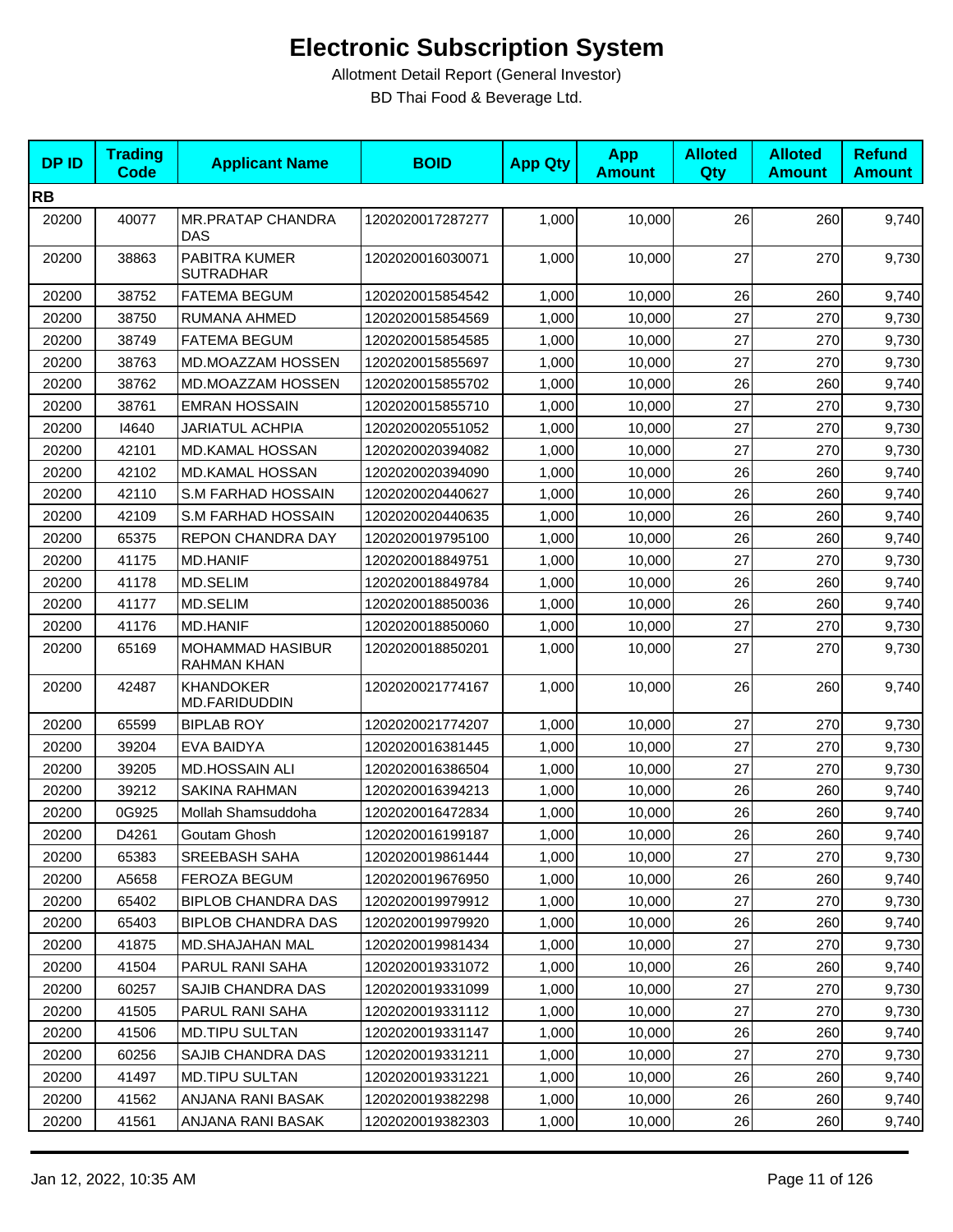# Electronic Subscription System

Allotment Detail Report (General Investor)

BD Thai Food & Beverage Ltd.

| DP ID | Trading Code | Applicant Name | BOID | App Qty | App Amount | Alloted Qty | Alloted Amount | Refund Amount |
|---|---|---|---|---|---|---|---|---|
| **RB** | | | | | | | | |
| 20200 | 40077 | MR.PRATAP CHANDRA DAS | 1202020017287277 | 1,000 | 10,000 | 26 | 260 | 9,740 |
| 20200 | 38863 | PABITRA KUMER SUTRADHAR | 1202020016030071 | 1,000 | 10,000 | 27 | 270 | 9,730 |
| 20200 | 38752 | FATEMA BEGUM | 1202020015854542 | 1,000 | 10,000 | 26 | 260 | 9,740 |
| 20200 | 38750 | RUMANA AHMED | 1202020015854569 | 1,000 | 10,000 | 27 | 270 | 9,730 |
| 20200 | 38749 | FATEMA BEGUM | 1202020015854585 | 1,000 | 10,000 | 27 | 270 | 9,730 |
| 20200 | 38763 | MD.MOAZZAM HOSSEN | 1202020015855697 | 1,000 | 10,000 | 27 | 270 | 9,730 |
| 20200 | 38762 | MD.MOAZZAM HOSSEN | 1202020015855702 | 1,000 | 10,000 | 26 | 260 | 9,740 |
| 20200 | 38761 | EMRAN HOSSAIN | 1202020015855710 | 1,000 | 10,000 | 27 | 270 | 9,730 |
| 20200 | I4640 | JARIATUL ACHPIA | 1202020020551052 | 1,000 | 10,000 | 27 | 270 | 9,730 |
| 20200 | 42101 | MD.KAMAL HOSSAN | 1202020020394082 | 1,000 | 10,000 | 27 | 270 | 9,730 |
| 20200 | 42102 | MD.KAMAL HOSSAN | 1202020020394090 | 1,000 | 10,000 | 26 | 260 | 9,740 |
| 20200 | 42110 | S.M FARHAD HOSSAIN | 1202020020440627 | 1,000 | 10,000 | 26 | 260 | 9,740 |
| 20200 | 42109 | S.M FARHAD HOSSAIN | 1202020020440635 | 1,000 | 10,000 | 26 | 260 | 9,740 |
| 20200 | 65375 | REPON CHANDRA DAY | 1202020019795100 | 1,000 | 10,000 | 26 | 260 | 9,740 |
| 20200 | 41175 | MD.HANIF | 1202020018849751 | 1,000 | 10,000 | 27 | 270 | 9,730 |
| 20200 | 41178 | MD.SELIM | 1202020018849784 | 1,000 | 10,000 | 26 | 260 | 9,740 |
| 20200 | 41177 | MD.SELIM | 1202020018850036 | 1,000 | 10,000 | 26 | 260 | 9,740 |
| 20200 | 41176 | MD.HANIF | 1202020018850060 | 1,000 | 10,000 | 27 | 270 | 9,730 |
| 20200 | 65169 | MOHAMMAD HASIBUR RAHMAN KHAN | 1202020018850201 | 1,000 | 10,000 | 27 | 270 | 9,730 |
| 20200 | 42487 | KHANDOKER MD.FARIDUDDIN | 1202020021774167 | 1,000 | 10,000 | 26 | 260 | 9,740 |
| 20200 | 65599 | BIPLAB ROY | 1202020021774207 | 1,000 | 10,000 | 27 | 270 | 9,730 |
| 20200 | 39204 | EVA BAIDYA | 1202020016381445 | 1,000 | 10,000 | 27 | 270 | 9,730 |
| 20200 | 39205 | MD.HOSSAIN ALI | 1202020016386504 | 1,000 | 10,000 | 27 | 270 | 9,730 |
| 20200 | 39212 | SAKINA RAHMAN | 1202020016394213 | 1,000 | 10,000 | 26 | 260 | 9,740 |
| 20200 | 0G925 | Mollah Shamsuddoha | 1202020016472834 | 1,000 | 10,000 | 26 | 260 | 9,740 |
| 20200 | D4261 | Goutam Ghosh | 1202020016199187 | 1,000 | 10,000 | 26 | 260 | 9,740 |
| 20200 | 65383 | SREEBASH SAHA | 1202020019861444 | 1,000 | 10,000 | 27 | 270 | 9,730 |
| 20200 | A5658 | FEROZA BEGUM | 1202020019676950 | 1,000 | 10,000 | 26 | 260 | 9,740 |
| 20200 | 65402 | BIPLOB CHANDRA DAS | 1202020019979912 | 1,000 | 10,000 | 27 | 270 | 9,730 |
| 20200 | 65403 | BIPLOB CHANDRA DAS | 1202020019979920 | 1,000 | 10,000 | 26 | 260 | 9,740 |
| 20200 | 41875 | MD.SHAJAHAN MAL | 1202020019981434 | 1,000 | 10,000 | 27 | 270 | 9,730 |
| 20200 | 41504 | PARUL RANI SAHA | 1202020019331072 | 1,000 | 10,000 | 26 | 260 | 9,740 |
| 20200 | 60257 | SAJIB CHANDRA DAS | 1202020019331099 | 1,000 | 10,000 | 27 | 270 | 9,730 |
| 20200 | 41505 | PARUL RANI SAHA | 1202020019331112 | 1,000 | 10,000 | 27 | 270 | 9,730 |
| 20200 | 41506 | MD.TIPU SULTAN | 1202020019331147 | 1,000 | 10,000 | 26 | 260 | 9,740 |
| 20200 | 60256 | SAJIB CHANDRA DAS | 1202020019331211 | 1,000 | 10,000 | 27 | 270 | 9,730 |
| 20200 | 41497 | MD.TIPU SULTAN | 1202020019331221 | 1,000 | 10,000 | 26 | 260 | 9,740 |
| 20200 | 41562 | ANJANA RANI BASAK | 1202020019382298 | 1,000 | 10,000 | 26 | 260 | 9,740 |
| 20200 | 41561 | ANJANA RANI BASAK | 1202020019382303 | 1,000 | 10,000 | 26 | 260 | 9,740 |

Jan 12, 2022, 10:35 AM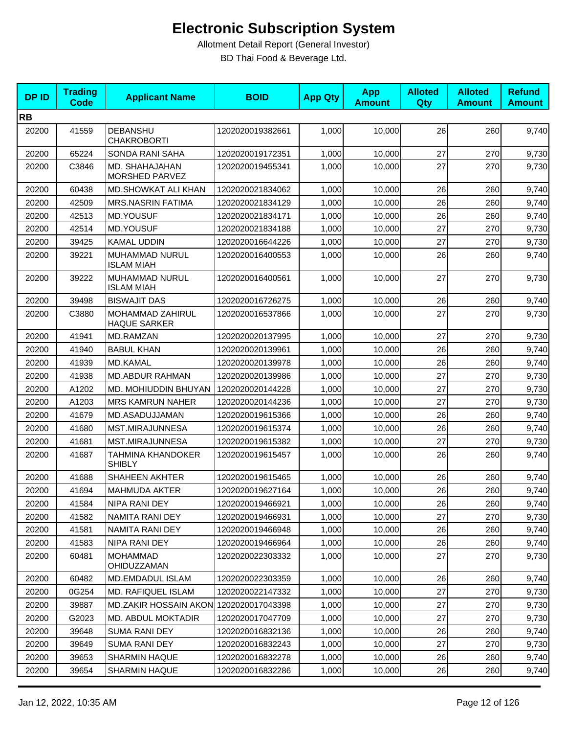# Electronic Subscription System

Allotment Detail Report (General Investor)

BD Thai Food & Beverage Ltd.

| DP ID | Trading Code | Applicant Name | BOID | App Qty | App Amount | Alloted Qty | Alloted Amount | Refund Amount |
|---|---|---|---|---|---|---|---|---|
| **RB** | | | | | | | | |
| 20200 | 41559 | DEBANSHU CHAKROBORTI | 1202020019382661 | 1,000 | 10,000 | 26 | 260 | 9,740 |
| 20200 | 65224 | SONDA RANI SAHA | 1202020019172351 | 1,000 | 10,000 | 27 | 270 | 9,730 |
| 20200 | C3846 | MD. SHAHAJAHAN MORSHED PARVEZ | 1202020019455341 | 1,000 | 10,000 | 27 | 270 | 9,730 |
| 20200 | 60438 | MD.SHOWKAT ALI KHAN | 1202020021834062 | 1,000 | 10,000 | 26 | 260 | 9,740 |
| 20200 | 42509 | MRS.NASRIN FATIMA | 1202020021834129 | 1,000 | 10,000 | 26 | 260 | 9,740 |
| 20200 | 42513 | MD.YOUSUF | 1202020021834171 | 1,000 | 10,000 | 26 | 260 | 9,740 |
| 20200 | 42514 | MD.YOUSUF | 1202020021834188 | 1,000 | 10,000 | 27 | 270 | 9,730 |
| 20200 | 39425 | KAMAL UDDIN | 1202020016644226 | 1,000 | 10,000 | 27 | 270 | 9,730 |
| 20200 | 39221 | MUHAMMAD NURUL ISLAM MIAH | 1202020016400553 | 1,000 | 10,000 | 26 | 260 | 9,740 |
| 20200 | 39222 | MUHAMMAD NURUL ISLAM MIAH | 1202020016400561 | 1,000 | 10,000 | 27 | 270 | 9,730 |
| 20200 | 39498 | BISWAJIT DAS | 1202020016726275 | 1,000 | 10,000 | 26 | 260 | 9,740 |
| 20200 | C3880 | MOHAMMAD ZAHIRUL HAQUE SARKER | 1202020016537866 | 1,000 | 10,000 | 27 | 270 | 9,730 |
| 20200 | 41941 | MD.RAMZAN | 1202020020137995 | 1,000 | 10,000 | 27 | 270 | 9,730 |
| 20200 | 41940 | BABUL KHAN | 1202020020139961 | 1,000 | 10,000 | 26 | 260 | 9,740 |
| 20200 | 41939 | MD.KAMAL | 1202020020139978 | 1,000 | 10,000 | 26 | 260 | 9,740 |
| 20200 | 41938 | MD.ABDUR RAHMAN | 1202020020139986 | 1,000 | 10,000 | 27 | 270 | 9,730 |
| 20200 | A1202 | MD. MOHIUDDIN BHUYAN | 1202020020144228 | 1,000 | 10,000 | 27 | 270 | 9,730 |
| 20200 | A1203 | MRS KAMRUN NAHER | 1202020020144236 | 1,000 | 10,000 | 27 | 270 | 9,730 |
| 20200 | 41679 | MD.ASADUJJAMAN | 1202020019615366 | 1,000 | 10,000 | 26 | 260 | 9,740 |
| 20200 | 41680 | MST.MIRAJUNNESA | 1202020019615374 | 1,000 | 10,000 | 26 | 260 | 9,740 |
| 20200 | 41681 | MST.MIRAJUNNESA | 1202020019615382 | 1,000 | 10,000 | 27 | 270 | 9,730 |
| 20200 | 41687 | TAHMINA KHANDOKER SHIBLY | 1202020019615457 | 1,000 | 10,000 | 26 | 260 | 9,740 |
| 20200 | 41688 | SHAHEEN AKHTER | 1202020019615465 | 1,000 | 10,000 | 26 | 260 | 9,740 |
| 20200 | 41694 | MAHMUDA AKTER | 1202020019627164 | 1,000 | 10,000 | 26 | 260 | 9,740 |
| 20200 | 41584 | NIPA RANI DEY | 1202020019466921 | 1,000 | 10,000 | 26 | 260 | 9,740 |
| 20200 | 41582 | NAMITA RANI DEY | 1202020019466931 | 1,000 | 10,000 | 27 | 270 | 9,730 |
| 20200 | 41581 | NAMITA RANI DEY | 1202020019466948 | 1,000 | 10,000 | 26 | 260 | 9,740 |
| 20200 | 41583 | NIPA RANI DEY | 1202020019466964 | 1,000 | 10,000 | 26 | 260 | 9,740 |
| 20200 | 60481 | MOHAMMAD OHIDUZZAMAN | 1202020022303332 | 1,000 | 10,000 | 27 | 270 | 9,730 |
| 20200 | 60482 | MD.EMDADUL ISLAM | 1202020022303359 | 1,000 | 10,000 | 26 | 260 | 9,740 |
| 20200 | 0G254 | MD. RAFIQUEL ISLAM | 1202020022147332 | 1,000 | 10,000 | 27 | 270 | 9,730 |
| 20200 | 39887 | MD.ZAKIR HOSSAIN AKON | 1202020017043398 | 1,000 | 10,000 | 27 | 270 | 9,730 |
| 20200 | G2023 | MD. ABDUL MOKTADIR | 1202020017047709 | 1,000 | 10,000 | 27 | 270 | 9,730 |
| 20200 | 39648 | SUMA RANI DEY | 1202020016832136 | 1,000 | 10,000 | 26 | 260 | 9,740 |
| 20200 | 39649 | SUMA RANI DEY | 1202020016832243 | 1,000 | 10,000 | 27 | 270 | 9,730 |
| 20200 | 39653 | SHARMIN HAQUE | 1202020016832278 | 1,000 | 10,000 | 26 | 260 | 9,740 |
| 20200 | 39654 | SHARMIN HAQUE | 1202020016832286 | 1,000 | 10,000 | 26 | 260 | 9,740 |

Jan 12, 2022, 10:35 AM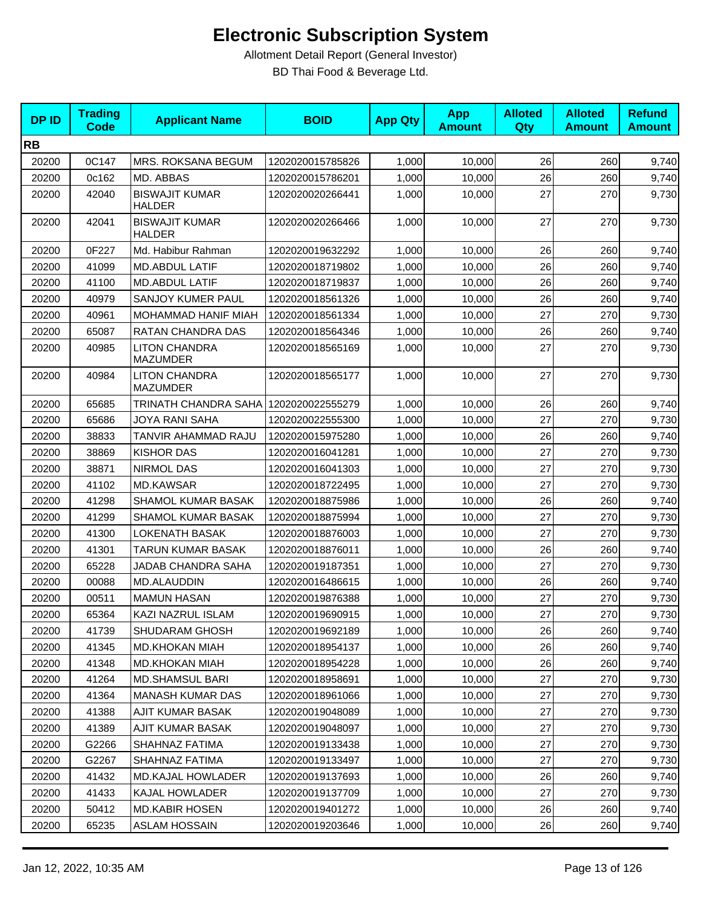# Electronic Subscription System

Allotment Detail Report (General Investor)

BD Thai Food & Beverage Ltd.

| DP ID | Trading Code | Applicant Name | BOID | App Qty | App Amount | Alloted Qty | Alloted Amount | Refund Amount |
|---|---|---|---|---|---|---|---|---|
| **RB** | | | | | | | | |
| 20200 | 0C147 | MRS. ROKSANA BEGUM | 1202020015785826 | 1,000 | 10,000 | 26 | 260 | 9,740 |
| 20200 | 0c162 | MD. ABBAS | 1202020015786201 | 1,000 | 10,000 | 26 | 260 | 9,740 |
| 20200 | 42040 | BISWAJIT KUMAR HALDER | 1202020020266441 | 1,000 | 10,000 | 27 | 270 | 9,730 |
| 20200 | 42041 | BISWAJIT KUMAR HALDER | 1202020020266466 | 1,000 | 10,000 | 27 | 270 | 9,730 |
| 20200 | 0F227 | Md. Habibur Rahman | 1202020019632292 | 1,000 | 10,000 | 26 | 260 | 9,740 |
| 20200 | 41099 | MD.ABDUL LATIF | 1202020018719802 | 1,000 | 10,000 | 26 | 260 | 9,740 |
| 20200 | 41100 | MD.ABDUL LATIF | 1202020018719837 | 1,000 | 10,000 | 26 | 260 | 9,740 |
| 20200 | 40979 | SANJOY KUMER PAUL | 1202020018561326 | 1,000 | 10,000 | 26 | 260 | 9,740 |
| 20200 | 40961 | MOHAMMAD HANIF MIAH | 1202020018561334 | 1,000 | 10,000 | 27 | 270 | 9,730 |
| 20200 | 65087 | RATAN CHANDRA DAS | 1202020018564346 | 1,000 | 10,000 | 26 | 260 | 9,740 |
| 20200 | 40985 | LITON CHANDRA MAZUMDER | 1202020018565169 | 1,000 | 10,000 | 27 | 270 | 9,730 |
| 20200 | 40984 | LITON CHANDRA MAZUMDER | 1202020018565177 | 1,000 | 10,000 | 27 | 270 | 9,730 |
| 20200 | 65685 | TRINATH CHANDRA SAHA | 1202020022555279 | 1,000 | 10,000 | 26 | 260 | 9,740 |
| 20200 | 65686 | JOYA RANI SAHA | 1202020022555300 | 1,000 | 10,000 | 27 | 270 | 9,730 |
| 20200 | 38833 | TANVIR AHAMMAD RAJU | 1202020015975280 | 1,000 | 10,000 | 26 | 260 | 9,740 |
| 20200 | 38869 | KISHOR DAS | 1202020016041281 | 1,000 | 10,000 | 27 | 270 | 9,730 |
| 20200 | 38871 | NIRMOL DAS | 1202020016041303 | 1,000 | 10,000 | 27 | 270 | 9,730 |
| 20200 | 41102 | MD.KAWSAR | 1202020018722495 | 1,000 | 10,000 | 27 | 270 | 9,730 |
| 20200 | 41298 | SHAMOL KUMAR BASAK | 1202020018875986 | 1,000 | 10,000 | 26 | 260 | 9,740 |
| 20200 | 41299 | SHAMOL KUMAR BASAK | 1202020018875994 | 1,000 | 10,000 | 27 | 270 | 9,730 |
| 20200 | 41300 | LOKENATH BASAK | 1202020018876003 | 1,000 | 10,000 | 27 | 270 | 9,730 |
| 20200 | 41301 | TARUN KUMAR BASAK | 1202020018876011 | 1,000 | 10,000 | 26 | 260 | 9,740 |
| 20200 | 65228 | JADAB CHANDRA SAHA | 1202020019187351 | 1,000 | 10,000 | 27 | 270 | 9,730 |
| 20200 | 00088 | MD.ALAUDDIN | 1202020016486615 | 1,000 | 10,000 | 26 | 260 | 9,740 |
| 20200 | 00511 | MAMUN HASAN | 1202020019876388 | 1,000 | 10,000 | 27 | 270 | 9,730 |
| 20200 | 65364 | KAZI NAZRUL ISLAM | 1202020019690915 | 1,000 | 10,000 | 27 | 270 | 9,730 |
| 20200 | 41739 | SHUDARAM GHOSH | 1202020019692189 | 1,000 | 10,000 | 26 | 260 | 9,740 |
| 20200 | 41345 | MD.KHOKAN MIAH | 1202020018954137 | 1,000 | 10,000 | 26 | 260 | 9,740 |
| 20200 | 41348 | MD.KHOKAN MIAH | 1202020018954228 | 1,000 | 10,000 | 26 | 260 | 9,740 |
| 20200 | 41264 | MD.SHAMSUL BARI | 1202020018958691 | 1,000 | 10,000 | 27 | 270 | 9,730 |
| 20200 | 41364 | MANASH KUMAR DAS | 1202020018961066 | 1,000 | 10,000 | 27 | 270 | 9,730 |
| 20200 | 41388 | AJIT KUMAR BASAK | 1202020019048089 | 1,000 | 10,000 | 27 | 270 | 9,730 |
| 20200 | 41389 | AJIT KUMAR BASAK | 1202020019048097 | 1,000 | 10,000 | 27 | 270 | 9,730 |
| 20200 | G2266 | SHAHNAZ FATIMA | 1202020019133438 | 1,000 | 10,000 | 27 | 270 | 9,730 |
| 20200 | G2267 | SHAHNAZ FATIMA | 1202020019133497 | 1,000 | 10,000 | 27 | 270 | 9,730 |
| 20200 | 41432 | MD.KAJAL HOWLADER | 1202020019137693 | 1,000 | 10,000 | 26 | 260 | 9,740 |
| 20200 | 41433 | KAJAL HOWLADER | 1202020019137709 | 1,000 | 10,000 | 27 | 270 | 9,730 |
| 20200 | 50412 | MD.KABIR HOSEN | 1202020019401272 | 1,000 | 10,000 | 26 | 260 | 9,740 |
| 20200 | 65235 | ASLAM HOSSAIN | 1202020019203646 | 1,000 | 10,000 | 26 | 260 | 9,740 |

Jan 12, 2022, 10:35 AM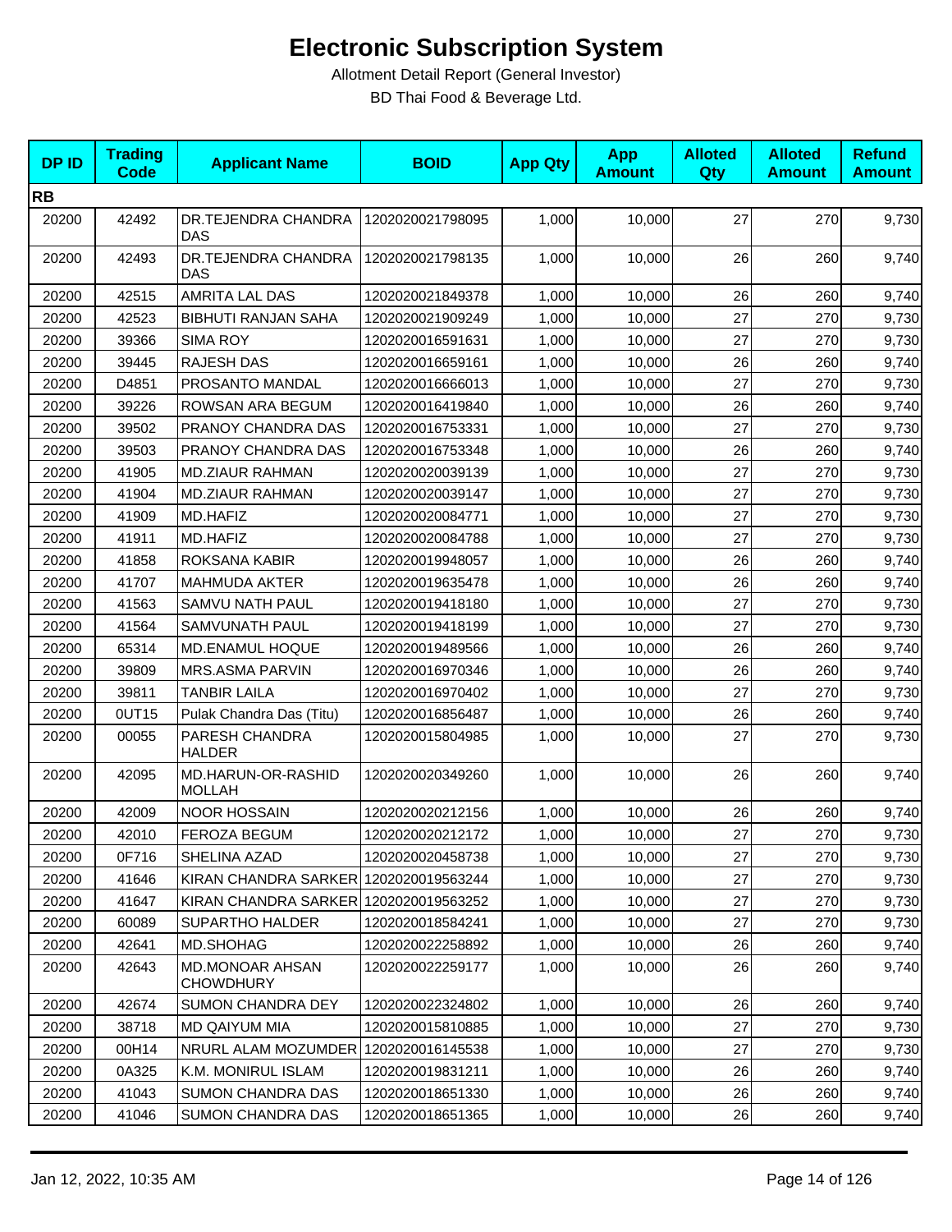# Electronic Subscription System

Allotment Detail Report (General Investor)

BD Thai Food & Beverage Ltd.

| DP ID | Trading Code | Applicant Name | BOID | App Qty | App Amount | Alloted Qty | Alloted Amount | Refund Amount |
|---|---|---|---|---|---|---|---|---|
| **RB** | | | | | | | | |
| 20200 | 42492 | DR.TEJENDRA CHANDRA DAS | 1202020021798095 | 1,000 | 10,000 | 27 | 270 | 9,730 |
| 20200 | 42493 | DR.TEJENDRA CHANDRA DAS | 1202020021798135 | 1,000 | 10,000 | 26 | 260 | 9,740 |
| 20200 | 42515 | AMRITA LAL DAS | 1202020021849378 | 1,000 | 10,000 | 26 | 260 | 9,740 |
| 20200 | 42523 | BIBHUTI RANJAN SAHA | 1202020021909249 | 1,000 | 10,000 | 27 | 270 | 9,730 |
| 20200 | 39366 | SIMA ROY | 1202020016591631 | 1,000 | 10,000 | 27 | 270 | 9,730 |
| 20200 | 39445 | RAJESH DAS | 1202020016659161 | 1,000 | 10,000 | 26 | 260 | 9,740 |
| 20200 | D4851 | PROSANTO MANDAL | 1202020016666013 | 1,000 | 10,000 | 27 | 270 | 9,730 |
| 20200 | 39226 | ROWSAN ARA BEGUM | 1202020016419840 | 1,000 | 10,000 | 26 | 260 | 9,740 |
| 20200 | 39502 | PRANOY CHANDRA DAS | 1202020016753331 | 1,000 | 10,000 | 27 | 270 | 9,730 |
| 20200 | 39503 | PRANOY CHANDRA DAS | 1202020016753348 | 1,000 | 10,000 | 26 | 260 | 9,740 |
| 20200 | 41905 | MD.ZIAUR RAHMAN | 1202020020039139 | 1,000 | 10,000 | 27 | 270 | 9,730 |
| 20200 | 41904 | MD.ZIAUR RAHMAN | 1202020020039147 | 1,000 | 10,000 | 27 | 270 | 9,730 |
| 20200 | 41909 | MD.HAFIZ | 1202020020084771 | 1,000 | 10,000 | 27 | 270 | 9,730 |
| 20200 | 41911 | MD.HAFIZ | 1202020020084788 | 1,000 | 10,000 | 27 | 270 | 9,730 |
| 20200 | 41858 | ROKSANA KABIR | 1202020019948057 | 1,000 | 10,000 | 26 | 260 | 9,740 |
| 20200 | 41707 | MAHMUDA AKTER | 1202020019635478 | 1,000 | 10,000 | 26 | 260 | 9,740 |
| 20200 | 41563 | SAMVU NATH PAUL | 1202020019418180 | 1,000 | 10,000 | 27 | 270 | 9,730 |
| 20200 | 41564 | SAMVUNATH PAUL | 1202020019418199 | 1,000 | 10,000 | 27 | 270 | 9,730 |
| 20200 | 65314 | MD.ENAMUL HOQUE | 1202020019489566 | 1,000 | 10,000 | 26 | 260 | 9,740 |
| 20200 | 39809 | MRS.ASMA PARVIN | 1202020016970346 | 1,000 | 10,000 | 26 | 260 | 9,740 |
| 20200 | 39811 | TANBIR LAILA | 1202020016970402 | 1,000 | 10,000 | 27 | 270 | 9,730 |
| 20200 | 0UT15 | Pulak Chandra Das (Titu) | 1202020016856487 | 1,000 | 10,000 | 26 | 260 | 9,740 |
| 20200 | 00055 | PARESH CHANDRA HALDER | 1202020015804985 | 1,000 | 10,000 | 27 | 270 | 9,730 |
| 20200 | 42095 | MD.HARUN-OR-RASHID MOLLAH | 1202020020349260 | 1,000 | 10,000 | 26 | 260 | 9,740 |
| 20200 | 42009 | NOOR HOSSAIN | 1202020020212156 | 1,000 | 10,000 | 26 | 260 | 9,740 |
| 20200 | 42010 | FEROZA BEGUM | 1202020020212172 | 1,000 | 10,000 | 27 | 270 | 9,730 |
| 20200 | 0F716 | SHELINA AZAD | 1202020020458738 | 1,000 | 10,000 | 27 | 270 | 9,730 |
| 20200 | 41646 | KIRAN CHANDRA SARKER | 1202020019563244 | 1,000 | 10,000 | 27 | 270 | 9,730 |
| 20200 | 41647 | KIRAN CHANDRA SARKER | 1202020019563252 | 1,000 | 10,000 | 27 | 270 | 9,730 |
| 20200 | 60089 | SUPARTHO HALDER | 1202020018584241 | 1,000 | 10,000 | 27 | 270 | 9,730 |
| 20200 | 42641 | MD.SHOHAG | 1202020022258892 | 1,000 | 10,000 | 26 | 260 | 9,740 |
| 20200 | 42643 | MD.MONOAR AHSAN CHOWDHURY | 1202020022259177 | 1,000 | 10,000 | 26 | 260 | 9,740 |
| 20200 | 42674 | SUMON CHANDRA DEY | 1202020022324802 | 1,000 | 10,000 | 26 | 260 | 9,740 |
| 20200 | 38718 | MD QAIYUM MIA | 1202020015810885 | 1,000 | 10,000 | 27 | 270 | 9,730 |
| 20200 | 00H14 | NRURL ALAM MOZUMDER | 1202020016145538 | 1,000 | 10,000 | 27 | 270 | 9,730 |
| 20200 | 0A325 | K.M. MONIRUL ISLAM | 1202020019831211 | 1,000 | 10,000 | 26 | 260 | 9,740 |
| 20200 | 41043 | SUMON CHANDRA DAS | 1202020018651330 | 1,000 | 10,000 | 26 | 260 | 9,740 |
| 20200 | 41046 | SUMON CHANDRA DAS | 1202020018651365 | 1,000 | 10,000 | 26 | 260 | 9,740 |

Jan 12, 2022, 10:35 AM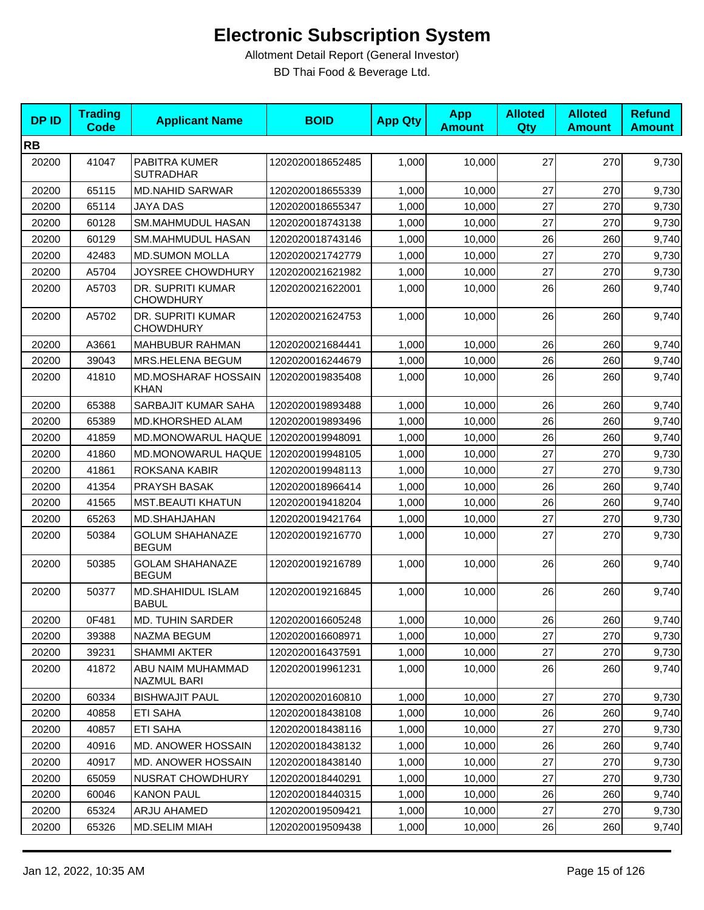# Electronic Subscription System

Allotment Detail Report (General Investor)

BD Thai Food & Beverage Ltd.

| DP ID | Trading Code | Applicant Name | BOID | App Qty | App Amount | Alloted Qty | Alloted Amount | Refund Amount |
|---|---|---|---|---|---|---|---|---|
| **RB** | | | | | | | | |
| 20200 | 41047 | PABITRA KUMER SUTRADHAR | 1202020018652485 | 1,000 | 10,000 | 27 | 270 | 9,730 |
| 20200 | 65115 | MD.NAHID SARWAR | 1202020018655339 | 1,000 | 10,000 | 27 | 270 | 9,730 |
| 20200 | 65114 | JAYA DAS | 1202020018655347 | 1,000 | 10,000 | 27 | 270 | 9,730 |
| 20200 | 60128 | SM.MAHMUDUL HASAN | 1202020018743138 | 1,000 | 10,000 | 27 | 270 | 9,730 |
| 20200 | 60129 | SM.MAHMUDUL HASAN | 1202020018743146 | 1,000 | 10,000 | 26 | 260 | 9,740 |
| 20200 | 42483 | MD.SUMON MOLLA | 1202020021742779 | 1,000 | 10,000 | 27 | 270 | 9,730 |
| 20200 | A5704 | JOYSREE CHOWDHURY | 1202020021621982 | 1,000 | 10,000 | 27 | 270 | 9,730 |
| 20200 | A5703 | DR. SUPRITI KUMAR CHOWDHURY | 1202020021622001 | 1,000 | 10,000 | 26 | 260 | 9,740 |
| 20200 | A5702 | DR. SUPRITI KUMAR CHOWDHURY | 1202020021624753 | 1,000 | 10,000 | 26 | 260 | 9,740 |
| 20200 | A3661 | MAHBUBUR RAHMAN | 1202020021684441 | 1,000 | 10,000 | 26 | 260 | 9,740 |
| 20200 | 39043 | MRS.HELENA BEGUM | 1202020016244679 | 1,000 | 10,000 | 26 | 260 | 9,740 |
| 20200 | 41810 | MD.MOSHARAF HOSSAIN KHAN | 1202020019835408 | 1,000 | 10,000 | 26 | 260 | 9,740 |
| 20200 | 65388 | SARBAJIT KUMAR SAHA | 1202020019893488 | 1,000 | 10,000 | 26 | 260 | 9,740 |
| 20200 | 65389 | MD.KHORSHED ALAM | 1202020019893496 | 1,000 | 10,000 | 26 | 260 | 9,740 |
| 20200 | 41859 | MD.MONOWARUL HAQUE | 1202020019948091 | 1,000 | 10,000 | 26 | 260 | 9,740 |
| 20200 | 41860 | MD.MONOWARUL HAQUE | 1202020019948105 | 1,000 | 10,000 | 27 | 270 | 9,730 |
| 20200 | 41861 | ROKSANA KABIR | 1202020019948113 | 1,000 | 10,000 | 27 | 270 | 9,730 |
| 20200 | 41354 | PRAYSH BASAK | 1202020018966414 | 1,000 | 10,000 | 26 | 260 | 9,740 |
| 20200 | 41565 | MST.BEAUTI KHATUN | 1202020019418204 | 1,000 | 10,000 | 26 | 260 | 9,740 |
| 20200 | 65263 | MD.SHAHJAHAN | 1202020019421764 | 1,000 | 10,000 | 27 | 270 | 9,730 |
| 20200 | 50384 | GOLUM SHAHANAZE BEGUM | 1202020019216770 | 1,000 | 10,000 | 27 | 270 | 9,730 |
| 20200 | 50385 | GOLAM SHAHANAZE BEGUM | 1202020019216789 | 1,000 | 10,000 | 26 | 260 | 9,740 |
| 20200 | 50377 | MD.SHAHIDUL ISLAM BABUL | 1202020019216845 | 1,000 | 10,000 | 26 | 260 | 9,740 |
| 20200 | 0F481 | MD. TUHIN SARDER | 1202020016605248 | 1,000 | 10,000 | 26 | 260 | 9,740 |
| 20200 | 39388 | NAZMA BEGUM | 1202020016608971 | 1,000 | 10,000 | 27 | 270 | 9,730 |
| 20200 | 39231 | SHAMMI AKTER | 1202020016437591 | 1,000 | 10,000 | 27 | 270 | 9,730 |
| 20200 | 41872 | ABU NAIM MUHAMMAD NAZMUL BARI | 1202020019961231 | 1,000 | 10,000 | 26 | 260 | 9,740 |
| 20200 | 60334 | BISHWAJIT PAUL | 1202020020160810 | 1,000 | 10,000 | 27 | 270 | 9,730 |
| 20200 | 40858 | ETI SAHA | 1202020018438108 | 1,000 | 10,000 | 26 | 260 | 9,740 |
| 20200 | 40857 | ETI SAHA | 1202020018438116 | 1,000 | 10,000 | 27 | 270 | 9,730 |
| 20200 | 40916 | MD. ANOWER HOSSAIN | 1202020018438132 | 1,000 | 10,000 | 26 | 260 | 9,740 |
| 20200 | 40917 | MD. ANOWER HOSSAIN | 1202020018438140 | 1,000 | 10,000 | 27 | 270 | 9,730 |
| 20200 | 65059 | NUSRAT CHOWDHURY | 1202020018440291 | 1,000 | 10,000 | 27 | 270 | 9,730 |
| 20200 | 60046 | KANON PAUL | 1202020018440315 | 1,000 | 10,000 | 26 | 260 | 9,740 |
| 20200 | 65324 | ARJU AHAMED | 1202020019509421 | 1,000 | 10,000 | 27 | 270 | 9,730 |
| 20200 | 65326 | MD.SELIM MIAH | 1202020019509438 | 1,000 | 10,000 | 26 | 260 | 9,740 |

Jan 12, 2022, 10:35 AM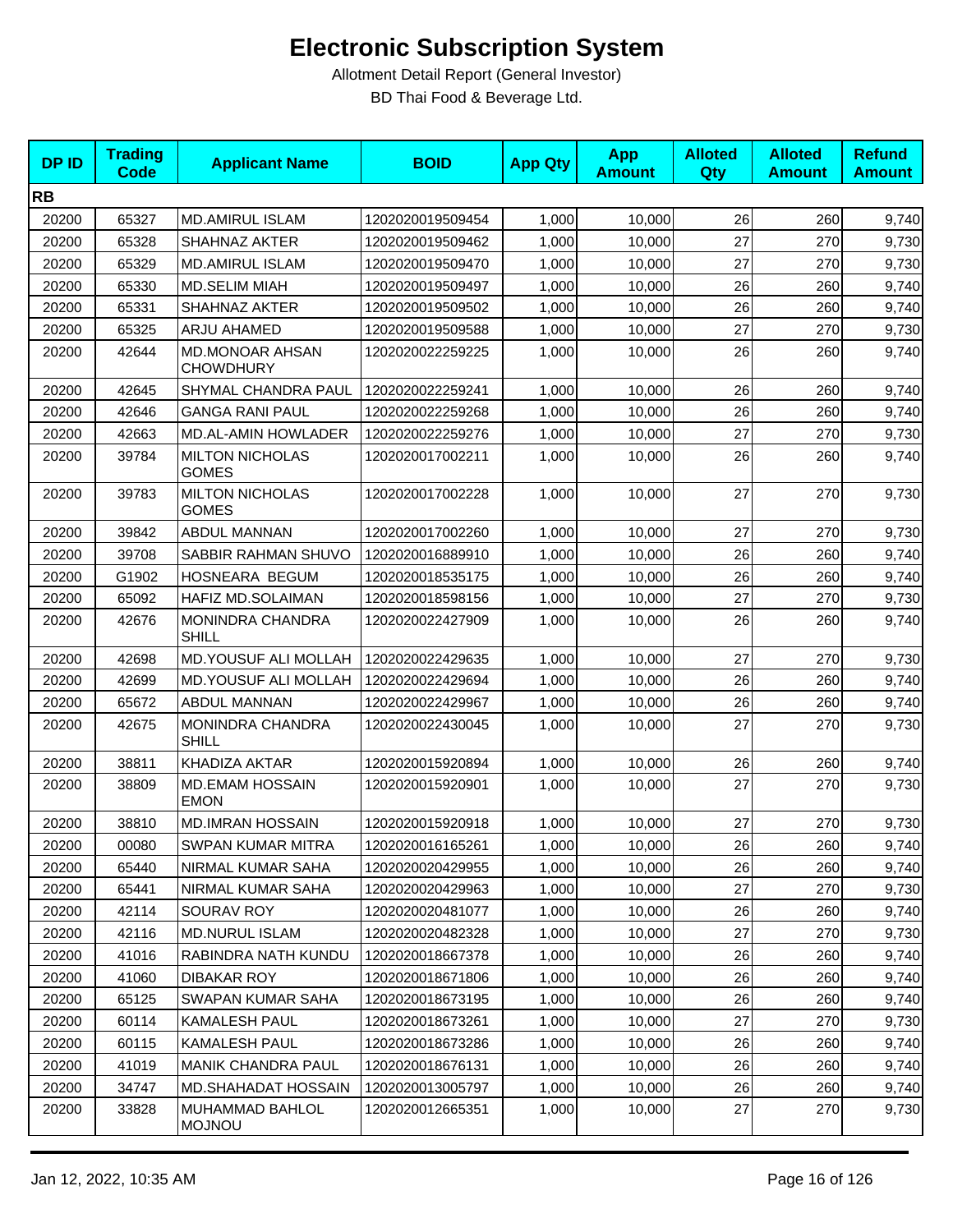# Electronic Subscription System

Allotment Detail Report (General Investor)

BD Thai Food & Beverage Ltd.

| DP ID | Trading Code | Applicant Name | BOID | App Qty | App Amount | Alloted Qty | Alloted Amount | Refund Amount |
|---|---|---|---|---|---|---|---|---|
| **RB** | | | | | | | | |
| 20200 | 65327 | MD.AMIRUL ISLAM | 1202020019509454 | 1,000 | 10,000 | 26 | 260 | 9,740 |
| 20200 | 65328 | SHAHNAZ AKTER | 1202020019509462 | 1,000 | 10,000 | 27 | 270 | 9,730 |
| 20200 | 65329 | MD.AMIRUL ISLAM | 1202020019509470 | 1,000 | 10,000 | 27 | 270 | 9,730 |
| 20200 | 65330 | MD.SELIM MIAH | 1202020019509497 | 1,000 | 10,000 | 26 | 260 | 9,740 |
| 20200 | 65331 | SHAHNAZ AKTER | 1202020019509502 | 1,000 | 10,000 | 26 | 260 | 9,740 |
| 20200 | 65325 | ARJU AHAMED | 1202020019509588 | 1,000 | 10,000 | 27 | 270 | 9,730 |
| 20200 | 42644 | MD.MONOAR AHSAN CHOWDHURY | 1202020022259225 | 1,000 | 10,000 | 26 | 260 | 9,740 |
| 20200 | 42645 | SHYMAL CHANDRA PAUL | 1202020022259241 | 1,000 | 10,000 | 26 | 260 | 9,740 |
| 20200 | 42646 | GANGA RANI PAUL | 1202020022259268 | 1,000 | 10,000 | 26 | 260 | 9,740 |
| 20200 | 42663 | MD.AL-AMIN HOWLADER | 1202020022259276 | 1,000 | 10,000 | 27 | 270 | 9,730 |
| 20200 | 39784 | MILTON NICHOLAS GOMES | 1202020017002211 | 1,000 | 10,000 | 26 | 260 | 9,740 |
| 20200 | 39783 | MILTON NICHOLAS GOMES | 1202020017002228 | 1,000 | 10,000 | 27 | 270 | 9,730 |
| 20200 | 39842 | ABDUL MANNAN | 1202020017002260 | 1,000 | 10,000 | 27 | 270 | 9,730 |
| 20200 | 39708 | SABBIR RAHMAN SHUVO | 1202020016889910 | 1,000 | 10,000 | 26 | 260 | 9,740 |
| 20200 | G1902 | HOSNEARA BEGUM | 1202020018535175 | 1,000 | 10,000 | 26 | 260 | 9,740 |
| 20200 | 65092 | HAFIZ MD.SOLAIMAN | 1202020018598156 | 1,000 | 10,000 | 27 | 270 | 9,730 |
| 20200 | 42676 | MONINDRA CHANDRA SHILL | 1202020022427909 | 1,000 | 10,000 | 26 | 260 | 9,740 |
| 20200 | 42698 | MD.YOUSUF ALI MOLLAH | 1202020022429635 | 1,000 | 10,000 | 27 | 270 | 9,730 |
| 20200 | 42699 | MD.YOUSUF ALI MOLLAH | 1202020022429694 | 1,000 | 10,000 | 26 | 260 | 9,740 |
| 20200 | 65672 | ABDUL MANNAN | 1202020022429967 | 1,000 | 10,000 | 26 | 260 | 9,740 |
| 20200 | 42675 | MONINDRA CHANDRA SHILL | 1202020022430045 | 1,000 | 10,000 | 27 | 270 | 9,730 |
| 20200 | 38811 | KHADIZA AKTAR | 1202020015920894 | 1,000 | 10,000 | 26 | 260 | 9,740 |
| 20200 | 38809 | MD.EMAM HOSSAIN EMON | 1202020015920901 | 1,000 | 10,000 | 27 | 270 | 9,730 |
| 20200 | 38810 | MD.IMRAN HOSSAIN | 1202020015920918 | 1,000 | 10,000 | 27 | 270 | 9,730 |
| 20200 | 00080 | SWPAN KUMAR MITRA | 1202020016165261 | 1,000 | 10,000 | 26 | 260 | 9,740 |
| 20200 | 65440 | NIRMAL KUMAR SAHA | 1202020020429955 | 1,000 | 10,000 | 26 | 260 | 9,740 |
| 20200 | 65441 | NIRMAL KUMAR SAHA | 1202020020429963 | 1,000 | 10,000 | 27 | 270 | 9,730 |
| 20200 | 42114 | SOURAV ROY | 1202020020481077 | 1,000 | 10,000 | 26 | 260 | 9,740 |
| 20200 | 42116 | MD.NURUL ISLAM | 1202020020482328 | 1,000 | 10,000 | 27 | 270 | 9,730 |
| 20200 | 41016 | RABINDRA NATH KUNDU | 1202020018667378 | 1,000 | 10,000 | 26 | 260 | 9,740 |
| 20200 | 41060 | DIBAKAR ROY | 1202020018671806 | 1,000 | 10,000 | 26 | 260 | 9,740 |
| 20200 | 65125 | SWAPAN KUMAR SAHA | 1202020018673195 | 1,000 | 10,000 | 26 | 260 | 9,740 |
| 20200 | 60114 | KAMALESH PAUL | 1202020018673261 | 1,000 | 10,000 | 27 | 270 | 9,730 |
| 20200 | 60115 | KAMALESH PAUL | 1202020018673286 | 1,000 | 10,000 | 26 | 260 | 9,740 |
| 20200 | 41019 | MANIK CHANDRA PAUL | 1202020018676131 | 1,000 | 10,000 | 26 | 260 | 9,740 |
| 20200 | 34747 | MD.SHAHADAT HOSSAIN | 1202020013005797 | 1,000 | 10,000 | 26 | 260 | 9,740 |
| 20200 | 33828 | MUHAMMAD BAHLOL MOJNOU | 1202020012665351 | 1,000 | 10,000 | 27 | 270 | 9,730 |

Jan 12, 2022, 10:35 AM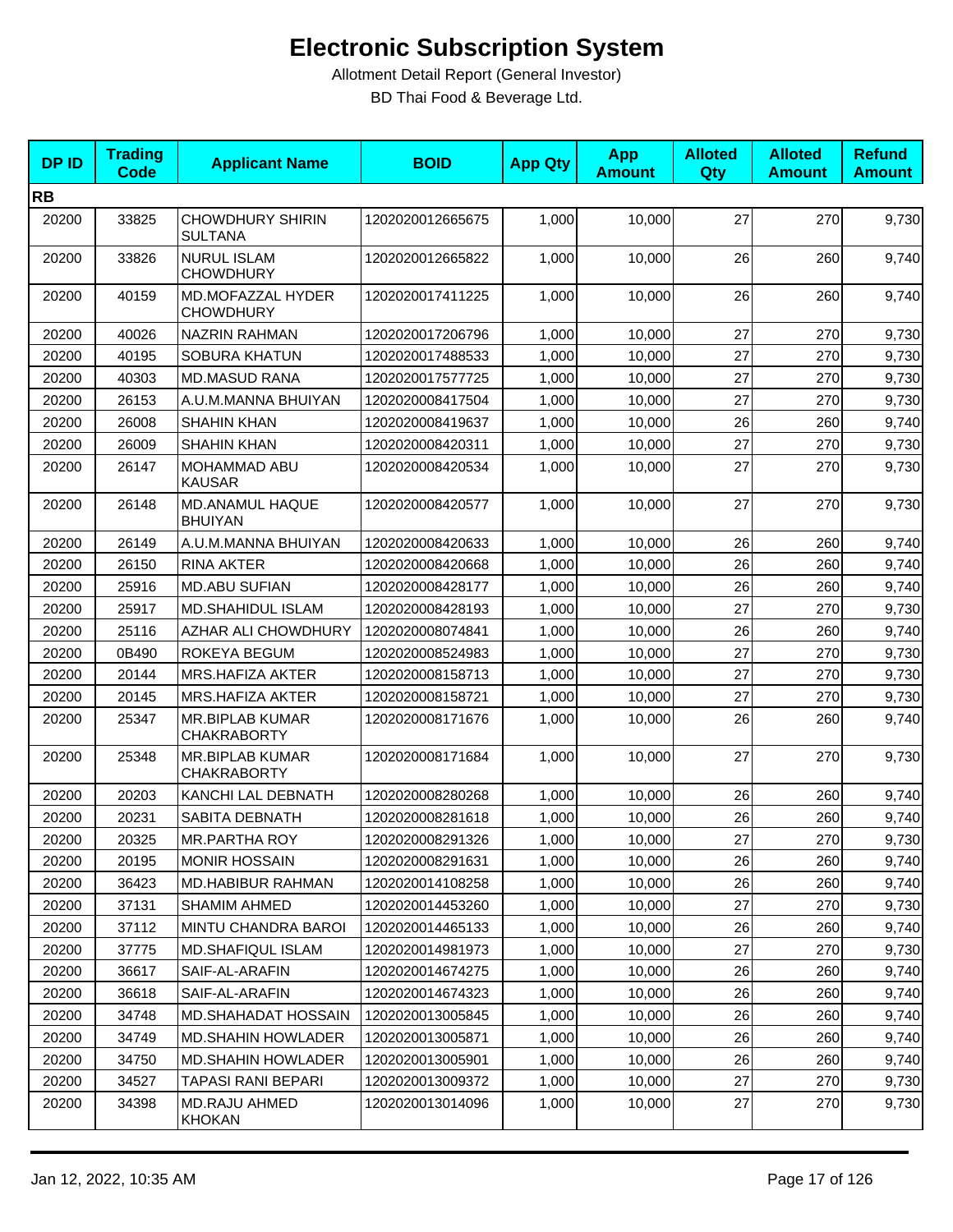# Electronic Subscription System

Allotment Detail Report (General Investor)

BD Thai Food & Beverage Ltd.

| DP ID | Trading Code | Applicant Name | BOID | App Qty | App Amount | Alloted Qty | Alloted Amount | Refund Amount |
|---|---|---|---|---|---|---|---|---|
| **RB** | | | | | | | | |
| 20200 | 33825 | CHOWDHURY SHIRIN SULTANA | 1202020012665675 | 1,000 | 10,000 | 27 | 270 | 9,730 |
| 20200 | 33826 | NURUL ISLAM CHOWDHURY | 1202020012665822 | 1,000 | 10,000 | 26 | 260 | 9,740 |
| 20200 | 40159 | MD.MOFAZZAL HYDER CHOWDHURY | 1202020017411225 | 1,000 | 10,000 | 26 | 260 | 9,740 |
| 20200 | 40026 | NAZRIN RAHMAN | 1202020017206796 | 1,000 | 10,000 | 27 | 270 | 9,730 |
| 20200 | 40195 | SOBURA KHATUN | 1202020017488533 | 1,000 | 10,000 | 27 | 270 | 9,730 |
| 20200 | 40303 | MD.MASUD RANA | 1202020017577725 | 1,000 | 10,000 | 27 | 270 | 9,730 |
| 20200 | 26153 | A.U.M.MANNA BHUIYAN | 1202020008417504 | 1,000 | 10,000 | 27 | 270 | 9,730 |
| 20200 | 26008 | SHAHIN KHAN | 1202020008419637 | 1,000 | 10,000 | 26 | 260 | 9,740 |
| 20200 | 26009 | SHAHIN KHAN | 1202020008420311 | 1,000 | 10,000 | 27 | 270 | 9,730 |
| 20200 | 26147 | MOHAMMAD ABU KAUSAR | 1202020008420534 | 1,000 | 10,000 | 27 | 270 | 9,730 |
| 20200 | 26148 | MD.ANAMUL HAQUE BHUIYAN | 1202020008420577 | 1,000 | 10,000 | 27 | 270 | 9,730 |
| 20200 | 26149 | A.U.M.MANNA BHUIYAN | 1202020008420633 | 1,000 | 10,000 | 26 | 260 | 9,740 |
| 20200 | 26150 | RINA AKTER | 1202020008420668 | 1,000 | 10,000 | 26 | 260 | 9,740 |
| 20200 | 25916 | MD.ABU SUFIAN | 1202020008428177 | 1,000 | 10,000 | 26 | 260 | 9,740 |
| 20200 | 25917 | MD.SHAHIDUL ISLAM | 1202020008428193 | 1,000 | 10,000 | 27 | 270 | 9,730 |
| 20200 | 25116 | AZHAR ALI CHOWDHURY | 1202020008074841 | 1,000 | 10,000 | 26 | 260 | 9,740 |
| 20200 | 0B490 | ROKEYA BEGUM | 1202020008524983 | 1,000 | 10,000 | 27 | 270 | 9,730 |
| 20200 | 20144 | MRS.HAFIZA AKTER | 1202020008158713 | 1,000 | 10,000 | 27 | 270 | 9,730 |
| 20200 | 20145 | MRS.HAFIZA AKTER | 1202020008158721 | 1,000 | 10,000 | 27 | 270 | 9,730 |
| 20200 | 25347 | MR.BIPLAB KUMAR CHAKRABORTY | 1202020008171676 | 1,000 | 10,000 | 26 | 260 | 9,740 |
| 20200 | 25348 | MR.BIPLAB KUMAR CHAKRABORTY | 1202020008171684 | 1,000 | 10,000 | 27 | 270 | 9,730 |
| 20200 | 20203 | KANCHI LAL DEBNATH | 1202020008280268 | 1,000 | 10,000 | 26 | 260 | 9,740 |
| 20200 | 20231 | SABITA DEBNATH | 1202020008281618 | 1,000 | 10,000 | 26 | 260 | 9,740 |
| 20200 | 20325 | MR.PARTHA ROY | 1202020008291326 | 1,000 | 10,000 | 27 | 270 | 9,730 |
| 20200 | 20195 | MONIR HOSSAIN | 1202020008291631 | 1,000 | 10,000 | 26 | 260 | 9,740 |
| 20200 | 36423 | MD.HABIBUR RAHMAN | 1202020014108258 | 1,000 | 10,000 | 26 | 260 | 9,740 |
| 20200 | 37131 | SHAMIM AHMED | 1202020014453260 | 1,000 | 10,000 | 27 | 270 | 9,730 |
| 20200 | 37112 | MINTU CHANDRA BAROI | 1202020014465133 | 1,000 | 10,000 | 26 | 260 | 9,740 |
| 20200 | 37775 | MD.SHAFIQUL ISLAM | 1202020014981973 | 1,000 | 10,000 | 27 | 270 | 9,730 |
| 20200 | 36617 | SAIF-AL-ARAFIN | 1202020014674275 | 1,000 | 10,000 | 26 | 260 | 9,740 |
| 20200 | 36618 | SAIF-AL-ARAFIN | 1202020014674323 | 1,000 | 10,000 | 26 | 260 | 9,740 |
| 20200 | 34748 | MD.SHAHADAT HOSSAIN | 1202020013005845 | 1,000 | 10,000 | 26 | 260 | 9,740 |
| 20200 | 34749 | MD.SHAHIN HOWLADER | 1202020013005871 | 1,000 | 10,000 | 26 | 260 | 9,740 |
| 20200 | 34750 | MD.SHAHIN HOWLADER | 1202020013005901 | 1,000 | 10,000 | 26 | 260 | 9,740 |
| 20200 | 34527 | TAPASI RANI BEPARI | 1202020013009372 | 1,000 | 10,000 | 27 | 270 | 9,730 |
| 20200 | 34398 | MD.RAJU AHMED KHOKAN | 1202020013014096 | 1,000 | 10,000 | 27 | 270 | 9,730 |

Jan 12, 2022, 10:35 AM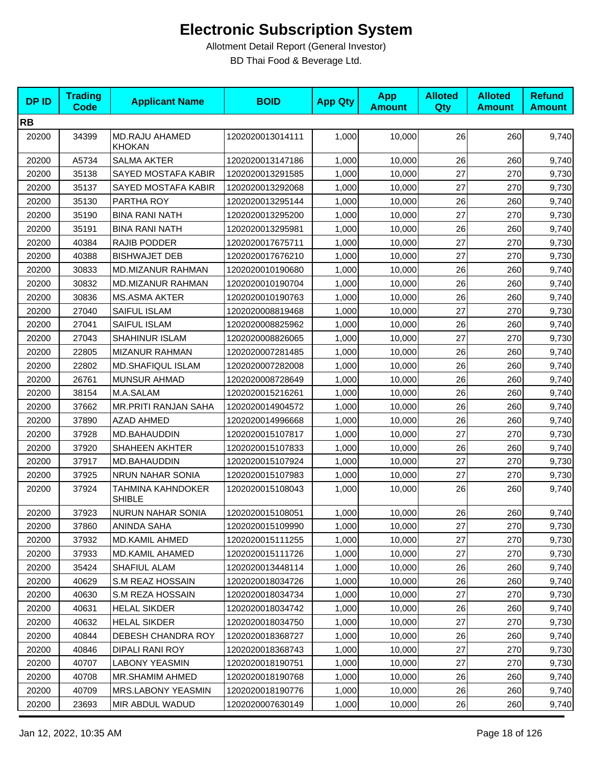# Electronic Subscription System

Allotment Detail Report (General Investor)

BD Thai Food & Beverage Ltd.

| DP ID | Trading Code | Applicant Name | BOID | App Qty | App Amount | Alloted Qty | Alloted Amount | Refund Amount |
|---|---|---|---|---|---|---|---|---|
| **RB** | | | | | | | | |
| 20200 | 34399 | MD.RAJU AHAMED KHOKAN | 1202020013014111 | 1,000 | 10,000 | 26 | 260 | 9,740 |
| 20200 | A5734 | SALMA AKTER | 1202020013147186 | 1,000 | 10,000 | 26 | 260 | 9,740 |
| 20200 | 35138 | SAYED MOSTAFA KABIR | 1202020013291585 | 1,000 | 10,000 | 27 | 270 | 9,730 |
| 20200 | 35137 | SAYED MOSTAFA KABIR | 1202020013292068 | 1,000 | 10,000 | 27 | 270 | 9,730 |
| 20200 | 35130 | PARTHA ROY | 1202020013295144 | 1,000 | 10,000 | 26 | 260 | 9,740 |
| 20200 | 35190 | BINA RANI NATH | 1202020013295200 | 1,000 | 10,000 | 27 | 270 | 9,730 |
| 20200 | 35191 | BINA RANI NATH | 1202020013295981 | 1,000 | 10,000 | 26 | 260 | 9,740 |
| 20200 | 40384 | RAJIB PODDER | 1202020017675711 | 1,000 | 10,000 | 27 | 270 | 9,730 |
| 20200 | 40388 | BISHWAJET DEB | 1202020017676210 | 1,000 | 10,000 | 27 | 270 | 9,730 |
| 20200 | 30833 | MD.MIZANUR RAHMAN | 1202020010190680 | 1,000 | 10,000 | 26 | 260 | 9,740 |
| 20200 | 30832 | MD.MIZANUR RAHMAN | 1202020010190704 | 1,000 | 10,000 | 26 | 260 | 9,740 |
| 20200 | 30836 | MS.ASMA AKTER | 1202020010190763 | 1,000 | 10,000 | 26 | 260 | 9,740 |
| 20200 | 27040 | SAIFUL ISLAM | 1202020008819468 | 1,000 | 10,000 | 27 | 270 | 9,730 |
| 20200 | 27041 | SAIFUL ISLAM | 1202020008825962 | 1,000 | 10,000 | 26 | 260 | 9,740 |
| 20200 | 27043 | SHAHINUR ISLAM | 1202020008826065 | 1,000 | 10,000 | 27 | 270 | 9,730 |
| 20200 | 22805 | MIZANUR RAHMAN | 1202020007281485 | 1,000 | 10,000 | 26 | 260 | 9,740 |
| 20200 | 22802 | MD.SHAFIQUL ISLAM | 1202020007282008 | 1,000 | 10,000 | 26 | 260 | 9,740 |
| 20200 | 26761 | MUNSUR AHMAD | 1202020008728649 | 1,000 | 10,000 | 26 | 260 | 9,740 |
| 20200 | 38154 | M.A.SALAM | 1202020015216261 | 1,000 | 10,000 | 26 | 260 | 9,740 |
| 20200 | 37662 | MR.PRITI RANJAN SAHA | 1202020014904572 | 1,000 | 10,000 | 26 | 260 | 9,740 |
| 20200 | 37890 | AZAD AHMED | 1202020014996668 | 1,000 | 10,000 | 26 | 260 | 9,740 |
| 20200 | 37928 | MD.BAHAUDDIN | 1202020015107817 | 1,000 | 10,000 | 27 | 270 | 9,730 |
| 20200 | 37920 | SHAHEEN AKHTER | 1202020015107833 | 1,000 | 10,000 | 26 | 260 | 9,740 |
| 20200 | 37917 | MD.BAHAUDDIN | 1202020015107924 | 1,000 | 10,000 | 27 | 270 | 9,730 |
| 20200 | 37925 | NRUN NAHAR SONIA | 1202020015107983 | 1,000 | 10,000 | 27 | 270 | 9,730 |
| 20200 | 37924 | TAHMINA KAHNDOKER SHIBLE | 1202020015108043 | 1,000 | 10,000 | 26 | 260 | 9,740 |
| 20200 | 37923 | NURUN NAHAR SONIA | 1202020015108051 | 1,000 | 10,000 | 26 | 260 | 9,740 |
| 20200 | 37860 | ANINDA SAHA | 1202020015109990 | 1,000 | 10,000 | 27 | 270 | 9,730 |
| 20200 | 37932 | MD.KAMIL AHMED | 1202020015111255 | 1,000 | 10,000 | 27 | 270 | 9,730 |
| 20200 | 37933 | MD.KAMIL AHAMED | 1202020015111726 | 1,000 | 10,000 | 27 | 270 | 9,730 |
| 20200 | 35424 | SHAFIUL ALAM | 1202020013448114 | 1,000 | 10,000 | 26 | 260 | 9,740 |
| 20200 | 40629 | S.M REAZ HOSSAIN | 1202020018034726 | 1,000 | 10,000 | 26 | 260 | 9,740 |
| 20200 | 40630 | S.M REZA HOSSAIN | 1202020018034734 | 1,000 | 10,000 | 27 | 270 | 9,730 |
| 20200 | 40631 | HELAL SIKDER | 1202020018034742 | 1,000 | 10,000 | 26 | 260 | 9,740 |
| 20200 | 40632 | HELAL SIKDER | 1202020018034750 | 1,000 | 10,000 | 27 | 270 | 9,730 |
| 20200 | 40844 | DEBESH CHANDRA ROY | 1202020018368727 | 1,000 | 10,000 | 26 | 260 | 9,740 |
| 20200 | 40846 | DIPALI RANI ROY | 1202020018368743 | 1,000 | 10,000 | 27 | 270 | 9,730 |
| 20200 | 40707 | LABONY YEASMIN | 1202020018190751 | 1,000 | 10,000 | 27 | 270 | 9,730 |
| 20200 | 40708 | MR.SHAMIM AHMED | 1202020018190768 | 1,000 | 10,000 | 26 | 260 | 9,740 |
| 20200 | 40709 | MRS.LABONY YEASMIN | 1202020018190776 | 1,000 | 10,000 | 26 | 260 | 9,740 |
| 20200 | 23693 | MIR ABDUL WADUD | 1202020007630149 | 1,000 | 10,000 | 26 | 260 | 9,740 |

Jan 12, 2022, 10:35 AM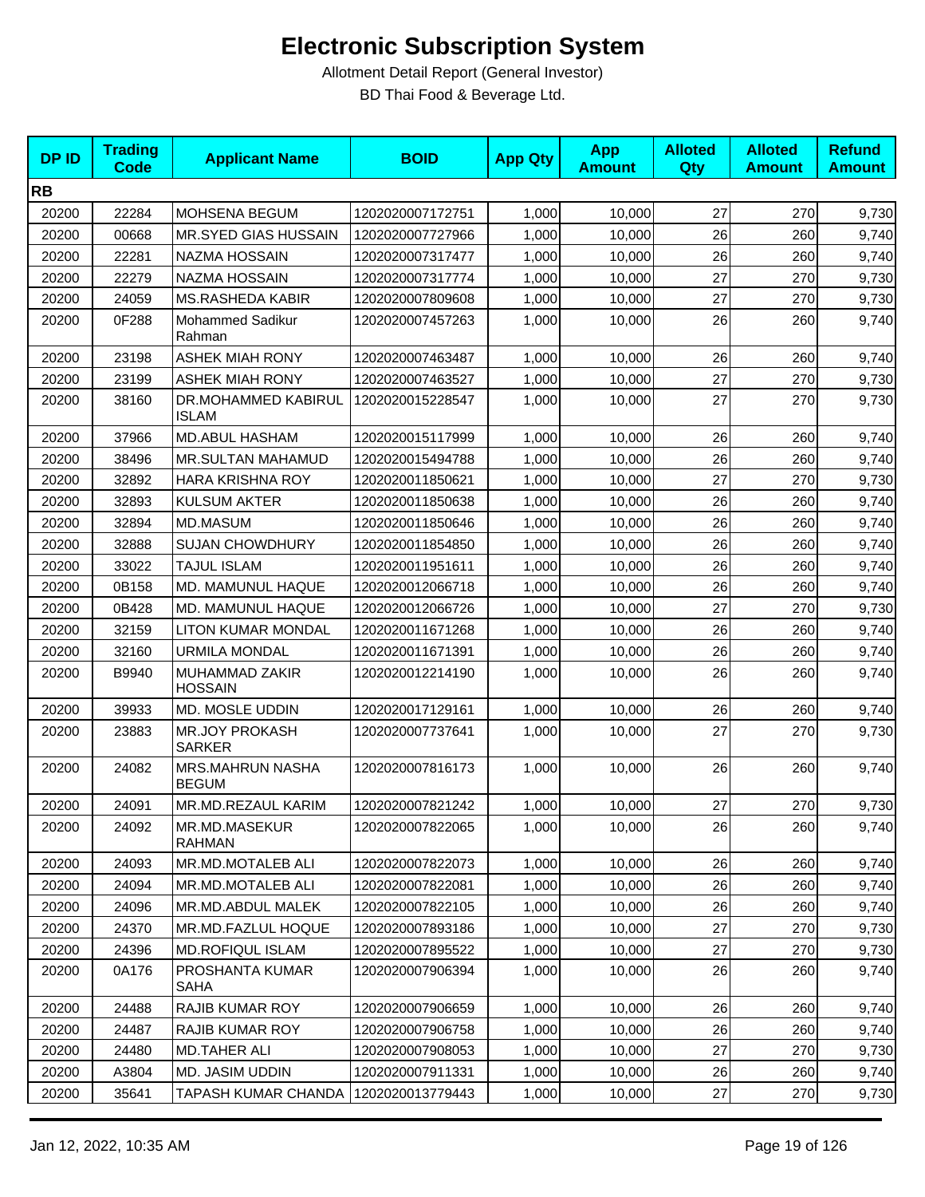# Electronic Subscription System

Allotment Detail Report (General Investor)

BD Thai Food & Beverage Ltd.

| DP ID | Trading Code | Applicant Name | BOID | App Qty | App Amount | Alloted Qty | Alloted Amount | Refund Amount |
|---|---|---|---|---|---|---|---|---|
| **RB** | | | | | | | | |
| 20200 | 22284 | MOHSENA BEGUM | 1202020007172751 | 1,000 | 10,000 | 27 | 270 | 9,730 |
| 20200 | 00668 | MR.SYED GIAS HUSSAIN | 1202020007727966 | 1,000 | 10,000 | 26 | 260 | 9,740 |
| 20200 | 22281 | NAZMA HOSSAIN | 1202020007317477 | 1,000 | 10,000 | 26 | 260 | 9,740 |
| 20200 | 22279 | NAZMA HOSSAIN | 1202020007317774 | 1,000 | 10,000 | 27 | 270 | 9,730 |
| 20200 | 24059 | MS.RASHEDA KABIR | 1202020007809608 | 1,000 | 10,000 | 27 | 270 | 9,730 |
| 20200 | 0F288 | Mohammed Sadikur Rahman | 1202020007457263 | 1,000 | 10,000 | 26 | 260 | 9,740 |
| 20200 | 23198 | ASHEK MIAH RONY | 1202020007463487 | 1,000 | 10,000 | 26 | 260 | 9,740 |
| 20200 | 23199 | ASHEK MIAH RONY | 1202020007463527 | 1,000 | 10,000 | 27 | 270 | 9,730 |
| 20200 | 38160 | DR.MOHAMMED KABIRUL ISLAM | 1202020015228547 | 1,000 | 10,000 | 27 | 270 | 9,730 |
| 20200 | 37966 | MD.ABUL HASHAM | 1202020015117999 | 1,000 | 10,000 | 26 | 260 | 9,740 |
| 20200 | 38496 | MR.SULTAN MAHAMUD | 1202020015494788 | 1,000 | 10,000 | 26 | 260 | 9,740 |
| 20200 | 32892 | HARA KRISHNA ROY | 1202020011850621 | 1,000 | 10,000 | 27 | 270 | 9,730 |
| 20200 | 32893 | KULSUM AKTER | 1202020011850638 | 1,000 | 10,000 | 26 | 260 | 9,740 |
| 20200 | 32894 | MD.MASUM | 1202020011850646 | 1,000 | 10,000 | 26 | 260 | 9,740 |
| 20200 | 32888 | SUJAN CHOWDHURY | 1202020011854850 | 1,000 | 10,000 | 26 | 260 | 9,740 |
| 20200 | 33022 | TAJUL ISLAM | 1202020011951611 | 1,000 | 10,000 | 26 | 260 | 9,740 |
| 20200 | 0B158 | MD. MAMUNUL HAQUE | 1202020012066718 | 1,000 | 10,000 | 26 | 260 | 9,740 |
| 20200 | 0B428 | MD. MAMUNUL HAQUE | 1202020012066726 | 1,000 | 10,000 | 27 | 270 | 9,730 |
| 20200 | 32159 | LITON KUMAR MONDAL | 1202020011671268 | 1,000 | 10,000 | 26 | 260 | 9,740 |
| 20200 | 32160 | URMILA MONDAL | 1202020011671391 | 1,000 | 10,000 | 26 | 260 | 9,740 |
| 20200 | B9940 | MUHAMMAD ZAKIR HOSSAIN | 1202020012214190 | 1,000 | 10,000 | 26 | 260 | 9,740 |
| 20200 | 39933 | MD. MOSLE UDDIN | 1202020017129161 | 1,000 | 10,000 | 26 | 260 | 9,740 |
| 20200 | 23883 | MR.JOY PROKASH SARKER | 1202020007737641 | 1,000 | 10,000 | 27 | 270 | 9,730 |
| 20200 | 24082 | MRS.MAHRUN NASHA BEGUM | 1202020007816173 | 1,000 | 10,000 | 26 | 260 | 9,740 |
| 20200 | 24091 | MR.MD.REZAUL KARIM | 1202020007821242 | 1,000 | 10,000 | 27 | 270 | 9,730 |
| 20200 | 24092 | MR.MD.MASEKUR RAHMAN | 1202020007822065 | 1,000 | 10,000 | 26 | 260 | 9,740 |
| 20200 | 24093 | MR.MD.MOTALEB ALI | 1202020007822073 | 1,000 | 10,000 | 26 | 260 | 9,740 |
| 20200 | 24094 | MR.MD.MOTALEB ALI | 1202020007822081 | 1,000 | 10,000 | 26 | 260 | 9,740 |
| 20200 | 24096 | MR.MD.ABDUL MALEK | 1202020007822105 | 1,000 | 10,000 | 26 | 260 | 9,740 |
| 20200 | 24370 | MR.MD.FAZLUL HOQUE | 1202020007893186 | 1,000 | 10,000 | 27 | 270 | 9,730 |
| 20200 | 24396 | MD.ROFIQUL ISLAM | 1202020007895522 | 1,000 | 10,000 | 27 | 270 | 9,730 |
| 20200 | 0A176 | PROSHANTA KUMAR SAHA | 1202020007906394 | 1,000 | 10,000 | 26 | 260 | 9,740 |
| 20200 | 24488 | RAJIB KUMAR ROY | 1202020007906659 | 1,000 | 10,000 | 26 | 260 | 9,740 |
| 20200 | 24487 | RAJIB KUMAR ROY | 1202020007906758 | 1,000 | 10,000 | 26 | 260 | 9,740 |
| 20200 | 24480 | MD.TAHER ALI | 1202020007908053 | 1,000 | 10,000 | 27 | 270 | 9,730 |
| 20200 | A3804 | MD. JASIM UDDIN | 1202020007911331 | 1,000 | 10,000 | 26 | 260 | 9,740 |
| 20200 | 35641 | TAPASH KUMAR CHANDA | 1202020013779443 | 1,000 | 10,000 | 27 | 270 | 9,730 |

Jan 12, 2022, 10:35 AM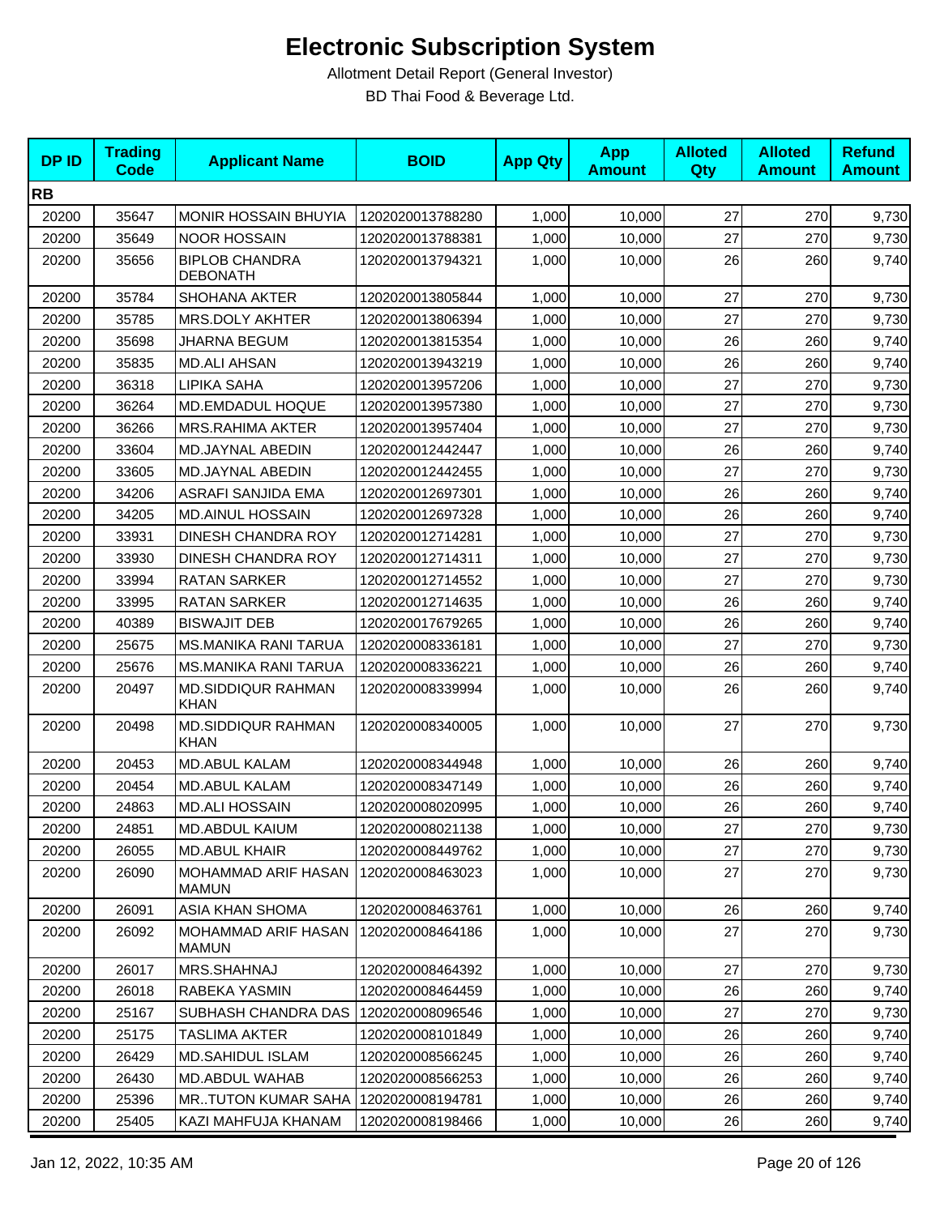# Electronic Subscription System

Allotment Detail Report (General Investor)

BD Thai Food & Beverage Ltd.

| DP ID | Trading Code | Applicant Name | BOID | App Qty | App Amount | Alloted Qty | Alloted Amount | Refund Amount |
|---|---|---|---|---|---|---|---|---|
| **RB** | | | | | | | | |
| 20200 | 35647 | MONIR HOSSAIN BHUYIA | 1202020013788280 | 1,000 | 10,000 | 27 | 270 | 9,730 |
| 20200 | 35649 | NOOR HOSSAIN | 1202020013788381 | 1,000 | 10,000 | 27 | 270 | 9,730 |
| 20200 | 35656 | BIPLOB CHANDRA DEBONATH | 1202020013794321 | 1,000 | 10,000 | 26 | 260 | 9,740 |
| 20200 | 35784 | SHOHANA AKTER | 1202020013805844 | 1,000 | 10,000 | 27 | 270 | 9,730 |
| 20200 | 35785 | MRS.DOLY AKHTER | 1202020013806394 | 1,000 | 10,000 | 27 | 270 | 9,730 |
| 20200 | 35698 | JHARNA BEGUM | 1202020013815354 | 1,000 | 10,000 | 26 | 260 | 9,740 |
| 20200 | 35835 | MD.ALI AHSAN | 1202020013943219 | 1,000 | 10,000 | 26 | 260 | 9,740 |
| 20200 | 36318 | LIPIKA SAHA | 1202020013957206 | 1,000 | 10,000 | 27 | 270 | 9,730 |
| 20200 | 36264 | MD.EMDADUL HOQUE | 1202020013957380 | 1,000 | 10,000 | 27 | 270 | 9,730 |
| 20200 | 36266 | MRS.RAHIMA AKTER | 1202020013957404 | 1,000 | 10,000 | 27 | 270 | 9,730 |
| 20200 | 33604 | MD.JAYNAL ABEDIN | 1202020012442447 | 1,000 | 10,000 | 26 | 260 | 9,740 |
| 20200 | 33605 | MD.JAYNAL ABEDIN | 1202020012442455 | 1,000 | 10,000 | 27 | 270 | 9,730 |
| 20200 | 34206 | ASRAFI SANJIDA EMA | 1202020012697301 | 1,000 | 10,000 | 26 | 260 | 9,740 |
| 20200 | 34205 | MD.AINUL HOSSAIN | 1202020012697328 | 1,000 | 10,000 | 26 | 260 | 9,740 |
| 20200 | 33931 | DINESH CHANDRA ROY | 1202020012714281 | 1,000 | 10,000 | 27 | 270 | 9,730 |
| 20200 | 33930 | DINESH CHANDRA ROY | 1202020012714311 | 1,000 | 10,000 | 27 | 270 | 9,730 |
| 20200 | 33994 | RATAN SARKER | 1202020012714552 | 1,000 | 10,000 | 27 | 270 | 9,730 |
| 20200 | 33995 | RATAN SARKER | 1202020012714635 | 1,000 | 10,000 | 26 | 260 | 9,740 |
| 20200 | 40389 | BISWAJIT DEB | 1202020017679265 | 1,000 | 10,000 | 26 | 260 | 9,740 |
| 20200 | 25675 | MS.MANIKA RANI TARUA | 1202020008336181 | 1,000 | 10,000 | 27 | 270 | 9,730 |
| 20200 | 25676 | MS.MANIKA RANI TARUA | 1202020008336221 | 1,000 | 10,000 | 26 | 260 | 9,740 |
| 20200 | 20497 | MD.SIDDIQUR RAHMAN KHAN | 1202020008339994 | 1,000 | 10,000 | 26 | 260 | 9,740 |
| 20200 | 20498 | MD.SIDDIQUR RAHMAN KHAN | 1202020008340005 | 1,000 | 10,000 | 27 | 270 | 9,730 |
| 20200 | 20453 | MD.ABUL KALAM | 1202020008344948 | 1,000 | 10,000 | 26 | 260 | 9,740 |
| 20200 | 20454 | MD.ABUL KALAM | 1202020008347149 | 1,000 | 10,000 | 26 | 260 | 9,740 |
| 20200 | 24863 | MD.ALI HOSSAIN | 1202020008020995 | 1,000 | 10,000 | 26 | 260 | 9,740 |
| 20200 | 24851 | MD.ABDUL KAIUM | 1202020008021138 | 1,000 | 10,000 | 27 | 270 | 9,730 |
| 20200 | 26055 | MD.ABUL KHAIR | 1202020008449762 | 1,000 | 10,000 | 27 | 270 | 9,730 |
| 20200 | 26090 | MOHAMMAD ARIF HASAN MAMUN | 1202020008463023 | 1,000 | 10,000 | 27 | 270 | 9,730 |
| 20200 | 26091 | ASIA KHAN SHOMA | 1202020008463761 | 1,000 | 10,000 | 26 | 260 | 9,740 |
| 20200 | 26092 | MOHAMMAD ARIF HASAN MAMUN | 1202020008464186 | 1,000 | 10,000 | 27 | 270 | 9,730 |
| 20200 | 26017 | MRS.SHAHNAJ | 1202020008464392 | 1,000 | 10,000 | 27 | 270 | 9,730 |
| 20200 | 26018 | RABEKA YASMIN | 1202020008464459 | 1,000 | 10,000 | 26 | 260 | 9,740 |
| 20200 | 25167 | SUBHASH CHANDRA DAS | 1202020008096546 | 1,000 | 10,000 | 27 | 270 | 9,730 |
| 20200 | 25175 | TASLIMA AKTER | 1202020008101849 | 1,000 | 10,000 | 26 | 260 | 9,740 |
| 20200 | 26429 | MD.SAHIDUL ISLAM | 1202020008566245 | 1,000 | 10,000 | 26 | 260 | 9,740 |
| 20200 | 26430 | MD.ABDUL WAHAB | 1202020008566253 | 1,000 | 10,000 | 26 | 260 | 9,740 |
| 20200 | 25396 | MR..TUTON KUMAR SAHA | 1202020008194781 | 1,000 | 10,000 | 26 | 260 | 9,740 |
| 20200 | 25405 | KAZI MAHFUJA KHANAM | 1202020008198466 | 1,000 | 10,000 | 26 | 260 | 9,740 |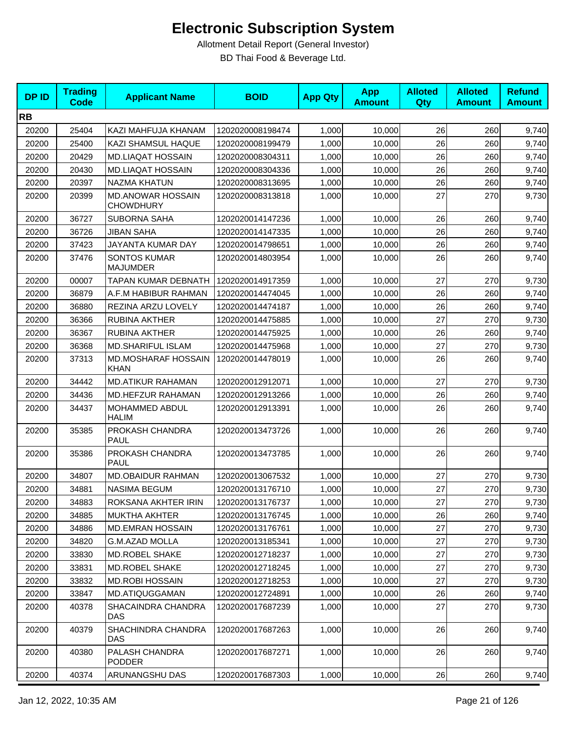# Electronic Subscription System

Allotment Detail Report (General Investor)

BD Thai Food & Beverage Ltd.

| DP ID | Trading Code | Applicant Name | BOID | App Qty | App Amount | Alloted Qty | Alloted Amount | Refund Amount |
|---|---|---|---|---|---|---|---|---|
| **RB** | | | | | | | | |
| 20200 | 25404 | KAZI MAHFUJA KHANAM | 1202020008198474 | 1,000 | 10,000 | 26 | 260 | 9,740 |
| 20200 | 25400 | KAZI SHAMSUL HAQUE | 1202020008199479 | 1,000 | 10,000 | 26 | 260 | 9,740 |
| 20200 | 20429 | MD.LIAQAT HOSSAIN | 1202020008304311 | 1,000 | 10,000 | 26 | 260 | 9,740 |
| 20200 | 20430 | MD.LIAQAT HOSSAIN | 1202020008304336 | 1,000 | 10,000 | 26 | 260 | 9,740 |
| 20200 | 20397 | NAZMA KHATUN | 1202020008313695 | 1,000 | 10,000 | 26 | 260 | 9,740 |
| 20200 | 20399 | MD.ANOWAR HOSSAIN CHOWDHURY | 1202020008313818 | 1,000 | 10,000 | 27 | 270 | 9,730 |
| 20200 | 36727 | SUBORNA SAHA | 1202020014147236 | 1,000 | 10,000 | 26 | 260 | 9,740 |
| 20200 | 36726 | JIBAN SAHA | 1202020014147335 | 1,000 | 10,000 | 26 | 260 | 9,740 |
| 20200 | 37423 | JAYANTA KUMAR DAY | 1202020014798651 | 1,000 | 10,000 | 26 | 260 | 9,740 |
| 20200 | 37476 | SONTOS KUMAR MAJUMDER | 1202020014803954 | 1,000 | 10,000 | 26 | 260 | 9,740 |
| 20200 | 00007 | TAPAN KUMAR DEBNATH | 1202020014917359 | 1,000 | 10,000 | 27 | 270 | 9,730 |
| 20200 | 36879 | A.F.M HABIBUR RAHMAN | 1202020014474045 | 1,000 | 10,000 | 26 | 260 | 9,740 |
| 20200 | 36880 | REZINA ARZU LOVELY | 1202020014474187 | 1,000 | 10,000 | 26 | 260 | 9,740 |
| 20200 | 36366 | RUBINA AKTHER | 1202020014475885 | 1,000 | 10,000 | 27 | 270 | 9,730 |
| 20200 | 36367 | RUBINA AKTHER | 1202020014475925 | 1,000 | 10,000 | 26 | 260 | 9,740 |
| 20200 | 36368 | MD.SHARIFUL ISLAM | 1202020014475968 | 1,000 | 10,000 | 27 | 270 | 9,730 |
| 20200 | 37313 | MD.MOSHARAF HOSSAIN KHAN | 1202020014478019 | 1,000 | 10,000 | 26 | 260 | 9,740 |
| 20200 | 34442 | MD.ATIKUR RAHAMAN | 1202020012912071 | 1,000 | 10,000 | 27 | 270 | 9,730 |
| 20200 | 34436 | MD.HEFZUR RAHAMAN | 1202020012913266 | 1,000 | 10,000 | 26 | 260 | 9,740 |
| 20200 | 34437 | MOHAMMED ABDUL HALIM | 1202020012913391 | 1,000 | 10,000 | 26 | 260 | 9,740 |
| 20200 | 35385 | PROKASH CHANDRA PAUL | 1202020013473726 | 1,000 | 10,000 | 26 | 260 | 9,740 |
| 20200 | 35386 | PROKASH CHANDRA PAUL | 1202020013473785 | 1,000 | 10,000 | 26 | 260 | 9,740 |
| 20200 | 34807 | MD.OBAIDUR RAHMAN | 1202020013067532 | 1,000 | 10,000 | 27 | 270 | 9,730 |
| 20200 | 34881 | NASIMA BEGUM | 1202020013176710 | 1,000 | 10,000 | 27 | 270 | 9,730 |
| 20200 | 34883 | ROKSANA AKHTER IRIN | 1202020013176737 | 1,000 | 10,000 | 27 | 270 | 9,730 |
| 20200 | 34885 | MUKTHA AKHTER | 1202020013176745 | 1,000 | 10,000 | 26 | 260 | 9,740 |
| 20200 | 34886 | MD.EMRAN HOSSAIN | 1202020013176761 | 1,000 | 10,000 | 27 | 270 | 9,730 |
| 20200 | 34820 | G.M.AZAD MOLLA | 1202020013185341 | 1,000 | 10,000 | 27 | 270 | 9,730 |
| 20200 | 33830 | MD.ROBEL SHAKE | 1202020012718237 | 1,000 | 10,000 | 27 | 270 | 9,730 |
| 20200 | 33831 | MD.ROBEL SHAKE | 1202020012718245 | 1,000 | 10,000 | 27 | 270 | 9,730 |
| 20200 | 33832 | MD.ROBI HOSSAIN | 1202020012718253 | 1,000 | 10,000 | 27 | 270 | 9,730 |
| 20200 | 33847 | MD.ATIQUGGAMAN | 1202020012724891 | 1,000 | 10,000 | 26 | 260 | 9,740 |
| 20200 | 40378 | SHACAINDRA CHANDRA DAS | 1202020017687239 | 1,000 | 10,000 | 27 | 270 | 9,730 |
| 20200 | 40379 | SHACHINDRA CHANDRA DAS | 1202020017687263 | 1,000 | 10,000 | 26 | 260 | 9,740 |
| 20200 | 40380 | PALASH CHANDRA PODDER | 1202020017687271 | 1,000 | 10,000 | 26 | 260 | 9,740 |
| 20200 | 40374 | ARUNANGSHU DAS | 1202020017687303 | 1,000 | 10,000 | 26 | 260 | 9,740 |

Jan 12, 2022, 10:35 AM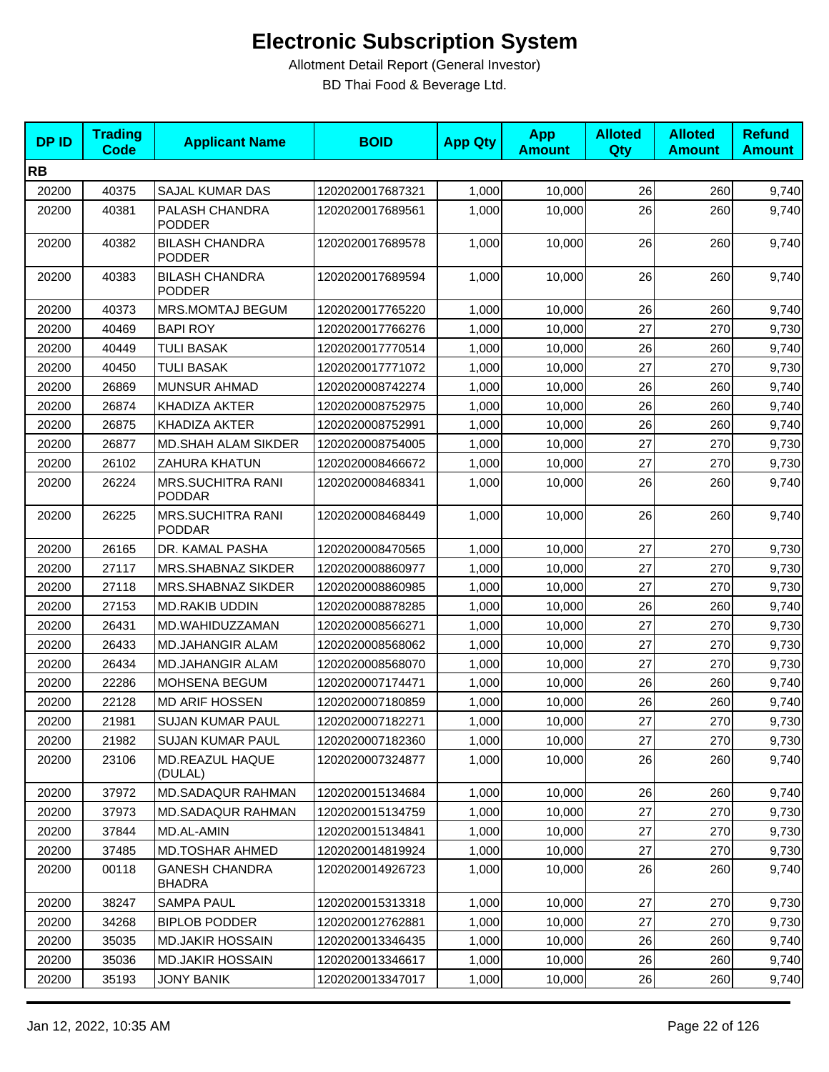# Electronic Subscription System

Allotment Detail Report (General Investor)

BD Thai Food & Beverage Ltd.

| DP ID | Trading Code | Applicant Name | BOID | App Qty | App Amount | Alloted Qty | Alloted Amount | Refund Amount |
|---|---|---|---|---|---|---|---|---|
| **RB** | | | | | | | | |
| 20200 | 40375 | SAJAL KUMAR DAS | 1202020017687321 | 1,000 | 10,000 | 26 | 260 | 9,740 |
| 20200 | 40381 | PALASH CHANDRA PODDER | 1202020017689561 | 1,000 | 10,000 | 26 | 260 | 9,740 |
| 20200 | 40382 | BILASH CHANDRA PODDER | 1202020017689578 | 1,000 | 10,000 | 26 | 260 | 9,740 |
| 20200 | 40383 | BILASH CHANDRA PODDER | 1202020017689594 | 1,000 | 10,000 | 26 | 260 | 9,740 |
| 20200 | 40373 | MRS.MOMTAJ BEGUM | 1202020017765220 | 1,000 | 10,000 | 26 | 260 | 9,740 |
| 20200 | 40469 | BAPI ROY | 1202020017766276 | 1,000 | 10,000 | 27 | 270 | 9,730 |
| 20200 | 40449 | TULI BASAK | 1202020017770514 | 1,000 | 10,000 | 26 | 260 | 9,740 |
| 20200 | 40450 | TULI BASAK | 1202020017771072 | 1,000 | 10,000 | 27 | 270 | 9,730 |
| 20200 | 26869 | MUNSUR AHMAD | 1202020008742274 | 1,000 | 10,000 | 26 | 260 | 9,740 |
| 20200 | 26874 | KHADIZA AKTER | 1202020008752975 | 1,000 | 10,000 | 26 | 260 | 9,740 |
| 20200 | 26875 | KHADIZA AKTER | 1202020008752991 | 1,000 | 10,000 | 26 | 260 | 9,740 |
| 20200 | 26877 | MD.SHAH ALAM SIKDER | 1202020008754005 | 1,000 | 10,000 | 27 | 270 | 9,730 |
| 20200 | 26102 | ZAHURA KHATUN | 1202020008466672 | 1,000 | 10,000 | 27 | 270 | 9,730 |
| 20200 | 26224 | MRS.SUCHITRA RANI PODDAR | 1202020008468341 | 1,000 | 10,000 | 26 | 260 | 9,740 |
| 20200 | 26225 | MRS.SUCHITRA RANI PODDAR | 1202020008468449 | 1,000 | 10,000 | 26 | 260 | 9,740 |
| 20200 | 26165 | DR. KAMAL PASHA | 1202020008470565 | 1,000 | 10,000 | 27 | 270 | 9,730 |
| 20200 | 27117 | MRS.SHABNAZ SIKDER | 1202020008860977 | 1,000 | 10,000 | 27 | 270 | 9,730 |
| 20200 | 27118 | MRS.SHABNAZ SIKDER | 1202020008860985 | 1,000 | 10,000 | 27 | 270 | 9,730 |
| 20200 | 27153 | MD.RAKIB UDDIN | 1202020008878285 | 1,000 | 10,000 | 26 | 260 | 9,740 |
| 20200 | 26431 | MD.WAHIDUZZAMAN | 1202020008566271 | 1,000 | 10,000 | 27 | 270 | 9,730 |
| 20200 | 26433 | MD.JAHANGIR ALAM | 1202020008568062 | 1,000 | 10,000 | 27 | 270 | 9,730 |
| 20200 | 26434 | MD.JAHANGIR ALAM | 1202020008568070 | 1,000 | 10,000 | 27 | 270 | 9,730 |
| 20200 | 22286 | MOHSENA BEGUM | 1202020007174471 | 1,000 | 10,000 | 26 | 260 | 9,740 |
| 20200 | 22128 | MD ARIF HOSSEN | 1202020007180859 | 1,000 | 10,000 | 26 | 260 | 9,740 |
| 20200 | 21981 | SUJAN KUMAR PAUL | 1202020007182271 | 1,000 | 10,000 | 27 | 270 | 9,730 |
| 20200 | 21982 | SUJAN KUMAR PAUL | 1202020007182360 | 1,000 | 10,000 | 27 | 270 | 9,730 |
| 20200 | 23106 | MD.REAZUL HAQUE (DULAL) | 1202020007324877 | 1,000 | 10,000 | 26 | 260 | 9,740 |
| 20200 | 37972 | MD.SADAQUR RAHMAN | 1202020015134684 | 1,000 | 10,000 | 26 | 260 | 9,740 |
| 20200 | 37973 | MD.SADAQUR RAHMAN | 1202020015134759 | 1,000 | 10,000 | 27 | 270 | 9,730 |
| 20200 | 37844 | MD.AL-AMIN | 1202020015134841 | 1,000 | 10,000 | 27 | 270 | 9,730 |
| 20200 | 37485 | MD.TOSHAR AHMED | 1202020014819924 | 1,000 | 10,000 | 27 | 270 | 9,730 |
| 20200 | 00118 | GANESH CHANDRA BHADRA | 1202020014926723 | 1,000 | 10,000 | 26 | 260 | 9,740 |
| 20200 | 38247 | SAMPA PAUL | 1202020015313318 | 1,000 | 10,000 | 27 | 270 | 9,730 |
| 20200 | 34268 | BIPLOB PODDER | 1202020012762881 | 1,000 | 10,000 | 27 | 270 | 9,730 |
| 20200 | 35035 | MD.JAKIR HOSSAIN | 1202020013346435 | 1,000 | 10,000 | 26 | 260 | 9,740 |
| 20200 | 35036 | MD.JAKIR HOSSAIN | 1202020013346617 | 1,000 | 10,000 | 26 | 260 | 9,740 |
| 20200 | 35193 | JONY BANIK | 1202020013347017 | 1,000 | 10,000 | 26 | 260 | 9,740 |

Jan 12, 2022, 10:35 AM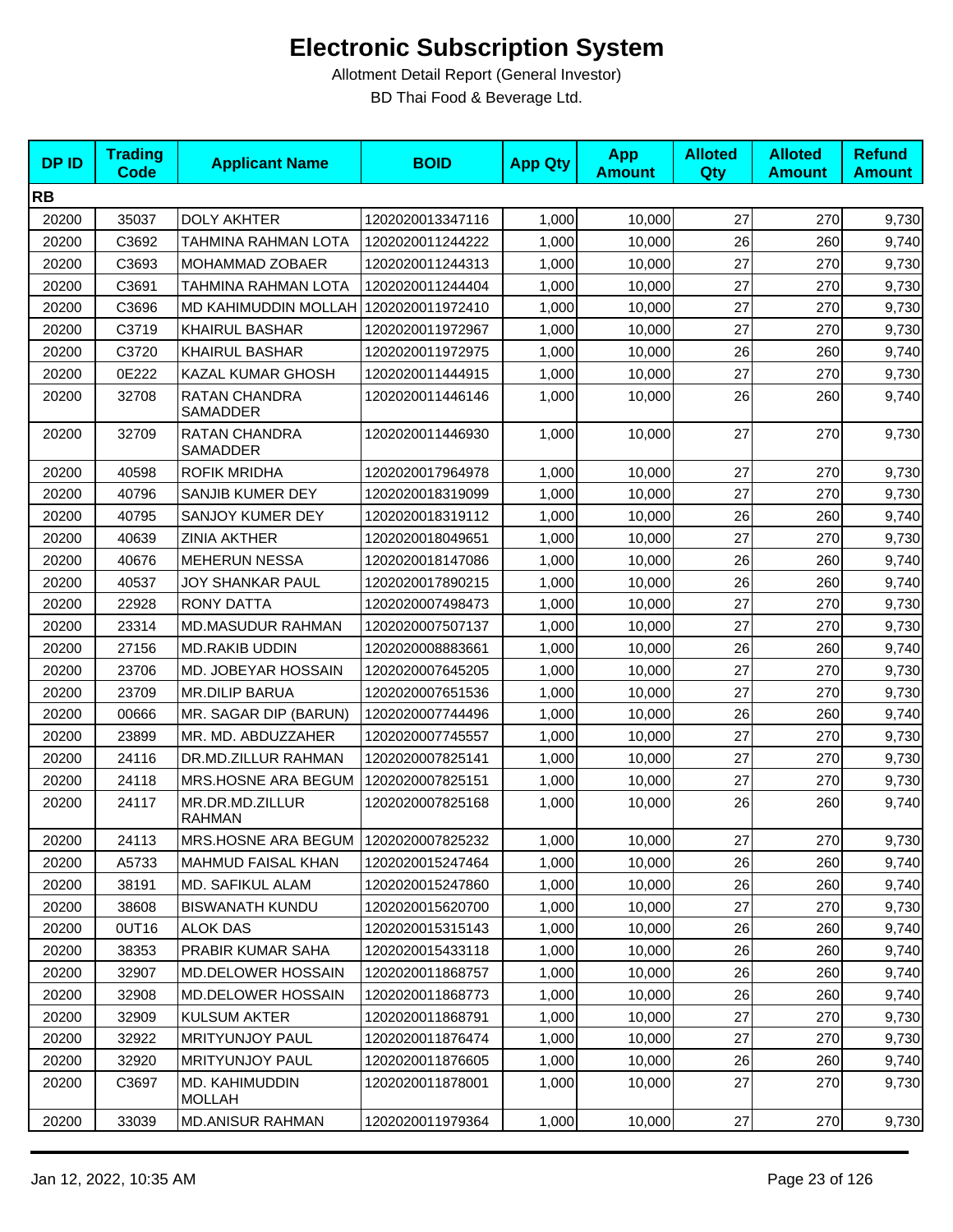# Electronic Subscription System

Allotment Detail Report (General Investor)

BD Thai Food & Beverage Ltd.

| DP ID | Trading Code | Applicant Name | BOID | App Qty | App Amount | Alloted Qty | Alloted Amount | Refund Amount |
|---|---|---|---|---|---|---|---|---|
| **RB** | | | | | | | | |
| 20200 | 35037 | DOLY AKHTER | 1202020013347116 | 1,000 | 10,000 | 27 | 270 | 9,730 |
| 20200 | C3692 | TAHMINA RAHMAN LOTA | 1202020011244222 | 1,000 | 10,000 | 26 | 260 | 9,740 |
| 20200 | C3693 | MOHAMMAD ZOBAER | 1202020011244313 | 1,000 | 10,000 | 27 | 270 | 9,730 |
| 20200 | C3691 | TAHMINA RAHMAN LOTA | 1202020011244404 | 1,000 | 10,000 | 27 | 270 | 9,730 |
| 20200 | C3696 | MD KAHIMUDDIN MOLLAH | 1202020011972410 | 1,000 | 10,000 | 27 | 270 | 9,730 |
| 20200 | C3719 | KHAIRUL BASHAR | 1202020011972967 | 1,000 | 10,000 | 27 | 270 | 9,730 |
| 20200 | C3720 | KHAIRUL BASHAR | 1202020011972975 | 1,000 | 10,000 | 26 | 260 | 9,740 |
| 20200 | 0E222 | KAZAL KUMAR GHOSH | 1202020011444915 | 1,000 | 10,000 | 27 | 270 | 9,730 |
| 20200 | 32708 | RATAN CHANDRA SAMADDER | 1202020011446146 | 1,000 | 10,000 | 26 | 260 | 9,740 |
| 20200 | 32709 | RATAN CHANDRA SAMADDER | 1202020011446930 | 1,000 | 10,000 | 27 | 270 | 9,730 |
| 20200 | 40598 | ROFIK MRIDHA | 1202020017964978 | 1,000 | 10,000 | 27 | 270 | 9,730 |
| 20200 | 40796 | SANJIB KUMER DEY | 1202020018319099 | 1,000 | 10,000 | 27 | 270 | 9,730 |
| 20200 | 40795 | SANJOY KUMER DEY | 1202020018319112 | 1,000 | 10,000 | 26 | 260 | 9,740 |
| 20200 | 40639 | ZINIA AKTHER | 1202020018049651 | 1,000 | 10,000 | 27 | 270 | 9,730 |
| 20200 | 40676 | MEHERUN NESSA | 1202020018147086 | 1,000 | 10,000 | 26 | 260 | 9,740 |
| 20200 | 40537 | JOY SHANKAR PAUL | 1202020017890215 | 1,000 | 10,000 | 26 | 260 | 9,740 |
| 20200 | 22928 | RONY DATTA | 1202020007498473 | 1,000 | 10,000 | 27 | 270 | 9,730 |
| 20200 | 23314 | MD.MASUDUR RAHMAN | 1202020007507137 | 1,000 | 10,000 | 27 | 270 | 9,730 |
| 20200 | 27156 | MD.RAKIB UDDIN | 1202020008883661 | 1,000 | 10,000 | 26 | 260 | 9,740 |
| 20200 | 23706 | MD. JOBEYAR HOSSAIN | 1202020007645205 | 1,000 | 10,000 | 27 | 270 | 9,730 |
| 20200 | 23709 | MR.DILIP BARUA | 1202020007651536 | 1,000 | 10,000 | 27 | 270 | 9,730 |
| 20200 | 00666 | MR. SAGAR DIP (BARUN) | 1202020007744496 | 1,000 | 10,000 | 26 | 260 | 9,740 |
| 20200 | 23899 | MR. MD. ABDUZZAHER | 1202020007745557 | 1,000 | 10,000 | 27 | 270 | 9,730 |
| 20200 | 24116 | DR.MD.ZILLUR RAHMAN | 1202020007825141 | 1,000 | 10,000 | 27 | 270 | 9,730 |
| 20200 | 24118 | MRS.HOSNE ARA BEGUM | 1202020007825151 | 1,000 | 10,000 | 27 | 270 | 9,730 |
| 20200 | 24117 | MR.DR.MD.ZILLUR RAHMAN | 1202020007825168 | 1,000 | 10,000 | 26 | 260 | 9,740 |
| 20200 | 24113 | MRS.HOSNE ARA BEGUM | 1202020007825232 | 1,000 | 10,000 | 27 | 270 | 9,730 |
| 20200 | A5733 | MAHMUD FAISAL KHAN | 1202020015247464 | 1,000 | 10,000 | 26 | 260 | 9,740 |
| 20200 | 38191 | MD. SAFIKUL ALAM | 1202020015247860 | 1,000 | 10,000 | 26 | 260 | 9,740 |
| 20200 | 38608 | BISWANATH KUNDU | 1202020015620700 | 1,000 | 10,000 | 27 | 270 | 9,730 |
| 20200 | 0UT16 | ALOK DAS | 1202020015315143 | 1,000 | 10,000 | 26 | 260 | 9,740 |
| 20200 | 38353 | PRABIR KUMAR SAHA | 1202020015433118 | 1,000 | 10,000 | 26 | 260 | 9,740 |
| 20200 | 32907 | MD.DELOWER HOSSAIN | 1202020011868757 | 1,000 | 10,000 | 26 | 260 | 9,740 |
| 20200 | 32908 | MD.DELOWER HOSSAIN | 1202020011868773 | 1,000 | 10,000 | 26 | 260 | 9,740 |
| 20200 | 32909 | KULSUM AKTER | 1202020011868791 | 1,000 | 10,000 | 27 | 270 | 9,730 |
| 20200 | 32922 | MRITYUNJOY PAUL | 1202020011876474 | 1,000 | 10,000 | 27 | 270 | 9,730 |
| 20200 | 32920 | MRITYUNJOY PAUL | 1202020011876605 | 1,000 | 10,000 | 26 | 260 | 9,740 |
| 20200 | C3697 | MD. KAHIMUDDIN MOLLAH | 1202020011878001 | 1,000 | 10,000 | 27 | 270 | 9,730 |
| 20200 | 33039 | MD.ANISUR RAHMAN | 1202020011979364 | 1,000 | 10,000 | 27 | 270 | 9,730 |

Jan 12, 2022, 10:35 AM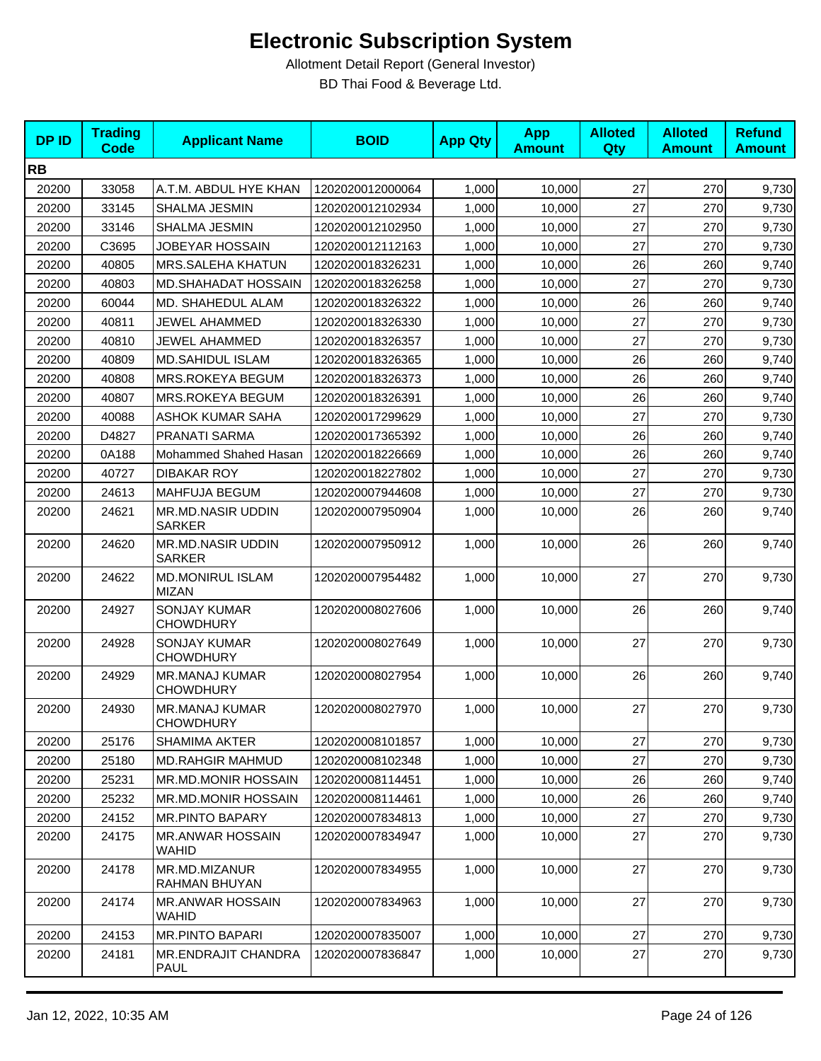# Electronic Subscription System

Allotment Detail Report (General Investor)

BD Thai Food & Beverage Ltd.

| DP ID | Trading Code | Applicant Name | BOID | App Qty | App Amount | Alloted Qty | Alloted Amount | Refund Amount |
|---|---|---|---|---|---|---|---|---|
| **RB** | | | | | | | | |
| 20200 | 33058 | A.T.M. ABDUL HYE KHAN | 1202020012000064 | 1,000 | 10,000 | 27 | 270 | 9,730 |
| 20200 | 33145 | SHALMA JESMIN | 1202020012102934 | 1,000 | 10,000 | 27 | 270 | 9,730 |
| 20200 | 33146 | SHALMA JESMIN | 1202020012102950 | 1,000 | 10,000 | 27 | 270 | 9,730 |
| 20200 | C3695 | JOBEYAR HOSSAIN | 1202020012112163 | 1,000 | 10,000 | 27 | 270 | 9,730 |
| 20200 | 40805 | MRS.SALEHA KHATUN | 1202020018326231 | 1,000 | 10,000 | 26 | 260 | 9,740 |
| 20200 | 40803 | MD.SHAHADAT HOSSAIN | 1202020018326258 | 1,000 | 10,000 | 27 | 270 | 9,730 |
| 20200 | 60044 | MD. SHAHEDUL ALAM | 1202020018326322 | 1,000 | 10,000 | 26 | 260 | 9,740 |
| 20200 | 40811 | JEWEL AHAMMED | 1202020018326330 | 1,000 | 10,000 | 27 | 270 | 9,730 |
| 20200 | 40810 | JEWEL AHAMMED | 1202020018326357 | 1,000 | 10,000 | 27 | 270 | 9,730 |
| 20200 | 40809 | MD.SAHIDUL ISLAM | 1202020018326365 | 1,000 | 10,000 | 26 | 260 | 9,740 |
| 20200 | 40808 | MRS.ROKEYA BEGUM | 1202020018326373 | 1,000 | 10,000 | 26 | 260 | 9,740 |
| 20200 | 40807 | MRS.ROKEYA BEGUM | 1202020018326391 | 1,000 | 10,000 | 26 | 260 | 9,740 |
| 20200 | 40088 | ASHOK KUMAR SAHA | 1202020017299629 | 1,000 | 10,000 | 27 | 270 | 9,730 |
| 20200 | D4827 | PRANATI SARMA | 1202020017365392 | 1,000 | 10,000 | 26 | 260 | 9,740 |
| 20200 | 0A188 | Mohammed Shahed Hasan | 1202020018226669 | 1,000 | 10,000 | 26 | 260 | 9,740 |
| 20200 | 40727 | DIBAKAR ROY | 1202020018227802 | 1,000 | 10,000 | 27 | 270 | 9,730 |
| 20200 | 24613 | MAHFUJA BEGUM | 1202020007944608 | 1,000 | 10,000 | 27 | 270 | 9,730 |
| 20200 | 24621 | MR.MD.NASIR UDDIN SARKER | 1202020007950904 | 1,000 | 10,000 | 26 | 260 | 9,740 |
| 20200 | 24620 | MR.MD.NASIR UDDIN SARKER | 1202020007950912 | 1,000 | 10,000 | 26 | 260 | 9,740 |
| 20200 | 24622 | MD.MONIRUL ISLAM MIZAN | 1202020007954482 | 1,000 | 10,000 | 27 | 270 | 9,730 |
| 20200 | 24927 | SONJAY KUMAR CHOWDHURY | 1202020008027606 | 1,000 | 10,000 | 26 | 260 | 9,740 |
| 20200 | 24928 | SONJAY KUMAR CHOWDHURY | 1202020008027649 | 1,000 | 10,000 | 27 | 270 | 9,730 |
| 20200 | 24929 | MR.MANAJ KUMAR CHOWDHURY | 1202020008027954 | 1,000 | 10,000 | 26 | 260 | 9,740 |
| 20200 | 24930 | MR.MANAJ KUMAR CHOWDHURY | 1202020008027970 | 1,000 | 10,000 | 27 | 270 | 9,730 |
| 20200 | 25176 | SHAMIMA AKTER | 1202020008101857 | 1,000 | 10,000 | 27 | 270 | 9,730 |
| 20200 | 25180 | MD.RAHGIR MAHMUD | 1202020008102348 | 1,000 | 10,000 | 27 | 270 | 9,730 |
| 20200 | 25231 | MR.MD.MONIR HOSSAIN | 1202020008114451 | 1,000 | 10,000 | 26 | 260 | 9,740 |
| 20200 | 25232 | MR.MD.MONIR HOSSAIN | 1202020008114461 | 1,000 | 10,000 | 26 | 260 | 9,740 |
| 20200 | 24152 | MR.PINTO BAPARY | 1202020007834813 | 1,000 | 10,000 | 27 | 270 | 9,730 |
| 20200 | 24175 | MR.ANWAR HOSSAIN WAHID | 1202020007834947 | 1,000 | 10,000 | 27 | 270 | 9,730 |
| 20200 | 24178 | MR.MD.MIZANUR RAHMAN BHUYAN | 1202020007834955 | 1,000 | 10,000 | 27 | 270 | 9,730 |
| 20200 | 24174 | MR.ANWAR HOSSAIN WAHID | 1202020007834963 | 1,000 | 10,000 | 27 | 270 | 9,730 |
| 20200 | 24153 | MR.PINTO BAPARI | 1202020007835007 | 1,000 | 10,000 | 27 | 270 | 9,730 |
| 20200 | 24181 | MR.ENDRAJIT CHANDRA PAUL | 1202020007836847 | 1,000 | 10,000 | 27 | 270 | 9,730 |

Jan 12, 2022, 10:35 AM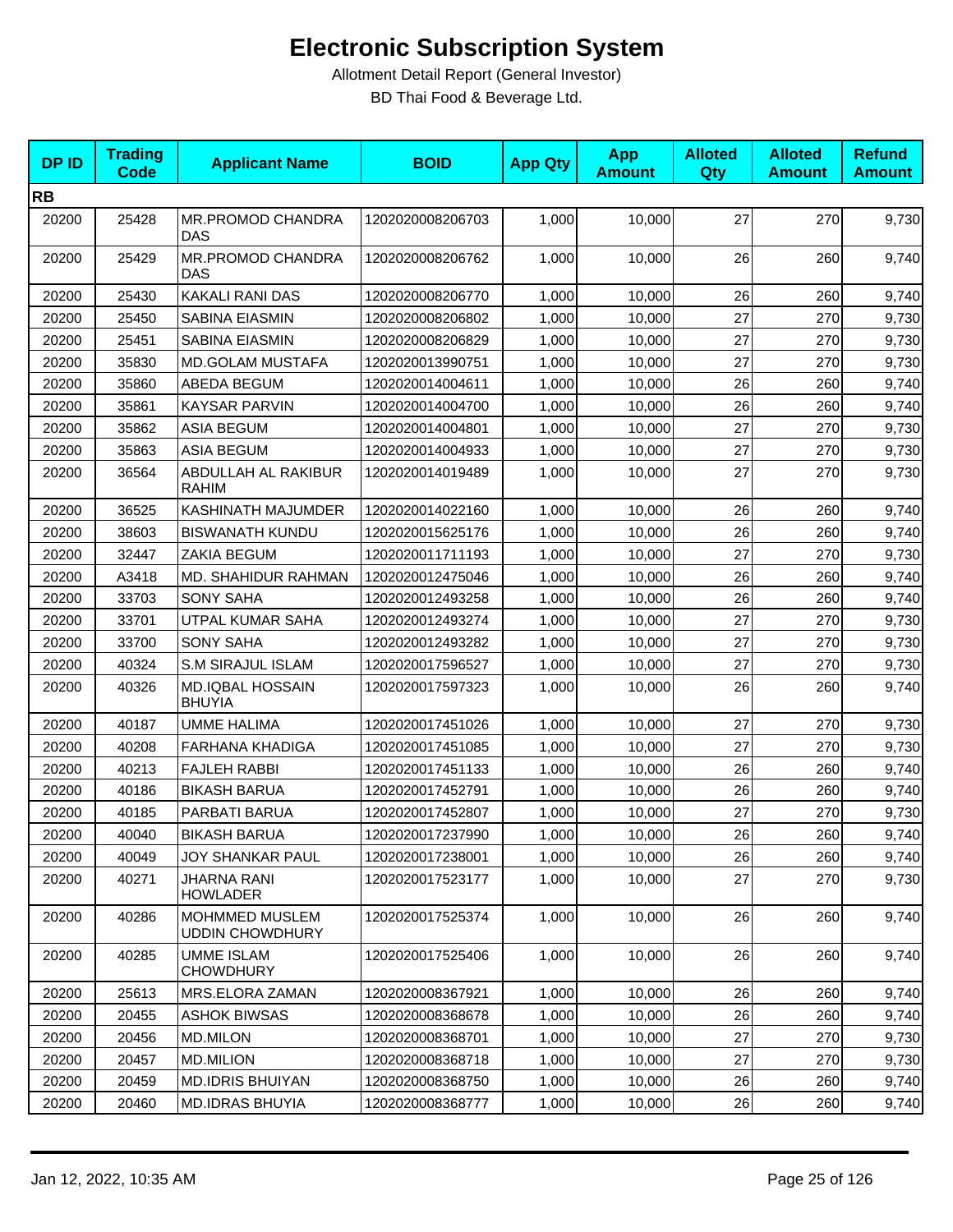# Electronic Subscription System

Allotment Detail Report (General Investor)

BD Thai Food & Beverage Ltd.

| DP ID | Trading Code | Applicant Name | BOID | App Qty | App Amount | Alloted Qty | Alloted Amount | Refund Amount |
|---|---|---|---|---|---|---|---|---|
| **RB** | | | | | | | | |
| 20200 | 25428 | MR.PROMOD CHANDRA DAS | 1202020008206703 | 1,000 | 10,000 | 27 | 270 | 9,730 |
| 20200 | 25429 | MR.PROMOD CHANDRA DAS | 1202020008206762 | 1,000 | 10,000 | 26 | 260 | 9,740 |
| 20200 | 25430 | KAKALI RANI DAS | 1202020008206770 | 1,000 | 10,000 | 26 | 260 | 9,740 |
| 20200 | 25450 | SABINA EIASMIN | 1202020008206802 | 1,000 | 10,000 | 27 | 270 | 9,730 |
| 20200 | 25451 | SABINA EIASMIN | 1202020008206829 | 1,000 | 10,000 | 27 | 270 | 9,730 |
| 20200 | 35830 | MD.GOLAM MUSTAFA | 1202020013990751 | 1,000 | 10,000 | 27 | 270 | 9,730 |
| 20200 | 35860 | ABEDA BEGUM | 1202020014004611 | 1,000 | 10,000 | 26 | 260 | 9,740 |
| 20200 | 35861 | KAYSAR PARVIN | 1202020014004700 | 1,000 | 10,000 | 26 | 260 | 9,740 |
| 20200 | 35862 | ASIA BEGUM | 1202020014004801 | 1,000 | 10,000 | 27 | 270 | 9,730 |
| 20200 | 35863 | ASIA BEGUM | 1202020014004933 | 1,000 | 10,000 | 27 | 270 | 9,730 |
| 20200 | 36564 | ABDULLAH AL RAKIBUR RAHIM | 1202020014019489 | 1,000 | 10,000 | 27 | 270 | 9,730 |
| 20200 | 36525 | KASHINATH MAJUMDER | 1202020014022160 | 1,000 | 10,000 | 26 | 260 | 9,740 |
| 20200 | 38603 | BISWANATH KUNDU | 1202020015625176 | 1,000 | 10,000 | 26 | 260 | 9,740 |
| 20200 | 32447 | ZAKIA BEGUM | 1202020011711193 | 1,000 | 10,000 | 27 | 270 | 9,730 |
| 20200 | A3418 | MD. SHAHIDUR RAHMAN | 1202020012475046 | 1,000 | 10,000 | 26 | 260 | 9,740 |
| 20200 | 33703 | SONY SAHA | 1202020012493258 | 1,000 | 10,000 | 26 | 260 | 9,740 |
| 20200 | 33701 | UTPAL KUMAR SAHA | 1202020012493274 | 1,000 | 10,000 | 27 | 270 | 9,730 |
| 20200 | 33700 | SONY SAHA | 1202020012493282 | 1,000 | 10,000 | 27 | 270 | 9,730 |
| 20200 | 40324 | S.M SIRAJUL ISLAM | 1202020017596527 | 1,000 | 10,000 | 27 | 270 | 9,730 |
| 20200 | 40326 | MD.IQBAL HOSSAIN BHUYIA | 1202020017597323 | 1,000 | 10,000 | 26 | 260 | 9,740 |
| 20200 | 40187 | UMME HALIMA | 1202020017451026 | 1,000 | 10,000 | 27 | 270 | 9,730 |
| 20200 | 40208 | FARHANA KHADIGA | 1202020017451085 | 1,000 | 10,000 | 27 | 270 | 9,730 |
| 20200 | 40213 | FAJLEH RABBI | 1202020017451133 | 1,000 | 10,000 | 26 | 260 | 9,740 |
| 20200 | 40186 | BIKASH BARUA | 1202020017452791 | 1,000 | 10,000 | 26 | 260 | 9,740 |
| 20200 | 40185 | PARBATI BARUA | 1202020017452807 | 1,000 | 10,000 | 27 | 270 | 9,730 |
| 20200 | 40040 | BIKASH BARUA | 1202020017237990 | 1,000 | 10,000 | 26 | 260 | 9,740 |
| 20200 | 40049 | JOY SHANKAR PAUL | 1202020017238001 | 1,000 | 10,000 | 26 | 260 | 9,740 |
| 20200 | 40271 | JHARNA RANI HOWLADER | 1202020017523177 | 1,000 | 10,000 | 27 | 270 | 9,730 |
| 20200 | 40286 | MOHMMED MUSLEM UDDIN CHOWDHURY | 1202020017525374 | 1,000 | 10,000 | 26 | 260 | 9,740 |
| 20200 | 40285 | UMME ISLAM CHOWDHURY | 1202020017525406 | 1,000 | 10,000 | 26 | 260 | 9,740 |
| 20200 | 25613 | MRS.ELORA ZAMAN | 1202020008367921 | 1,000 | 10,000 | 26 | 260 | 9,740 |
| 20200 | 20455 | ASHOK BIWSAS | 1202020008368678 | 1,000 | 10,000 | 26 | 260 | 9,740 |
| 20200 | 20456 | MD.MILON | 1202020008368701 | 1,000 | 10,000 | 27 | 270 | 9,730 |
| 20200 | 20457 | MD.MILION | 1202020008368718 | 1,000 | 10,000 | 27 | 270 | 9,730 |
| 20200 | 20459 | MD.IDRIS BHUIYAN | 1202020008368750 | 1,000 | 10,000 | 26 | 260 | 9,740 |
| 20200 | 20460 | MD.IDRAS BHUYIA | 1202020008368777 | 1,000 | 10,000 | 26 | 260 | 9,740 |

Jan 12, 2022, 10:35 AM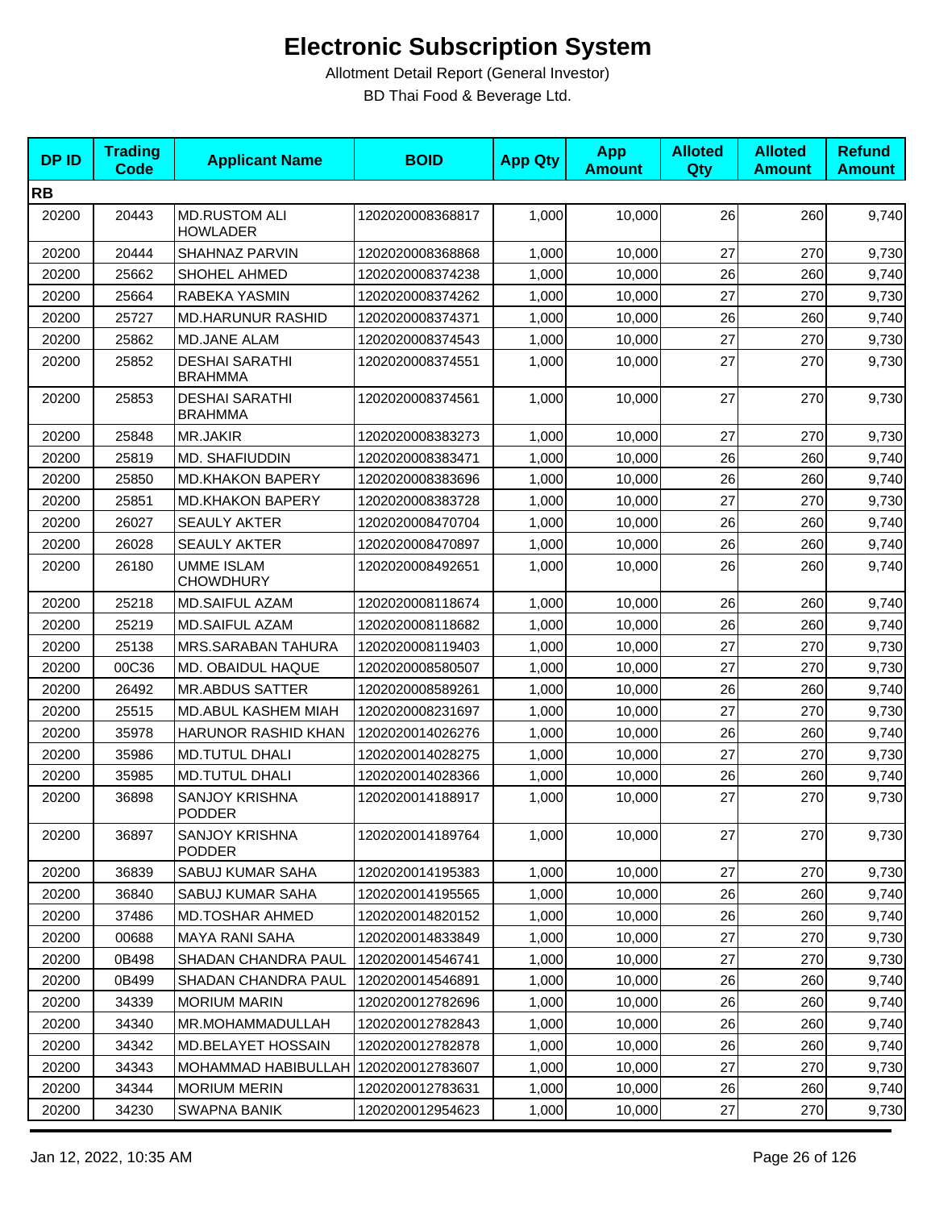# Electronic Subscription System

Allotment Detail Report (General Investor)

BD Thai Food & Beverage Ltd.

| DP ID | Trading Code | Applicant Name | BOID | App Qty | App Amount | Alloted Qty | Alloted Amount | Refund Amount |
|---|---|---|---|---|---|---|---|---|
| **RB** | | | | | | | | |
| 20200 | 20443 | MD.RUSTOM ALI HOWLADER | 1202020008368817 | 1,000 | 10,000 | 26 | 260 | 9,740 |
| 20200 | 20444 | SHAHNAZ PARVIN | 1202020008368868 | 1,000 | 10,000 | 27 | 270 | 9,730 |
| 20200 | 25662 | SHOHEL AHMED | 1202020008374238 | 1,000 | 10,000 | 26 | 260 | 9,740 |
| 20200 | 25664 | RABEKA YASMIN | 1202020008374262 | 1,000 | 10,000 | 27 | 270 | 9,730 |
| 20200 | 25727 | MD.HARUNUR RASHID | 1202020008374371 | 1,000 | 10,000 | 26 | 260 | 9,740 |
| 20200 | 25862 | MD.JANE ALAM | 1202020008374543 | 1,000 | 10,000 | 27 | 270 | 9,730 |
| 20200 | 25852 | DESHAI SARATHI BRAHMMA | 1202020008374551 | 1,000 | 10,000 | 27 | 270 | 9,730 |
| 20200 | 25853 | DESHAI SARATHI BRAHMMA | 1202020008374561 | 1,000 | 10,000 | 27 | 270 | 9,730 |
| 20200 | 25848 | MR.JAKIR | 1202020008383273 | 1,000 | 10,000 | 27 | 270 | 9,730 |
| 20200 | 25819 | MD. SHAFIUDDIN | 1202020008383471 | 1,000 | 10,000 | 26 | 260 | 9,740 |
| 20200 | 25850 | MD.KHAKON BAPERY | 1202020008383696 | 1,000 | 10,000 | 26 | 260 | 9,740 |
| 20200 | 25851 | MD.KHAKON BAPERY | 1202020008383728 | 1,000 | 10,000 | 27 | 270 | 9,730 |
| 20200 | 26027 | SEAULY AKTER | 1202020008470704 | 1,000 | 10,000 | 26 | 260 | 9,740 |
| 20200 | 26028 | SEAULY AKTER | 1202020008470897 | 1,000 | 10,000 | 26 | 260 | 9,740 |
| 20200 | 26180 | UMME ISLAM CHOWDHURY | 1202020008492651 | 1,000 | 10,000 | 26 | 260 | 9,740 |
| 20200 | 25218 | MD.SAIFUL AZAM | 1202020008118674 | 1,000 | 10,000 | 26 | 260 | 9,740 |
| 20200 | 25219 | MD.SAIFUL AZAM | 1202020008118682 | 1,000 | 10,000 | 26 | 260 | 9,740 |
| 20200 | 25138 | MRS.SARABAN TAHURA | 1202020008119403 | 1,000 | 10,000 | 27 | 270 | 9,730 |
| 20200 | 00C36 | MD. OBAIDUL HAQUE | 1202020008580507 | 1,000 | 10,000 | 27 | 270 | 9,730 |
| 20200 | 26492 | MR.ABDUS SATTER | 1202020008589261 | 1,000 | 10,000 | 26 | 260 | 9,740 |
| 20200 | 25515 | MD.ABUL KASHEM MIAH | 1202020008231697 | 1,000 | 10,000 | 27 | 270 | 9,730 |
| 20200 | 35978 | HARUNOR RASHID KHAN | 1202020014026276 | 1,000 | 10,000 | 26 | 260 | 9,740 |
| 20200 | 35986 | MD.TUTUL DHALI | 1202020014028275 | 1,000 | 10,000 | 27 | 270 | 9,730 |
| 20200 | 35985 | MD.TUTUL DHALI | 1202020014028366 | 1,000 | 10,000 | 26 | 260 | 9,740 |
| 20200 | 36898 | SANJOY KRISHNA PODDER | 1202020014188917 | 1,000 | 10,000 | 27 | 270 | 9,730 |
| 20200 | 36897 | SANJOY KRISHNA PODDER | 1202020014189764 | 1,000 | 10,000 | 27 | 270 | 9,730 |
| 20200 | 36839 | SABUJ KUMAR SAHA | 1202020014195383 | 1,000 | 10,000 | 27 | 270 | 9,730 |
| 20200 | 36840 | SABUJ KUMAR SAHA | 1202020014195565 | 1,000 | 10,000 | 26 | 260 | 9,740 |
| 20200 | 37486 | MD.TOSHAR AHMED | 1202020014820152 | 1,000 | 10,000 | 26 | 260 | 9,740 |
| 20200 | 00688 | MAYA RANI SAHA | 1202020014833849 | 1,000 | 10,000 | 27 | 270 | 9,730 |
| 20200 | 0B498 | SHADAN CHANDRA PAUL | 1202020014546741 | 1,000 | 10,000 | 27 | 270 | 9,730 |
| 20200 | 0B499 | SHADAN CHANDRA PAUL | 1202020014546891 | 1,000 | 10,000 | 26 | 260 | 9,740 |
| 20200 | 34339 | MORIUM MARIN | 1202020012782696 | 1,000 | 10,000 | 26 | 260 | 9,740 |
| 20200 | 34340 | MR.MOHAMMADULLAH | 1202020012782843 | 1,000 | 10,000 | 26 | 260 | 9,740 |
| 20200 | 34342 | MD.BELAYET HOSSAIN | 1202020012782878 | 1,000 | 10,000 | 26 | 260 | 9,740 |
| 20200 | 34343 | MOHAMMAD HABIBULLAH | 1202020012783607 | 1,000 | 10,000 | 27 | 270 | 9,730 |
| 20200 | 34344 | MORIUM MERIN | 1202020012783631 | 1,000 | 10,000 | 26 | 260 | 9,740 |
| 20200 | 34230 | SWAPNA BANIK | 1202020012954623 | 1,000 | 10,000 | 27 | 270 | 9,730 |

Jan 12, 2022, 10:35 AM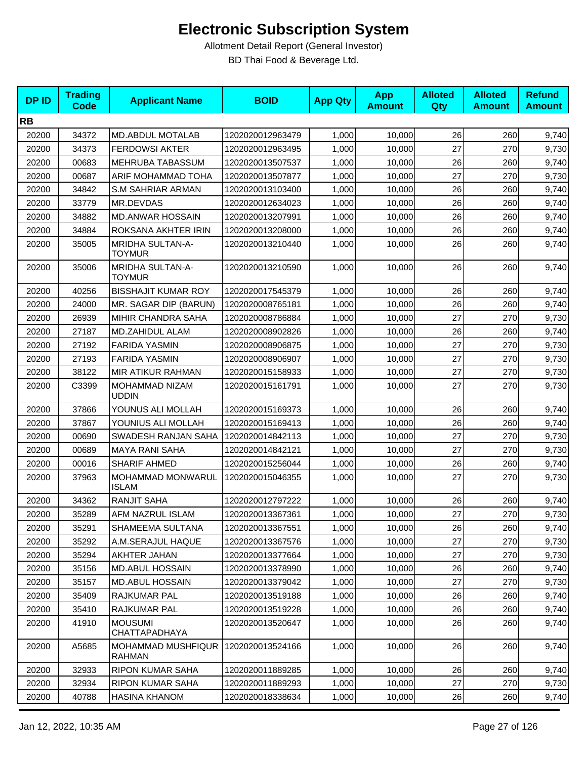# Electronic Subscription System

Allotment Detail Report (General Investor)

BD Thai Food & Beverage Ltd.

| DP ID | Trading Code | Applicant Name | BOID | App Qty | App Amount | Alloted Qty | Alloted Amount | Refund Amount |
|---|---|---|---|---|---|---|---|---|
| **RB** | | | | | | | | |
| 20200 | 34372 | MD.ABDUL MOTALAB | 1202020012963479 | 1,000 | 10,000 | 26 | 260 | 9,740 |
| 20200 | 34373 | FERDOWSI AKTER | 1202020012963495 | 1,000 | 10,000 | 27 | 270 | 9,730 |
| 20200 | 00683 | MEHRUBA TABASSUM | 1202020013507537 | 1,000 | 10,000 | 26 | 260 | 9,740 |
| 20200 | 00687 | ARIF MOHAMMAD TOHA | 1202020013507877 | 1,000 | 10,000 | 27 | 270 | 9,730 |
| 20200 | 34842 | S.M SAHRIAR ARMAN | 1202020013103400 | 1,000 | 10,000 | 26 | 260 | 9,740 |
| 20200 | 33779 | MR.DEVDAS | 1202020012634023 | 1,000 | 10,000 | 26 | 260 | 9,740 |
| 20200 | 34882 | MD.ANWAR HOSSAIN | 1202020013207991 | 1,000 | 10,000 | 26 | 260 | 9,740 |
| 20200 | 34884 | ROKSANA AKHTER IRIN | 1202020013208000 | 1,000 | 10,000 | 26 | 260 | 9,740 |
| 20200 | 35005 | MRIDHA SULTAN-A-TOYMUR | 1202020013210440 | 1,000 | 10,000 | 26 | 260 | 9,740 |
| 20200 | 35006 | MRIDHA SULTAN-A-TOYMUR | 1202020013210590 | 1,000 | 10,000 | 26 | 260 | 9,740 |
| 20200 | 40256 | BISSHAJIT KUMAR ROY | 1202020017545379 | 1,000 | 10,000 | 26 | 260 | 9,740 |
| 20200 | 24000 | MR. SAGAR DIP (BARUN) | 1202020008765181 | 1,000 | 10,000 | 26 | 260 | 9,740 |
| 20200 | 26939 | MIHIR CHANDRA SAHA | 1202020008786884 | 1,000 | 10,000 | 27 | 270 | 9,730 |
| 20200 | 27187 | MD.ZAHIDUL ALAM | 1202020008902826 | 1,000 | 10,000 | 26 | 260 | 9,740 |
| 20200 | 27192 | FARIDA YASMIN | 1202020008906875 | 1,000 | 10,000 | 27 | 270 | 9,730 |
| 20200 | 27193 | FARIDA YASMIN | 1202020008906907 | 1,000 | 10,000 | 27 | 270 | 9,730 |
| 20200 | 38122 | MIR ATIKUR RAHMAN | 1202020015158933 | 1,000 | 10,000 | 27 | 270 | 9,730 |
| 20200 | C3399 | MOHAMMAD NIZAM UDDIN | 1202020015161791 | 1,000 | 10,000 | 27 | 270 | 9,730 |
| 20200 | 37866 | YOUNUS ALI MOLLAH | 1202020015169373 | 1,000 | 10,000 | 26 | 260 | 9,740 |
| 20200 | 37867 | YOUNIUS ALI MOLLAH | 1202020015169413 | 1,000 | 10,000 | 26 | 260 | 9,740 |
| 20200 | 00690 | SWADESH RANJAN SAHA | 1202020014842113 | 1,000 | 10,000 | 27 | 270 | 9,730 |
| 20200 | 00689 | MAYA RANI SAHA | 1202020014842121 | 1,000 | 10,000 | 27 | 270 | 9,730 |
| 20200 | 00016 | SHARIF AHMED | 1202020015256044 | 1,000 | 10,000 | 26 | 260 | 9,740 |
| 20200 | 37963 | MOHAMMAD MONWARUL ISLAM | 1202020015046355 | 1,000 | 10,000 | 27 | 270 | 9,730 |
| 20200 | 34362 | RANJIT SAHA | 1202020012797222 | 1,000 | 10,000 | 26 | 260 | 9,740 |
| 20200 | 35289 | AFM NAZRUL ISLAM | 1202020013367361 | 1,000 | 10,000 | 27 | 270 | 9,730 |
| 20200 | 35291 | SHAMEEMA SULTANA | 1202020013367551 | 1,000 | 10,000 | 26 | 260 | 9,740 |
| 20200 | 35292 | A.M.SERAJUL HAQUE | 1202020013367576 | 1,000 | 10,000 | 27 | 270 | 9,730 |
| 20200 | 35294 | AKHTER JAHAN | 1202020013377664 | 1,000 | 10,000 | 27 | 270 | 9,730 |
| 20200 | 35156 | MD.ABUL HOSSAIN | 1202020013378990 | 1,000 | 10,000 | 26 | 260 | 9,740 |
| 20200 | 35157 | MD.ABUL HOSSAIN | 1202020013379042 | 1,000 | 10,000 | 27 | 270 | 9,730 |
| 20200 | 35409 | RAJKUMAR PAL | 1202020013519188 | 1,000 | 10,000 | 26 | 260 | 9,740 |
| 20200 | 35410 | RAJKUMAR PAL | 1202020013519228 | 1,000 | 10,000 | 26 | 260 | 9,740 |
| 20200 | 41910 | MOUSUMI CHATTAPADHAYA | 1202020013520647 | 1,000 | 10,000 | 26 | 260 | 9,740 |
| 20200 | A5685 | MOHAMMAD MUSHFIQUR RAHMAN | 1202020013524166 | 1,000 | 10,000 | 26 | 260 | 9,740 |
| 20200 | 32933 | RIPON KUMAR SAHA | 1202020011889285 | 1,000 | 10,000 | 26 | 260 | 9,740 |
| 20200 | 32934 | RIPON KUMAR SAHA | 1202020011889293 | 1,000 | 10,000 | 27 | 270 | 9,730 |
| 20200 | 40788 | HASINA KHANOM | 1202020018338634 | 1,000 | 10,000 | 26 | 260 | 9,740 |

Jan 12, 2022, 10:35 AM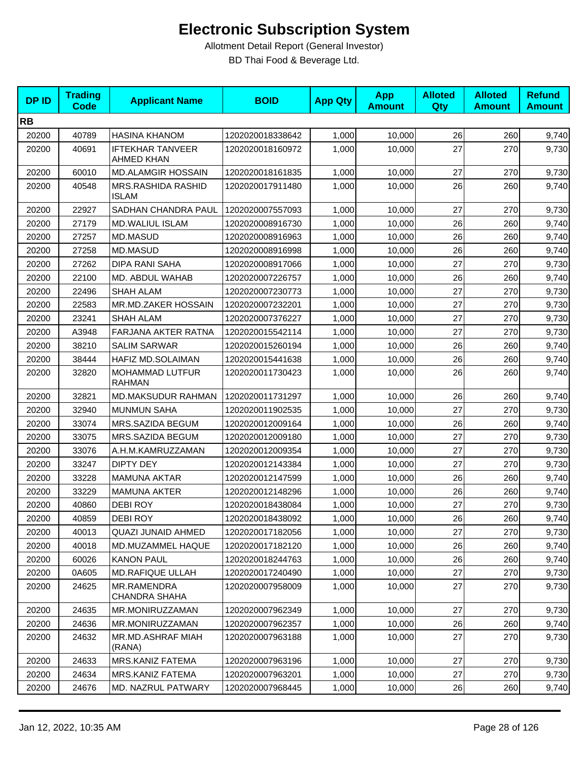# Electronic Subscription System

Allotment Detail Report (General Investor)

BD Thai Food & Beverage Ltd.

| DP ID | Trading Code | Applicant Name | BOID | App Qty | App Amount | Alloted Qty | Alloted Amount | Refund Amount |
|---|---|---|---|---|---|---|---|---|
| **RB** | | | | | | | | |
| 20200 | 40789 | HASINA KHANOM | 1202020018338642 | 1,000 | 10,000 | 26 | 260 | 9,740 |
| 20200 | 40691 | IFTEKHAR TANVEER AHMED KHAN | 1202020018160972 | 1,000 | 10,000 | 27 | 270 | 9,730 |
| 20200 | 60010 | MD.ALAMGIR HOSSAIN | 1202020018161835 | 1,000 | 10,000 | 27 | 270 | 9,730 |
| 20200 | 40548 | MRS.RASHIDA RASHID ISLAM | 1202020017911480 | 1,000 | 10,000 | 26 | 260 | 9,740 |
| 20200 | 22927 | SADHAN CHANDRA PAUL | 1202020007557093 | 1,000 | 10,000 | 27 | 270 | 9,730 |
| 20200 | 27179 | MD.WALIUL ISLAM | 1202020008916730 | 1,000 | 10,000 | 26 | 260 | 9,740 |
| 20200 | 27257 | MD.MASUD | 1202020008916963 | 1,000 | 10,000 | 26 | 260 | 9,740 |
| 20200 | 27258 | MD.MASUD | 1202020008916998 | 1,000 | 10,000 | 26 | 260 | 9,740 |
| 20200 | 27262 | DIPA RANI SAHA | 1202020008917066 | 1,000 | 10,000 | 27 | 270 | 9,730 |
| 20200 | 22100 | MD. ABDUL WAHAB | 1202020007226757 | 1,000 | 10,000 | 26 | 260 | 9,740 |
| 20200 | 22496 | SHAH ALAM | 1202020007230773 | 1,000 | 10,000 | 27 | 270 | 9,730 |
| 20200 | 22583 | MR.MD.ZAKER HOSSAIN | 1202020007232201 | 1,000 | 10,000 | 27 | 270 | 9,730 |
| 20200 | 23241 | SHAH ALAM | 1202020007376227 | 1,000 | 10,000 | 27 | 270 | 9,730 |
| 20200 | A3948 | FARJANA AKTER RATNA | 1202020015542114 | 1,000 | 10,000 | 27 | 270 | 9,730 |
| 20200 | 38210 | SALIM SARWAR | 1202020015260194 | 1,000 | 10,000 | 26 | 260 | 9,740 |
| 20200 | 38444 | HAFIZ MD.SOLAIMAN | 1202020015441638 | 1,000 | 10,000 | 26 | 260 | 9,740 |
| 20200 | 32820 | MOHAMMAD LUTFUR RAHMAN | 1202020011730423 | 1,000 | 10,000 | 26 | 260 | 9,740 |
| 20200 | 32821 | MD.MAKSUDUR RAHMAN | 1202020011731297 | 1,000 | 10,000 | 26 | 260 | 9,740 |
| 20200 | 32940 | MUNMUN SAHA | 1202020011902535 | 1,000 | 10,000 | 27 | 270 | 9,730 |
| 20200 | 33074 | MRS.SAZIDA BEGUM | 1202020012009164 | 1,000 | 10,000 | 26 | 260 | 9,740 |
| 20200 | 33075 | MRS.SAZIDA BEGUM | 1202020012009180 | 1,000 | 10,000 | 27 | 270 | 9,730 |
| 20200 | 33076 | A.H.M.KAMRUZZAMAN | 1202020012009354 | 1,000 | 10,000 | 27 | 270 | 9,730 |
| 20200 | 33247 | DIPTY DEY | 1202020012143384 | 1,000 | 10,000 | 27 | 270 | 9,730 |
| 20200 | 33228 | MAMUNA AKTAR | 1202020012147599 | 1,000 | 10,000 | 26 | 260 | 9,740 |
| 20200 | 33229 | MAMUNA AKTER | 1202020012148296 | 1,000 | 10,000 | 26 | 260 | 9,740 |
| 20200 | 40860 | DEBI ROY | 1202020018438084 | 1,000 | 10,000 | 27 | 270 | 9,730 |
| 20200 | 40859 | DEBI ROY | 1202020018438092 | 1,000 | 10,000 | 26 | 260 | 9,740 |
| 20200 | 40013 | QUAZI JUNAID AHMED | 1202020017182056 | 1,000 | 10,000 | 27 | 270 | 9,730 |
| 20200 | 40018 | MD.MUZAMMEL HAQUE | 1202020017182120 | 1,000 | 10,000 | 26 | 260 | 9,740 |
| 20200 | 60026 | KANON PAUL | 1202020018244763 | 1,000 | 10,000 | 26 | 260 | 9,740 |
| 20200 | 0A605 | MD.RAFIQUE ULLAH | 1202020017240490 | 1,000 | 10,000 | 27 | 270 | 9,730 |
| 20200 | 24625 | MR.RAMENDRA CHANDRA SHAHA | 1202020007958009 | 1,000 | 10,000 | 27 | 270 | 9,730 |
| 20200 | 24635 | MR.MONIRUZZAMAN | 1202020007962349 | 1,000 | 10,000 | 27 | 270 | 9,730 |
| 20200 | 24636 | MR.MONIRUZZAMAN | 1202020007962357 | 1,000 | 10,000 | 26 | 260 | 9,740 |
| 20200 | 24632 | MR.MD.ASHRAF MIAH (RANA) | 1202020007963188 | 1,000 | 10,000 | 27 | 270 | 9,730 |
| 20200 | 24633 | MRS.KANIZ FATEMA | 1202020007963196 | 1,000 | 10,000 | 27 | 270 | 9,730 |
| 20200 | 24634 | MRS.KANIZ FATEMA | 1202020007963201 | 1,000 | 10,000 | 27 | 270 | 9,730 |
| 20200 | 24676 | MD. NAZRUL PATWARY | 1202020007968445 | 1,000 | 10,000 | 26 | 260 | 9,740 |

Jan 12, 2022, 10:35 AM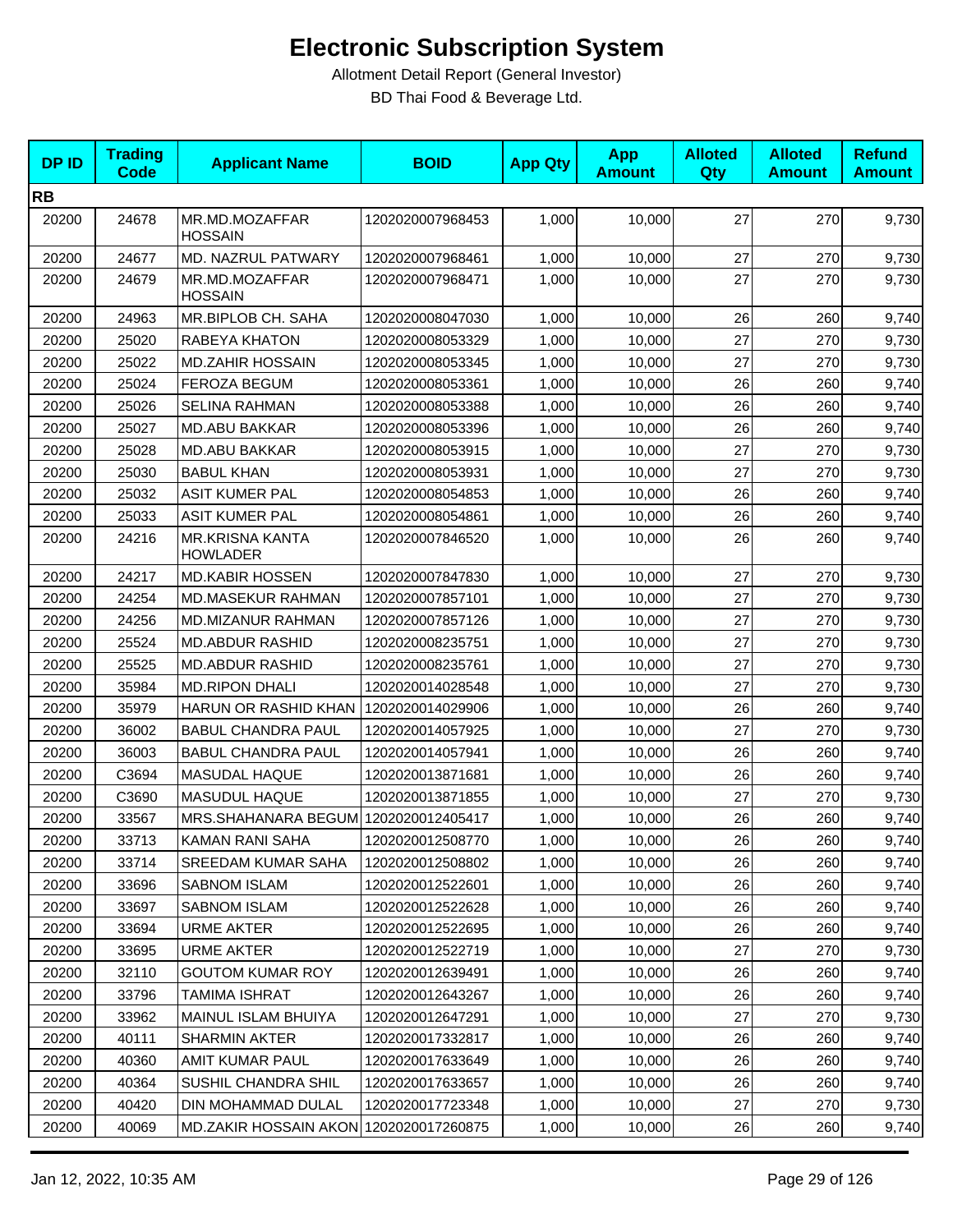# Electronic Subscription System

Allotment Detail Report (General Investor)

BD Thai Food & Beverage Ltd.

| DP ID | Trading Code | Applicant Name | BOID | App Qty | App Amount | Alloted Qty | Alloted Amount | Refund Amount |
|---|---|---|---|---|---|---|---|---|
| **RB** | | | | | | | | |
| 20200 | 24678 | MR.MD.MOZAFFAR HOSSAIN | 1202020007968453 | 1,000 | 10,000 | 27 | 270 | 9,730 |
| 20200 | 24677 | MD. NAZRUL PATWARY | 1202020007968461 | 1,000 | 10,000 | 27 | 270 | 9,730 |
| 20200 | 24679 | MR.MD.MOZAFFAR HOSSAIN | 1202020007968471 | 1,000 | 10,000 | 27 | 270 | 9,730 |
| 20200 | 24963 | MR.BIPLOB CH. SAHA | 1202020008047030 | 1,000 | 10,000 | 26 | 260 | 9,740 |
| 20200 | 25020 | RABEYA KHATON | 1202020008053329 | 1,000 | 10,000 | 27 | 270 | 9,730 |
| 20200 | 25022 | MD.ZAHIR HOSSAIN | 1202020008053345 | 1,000 | 10,000 | 27 | 270 | 9,730 |
| 20200 | 25024 | FEROZA BEGUM | 1202020008053361 | 1,000 | 10,000 | 26 | 260 | 9,740 |
| 20200 | 25026 | SELINA RAHMAN | 1202020008053388 | 1,000 | 10,000 | 26 | 260 | 9,740 |
| 20200 | 25027 | MD.ABU BAKKAR | 1202020008053396 | 1,000 | 10,000 | 26 | 260 | 9,740 |
| 20200 | 25028 | MD.ABU BAKKAR | 1202020008053915 | 1,000 | 10,000 | 27 | 270 | 9,730 |
| 20200 | 25030 | BABUL KHAN | 1202020008053931 | 1,000 | 10,000 | 27 | 270 | 9,730 |
| 20200 | 25032 | ASIT KUMER PAL | 1202020008054853 | 1,000 | 10,000 | 26 | 260 | 9,740 |
| 20200 | 25033 | ASIT KUMER PAL | 1202020008054861 | 1,000 | 10,000 | 26 | 260 | 9,740 |
| 20200 | 24216 | MR.KRISNA KANTA HOWLADER | 1202020007846520 | 1,000 | 10,000 | 26 | 260 | 9,740 |
| 20200 | 24217 | MD.KABIR HOSSEN | 1202020007847830 | 1,000 | 10,000 | 27 | 270 | 9,730 |
| 20200 | 24254 | MD.MASEKUR RAHMAN | 1202020007857101 | 1,000 | 10,000 | 27 | 270 | 9,730 |
| 20200 | 24256 | MD.MIZANUR RAHMAN | 1202020007857126 | 1,000 | 10,000 | 27 | 270 | 9,730 |
| 20200 | 25524 | MD.ABDUR RASHID | 1202020008235751 | 1,000 | 10,000 | 27 | 270 | 9,730 |
| 20200 | 25525 | MD.ABDUR RASHID | 1202020008235761 | 1,000 | 10,000 | 27 | 270 | 9,730 |
| 20200 | 35984 | MD.RIPON DHALI | 1202020014028548 | 1,000 | 10,000 | 27 | 270 | 9,730 |
| 20200 | 35979 | HARUN OR RASHID KHAN | 1202020014029906 | 1,000 | 10,000 | 26 | 260 | 9,740 |
| 20200 | 36002 | BABUL CHANDRA PAUL | 1202020014057925 | 1,000 | 10,000 | 27 | 270 | 9,730 |
| 20200 | 36003 | BABUL CHANDRA PAUL | 1202020014057941 | 1,000 | 10,000 | 26 | 260 | 9,740 |
| 20200 | C3694 | MASUDAL HAQUE | 1202020013871681 | 1,000 | 10,000 | 26 | 260 | 9,740 |
| 20200 | C3690 | MASUDUL HAQUE | 1202020013871855 | 1,000 | 10,000 | 27 | 270 | 9,730 |
| 20200 | 33567 | MRS.SHAHANARA BEGUM | 1202020012405417 | 1,000 | 10,000 | 26 | 260 | 9,740 |
| 20200 | 33713 | KAMAN RANI SAHA | 1202020012508770 | 1,000 | 10,000 | 26 | 260 | 9,740 |
| 20200 | 33714 | SREEDAM KUMAR SAHA | 1202020012508802 | 1,000 | 10,000 | 26 | 260 | 9,740 |
| 20200 | 33696 | SABNOM ISLAM | 1202020012522601 | 1,000 | 10,000 | 26 | 260 | 9,740 |
| 20200 | 33697 | SABNOM ISLAM | 1202020012522628 | 1,000 | 10,000 | 26 | 260 | 9,740 |
| 20200 | 33694 | URME AKTER | 1202020012522695 | 1,000 | 10,000 | 26 | 260 | 9,740 |
| 20200 | 33695 | URME AKTER | 1202020012522719 | 1,000 | 10,000 | 27 | 270 | 9,730 |
| 20200 | 32110 | GOUTOM KUMAR ROY | 1202020012639491 | 1,000 | 10,000 | 26 | 260 | 9,740 |
| 20200 | 33796 | TAMIMA ISHRAT | 1202020012643267 | 1,000 | 10,000 | 26 | 260 | 9,740 |
| 20200 | 33962 | MAINUL ISLAM BHUIYA | 1202020012647291 | 1,000 | 10,000 | 27 | 270 | 9,730 |
| 20200 | 40111 | SHARMIN AKTER | 1202020017332817 | 1,000 | 10,000 | 26 | 260 | 9,740 |
| 20200 | 40360 | AMIT KUMAR PAUL | 1202020017633649 | 1,000 | 10,000 | 26 | 260 | 9,740 |
| 20200 | 40364 | SUSHIL CHANDRA SHIL | 1202020017633657 | 1,000 | 10,000 | 26 | 260 | 9,740 |
| 20200 | 40420 | DIN MOHAMMAD DULAL | 1202020017723348 | 1,000 | 10,000 | 27 | 270 | 9,730 |
| 20200 | 40069 | MD.ZAKIR HOSSAIN AKON | 1202020017260875 | 1,000 | 10,000 | 26 | 260 | 9,740 |

Jan 12, 2022, 10:35 AM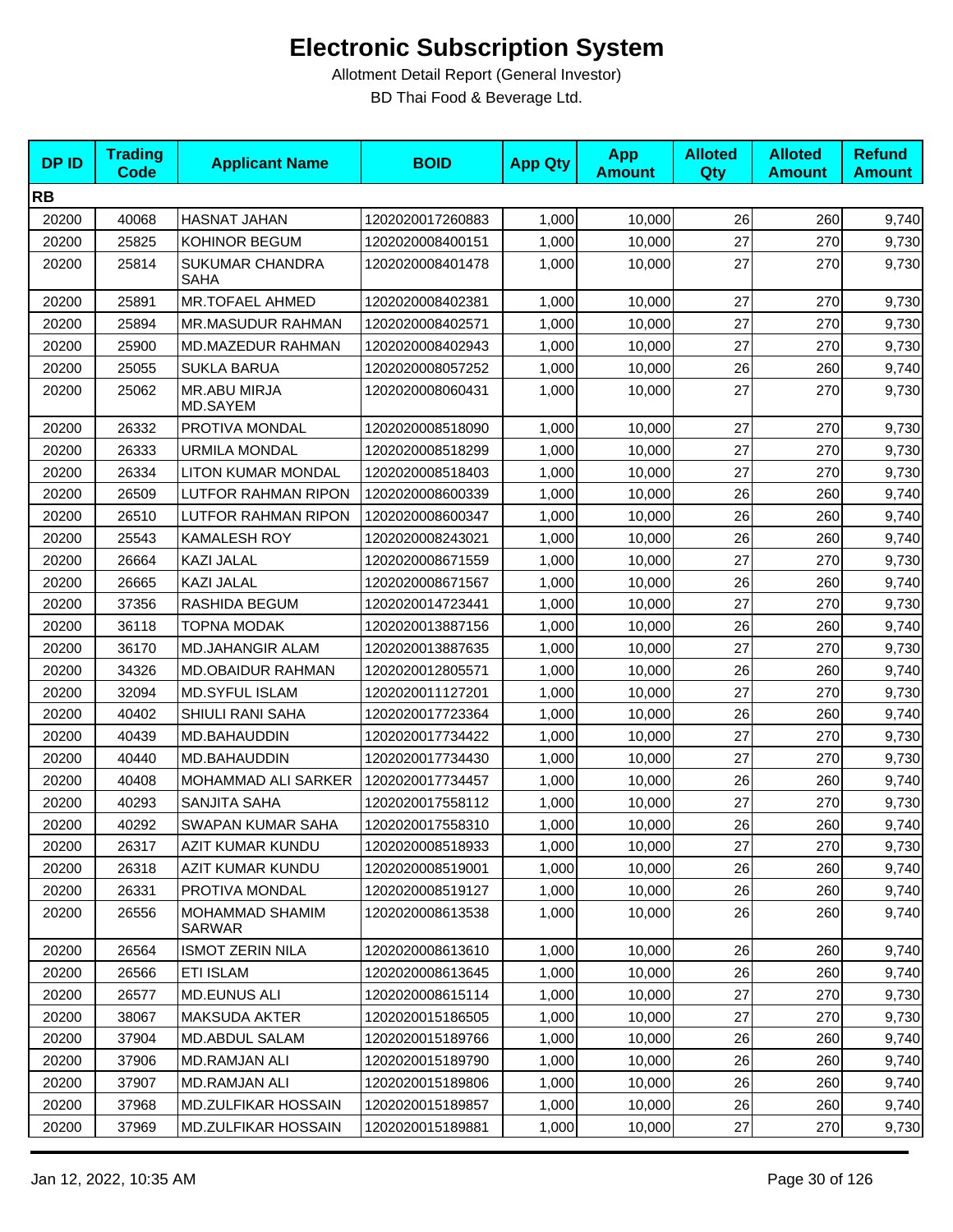# Electronic Subscription System

Allotment Detail Report (General Investor)

BD Thai Food & Beverage Ltd.

| DP ID | Trading Code | Applicant Name | BOID | App Qty | App Amount | Alloted Qty | Alloted Amount | Refund Amount |
|---|---|---|---|---|---|---|---|---|
| **RB** | | | | | | | | |
| 20200 | 40068 | HASNAT JAHAN | 1202020017260883 | 1,000 | 10,000 | 26 | 260 | 9,740 |
| 20200 | 25825 | KOHINOR BEGUM | 1202020008400151 | 1,000 | 10,000 | 27 | 270 | 9,730 |
| 20200 | 25814 | SUKUMAR CHANDRA SAHA | 1202020008401478 | 1,000 | 10,000 | 27 | 270 | 9,730 |
| 20200 | 25891 | MR.TOFAEL AHMED | 1202020008402381 | 1,000 | 10,000 | 27 | 270 | 9,730 |
| 20200 | 25894 | MR.MASUDUR RAHMAN | 1202020008402571 | 1,000 | 10,000 | 27 | 270 | 9,730 |
| 20200 | 25900 | MD.MAZEDUR RAHMAN | 1202020008402943 | 1,000 | 10,000 | 27 | 270 | 9,730 |
| 20200 | 25055 | SUKLA BARUA | 1202020008057252 | 1,000 | 10,000 | 26 | 260 | 9,740 |
| 20200 | 25062 | MR.ABU MIRJA MD.SAYEM | 1202020008060431 | 1,000 | 10,000 | 27 | 270 | 9,730 |
| 20200 | 26332 | PROTIVA MONDAL | 1202020008518090 | 1,000 | 10,000 | 27 | 270 | 9,730 |
| 20200 | 26333 | URMILA MONDAL | 1202020008518299 | 1,000 | 10,000 | 27 | 270 | 9,730 |
| 20200 | 26334 | LITON KUMAR MONDAL | 1202020008518403 | 1,000 | 10,000 | 27 | 270 | 9,730 |
| 20200 | 26509 | LUTFOR RAHMAN RIPON | 1202020008600339 | 1,000 | 10,000 | 26 | 260 | 9,740 |
| 20200 | 26510 | LUTFOR RAHMAN RIPON | 1202020008600347 | 1,000 | 10,000 | 26 | 260 | 9,740 |
| 20200 | 25543 | KAMALESH ROY | 1202020008243021 | 1,000 | 10,000 | 26 | 260 | 9,740 |
| 20200 | 26664 | KAZI JALAL | 1202020008671559 | 1,000 | 10,000 | 27 | 270 | 9,730 |
| 20200 | 26665 | KAZI JALAL | 1202020008671567 | 1,000 | 10,000 | 26 | 260 | 9,740 |
| 20200 | 37356 | RASHIDA BEGUM | 1202020014723441 | 1,000 | 10,000 | 27 | 270 | 9,730 |
| 20200 | 36118 | TOPNA MODAK | 1202020013887156 | 1,000 | 10,000 | 26 | 260 | 9,740 |
| 20200 | 36170 | MD.JAHANGIR ALAM | 1202020013887635 | 1,000 | 10,000 | 27 | 270 | 9,730 |
| 20200 | 34326 | MD.OBAIDUR RAHMAN | 1202020012805571 | 1,000 | 10,000 | 26 | 260 | 9,740 |
| 20200 | 32094 | MD.SYFUL ISLAM | 1202020011127201 | 1,000 | 10,000 | 27 | 270 | 9,730 |
| 20200 | 40402 | SHIULI RANI SAHA | 1202020017723364 | 1,000 | 10,000 | 26 | 260 | 9,740 |
| 20200 | 40439 | MD.BAHAUDDIN | 1202020017734422 | 1,000 | 10,000 | 27 | 270 | 9,730 |
| 20200 | 40440 | MD.BAHAUDDIN | 1202020017734430 | 1,000 | 10,000 | 27 | 270 | 9,730 |
| 20200 | 40408 | MOHAMMAD ALI SARKER | 1202020017734457 | 1,000 | 10,000 | 26 | 260 | 9,740 |
| 20200 | 40293 | SANJITA SAHA | 1202020017558112 | 1,000 | 10,000 | 27 | 270 | 9,730 |
| 20200 | 40292 | SWAPAN KUMAR SAHA | 1202020017558310 | 1,000 | 10,000 | 26 | 260 | 9,740 |
| 20200 | 26317 | AZIT KUMAR KUNDU | 1202020008518933 | 1,000 | 10,000 | 27 | 270 | 9,730 |
| 20200 | 26318 | AZIT KUMAR KUNDU | 1202020008519001 | 1,000 | 10,000 | 26 | 260 | 9,740 |
| 20200 | 26331 | PROTIVA MONDAL | 1202020008519127 | 1,000 | 10,000 | 26 | 260 | 9,740 |
| 20200 | 26556 | MOHAMMAD SHAMIM SARWAR | 1202020008613538 | 1,000 | 10,000 | 26 | 260 | 9,740 |
| 20200 | 26564 | ISMOT ZERIN NILA | 1202020008613610 | 1,000 | 10,000 | 26 | 260 | 9,740 |
| 20200 | 26566 | ETI ISLAM | 1202020008613645 | 1,000 | 10,000 | 26 | 260 | 9,740 |
| 20200 | 26577 | MD.EUNUS ALI | 1202020008615114 | 1,000 | 10,000 | 27 | 270 | 9,730 |
| 20200 | 38067 | MAKSUDA AKTER | 1202020015186505 | 1,000 | 10,000 | 27 | 270 | 9,730 |
| 20200 | 37904 | MD.ABDUL SALAM | 1202020015189766 | 1,000 | 10,000 | 26 | 260 | 9,740 |
| 20200 | 37906 | MD.RAMJAN ALI | 1202020015189790 | 1,000 | 10,000 | 26 | 260 | 9,740 |
| 20200 | 37907 | MD.RAMJAN ALI | 1202020015189806 | 1,000 | 10,000 | 26 | 260 | 9,740 |
| 20200 | 37968 | MD.ZULFIKAR HOSSAIN | 1202020015189857 | 1,000 | 10,000 | 26 | 260 | 9,740 |
| 20200 | 37969 | MD.ZULFIKAR HOSSAIN | 1202020015189881 | 1,000 | 10,000 | 27 | 270 | 9,730 |

Jan 12, 2022, 10:35 AM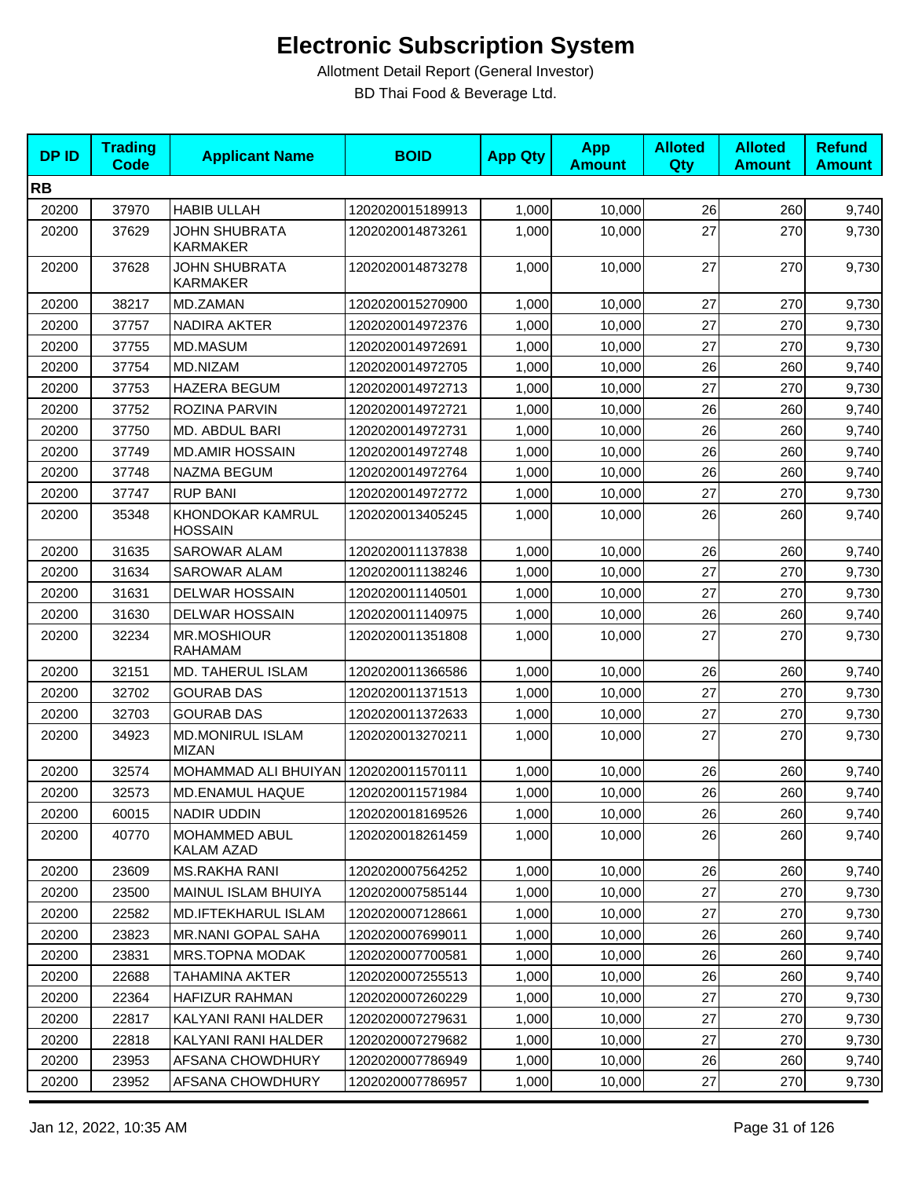# Electronic Subscription System

Allotment Detail Report (General Investor)

BD Thai Food & Beverage Ltd.

| DP ID | Trading Code | Applicant Name | BOID | App Qty | App Amount | Alloted Qty | Alloted Amount | Refund Amount |
|---|---|---|---|---|---|---|---|---|
| **RB** | | | | | | | | |
| 20200 | 37970 | HABIB ULLAH | 1202020015189913 | 1,000 | 10,000 | 26 | 260 | 9,740 |
| 20200 | 37629 | JOHN SHUBRATA KARMAKER | 1202020014873261 | 1,000 | 10,000 | 27 | 270 | 9,730 |
| 20200 | 37628 | JOHN SHUBRATA KARMAKER | 1202020014873278 | 1,000 | 10,000 | 27 | 270 | 9,730 |
| 20200 | 38217 | MD.ZAMAN | 1202020015270900 | 1,000 | 10,000 | 27 | 270 | 9,730 |
| 20200 | 37757 | NADIRA AKTER | 1202020014972376 | 1,000 | 10,000 | 27 | 270 | 9,730 |
| 20200 | 37755 | MD.MASUM | 1202020014972691 | 1,000 | 10,000 | 27 | 270 | 9,730 |
| 20200 | 37754 | MD.NIZAM | 1202020014972705 | 1,000 | 10,000 | 26 | 260 | 9,740 |
| 20200 | 37753 | HAZERA BEGUM | 1202020014972713 | 1,000 | 10,000 | 27 | 270 | 9,730 |
| 20200 | 37752 | ROZINA PARVIN | 1202020014972721 | 1,000 | 10,000 | 26 | 260 | 9,740 |
| 20200 | 37750 | MD. ABDUL BARI | 1202020014972731 | 1,000 | 10,000 | 26 | 260 | 9,740 |
| 20200 | 37749 | MD.AMIR HOSSAIN | 1202020014972748 | 1,000 | 10,000 | 26 | 260 | 9,740 |
| 20200 | 37748 | NAZMA BEGUM | 1202020014972764 | 1,000 | 10,000 | 26 | 260 | 9,740 |
| 20200 | 37747 | RUP BANI | 1202020014972772 | 1,000 | 10,000 | 27 | 270 | 9,730 |
| 20200 | 35348 | KHONDOKAR KAMRUL HOSSAIN | 1202020013405245 | 1,000 | 10,000 | 26 | 260 | 9,740 |
| 20200 | 31635 | SAROWAR ALAM | 1202020011137838 | 1,000 | 10,000 | 26 | 260 | 9,740 |
| 20200 | 31634 | SAROWAR ALAM | 1202020011138246 | 1,000 | 10,000 | 27 | 270 | 9,730 |
| 20200 | 31631 | DELWAR HOSSAIN | 1202020011140501 | 1,000 | 10,000 | 27 | 270 | 9,730 |
| 20200 | 31630 | DELWAR HOSSAIN | 1202020011140975 | 1,000 | 10,000 | 26 | 260 | 9,740 |
| 20200 | 32234 | MR.MOSHIOUR RAHAMAM | 1202020011351808 | 1,000 | 10,000 | 27 | 270 | 9,730 |
| 20200 | 32151 | MD. TAHERUL ISLAM | 1202020011366586 | 1,000 | 10,000 | 26 | 260 | 9,740 |
| 20200 | 32702 | GOURAB DAS | 1202020011371513 | 1,000 | 10,000 | 27 | 270 | 9,730 |
| 20200 | 32703 | GOURAB DAS | 1202020011372633 | 1,000 | 10,000 | 27 | 270 | 9,730 |
| 20200 | 34923 | MD.MONIRUL ISLAM MIZAN | 1202020013270211 | 1,000 | 10,000 | 27 | 270 | 9,730 |
| 20200 | 32574 | MOHAMMAD ALI BHUIYAN | 1202020011570111 | 1,000 | 10,000 | 26 | 260 | 9,740 |
| 20200 | 32573 | MD.ENAMUL HAQUE | 1202020011571984 | 1,000 | 10,000 | 26 | 260 | 9,740 |
| 20200 | 60015 | NADIR UDDIN | 1202020018169526 | 1,000 | 10,000 | 26 | 260 | 9,740 |
| 20200 | 40770 | MOHAMMED ABUL KALAM AZAD | 1202020018261459 | 1,000 | 10,000 | 26 | 260 | 9,740 |
| 20200 | 23609 | MS.RAKHA RANI | 1202020007564252 | 1,000 | 10,000 | 26 | 260 | 9,740 |
| 20200 | 23500 | MAINUL ISLAM BHUIYA | 1202020007585144 | 1,000 | 10,000 | 27 | 270 | 9,730 |
| 20200 | 22582 | MD.IFTEKHARUL ISLAM | 1202020007128661 | 1,000 | 10,000 | 27 | 270 | 9,730 |
| 20200 | 23823 | MR.NANI GOPAL SAHA | 1202020007699011 | 1,000 | 10,000 | 26 | 260 | 9,740 |
| 20200 | 23831 | MRS.TOPNA MODAK | 1202020007700581 | 1,000 | 10,000 | 26 | 260 | 9,740 |
| 20200 | 22688 | TAHAMINA AKTER | 1202020007255513 | 1,000 | 10,000 | 26 | 260 | 9,740 |
| 20200 | 22364 | HAFIZUR RAHMAN | 1202020007260229 | 1,000 | 10,000 | 27 | 270 | 9,730 |
| 20200 | 22817 | KALYANI RANI HALDER | 1202020007279631 | 1,000 | 10,000 | 27 | 270 | 9,730 |
| 20200 | 22818 | KALYANI RANI HALDER | 1202020007279682 | 1,000 | 10,000 | 27 | 270 | 9,730 |
| 20200 | 23953 | AFSANA CHOWDHURY | 1202020007786949 | 1,000 | 10,000 | 26 | 260 | 9,740 |
| 20200 | 23952 | AFSANA CHOWDHURY | 1202020007786957 | 1,000 | 10,000 | 27 | 270 | 9,730 |

Jan 12, 2022, 10:35 AM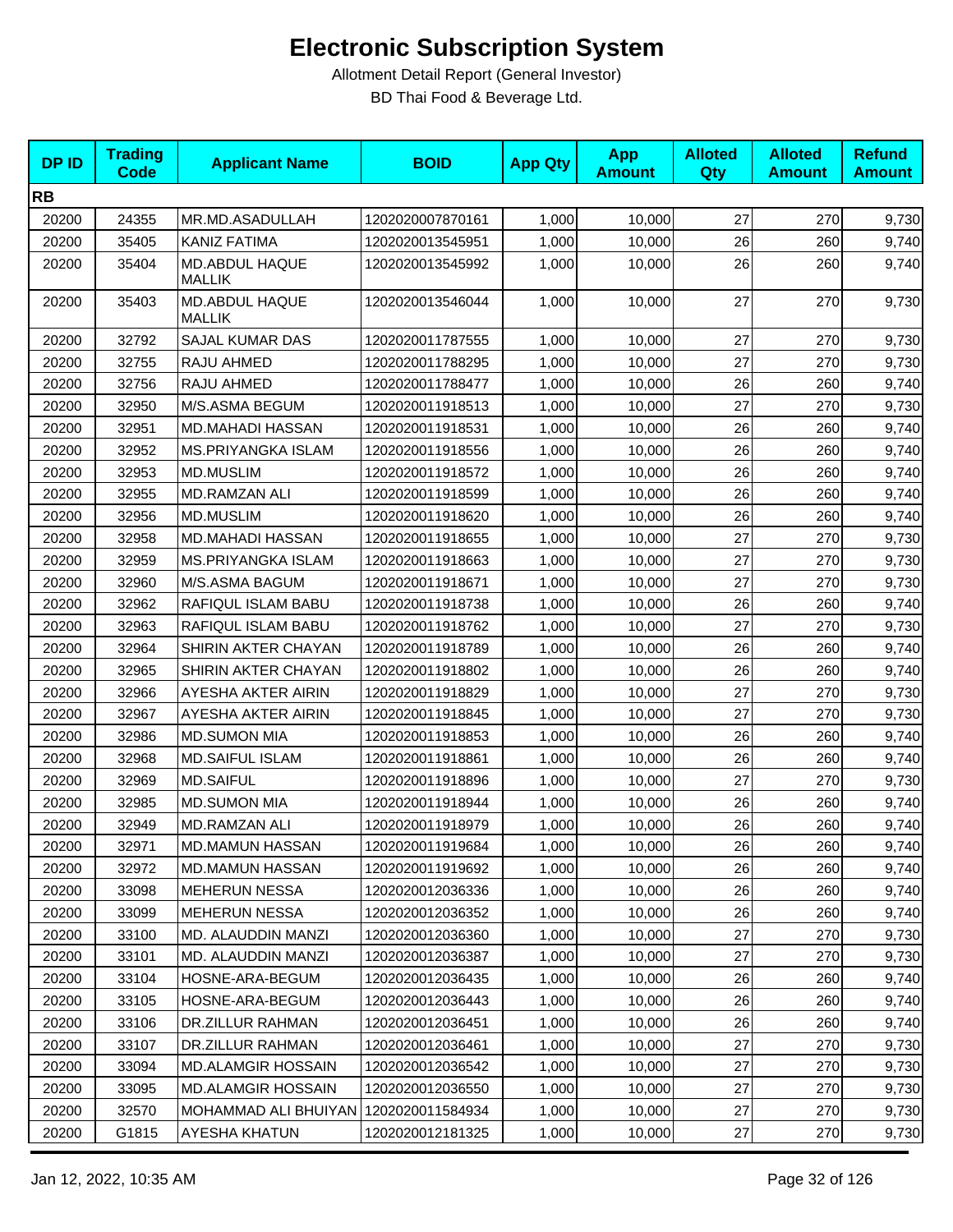# Electronic Subscription System

Allotment Detail Report (General Investor)

BD Thai Food & Beverage Ltd.

| DP ID | Trading Code | Applicant Name | BOID | App Qty | App Amount | Alloted Qty | Alloted Amount | Refund Amount |
|---|---|---|---|---|---|---|---|---|
| **RB** | | | | | | | | |
| 20200 | 24355 | MR.MD.ASADULLAH | 1202020007870161 | 1,000 | 10,000 | 27 | 270 | 9,730 |
| 20200 | 35405 | KANIZ FATIMA | 1202020013545951 | 1,000 | 10,000 | 26 | 260 | 9,740 |
| 20200 | 35404 | MD.ABDUL HAQUE MALLIK | 1202020013545992 | 1,000 | 10,000 | 26 | 260 | 9,740 |
| 20200 | 35403 | MD.ABDUL HAQUE MALLIK | 1202020013546044 | 1,000 | 10,000 | 27 | 270 | 9,730 |
| 20200 | 32792 | SAJAL KUMAR DAS | 1202020011787555 | 1,000 | 10,000 | 27 | 270 | 9,730 |
| 20200 | 32755 | RAJU AHMED | 1202020011788295 | 1,000 | 10,000 | 27 | 270 | 9,730 |
| 20200 | 32756 | RAJU AHMED | 1202020011788477 | 1,000 | 10,000 | 26 | 260 | 9,740 |
| 20200 | 32950 | M/S.ASMA BEGUM | 1202020011918513 | 1,000 | 10,000 | 27 | 270 | 9,730 |
| 20200 | 32951 | MD.MAHADI HASSAN | 1202020011918531 | 1,000 | 10,000 | 26 | 260 | 9,740 |
| 20200 | 32952 | MS.PRIYANGKA ISLAM | 1202020011918556 | 1,000 | 10,000 | 26 | 260 | 9,740 |
| 20200 | 32953 | MD.MUSLIM | 1202020011918572 | 1,000 | 10,000 | 26 | 260 | 9,740 |
| 20200 | 32955 | MD.RAMZAN ALI | 1202020011918599 | 1,000 | 10,000 | 26 | 260 | 9,740 |
| 20200 | 32956 | MD.MUSLIM | 1202020011918620 | 1,000 | 10,000 | 26 | 260 | 9,740 |
| 20200 | 32958 | MD.MAHADI HASSAN | 1202020011918655 | 1,000 | 10,000 | 27 | 270 | 9,730 |
| 20200 | 32959 | MS.PRIYANGKA ISLAM | 1202020011918663 | 1,000 | 10,000 | 27 | 270 | 9,730 |
| 20200 | 32960 | M/S.ASMA BAGUM | 1202020011918671 | 1,000 | 10,000 | 27 | 270 | 9,730 |
| 20200 | 32962 | RAFIQUL ISLAM BABU | 1202020011918738 | 1,000 | 10,000 | 26 | 260 | 9,740 |
| 20200 | 32963 | RAFIQUL ISLAM BABU | 1202020011918762 | 1,000 | 10,000 | 27 | 270 | 9,730 |
| 20200 | 32964 | SHIRIN AKTER CHAYAN | 1202020011918789 | 1,000 | 10,000 | 26 | 260 | 9,740 |
| 20200 | 32965 | SHIRIN AKTER CHAYAN | 1202020011918802 | 1,000 | 10,000 | 26 | 260 | 9,740 |
| 20200 | 32966 | AYESHA AKTER AIRIN | 1202020011918829 | 1,000 | 10,000 | 27 | 270 | 9,730 |
| 20200 | 32967 | AYESHA AKTER AIRIN | 1202020011918845 | 1,000 | 10,000 | 27 | 270 | 9,730 |
| 20200 | 32986 | MD.SUMON MIA | 1202020011918853 | 1,000 | 10,000 | 26 | 260 | 9,740 |
| 20200 | 32968 | MD.SAIFUL ISLAM | 1202020011918861 | 1,000 | 10,000 | 26 | 260 | 9,740 |
| 20200 | 32969 | MD.SAIFUL | 1202020011918896 | 1,000 | 10,000 | 27 | 270 | 9,730 |
| 20200 | 32985 | MD.SUMON MIA | 1202020011918944 | 1,000 | 10,000 | 26 | 260 | 9,740 |
| 20200 | 32949 | MD.RAMZAN ALI | 1202020011918979 | 1,000 | 10,000 | 26 | 260 | 9,740 |
| 20200 | 32971 | MD.MAMUN HASSAN | 1202020011919684 | 1,000 | 10,000 | 26 | 260 | 9,740 |
| 20200 | 32972 | MD.MAMUN HASSAN | 1202020011919692 | 1,000 | 10,000 | 26 | 260 | 9,740 |
| 20200 | 33098 | MEHERUN NESSA | 1202020012036336 | 1,000 | 10,000 | 26 | 260 | 9,740 |
| 20200 | 33099 | MEHERUN NESSA | 1202020012036352 | 1,000 | 10,000 | 26 | 260 | 9,740 |
| 20200 | 33100 | MD. ALAUDDIN MANZI | 1202020012036360 | 1,000 | 10,000 | 27 | 270 | 9,730 |
| 20200 | 33101 | MD. ALAUDDIN MANZI | 1202020012036387 | 1,000 | 10,000 | 27 | 270 | 9,730 |
| 20200 | 33104 | HOSNE-ARA-BEGUM | 1202020012036435 | 1,000 | 10,000 | 26 | 260 | 9,740 |
| 20200 | 33105 | HOSNE-ARA-BEGUM | 1202020012036443 | 1,000 | 10,000 | 26 | 260 | 9,740 |
| 20200 | 33106 | DR.ZILLUR RAHMAN | 1202020012036451 | 1,000 | 10,000 | 26 | 260 | 9,740 |
| 20200 | 33107 | DR.ZILLUR RAHMAN | 1202020012036461 | 1,000 | 10,000 | 27 | 270 | 9,730 |
| 20200 | 33094 | MD.ALAMGIR HOSSAIN | 1202020012036542 | 1,000 | 10,000 | 27 | 270 | 9,730 |
| 20200 | 33095 | MD.ALAMGIR HOSSAIN | 1202020012036550 | 1,000 | 10,000 | 27 | 270 | 9,730 |
| 20200 | 32570 | MOHAMMAD ALI BHUIYAN | 1202020011584934 | 1,000 | 10,000 | 27 | 270 | 9,730 |
| 20200 | G1815 | AYESHA KHATUN | 1202020012181325 | 1,000 | 10,000 | 27 | 270 | 9,730 |

Jan 12, 2022, 10:35 AM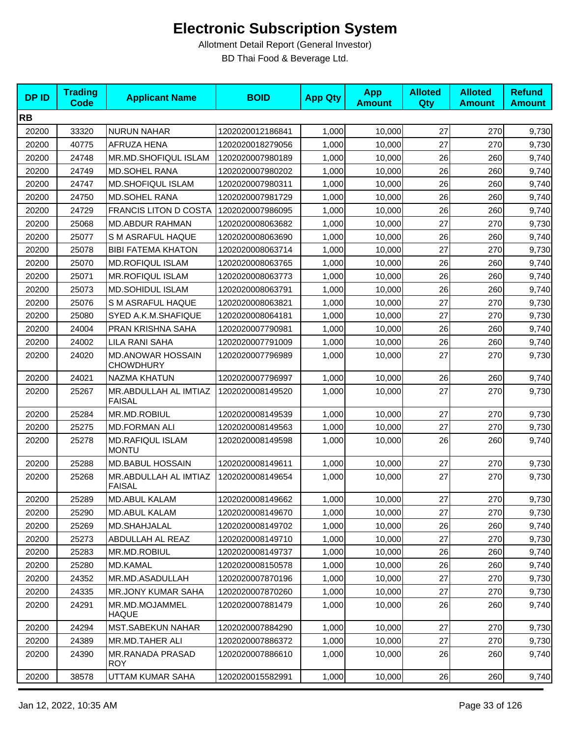# Electronic Subscription System

Allotment Detail Report (General Investor)

BD Thai Food & Beverage Ltd.

| DP ID | Trading Code | Applicant Name | BOID | App Qty | App Amount | Alloted Qty | Alloted Amount | Refund Amount |
|---|---|---|---|---|---|---|---|---|
| **RB** | | | | | | | | |
| 20200 | 33320 | NURUN NAHAR | 1202020012186841 | 1,000 | 10,000 | 27 | 270 | 9,730 |
| 20200 | 40775 | AFRUZA HENA | 1202020018279056 | 1,000 | 10,000 | 27 | 270 | 9,730 |
| 20200 | 24748 | MR.MD.SHOFIQUL ISLAM | 1202020007980189 | 1,000 | 10,000 | 26 | 260 | 9,740 |
| 20200 | 24749 | MD.SOHEL RANA | 1202020007980202 | 1,000 | 10,000 | 26 | 260 | 9,740 |
| 20200 | 24747 | MD.SHOFIQUL ISLAM | 1202020007980311 | 1,000 | 10,000 | 26 | 260 | 9,740 |
| 20200 | 24750 | MD.SOHEL RANA | 1202020007981729 | 1,000 | 10,000 | 26 | 260 | 9,740 |
| 20200 | 24729 | FRANCIS LITON D COSTA | 1202020007986095 | 1,000 | 10,000 | 26 | 260 | 9,740 |
| 20200 | 25068 | MD.ABDUR RAHMAN | 1202020008063682 | 1,000 | 10,000 | 27 | 270 | 9,730 |
| 20200 | 25077 | S M ASRAFUL HAQUE | 1202020008063690 | 1,000 | 10,000 | 26 | 260 | 9,740 |
| 20200 | 25078 | BIBI FATEMA KHATON | 1202020008063714 | 1,000 | 10,000 | 27 | 270 | 9,730 |
| 20200 | 25070 | MD.ROFIQUL ISLAM | 1202020008063765 | 1,000 | 10,000 | 26 | 260 | 9,740 |
| 20200 | 25071 | MR.ROFIQUL ISLAM | 1202020008063773 | 1,000 | 10,000 | 26 | 260 | 9,740 |
| 20200 | 25073 | MD.SOHIDUL ISLAM | 1202020008063791 | 1,000 | 10,000 | 26 | 260 | 9,740 |
| 20200 | 25076 | S M ASRAFUL HAQUE | 1202020008063821 | 1,000 | 10,000 | 27 | 270 | 9,730 |
| 20200 | 25080 | SYED A.K.M.SHAFIQUE | 1202020008064181 | 1,000 | 10,000 | 27 | 270 | 9,730 |
| 20200 | 24004 | PRAN KRISHNA SAHA | 1202020007790981 | 1,000 | 10,000 | 26 | 260 | 9,740 |
| 20200 | 24002 | LILA RANI SAHA | 1202020007791009 | 1,000 | 10,000 | 26 | 260 | 9,740 |
| 20200 | 24020 | MD.ANOWAR HOSSAIN CHOWDHURY | 1202020007796989 | 1,000 | 10,000 | 27 | 270 | 9,730 |
| 20200 | 24021 | NAZMA KHATUN | 1202020007796997 | 1,000 | 10,000 | 26 | 260 | 9,740 |
| 20200 | 25267 | MR.ABDULLAH AL IMTIAZ FAISAL | 1202020008149520 | 1,000 | 10,000 | 27 | 270 | 9,730 |
| 20200 | 25284 | MR.MD.ROBIUL | 1202020008149539 | 1,000 | 10,000 | 27 | 270 | 9,730 |
| 20200 | 25275 | MD.FORMAN ALI | 1202020008149563 | 1,000 | 10,000 | 27 | 270 | 9,730 |
| 20200 | 25278 | MD.RAFIQUL ISLAM MONTU | 1202020008149598 | 1,000 | 10,000 | 26 | 260 | 9,740 |
| 20200 | 25288 | MD.BABUL HOSSAIN | 1202020008149611 | 1,000 | 10,000 | 27 | 270 | 9,730 |
| 20200 | 25268 | MR.ABDULLAH AL IMTIAZ FAISAL | 1202020008149654 | 1,000 | 10,000 | 27 | 270 | 9,730 |
| 20200 | 25289 | MD.ABUL KALAM | 1202020008149662 | 1,000 | 10,000 | 27 | 270 | 9,730 |
| 20200 | 25290 | MD.ABUL KALAM | 1202020008149670 | 1,000 | 10,000 | 27 | 270 | 9,730 |
| 20200 | 25269 | MD.SHAHJALAL | 1202020008149702 | 1,000 | 10,000 | 26 | 260 | 9,740 |
| 20200 | 25273 | ABDULLAH AL REAZ | 1202020008149710 | 1,000 | 10,000 | 27 | 270 | 9,730 |
| 20200 | 25283 | MR.MD.ROBIUL | 1202020008149737 | 1,000 | 10,000 | 26 | 260 | 9,740 |
| 20200 | 25280 | MD.KAMAL | 1202020008150578 | 1,000 | 10,000 | 26 | 260 | 9,740 |
| 20200 | 24352 | MR.MD.ASADULLAH | 1202020007870196 | 1,000 | 10,000 | 27 | 270 | 9,730 |
| 20200 | 24335 | MR.JONY KUMAR SAHA | 1202020007870260 | 1,000 | 10,000 | 27 | 270 | 9,730 |
| 20200 | 24291 | MR.MD.MOJAMMEL HAQUE | 1202020007881479 | 1,000 | 10,000 | 26 | 260 | 9,740 |
| 20200 | 24294 | MST.SABEKUN NAHAR | 1202020007884290 | 1,000 | 10,000 | 27 | 270 | 9,730 |
| 20200 | 24389 | MR.MD.TAHER ALI | 1202020007886372 | 1,000 | 10,000 | 27 | 270 | 9,730 |
| 20200 | 24390 | MR.RANADA PRASAD ROY | 1202020007886610 | 1,000 | 10,000 | 26 | 260 | 9,740 |
| 20200 | 38578 | UTTAM KUMAR SAHA | 1202020015582991 | 1,000 | 10,000 | 26 | 260 | 9,740 |

Jan 12, 2022, 10:35 AM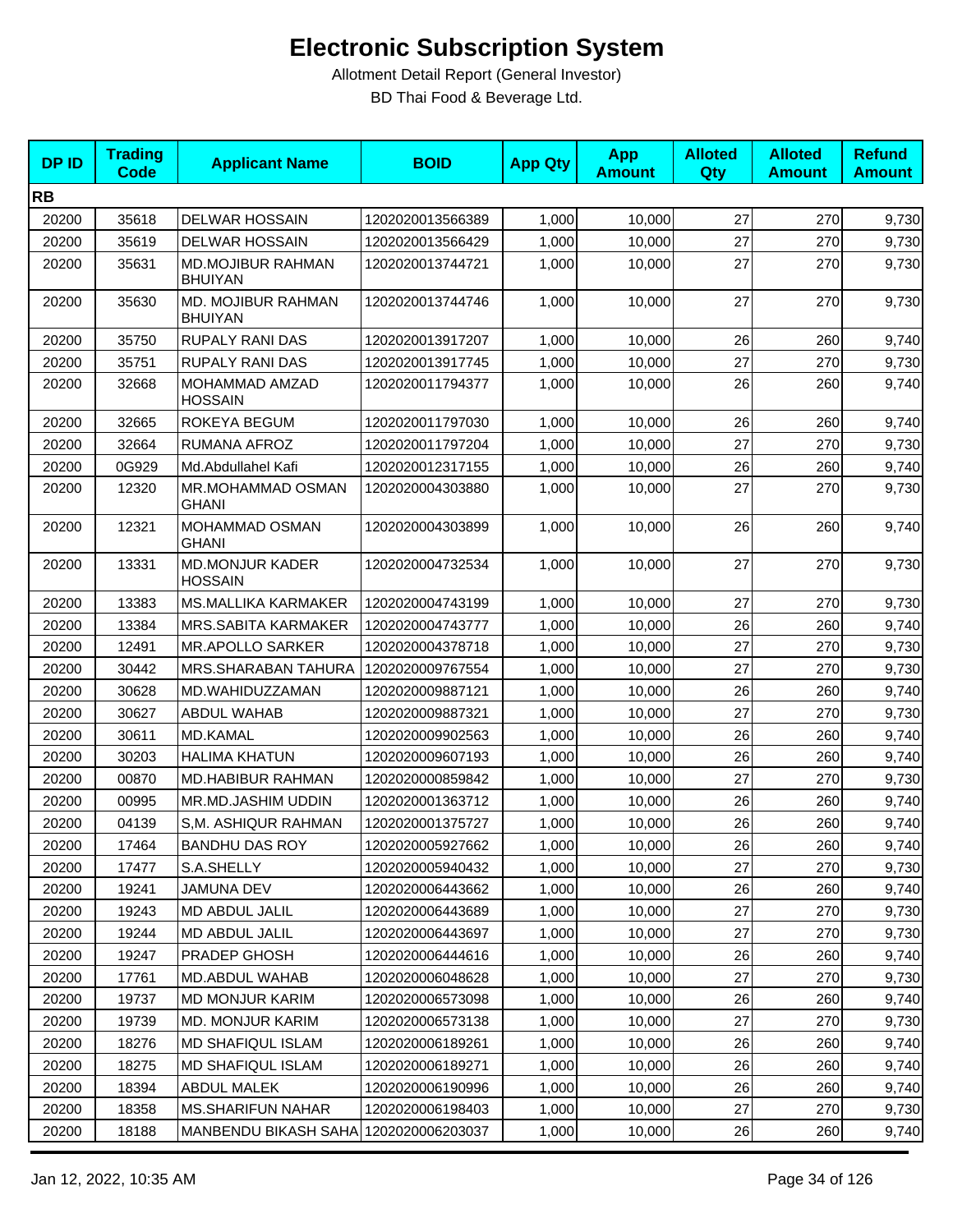# Electronic Subscription System

Allotment Detail Report (General Investor)

BD Thai Food & Beverage Ltd.

| DP ID | Trading Code | Applicant Name | BOID | App Qty | App Amount | Alloted Qty | Alloted Amount | Refund Amount |
|---|---|---|---|---|---|---|---|---|
| **RB** | | | | | | | | |
| 20200 | 35618 | DELWAR HOSSAIN | 1202020013566389 | 1,000 | 10,000 | 27 | 270 | 9,730 |
| 20200 | 35619 | DELWAR HOSSAIN | 1202020013566429 | 1,000 | 10,000 | 27 | 270 | 9,730 |
| 20200 | 35631 | MD.MOJIBUR RAHMAN BHUIYAN | 1202020013744721 | 1,000 | 10,000 | 27 | 270 | 9,730 |
| 20200 | 35630 | MD. MOJIBUR RAHMAN BHUIYAN | 1202020013744746 | 1,000 | 10,000 | 27 | 270 | 9,730 |
| 20200 | 35750 | RUPALY RANI DAS | 1202020013917207 | 1,000 | 10,000 | 26 | 260 | 9,740 |
| 20200 | 35751 | RUPALY RANI DAS | 1202020013917745 | 1,000 | 10,000 | 27 | 270 | 9,730 |
| 20200 | 32668 | MOHAMMAD AMZAD HOSSAIN | 1202020011794377 | 1,000 | 10,000 | 26 | 260 | 9,740 |
| 20200 | 32665 | ROKEYA BEGUM | 1202020011797030 | 1,000 | 10,000 | 26 | 260 | 9,740 |
| 20200 | 32664 | RUMANA AFROZ | 1202020011797204 | 1,000 | 10,000 | 27 | 270 | 9,730 |
| 20200 | 0G929 | Md.Abdullahel Kafi | 1202020012317155 | 1,000 | 10,000 | 26 | 260 | 9,740 |
| 20200 | 12320 | MR.MOHAMMAD OSMAN GHANI | 1202020004303880 | 1,000 | 10,000 | 27 | 270 | 9,730 |
| 20200 | 12321 | MOHAMMAD OSMAN GHANI | 1202020004303899 | 1,000 | 10,000 | 26 | 260 | 9,740 |
| 20200 | 13331 | MD.MONJUR KADER HOSSAIN | 1202020004732534 | 1,000 | 10,000 | 27 | 270 | 9,730 |
| 20200 | 13383 | MS.MALLIKA KARMAKER | 1202020004743199 | 1,000 | 10,000 | 27 | 270 | 9,730 |
| 20200 | 13384 | MRS.SABITA KARMAKER | 1202020004743777 | 1,000 | 10,000 | 26 | 260 | 9,740 |
| 20200 | 12491 | MR.APOLLO SARKER | 1202020004378718 | 1,000 | 10,000 | 27 | 270 | 9,730 |
| 20200 | 30442 | MRS.SHARABAN TAHURA | 1202020009767554 | 1,000 | 10,000 | 27 | 270 | 9,730 |
| 20200 | 30628 | MD.WAHIDUZZAMAN | 1202020009887121 | 1,000 | 10,000 | 26 | 260 | 9,740 |
| 20200 | 30627 | ABDUL WAHAB | 1202020009887321 | 1,000 | 10,000 | 27 | 270 | 9,730 |
| 20200 | 30611 | MD.KAMAL | 1202020009902563 | 1,000 | 10,000 | 26 | 260 | 9,740 |
| 20200 | 30203 | HALIMA KHATUN | 1202020009607193 | 1,000 | 10,000 | 26 | 260 | 9,740 |
| 20200 | 00870 | MD.HABIBUR RAHMAN | 1202020000859842 | 1,000 | 10,000 | 27 | 270 | 9,730 |
| 20200 | 00995 | MR.MD.JASHIM UDDIN | 1202020001363712 | 1,000 | 10,000 | 26 | 260 | 9,740 |
| 20200 | 04139 | S,M. ASHIQUR RAHMAN | 1202020001375727 | 1,000 | 10,000 | 26 | 260 | 9,740 |
| 20200 | 17464 | BANDHU DAS ROY | 1202020005927662 | 1,000 | 10,000 | 26 | 260 | 9,740 |
| 20200 | 17477 | S.A.SHELLY | 1202020005940432 | 1,000 | 10,000 | 27 | 270 | 9,730 |
| 20200 | 19241 | JAMUNA DEV | 1202020006443662 | 1,000 | 10,000 | 26 | 260 | 9,740 |
| 20200 | 19243 | MD ABDUL JALIL | 1202020006443689 | 1,000 | 10,000 | 27 | 270 | 9,730 |
| 20200 | 19244 | MD ABDUL JALIL | 1202020006443697 | 1,000 | 10,000 | 27 | 270 | 9,730 |
| 20200 | 19247 | PRADEP GHOSH | 1202020006444616 | 1,000 | 10,000 | 26 | 260 | 9,740 |
| 20200 | 17761 | MD.ABDUL WAHAB | 1202020006048628 | 1,000 | 10,000 | 27 | 270 | 9,730 |
| 20200 | 19737 | MD MONJUR KARIM | 1202020006573098 | 1,000 | 10,000 | 26 | 260 | 9,740 |
| 20200 | 19739 | MD. MONJUR KARIM | 1202020006573138 | 1,000 | 10,000 | 27 | 270 | 9,730 |
| 20200 | 18276 | MD SHAFIQUL ISLAM | 1202020006189261 | 1,000 | 10,000 | 26 | 260 | 9,740 |
| 20200 | 18275 | MD SHAFIQUL ISLAM | 1202020006189271 | 1,000 | 10,000 | 26 | 260 | 9,740 |
| 20200 | 18394 | ABDUL MALEK | 1202020006190996 | 1,000 | 10,000 | 26 | 260 | 9,740 |
| 20200 | 18358 | MS.SHARIFUN NAHAR | 1202020006198403 | 1,000 | 10,000 | 27 | 270 | 9,730 |
| 20200 | 18188 | MANBENDU BIKASH SAHA | 1202020006203037 | 1,000 | 10,000 | 26 | 260 | 9,740 |

Jan 12, 2022, 10:35 AM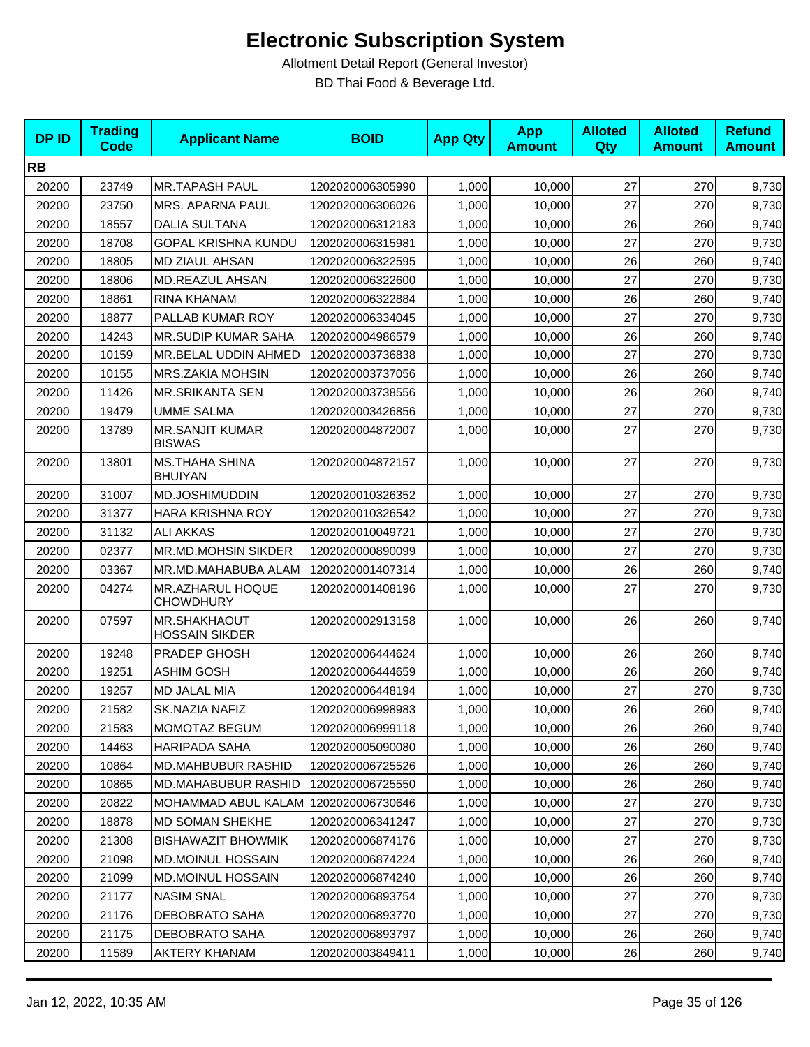# Electronic Subscription System

Allotment Detail Report (General Investor)

BD Thai Food & Beverage Ltd.

| DP ID | Trading Code | Applicant Name | BOID | App Qty | App Amount | Alloted Qty | Alloted Amount | Refund Amount |
|---|---|---|---|---|---|---|---|---|
| **RB** | | | | | | | | |
| 20200 | 23749 | MR.TAPASH PAUL | 1202020006305990 | 1,000 | 10,000 | 27 | 270 | 9,730 |
| 20200 | 23750 | MRS. APARNA PAUL | 1202020006306026 | 1,000 | 10,000 | 27 | 270 | 9,730 |
| 20200 | 18557 | DALIA SULTANA | 1202020006312183 | 1,000 | 10,000 | 26 | 260 | 9,740 |
| 20200 | 18708 | GOPAL KRISHNA KUNDU | 1202020006315981 | 1,000 | 10,000 | 27 | 270 | 9,730 |
| 20200 | 18805 | MD ZIAUL AHSAN | 1202020006322595 | 1,000 | 10,000 | 26 | 260 | 9,740 |
| 20200 | 18806 | MD.REAZUL AHSAN | 1202020006322600 | 1,000 | 10,000 | 27 | 270 | 9,730 |
| 20200 | 18861 | RINA KHANAM | 1202020006322884 | 1,000 | 10,000 | 26 | 260 | 9,740 |
| 20200 | 18877 | PALLAB KUMAR ROY | 1202020006334045 | 1,000 | 10,000 | 27 | 270 | 9,730 |
| 20200 | 14243 | MR.SUDIP KUMAR SAHA | 1202020004986579 | 1,000 | 10,000 | 26 | 260 | 9,740 |
| 20200 | 10159 | MR.BELAL UDDIN AHMED | 1202020003736838 | 1,000 | 10,000 | 27 | 270 | 9,730 |
| 20200 | 10155 | MRS.ZAKIA MOHSIN | 1202020003737056 | 1,000 | 10,000 | 26 | 260 | 9,740 |
| 20200 | 11426 | MR.SRIKANTA SEN | 1202020003738556 | 1,000 | 10,000 | 26 | 260 | 9,740 |
| 20200 | 19479 | UMME SALMA | 1202020003426856 | 1,000 | 10,000 | 27 | 270 | 9,730 |
| 20200 | 13789 | MR.SANJIT KUMAR BISWAS | 1202020004872007 | 1,000 | 10,000 | 27 | 270 | 9,730 |
| 20200 | 13801 | MS.THAHA SHINA BHUIYAN | 1202020004872157 | 1,000 | 10,000 | 27 | 270 | 9,730 |
| 20200 | 31007 | MD.JOSHIMUDDIN | 1202020010326352 | 1,000 | 10,000 | 27 | 270 | 9,730 |
| 20200 | 31377 | HARA KRISHNA ROY | 1202020010326542 | 1,000 | 10,000 | 27 | 270 | 9,730 |
| 20200 | 31132 | ALI AKKAS | 1202020010049721 | 1,000 | 10,000 | 27 | 270 | 9,730 |
| 20200 | 02377 | MR.MD.MOHSIN SIKDER | 1202020000890099 | 1,000 | 10,000 | 27 | 270 | 9,730 |
| 20200 | 03367 | MR.MD.MAHABUBA ALAM | 1202020001407314 | 1,000 | 10,000 | 26 | 260 | 9,740 |
| 20200 | 04274 | MR.AZHARUL HOQUE CHOWDHURY | 1202020001408196 | 1,000 | 10,000 | 27 | 270 | 9,730 |
| 20200 | 07597 | MR.SHAKHAOUT HOSSAIN SIKDER | 1202020002913158 | 1,000 | 10,000 | 26 | 260 | 9,740 |
| 20200 | 19248 | PRADEP GHOSH | 1202020006444624 | 1,000 | 10,000 | 26 | 260 | 9,740 |
| 20200 | 19251 | ASHIM GOSH | 1202020006444659 | 1,000 | 10,000 | 26 | 260 | 9,740 |
| 20200 | 19257 | MD JALAL MIA | 1202020006448194 | 1,000 | 10,000 | 27 | 270 | 9,730 |
| 20200 | 21582 | SK.NAZIA NAFIZ | 1202020006998983 | 1,000 | 10,000 | 26 | 260 | 9,740 |
| 20200 | 21583 | MOMOTAZ BEGUM | 1202020006999118 | 1,000 | 10,000 | 26 | 260 | 9,740 |
| 20200 | 14463 | HARIPADA SAHA | 1202020005090080 | 1,000 | 10,000 | 26 | 260 | 9,740 |
| 20200 | 10864 | MD.MAHBUBUR RASHID | 1202020006725526 | 1,000 | 10,000 | 26 | 260 | 9,740 |
| 20200 | 10865 | MD.MAHABUBUR RASHID | 1202020006725550 | 1,000 | 10,000 | 26 | 260 | 9,740 |
| 20200 | 20822 | MOHAMMAD ABUL KALAM | 1202020006730646 | 1,000 | 10,000 | 27 | 270 | 9,730 |
| 20200 | 18878 | MD SOMAN SHEKHE | 1202020006341247 | 1,000 | 10,000 | 27 | 270 | 9,730 |
| 20200 | 21308 | BISHAWAZIT BHOWMIK | 1202020006874176 | 1,000 | 10,000 | 27 | 270 | 9,730 |
| 20200 | 21098 | MD.MOINUL HOSSAIN | 1202020006874224 | 1,000 | 10,000 | 26 | 260 | 9,740 |
| 20200 | 21099 | MD.MOINUL HOSSAIN | 1202020006874240 | 1,000 | 10,000 | 26 | 260 | 9,740 |
| 20200 | 21177 | NASIM SNAL | 1202020006893754 | 1,000 | 10,000 | 27 | 270 | 9,730 |
| 20200 | 21176 | DEBOBRATO SAHA | 1202020006893770 | 1,000 | 10,000 | 27 | 270 | 9,730 |
| 20200 | 21175 | DEBOBRATO SAHA | 1202020006893797 | 1,000 | 10,000 | 26 | 260 | 9,740 |
| 20200 | 11589 | AKTERY KHANAM | 1202020003849411 | 1,000 | 10,000 | 26 | 260 | 9,740 |

Jan 12, 2022, 10:35 AM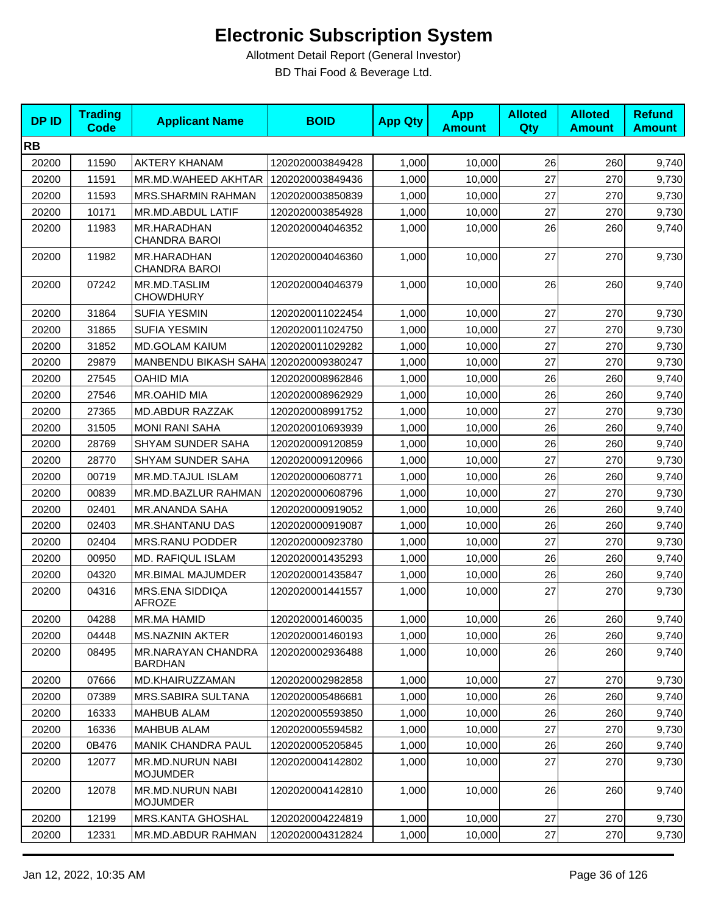# Electronic Subscription System

Allotment Detail Report (General Investor)

BD Thai Food & Beverage Ltd.

| DP ID | Trading Code | Applicant Name | BOID | App Qty | App Amount | Alloted Qty | Alloted Amount | Refund Amount |
|---|---|---|---|---|---|---|---|---|
| **RB** | | | | | | | | |
| 20200 | 11590 | AKTERY KHANAM | 1202020003849428 | 1,000 | 10,000 | 26 | 260 | 9,740 |
| 20200 | 11591 | MR.MD.WAHEED AKHTAR | 1202020003849436 | 1,000 | 10,000 | 27 | 270 | 9,730 |
| 20200 | 11593 | MRS.SHARMIN RAHMAN | 1202020003850839 | 1,000 | 10,000 | 27 | 270 | 9,730 |
| 20200 | 10171 | MR.MD.ABDUL LATIF | 1202020003854928 | 1,000 | 10,000 | 27 | 270 | 9,730 |
| 20200 | 11983 | MR.HARADHAN CHANDRA BAROI | 1202020004046352 | 1,000 | 10,000 | 26 | 260 | 9,740 |
| 20200 | 11982 | MR.HARADHAN CHANDRA BAROI | 1202020004046360 | 1,000 | 10,000 | 27 | 270 | 9,730 |
| 20200 | 07242 | MR.MD.TASLIM CHOWDHURY | 1202020004046379 | 1,000 | 10,000 | 26 | 260 | 9,740 |
| 20200 | 31864 | SUFIA YESMIN | 1202020011022454 | 1,000 | 10,000 | 27 | 270 | 9,730 |
| 20200 | 31865 | SUFIA YESMIN | 1202020011024750 | 1,000 | 10,000 | 27 | 270 | 9,730 |
| 20200 | 31852 | MD.GOLAM KAIUM | 1202020011029282 | 1,000 | 10,000 | 27 | 270 | 9,730 |
| 20200 | 29879 | MANBENDU BIKASH SAHA | 1202020009380247 | 1,000 | 10,000 | 27 | 270 | 9,730 |
| 20200 | 27545 | OAHID MIA | 1202020008962846 | 1,000 | 10,000 | 26 | 260 | 9,740 |
| 20200 | 27546 | MR.OAHID MIA | 1202020008962929 | 1,000 | 10,000 | 26 | 260 | 9,740 |
| 20200 | 27365 | MD.ABDUR RAZZAK | 1202020008991752 | 1,000 | 10,000 | 27 | 270 | 9,730 |
| 20200 | 31505 | MONI RANI SAHA | 1202020010693939 | 1,000 | 10,000 | 26 | 260 | 9,740 |
| 20200 | 28769 | SHYAM SUNDER SAHA | 1202020009120859 | 1,000 | 10,000 | 26 | 260 | 9,740 |
| 20200 | 28770 | SHYAM SUNDER SAHA | 1202020009120966 | 1,000 | 10,000 | 27 | 270 | 9,730 |
| 20200 | 00719 | MR.MD.TAJUL ISLAM | 1202020000608771 | 1,000 | 10,000 | 26 | 260 | 9,740 |
| 20200 | 00839 | MR.MD.BAZLUR RAHMAN | 1202020000608796 | 1,000 | 10,000 | 27 | 270 | 9,730 |
| 20200 | 02401 | MR.ANANDA SAHA | 1202020000919052 | 1,000 | 10,000 | 26 | 260 | 9,740 |
| 20200 | 02403 | MR.SHANTANU DAS | 1202020000919087 | 1,000 | 10,000 | 26 | 260 | 9,740 |
| 20200 | 02404 | MRS.RANU PODDER | 1202020000923780 | 1,000 | 10,000 | 27 | 270 | 9,730 |
| 20200 | 00950 | MD. RAFIQUL ISLAM | 1202020001435293 | 1,000 | 10,000 | 26 | 260 | 9,740 |
| 20200 | 04320 | MR.BIMAL MAJUMDER | 1202020001435847 | 1,000 | 10,000 | 26 | 260 | 9,740 |
| 20200 | 04316 | MRS.ENA SIDDIQA AFROZE | 1202020001441557 | 1,000 | 10,000 | 27 | 270 | 9,730 |
| 20200 | 04288 | MR.MA HAMID | 1202020001460035 | 1,000 | 10,000 | 26 | 260 | 9,740 |
| 20200 | 04448 | MS.NAZNIN AKTER | 1202020001460193 | 1,000 | 10,000 | 26 | 260 | 9,740 |
| 20200 | 08495 | MR.NARAYAN CHANDRA BARDHAN | 1202020002936488 | 1,000 | 10,000 | 26 | 260 | 9,740 |
| 20200 | 07666 | MD.KHAIRUZZAMAN | 1202020002982858 | 1,000 | 10,000 | 27 | 270 | 9,730 |
| 20200 | 07389 | MRS.SABIRA SULTANA | 1202020005486681 | 1,000 | 10,000 | 26 | 260 | 9,740 |
| 20200 | 16333 | MAHBUB ALAM | 1202020005593850 | 1,000 | 10,000 | 26 | 260 | 9,740 |
| 20200 | 16336 | MAHBUB ALAM | 1202020005594582 | 1,000 | 10,000 | 27 | 270 | 9,730 |
| 20200 | 0B476 | MANIK CHANDRA PAUL | 1202020005205845 | 1,000 | 10,000 | 26 | 260 | 9,740 |
| 20200 | 12077 | MR.MD.NURUN NABI MOJUMDER | 1202020004142802 | 1,000 | 10,000 | 27 | 270 | 9,730 |
| 20200 | 12078 | MR.MD.NURUN NABI MOJUMDER | 1202020004142810 | 1,000 | 10,000 | 26 | 260 | 9,740 |
| 20200 | 12199 | MRS.KANTA GHOSHAL | 1202020004224819 | 1,000 | 10,000 | 27 | 270 | 9,730 |
| 20200 | 12331 | MR.MD.ABDUR RAHMAN | 1202020004312824 | 1,000 | 10,000 | 27 | 270 | 9,730 |

Jan 12, 2022, 10:35 AM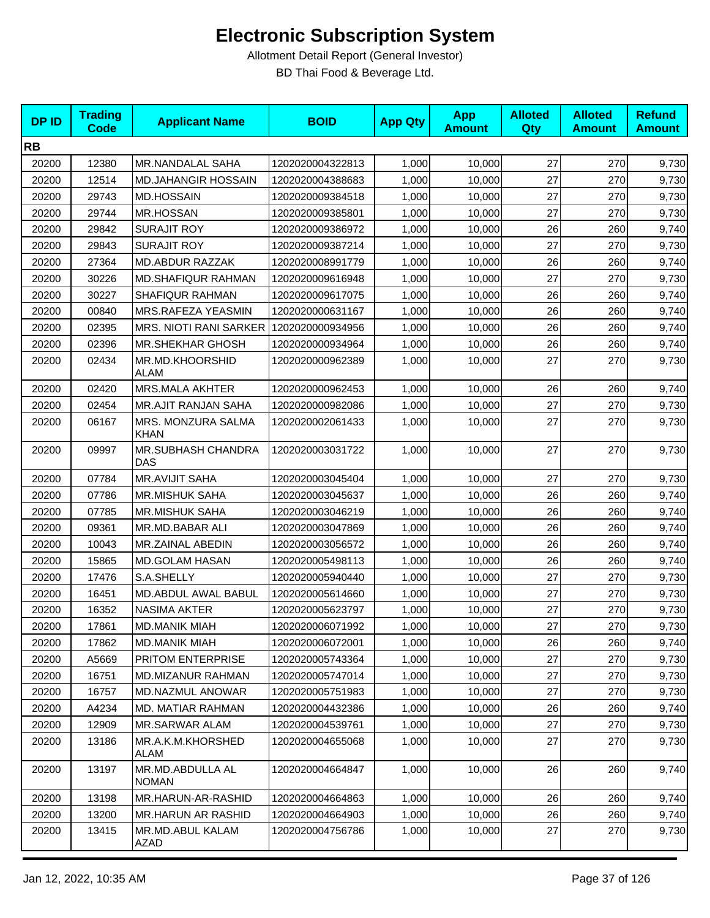# Electronic Subscription System

Allotment Detail Report (General Investor)

BD Thai Food & Beverage Ltd.

| DP ID | Trading Code | Applicant Name | BOID | App Qty | App Amount | Alloted Qty | Alloted Amount | Refund Amount |
|---|---|---|---|---|---|---|---|---|
| **RB** | | | | | | | | |
| 20200 | 12380 | MR.NANDALAL SAHA | 1202020004322813 | 1,000 | 10,000 | 27 | 270 | 9,730 |
| 20200 | 12514 | MD.JAHANGIR HOSSAIN | 1202020004388683 | 1,000 | 10,000 | 27 | 270 | 9,730 |
| 20200 | 29743 | MD.HOSSAIN | 1202020009384518 | 1,000 | 10,000 | 27 | 270 | 9,730 |
| 20200 | 29744 | MR.HOSSAN | 1202020009385801 | 1,000 | 10,000 | 27 | 270 | 9,730 |
| 20200 | 29842 | SURAJIT ROY | 1202020009386972 | 1,000 | 10,000 | 26 | 260 | 9,740 |
| 20200 | 29843 | SURAJIT ROY | 1202020009387214 | 1,000 | 10,000 | 27 | 270 | 9,730 |
| 20200 | 27364 | MD.ABDUR RAZZAK | 1202020008991779 | 1,000 | 10,000 | 26 | 260 | 9,740 |
| 20200 | 30226 | MD.SHAFIQUR RAHMAN | 1202020009616948 | 1,000 | 10,000 | 27 | 270 | 9,730 |
| 20200 | 30227 | SHAFIQUR RAHMAN | 1202020009617075 | 1,000 | 10,000 | 26 | 260 | 9,740 |
| 20200 | 00840 | MRS.RAFEZA YEASMIN | 1202020000631167 | 1,000 | 10,000 | 26 | 260 | 9,740 |
| 20200 | 02395 | MRS. NIOTI RANI SARKER | 1202020000934956 | 1,000 | 10,000 | 26 | 260 | 9,740 |
| 20200 | 02396 | MR.SHEKHAR GHOSH | 1202020000934964 | 1,000 | 10,000 | 26 | 260 | 9,740 |
| 20200 | 02434 | MR.MD.KHOORSHID ALAM | 1202020000962389 | 1,000 | 10,000 | 27 | 270 | 9,730 |
| 20200 | 02420 | MRS.MALA AKHTER | 1202020000962453 | 1,000 | 10,000 | 26 | 260 | 9,740 |
| 20200 | 02454 | MR.AJIT RANJAN SAHA | 1202020000982086 | 1,000 | 10,000 | 27 | 270 | 9,730 |
| 20200 | 06167 | MRS. MONZURA SALMA KHAN | 1202020002061433 | 1,000 | 10,000 | 27 | 270 | 9,730 |
| 20200 | 09997 | MR.SUBHASH CHANDRA DAS | 1202020003031722 | 1,000 | 10,000 | 27 | 270 | 9,730 |
| 20200 | 07784 | MR.AVIJIT SAHA | 1202020003045404 | 1,000 | 10,000 | 27 | 270 | 9,730 |
| 20200 | 07786 | MR.MISHUK SAHA | 1202020003045637 | 1,000 | 10,000 | 26 | 260 | 9,740 |
| 20200 | 07785 | MR.MISHUK SAHA | 1202020003046219 | 1,000 | 10,000 | 26 | 260 | 9,740 |
| 20200 | 09361 | MR.MD.BABAR ALI | 1202020003047869 | 1,000 | 10,000 | 26 | 260 | 9,740 |
| 20200 | 10043 | MR.ZAINAL ABEDIN | 1202020003056572 | 1,000 | 10,000 | 26 | 260 | 9,740 |
| 20200 | 15865 | MD.GOLAM HASAN | 1202020005498113 | 1,000 | 10,000 | 26 | 260 | 9,740 |
| 20200 | 17476 | S.A.SHELLY | 1202020005940440 | 1,000 | 10,000 | 27 | 270 | 9,730 |
| 20200 | 16451 | MD.ABDUL AWAL BABUL | 1202020005614660 | 1,000 | 10,000 | 27 | 270 | 9,730 |
| 20200 | 16352 | NASIMA AKTER | 1202020005623797 | 1,000 | 10,000 | 27 | 270 | 9,730 |
| 20200 | 17861 | MD.MANIK MIAH | 1202020006071992 | 1,000 | 10,000 | 27 | 270 | 9,730 |
| 20200 | 17862 | MD.MANIK MIAH | 1202020006072001 | 1,000 | 10,000 | 26 | 260 | 9,740 |
| 20200 | A5669 | PRITOM ENTERPRISE | 1202020005743364 | 1,000 | 10,000 | 27 | 270 | 9,730 |
| 20200 | 16751 | MD.MIZANUR RAHMAN | 1202020005747014 | 1,000 | 10,000 | 27 | 270 | 9,730 |
| 20200 | 16757 | MD.NAZMUL ANOWAR | 1202020005751983 | 1,000 | 10,000 | 27 | 270 | 9,730 |
| 20200 | A4234 | MD. MATIAR RAHMAN | 1202020004432386 | 1,000 | 10,000 | 26 | 260 | 9,740 |
| 20200 | 12909 | MR.SARWAR ALAM | 1202020004539761 | 1,000 | 10,000 | 27 | 270 | 9,730 |
| 20200 | 13186 | MR.A.K.M.KHORSHED ALAM | 1202020004655068 | 1,000 | 10,000 | 27 | 270 | 9,730 |
| 20200 | 13197 | MR.MD.ABDULLA AL NOMAN | 1202020004664847 | 1,000 | 10,000 | 26 | 260 | 9,740 |
| 20200 | 13198 | MR.HARUN-AR-RASHID | 1202020004664863 | 1,000 | 10,000 | 26 | 260 | 9,740 |
| 20200 | 13200 | MR.HARUN AR RASHID | 1202020004664903 | 1,000 | 10,000 | 26 | 260 | 9,740 |
| 20200 | 13415 | MR.MD.ABUL KALAM AZAD | 1202020004756786 | 1,000 | 10,000 | 27 | 270 | 9,730 |

Jan 12, 2022, 10:35 AM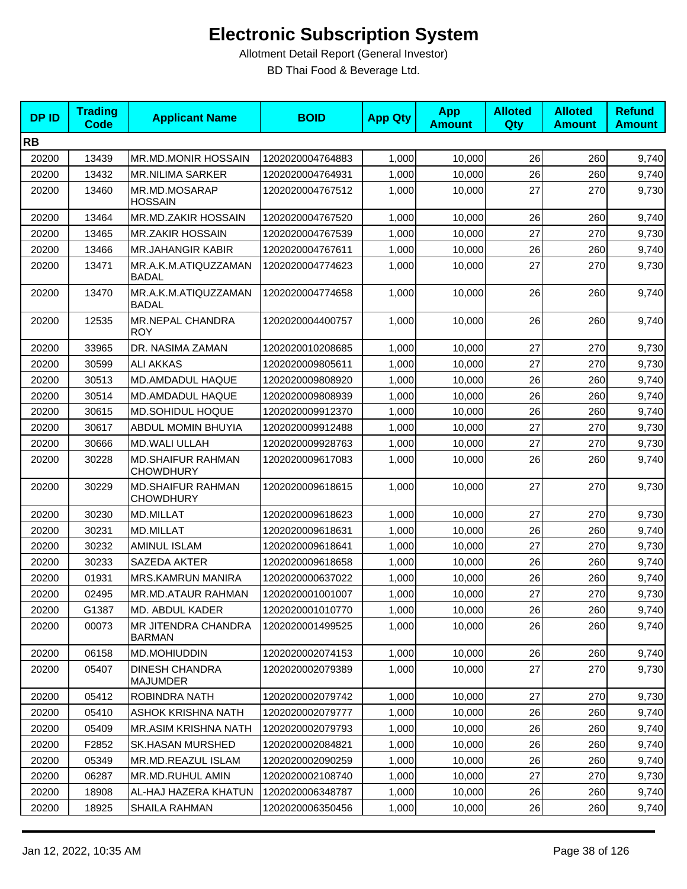# Electronic Subscription System

Allotment Detail Report (General Investor)

BD Thai Food & Beverage Ltd.

| DP ID | Trading Code | Applicant Name | BOID | App Qty | App Amount | Alloted Qty | Alloted Amount | Refund Amount |
|---|---|---|---|---|---|---|---|---|
| **RB** | | | | | | | | |
| 20200 | 13439 | MR.MD.MONIR HOSSAIN | 1202020004764883 | 1,000 | 10,000 | 26 | 260 | 9,740 |
| 20200 | 13432 | MR.NILIMA SARKER | 1202020004764931 | 1,000 | 10,000 | 26 | 260 | 9,740 |
| 20200 | 13460 | MR.MD.MOSARAP HOSSAIN | 1202020004767512 | 1,000 | 10,000 | 27 | 270 | 9,730 |
| 20200 | 13464 | MR.MD.ZAKIR HOSSAIN | 1202020004767520 | 1,000 | 10,000 | 26 | 260 | 9,740 |
| 20200 | 13465 | MR.ZAKIR HOSSAIN | 1202020004767539 | 1,000 | 10,000 | 27 | 270 | 9,730 |
| 20200 | 13466 | MR.JAHANGIR KABIR | 1202020004767611 | 1,000 | 10,000 | 26 | 260 | 9,740 |
| 20200 | 13471 | MR.A.K.M.ATIQUZZAMAN BADAL | 1202020004774623 | 1,000 | 10,000 | 27 | 270 | 9,730 |
| 20200 | 13470 | MR.A.K.M.ATIQUZZAMAN BADAL | 1202020004774658 | 1,000 | 10,000 | 26 | 260 | 9,740 |
| 20200 | 12535 | MR.NEPAL CHANDRA ROY | 1202020004400757 | 1,000 | 10,000 | 26 | 260 | 9,740 |
| 20200 | 33965 | DR. NASIMA ZAMAN | 1202020010208685 | 1,000 | 10,000 | 27 | 270 | 9,730 |
| 20200 | 30599 | ALI AKKAS | 1202020009805611 | 1,000 | 10,000 | 27 | 270 | 9,730 |
| 20200 | 30513 | MD.AMDADUL HAQUE | 1202020009808920 | 1,000 | 10,000 | 26 | 260 | 9,740 |
| 20200 | 30514 | MD.AMDADUL HAQUE | 1202020009808939 | 1,000 | 10,000 | 26 | 260 | 9,740 |
| 20200 | 30615 | MD.SOHIDUL HOQUE | 1202020009912370 | 1,000 | 10,000 | 26 | 260 | 9,740 |
| 20200 | 30617 | ABDUL MOMIN BHUYIA | 1202020009912488 | 1,000 | 10,000 | 27 | 270 | 9,730 |
| 20200 | 30666 | MD.WALI ULLAH | 1202020009928763 | 1,000 | 10,000 | 27 | 270 | 9,730 |
| 20200 | 30228 | MD.SHAIFUR RAHMAN CHOWDHURY | 1202020009617083 | 1,000 | 10,000 | 26 | 260 | 9,740 |
| 20200 | 30229 | MD.SHAIFUR RAHMAN CHOWDHURY | 1202020009618615 | 1,000 | 10,000 | 27 | 270 | 9,730 |
| 20200 | 30230 | MD.MILLAT | 1202020009618623 | 1,000 | 10,000 | 27 | 270 | 9,730 |
| 20200 | 30231 | MD.MILLAT | 1202020009618631 | 1,000 | 10,000 | 26 | 260 | 9,740 |
| 20200 | 30232 | AMINUL ISLAM | 1202020009618641 | 1,000 | 10,000 | 27 | 270 | 9,730 |
| 20200 | 30233 | SAZEDA AKTER | 1202020009618658 | 1,000 | 10,000 | 26 | 260 | 9,740 |
| 20200 | 01931 | MRS.KAMRUN MANIRA | 1202020000637022 | 1,000 | 10,000 | 26 | 260 | 9,740 |
| 20200 | 02495 | MR.MD.ATAUR RAHMAN | 1202020001001007 | 1,000 | 10,000 | 27 | 270 | 9,730 |
| 20200 | G1387 | MD. ABDUL KADER | 1202020001010770 | 1,000 | 10,000 | 26 | 260 | 9,740 |
| 20200 | 00073 | MR JITENDRA CHANDRA BARMAN | 1202020001499525 | 1,000 | 10,000 | 26 | 260 | 9,740 |
| 20200 | 06158 | MD.MOHIUDDIN | 1202020002074153 | 1,000 | 10,000 | 26 | 260 | 9,740 |
| 20200 | 05407 | DINESH CHANDRA MAJUMDER | 1202020002079389 | 1,000 | 10,000 | 27 | 270 | 9,730 |
| 20200 | 05412 | ROBINDRA NATH | 1202020002079742 | 1,000 | 10,000 | 27 | 270 | 9,730 |
| 20200 | 05410 | ASHOK KRISHNA NATH | 1202020002079777 | 1,000 | 10,000 | 26 | 260 | 9,740 |
| 20200 | 05409 | MR.ASIM KRISHNA NATH | 1202020002079793 | 1,000 | 10,000 | 26 | 260 | 9,740 |
| 20200 | F2852 | SK.HASAN MURSHED | 1202020002084821 | 1,000 | 10,000 | 26 | 260 | 9,740 |
| 20200 | 05349 | MR.MD.REAZUL ISLAM | 1202020002090259 | 1,000 | 10,000 | 26 | 260 | 9,740 |
| 20200 | 06287 | MR.MD.RUHUL AMIN | 1202020002108740 | 1,000 | 10,000 | 27 | 270 | 9,730 |
| 20200 | 18908 | AL-HAJ HAZERA KHATUN | 1202020006348787 | 1,000 | 10,000 | 26 | 260 | 9,740 |
| 20200 | 18925 | SHAILA RAHMAN | 1202020006350456 | 1,000 | 10,000 | 26 | 260 | 9,740 |

Jan 12, 2022, 10:35 AM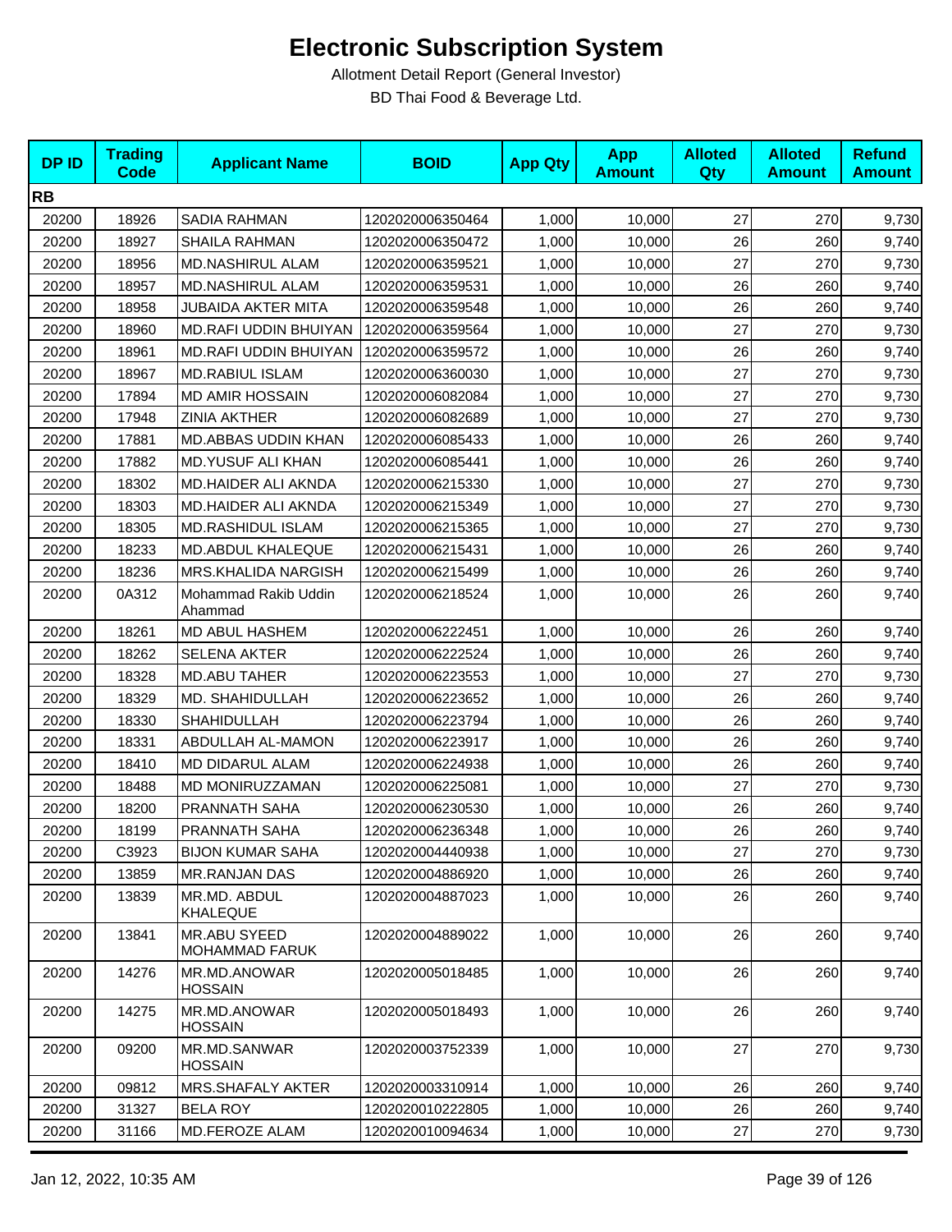# Electronic Subscription System

Allotment Detail Report (General Investor)

BD Thai Food & Beverage Ltd.

| DP ID | Trading Code | Applicant Name | BOID | App Qty | App Amount | Alloted Qty | Alloted Amount | Refund Amount |
|---|---|---|---|---|---|---|---|---|
| **RB** | | | | | | | | |
| 20200 | 18926 | SADIA RAHMAN | 1202020006350464 | 1,000 | 10,000 | 27 | 270 | 9,730 |
| 20200 | 18927 | SHAILA RAHMAN | 1202020006350472 | 1,000 | 10,000 | 26 | 260 | 9,740 |
| 20200 | 18956 | MD.NASHIRUL ALAM | 1202020006359521 | 1,000 | 10,000 | 27 | 270 | 9,730 |
| 20200 | 18957 | MD.NASHIRUL ALAM | 1202020006359531 | 1,000 | 10,000 | 26 | 260 | 9,740 |
| 20200 | 18958 | JUBAIDA AKTER MITA | 1202020006359548 | 1,000 | 10,000 | 26 | 260 | 9,740 |
| 20200 | 18960 | MD.RAFI UDDIN BHUIYAN | 1202020006359564 | 1,000 | 10,000 | 27 | 270 | 9,730 |
| 20200 | 18961 | MD.RAFI UDDIN BHUIYAN | 1202020006359572 | 1,000 | 10,000 | 26 | 260 | 9,740 |
| 20200 | 18967 | MD.RABIUL ISLAM | 1202020006360030 | 1,000 | 10,000 | 27 | 270 | 9,730 |
| 20200 | 17894 | MD AMIR HOSSAIN | 1202020006082084 | 1,000 | 10,000 | 27 | 270 | 9,730 |
| 20200 | 17948 | ZINIA AKTHER | 1202020006082689 | 1,000 | 10,000 | 27 | 270 | 9,730 |
| 20200 | 17881 | MD.ABBAS UDDIN KHAN | 1202020006085433 | 1,000 | 10,000 | 26 | 260 | 9,740 |
| 20200 | 17882 | MD.YUSUF ALI KHAN | 1202020006085441 | 1,000 | 10,000 | 26 | 260 | 9,740 |
| 20200 | 18302 | MD.HAIDER ALI AKNDA | 1202020006215330 | 1,000 | 10,000 | 27 | 270 | 9,730 |
| 20200 | 18303 | MD.HAIDER ALI AKNDA | 1202020006215349 | 1,000 | 10,000 | 27 | 270 | 9,730 |
| 20200 | 18305 | MD.RASHIDUL ISLAM | 1202020006215365 | 1,000 | 10,000 | 27 | 270 | 9,730 |
| 20200 | 18233 | MD.ABDUL KHALEQUE | 1202020006215431 | 1,000 | 10,000 | 26 | 260 | 9,740 |
| 20200 | 18236 | MRS.KHALIDA NARGISH | 1202020006215499 | 1,000 | 10,000 | 26 | 260 | 9,740 |
| 20200 | 0A312 | Mohammad Rakib Uddin Ahammad | 1202020006218524 | 1,000 | 10,000 | 26 | 260 | 9,740 |
| 20200 | 18261 | MD ABUL HASHEM | 1202020006222451 | 1,000 | 10,000 | 26 | 260 | 9,740 |
| 20200 | 18262 | SELENA AKTER | 1202020006222524 | 1,000 | 10,000 | 26 | 260 | 9,740 |
| 20200 | 18328 | MD.ABU TAHER | 1202020006223553 | 1,000 | 10,000 | 27 | 270 | 9,730 |
| 20200 | 18329 | MD. SHAHIDULLAH | 1202020006223652 | 1,000 | 10,000 | 26 | 260 | 9,740 |
| 20200 | 18330 | SHAHIDULLAH | 1202020006223794 | 1,000 | 10,000 | 26 | 260 | 9,740 |
| 20200 | 18331 | ABDULLAH AL-MAMON | 1202020006223917 | 1,000 | 10,000 | 26 | 260 | 9,740 |
| 20200 | 18410 | MD DIDARUL ALAM | 1202020006224938 | 1,000 | 10,000 | 26 | 260 | 9,740 |
| 20200 | 18488 | MD MONIRUZZAMAN | 1202020006225081 | 1,000 | 10,000 | 27 | 270 | 9,730 |
| 20200 | 18200 | PRANNATH SAHA | 1202020006230530 | 1,000 | 10,000 | 26 | 260 | 9,740 |
| 20200 | 18199 | PRANNATH SAHA | 1202020006236348 | 1,000 | 10,000 | 26 | 260 | 9,740 |
| 20200 | C3923 | BIJON KUMAR SAHA | 1202020004440938 | 1,000 | 10,000 | 27 | 270 | 9,730 |
| 20200 | 13859 | MR.RANJAN DAS | 1202020004886920 | 1,000 | 10,000 | 26 | 260 | 9,740 |
| 20200 | 13839 | MR.MD. ABDUL KHALEQUE | 1202020004887023 | 1,000 | 10,000 | 26 | 260 | 9,740 |
| 20200 | 13841 | MR.ABU SYEED MOHAMMAD FARUK | 1202020004889022 | 1,000 | 10,000 | 26 | 260 | 9,740 |
| 20200 | 14276 | MR.MD.ANOWAR HOSSAIN | 1202020005018485 | 1,000 | 10,000 | 26 | 260 | 9,740 |
| 20200 | 14275 | MR.MD.ANOWAR HOSSAIN | 1202020005018493 | 1,000 | 10,000 | 26 | 260 | 9,740 |
| 20200 | 09200 | MR.MD.SANWAR HOSSAIN | 1202020003752339 | 1,000 | 10,000 | 27 | 270 | 9,730 |
| 20200 | 09812 | MRS.SHAFALY AKTER | 1202020003310914 | 1,000 | 10,000 | 26 | 260 | 9,740 |
| 20200 | 31327 | BELA ROY | 1202020010222805 | 1,000 | 10,000 | 26 | 260 | 9,740 |
| 20200 | 31166 | MD.FEROZE ALAM | 1202020010094634 | 1,000 | 10,000 | 27 | 270 | 9,730 |

Jan 12, 2022, 10:35 AM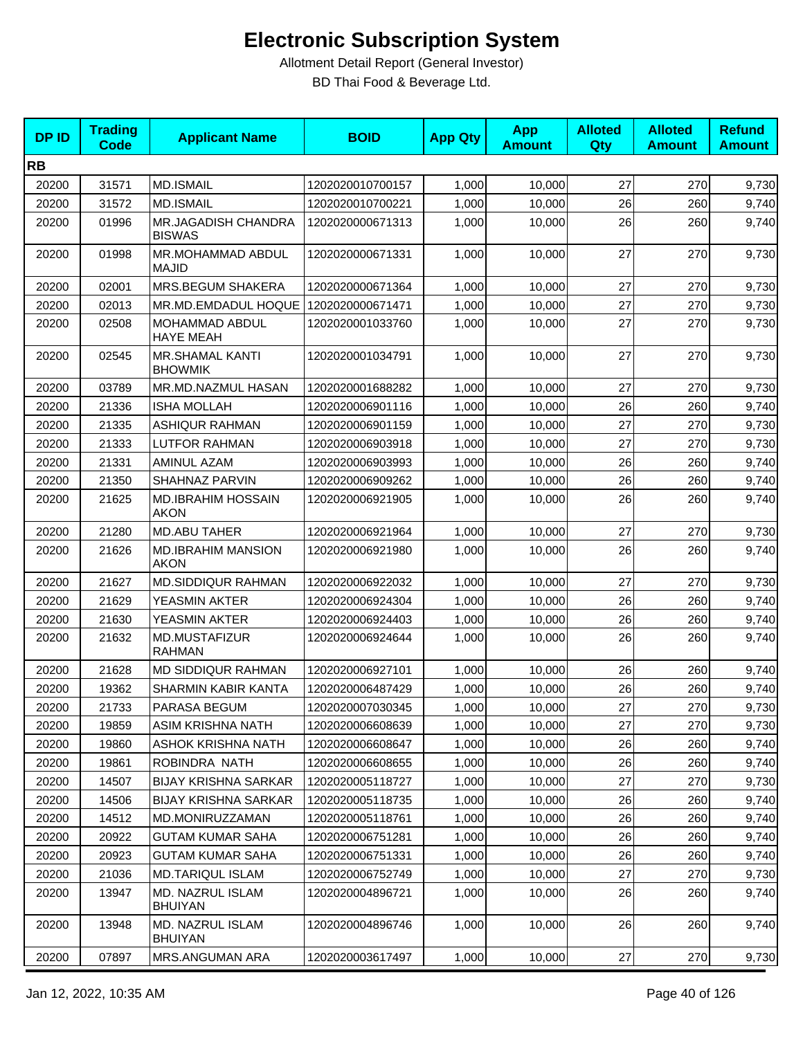# Electronic Subscription System

Allotment Detail Report (General Investor)

BD Thai Food & Beverage Ltd.

| DP ID | Trading Code | Applicant Name | BOID | App Qty | App Amount | Alloted Qty | Alloted Amount | Refund Amount |
|---|---|---|---|---|---|---|---|---|
| **RB** | | | | | | | | |
| 20200 | 31571 | MD.ISMAIL | 1202020010700157 | 1,000 | 10,000 | 27 | 270 | 9,730 |
| 20200 | 31572 | MD.ISMAIL | 1202020010700221 | 1,000 | 10,000 | 26 | 260 | 9,740 |
| 20200 | 01996 | MR.JAGADISH CHANDRA BISWAS | 1202020000671313 | 1,000 | 10,000 | 26 | 260 | 9,740 |
| 20200 | 01998 | MR.MOHAMMAD ABDUL MAJID | 1202020000671331 | 1,000 | 10,000 | 27 | 270 | 9,730 |
| 20200 | 02001 | MRS.BEGUM SHAKERA | 1202020000671364 | 1,000 | 10,000 | 27 | 270 | 9,730 |
| 20200 | 02013 | MR.MD.EMDADUL HOQUE | 1202020000671471 | 1,000 | 10,000 | 27 | 270 | 9,730 |
| 20200 | 02508 | MOHAMMAD ABDUL HAYE MEAH | 1202020001033760 | 1,000 | 10,000 | 27 | 270 | 9,730 |
| 20200 | 02545 | MR.SHAMAL KANTI BHOWMIK | 1202020001034791 | 1,000 | 10,000 | 27 | 270 | 9,730 |
| 20200 | 03789 | MR.MD.NAZMUL HASAN | 1202020001688282 | 1,000 | 10,000 | 27 | 270 | 9,730 |
| 20200 | 21336 | ISHA MOLLAH | 1202020006901116 | 1,000 | 10,000 | 26 | 260 | 9,740 |
| 20200 | 21335 | ASHIQUR RAHMAN | 1202020006901159 | 1,000 | 10,000 | 27 | 270 | 9,730 |
| 20200 | 21333 | LUTFOR RAHMAN | 1202020006903918 | 1,000 | 10,000 | 27 | 270 | 9,730 |
| 20200 | 21331 | AMINUL AZAM | 1202020006903993 | 1,000 | 10,000 | 26 | 260 | 9,740 |
| 20200 | 21350 | SHAHNAZ PARVIN | 1202020006909262 | 1,000 | 10,000 | 26 | 260 | 9,740 |
| 20200 | 21625 | MD.IBRAHIM HOSSAIN AKON | 1202020006921905 | 1,000 | 10,000 | 26 | 260 | 9,740 |
| 20200 | 21280 | MD.ABU TAHER | 1202020006921964 | 1,000 | 10,000 | 27 | 270 | 9,730 |
| 20200 | 21626 | MD.IBRAHIM MANSION AKON | 1202020006921980 | 1,000 | 10,000 | 26 | 260 | 9,740 |
| 20200 | 21627 | MD.SIDDIQUR RAHMAN | 1202020006922032 | 1,000 | 10,000 | 27 | 270 | 9,730 |
| 20200 | 21629 | YEASMIN AKTER | 1202020006924304 | 1,000 | 10,000 | 26 | 260 | 9,740 |
| 20200 | 21630 | YEASMIN AKTER | 1202020006924403 | 1,000 | 10,000 | 26 | 260 | 9,740 |
| 20200 | 21632 | MD.MUSTAFIZUR RAHMAN | 1202020006924644 | 1,000 | 10,000 | 26 | 260 | 9,740 |
| 20200 | 21628 | MD SIDDIQUR RAHMAN | 1202020006927101 | 1,000 | 10,000 | 26 | 260 | 9,740 |
| 20200 | 19362 | SHARMIN KABIR KANTA | 1202020006487429 | 1,000 | 10,000 | 26 | 260 | 9,740 |
| 20200 | 21733 | PARASA BEGUM | 1202020007030345 | 1,000 | 10,000 | 27 | 270 | 9,730 |
| 20200 | 19859 | ASIM KRISHNA NATH | 1202020006608639 | 1,000 | 10,000 | 27 | 270 | 9,730 |
| 20200 | 19860 | ASHOK KRISHNA NATH | 1202020006608647 | 1,000 | 10,000 | 26 | 260 | 9,740 |
| 20200 | 19861 | ROBINDRA NATH | 1202020006608655 | 1,000 | 10,000 | 26 | 260 | 9,740 |
| 20200 | 14507 | BIJAY KRISHNA SARKAR | 1202020005118727 | 1,000 | 10,000 | 27 | 270 | 9,730 |
| 20200 | 14506 | BIJAY KRISHNA SARKAR | 1202020005118735 | 1,000 | 10,000 | 26 | 260 | 9,740 |
| 20200 | 14512 | MD.MONIRUZZAMAN | 1202020005118761 | 1,000 | 10,000 | 26 | 260 | 9,740 |
| 20200 | 20922 | GUTAM KUMAR SAHA | 1202020006751281 | 1,000 | 10,000 | 26 | 260 | 9,740 |
| 20200 | 20923 | GUTAM KUMAR SAHA | 1202020006751331 | 1,000 | 10,000 | 26 | 260 | 9,740 |
| 20200 | 21036 | MD.TARIQUL ISLAM | 1202020006752749 | 1,000 | 10,000 | 27 | 270 | 9,730 |
| 20200 | 13947 | MD. NAZRUL ISLAM BHUIYAN | 1202020004896721 | 1,000 | 10,000 | 26 | 260 | 9,740 |
| 20200 | 13948 | MD. NAZRUL ISLAM BHUIYAN | 1202020004896746 | 1,000 | 10,000 | 26 | 260 | 9,740 |
| 20200 | 07897 | MRS.ANGUMAN ARA | 1202020003617497 | 1,000 | 10,000 | 27 | 270 | 9,730 |

Jan 12, 2022, 10:35 AM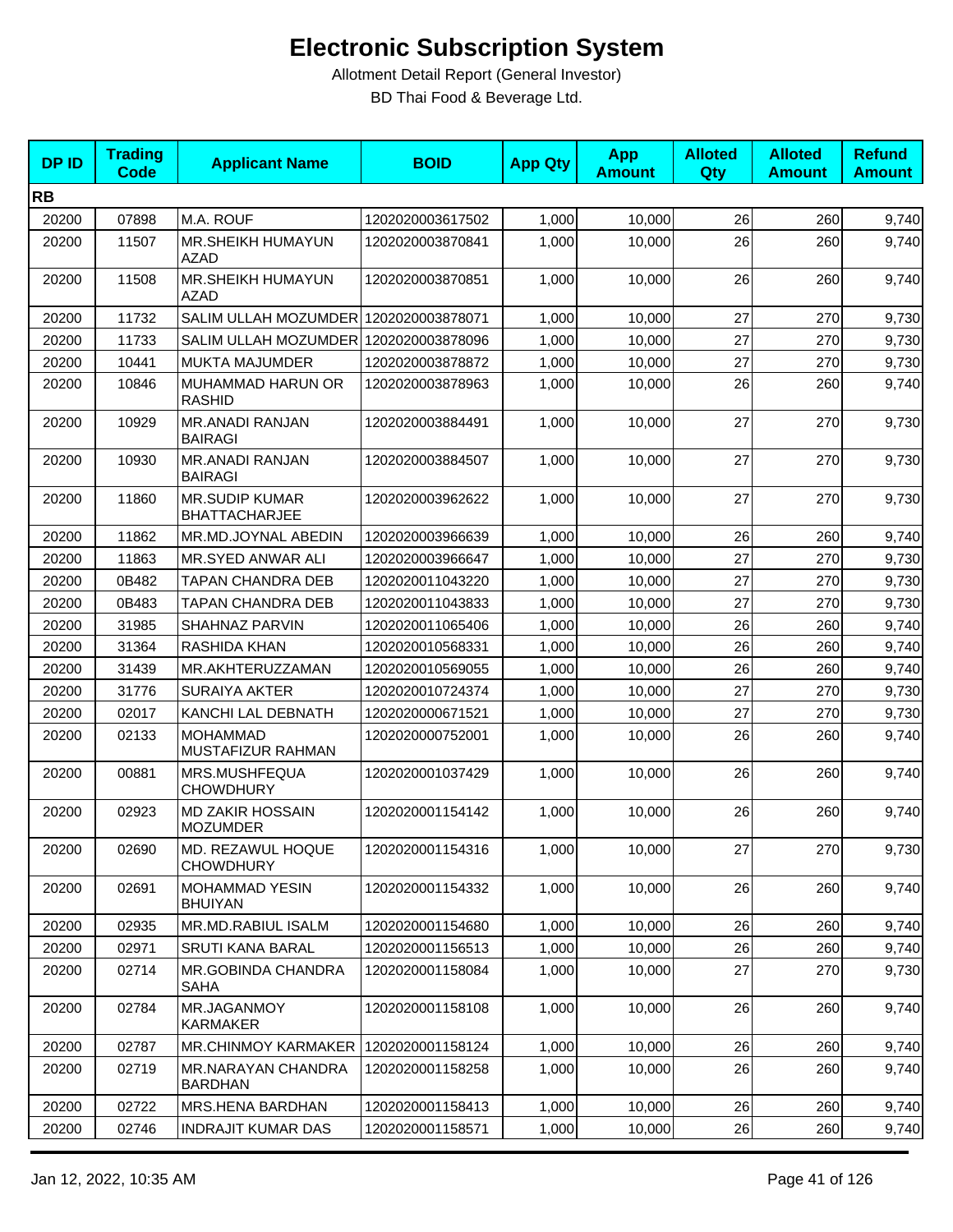# Electronic Subscription System

Allotment Detail Report (General Investor)

BD Thai Food & Beverage Ltd.

| DP ID | Trading Code | Applicant Name | BOID | App Qty | App Amount | Alloted Qty | Alloted Amount | Refund Amount |
|---|---|---|---|---|---|---|---|---|
| **RB** | | | | | | | | |
| 20200 | 07898 | M.A. ROUF | 1202020003617502 | 1,000 | 10,000 | 26 | 260 | 9,740 |
| 20200 | 11507 | MR.SHEIKH HUMAYUN AZAD | 1202020003870841 | 1,000 | 10,000 | 26 | 260 | 9,740 |
| 20200 | 11508 | MR.SHEIKH HUMAYUN AZAD | 1202020003870851 | 1,000 | 10,000 | 26 | 260 | 9,740 |
| 20200 | 11732 | SALIM ULLAH MOZUMDER | 1202020003878071 | 1,000 | 10,000 | 27 | 270 | 9,730 |
| 20200 | 11733 | SALIM ULLAH MOZUMDER | 1202020003878096 | 1,000 | 10,000 | 27 | 270 | 9,730 |
| 20200 | 10441 | MUKTA MAJUMDER | 1202020003878872 | 1,000 | 10,000 | 27 | 270 | 9,730 |
| 20200 | 10846 | MUHAMMAD HARUN OR RASHID | 1202020003878963 | 1,000 | 10,000 | 26 | 260 | 9,740 |
| 20200 | 10929 | MR.ANADI RANJAN BAIRAGI | 1202020003884491 | 1,000 | 10,000 | 27 | 270 | 9,730 |
| 20200 | 10930 | MR.ANADI RANJAN BAIRAGI | 1202020003884507 | 1,000 | 10,000 | 27 | 270 | 9,730 |
| 20200 | 11860 | MR.SUDIP KUMAR BHATTACHARJEE | 1202020003962622 | 1,000 | 10,000 | 27 | 270 | 9,730 |
| 20200 | 11862 | MR.MD.JOYNAL ABEDIN | 1202020003966639 | 1,000 | 10,000 | 26 | 260 | 9,740 |
| 20200 | 11863 | MR.SYED ANWAR ALI | 1202020003966647 | 1,000 | 10,000 | 27 | 270 | 9,730 |
| 20200 | 0B482 | TAPAN CHANDRA DEB | 1202020011043220 | 1,000 | 10,000 | 27 | 270 | 9,730 |
| 20200 | 0B483 | TAPAN CHANDRA DEB | 1202020011043833 | 1,000 | 10,000 | 27 | 270 | 9,730 |
| 20200 | 31985 | SHAHNAZ PARVIN | 1202020011065406 | 1,000 | 10,000 | 26 | 260 | 9,740 |
| 20200 | 31364 | RASHIDA KHAN | 1202020010568331 | 1,000 | 10,000 | 26 | 260 | 9,740 |
| 20200 | 31439 | MR.AKHTERUZZAMAN | 1202020010569055 | 1,000 | 10,000 | 26 | 260 | 9,740 |
| 20200 | 31776 | SURAIYA AKTER | 1202020010724374 | 1,000 | 10,000 | 27 | 270 | 9,730 |
| 20200 | 02017 | KANCHI LAL DEBNATH | 1202020000671521 | 1,000 | 10,000 | 27 | 270 | 9,730 |
| 20200 | 02133 | MOHAMMAD MUSTAFIZUR RAHMAN | 1202020000752001 | 1,000 | 10,000 | 26 | 260 | 9,740 |
| 20200 | 00881 | MRS.MUSHFEQUA CHOWDHURY | 1202020001037429 | 1,000 | 10,000 | 26 | 260 | 9,740 |
| 20200 | 02923 | MD ZAKIR HOSSAIN MOZUMDER | 1202020001154142 | 1,000 | 10,000 | 26 | 260 | 9,740 |
| 20200 | 02690 | MD. REZAWUL HOQUE CHOWDHURY | 1202020001154316 | 1,000 | 10,000 | 27 | 270 | 9,730 |
| 20200 | 02691 | MOHAMMAD YESIN BHUIYAN | 1202020001154332 | 1,000 | 10,000 | 26 | 260 | 9,740 |
| 20200 | 02935 | MR.MD.RABIUL ISALM | 1202020001154680 | 1,000 | 10,000 | 26 | 260 | 9,740 |
| 20200 | 02971 | SRUTI KANA BARAL | 1202020001156513 | 1,000 | 10,000 | 26 | 260 | 9,740 |
| 20200 | 02714 | MR.GOBINDA CHANDRA SAHA | 1202020001158084 | 1,000 | 10,000 | 27 | 270 | 9,730 |
| 20200 | 02784 | MR.JAGANMOY KARMAKER | 1202020001158108 | 1,000 | 10,000 | 26 | 260 | 9,740 |
| 20200 | 02787 | MR.CHINMOY KARMAKER | 1202020001158124 | 1,000 | 10,000 | 26 | 260 | 9,740 |
| 20200 | 02719 | MR.NARAYAN CHANDRA BARDHAN | 1202020001158258 | 1,000 | 10,000 | 26 | 260 | 9,740 |
| 20200 | 02722 | MRS.HENA BARDHAN | 1202020001158413 | 1,000 | 10,000 | 26 | 260 | 9,740 |
| 20200 | 02746 | INDRAJIT KUMAR DAS | 1202020001158571 | 1,000 | 10,000 | 26 | 260 | 9,740 |

Jan 12, 2022, 10:35 AM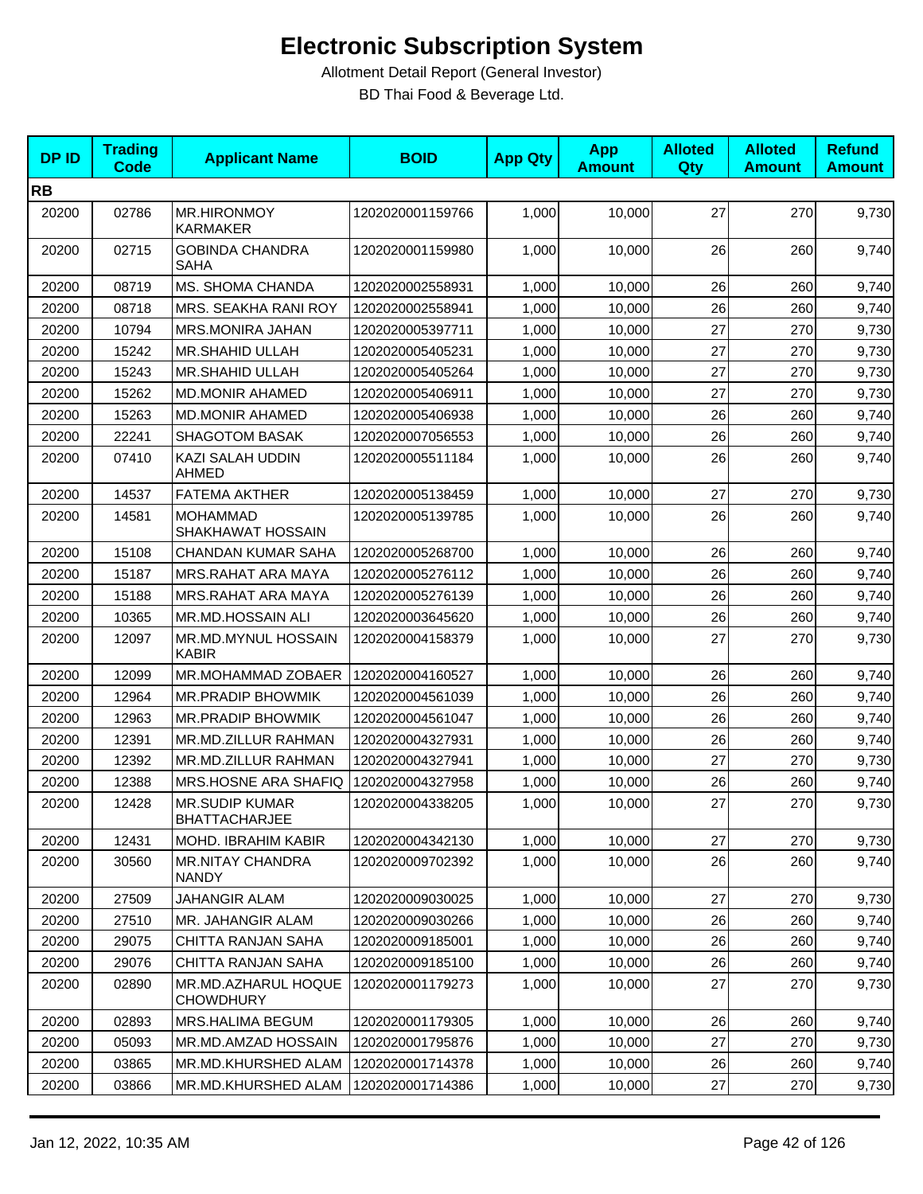# Electronic Subscription System

Allotment Detail Report (General Investor)

BD Thai Food & Beverage Ltd.

| DP ID | Trading Code | Applicant Name | BOID | App Qty | App Amount | Alloted Qty | Alloted Amount | Refund Amount |
|---|---|---|---|---|---|---|---|---|
| **RB** | | | | | | | | |
| 20200 | 02786 | MR.HIRONMOY KARMAKER | 1202020001159766 | 1,000 | 10,000 | 27 | 270 | 9,730 |
| 20200 | 02715 | GOBINDA CHANDRA SAHA | 1202020001159980 | 1,000 | 10,000 | 26 | 260 | 9,740 |
| 20200 | 08719 | MS. SHOMA CHANDA | 1202020002558931 | 1,000 | 10,000 | 26 | 260 | 9,740 |
| 20200 | 08718 | MRS. SEAKHA RANI ROY | 1202020002558941 | 1,000 | 10,000 | 26 | 260 | 9,740 |
| 20200 | 10794 | MRS.MONIRA JAHAN | 1202020005397711 | 1,000 | 10,000 | 27 | 270 | 9,730 |
| 20200 | 15242 | MR.SHAHID ULLAH | 1202020005405231 | 1,000 | 10,000 | 27 | 270 | 9,730 |
| 20200 | 15243 | MR.SHAHID ULLAH | 1202020005405264 | 1,000 | 10,000 | 27 | 270 | 9,730 |
| 20200 | 15262 | MD.MONIR AHAMED | 1202020005406911 | 1,000 | 10,000 | 27 | 270 | 9,730 |
| 20200 | 15263 | MD.MONIR AHAMED | 1202020005406938 | 1,000 | 10,000 | 26 | 260 | 9,740 |
| 20200 | 22241 | SHAGOTOM BASAK | 1202020007056553 | 1,000 | 10,000 | 26 | 260 | 9,740 |
| 20200 | 07410 | KAZI SALAH UDDIN AHMED | 1202020005511184 | 1,000 | 10,000 | 26 | 260 | 9,740 |
| 20200 | 14537 | FATEMA AKTHER | 1202020005138459 | 1,000 | 10,000 | 27 | 270 | 9,730 |
| 20200 | 14581 | MOHAMMAD SHAKHAWAT HOSSAIN | 1202020005139785 | 1,000 | 10,000 | 26 | 260 | 9,740 |
| 20200 | 15108 | CHANDAN KUMAR SAHA | 1202020005268700 | 1,000 | 10,000 | 26 | 260 | 9,740 |
| 20200 | 15187 | MRS.RAHAT ARA MAYA | 1202020005276112 | 1,000 | 10,000 | 26 | 260 | 9,740 |
| 20200 | 15188 | MRS.RAHAT ARA MAYA | 1202020005276139 | 1,000 | 10,000 | 26 | 260 | 9,740 |
| 20200 | 10365 | MR.MD.HOSSAIN ALI | 1202020003645620 | 1,000 | 10,000 | 26 | 260 | 9,740 |
| 20200 | 12097 | MR.MD.MYNUL HOSSAIN KABIR | 1202020004158379 | 1,000 | 10,000 | 27 | 270 | 9,730 |
| 20200 | 12099 | MR.MOHAMMAD ZOBAER | 1202020004160527 | 1,000 | 10,000 | 26 | 260 | 9,740 |
| 20200 | 12964 | MR.PRADIP BHOWMIK | 1202020004561039 | 1,000 | 10,000 | 26 | 260 | 9,740 |
| 20200 | 12963 | MR.PRADIP BHOWMIK | 1202020004561047 | 1,000 | 10,000 | 26 | 260 | 9,740 |
| 20200 | 12391 | MR.MD.ZILLUR RAHMAN | 1202020004327931 | 1,000 | 10,000 | 26 | 260 | 9,740 |
| 20200 | 12392 | MR.MD.ZILLUR RAHMAN | 1202020004327941 | 1,000 | 10,000 | 27 | 270 | 9,730 |
| 20200 | 12388 | MRS.HOSNE ARA SHAFIQ | 1202020004327958 | 1,000 | 10,000 | 26 | 260 | 9,740 |
| 20200 | 12428 | MR.SUDIP KUMAR BHATTACHARJEE | 1202020004338205 | 1,000 | 10,000 | 27 | 270 | 9,730 |
| 20200 | 12431 | MOHD. IBRAHIM KABIR | 1202020004342130 | 1,000 | 10,000 | 27 | 270 | 9,730 |
| 20200 | 30560 | MR.NITAY CHANDRA NANDY | 1202020009702392 | 1,000 | 10,000 | 26 | 260 | 9,740 |
| 20200 | 27509 | JAHANGIR ALAM | 1202020009030025 | 1,000 | 10,000 | 27 | 270 | 9,730 |
| 20200 | 27510 | MR. JAHANGIR ALAM | 1202020009030266 | 1,000 | 10,000 | 26 | 260 | 9,740 |
| 20200 | 29075 | CHITTA RANJAN SAHA | 1202020009185001 | 1,000 | 10,000 | 26 | 260 | 9,740 |
| 20200 | 29076 | CHITTA RANJAN SAHA | 1202020009185100 | 1,000 | 10,000 | 26 | 260 | 9,740 |
| 20200 | 02890 | MR.MD.AZHARUL HOQUE CHOWDHURY | 1202020001179273 | 1,000 | 10,000 | 27 | 270 | 9,730 |
| 20200 | 02893 | MRS.HALIMA BEGUM | 1202020001179305 | 1,000 | 10,000 | 26 | 260 | 9,740 |
| 20200 | 05093 | MR.MD.AMZAD HOSSAIN | 1202020001795876 | 1,000 | 10,000 | 27 | 270 | 9,730 |
| 20200 | 03865 | MR.MD.KHURSHED ALAM | 1202020001714378 | 1,000 | 10,000 | 26 | 260 | 9,740 |
| 20200 | 03866 | MR.MD.KHURSHED ALAM | 1202020001714386 | 1,000 | 10,000 | 27 | 270 | 9,730 |

Jan 12, 2022, 10:35 AM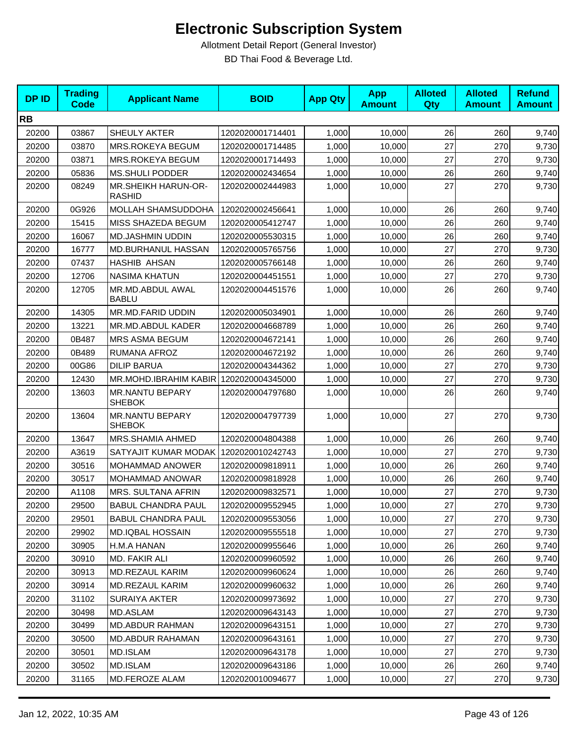# Electronic Subscription System

Allotment Detail Report (General Investor)

BD Thai Food & Beverage Ltd.

| DP ID | Trading Code | Applicant Name | BOID | App Qty | App Amount | Alloted Qty | Alloted Amount | Refund Amount |
|---|---|---|---|---|---|---|---|---|
| **RB** | | | | | | | | |
| 20200 | 03867 | SHEULY AKTER | 1202020001714401 | 1,000 | 10,000 | 26 | 260 | 9,740 |
| 20200 | 03870 | MRS.ROKEYA BEGUM | 1202020001714485 | 1,000 | 10,000 | 27 | 270 | 9,730 |
| 20200 | 03871 | MRS.ROKEYA BEGUM | 1202020001714493 | 1,000 | 10,000 | 27 | 270 | 9,730 |
| 20200 | 05836 | MS.SHULI PODDER | 1202020002434654 | 1,000 | 10,000 | 26 | 260 | 9,740 |
| 20200 | 08249 | MR.SHEIKH HARUN-OR-RASHID | 1202020002444983 | 1,000 | 10,000 | 27 | 270 | 9,730 |
| 20200 | 0G926 | MOLLAH SHAMSUDDOHA | 1202020002456641 | 1,000 | 10,000 | 26 | 260 | 9,740 |
| 20200 | 15415 | MISS SHAZEDA BEGUM | 1202020005412747 | 1,000 | 10,000 | 26 | 260 | 9,740 |
| 20200 | 16067 | MD.JASHMIN UDDIN | 1202020005530315 | 1,000 | 10,000 | 26 | 260 | 9,740 |
| 20200 | 16777 | MD.BURHANUL HASSAN | 1202020005765756 | 1,000 | 10,000 | 27 | 270 | 9,730 |
| 20200 | 07437 | HASHIB AHSAN | 1202020005766148 | 1,000 | 10,000 | 26 | 260 | 9,740 |
| 20200 | 12706 | NASIMA KHATUN | 1202020004451551 | 1,000 | 10,000 | 27 | 270 | 9,730 |
| 20200 | 12705 | MR.MD.ABDUL AWAL BABLU | 1202020004451576 | 1,000 | 10,000 | 26 | 260 | 9,740 |
| 20200 | 14305 | MR.MD.FARID UDDIN | 1202020005034901 | 1,000 | 10,000 | 26 | 260 | 9,740 |
| 20200 | 13221 | MR.MD.ABDUL KADER | 1202020004668789 | 1,000 | 10,000 | 26 | 260 | 9,740 |
| 20200 | 0B487 | MRS ASMA BEGUM | 1202020004672141 | 1,000 | 10,000 | 26 | 260 | 9,740 |
| 20200 | 0B489 | RUMANA AFROZ | 1202020004672192 | 1,000 | 10,000 | 26 | 260 | 9,740 |
| 20200 | 00G86 | DILIP BARUA | 1202020004344362 | 1,000 | 10,000 | 27 | 270 | 9,730 |
| 20200 | 12430 | MR.MOHD.IBRAHIM KABIR | 1202020004345000 | 1,000 | 10,000 | 27 | 270 | 9,730 |
| 20200 | 13603 | MR.NANTU BEPARY SHEBOK | 1202020004797680 | 1,000 | 10,000 | 26 | 260 | 9,740 |
| 20200 | 13604 | MR.NANTU BEPARY SHEBOK | 1202020004797739 | 1,000 | 10,000 | 27 | 270 | 9,730 |
| 20200 | 13647 | MRS.SHAMIA AHMED | 1202020004804388 | 1,000 | 10,000 | 26 | 260 | 9,740 |
| 20200 | A3619 | SATYAJIT KUMAR MODAK | 1202020010242743 | 1,000 | 10,000 | 27 | 270 | 9,730 |
| 20200 | 30516 | MOHAMMAD ANOWER | 1202020009818911 | 1,000 | 10,000 | 26 | 260 | 9,740 |
| 20200 | 30517 | MOHAMMAD ANOWAR | 1202020009818928 | 1,000 | 10,000 | 26 | 260 | 9,740 |
| 20200 | A1108 | MRS. SULTANA AFRIN | 1202020009832571 | 1,000 | 10,000 | 27 | 270 | 9,730 |
| 20200 | 29500 | BABUL CHANDRA PAUL | 1202020009552945 | 1,000 | 10,000 | 27 | 270 | 9,730 |
| 20200 | 29501 | BABUL CHANDRA PAUL | 1202020009553056 | 1,000 | 10,000 | 27 | 270 | 9,730 |
| 20200 | 29902 | MD.IQBAL HOSSAIN | 1202020009555518 | 1,000 | 10,000 | 27 | 270 | 9,730 |
| 20200 | 30905 | H.M.A HANAN | 1202020009955646 | 1,000 | 10,000 | 26 | 260 | 9,740 |
| 20200 | 30910 | MD. FAKIR ALI | 1202020009960592 | 1,000 | 10,000 | 26 | 260 | 9,740 |
| 20200 | 30913 | MD.REZAUL KARIM | 1202020009960624 | 1,000 | 10,000 | 26 | 260 | 9,740 |
| 20200 | 30914 | MD.REZAUL KARIM | 1202020009960632 | 1,000 | 10,000 | 26 | 260 | 9,740 |
| 20200 | 31102 | SURAIYA AKTER | 1202020009973692 | 1,000 | 10,000 | 27 | 270 | 9,730 |
| 20200 | 30498 | MD.ASLAM | 1202020009643143 | 1,000 | 10,000 | 27 | 270 | 9,730 |
| 20200 | 30499 | MD.ABDUR RAHMAN | 1202020009643151 | 1,000 | 10,000 | 27 | 270 | 9,730 |
| 20200 | 30500 | MD.ABDUR RAHAMAN | 1202020009643161 | 1,000 | 10,000 | 27 | 270 | 9,730 |
| 20200 | 30501 | MD.ISLAM | 1202020009643178 | 1,000 | 10,000 | 27 | 270 | 9,730 |
| 20200 | 30502 | MD.ISLAM | 1202020009643186 | 1,000 | 10,000 | 26 | 260 | 9,740 |
| 20200 | 31165 | MD.FEROZE ALAM | 1202020010094677 | 1,000 | 10,000 | 27 | 270 | 9,730 |

Jan 12, 2022, 10:35 AM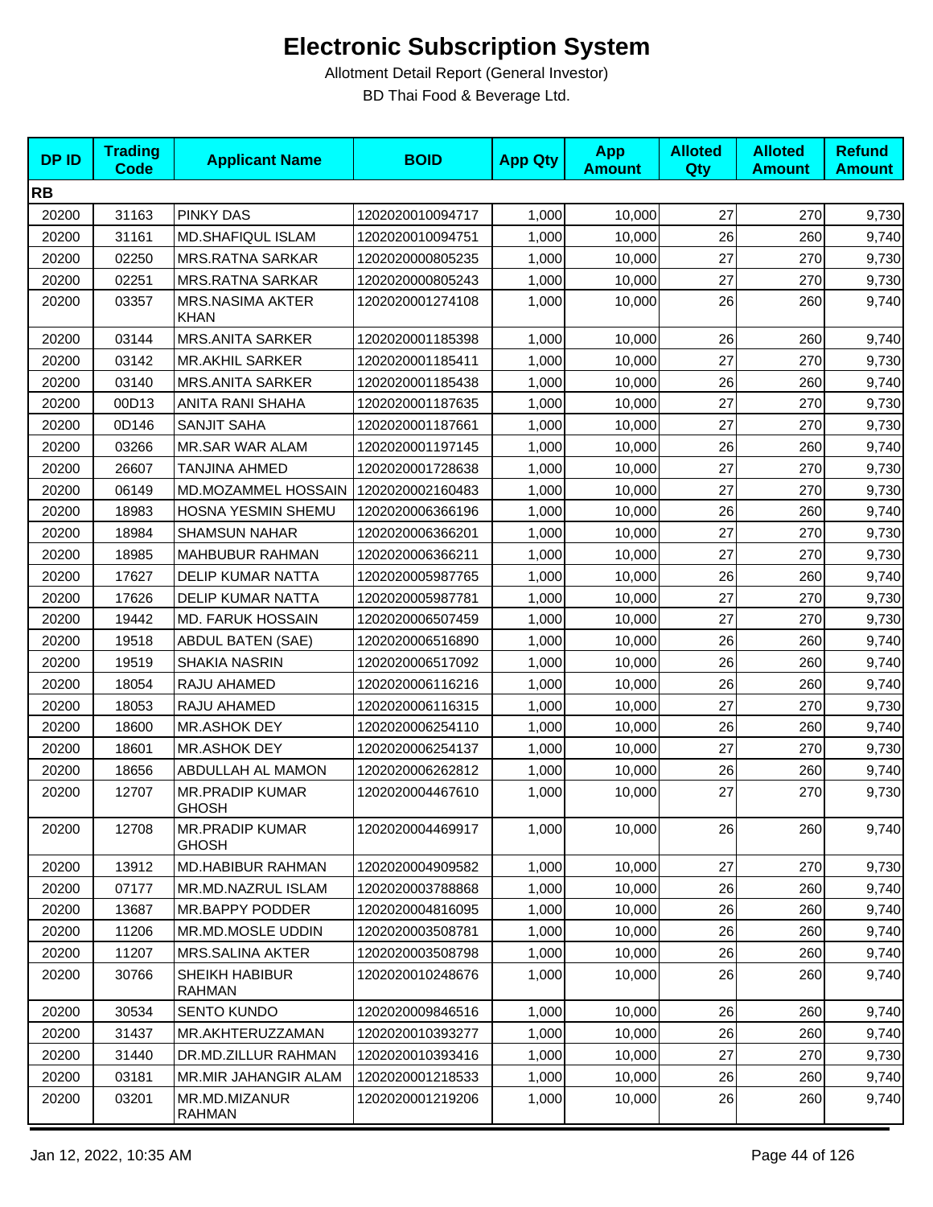# Electronic Subscription System

Allotment Detail Report (General Investor)

BD Thai Food & Beverage Ltd.

| DP ID | Trading Code | Applicant Name | BOID | App Qty | App Amount | Alloted Qty | Alloted Amount | Refund Amount |
|---|---|---|---|---|---|---|---|---|
| **RB** | | | | | | | | |
| 20200 | 31163 | PINKY DAS | 1202020010094717 | 1,000 | 10,000 | 27 | 270 | 9,730 |
| 20200 | 31161 | MD.SHAFIQUL ISLAM | 1202020010094751 | 1,000 | 10,000 | 26 | 260 | 9,740 |
| 20200 | 02250 | MRS.RATNA SARKAR | 1202020000805235 | 1,000 | 10,000 | 27 | 270 | 9,730 |
| 20200 | 02251 | MRS.RATNA SARKAR | 1202020000805243 | 1,000 | 10,000 | 27 | 270 | 9,730 |
| 20200 | 03357 | MRS.NASIMA AKTER KHAN | 1202020001274108 | 1,000 | 10,000 | 26 | 260 | 9,740 |
| 20200 | 03144 | MRS.ANITA SARKER | 1202020001185398 | 1,000 | 10,000 | 26 | 260 | 9,740 |
| 20200 | 03142 | MR.AKHIL SARKER | 1202020001185411 | 1,000 | 10,000 | 27 | 270 | 9,730 |
| 20200 | 03140 | MRS.ANITA SARKER | 1202020001185438 | 1,000 | 10,000 | 26 | 260 | 9,740 |
| 20200 | 00D13 | ANITA RANI SHAHA | 1202020001187635 | 1,000 | 10,000 | 27 | 270 | 9,730 |
| 20200 | 0D146 | SANJIT SAHA | 1202020001187661 | 1,000 | 10,000 | 27 | 270 | 9,730 |
| 20200 | 03266 | MR.SAR WAR ALAM | 1202020001197145 | 1,000 | 10,000 | 26 | 260 | 9,740 |
| 20200 | 26607 | TANJINA AHMED | 1202020001728638 | 1,000 | 10,000 | 27 | 270 | 9,730 |
| 20200 | 06149 | MD.MOZAMMEL HOSSAIN | 1202020002160483 | 1,000 | 10,000 | 27 | 270 | 9,730 |
| 20200 | 18983 | HOSNA YESMIN SHEMU | 1202020006366196 | 1,000 | 10,000 | 26 | 260 | 9,740 |
| 20200 | 18984 | SHAMSUN NAHAR | 1202020006366201 | 1,000 | 10,000 | 27 | 270 | 9,730 |
| 20200 | 18985 | MAHBUBUR RAHMAN | 1202020006366211 | 1,000 | 10,000 | 27 | 270 | 9,730 |
| 20200 | 17627 | DELIP KUMAR NATTA | 1202020005987765 | 1,000 | 10,000 | 26 | 260 | 9,740 |
| 20200 | 17626 | DELIP KUMAR NATTA | 1202020005987781 | 1,000 | 10,000 | 27 | 270 | 9,730 |
| 20200 | 19442 | MD. FARUK HOSSAIN | 1202020006507459 | 1,000 | 10,000 | 27 | 270 | 9,730 |
| 20200 | 19518 | ABDUL BATEN (SAE) | 1202020006516890 | 1,000 | 10,000 | 26 | 260 | 9,740 |
| 20200 | 19519 | SHAKIA NASRIN | 1202020006517092 | 1,000 | 10,000 | 26 | 260 | 9,740 |
| 20200 | 18054 | RAJU AHAMED | 1202020006116216 | 1,000 | 10,000 | 26 | 260 | 9,740 |
| 20200 | 18053 | RAJU AHAMED | 1202020006116315 | 1,000 | 10,000 | 27 | 270 | 9,730 |
| 20200 | 18600 | MR.ASHOK DEY | 1202020006254110 | 1,000 | 10,000 | 26 | 260 | 9,740 |
| 20200 | 18601 | MR.ASHOK DEY | 1202020006254137 | 1,000 | 10,000 | 27 | 270 | 9,730 |
| 20200 | 18656 | ABDULLAH AL MAMON | 1202020006262812 | 1,000 | 10,000 | 26 | 260 | 9,740 |
| 20200 | 12707 | MR.PRADIP KUMAR GHOSH | 1202020004467610 | 1,000 | 10,000 | 27 | 270 | 9,730 |
| 20200 | 12708 | MR.PRADIP KUMAR GHOSH | 1202020004469917 | 1,000 | 10,000 | 26 | 260 | 9,740 |
| 20200 | 13912 | MD.HABIBUR RAHMAN | 1202020004909582 | 1,000 | 10,000 | 27 | 270 | 9,730 |
| 20200 | 07177 | MR.MD.NAZRUL ISLAM | 1202020003788868 | 1,000 | 10,000 | 26 | 260 | 9,740 |
| 20200 | 13687 | MR.BAPPY PODDER | 1202020004816095 | 1,000 | 10,000 | 26 | 260 | 9,740 |
| 20200 | 11206 | MR.MD.MOSLE UDDIN | 1202020003508781 | 1,000 | 10,000 | 26 | 260 | 9,740 |
| 20200 | 11207 | MRS.SALINA AKTER | 1202020003508798 | 1,000 | 10,000 | 26 | 260 | 9,740 |
| 20200 | 30766 | SHEIKH HABIBUR RAHMAN | 1202020010248676 | 1,000 | 10,000 | 26 | 260 | 9,740 |
| 20200 | 30534 | SENTO KUNDO | 1202020009846516 | 1,000 | 10,000 | 26 | 260 | 9,740 |
| 20200 | 31437 | MR.AKHTERUZZAMAN | 1202020010393277 | 1,000 | 10,000 | 26 | 260 | 9,740 |
| 20200 | 31440 | DR.MD.ZILLUR RAHMAN | 1202020010393416 | 1,000 | 10,000 | 27 | 270 | 9,730 |
| 20200 | 03181 | MR.MIR JAHANGIR ALAM | 1202020001218533 | 1,000 | 10,000 | 26 | 260 | 9,740 |
| 20200 | 03201 | MR.MD.MIZANUR RAHMAN | 1202020001219206 | 1,000 | 10,000 | 26 | 260 | 9,740 |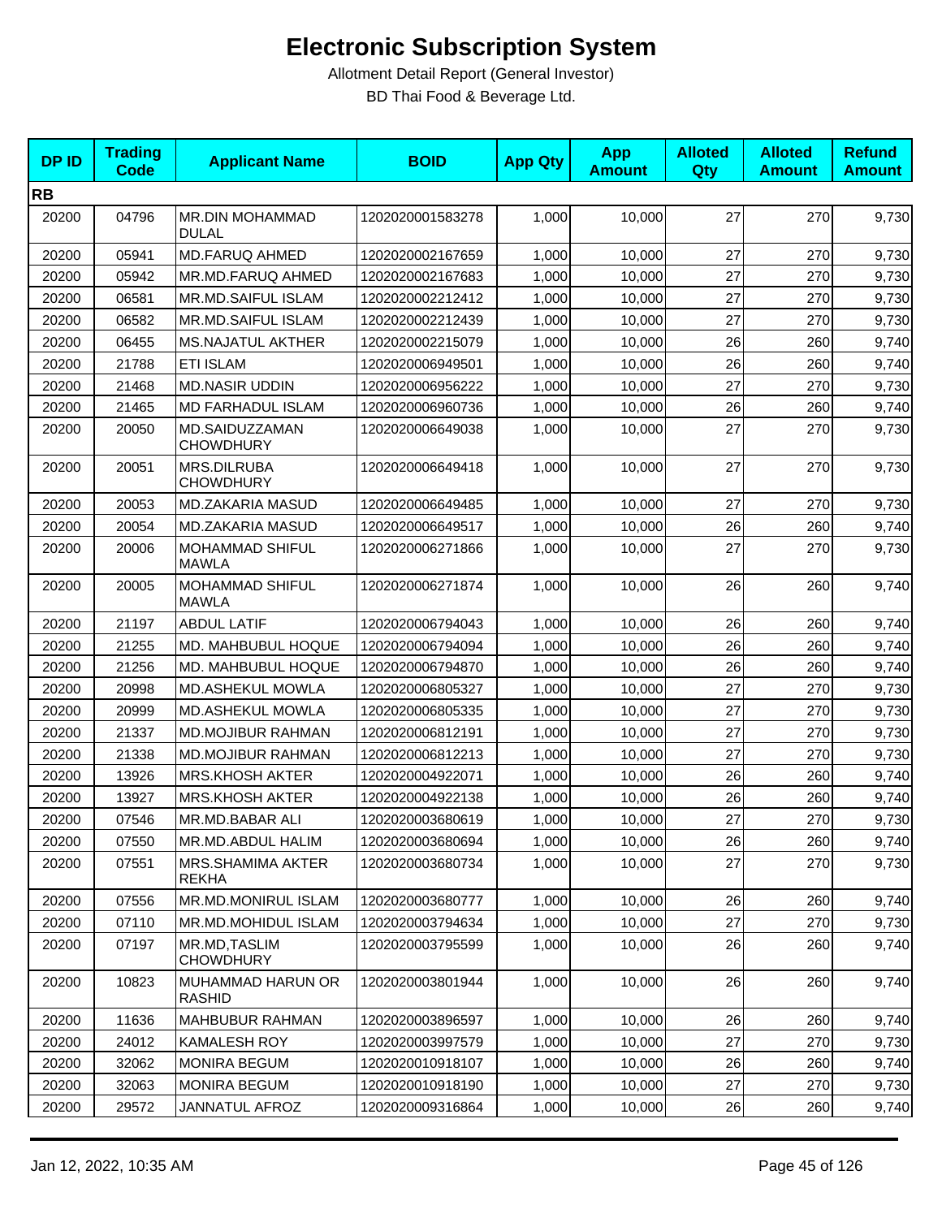# Electronic Subscription System

Allotment Detail Report (General Investor)

BD Thai Food & Beverage Ltd.

| DP ID | Trading Code | Applicant Name | BOID | App Qty | App Amount | Alloted Qty | Alloted Amount | Refund Amount |
|---|---|---|---|---|---|---|---|---|
| **RB** | | | | | | | | |
| 20200 | 04796 | MR.DIN MOHAMMAD DULAL | 1202020001583278 | 1,000 | 10,000 | 27 | 270 | 9,730 |
| 20200 | 05941 | MD.FARUQ AHMED | 1202020002167659 | 1,000 | 10,000 | 27 | 270 | 9,730 |
| 20200 | 05942 | MR.MD.FARUQ AHMED | 1202020002167683 | 1,000 | 10,000 | 27 | 270 | 9,730 |
| 20200 | 06581 | MR.MD.SAIFUL ISLAM | 1202020002212412 | 1,000 | 10,000 | 27 | 270 | 9,730 |
| 20200 | 06582 | MR.MD.SAIFUL ISLAM | 1202020002212439 | 1,000 | 10,000 | 27 | 270 | 9,730 |
| 20200 | 06455 | MS.NAJATUL AKTHER | 1202020002215079 | 1,000 | 10,000 | 26 | 260 | 9,740 |
| 20200 | 21788 | ETI ISLAM | 1202020006949501 | 1,000 | 10,000 | 26 | 260 | 9,740 |
| 20200 | 21468 | MD.NASIR UDDIN | 1202020006956222 | 1,000 | 10,000 | 27 | 270 | 9,730 |
| 20200 | 21465 | MD FARHADUL ISLAM | 1202020006960736 | 1,000 | 10,000 | 26 | 260 | 9,740 |
| 20200 | 20050 | MD.SAIDUZZAMAN CHOWDHURY | 1202020006649038 | 1,000 | 10,000 | 27 | 270 | 9,730 |
| 20200 | 20051 | MRS.DILRUBA CHOWDHURY | 1202020006649418 | 1,000 | 10,000 | 27 | 270 | 9,730 |
| 20200 | 20053 | MD.ZAKARIA MASUD | 1202020006649485 | 1,000 | 10,000 | 27 | 270 | 9,730 |
| 20200 | 20054 | MD.ZAKARIA MASUD | 1202020006649517 | 1,000 | 10,000 | 26 | 260 | 9,740 |
| 20200 | 20006 | MOHAMMAD SHIFUL MAWLA | 1202020006271866 | 1,000 | 10,000 | 27 | 270 | 9,730 |
| 20200 | 20005 | MOHAMMAD SHIFUL MAWLA | 1202020006271874 | 1,000 | 10,000 | 26 | 260 | 9,740 |
| 20200 | 21197 | ABDUL LATIF | 1202020006794043 | 1,000 | 10,000 | 26 | 260 | 9,740 |
| 20200 | 21255 | MD. MAHBUBUL HOQUE | 1202020006794094 | 1,000 | 10,000 | 26 | 260 | 9,740 |
| 20200 | 21256 | MD. MAHBUBUL HOQUE | 1202020006794870 | 1,000 | 10,000 | 26 | 260 | 9,740 |
| 20200 | 20998 | MD.ASHEKUL MOWLA | 1202020006805327 | 1,000 | 10,000 | 27 | 270 | 9,730 |
| 20200 | 20999 | MD.ASHEKUL MOWLA | 1202020006805335 | 1,000 | 10,000 | 27 | 270 | 9,730 |
| 20200 | 21337 | MD.MOJIBUR RAHMAN | 1202020006812191 | 1,000 | 10,000 | 27 | 270 | 9,730 |
| 20200 | 21338 | MD.MOJIBUR RAHMAN | 1202020006812213 | 1,000 | 10,000 | 27 | 270 | 9,730 |
| 20200 | 13926 | MRS.KHOSH AKTER | 1202020004922071 | 1,000 | 10,000 | 26 | 260 | 9,740 |
| 20200 | 13927 | MRS.KHOSH AKTER | 1202020004922138 | 1,000 | 10,000 | 26 | 260 | 9,740 |
| 20200 | 07546 | MR.MD.BABAR ALI | 1202020003680619 | 1,000 | 10,000 | 27 | 270 | 9,730 |
| 20200 | 07550 | MR.MD.ABDUL HALIM | 1202020003680694 | 1,000 | 10,000 | 26 | 260 | 9,740 |
| 20200 | 07551 | MRS.SHAMIMA AKTER REKHA | 1202020003680734 | 1,000 | 10,000 | 27 | 270 | 9,730 |
| 20200 | 07556 | MR.MD.MONIRUL ISLAM | 1202020003680777 | 1,000 | 10,000 | 26 | 260 | 9,740 |
| 20200 | 07110 | MR.MD.MOHIDUL ISLAM | 1202020003794634 | 1,000 | 10,000 | 27 | 270 | 9,730 |
| 20200 | 07197 | MR.MD,TASLIM CHOWDHURY | 1202020003795599 | 1,000 | 10,000 | 26 | 260 | 9,740 |
| 20200 | 10823 | MUHAMMAD HARUN OR RASHID | 1202020003801944 | 1,000 | 10,000 | 26 | 260 | 9,740 |
| 20200 | 11636 | MAHBUBUR RAHMAN | 1202020003896597 | 1,000 | 10,000 | 26 | 260 | 9,740 |
| 20200 | 24012 | KAMALESH ROY | 1202020003997579 | 1,000 | 10,000 | 27 | 270 | 9,730 |
| 20200 | 32062 | MONIRA BEGUM | 1202020010918107 | 1,000 | 10,000 | 26 | 260 | 9,740 |
| 20200 | 32063 | MONIRA BEGUM | 1202020010918190 | 1,000 | 10,000 | 27 | 270 | 9,730 |
| 20200 | 29572 | JANNATUL AFROZ | 1202020009316864 | 1,000 | 10,000 | 26 | 260 | 9,740 |

Jan 12, 2022, 10:35 AM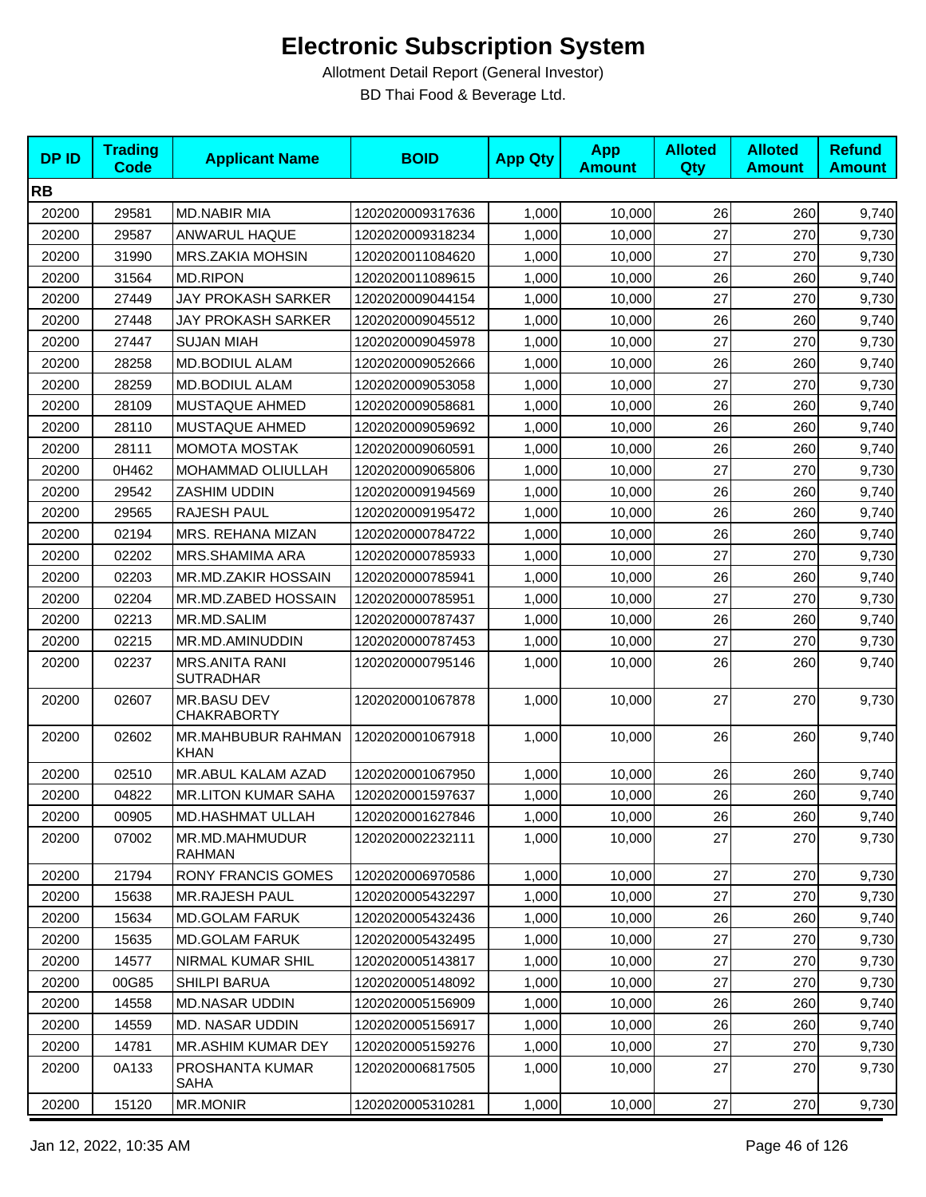# Electronic Subscription System

Allotment Detail Report (General Investor)

BD Thai Food & Beverage Ltd.

| DP ID | Trading Code | Applicant Name | BOID | App Qty | App Amount | Alloted Qty | Alloted Amount | Refund Amount |
|---|---|---|---|---|---|---|---|---|
| **RB** | | | | | | | | |
| 20200 | 29581 | MD.NABIR MIA | 1202020009317636 | 1,000 | 10,000 | 26 | 260 | 9,740 |
| 20200 | 29587 | ANWARUL HAQUE | 1202020009318234 | 1,000 | 10,000 | 27 | 270 | 9,730 |
| 20200 | 31990 | MRS.ZAKIA MOHSIN | 1202020011084620 | 1,000 | 10,000 | 27 | 270 | 9,730 |
| 20200 | 31564 | MD.RIPON | 1202020011089615 | 1,000 | 10,000 | 26 | 260 | 9,740 |
| 20200 | 27449 | JAY PROKASH SARKER | 1202020009044154 | 1,000 | 10,000 | 27 | 270 | 9,730 |
| 20200 | 27448 | JAY PROKASH SARKER | 1202020009045512 | 1,000 | 10,000 | 26 | 260 | 9,740 |
| 20200 | 27447 | SUJAN MIAH | 1202020009045978 | 1,000 | 10,000 | 27 | 270 | 9,730 |
| 20200 | 28258 | MD.BODIUL ALAM | 1202020009052666 | 1,000 | 10,000 | 26 | 260 | 9,740 |
| 20200 | 28259 | MD.BODIUL ALAM | 1202020009053058 | 1,000 | 10,000 | 27 | 270 | 9,730 |
| 20200 | 28109 | MUSTAQUE AHMED | 1202020009058681 | 1,000 | 10,000 | 26 | 260 | 9,740 |
| 20200 | 28110 | MUSTAQUE AHMED | 1202020009059692 | 1,000 | 10,000 | 26 | 260 | 9,740 |
| 20200 | 28111 | MOMOTA MOSTAK | 1202020009060591 | 1,000 | 10,000 | 26 | 260 | 9,740 |
| 20200 | 0H462 | MOHAMMAD OLIULLAH | 1202020009065806 | 1,000 | 10,000 | 27 | 270 | 9,730 |
| 20200 | 29542 | ZASHIM UDDIN | 1202020009194569 | 1,000 | 10,000 | 26 | 260 | 9,740 |
| 20200 | 29565 | RAJESH PAUL | 1202020009195472 | 1,000 | 10,000 | 26 | 260 | 9,740 |
| 20200 | 02194 | MRS. REHANA MIZAN | 1202020000784722 | 1,000 | 10,000 | 26 | 260 | 9,740 |
| 20200 | 02202 | MRS.SHAMIMA ARA | 1202020000785933 | 1,000 | 10,000 | 27 | 270 | 9,730 |
| 20200 | 02203 | MR.MD.ZAKIR HOSSAIN | 1202020000785941 | 1,000 | 10,000 | 26 | 260 | 9,740 |
| 20200 | 02204 | MR.MD.ZABED HOSSAIN | 1202020000785951 | 1,000 | 10,000 | 27 | 270 | 9,730 |
| 20200 | 02213 | MR.MD.SALIM | 1202020000787437 | 1,000 | 10,000 | 26 | 260 | 9,740 |
| 20200 | 02215 | MR.MD.AMINUDDIN | 1202020000787453 | 1,000 | 10,000 | 27 | 270 | 9,730 |
| 20200 | 02237 | MRS.ANITA RANI SUTRADHAR | 1202020000795146 | 1,000 | 10,000 | 26 | 260 | 9,740 |
| 20200 | 02607 | MR.BASU DEV CHAKRABORTY | 1202020001067878 | 1,000 | 10,000 | 27 | 270 | 9,730 |
| 20200 | 02602 | MR.MAHBUBUR RAHMAN KHAN | 1202020001067918 | 1,000 | 10,000 | 26 | 260 | 9,740 |
| 20200 | 02510 | MR.ABUL KALAM AZAD | 1202020001067950 | 1,000 | 10,000 | 26 | 260 | 9,740 |
| 20200 | 04822 | MR.LITON KUMAR SAHA | 1202020001597637 | 1,000 | 10,000 | 26 | 260 | 9,740 |
| 20200 | 00905 | MD.HASHMAT ULLAH | 1202020001627846 | 1,000 | 10,000 | 26 | 260 | 9,740 |
| 20200 | 07002 | MR.MD.MAHMUDUR RAHMAN | 1202020002232111 | 1,000 | 10,000 | 27 | 270 | 9,730 |
| 20200 | 21794 | RONY FRANCIS GOMES | 1202020006970586 | 1,000 | 10,000 | 27 | 270 | 9,730 |
| 20200 | 15638 | MR.RAJESH PAUL | 1202020005432297 | 1,000 | 10,000 | 27 | 270 | 9,730 |
| 20200 | 15634 | MD.GOLAM FARUK | 1202020005432436 | 1,000 | 10,000 | 26 | 260 | 9,740 |
| 20200 | 15635 | MD.GOLAM FARUK | 1202020005432495 | 1,000 | 10,000 | 27 | 270 | 9,730 |
| 20200 | 14577 | NIRMAL KUMAR SHIL | 1202020005143817 | 1,000 | 10,000 | 27 | 270 | 9,730 |
| 20200 | 00G85 | SHILPI BARUA | 1202020005148092 | 1,000 | 10,000 | 27 | 270 | 9,730 |
| 20200 | 14558 | MD.NASAR UDDIN | 1202020005156909 | 1,000 | 10,000 | 26 | 260 | 9,740 |
| 20200 | 14559 | MD. NASAR UDDIN | 1202020005156917 | 1,000 | 10,000 | 26 | 260 | 9,740 |
| 20200 | 14781 | MR.ASHIM KUMAR DEY | 1202020005159276 | 1,000 | 10,000 | 27 | 270 | 9,730 |
| 20200 | 0A133 | PROSHANTA KUMAR SAHA | 1202020006817505 | 1,000 | 10,000 | 27 | 270 | 9,730 |
| 20200 | 15120 | MR.MONIR | 1202020005310281 | 1,000 | 10,000 | 27 | 270 | 9,730 |

Jan 12, 2022, 10:35 AM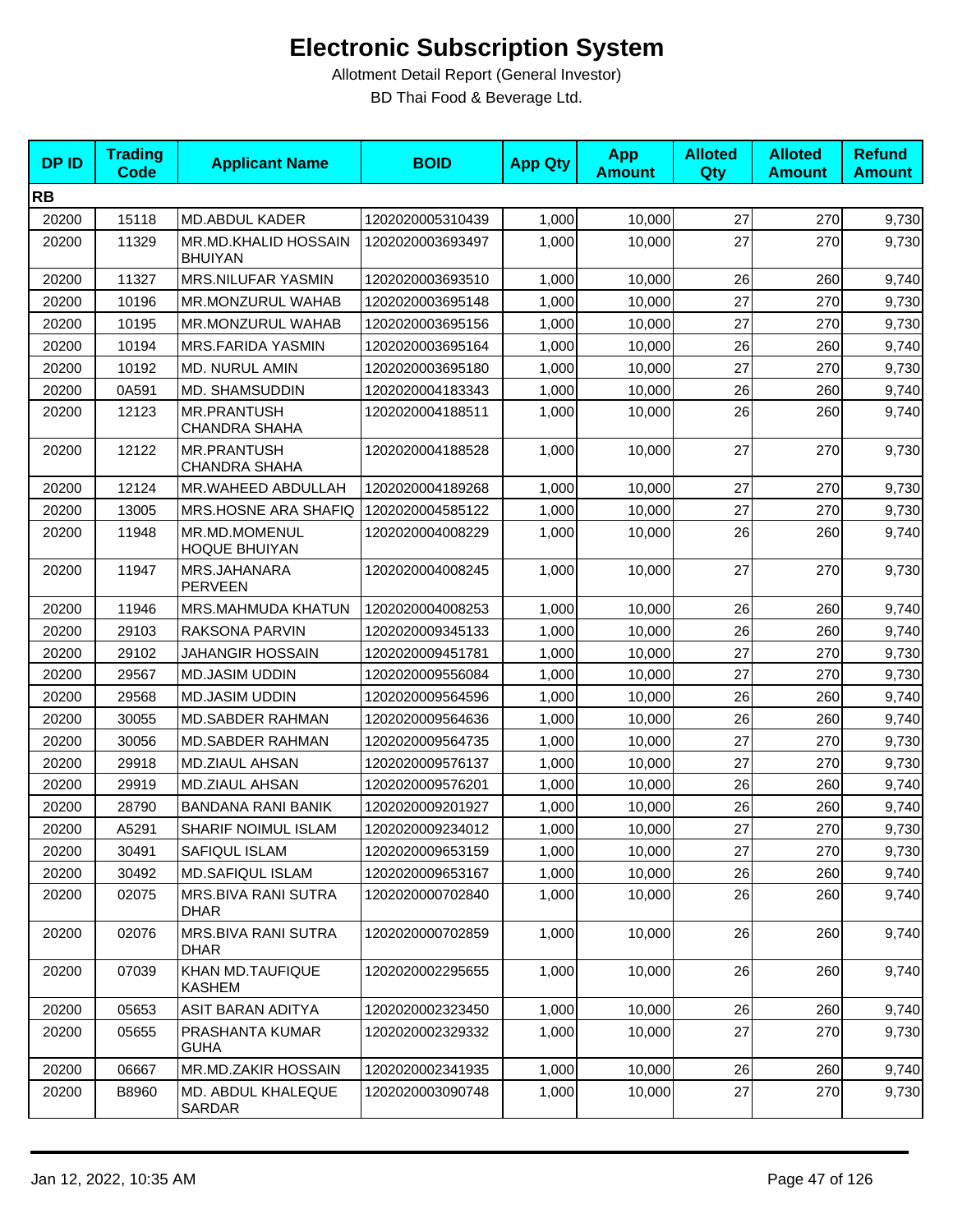# Electronic Subscription System

Allotment Detail Report (General Investor)

BD Thai Food & Beverage Ltd.

| DP ID | Trading Code | Applicant Name | BOID | App Qty | App Amount | Alloted Qty | Alloted Amount | Refund Amount |
|---|---|---|---|---|---|---|---|---|
| **RB** | | | | | | | | |
| 20200 | 15118 | MD.ABDUL KADER | 1202020005310439 | 1,000 | 10,000 | 27 | 270 | 9,730 |
| 20200 | 11329 | MR.MD.KHALID HOSSAIN BHUIYAN | 1202020003693497 | 1,000 | 10,000 | 27 | 270 | 9,730 |
| 20200 | 11327 | MRS.NILUFAR YASMIN | 1202020003693510 | 1,000 | 10,000 | 26 | 260 | 9,740 |
| 20200 | 10196 | MR.MONZURUL WAHAB | 1202020003695148 | 1,000 | 10,000 | 27 | 270 | 9,730 |
| 20200 | 10195 | MR.MONZURUL WAHAB | 1202020003695156 | 1,000 | 10,000 | 27 | 270 | 9,730 |
| 20200 | 10194 | MRS.FARIDA YASMIN | 1202020003695164 | 1,000 | 10,000 | 26 | 260 | 9,740 |
| 20200 | 10192 | MD. NURUL AMIN | 1202020003695180 | 1,000 | 10,000 | 27 | 270 | 9,730 |
| 20200 | 0A591 | MD. SHAMSUDDIN | 1202020004183343 | 1,000 | 10,000 | 26 | 260 | 9,740 |
| 20200 | 12123 | MR.PRANTUSH CHANDRA SHAHA | 1202020004188511 | 1,000 | 10,000 | 26 | 260 | 9,740 |
| 20200 | 12122 | MR.PRANTUSH CHANDRA SHAHA | 1202020004188528 | 1,000 | 10,000 | 27 | 270 | 9,730 |
| 20200 | 12124 | MR.WAHEED ABDULLAH | 1202020004189268 | 1,000 | 10,000 | 27 | 270 | 9,730 |
| 20200 | 13005 | MRS.HOSNE ARA SHAFIQ | 1202020004585122 | 1,000 | 10,000 | 27 | 270 | 9,730 |
| 20200 | 11948 | MR.MD.MOMENUL HOQUE BHUIYAN | 1202020004008229 | 1,000 | 10,000 | 26 | 260 | 9,740 |
| 20200 | 11947 | MRS.JAHANARA PERVEEN | 1202020004008245 | 1,000 | 10,000 | 27 | 270 | 9,730 |
| 20200 | 11946 | MRS.MAHMUDA KHATUN | 1202020004008253 | 1,000 | 10,000 | 26 | 260 | 9,740 |
| 20200 | 29103 | RAKSONA PARVIN | 1202020009345133 | 1,000 | 10,000 | 26 | 260 | 9,740 |
| 20200 | 29102 | JAHANGIR HOSSAIN | 1202020009451781 | 1,000 | 10,000 | 27 | 270 | 9,730 |
| 20200 | 29567 | MD.JASIM UDDIN | 1202020009556084 | 1,000 | 10,000 | 27 | 270 | 9,730 |
| 20200 | 29568 | MD.JASIM UDDIN | 1202020009564596 | 1,000 | 10,000 | 26 | 260 | 9,740 |
| 20200 | 30055 | MD.SABDER RAHMAN | 1202020009564636 | 1,000 | 10,000 | 26 | 260 | 9,740 |
| 20200 | 30056 | MD.SABDER RAHMAN | 1202020009564735 | 1,000 | 10,000 | 27 | 270 | 9,730 |
| 20200 | 29918 | MD.ZIAUL AHSAN | 1202020009576137 | 1,000 | 10,000 | 27 | 270 | 9,730 |
| 20200 | 29919 | MD.ZIAUL AHSAN | 1202020009576201 | 1,000 | 10,000 | 26 | 260 | 9,740 |
| 20200 | 28790 | BANDANA RANI BANIK | 1202020009201927 | 1,000 | 10,000 | 26 | 260 | 9,740 |
| 20200 | A5291 | SHARIF NOIMUL ISLAM | 1202020009234012 | 1,000 | 10,000 | 27 | 270 | 9,730 |
| 20200 | 30491 | SAFIQUL ISLAM | 1202020009653159 | 1,000 | 10,000 | 27 | 270 | 9,730 |
| 20200 | 30492 | MD.SAFIQUL ISLAM | 1202020009653167 | 1,000 | 10,000 | 26 | 260 | 9,740 |
| 20200 | 02075 | MRS.BIVA RANI SUTRA DHAR | 1202020000702840 | 1,000 | 10,000 | 26 | 260 | 9,740 |
| 20200 | 02076 | MRS.BIVA RANI SUTRA DHAR | 1202020000702859 | 1,000 | 10,000 | 26 | 260 | 9,740 |
| 20200 | 07039 | KHAN MD.TAUFIQUE KASHEM | 1202020002295655 | 1,000 | 10,000 | 26 | 260 | 9,740 |
| 20200 | 05653 | ASIT BARAN ADITYA | 1202020002323450 | 1,000 | 10,000 | 26 | 260 | 9,740 |
| 20200 | 05655 | PRASHANTA KUMAR GUHA | 1202020002329332 | 1,000 | 10,000 | 27 | 270 | 9,730 |
| 20200 | 06667 | MR.MD.ZAKIR HOSSAIN | 1202020002341935 | 1,000 | 10,000 | 26 | 260 | 9,740 |
| 20200 | B8960 | MD. ABDUL KHALEQUE SARDAR | 1202020003090748 | 1,000 | 10,000 | 27 | 270 | 9,730 |

Jan 12, 2022, 10:35 AM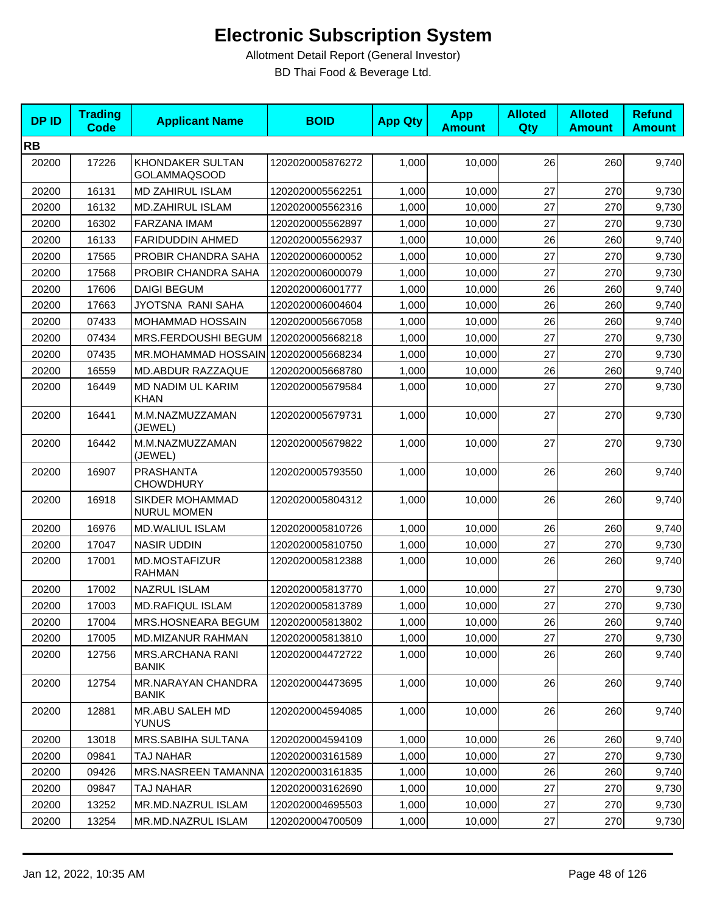# Electronic Subscription System

Allotment Detail Report (General Investor)

BD Thai Food & Beverage Ltd.

| DP ID | Trading Code | Applicant Name | BOID | App Qty | App Amount | Alloted Qty | Alloted Amount | Refund Amount |
|---|---|---|---|---|---|---|---|---|
| **RB** | | | | | | | | |
| 20200 | 17226 | KHONDAKER SULTAN GOLAMMAQSOOD | 1202020005876272 | 1,000 | 10,000 | 26 | 260 | 9,740 |
| 20200 | 16131 | MD ZAHIRUL ISLAM | 1202020005562251 | 1,000 | 10,000 | 27 | 270 | 9,730 |
| 20200 | 16132 | MD.ZAHIRUL ISLAM | 1202020005562316 | 1,000 | 10,000 | 27 | 270 | 9,730 |
| 20200 | 16302 | FARZANA IMAM | 1202020005562897 | 1,000 | 10,000 | 27 | 270 | 9,730 |
| 20200 | 16133 | FARIDUDDIN AHMED | 1202020005562937 | 1,000 | 10,000 | 26 | 260 | 9,740 |
| 20200 | 17565 | PROBIR CHANDRA SAHA | 1202020006000052 | 1,000 | 10,000 | 27 | 270 | 9,730 |
| 20200 | 17568 | PROBIR CHANDRA SAHA | 1202020006000079 | 1,000 | 10,000 | 27 | 270 | 9,730 |
| 20200 | 17606 | DAIGI BEGUM | 1202020006001777 | 1,000 | 10,000 | 26 | 260 | 9,740 |
| 20200 | 17663 | JYOTSNA RANI SAHA | 1202020006004604 | 1,000 | 10,000 | 26 | 260 | 9,740 |
| 20200 | 07433 | MOHAMMAD HOSSAIN | 1202020005667058 | 1,000 | 10,000 | 26 | 260 | 9,740 |
| 20200 | 07434 | MRS.FERDOUSHI BEGUM | 1202020005668218 | 1,000 | 10,000 | 27 | 270 | 9,730 |
| 20200 | 07435 | MR.MOHAMMAD HOSSAIN | 1202020005668234 | 1,000 | 10,000 | 27 | 270 | 9,730 |
| 20200 | 16559 | MD.ABDUR RAZZAQUE | 1202020005668780 | 1,000 | 10,000 | 26 | 260 | 9,740 |
| 20200 | 16449 | MD NADIM UL KARIM KHAN | 1202020005679584 | 1,000 | 10,000 | 27 | 270 | 9,730 |
| 20200 | 16441 | M.M.NAZMUZZAMAN (JEWEL) | 1202020005679731 | 1,000 | 10,000 | 27 | 270 | 9,730 |
| 20200 | 16442 | M.M.NAZMUZZAMAN (JEWEL) | 1202020005679822 | 1,000 | 10,000 | 27 | 270 | 9,730 |
| 20200 | 16907 | PRASHANTA CHOWDHURY | 1202020005793550 | 1,000 | 10,000 | 26 | 260 | 9,740 |
| 20200 | 16918 | SIKDER MOHAMMAD NURUL MOMEN | 1202020005804312 | 1,000 | 10,000 | 26 | 260 | 9,740 |
| 20200 | 16976 | MD.WALIUL ISLAM | 1202020005810726 | 1,000 | 10,000 | 26 | 260 | 9,740 |
| 20200 | 17047 | NASIR UDDIN | 1202020005810750 | 1,000 | 10,000 | 27 | 270 | 9,730 |
| 20200 | 17001 | MD.MOSTAFIZUR RAHMAN | 1202020005812388 | 1,000 | 10,000 | 26 | 260 | 9,740 |
| 20200 | 17002 | NAZRUL ISLAM | 1202020005813770 | 1,000 | 10,000 | 27 | 270 | 9,730 |
| 20200 | 17003 | MD.RAFIQUL ISLAM | 1202020005813789 | 1,000 | 10,000 | 27 | 270 | 9,730 |
| 20200 | 17004 | MRS.HOSNEARA BEGUM | 1202020005813802 | 1,000 | 10,000 | 26 | 260 | 9,740 |
| 20200 | 17005 | MD.MIZANUR RAHMAN | 1202020005813810 | 1,000 | 10,000 | 27 | 270 | 9,730 |
| 20200 | 12756 | MRS.ARCHANA RANI BANIK | 1202020004472722 | 1,000 | 10,000 | 26 | 260 | 9,740 |
| 20200 | 12754 | MR.NARAYAN CHANDRA BANIK | 1202020004473695 | 1,000 | 10,000 | 26 | 260 | 9,740 |
| 20200 | 12881 | MR.ABU SALEH MD YUNUS | 1202020004594085 | 1,000 | 10,000 | 26 | 260 | 9,740 |
| 20200 | 13018 | MRS.SABIHA SULTANA | 1202020004594109 | 1,000 | 10,000 | 26 | 260 | 9,740 |
| 20200 | 09841 | TAJ NAHAR | 1202020003161589 | 1,000 | 10,000 | 27 | 270 | 9,730 |
| 20200 | 09426 | MRS.NASREEN TAMANNA | 1202020003161835 | 1,000 | 10,000 | 26 | 260 | 9,740 |
| 20200 | 09847 | TAJ NAHAR | 1202020003162690 | 1,000 | 10,000 | 27 | 270 | 9,730 |
| 20200 | 13252 | MR.MD.NAZRUL ISLAM | 1202020004695503 | 1,000 | 10,000 | 27 | 270 | 9,730 |
| 20200 | 13254 | MR.MD.NAZRUL ISLAM | 1202020004700509 | 1,000 | 10,000 | 27 | 270 | 9,730 |

Jan 12, 2022, 10:35 AM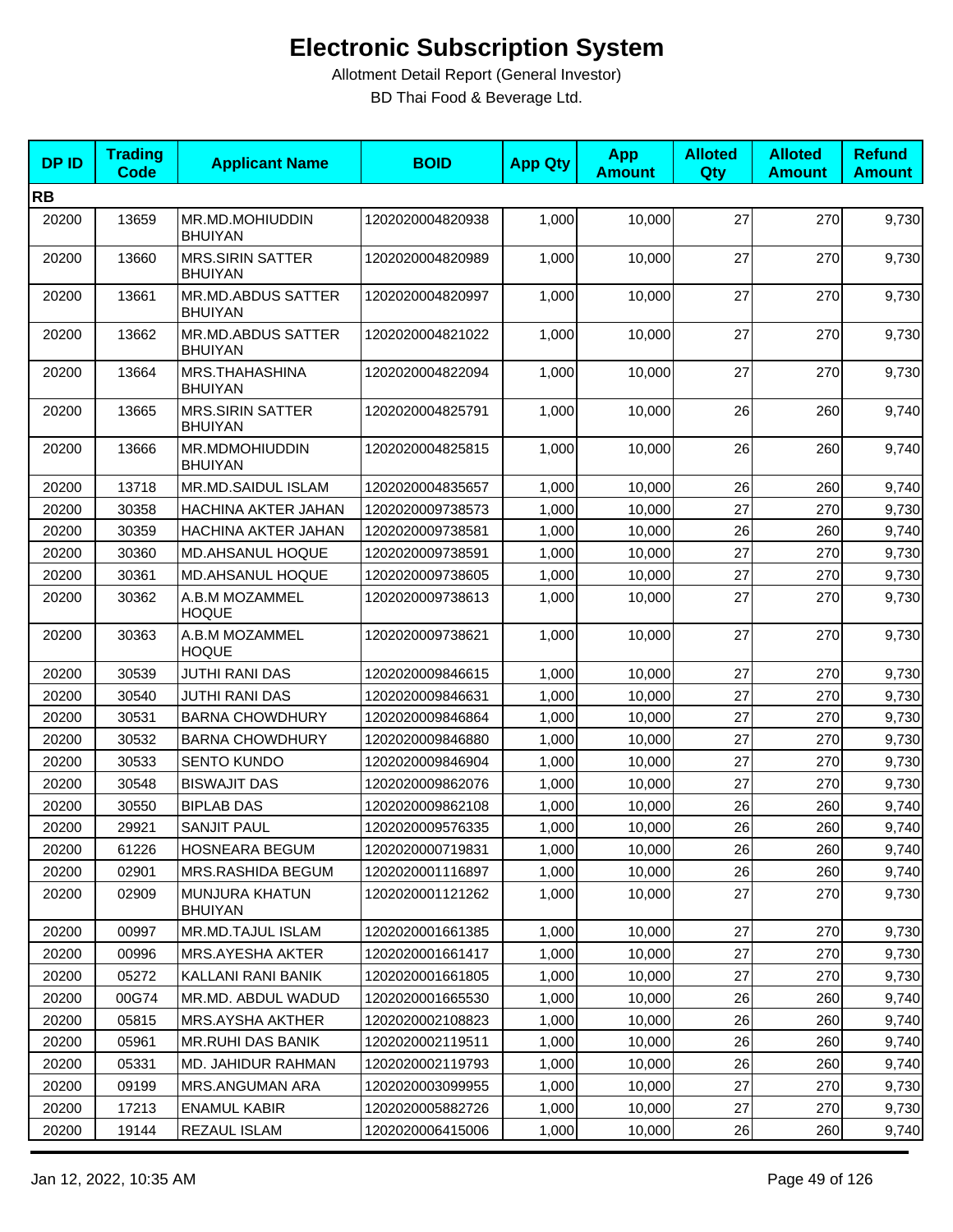# Electronic Subscription System

Allotment Detail Report (General Investor)

BD Thai Food & Beverage Ltd.

| DP ID | Trading Code | Applicant Name | BOID | App Qty | App Amount | Alloted Qty | Alloted Amount | Refund Amount |
|---|---|---|---|---|---|---|---|---|
| **RB** | | | | | | | | |
| 20200 | 13659 | MR.MD.MOHIUDDIN BHUIYAN | 1202020004820938 | 1,000 | 10,000 | 27 | 270 | 9,730 |
| 20200 | 13660 | MRS.SIRIN SATTER BHUIYAN | 1202020004820989 | 1,000 | 10,000 | 27 | 270 | 9,730 |
| 20200 | 13661 | MR.MD.ABDUS SATTER BHUIYAN | 1202020004820997 | 1,000 | 10,000 | 27 | 270 | 9,730 |
| 20200 | 13662 | MR.MD.ABDUS SATTER BHUIYAN | 1202020004821022 | 1,000 | 10,000 | 27 | 270 | 9,730 |
| 20200 | 13664 | MRS.THAHASHINA BHUIYAN | 1202020004822094 | 1,000 | 10,000 | 27 | 270 | 9,730 |
| 20200 | 13665 | MRS.SIRIN SATTER BHUIYAN | 1202020004825791 | 1,000 | 10,000 | 26 | 260 | 9,740 |
| 20200 | 13666 | MR.MDMOHIUDDIN BHUIYAN | 1202020004825815 | 1,000 | 10,000 | 26 | 260 | 9,740 |
| 20200 | 13718 | MR.MD.SAIDUL ISLAM | 1202020004835657 | 1,000 | 10,000 | 26 | 260 | 9,740 |
| 20200 | 30358 | HACHINA AKTER JAHAN | 1202020009738573 | 1,000 | 10,000 | 27 | 270 | 9,730 |
| 20200 | 30359 | HACHINA AKTER JAHAN | 1202020009738581 | 1,000 | 10,000 | 26 | 260 | 9,740 |
| 20200 | 30360 | MD.AHSANUL HOQUE | 1202020009738591 | 1,000 | 10,000 | 27 | 270 | 9,730 |
| 20200 | 30361 | MD.AHSANUL HOQUE | 1202020009738605 | 1,000 | 10,000 | 27 | 270 | 9,730 |
| 20200 | 30362 | A.B.M MOZAMMEL HOQUE | 1202020009738613 | 1,000 | 10,000 | 27 | 270 | 9,730 |
| 20200 | 30363 | A.B.M MOZAMMEL HOQUE | 1202020009738621 | 1,000 | 10,000 | 27 | 270 | 9,730 |
| 20200 | 30539 | JUTHI RANI DAS | 1202020009846615 | 1,000 | 10,000 | 27 | 270 | 9,730 |
| 20200 | 30540 | JUTHI RANI DAS | 1202020009846631 | 1,000 | 10,000 | 27 | 270 | 9,730 |
| 20200 | 30531 | BARNA CHOWDHURY | 1202020009846864 | 1,000 | 10,000 | 27 | 270 | 9,730 |
| 20200 | 30532 | BARNA CHOWDHURY | 1202020009846880 | 1,000 | 10,000 | 27 | 270 | 9,730 |
| 20200 | 30533 | SENTO KUNDO | 1202020009846904 | 1,000 | 10,000 | 27 | 270 | 9,730 |
| 20200 | 30548 | BISWAJIT DAS | 1202020009862076 | 1,000 | 10,000 | 27 | 270 | 9,730 |
| 20200 | 30550 | BIPLAB DAS | 1202020009862108 | 1,000 | 10,000 | 26 | 260 | 9,740 |
| 20200 | 29921 | SANJIT PAUL | 1202020009576335 | 1,000 | 10,000 | 26 | 260 | 9,740 |
| 20200 | 61226 | HOSNEARA BEGUM | 1202020000719831 | 1,000 | 10,000 | 26 | 260 | 9,740 |
| 20200 | 02901 | MRS.RASHIDA BEGUM | 1202020001116897 | 1,000 | 10,000 | 26 | 260 | 9,740 |
| 20200 | 02909 | MUNJURA KHATUN BHUIYAN | 1202020001121262 | 1,000 | 10,000 | 27 | 270 | 9,730 |
| 20200 | 00997 | MR.MD.TAJUL ISLAM | 1202020001661385 | 1,000 | 10,000 | 27 | 270 | 9,730 |
| 20200 | 00996 | MRS.AYESHA AKTER | 1202020001661417 | 1,000 | 10,000 | 27 | 270 | 9,730 |
| 20200 | 05272 | KALLANI RANI BANIK | 1202020001661805 | 1,000 | 10,000 | 27 | 270 | 9,730 |
| 20200 | 00G74 | MR.MD. ABDUL WADUD | 1202020001665530 | 1,000 | 10,000 | 26 | 260 | 9,740 |
| 20200 | 05815 | MRS.AYSHA AKTHER | 1202020002108823 | 1,000 | 10,000 | 26 | 260 | 9,740 |
| 20200 | 05961 | MR.RUHI DAS BANIK | 1202020002119511 | 1,000 | 10,000 | 26 | 260 | 9,740 |
| 20200 | 05331 | MD. JAHIDUR RAHMAN | 1202020002119793 | 1,000 | 10,000 | 26 | 260 | 9,740 |
| 20200 | 09199 | MRS.ANGUMAN ARA | 1202020003099955 | 1,000 | 10,000 | 27 | 270 | 9,730 |
| 20200 | 17213 | ENAMUL KABIR | 1202020005882726 | 1,000 | 10,000 | 27 | 270 | 9,730 |
| 20200 | 19144 | REZAUL ISLAM | 1202020006415006 | 1,000 | 10,000 | 26 | 260 | 9,740 |

Jan 12, 2022, 10:35 AM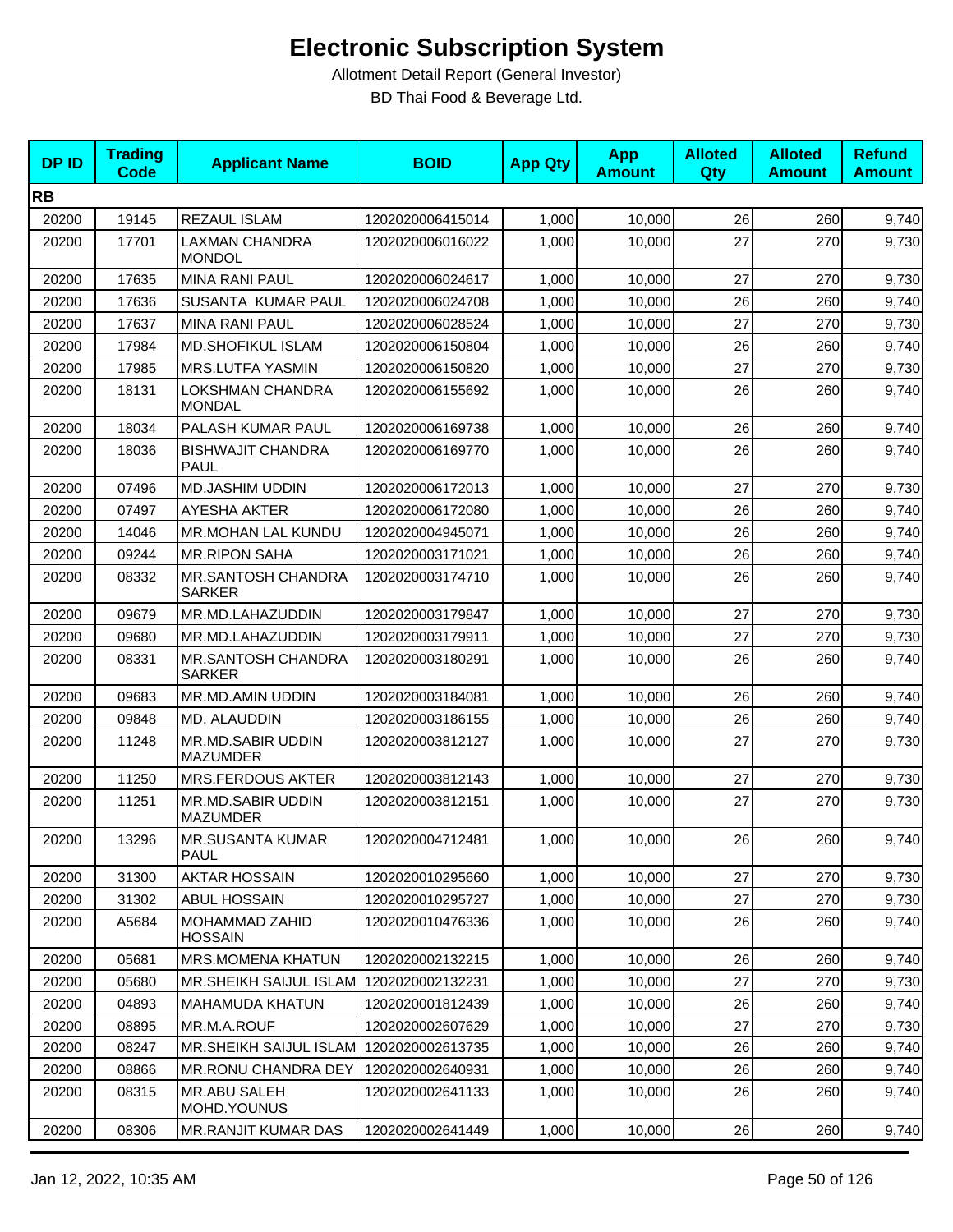# Electronic Subscription System

Allotment Detail Report (General Investor)

BD Thai Food & Beverage Ltd.

| DP ID | Trading Code | Applicant Name | BOID | App Qty | App Amount | Alloted Qty | Alloted Amount | Refund Amount |
|---|---|---|---|---|---|---|---|---|
| **RB** | | | | | | | | |
| 20200 | 19145 | REZAUL ISLAM | 1202020006415014 | 1,000 | 10,000 | 26 | 260 | 9,740 |
| 20200 | 17701 | LAXMAN CHANDRA MONDOL | 1202020006016022 | 1,000 | 10,000 | 27 | 270 | 9,730 |
| 20200 | 17635 | MINA RANI PAUL | 1202020006024617 | 1,000 | 10,000 | 27 | 270 | 9,730 |
| 20200 | 17636 | SUSANTA KUMAR PAUL | 1202020006024708 | 1,000 | 10,000 | 26 | 260 | 9,740 |
| 20200 | 17637 | MINA RANI PAUL | 1202020006028524 | 1,000 | 10,000 | 27 | 270 | 9,730 |
| 20200 | 17984 | MD.SHOFIKUL ISLAM | 1202020006150804 | 1,000 | 10,000 | 26 | 260 | 9,740 |
| 20200 | 17985 | MRS.LUTFA YASMIN | 1202020006150820 | 1,000 | 10,000 | 27 | 270 | 9,730 |
| 20200 | 18131 | LOKSHMAN CHANDRA MONDAL | 1202020006155692 | 1,000 | 10,000 | 26 | 260 | 9,740 |
| 20200 | 18034 | PALASH KUMAR PAUL | 1202020006169738 | 1,000 | 10,000 | 26 | 260 | 9,740 |
| 20200 | 18036 | BISHWAJIT CHANDRA PAUL | 1202020006169770 | 1,000 | 10,000 | 26 | 260 | 9,740 |
| 20200 | 07496 | MD.JASHIM UDDIN | 1202020006172013 | 1,000 | 10,000 | 27 | 270 | 9,730 |
| 20200 | 07497 | AYESHA AKTER | 1202020006172080 | 1,000 | 10,000 | 26 | 260 | 9,740 |
| 20200 | 14046 | MR.MOHAN LAL KUNDU | 1202020004945071 | 1,000 | 10,000 | 26 | 260 | 9,740 |
| 20200 | 09244 | MR.RIPON SAHA | 1202020003171021 | 1,000 | 10,000 | 26 | 260 | 9,740 |
| 20200 | 08332 | MR.SANTOSH CHANDRA SARKER | 1202020003174710 | 1,000 | 10,000 | 26 | 260 | 9,740 |
| 20200 | 09679 | MR.MD.LAHAZUDDIN | 1202020003179847 | 1,000 | 10,000 | 27 | 270 | 9,730 |
| 20200 | 09680 | MR.MD.LAHAZUDDIN | 1202020003179911 | 1,000 | 10,000 | 27 | 270 | 9,730 |
| 20200 | 08331 | MR.SANTOSH CHANDRA SARKER | 1202020003180291 | 1,000 | 10,000 | 26 | 260 | 9,740 |
| 20200 | 09683 | MR.MD.AMIN UDDIN | 1202020003184081 | 1,000 | 10,000 | 26 | 260 | 9,740 |
| 20200 | 09848 | MD. ALAUDDIN | 1202020003186155 | 1,000 | 10,000 | 26 | 260 | 9,740 |
| 20200 | 11248 | MR.MD.SABIR UDDIN MAZUMDER | 1202020003812127 | 1,000 | 10,000 | 27 | 270 | 9,730 |
| 20200 | 11250 | MRS.FERDOUS AKTER | 1202020003812143 | 1,000 | 10,000 | 27 | 270 | 9,730 |
| 20200 | 11251 | MR.MD.SABIR UDDIN MAZUMDER | 1202020003812151 | 1,000 | 10,000 | 27 | 270 | 9,730 |
| 20200 | 13296 | MR.SUSANTA KUMAR PAUL | 1202020004712481 | 1,000 | 10,000 | 26 | 260 | 9,740 |
| 20200 | 31300 | AKTAR HOSSAIN | 1202020010295660 | 1,000 | 10,000 | 27 | 270 | 9,730 |
| 20200 | 31302 | ABUL HOSSAIN | 1202020010295727 | 1,000 | 10,000 | 27 | 270 | 9,730 |
| 20200 | A5684 | MOHAMMAD ZAHID HOSSAIN | 1202020010476336 | 1,000 | 10,000 | 26 | 260 | 9,740 |
| 20200 | 05681 | MRS.MOMENA KHATUN | 1202020002132215 | 1,000 | 10,000 | 26 | 260 | 9,740 |
| 20200 | 05680 | MR.SHEIKH SAIJUL ISLAM | 1202020002132231 | 1,000 | 10,000 | 27 | 270 | 9,730 |
| 20200 | 04893 | MAHAMUDA KHATUN | 1202020001812439 | 1,000 | 10,000 | 26 | 260 | 9,740 |
| 20200 | 08895 | MR.M.A.ROUF | 1202020002607629 | 1,000 | 10,000 | 27 | 270 | 9,730 |
| 20200 | 08247 | MR.SHEIKH SAIJUL ISLAM | 1202020002613735 | 1,000 | 10,000 | 26 | 260 | 9,740 |
| 20200 | 08866 | MR.RONU CHANDRA DEY | 1202020002640931 | 1,000 | 10,000 | 26 | 260 | 9,740 |
| 20200 | 08315 | MR.ABU SALEH MOHD.YOUNUS | 1202020002641133 | 1,000 | 10,000 | 26 | 260 | 9,740 |
| 20200 | 08306 | MR.RANJIT KUMAR DAS | 1202020002641449 | 1,000 | 10,000 | 26 | 260 | 9,740 |

Jan 12, 2022, 10:35 AM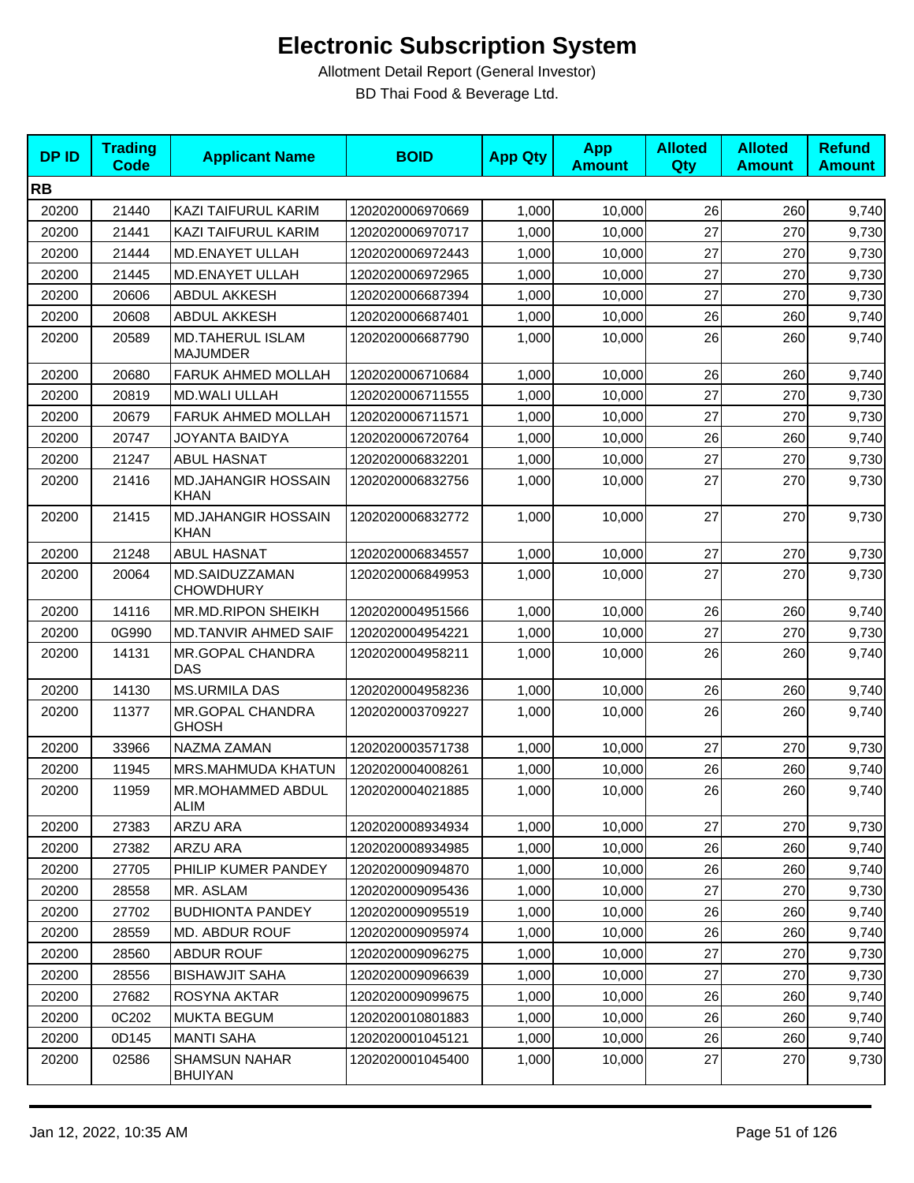# Electronic Subscription System

Allotment Detail Report (General Investor)

BD Thai Food & Beverage Ltd.

| DP ID | Trading Code | Applicant Name | BOID | App Qty | App Amount | Alloted Qty | Alloted Amount | Refund Amount |
|---|---|---|---|---|---|---|---|---|
| **RB** | | | | | | | | |
| 20200 | 21440 | KAZI TAIFURUL KARIM | 1202020006970669 | 1,000 | 10,000 | 26 | 260 | 9,740 |
| 20200 | 21441 | KAZI TAIFURUL KARIM | 1202020006970717 | 1,000 | 10,000 | 27 | 270 | 9,730 |
| 20200 | 21444 | MD.ENAYET ULLAH | 1202020006972443 | 1,000 | 10,000 | 27 | 270 | 9,730 |
| 20200 | 21445 | MD.ENAYET ULLAH | 1202020006972965 | 1,000 | 10,000 | 27 | 270 | 9,730 |
| 20200 | 20606 | ABDUL AKKESH | 1202020006687394 | 1,000 | 10,000 | 27 | 270 | 9,730 |
| 20200 | 20608 | ABDUL AKKESH | 1202020006687401 | 1,000 | 10,000 | 26 | 260 | 9,740 |
| 20200 | 20589 | MD.TAHERUL ISLAM MAJUMDER | 1202020006687790 | 1,000 | 10,000 | 26 | 260 | 9,740 |
| 20200 | 20680 | FARUK AHMED MOLLAH | 1202020006710684 | 1,000 | 10,000 | 26 | 260 | 9,740 |
| 20200 | 20819 | MD.WALI ULLAH | 1202020006711555 | 1,000 | 10,000 | 27 | 270 | 9,730 |
| 20200 | 20679 | FARUK AHMED MOLLAH | 1202020006711571 | 1,000 | 10,000 | 27 | 270 | 9,730 |
| 20200 | 20747 | JOYANTA BAIDYA | 1202020006720764 | 1,000 | 10,000 | 26 | 260 | 9,740 |
| 20200 | 21247 | ABUL HASNAT | 1202020006832201 | 1,000 | 10,000 | 27 | 270 | 9,730 |
| 20200 | 21416 | MD.JAHANGIR HOSSAIN KHAN | 1202020006832756 | 1,000 | 10,000 | 27 | 270 | 9,730 |
| 20200 | 21415 | MD.JAHANGIR HOSSAIN KHAN | 1202020006832772 | 1,000 | 10,000 | 27 | 270 | 9,730 |
| 20200 | 21248 | ABUL HASNAT | 1202020006834557 | 1,000 | 10,000 | 27 | 270 | 9,730 |
| 20200 | 20064 | MD.SAIDUZZAMAN CHOWDHURY | 1202020006849953 | 1,000 | 10,000 | 27 | 270 | 9,730 |
| 20200 | 14116 | MR.MD.RIPON SHEIKH | 1202020004951566 | 1,000 | 10,000 | 26 | 260 | 9,740 |
| 20200 | 0G990 | MD.TANVIR AHMED SAIF | 1202020004954221 | 1,000 | 10,000 | 27 | 270 | 9,730 |
| 20200 | 14131 | MR.GOPAL CHANDRA DAS | 1202020004958211 | 1,000 | 10,000 | 26 | 260 | 9,740 |
| 20200 | 14130 | MS.URMILA DAS | 1202020004958236 | 1,000 | 10,000 | 26 | 260 | 9,740 |
| 20200 | 11377 | MR.GOPAL CHANDRA GHOSH | 1202020003709227 | 1,000 | 10,000 | 26 | 260 | 9,740 |
| 20200 | 33966 | NAZMA ZAMAN | 1202020003571738 | 1,000 | 10,000 | 27 | 270 | 9,730 |
| 20200 | 11945 | MRS.MAHMUDA KHATUN | 1202020004008261 | 1,000 | 10,000 | 26 | 260 | 9,740 |
| 20200 | 11959 | MR.MOHAMMED ABDUL ALIM | 1202020004021885 | 1,000 | 10,000 | 26 | 260 | 9,740 |
| 20200 | 27383 | ARZU ARA | 1202020008934934 | 1,000 | 10,000 | 27 | 270 | 9,730 |
| 20200 | 27382 | ARZU ARA | 1202020008934985 | 1,000 | 10,000 | 26 | 260 | 9,740 |
| 20200 | 27705 | PHILIP KUMER PANDEY | 1202020009094870 | 1,000 | 10,000 | 26 | 260 | 9,740 |
| 20200 | 28558 | MR. ASLAM | 1202020009095436 | 1,000 | 10,000 | 27 | 270 | 9,730 |
| 20200 | 27702 | BUDHIONTA PANDEY | 1202020009095519 | 1,000 | 10,000 | 26 | 260 | 9,740 |
| 20200 | 28559 | MD. ABDUR ROUF | 1202020009095974 | 1,000 | 10,000 | 26 | 260 | 9,740 |
| 20200 | 28560 | ABDUR ROUF | 1202020009096275 | 1,000 | 10,000 | 27 | 270 | 9,730 |
| 20200 | 28556 | BISHAWJIT SAHA | 1202020009096639 | 1,000 | 10,000 | 27 | 270 | 9,730 |
| 20200 | 27682 | ROSYNA AKTAR | 1202020009099675 | 1,000 | 10,000 | 26 | 260 | 9,740 |
| 20200 | 0C202 | MUKTA BEGUM | 1202020010801883 | 1,000 | 10,000 | 26 | 260 | 9,740 |
| 20200 | 0D145 | MANTI SAHA | 1202020001045121 | 1,000 | 10,000 | 26 | 260 | 9,740 |
| 20200 | 02586 | SHAMSUN NAHAR BHUIYAN | 1202020001045400 | 1,000 | 10,000 | 27 | 270 | 9,730 |

Jan 12, 2022, 10:35 AM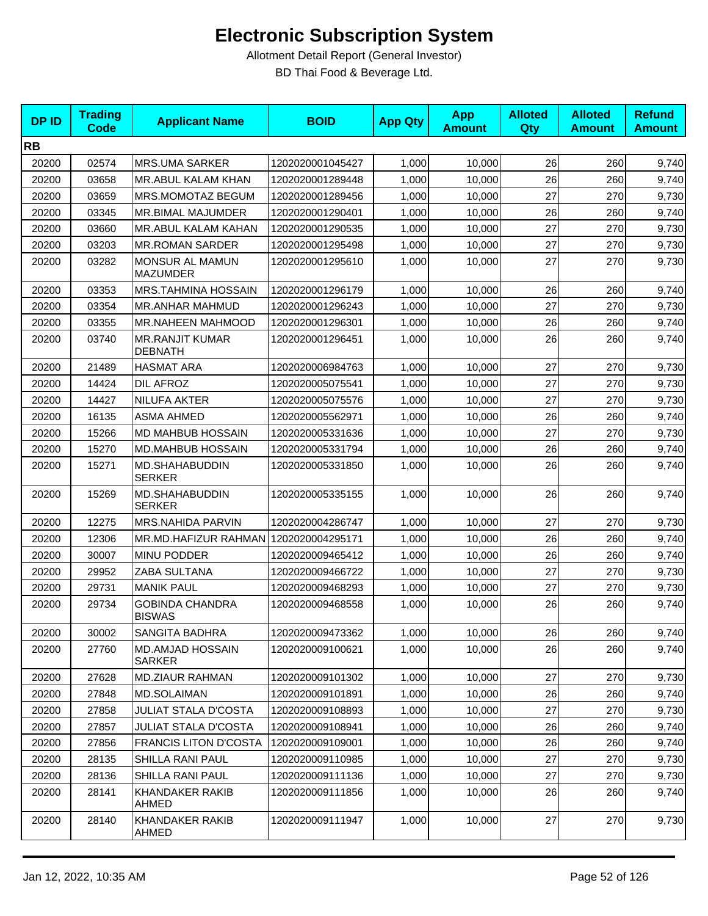# Electronic Subscription System

Allotment Detail Report (General Investor)

BD Thai Food & Beverage Ltd.

| DP ID | Trading Code | Applicant Name | BOID | App Qty | App Amount | Alloted Qty | Alloted Amount | Refund Amount |
|---|---|---|---|---|---|---|---|---|
| **RB** | | | | | | | | |
| 20200 | 02574 | MRS.UMA SARKER | 1202020001045427 | 1,000 | 10,000 | 26 | 260 | 9,740 |
| 20200 | 03658 | MR.ABUL KALAM KHAN | 1202020001289448 | 1,000 | 10,000 | 26 | 260 | 9,740 |
| 20200 | 03659 | MRS.MOMOTAZ BEGUM | 1202020001289456 | 1,000 | 10,000 | 27 | 270 | 9,730 |
| 20200 | 03345 | MR.BIMAL MAJUMDER | 1202020001290401 | 1,000 | 10,000 | 26 | 260 | 9,740 |
| 20200 | 03660 | MR.ABUL KALAM KAHAN | 1202020001290535 | 1,000 | 10,000 | 27 | 270 | 9,730 |
| 20200 | 03203 | MR.ROMAN SARDER | 1202020001295498 | 1,000 | 10,000 | 27 | 270 | 9,730 |
| 20200 | 03282 | MONSUR AL MAMUN MAZUMDER | 1202020001295610 | 1,000 | 10,000 | 27 | 270 | 9,730 |
| 20200 | 03353 | MRS.TAHMINA HOSSAIN | 1202020001296179 | 1,000 | 10,000 | 26 | 260 | 9,740 |
| 20200 | 03354 | MR.ANHAR MAHMUD | 1202020001296243 | 1,000 | 10,000 | 27 | 270 | 9,730 |
| 20200 | 03355 | MR.NAHEEN MAHMOOD | 1202020001296301 | 1,000 | 10,000 | 26 | 260 | 9,740 |
| 20200 | 03740 | MR.RANJIT KUMAR DEBNATH | 1202020001296451 | 1,000 | 10,000 | 26 | 260 | 9,740 |
| 20200 | 21489 | HASMAT ARA | 1202020006984763 | 1,000 | 10,000 | 27 | 270 | 9,730 |
| 20200 | 14424 | DIL AFROZ | 1202020005075541 | 1,000 | 10,000 | 27 | 270 | 9,730 |
| 20200 | 14427 | NILUFA AKTER | 1202020005075576 | 1,000 | 10,000 | 27 | 270 | 9,730 |
| 20200 | 16135 | ASMA AHMED | 1202020005562971 | 1,000 | 10,000 | 26 | 260 | 9,740 |
| 20200 | 15266 | MD MAHBUB HOSSAIN | 1202020005331636 | 1,000 | 10,000 | 27 | 270 | 9,730 |
| 20200 | 15270 | MD.MAHBUB HOSSAIN | 1202020005331794 | 1,000 | 10,000 | 26 | 260 | 9,740 |
| 20200 | 15271 | MD.SHAHABUDDIN SERKER | 1202020005331850 | 1,000 | 10,000 | 26 | 260 | 9,740 |
| 20200 | 15269 | MD.SHAHABUDDIN SERKER | 1202020005335155 | 1,000 | 10,000 | 26 | 260 | 9,740 |
| 20200 | 12275 | MRS.NAHIDA PARVIN | 1202020004286747 | 1,000 | 10,000 | 27 | 270 | 9,730 |
| 20200 | 12306 | MR.MD.HAFIZUR RAHMAN | 1202020004295171 | 1,000 | 10,000 | 26 | 260 | 9,740 |
| 20200 | 30007 | MINU PODDER | 1202020009465412 | 1,000 | 10,000 | 26 | 260 | 9,740 |
| 20200 | 29952 | ZABA SULTANA | 1202020009466722 | 1,000 | 10,000 | 27 | 270 | 9,730 |
| 20200 | 29731 | MANIK PAUL | 1202020009468293 | 1,000 | 10,000 | 27 | 270 | 9,730 |
| 20200 | 29734 | GOBINDA CHANDRA BISWAS | 1202020009468558 | 1,000 | 10,000 | 26 | 260 | 9,740 |
| 20200 | 30002 | SANGITA BADHRA | 1202020009473362 | 1,000 | 10,000 | 26 | 260 | 9,740 |
| 20200 | 27760 | MD.AMJAD HOSSAIN SARKER | 1202020009100621 | 1,000 | 10,000 | 26 | 260 | 9,740 |
| 20200 | 27628 | MD.ZIAUR RAHMAN | 1202020009101302 | 1,000 | 10,000 | 27 | 270 | 9,730 |
| 20200 | 27848 | MD.SOLAIMAN | 1202020009101891 | 1,000 | 10,000 | 26 | 260 | 9,740 |
| 20200 | 27858 | JULIAT STALA D'COSTA | 1202020009108893 | 1,000 | 10,000 | 27 | 270 | 9,730 |
| 20200 | 27857 | JULIAT STALA D'COSTA | 1202020009108941 | 1,000 | 10,000 | 26 | 260 | 9,740 |
| 20200 | 27856 | FRANCIS LITON D'COSTA | 1202020009109001 | 1,000 | 10,000 | 26 | 260 | 9,740 |
| 20200 | 28135 | SHILLA RANI PAUL | 1202020009110985 | 1,000 | 10,000 | 27 | 270 | 9,730 |
| 20200 | 28136 | SHILLA RANI PAUL | 1202020009111136 | 1,000 | 10,000 | 27 | 270 | 9,730 |
| 20200 | 28141 | KHANDAKER RAKIB AHMED | 1202020009111856 | 1,000 | 10,000 | 26 | 260 | 9,740 |
| 20200 | 28140 | KHANDAKER RAKIB AHMED | 1202020009111947 | 1,000 | 10,000 | 27 | 270 | 9,730 |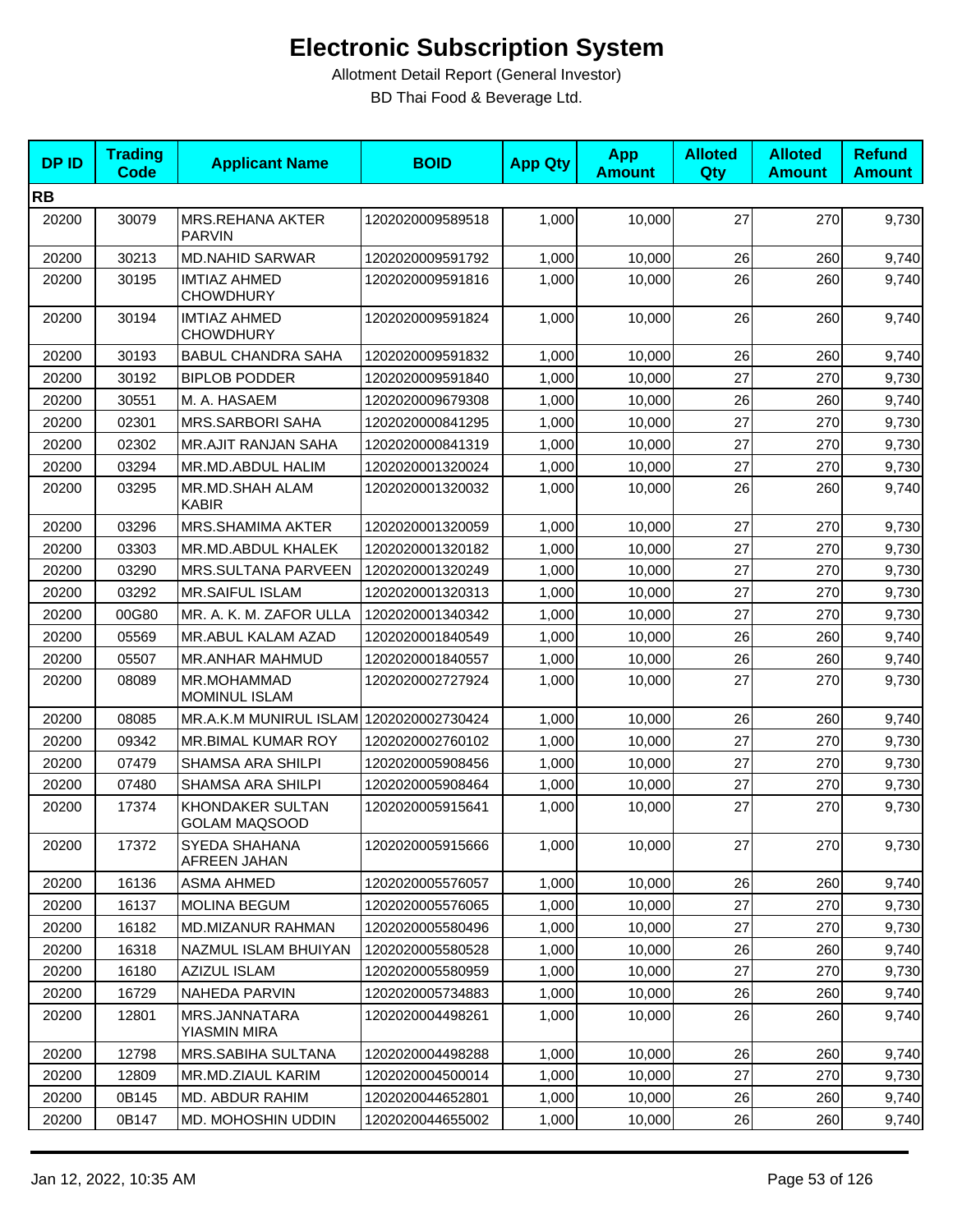# Electronic Subscription System

Allotment Detail Report (General Investor)

BD Thai Food & Beverage Ltd.

| DP ID | Trading Code | Applicant Name | BOID | App Qty | App Amount | Alloted Qty | Alloted Amount | Refund Amount |
|---|---|---|---|---|---|---|---|---|
| **RB** | | | | | | | | |
| 20200 | 30079 | MRS.REHANA AKTER PARVIN | 1202020009589518 | 1,000 | 10,000 | 27 | 270 | 9,730 |
| 20200 | 30213 | MD.NAHID SARWAR | 1202020009591792 | 1,000 | 10,000 | 26 | 260 | 9,740 |
| 20200 | 30195 | IMTIAZ AHMED CHOWDHURY | 1202020009591816 | 1,000 | 10,000 | 26 | 260 | 9,740 |
| 20200 | 30194 | IMTIAZ AHMED CHOWDHURY | 1202020009591824 | 1,000 | 10,000 | 26 | 260 | 9,740 |
| 20200 | 30193 | BABUL CHANDRA SAHA | 1202020009591832 | 1,000 | 10,000 | 26 | 260 | 9,740 |
| 20200 | 30192 | BIPLOB PODDER | 1202020009591840 | 1,000 | 10,000 | 27 | 270 | 9,730 |
| 20200 | 30551 | M. A. HASAEM | 1202020009679308 | 1,000 | 10,000 | 26 | 260 | 9,740 |
| 20200 | 02301 | MRS.SARBORI SAHA | 1202020000841295 | 1,000 | 10,000 | 27 | 270 | 9,730 |
| 20200 | 02302 | MR.AJIT RANJAN SAHA | 1202020000841319 | 1,000 | 10,000 | 27 | 270 | 9,730 |
| 20200 | 03294 | MR.MD.ABDUL HALIM | 1202020001320024 | 1,000 | 10,000 | 27 | 270 | 9,730 |
| 20200 | 03295 | MR.MD.SHAH ALAM KABIR | 1202020001320032 | 1,000 | 10,000 | 26 | 260 | 9,740 |
| 20200 | 03296 | MRS.SHAMIMA AKTER | 1202020001320059 | 1,000 | 10,000 | 27 | 270 | 9,730 |
| 20200 | 03303 | MR.MD.ABDUL KHALEK | 1202020001320182 | 1,000 | 10,000 | 27 | 270 | 9,730 |
| 20200 | 03290 | MRS.SULTANA PARVEEN | 1202020001320249 | 1,000 | 10,000 | 27 | 270 | 9,730 |
| 20200 | 03292 | MR.SAIFUL ISLAM | 1202020001320313 | 1,000 | 10,000 | 27 | 270 | 9,730 |
| 20200 | 00G80 | MR. A. K. M. ZAFOR ULLA | 1202020001340342 | 1,000 | 10,000 | 27 | 270 | 9,730 |
| 20200 | 05569 | MR.ABUL KALAM AZAD | 1202020001840549 | 1,000 | 10,000 | 26 | 260 | 9,740 |
| 20200 | 05507 | MR.ANHAR MAHMUD | 1202020001840557 | 1,000 | 10,000 | 26 | 260 | 9,740 |
| 20200 | 08089 | MR.MOHAMMAD MOMINUL ISLAM | 1202020002727924 | 1,000 | 10,000 | 27 | 270 | 9,730 |
| 20200 | 08085 | MR.A.K.M MUNIRUL ISLAM | 1202020002730424 | 1,000 | 10,000 | 26 | 260 | 9,740 |
| 20200 | 09342 | MR.BIMAL KUMAR ROY | 1202020002760102 | 1,000 | 10,000 | 27 | 270 | 9,730 |
| 20200 | 07479 | SHAMSA ARA SHILPI | 1202020005908456 | 1,000 | 10,000 | 27 | 270 | 9,730 |
| 20200 | 07480 | SHAMSA ARA SHILPI | 1202020005908464 | 1,000 | 10,000 | 27 | 270 | 9,730 |
| 20200 | 17374 | KHONDAKER SULTAN GOLAM MAQSOOD | 1202020005915641 | 1,000 | 10,000 | 27 | 270 | 9,730 |
| 20200 | 17372 | SYEDA SHAHANA AFREEN JAHAN | 1202020005915666 | 1,000 | 10,000 | 27 | 270 | 9,730 |
| 20200 | 16136 | ASMA AHMED | 1202020005576057 | 1,000 | 10,000 | 26 | 260 | 9,740 |
| 20200 | 16137 | MOLINA BEGUM | 1202020005576065 | 1,000 | 10,000 | 27 | 270 | 9,730 |
| 20200 | 16182 | MD.MIZANUR RAHMAN | 1202020005580496 | 1,000 | 10,000 | 27 | 270 | 9,730 |
| 20200 | 16318 | NAZMUL ISLAM BHUIYAN | 1202020005580528 | 1,000 | 10,000 | 26 | 260 | 9,740 |
| 20200 | 16180 | AZIZUL ISLAM | 1202020005580959 | 1,000 | 10,000 | 27 | 270 | 9,730 |
| 20200 | 16729 | NAHEDA PARVIN | 1202020005734883 | 1,000 | 10,000 | 26 | 260 | 9,740 |
| 20200 | 12801 | MRS.JANNATARA YIASMIN MIRA | 1202020004498261 | 1,000 | 10,000 | 26 | 260 | 9,740 |
| 20200 | 12798 | MRS.SABIHA SULTANA | 1202020004498288 | 1,000 | 10,000 | 26 | 260 | 9,740 |
| 20200 | 12809 | MR.MD.ZIAUL KARIM | 1202020004500014 | 1,000 | 10,000 | 27 | 270 | 9,730 |
| 20200 | 0B145 | MD. ABDUR RAHIM | 1202020044652801 | 1,000 | 10,000 | 26 | 260 | 9,740 |
| 20200 | 0B147 | MD. MOHOSHIN UDDIN | 1202020044655002 | 1,000 | 10,000 | 26 | 260 | 9,740 |

Jan 12, 2022, 10:35 AM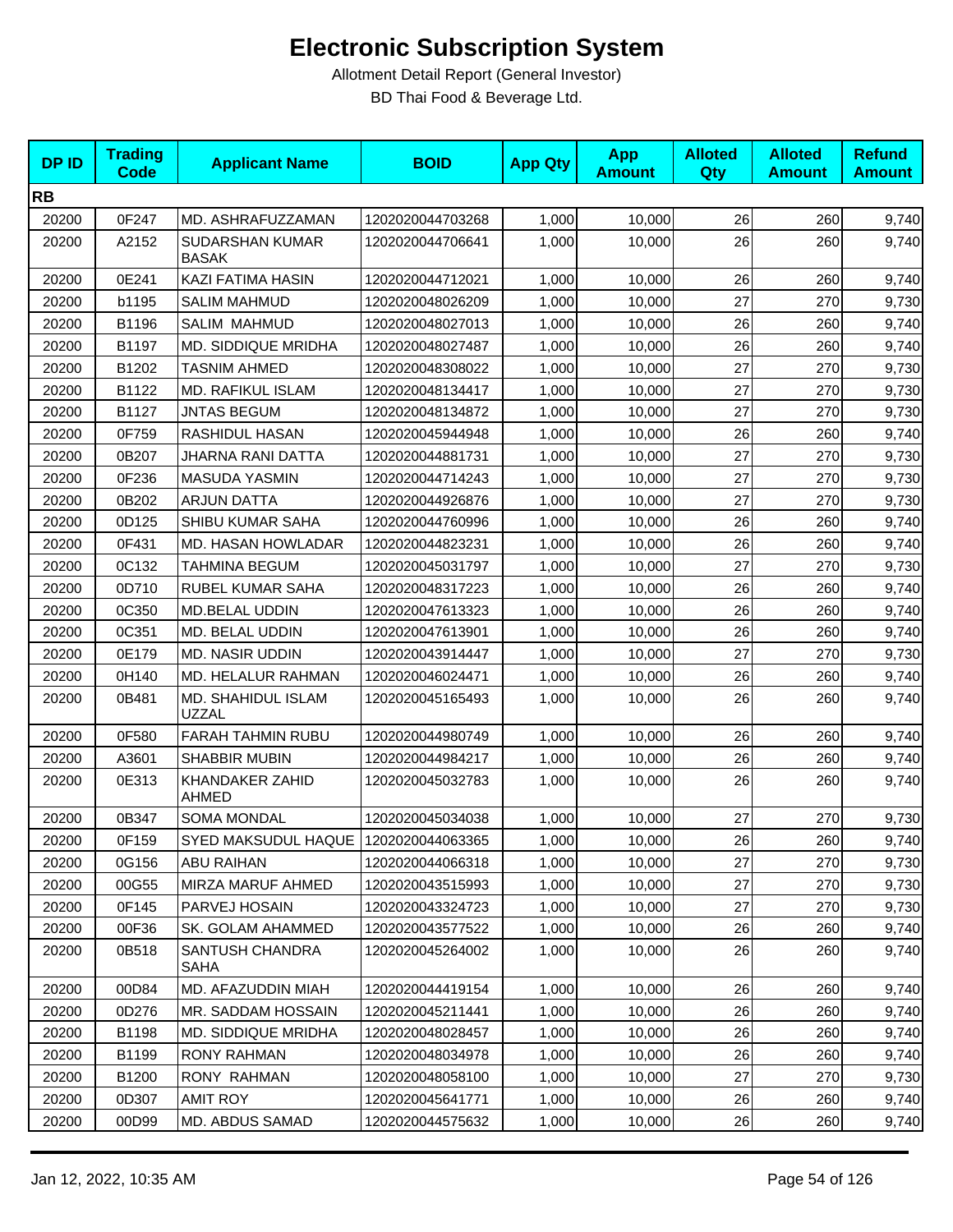# Electronic Subscription System

Allotment Detail Report (General Investor)

BD Thai Food & Beverage Ltd.

| DP ID | Trading Code | Applicant Name | BOID | App Qty | App Amount | Alloted Qty | Alloted Amount | Refund Amount |
|---|---|---|---|---|---|---|---|---|
| **RB** | | | | | | | | |
| 20200 | 0F247 | MD. ASHRAFUZZAMAN | 1202020044703268 | 1,000 | 10,000 | 26 | 260 | 9,740 |
| 20200 | A2152 | SUDARSHAN KUMAR BASAK | 1202020044706641 | 1,000 | 10,000 | 26 | 260 | 9,740 |
| 20200 | 0E241 | KAZI FATIMA HASIN | 1202020044712021 | 1,000 | 10,000 | 26 | 260 | 9,740 |
| 20200 | b1195 | SALIM MAHMUD | 1202020048026209 | 1,000 | 10,000 | 27 | 270 | 9,730 |
| 20200 | B1196 | SALIM MAHMUD | 1202020048027013 | 1,000 | 10,000 | 26 | 260 | 9,740 |
| 20200 | B1197 | MD. SIDDIQUE MRIDHA | 1202020048027487 | 1,000 | 10,000 | 26 | 260 | 9,740 |
| 20200 | B1202 | TASNIM AHMED | 1202020048308022 | 1,000 | 10,000 | 27 | 270 | 9,730 |
| 20200 | B1122 | MD. RAFIKUL ISLAM | 1202020048134417 | 1,000 | 10,000 | 27 | 270 | 9,730 |
| 20200 | B1127 | JNTAS BEGUM | 1202020048134872 | 1,000 | 10,000 | 27 | 270 | 9,730 |
| 20200 | 0F759 | RASHIDUL HASAN | 1202020045944948 | 1,000 | 10,000 | 26 | 260 | 9,740 |
| 20200 | 0B207 | JHARNA RANI DATTA | 1202020044881731 | 1,000 | 10,000 | 27 | 270 | 9,730 |
| 20200 | 0F236 | MASUDA YASMIN | 1202020044714243 | 1,000 | 10,000 | 27 | 270 | 9,730 |
| 20200 | 0B202 | ARJUN DATTA | 1202020044926876 | 1,000 | 10,000 | 27 | 270 | 9,730 |
| 20200 | 0D125 | SHIBU KUMAR SAHA | 1202020044760996 | 1,000 | 10,000 | 26 | 260 | 9,740 |
| 20200 | 0F431 | MD. HASAN HOWLADAR | 1202020044823231 | 1,000 | 10,000 | 26 | 260 | 9,740 |
| 20200 | 0C132 | TAHMINA BEGUM | 1202020045031797 | 1,000 | 10,000 | 27 | 270 | 9,730 |
| 20200 | 0D710 | RUBEL KUMAR SAHA | 1202020048317223 | 1,000 | 10,000 | 26 | 260 | 9,740 |
| 20200 | 0C350 | MD.BELAL UDDIN | 1202020047613323 | 1,000 | 10,000 | 26 | 260 | 9,740 |
| 20200 | 0C351 | MD. BELAL UDDIN | 1202020047613901 | 1,000 | 10,000 | 26 | 260 | 9,740 |
| 20200 | 0E179 | MD. NASIR UDDIN | 1202020043914447 | 1,000 | 10,000 | 27 | 270 | 9,730 |
| 20200 | 0H140 | MD. HELALUR RAHMAN | 1202020046024471 | 1,000 | 10,000 | 26 | 260 | 9,740 |
| 20200 | 0B481 | MD. SHAHIDUL ISLAM UZZAL | 1202020045165493 | 1,000 | 10,000 | 26 | 260 | 9,740 |
| 20200 | 0F580 | FARAH TAHMIN RUBU | 1202020044980749 | 1,000 | 10,000 | 26 | 260 | 9,740 |
| 20200 | A3601 | SHABBIR MUBIN | 1202020044984217 | 1,000 | 10,000 | 26 | 260 | 9,740 |
| 20200 | 0E313 | KHANDAKER ZAHID AHMED | 1202020045032783 | 1,000 | 10,000 | 26 | 260 | 9,740 |
| 20200 | 0B347 | SOMA MONDAL | 1202020045034038 | 1,000 | 10,000 | 27 | 270 | 9,730 |
| 20200 | 0F159 | SYED MAKSUDUL HAQUE | 1202020044063365 | 1,000 | 10,000 | 26 | 260 | 9,740 |
| 20200 | 0G156 | ABU RAIHAN | 1202020044066318 | 1,000 | 10,000 | 27 | 270 | 9,730 |
| 20200 | 00G55 | MIRZA MARUF AHMED | 1202020043515993 | 1,000 | 10,000 | 27 | 270 | 9,730 |
| 20200 | 0F145 | PARVEJ HOSAIN | 1202020043324723 | 1,000 | 10,000 | 27 | 270 | 9,730 |
| 20200 | 00F36 | SK. GOLAM AHAMMED | 1202020043577522 | 1,000 | 10,000 | 26 | 260 | 9,740 |
| 20200 | 0B518 | SANTUSH CHANDRA SAHA | 1202020045264002 | 1,000 | 10,000 | 26 | 260 | 9,740 |
| 20200 | 00D84 | MD. AFAZUDDIN MIAH | 1202020044419154 | 1,000 | 10,000 | 26 | 260 | 9,740 |
| 20200 | 0D276 | MR. SADDAM HOSSAIN | 1202020045211441 | 1,000 | 10,000 | 26 | 260 | 9,740 |
| 20200 | B1198 | MD. SIDDIQUE MRIDHA | 1202020048028457 | 1,000 | 10,000 | 26 | 260 | 9,740 |
| 20200 | B1199 | RONY RAHMAN | 1202020048034978 | 1,000 | 10,000 | 26 | 260 | 9,740 |
| 20200 | B1200 | RONY RAHMAN | 1202020048058100 | 1,000 | 10,000 | 27 | 270 | 9,730 |
| 20200 | 0D307 | AMIT ROY | 1202020045641771 | 1,000 | 10,000 | 26 | 260 | 9,740 |
| 20200 | 00D99 | MD. ABDUS SAMAD | 1202020044575632 | 1,000 | 10,000 | 26 | 260 | 9,740 |

Jan 12, 2022, 10:35 AM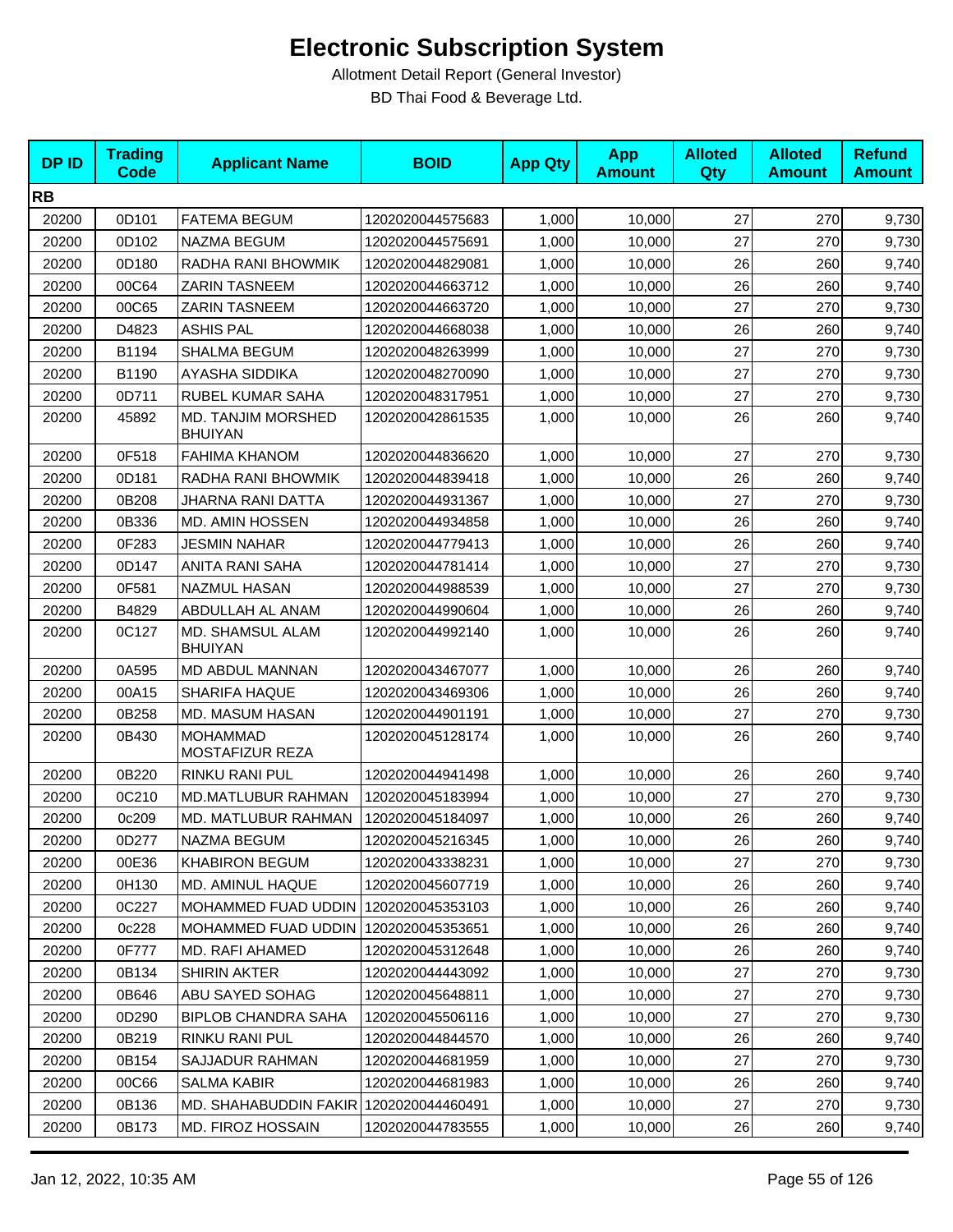# Electronic Subscription System

Allotment Detail Report (General Investor)

BD Thai Food & Beverage Ltd.

| DP ID | Trading Code | Applicant Name | BOID | App Qty | App Amount | Alloted Qty | Alloted Amount | Refund Amount |
|---|---|---|---|---|---|---|---|---|
| **RB** | | | | | | | | |
| 20200 | 0D101 | FATEMA BEGUM | 1202020044575683 | 1,000 | 10,000 | 27 | 270 | 9,730 |
| 20200 | 0D102 | NAZMA BEGUM | 1202020044575691 | 1,000 | 10,000 | 27 | 270 | 9,730 |
| 20200 | 0D180 | RADHA RANI BHOWMIK | 1202020044829081 | 1,000 | 10,000 | 26 | 260 | 9,740 |
| 20200 | 00C64 | ZARIN TASNEEM | 1202020044663712 | 1,000 | 10,000 | 26 | 260 | 9,740 |
| 20200 | 00C65 | ZARIN TASNEEM | 1202020044663720 | 1,000 | 10,000 | 27 | 270 | 9,730 |
| 20200 | D4823 | ASHIS PAL | 1202020044668038 | 1,000 | 10,000 | 26 | 260 | 9,740 |
| 20200 | B1194 | SHALMA BEGUM | 1202020048263999 | 1,000 | 10,000 | 27 | 270 | 9,730 |
| 20200 | B1190 | AYASHA SIDDIKA | 1202020048270090 | 1,000 | 10,000 | 27 | 270 | 9,730 |
| 20200 | 0D711 | RUBEL KUMAR SAHA | 1202020048317951 | 1,000 | 10,000 | 27 | 270 | 9,730 |
| 20200 | 45892 | MD. TANJIM MORSHED BHUIYAN | 1202020042861535 | 1,000 | 10,000 | 26 | 260 | 9,740 |
| 20200 | 0F518 | FAHIMA KHANOM | 1202020044836620 | 1,000 | 10,000 | 27 | 270 | 9,730 |
| 20200 | 0D181 | RADHA RANI BHOWMIK | 1202020044839418 | 1,000 | 10,000 | 26 | 260 | 9,740 |
| 20200 | 0B208 | JHARNA RANI DATTA | 1202020044931367 | 1,000 | 10,000 | 27 | 270 | 9,730 |
| 20200 | 0B336 | MD. AMIN HOSSEN | 1202020044934858 | 1,000 | 10,000 | 26 | 260 | 9,740 |
| 20200 | 0F283 | JESMIN NAHAR | 1202020044779413 | 1,000 | 10,000 | 26 | 260 | 9,740 |
| 20200 | 0D147 | ANITA RANI SAHA | 1202020044781414 | 1,000 | 10,000 | 27 | 270 | 9,730 |
| 20200 | 0F581 | NAZMUL HASAN | 1202020044988539 | 1,000 | 10,000 | 27 | 270 | 9,730 |
| 20200 | B4829 | ABDULLAH AL ANAM | 1202020044990604 | 1,000 | 10,000 | 26 | 260 | 9,740 |
| 20200 | 0C127 | MD. SHAMSUL ALAM BHUIYAN | 1202020044992140 | 1,000 | 10,000 | 26 | 260 | 9,740 |
| 20200 | 0A595 | MD ABDUL MANNAN | 1202020043467077 | 1,000 | 10,000 | 26 | 260 | 9,740 |
| 20200 | 00A15 | SHARIFA HAQUE | 1202020043469306 | 1,000 | 10,000 | 26 | 260 | 9,740 |
| 20200 | 0B258 | MD. MASUM HASAN | 1202020044901191 | 1,000 | 10,000 | 27 | 270 | 9,730 |
| 20200 | 0B430 | MOHAMMAD MOSTAFIZUR REZA | 1202020045128174 | 1,000 | 10,000 | 26 | 260 | 9,740 |
| 20200 | 0B220 | RINKU RANI PUL | 1202020044941498 | 1,000 | 10,000 | 26 | 260 | 9,740 |
| 20200 | 0C210 | MD.MATLUBUR RAHMAN | 1202020045183994 | 1,000 | 10,000 | 27 | 270 | 9,730 |
| 20200 | 0c209 | MD. MATLUBUR RAHMAN | 1202020045184097 | 1,000 | 10,000 | 26 | 260 | 9,740 |
| 20200 | 0D277 | NAZMA BEGUM | 1202020045216345 | 1,000 | 10,000 | 26 | 260 | 9,740 |
| 20200 | 00E36 | KHABIRON BEGUM | 1202020043338231 | 1,000 | 10,000 | 27 | 270 | 9,730 |
| 20200 | 0H130 | MD. AMINUL HAQUE | 1202020045607719 | 1,000 | 10,000 | 26 | 260 | 9,740 |
| 20200 | 0C227 | MOHAMMED FUAD UDDIN | 1202020045353103 | 1,000 | 10,000 | 26 | 260 | 9,740 |
| 20200 | 0c228 | MOHAMMED FUAD UDDIN | 1202020045353651 | 1,000 | 10,000 | 26 | 260 | 9,740 |
| 20200 | 0F777 | MD. RAFI AHAMED | 1202020045312648 | 1,000 | 10,000 | 26 | 260 | 9,740 |
| 20200 | 0B134 | SHIRIN AKTER | 1202020044443092 | 1,000 | 10,000 | 27 | 270 | 9,730 |
| 20200 | 0B646 | ABU SAYED SOHAG | 1202020045648811 | 1,000 | 10,000 | 27 | 270 | 9,730 |
| 20200 | 0D290 | BIPLOB CHANDRA SAHA | 1202020045506116 | 1,000 | 10,000 | 27 | 270 | 9,730 |
| 20200 | 0B219 | RINKU RANI PUL | 1202020044844570 | 1,000 | 10,000 | 26 | 260 | 9,740 |
| 20200 | 0B154 | SAJJADUR RAHMAN | 1202020044681959 | 1,000 | 10,000 | 27 | 270 | 9,730 |
| 20200 | 00C66 | SALMA KABIR | 1202020044681983 | 1,000 | 10,000 | 26 | 260 | 9,740 |
| 20200 | 0B136 | MD. SHAHABUDDIN FAKIR | 1202020044460491 | 1,000 | 10,000 | 27 | 270 | 9,730 |
| 20200 | 0B173 | MD. FIROZ HOSSAIN | 1202020044783555 | 1,000 | 10,000 | 26 | 260 | 9,740 |

Jan 12, 2022, 10:35 AM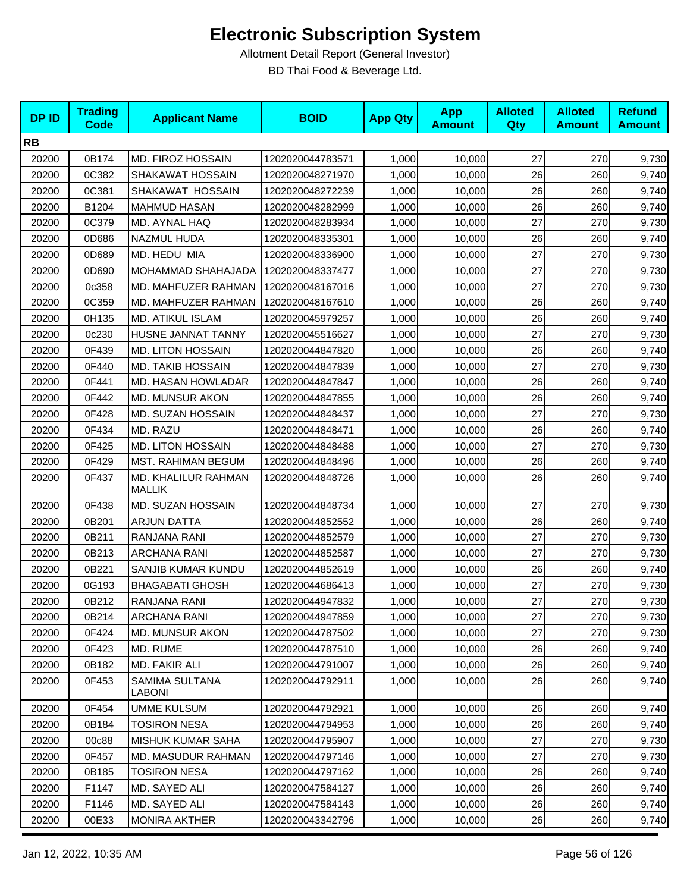# Electronic Subscription System

Allotment Detail Report (General Investor)

BD Thai Food & Beverage Ltd.

| DP ID | Trading Code | Applicant Name | BOID | App Qty | App Amount | Alloted Qty | Alloted Amount | Refund Amount |
|---|---|---|---|---|---|---|---|---|
| **RB** | | | | | | | | |
| 20200 | 0B174 | MD. FIROZ HOSSAIN | 1202020044783571 | 1,000 | 10,000 | 27 | 270 | 9,730 |
| 20200 | 0C382 | SHAKAWAT HOSSAIN | 1202020048271970 | 1,000 | 10,000 | 26 | 260 | 9,740 |
| 20200 | 0C381 | SHAKAWAT HOSSAIN | 1202020048272239 | 1,000 | 10,000 | 26 | 260 | 9,740 |
| 20200 | B1204 | MAHMUD HASAN | 1202020048282999 | 1,000 | 10,000 | 26 | 260 | 9,740 |
| 20200 | 0C379 | MD. AYNAL HAQ | 1202020048283934 | 1,000 | 10,000 | 27 | 270 | 9,730 |
| 20200 | 0D686 | NAZMUL HUDA | 1202020048335301 | 1,000 | 10,000 | 26 | 260 | 9,740 |
| 20200 | 0D689 | MD. HEDU MIA | 1202020048336900 | 1,000 | 10,000 | 27 | 270 | 9,730 |
| 20200 | 0D690 | MOHAMMAD SHAHAJADA | 1202020048337477 | 1,000 | 10,000 | 27 | 270 | 9,730 |
| 20200 | 0c358 | MD. MAHFUZER RAHMAN | 1202020048167016 | 1,000 | 10,000 | 27 | 270 | 9,730 |
| 20200 | 0C359 | MD. MAHFUZER RAHMAN | 1202020048167610 | 1,000 | 10,000 | 26 | 260 | 9,740 |
| 20200 | 0H135 | MD. ATIKUL ISLAM | 1202020045979257 | 1,000 | 10,000 | 26 | 260 | 9,740 |
| 20200 | 0c230 | HUSNE JANNAT TANNY | 1202020045516627 | 1,000 | 10,000 | 27 | 270 | 9,730 |
| 20200 | 0F439 | MD. LITON HOSSAIN | 1202020044847820 | 1,000 | 10,000 | 26 | 260 | 9,740 |
| 20200 | 0F440 | MD. TAKIB HOSSAIN | 1202020044847839 | 1,000 | 10,000 | 27 | 270 | 9,730 |
| 20200 | 0F441 | MD. HASAN HOWLADAR | 1202020044847847 | 1,000 | 10,000 | 26 | 260 | 9,740 |
| 20200 | 0F442 | MD. MUNSUR AKON | 1202020044847855 | 1,000 | 10,000 | 26 | 260 | 9,740 |
| 20200 | 0F428 | MD. SUZAN HOSSAIN | 1202020044848437 | 1,000 | 10,000 | 27 | 270 | 9,730 |
| 20200 | 0F434 | MD. RAZU | 1202020044848471 | 1,000 | 10,000 | 26 | 260 | 9,740 |
| 20200 | 0F425 | MD. LITON HOSSAIN | 1202020044848488 | 1,000 | 10,000 | 27 | 270 | 9,730 |
| 20200 | 0F429 | MST. RAHIMAN BEGUM | 1202020044848496 | 1,000 | 10,000 | 26 | 260 | 9,740 |
| 20200 | 0F437 | MD. KHALILUR RAHMAN MALLIK | 1202020044848726 | 1,000 | 10,000 | 26 | 260 | 9,740 |
| 20200 | 0F438 | MD. SUZAN HOSSAIN | 1202020044848734 | 1,000 | 10,000 | 27 | 270 | 9,730 |
| 20200 | 0B201 | ARJUN DATTA | 1202020044852552 | 1,000 | 10,000 | 26 | 260 | 9,740 |
| 20200 | 0B211 | RANJANA RANI | 1202020044852579 | 1,000 | 10,000 | 27 | 270 | 9,730 |
| 20200 | 0B213 | ARCHANA RANI | 1202020044852587 | 1,000 | 10,000 | 27 | 270 | 9,730 |
| 20200 | 0B221 | SANJIB KUMAR KUNDU | 1202020044852619 | 1,000 | 10,000 | 26 | 260 | 9,740 |
| 20200 | 0G193 | BHAGABATI GHOSH | 1202020044686413 | 1,000 | 10,000 | 27 | 270 | 9,730 |
| 20200 | 0B212 | RANJANA RANI | 1202020044947832 | 1,000 | 10,000 | 27 | 270 | 9,730 |
| 20200 | 0B214 | ARCHANA RANI | 1202020044947859 | 1,000 | 10,000 | 27 | 270 | 9,730 |
| 20200 | 0F424 | MD. MUNSUR AKON | 1202020044787502 | 1,000 | 10,000 | 27 | 270 | 9,730 |
| 20200 | 0F423 | MD. RUME | 1202020044787510 | 1,000 | 10,000 | 26 | 260 | 9,740 |
| 20200 | 0B182 | MD. FAKIR ALI | 1202020044791007 | 1,000 | 10,000 | 26 | 260 | 9,740 |
| 20200 | 0F453 | SAMIMA SULTANA LABONI | 1202020044792911 | 1,000 | 10,000 | 26 | 260 | 9,740 |
| 20200 | 0F454 | UMME KULSUM | 1202020044792921 | 1,000 | 10,000 | 26 | 260 | 9,740 |
| 20200 | 0B184 | TOSIRON NESA | 1202020044794953 | 1,000 | 10,000 | 26 | 260 | 9,740 |
| 20200 | 00c88 | MISHUK KUMAR SAHA | 1202020044795907 | 1,000 | 10,000 | 27 | 270 | 9,730 |
| 20200 | 0F457 | MD. MASUDUR RAHMAN | 1202020044797146 | 1,000 | 10,000 | 27 | 270 | 9,730 |
| 20200 | 0B185 | TOSIRON NESA | 1202020044797162 | 1,000 | 10,000 | 26 | 260 | 9,740 |
| 20200 | F1147 | MD. SAYED ALI | 1202020047584127 | 1,000 | 10,000 | 26 | 260 | 9,740 |
| 20200 | F1146 | MD. SAYED ALI | 1202020047584143 | 1,000 | 10,000 | 26 | 260 | 9,740 |
| 20200 | 00E33 | MONIRA AKTHER | 1202020043342796 | 1,000 | 10,000 | 26 | 260 | 9,740 |

Jan 12, 2022, 10:35 AM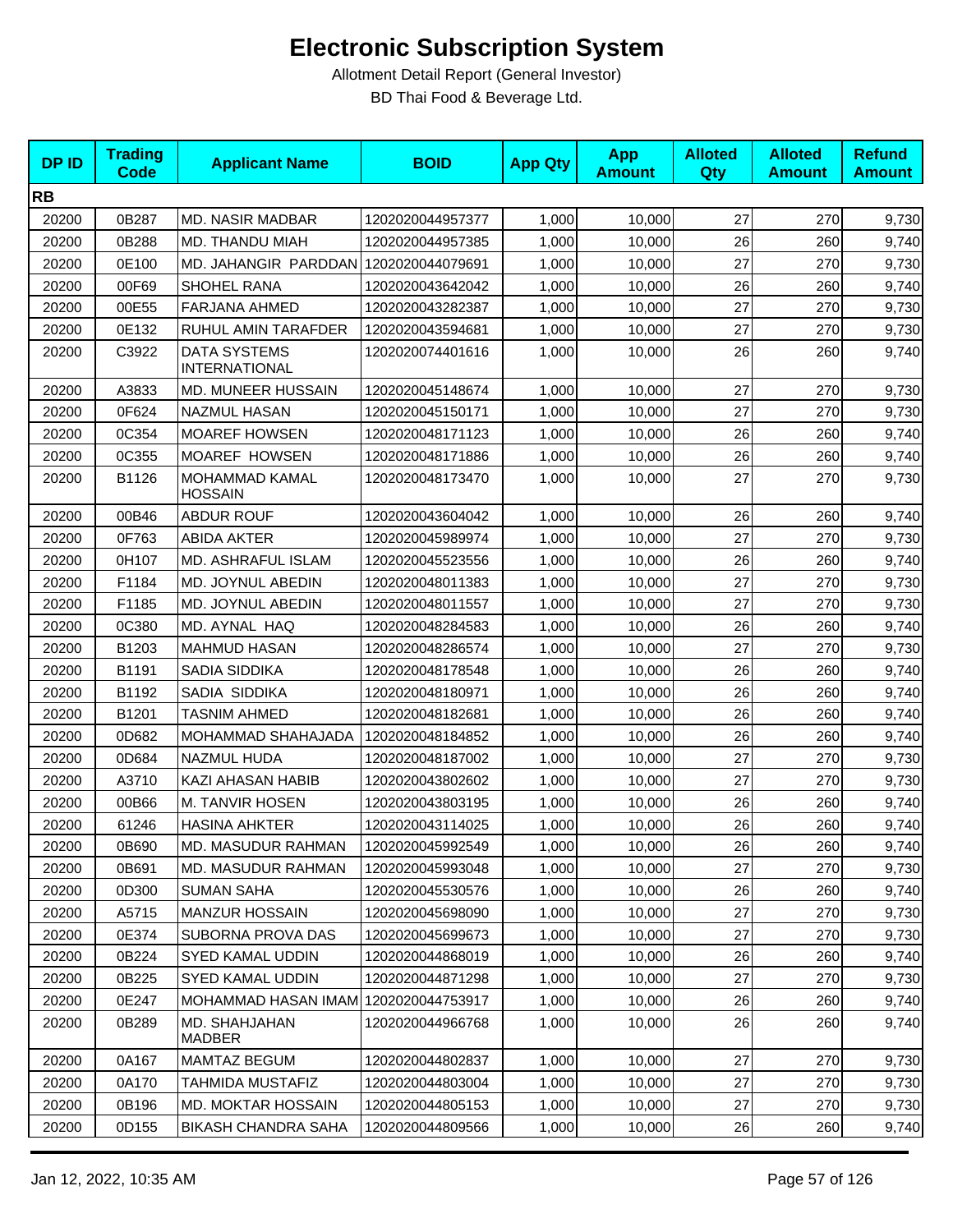# Electronic Subscription System

Allotment Detail Report (General Investor)

BD Thai Food & Beverage Ltd.

| DP ID | Trading Code | Applicant Name | BOID | App Qty | App Amount | Alloted Qty | Alloted Amount | Refund Amount |
|---|---|---|---|---|---|---|---|---|
| **RB** | | | | | | | | |
| 20200 | 0B287 | MD. NASIR MADBAR | 1202020044957377 | 1,000 | 10,000 | 27 | 270 | 9,730 |
| 20200 | 0B288 | MD. THANDU MIAH | 1202020044957385 | 1,000 | 10,000 | 26 | 260 | 9,740 |
| 20200 | 0E100 | MD. JAHANGIR PARDDAN | 1202020044079691 | 1,000 | 10,000 | 27 | 270 | 9,730 |
| 20200 | 00F69 | SHOHEL RANA | 1202020043642042 | 1,000 | 10,000 | 26 | 260 | 9,740 |
| 20200 | 00E55 | FARJANA AHMED | 1202020043282387 | 1,000 | 10,000 | 27 | 270 | 9,730 |
| 20200 | 0E132 | RUHUL AMIN TARAFDER | 1202020043594681 | 1,000 | 10,000 | 27 | 270 | 9,730 |
| 20200 | C3922 | DATA SYSTEMS INTERNATIONAL | 1202020074401616 | 1,000 | 10,000 | 26 | 260 | 9,740 |
| 20200 | A3833 | MD. MUNEER HUSSAIN | 1202020045148674 | 1,000 | 10,000 | 27 | 270 | 9,730 |
| 20200 | 0F624 | NAZMUL HASAN | 1202020045150171 | 1,000 | 10,000 | 27 | 270 | 9,730 |
| 20200 | 0C354 | MOAREF HOWSEN | 1202020048171123 | 1,000 | 10,000 | 26 | 260 | 9,740 |
| 20200 | 0C355 | MOAREF HOWSEN | 1202020048171886 | 1,000 | 10,000 | 26 | 260 | 9,740 |
| 20200 | B1126 | MOHAMMAD KAMAL HOSSAIN | 1202020048173470 | 1,000 | 10,000 | 27 | 270 | 9,730 |
| 20200 | 00B46 | ABDUR ROUF | 1202020043604042 | 1,000 | 10,000 | 26 | 260 | 9,740 |
| 20200 | 0F763 | ABIDA AKTER | 1202020045989974 | 1,000 | 10,000 | 27 | 270 | 9,730 |
| 20200 | 0H107 | MD. ASHRAFUL ISLAM | 1202020045523556 | 1,000 | 10,000 | 26 | 260 | 9,740 |
| 20200 | F1184 | MD. JOYNUL ABEDIN | 1202020048011383 | 1,000 | 10,000 | 27 | 270 | 9,730 |
| 20200 | F1185 | MD. JOYNUL ABEDIN | 1202020048011557 | 1,000 | 10,000 | 27 | 270 | 9,730 |
| 20200 | 0C380 | MD. AYNAL HAQ | 1202020048284583 | 1,000 | 10,000 | 26 | 260 | 9,740 |
| 20200 | B1203 | MAHMUD HASAN | 1202020048286574 | 1,000 | 10,000 | 27 | 270 | 9,730 |
| 20200 | B1191 | SADIA SIDDIKA | 1202020048178548 | 1,000 | 10,000 | 26 | 260 | 9,740 |
| 20200 | B1192 | SADIA SIDDIKA | 1202020048180971 | 1,000 | 10,000 | 26 | 260 | 9,740 |
| 20200 | B1201 | TASNIM AHMED | 1202020048182681 | 1,000 | 10,000 | 26 | 260 | 9,740 |
| 20200 | 0D682 | MOHAMMAD SHAHAJADA | 1202020048184852 | 1,000 | 10,000 | 26 | 260 | 9,740 |
| 20200 | 0D684 | NAZMUL HUDA | 1202020048187002 | 1,000 | 10,000 | 27 | 270 | 9,730 |
| 20200 | A3710 | KAZI AHASAN HABIB | 1202020043802602 | 1,000 | 10,000 | 27 | 270 | 9,730 |
| 20200 | 00B66 | M. TANVIR HOSEN | 1202020043803195 | 1,000 | 10,000 | 26 | 260 | 9,740 |
| 20200 | 61246 | HASINA AHKTER | 1202020043114025 | 1,000 | 10,000 | 26 | 260 | 9,740 |
| 20200 | 0B690 | MD. MASUDUR RAHMAN | 1202020045992549 | 1,000 | 10,000 | 26 | 260 | 9,740 |
| 20200 | 0B691 | MD. MASUDUR RAHMAN | 1202020045993048 | 1,000 | 10,000 | 27 | 270 | 9,730 |
| 20200 | 0D300 | SUMAN SAHA | 1202020045530576 | 1,000 | 10,000 | 26 | 260 | 9,740 |
| 20200 | A5715 | MANZUR HOSSAIN | 1202020045698090 | 1,000 | 10,000 | 27 | 270 | 9,730 |
| 20200 | 0E374 | SUBORNA PROVA DAS | 1202020045699673 | 1,000 | 10,000 | 27 | 270 | 9,730 |
| 20200 | 0B224 | SYED KAMAL UDDIN | 1202020044868019 | 1,000 | 10,000 | 26 | 260 | 9,740 |
| 20200 | 0B225 | SYED KAMAL UDDIN | 1202020044871298 | 1,000 | 10,000 | 27 | 270 | 9,730 |
| 20200 | 0E247 | MOHAMMAD HASAN IMAM | 1202020044753917 | 1,000 | 10,000 | 26 | 260 | 9,740 |
| 20200 | 0B289 | MD. SHAHJAHAN MADBER | 1202020044966768 | 1,000 | 10,000 | 26 | 260 | 9,740 |
| 20200 | 0A167 | MAMTAZ BEGUM | 1202020044802837 | 1,000 | 10,000 | 27 | 270 | 9,730 |
| 20200 | 0A170 | TAHMIDA MUSTAFIZ | 1202020044803004 | 1,000 | 10,000 | 27 | 270 | 9,730 |
| 20200 | 0B196 | MD. MOKTAR HOSSAIN | 1202020044805153 | 1,000 | 10,000 | 27 | 270 | 9,730 |
| 20200 | 0D155 | BIKASH CHANDRA SAHA | 1202020044809566 | 1,000 | 10,000 | 26 | 260 | 9,740 |

Jan 12, 2022, 10:35 AM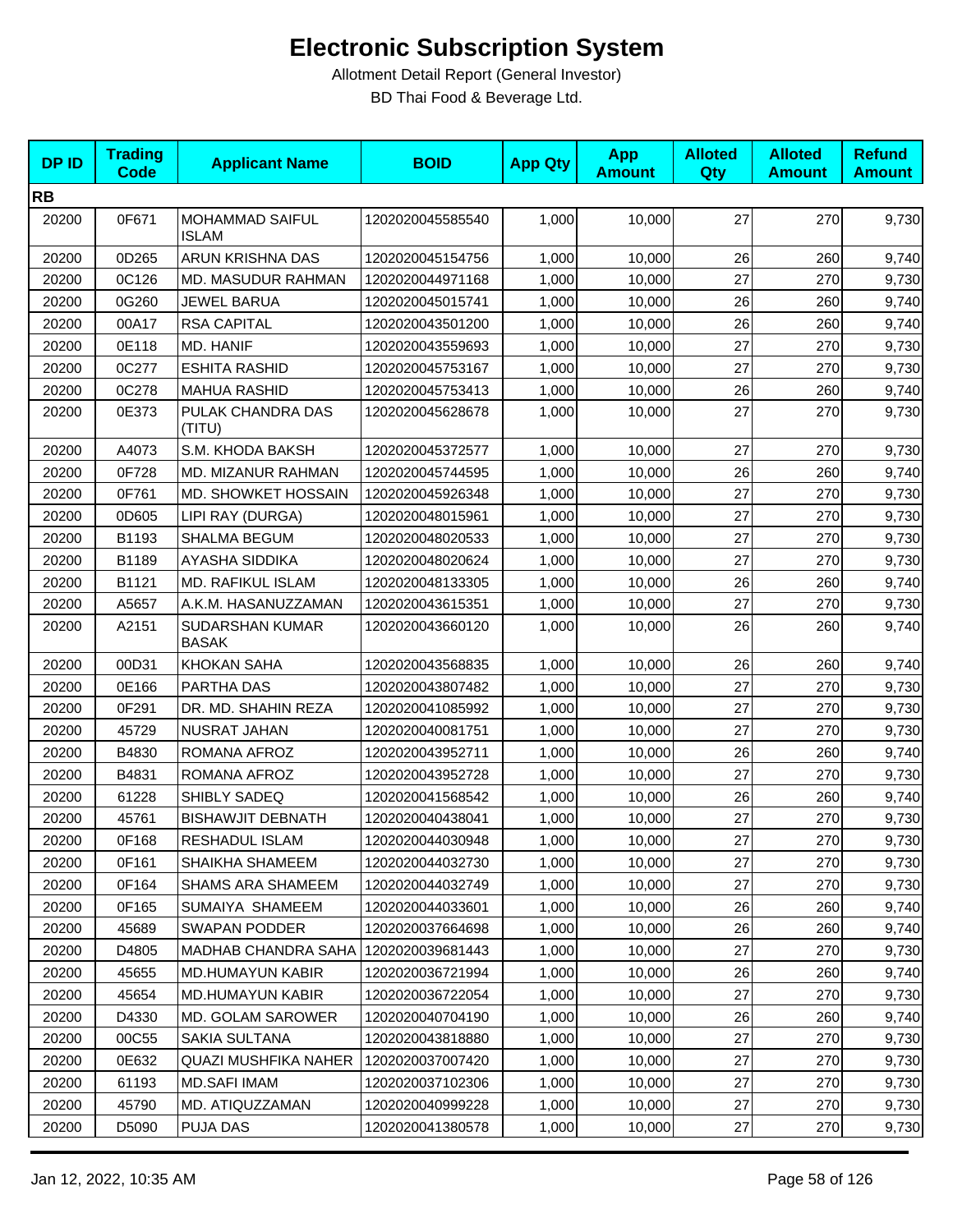# Electronic Subscription System

Allotment Detail Report (General Investor)

BD Thai Food & Beverage Ltd.

| DP ID | Trading Code | Applicant Name | BOID | App Qty | App Amount | Alloted Qty | Alloted Amount | Refund Amount |
|---|---|---|---|---|---|---|---|---|
| **RB** | | | | | | | | |
| 20200 | 0F671 | MOHAMMAD SAIFUL ISLAM | 1202020045585540 | 1,000 | 10,000 | 27 | 270 | 9,730 |
| 20200 | 0D265 | ARUN KRISHNA DAS | 1202020045154756 | 1,000 | 10,000 | 26 | 260 | 9,740 |
| 20200 | 0C126 | MD. MASUDUR RAHMAN | 1202020044971168 | 1,000 | 10,000 | 27 | 270 | 9,730 |
| 20200 | 0G260 | JEWEL BARUA | 1202020045015741 | 1,000 | 10,000 | 26 | 260 | 9,740 |
| 20200 | 00A17 | RSA CAPITAL | 1202020043501200 | 1,000 | 10,000 | 26 | 260 | 9,740 |
| 20200 | 0E118 | MD. HANIF | 1202020043559693 | 1,000 | 10,000 | 27 | 270 | 9,730 |
| 20200 | 0C277 | ESHITA RASHID | 1202020045753167 | 1,000 | 10,000 | 27 | 270 | 9,730 |
| 20200 | 0C278 | MAHUA RASHID | 1202020045753413 | 1,000 | 10,000 | 26 | 260 | 9,740 |
| 20200 | 0E373 | PULAK CHANDRA DAS (TITU) | 1202020045628678 | 1,000 | 10,000 | 27 | 270 | 9,730 |
| 20200 | A4073 | S.M. KHODA BAKSH | 1202020045372577 | 1,000 | 10,000 | 27 | 270 | 9,730 |
| 20200 | 0F728 | MD. MIZANUR RAHMAN | 1202020045744595 | 1,000 | 10,000 | 26 | 260 | 9,740 |
| 20200 | 0F761 | MD. SHOWKET HOSSAIN | 1202020045926348 | 1,000 | 10,000 | 27 | 270 | 9,730 |
| 20200 | 0D605 | LIPI RAY (DURGA) | 1202020048015961 | 1,000 | 10,000 | 27 | 270 | 9,730 |
| 20200 | B1193 | SHALMA BEGUM | 1202020048020533 | 1,000 | 10,000 | 27 | 270 | 9,730 |
| 20200 | B1189 | AYASHA SIDDIKA | 1202020048020624 | 1,000 | 10,000 | 27 | 270 | 9,730 |
| 20200 | B1121 | MD. RAFIKUL ISLAM | 1202020048133305 | 1,000 | 10,000 | 26 | 260 | 9,740 |
| 20200 | A5657 | A.K.M. HASANUZZAMAN | 1202020043615351 | 1,000 | 10,000 | 27 | 270 | 9,730 |
| 20200 | A2151 | SUDARSHAN KUMAR BASAK | 1202020043660120 | 1,000 | 10,000 | 26 | 260 | 9,740 |
| 20200 | 00D31 | KHOKAN SAHA | 1202020043568835 | 1,000 | 10,000 | 26 | 260 | 9,740 |
| 20200 | 0E166 | PARTHA DAS | 1202020043807482 | 1,000 | 10,000 | 27 | 270 | 9,730 |
| 20200 | 0F291 | DR. MD. SHAHIN REZA | 1202020041085992 | 1,000 | 10,000 | 27 | 270 | 9,730 |
| 20200 | 45729 | NUSRAT JAHAN | 1202020040081751 | 1,000 | 10,000 | 27 | 270 | 9,730 |
| 20200 | B4830 | ROMANA AFROZ | 1202020043952711 | 1,000 | 10,000 | 26 | 260 | 9,740 |
| 20200 | B4831 | ROMANA AFROZ | 1202020043952728 | 1,000 | 10,000 | 27 | 270 | 9,730 |
| 20200 | 61228 | SHIBLY SADEQ | 1202020041568542 | 1,000 | 10,000 | 26 | 260 | 9,740 |
| 20200 | 45761 | BISHAWJIT DEBNATH | 1202020040438041 | 1,000 | 10,000 | 27 | 270 | 9,730 |
| 20200 | 0F168 | RESHADUL ISLAM | 1202020044030948 | 1,000 | 10,000 | 27 | 270 | 9,730 |
| 20200 | 0F161 | SHAIKHA SHAMEEM | 1202020044032730 | 1,000 | 10,000 | 27 | 270 | 9,730 |
| 20200 | 0F164 | SHAMS ARA SHAMEEM | 1202020044032749 | 1,000 | 10,000 | 27 | 270 | 9,730 |
| 20200 | 0F165 | SUMAIYA SHAMEEM | 1202020044033601 | 1,000 | 10,000 | 26 | 260 | 9,740 |
| 20200 | 45689 | SWAPAN PODDER | 1202020037664698 | 1,000 | 10,000 | 26 | 260 | 9,740 |
| 20200 | D4805 | MADHAB CHANDRA SAHA | 1202020039681443 | 1,000 | 10,000 | 27 | 270 | 9,730 |
| 20200 | 45655 | MD.HUMAYUN KABIR | 1202020036721994 | 1,000 | 10,000 | 26 | 260 | 9,740 |
| 20200 | 45654 | MD.HUMAYUN KABIR | 1202020036722054 | 1,000 | 10,000 | 27 | 270 | 9,730 |
| 20200 | D4330 | MD. GOLAM SAROWER | 1202020040704190 | 1,000 | 10,000 | 26 | 260 | 9,740 |
| 20200 | 00C55 | SAKIA SULTANA | 1202020043818880 | 1,000 | 10,000 | 27 | 270 | 9,730 |
| 20200 | 0E632 | QUAZI MUSHFIKA NAHER | 1202020037007420 | 1,000 | 10,000 | 27 | 270 | 9,730 |
| 20200 | 61193 | MD.SAFI IMAM | 1202020037102306 | 1,000 | 10,000 | 27 | 270 | 9,730 |
| 20200 | 45790 | MD. ATIQUZZAMAN | 1202020040999228 | 1,000 | 10,000 | 27 | 270 | 9,730 |
| 20200 | D5090 | PUJA DAS | 1202020041380578 | 1,000 | 10,000 | 27 | 270 | 9,730 |

Jan 12, 2022, 10:35 AM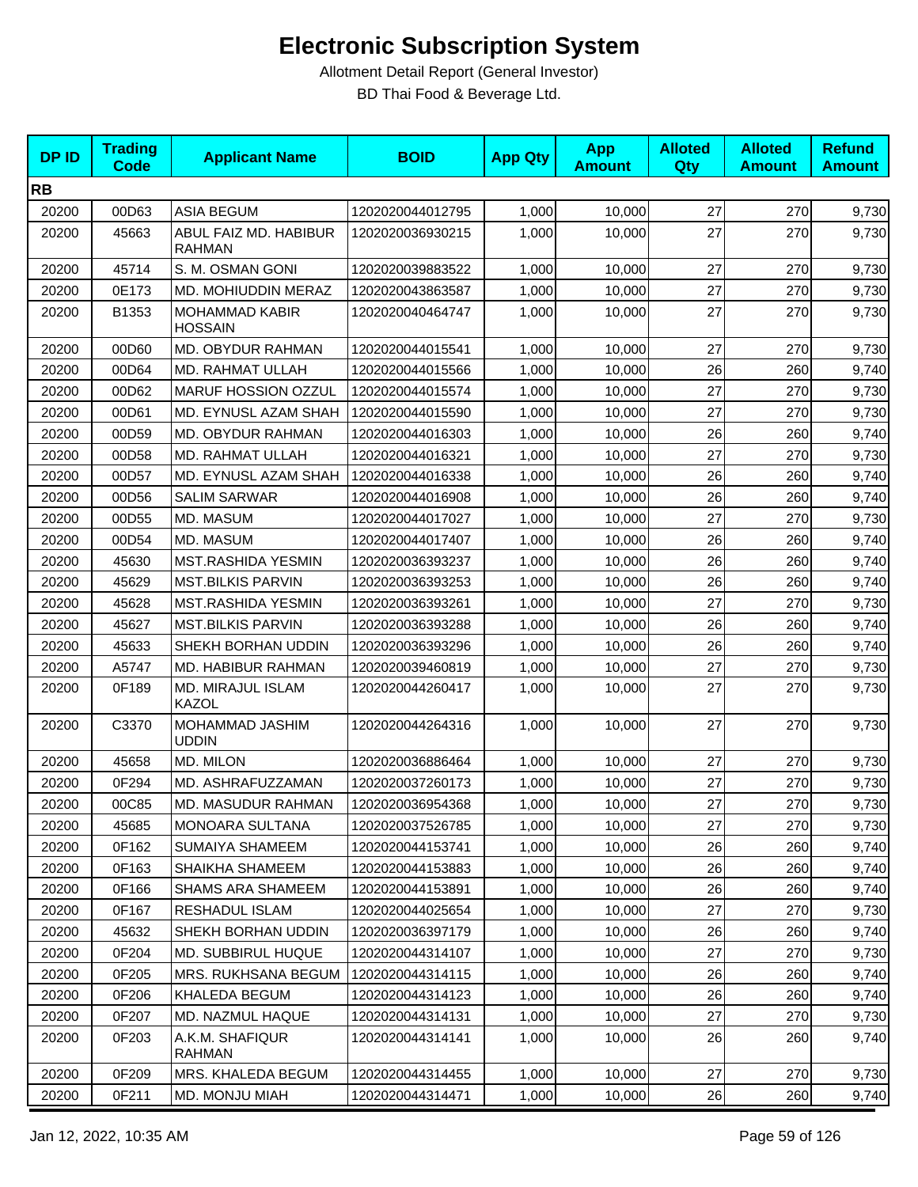# Electronic Subscription System

Allotment Detail Report (General Investor)

BD Thai Food & Beverage Ltd.

| DP ID | Trading Code | Applicant Name | BOID | App Qty | App Amount | Alloted Qty | Alloted Amount | Refund Amount |
|---|---|---|---|---|---|---|---|---|
| **RB** | | | | | | | | |
| 20200 | 00D63 | ASIA BEGUM | 1202020044012795 | 1,000 | 10,000 | 27 | 270 | 9,730 |
| 20200 | 45663 | ABUL FAIZ MD. HABIBUR RAHMAN | 1202020036930215 | 1,000 | 10,000 | 27 | 270 | 9,730 |
| 20200 | 45714 | S. M. OSMAN GONI | 1202020039883522 | 1,000 | 10,000 | 27 | 270 | 9,730 |
| 20200 | 0E173 | MD. MOHIUDDIN MERAZ | 1202020043863587 | 1,000 | 10,000 | 27 | 270 | 9,730 |
| 20200 | B1353 | MOHAMMAD KABIR HOSSAIN | 1202020040464747 | 1,000 | 10,000 | 27 | 270 | 9,730 |
| 20200 | 00D60 | MD. OBYDUR RAHMAN | 1202020044015541 | 1,000 | 10,000 | 27 | 270 | 9,730 |
| 20200 | 00D64 | MD. RAHMAT ULLAH | 1202020044015566 | 1,000 | 10,000 | 26 | 260 | 9,740 |
| 20200 | 00D62 | MARUF HOSSION OZZUL | 1202020044015574 | 1,000 | 10,000 | 27 | 270 | 9,730 |
| 20200 | 00D61 | MD. EYNUSL AZAM SHAH | 1202020044015590 | 1,000 | 10,000 | 27 | 270 | 9,730 |
| 20200 | 00D59 | MD. OBYDUR RAHMAN | 1202020044016303 | 1,000 | 10,000 | 26 | 260 | 9,740 |
| 20200 | 00D58 | MD. RAHMAT ULLAH | 1202020044016321 | 1,000 | 10,000 | 27 | 270 | 9,730 |
| 20200 | 00D57 | MD. EYNUSL AZAM SHAH | 1202020044016338 | 1,000 | 10,000 | 26 | 260 | 9,740 |
| 20200 | 00D56 | SALIM SARWAR | 1202020044016908 | 1,000 | 10,000 | 26 | 260 | 9,740 |
| 20200 | 00D55 | MD. MASUM | 1202020044017027 | 1,000 | 10,000 | 27 | 270 | 9,730 |
| 20200 | 00D54 | MD. MASUM | 1202020044017407 | 1,000 | 10,000 | 26 | 260 | 9,740 |
| 20200 | 45630 | MST.RASHIDA YESMIN | 1202020036393237 | 1,000 | 10,000 | 26 | 260 | 9,740 |
| 20200 | 45629 | MST.BILKIS PARVIN | 1202020036393253 | 1,000 | 10,000 | 26 | 260 | 9,740 |
| 20200 | 45628 | MST.RASHIDA YESMIN | 1202020036393261 | 1,000 | 10,000 | 27 | 270 | 9,730 |
| 20200 | 45627 | MST.BILKIS PARVIN | 1202020036393288 | 1,000 | 10,000 | 26 | 260 | 9,740 |
| 20200 | 45633 | SHEKH BORHAN UDDIN | 1202020036393296 | 1,000 | 10,000 | 26 | 260 | 9,740 |
| 20200 | A5747 | MD. HABIBUR RAHMAN | 1202020039460819 | 1,000 | 10,000 | 27 | 270 | 9,730 |
| 20200 | 0F189 | MD. MIRAJUL ISLAM KAZOL | 1202020044260417 | 1,000 | 10,000 | 27 | 270 | 9,730 |
| 20200 | C3370 | MOHAMMAD JASHIM UDDIN | 1202020044264316 | 1,000 | 10,000 | 27 | 270 | 9,730 |
| 20200 | 45658 | MD. MILON | 1202020036886464 | 1,000 | 10,000 | 27 | 270 | 9,730 |
| 20200 | 0F294 | MD. ASHRAFUZZAMAN | 1202020037260173 | 1,000 | 10,000 | 27 | 270 | 9,730 |
| 20200 | 00C85 | MD. MASUDUR RAHMAN | 1202020036954368 | 1,000 | 10,000 | 27 | 270 | 9,730 |
| 20200 | 45685 | MONOARA SULTANA | 1202020037526785 | 1,000 | 10,000 | 27 | 270 | 9,730 |
| 20200 | 0F162 | SUMAIYA SHAMEEM | 1202020044153741 | 1,000 | 10,000 | 26 | 260 | 9,740 |
| 20200 | 0F163 | SHAIKHA SHAMEEM | 1202020044153883 | 1,000 | 10,000 | 26 | 260 | 9,740 |
| 20200 | 0F166 | SHAMS ARA SHAMEEM | 1202020044153891 | 1,000 | 10,000 | 26 | 260 | 9,740 |
| 20200 | 0F167 | RESHADUL ISLAM | 1202020044025654 | 1,000 | 10,000 | 27 | 270 | 9,730 |
| 20200 | 45632 | SHEKH BORHAN UDDIN | 1202020036397179 | 1,000 | 10,000 | 26 | 260 | 9,740 |
| 20200 | 0F204 | MD. SUBBIRUL HUQUE | 1202020044314107 | 1,000 | 10,000 | 27 | 270 | 9,730 |
| 20200 | 0F205 | MRS. RUKHSANA BEGUM | 1202020044314115 | 1,000 | 10,000 | 26 | 260 | 9,740 |
| 20200 | 0F206 | KHALEDA BEGUM | 1202020044314123 | 1,000 | 10,000 | 26 | 260 | 9,740 |
| 20200 | 0F207 | MD. NAZMUL HAQUE | 1202020044314131 | 1,000 | 10,000 | 27 | 270 | 9,730 |
| 20200 | 0F203 | A.K.M. SHAFIQUR RAHMAN | 1202020044314141 | 1,000 | 10,000 | 26 | 260 | 9,740 |
| 20200 | 0F209 | MRS. KHALEDA BEGUM | 1202020044314455 | 1,000 | 10,000 | 27 | 270 | 9,730 |
| 20200 | 0F211 | MD. MONJU MIAH | 1202020044314471 | 1,000 | 10,000 | 26 | 260 | 9,740 |

Jan 12, 2022, 10:35 AM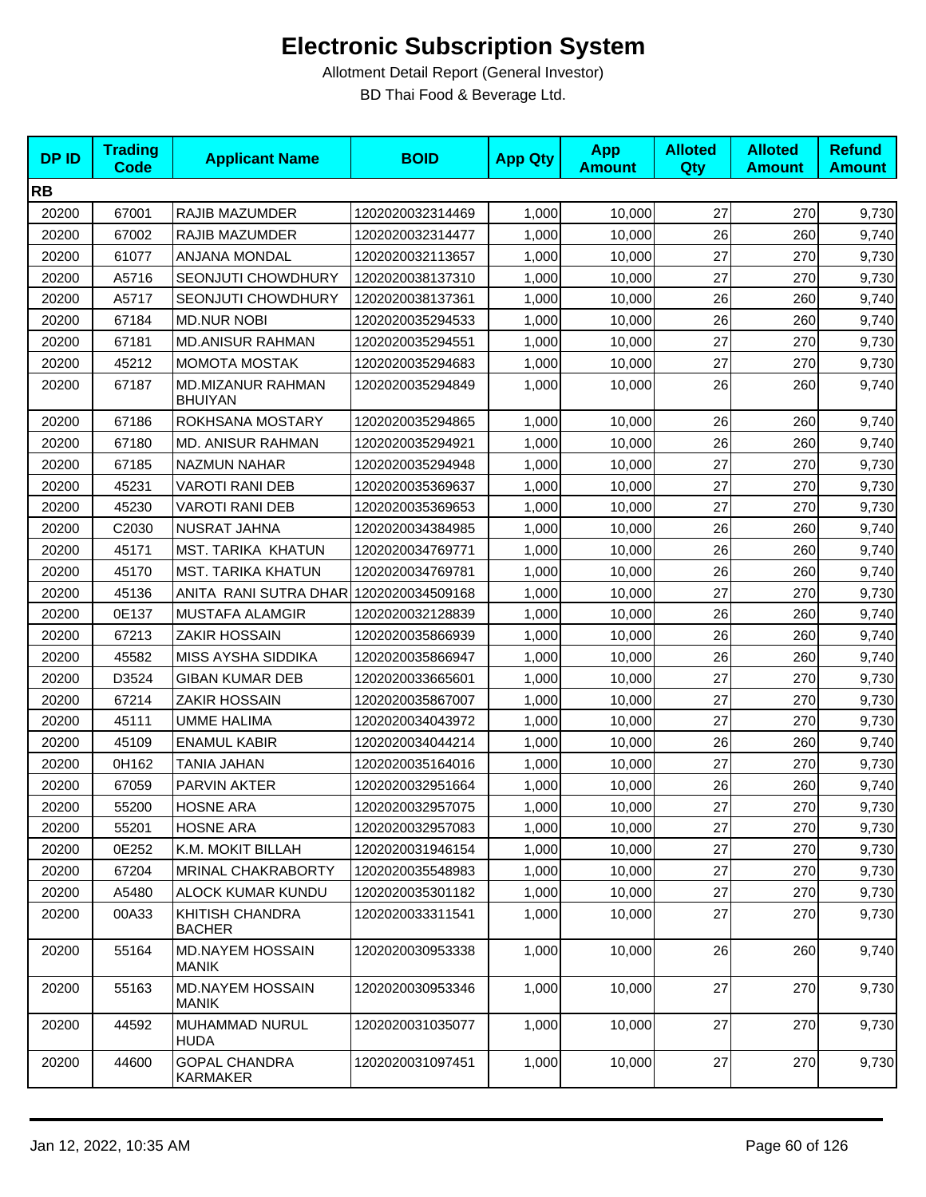# Electronic Subscription System

Allotment Detail Report (General Investor)

BD Thai Food & Beverage Ltd.

| DP ID | Trading Code | Applicant Name | BOID | App Qty | App Amount | Alloted Qty | Alloted Amount | Refund Amount |
|---|---|---|---|---|---|---|---|---|
| **RB** | | | | | | | | |
| 20200 | 67001 | RAJIB MAZUMDER | 1202020032314469 | 1,000 | 10,000 | 27 | 270 | 9,730 |
| 20200 | 67002 | RAJIB MAZUMDER | 1202020032314477 | 1,000 | 10,000 | 26 | 260 | 9,740 |
| 20200 | 61077 | ANJANA MONDAL | 1202020032113657 | 1,000 | 10,000 | 27 | 270 | 9,730 |
| 20200 | A5716 | SEONJUTI CHOWDHURY | 1202020038137310 | 1,000 | 10,000 | 27 | 270 | 9,730 |
| 20200 | A5717 | SEONJUTI CHOWDHURY | 1202020038137361 | 1,000 | 10,000 | 26 | 260 | 9,740 |
| 20200 | 67184 | MD.NUR NOBI | 1202020035294533 | 1,000 | 10,000 | 26 | 260 | 9,740 |
| 20200 | 67181 | MD.ANISUR RAHMAN | 1202020035294551 | 1,000 | 10,000 | 27 | 270 | 9,730 |
| 20200 | 45212 | MOMOTA MOSTAK | 1202020035294683 | 1,000 | 10,000 | 27 | 270 | 9,730 |
| 20200 | 67187 | MD.MIZANUR RAHMAN BHUIYAN | 1202020035294849 | 1,000 | 10,000 | 26 | 260 | 9,740 |
| 20200 | 67186 | ROKHSANA MOSTARY | 1202020035294865 | 1,000 | 10,000 | 26 | 260 | 9,740 |
| 20200 | 67180 | MD. ANISUR RAHMAN | 1202020035294921 | 1,000 | 10,000 | 26 | 260 | 9,740 |
| 20200 | 67185 | NAZMUN NAHAR | 1202020035294948 | 1,000 | 10,000 | 27 | 270 | 9,730 |
| 20200 | 45231 | VAROTI RANI DEB | 1202020035369637 | 1,000 | 10,000 | 27 | 270 | 9,730 |
| 20200 | 45230 | VAROTI RANI DEB | 1202020035369653 | 1,000 | 10,000 | 27 | 270 | 9,730 |
| 20200 | C2030 | NUSRAT JAHNA | 1202020034384985 | 1,000 | 10,000 | 26 | 260 | 9,740 |
| 20200 | 45171 | MST. TARIKA KHATUN | 1202020034769771 | 1,000 | 10,000 | 26 | 260 | 9,740 |
| 20200 | 45170 | MST. TARIKA KHATUN | 1202020034769781 | 1,000 | 10,000 | 26 | 260 | 9,740 |
| 20200 | 45136 | ANITA RANI SUTRA DHAR | 1202020034509168 | 1,000 | 10,000 | 27 | 270 | 9,730 |
| 20200 | 0E137 | MUSTAFA ALAMGIR | 1202020032128839 | 1,000 | 10,000 | 26 | 260 | 9,740 |
| 20200 | 67213 | ZAKIR HOSSAIN | 1202020035866939 | 1,000 | 10,000 | 26 | 260 | 9,740 |
| 20200 | 45582 | MISS AYSHA SIDDIKA | 1202020035866947 | 1,000 | 10,000 | 26 | 260 | 9,740 |
| 20200 | D3524 | GIBAN KUMAR DEB | 1202020033665601 | 1,000 | 10,000 | 27 | 270 | 9,730 |
| 20200 | 67214 | ZAKIR HOSSAIN | 1202020035867007 | 1,000 | 10,000 | 27 | 270 | 9,730 |
| 20200 | 45111 | UMME HALIMA | 1202020034043972 | 1,000 | 10,000 | 27 | 270 | 9,730 |
| 20200 | 45109 | ENAMUL KABIR | 1202020034044214 | 1,000 | 10,000 | 26 | 260 | 9,740 |
| 20200 | 0H162 | TANIA JAHAN | 1202020035164016 | 1,000 | 10,000 | 27 | 270 | 9,730 |
| 20200 | 67059 | PARVIN AKTER | 1202020032951664 | 1,000 | 10,000 | 26 | 260 | 9,740 |
| 20200 | 55200 | HOSNE ARA | 1202020032957075 | 1,000 | 10,000 | 27 | 270 | 9,730 |
| 20200 | 55201 | HOSNE ARA | 1202020032957083 | 1,000 | 10,000 | 27 | 270 | 9,730 |
| 20200 | 0E252 | K.M. MOKIT BILLAH | 1202020031946154 | 1,000 | 10,000 | 27 | 270 | 9,730 |
| 20200 | 67204 | MRINAL CHAKRABORTY | 1202020035548983 | 1,000 | 10,000 | 27 | 270 | 9,730 |
| 20200 | A5480 | ALOCK KUMAR KUNDU | 1202020035301182 | 1,000 | 10,000 | 27 | 270 | 9,730 |
| 20200 | 00A33 | KHITISH CHANDRA BACHER | 1202020033311541 | 1,000 | 10,000 | 27 | 270 | 9,730 |
| 20200 | 55164 | MD.NAYEM HOSSAIN MANIK | 1202020030953338 | 1,000 | 10,000 | 26 | 260 | 9,740 |
| 20200 | 55163 | MD.NAYEM HOSSAIN MANIK | 1202020030953346 | 1,000 | 10,000 | 27 | 270 | 9,730 |
| 20200 | 44592 | MUHAMMAD NURUL HUDA | 1202020031035077 | 1,000 | 10,000 | 27 | 270 | 9,730 |
| 20200 | 44600 | GOPAL CHANDRA KARMAKER | 1202020031097451 | 1,000 | 10,000 | 27 | 270 | 9,730 |

Jan 12, 2022, 10:35 AM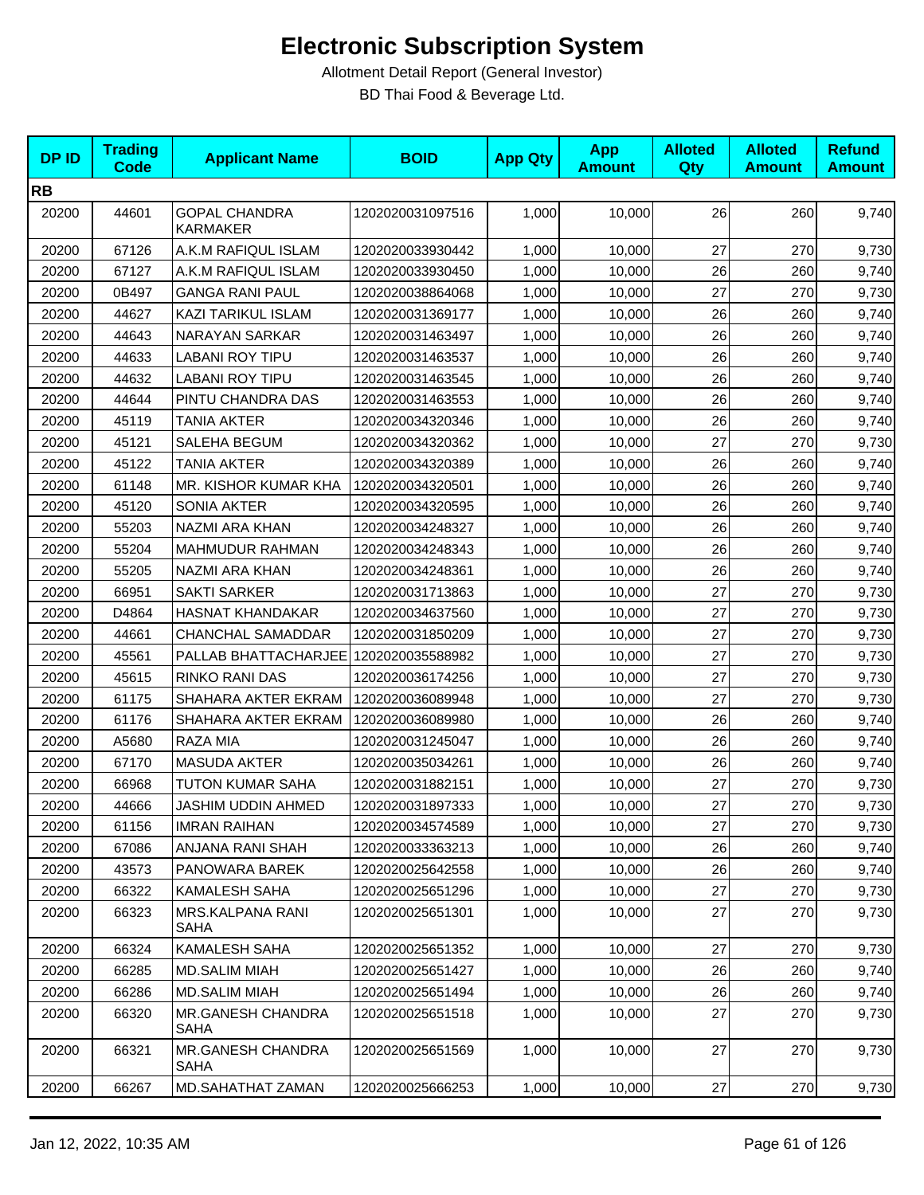# Electronic Subscription System

Allotment Detail Report (General Investor)

BD Thai Food & Beverage Ltd.

| DP ID | Trading Code | Applicant Name | BOID | App Qty | App Amount | Alloted Qty | Alloted Amount | Refund Amount |
|---|---|---|---|---|---|---|---|---|
| **RB** | | | | | | | | |
| 20200 | 44601 | GOPAL CHANDRA KARMAKER | 1202020031097516 | 1,000 | 10,000 | 26 | 260 | 9,740 |
| 20200 | 67126 | A.K.M RAFIQUL ISLAM | 1202020033930442 | 1,000 | 10,000 | 27 | 270 | 9,730 |
| 20200 | 67127 | A.K.M RAFIQUL ISLAM | 1202020033930450 | 1,000 | 10,000 | 26 | 260 | 9,740 |
| 20200 | 0B497 | GANGA RANI PAUL | 1202020038864068 | 1,000 | 10,000 | 27 | 270 | 9,730 |
| 20200 | 44627 | KAZI TARIKUL ISLAM | 1202020031369177 | 1,000 | 10,000 | 26 | 260 | 9,740 |
| 20200 | 44643 | NARAYAN SARKAR | 1202020031463497 | 1,000 | 10,000 | 26 | 260 | 9,740 |
| 20200 | 44633 | LABANI ROY TIPU | 1202020031463537 | 1,000 | 10,000 | 26 | 260 | 9,740 |
| 20200 | 44632 | LABANI ROY TIPU | 1202020031463545 | 1,000 | 10,000 | 26 | 260 | 9,740 |
| 20200 | 44644 | PINTU CHANDRA DAS | 1202020031463553 | 1,000 | 10,000 | 26 | 260 | 9,740 |
| 20200 | 45119 | TANIA AKTER | 1202020034320346 | 1,000 | 10,000 | 26 | 260 | 9,740 |
| 20200 | 45121 | SALEHA BEGUM | 1202020034320362 | 1,000 | 10,000 | 27 | 270 | 9,730 |
| 20200 | 45122 | TANIA AKTER | 1202020034320389 | 1,000 | 10,000 | 26 | 260 | 9,740 |
| 20200 | 61148 | MR. KISHOR KUMAR KHA | 1202020034320501 | 1,000 | 10,000 | 26 | 260 | 9,740 |
| 20200 | 45120 | SONIA AKTER | 1202020034320595 | 1,000 | 10,000 | 26 | 260 | 9,740 |
| 20200 | 55203 | NAZMI ARA KHAN | 1202020034248327 | 1,000 | 10,000 | 26 | 260 | 9,740 |
| 20200 | 55204 | MAHMUDUR RAHMAN | 1202020034248343 | 1,000 | 10,000 | 26 | 260 | 9,740 |
| 20200 | 55205 | NAZMI ARA KHAN | 1202020034248361 | 1,000 | 10,000 | 26 | 260 | 9,740 |
| 20200 | 66951 | SAKTI SARKER | 1202020031713863 | 1,000 | 10,000 | 27 | 270 | 9,730 |
| 20200 | D4864 | HASNAT KHANDAKAR | 1202020034637560 | 1,000 | 10,000 | 27 | 270 | 9,730 |
| 20200 | 44661 | CHANCHAL SAMADDAR | 1202020031850209 | 1,000 | 10,000 | 27 | 270 | 9,730 |
| 20200 | 45561 | PALLAB BHATTACHARJEE | 1202020035588982 | 1,000 | 10,000 | 27 | 270 | 9,730 |
| 20200 | 45615 | RINKO RANI DAS | 1202020036174256 | 1,000 | 10,000 | 27 | 270 | 9,730 |
| 20200 | 61175 | SHAHARA AKTER EKRAM | 1202020036089948 | 1,000 | 10,000 | 27 | 270 | 9,730 |
| 20200 | 61176 | SHAHARA AKTER EKRAM | 1202020036089980 | 1,000 | 10,000 | 26 | 260 | 9,740 |
| 20200 | A5680 | RAZA MIA | 1202020031245047 | 1,000 | 10,000 | 26 | 260 | 9,740 |
| 20200 | 67170 | MASUDA AKTER | 1202020035034261 | 1,000 | 10,000 | 26 | 260 | 9,740 |
| 20200 | 66968 | TUTON KUMAR SAHA | 1202020031882151 | 1,000 | 10,000 | 27 | 270 | 9,730 |
| 20200 | 44666 | JASHIM UDDIN AHMED | 1202020031897333 | 1,000 | 10,000 | 27 | 270 | 9,730 |
| 20200 | 61156 | IMRAN RAIHAN | 1202020034574589 | 1,000 | 10,000 | 27 | 270 | 9,730 |
| 20200 | 67086 | ANJANA RANI SHAH | 1202020033363213 | 1,000 | 10,000 | 26 | 260 | 9,740 |
| 20200 | 43573 | PANOWARA BAREK | 1202020025642558 | 1,000 | 10,000 | 26 | 260 | 9,740 |
| 20200 | 66322 | KAMALESH SAHA | 1202020025651296 | 1,000 | 10,000 | 27 | 270 | 9,730 |
| 20200 | 66323 | MRS.KALPANA RANI SAHA | 1202020025651301 | 1,000 | 10,000 | 27 | 270 | 9,730 |
| 20200 | 66324 | KAMALESH SAHA | 1202020025651352 | 1,000 | 10,000 | 27 | 270 | 9,730 |
| 20200 | 66285 | MD.SALIM MIAH | 1202020025651427 | 1,000 | 10,000 | 26 | 260 | 9,740 |
| 20200 | 66286 | MD.SALIM MIAH | 1202020025651494 | 1,000 | 10,000 | 26 | 260 | 9,740 |
| 20200 | 66320 | MR.GANESH CHANDRA SAHA | 1202020025651518 | 1,000 | 10,000 | 27 | 270 | 9,730 |
| 20200 | 66321 | MR.GANESH CHANDRA SAHA | 1202020025651569 | 1,000 | 10,000 | 27 | 270 | 9,730 |
| 20200 | 66267 | MD.SAHATHAT ZAMAN | 1202020025666253 | 1,000 | 10,000 | 27 | 270 | 9,730 |

Jan 12, 2022, 10:35 AM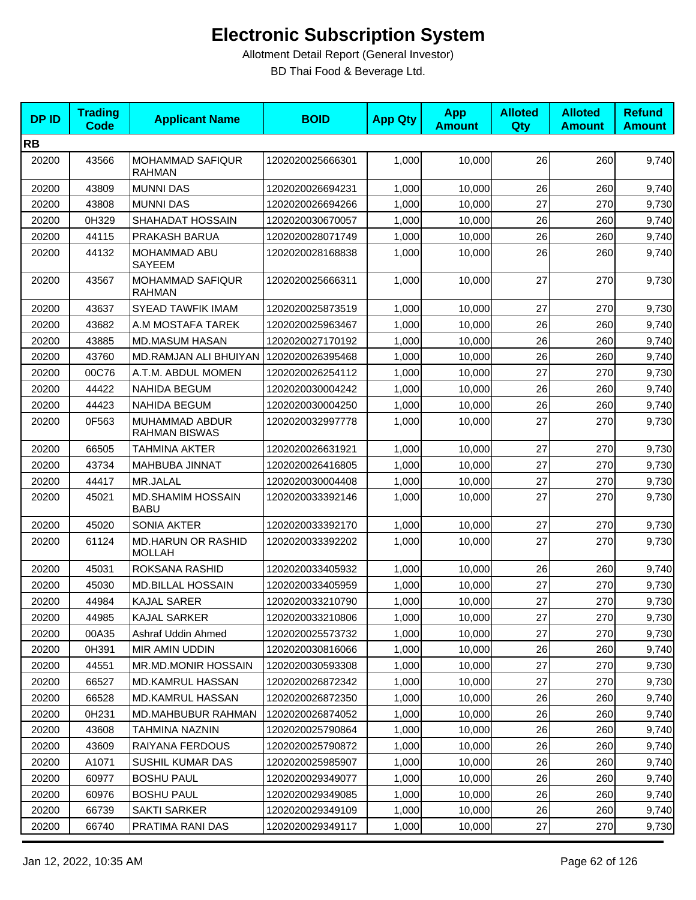# Electronic Subscription System

Allotment Detail Report (General Investor)

BD Thai Food & Beverage Ltd.

| DP ID | Trading Code | Applicant Name | BOID | App Qty | App Amount | Alloted Qty | Alloted Amount | Refund Amount |
|---|---|---|---|---|---|---|---|---|
| **RB** | | | | | | | | |
| 20200 | 43566 | MOHAMMAD SAFIQUR RAHMAN | 1202020025666301 | 1,000 | 10,000 | 26 | 260 | 9,740 |
| 20200 | 43809 | MUNNI DAS | 1202020026694231 | 1,000 | 10,000 | 26 | 260 | 9,740 |
| 20200 | 43808 | MUNNI DAS | 1202020026694266 | 1,000 | 10,000 | 27 | 270 | 9,730 |
| 20200 | 0H329 | SHAHADAT HOSSAIN | 1202020030670057 | 1,000 | 10,000 | 26 | 260 | 9,740 |
| 20200 | 44115 | PRAKASH BARUA | 1202020028071749 | 1,000 | 10,000 | 26 | 260 | 9,740 |
| 20200 | 44132 | MOHAMMAD ABU SAYEEM | 1202020028168838 | 1,000 | 10,000 | 26 | 260 | 9,740 |
| 20200 | 43567 | MOHAMMAD SAFIQUR RAHMAN | 1202020025666311 | 1,000 | 10,000 | 27 | 270 | 9,730 |
| 20200 | 43637 | SYEAD TAWFIK IMAM | 1202020025873519 | 1,000 | 10,000 | 27 | 270 | 9,730 |
| 20200 | 43682 | A.M MOSTAFA TAREK | 1202020025963467 | 1,000 | 10,000 | 26 | 260 | 9,740 |
| 20200 | 43885 | MD.MASUM HASAN | 1202020027170192 | 1,000 | 10,000 | 26 | 260 | 9,740 |
| 20200 | 43760 | MD.RAMJAN ALI BHUIYAN | 1202020026395468 | 1,000 | 10,000 | 26 | 260 | 9,740 |
| 20200 | 00C76 | A.T.M. ABDUL MOMEN | 1202020026254112 | 1,000 | 10,000 | 27 | 270 | 9,730 |
| 20200 | 44422 | NAHIDA BEGUM | 1202020030004242 | 1,000 | 10,000 | 26 | 260 | 9,740 |
| 20200 | 44423 | NAHIDA BEGUM | 1202020030004250 | 1,000 | 10,000 | 26 | 260 | 9,740 |
| 20200 | 0F563 | MUHAMMAD ABDUR RAHMAN BISWAS | 1202020032997778 | 1,000 | 10,000 | 27 | 270 | 9,730 |
| 20200 | 66505 | TAHMINA AKTER | 1202020026631921 | 1,000 | 10,000 | 27 | 270 | 9,730 |
| 20200 | 43734 | MAHBUBA JINNAT | 1202020026416805 | 1,000 | 10,000 | 27 | 270 | 9,730 |
| 20200 | 44417 | MR.JALAL | 1202020030004408 | 1,000 | 10,000 | 27 | 270 | 9,730 |
| 20200 | 45021 | MD.SHAMIM HOSSAIN BABU | 1202020033392146 | 1,000 | 10,000 | 27 | 270 | 9,730 |
| 20200 | 45020 | SONIA AKTER | 1202020033392170 | 1,000 | 10,000 | 27 | 270 | 9,730 |
| 20200 | 61124 | MD.HARUN OR RASHID MOLLAH | 1202020033392202 | 1,000 | 10,000 | 27 | 270 | 9,730 |
| 20200 | 45031 | ROKSANA RASHID | 1202020033405932 | 1,000 | 10,000 | 26 | 260 | 9,740 |
| 20200 | 45030 | MD.BILLAL HOSSAIN | 1202020033405959 | 1,000 | 10,000 | 27 | 270 | 9,730 |
| 20200 | 44984 | KAJAL SARER | 1202020033210790 | 1,000 | 10,000 | 27 | 270 | 9,730 |
| 20200 | 44985 | KAJAL SARKER | 1202020033210806 | 1,000 | 10,000 | 27 | 270 | 9,730 |
| 20200 | 00A35 | Ashraf Uddin Ahmed | 1202020025573732 | 1,000 | 10,000 | 27 | 270 | 9,730 |
| 20200 | 0H391 | MIR AMIN UDDIN | 1202020030816066 | 1,000 | 10,000 | 26 | 260 | 9,740 |
| 20200 | 44551 | MR.MD.MONIR HOSSAIN | 1202020030593308 | 1,000 | 10,000 | 27 | 270 | 9,730 |
| 20200 | 66527 | MD.KAMRUL HASSAN | 1202020026872342 | 1,000 | 10,000 | 27 | 270 | 9,730 |
| 20200 | 66528 | MD.KAMRUL HASSAN | 1202020026872350 | 1,000 | 10,000 | 26 | 260 | 9,740 |
| 20200 | 0H231 | MD.MAHBUBUR RAHMAN | 1202020026874052 | 1,000 | 10,000 | 26 | 260 | 9,740 |
| 20200 | 43608 | TAHMINA NAZNIN | 1202020025790864 | 1,000 | 10,000 | 26 | 260 | 9,740 |
| 20200 | 43609 | RAIYANA FERDOUS | 1202020025790872 | 1,000 | 10,000 | 26 | 260 | 9,740 |
| 20200 | A1071 | SUSHIL KUMAR DAS | 1202020025985907 | 1,000 | 10,000 | 26 | 260 | 9,740 |
| 20200 | 60977 | BOSHU PAUL | 1202020029349077 | 1,000 | 10,000 | 26 | 260 | 9,740 |
| 20200 | 60976 | BOSHU PAUL | 1202020029349085 | 1,000 | 10,000 | 26 | 260 | 9,740 |
| 20200 | 66739 | SAKTI SARKER | 1202020029349109 | 1,000 | 10,000 | 26 | 260 | 9,740 |
| 20200 | 66740 | PRATIMA RANI DAS | 1202020029349117 | 1,000 | 10,000 | 27 | 270 | 9,730 |

Jan 12, 2022, 10:35 AM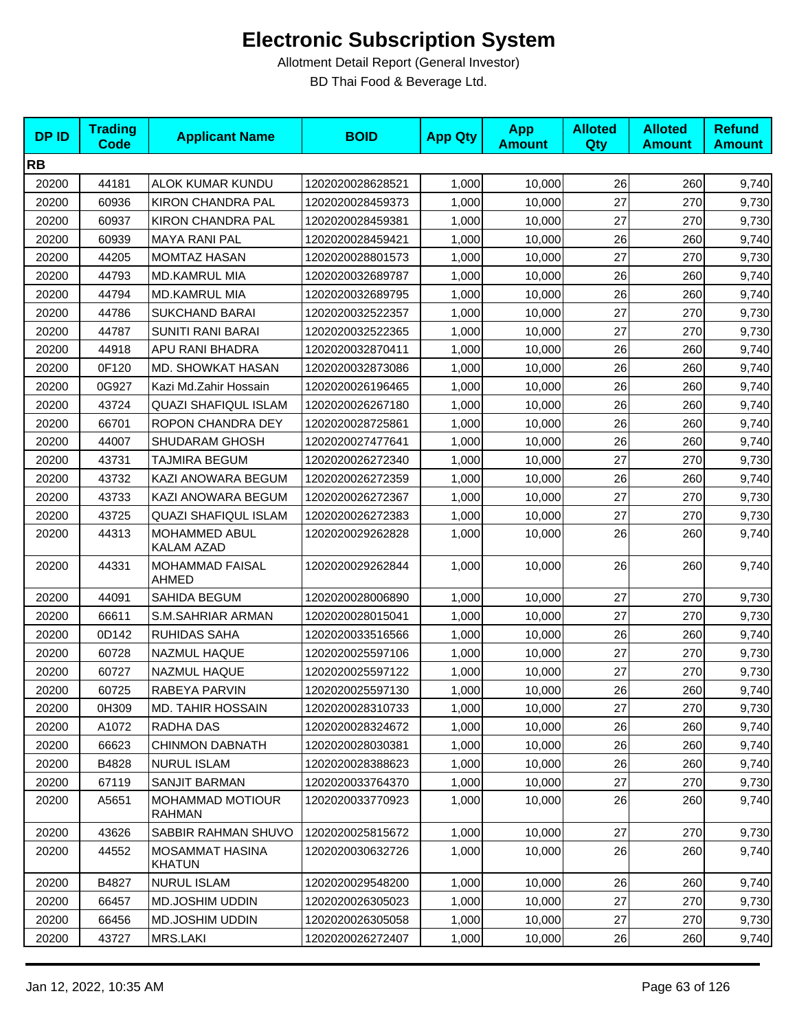# Electronic Subscription System

Allotment Detail Report (General Investor)

BD Thai Food & Beverage Ltd.

| DP ID | Trading Code | Applicant Name | BOID | App Qty | App Amount | Alloted Qty | Alloted Amount | Refund Amount |
|---|---|---|---|---|---|---|---|---|
| **RB** | | | | | | | | |
| 20200 | 44181 | ALOK KUMAR KUNDU | 1202020028628521 | 1,000 | 10,000 | 26 | 260 | 9,740 |
| 20200 | 60936 | KIRON CHANDRA PAL | 1202020028459373 | 1,000 | 10,000 | 27 | 270 | 9,730 |
| 20200 | 60937 | KIRON CHANDRA PAL | 1202020028459381 | 1,000 | 10,000 | 27 | 270 | 9,730 |
| 20200 | 60939 | MAYA RANI PAL | 1202020028459421 | 1,000 | 10,000 | 26 | 260 | 9,740 |
| 20200 | 44205 | MOMTAZ HASAN | 1202020028801573 | 1,000 | 10,000 | 27 | 270 | 9,730 |
| 20200 | 44793 | MD.KAMRUL MIA | 1202020032689787 | 1,000 | 10,000 | 26 | 260 | 9,740 |
| 20200 | 44794 | MD.KAMRUL MIA | 1202020032689795 | 1,000 | 10,000 | 26 | 260 | 9,740 |
| 20200 | 44786 | SUKCHAND BARAI | 1202020032522357 | 1,000 | 10,000 | 27 | 270 | 9,730 |
| 20200 | 44787 | SUNITI RANI BARAI | 1202020032522365 | 1,000 | 10,000 | 27 | 270 | 9,730 |
| 20200 | 44918 | APU RANI BHADRA | 1202020032870411 | 1,000 | 10,000 | 26 | 260 | 9,740 |
| 20200 | 0F120 | MD. SHOWKAT HASAN | 1202020032873086 | 1,000 | 10,000 | 26 | 260 | 9,740 |
| 20200 | 0G927 | Kazi Md.Zahir Hossain | 1202020026196465 | 1,000 | 10,000 | 26 | 260 | 9,740 |
| 20200 | 43724 | QUAZI SHAFIQUL ISLAM | 1202020026267180 | 1,000 | 10,000 | 26 | 260 | 9,740 |
| 20200 | 66701 | ROPON CHANDRA DEY | 1202020028725861 | 1,000 | 10,000 | 26 | 260 | 9,740 |
| 20200 | 44007 | SHUDARAM GHOSH | 1202020027477641 | 1,000 | 10,000 | 26 | 260 | 9,740 |
| 20200 | 43731 | TAJMIRA BEGUM | 1202020026272340 | 1,000 | 10,000 | 27 | 270 | 9,730 |
| 20200 | 43732 | KAZI ANOWARA BEGUM | 1202020026272359 | 1,000 | 10,000 | 26 | 260 | 9,740 |
| 20200 | 43733 | KAZI ANOWARA BEGUM | 1202020026272367 | 1,000 | 10,000 | 27 | 270 | 9,730 |
| 20200 | 43725 | QUAZI SHAFIQUL ISLAM | 1202020026272383 | 1,000 | 10,000 | 27 | 270 | 9,730 |
| 20200 | 44313 | MOHAMMED ABUL KALAM AZAD | 1202020029262828 | 1,000 | 10,000 | 26 | 260 | 9,740 |
| 20200 | 44331 | MOHAMMAD FAISAL AHMED | 1202020029262844 | 1,000 | 10,000 | 26 | 260 | 9,740 |
| 20200 | 44091 | SAHIDA BEGUM | 1202020028006890 | 1,000 | 10,000 | 27 | 270 | 9,730 |
| 20200 | 66611 | S.M.SAHRIAR ARMAN | 1202020028015041 | 1,000 | 10,000 | 27 | 270 | 9,730 |
| 20200 | 0D142 | RUHIDAS SAHA | 1202020033516566 | 1,000 | 10,000 | 26 | 260 | 9,740 |
| 20200 | 60728 | NAZMUL HAQUE | 1202020025597106 | 1,000 | 10,000 | 27 | 270 | 9,730 |
| 20200 | 60727 | NAZMUL HAQUE | 1202020025597122 | 1,000 | 10,000 | 27 | 270 | 9,730 |
| 20200 | 60725 | RABEYA PARVIN | 1202020025597130 | 1,000 | 10,000 | 26 | 260 | 9,740 |
| 20200 | 0H309 | MD. TAHIR HOSSAIN | 1202020028310733 | 1,000 | 10,000 | 27 | 270 | 9,730 |
| 20200 | A1072 | RADHA DAS | 1202020028324672 | 1,000 | 10,000 | 26 | 260 | 9,740 |
| 20200 | 66623 | CHINMON DABNATH | 1202020028030381 | 1,000 | 10,000 | 26 | 260 | 9,740 |
| 20200 | B4828 | NURUL ISLAM | 1202020028388623 | 1,000 | 10,000 | 26 | 260 | 9,740 |
| 20200 | 67119 | SANJIT BARMAN | 1202020033764370 | 1,000 | 10,000 | 27 | 270 | 9,730 |
| 20200 | A5651 | MOHAMMAD MOTIOUR RAHMAN | 1202020033770923 | 1,000 | 10,000 | 26 | 260 | 9,740 |
| 20200 | 43626 | SABBIR RAHMAN SHUVO | 1202020025815672 | 1,000 | 10,000 | 27 | 270 | 9,730 |
| 20200 | 44552 | MOSAMMAT HASINA KHATUN | 1202020030632726 | 1,000 | 10,000 | 26 | 260 | 9,740 |
| 20200 | B4827 | NURUL ISLAM | 1202020029548200 | 1,000 | 10,000 | 26 | 260 | 9,740 |
| 20200 | 66457 | MD.JOSHIM UDDIN | 1202020026305023 | 1,000 | 10,000 | 27 | 270 | 9,730 |
| 20200 | 66456 | MD.JOSHIM UDDIN | 1202020026305058 | 1,000 | 10,000 | 27 | 270 | 9,730 |
| 20200 | 43727 | MRS.LAKI | 1202020026272407 | 1,000 | 10,000 | 26 | 260 | 9,740 |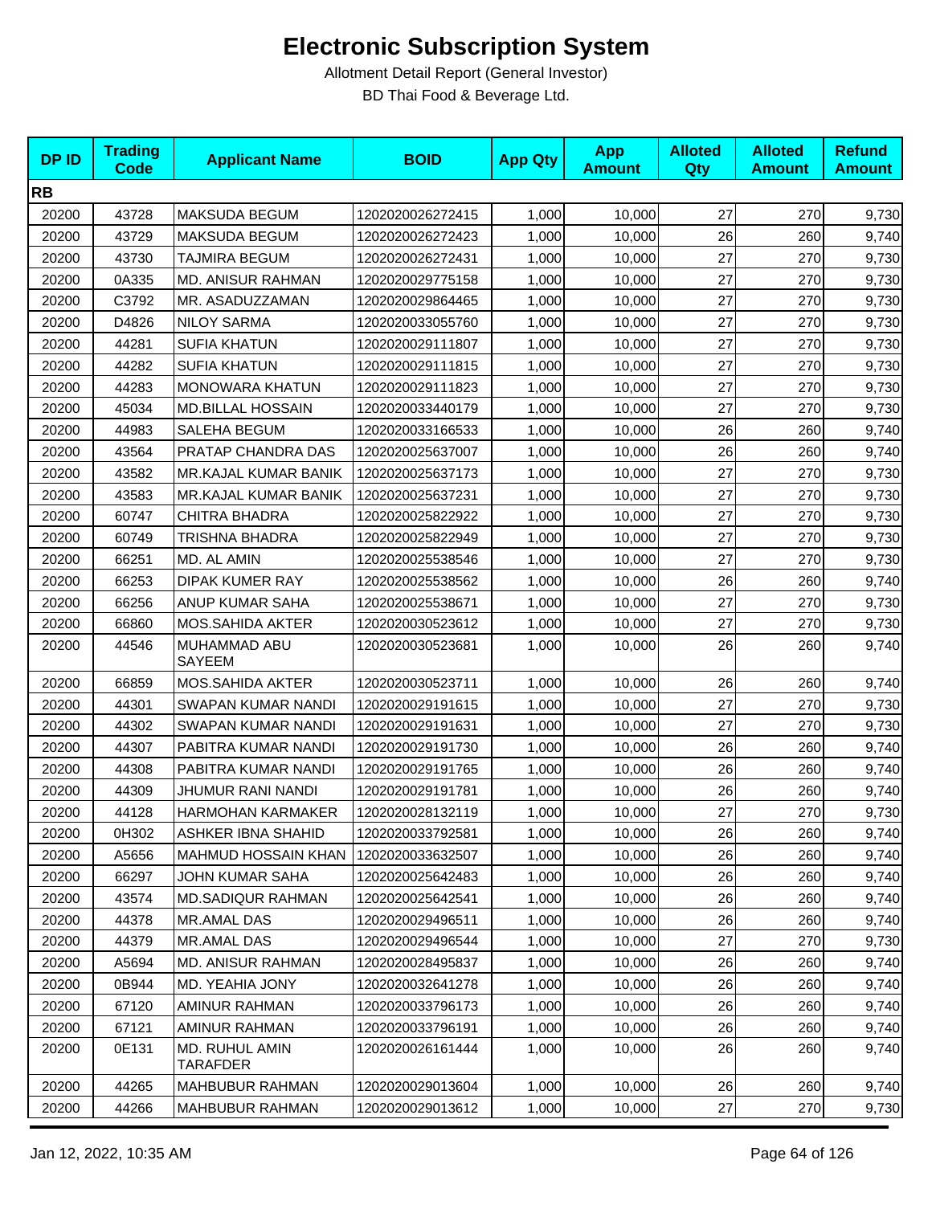# Electronic Subscription System

Allotment Detail Report (General Investor)

BD Thai Food & Beverage Ltd.

| DP ID | Trading Code | Applicant Name | BOID | App Qty | App Amount | Alloted Qty | Alloted Amount | Refund Amount |
|---|---|---|---|---|---|---|---|---|
| **RB** | | | | | | | | |
| 20200 | 43728 | MAKSUDA BEGUM | 1202020026272415 | 1,000 | 10,000 | 27 | 270 | 9,730 |
| 20200 | 43729 | MAKSUDA BEGUM | 1202020026272423 | 1,000 | 10,000 | 26 | 260 | 9,740 |
| 20200 | 43730 | TAJMIRA BEGUM | 1202020026272431 | 1,000 | 10,000 | 27 | 270 | 9,730 |
| 20200 | 0A335 | MD. ANISUR RAHMAN | 1202020029775158 | 1,000 | 10,000 | 27 | 270 | 9,730 |
| 20200 | C3792 | MR. ASADUZZAMAN | 1202020029864465 | 1,000 | 10,000 | 27 | 270 | 9,730 |
| 20200 | D4826 | NILOY SARMA | 1202020033055760 | 1,000 | 10,000 | 27 | 270 | 9,730 |
| 20200 | 44281 | SUFIA KHATUN | 1202020029111807 | 1,000 | 10,000 | 27 | 270 | 9,730 |
| 20200 | 44282 | SUFIA KHATUN | 1202020029111815 | 1,000 | 10,000 | 27 | 270 | 9,730 |
| 20200 | 44283 | MONOWARA KHATUN | 1202020029111823 | 1,000 | 10,000 | 27 | 270 | 9,730 |
| 20200 | 45034 | MD.BILLAL HOSSAIN | 1202020033440179 | 1,000 | 10,000 | 27 | 270 | 9,730 |
| 20200 | 44983 | SALEHA BEGUM | 1202020033166533 | 1,000 | 10,000 | 26 | 260 | 9,740 |
| 20200 | 43564 | PRATAP CHANDRA DAS | 1202020025637007 | 1,000 | 10,000 | 26 | 260 | 9,740 |
| 20200 | 43582 | MR.KAJAL KUMAR BANIK | 1202020025637173 | 1,000 | 10,000 | 27 | 270 | 9,730 |
| 20200 | 43583 | MR.KAJAL KUMAR BANIK | 1202020025637231 | 1,000 | 10,000 | 27 | 270 | 9,730 |
| 20200 | 60747 | CHITRA BHADRA | 1202020025822922 | 1,000 | 10,000 | 27 | 270 | 9,730 |
| 20200 | 60749 | TRISHNA BHADRA | 1202020025822949 | 1,000 | 10,000 | 27 | 270 | 9,730 |
| 20200 | 66251 | MD. AL AMIN | 1202020025538546 | 1,000 | 10,000 | 27 | 270 | 9,730 |
| 20200 | 66253 | DIPAK KUMER RAY | 1202020025538562 | 1,000 | 10,000 | 26 | 260 | 9,740 |
| 20200 | 66256 | ANUP KUMAR SAHA | 1202020025538671 | 1,000 | 10,000 | 27 | 270 | 9,730 |
| 20200 | 66860 | MOS.SAHIDA AKTER | 1202020030523612 | 1,000 | 10,000 | 27 | 270 | 9,730 |
| 20200 | 44546 | MUHAMMAD ABU SAYEEM | 1202020030523681 | 1,000 | 10,000 | 26 | 260 | 9,740 |
| 20200 | 66859 | MOS.SAHIDA AKTER | 1202020030523711 | 1,000 | 10,000 | 26 | 260 | 9,740 |
| 20200 | 44301 | SWAPAN KUMAR NANDI | 1202020029191615 | 1,000 | 10,000 | 27 | 270 | 9,730 |
| 20200 | 44302 | SWAPAN KUMAR NANDI | 1202020029191631 | 1,000 | 10,000 | 27 | 270 | 9,730 |
| 20200 | 44307 | PABITRA KUMAR NANDI | 1202020029191730 | 1,000 | 10,000 | 26 | 260 | 9,740 |
| 20200 | 44308 | PABITRA KUMAR NANDI | 1202020029191765 | 1,000 | 10,000 | 26 | 260 | 9,740 |
| 20200 | 44309 | JHUMUR RANI NANDI | 1202020029191781 | 1,000 | 10,000 | 26 | 260 | 9,740 |
| 20200 | 44128 | HARMOHAN KARMAKER | 1202020028132119 | 1,000 | 10,000 | 27 | 270 | 9,730 |
| 20200 | 0H302 | ASHKER IBNA SHAHID | 1202020033792581 | 1,000 | 10,000 | 26 | 260 | 9,740 |
| 20200 | A5656 | MAHMUD HOSSAIN KHAN | 1202020033632507 | 1,000 | 10,000 | 26 | 260 | 9,740 |
| 20200 | 66297 | JOHN KUMAR SAHA | 1202020025642483 | 1,000 | 10,000 | 26 | 260 | 9,740 |
| 20200 | 43574 | MD.SADIQUR RAHMAN | 1202020025642541 | 1,000 | 10,000 | 26 | 260 | 9,740 |
| 20200 | 44378 | MR.AMAL DAS | 1202020029496511 | 1,000 | 10,000 | 26 | 260 | 9,740 |
| 20200 | 44379 | MR.AMAL DAS | 1202020029496544 | 1,000 | 10,000 | 27 | 270 | 9,730 |
| 20200 | A5694 | MD. ANISUR RAHMAN | 1202020028495837 | 1,000 | 10,000 | 26 | 260 | 9,740 |
| 20200 | 0B944 | MD. YEAHIA JONY | 1202020032641278 | 1,000 | 10,000 | 26 | 260 | 9,740 |
| 20200 | 67120 | AMINUR RAHMAN | 1202020033796173 | 1,000 | 10,000 | 26 | 260 | 9,740 |
| 20200 | 67121 | AMINUR RAHMAN | 1202020033796191 | 1,000 | 10,000 | 26 | 260 | 9,740 |
| 20200 | 0E131 | MD. RUHUL AMIN TARAFDER | 1202020026161444 | 1,000 | 10,000 | 26 | 260 | 9,740 |
| 20200 | 44265 | MAHBUBUR RAHMAN | 1202020029013604 | 1,000 | 10,000 | 26 | 260 | 9,740 |
| 20200 | 44266 | MAHBUBUR RAHMAN | 1202020029013612 | 1,000 | 10,000 | 27 | 270 | 9,730 |

Jan 12, 2022, 10:35 AM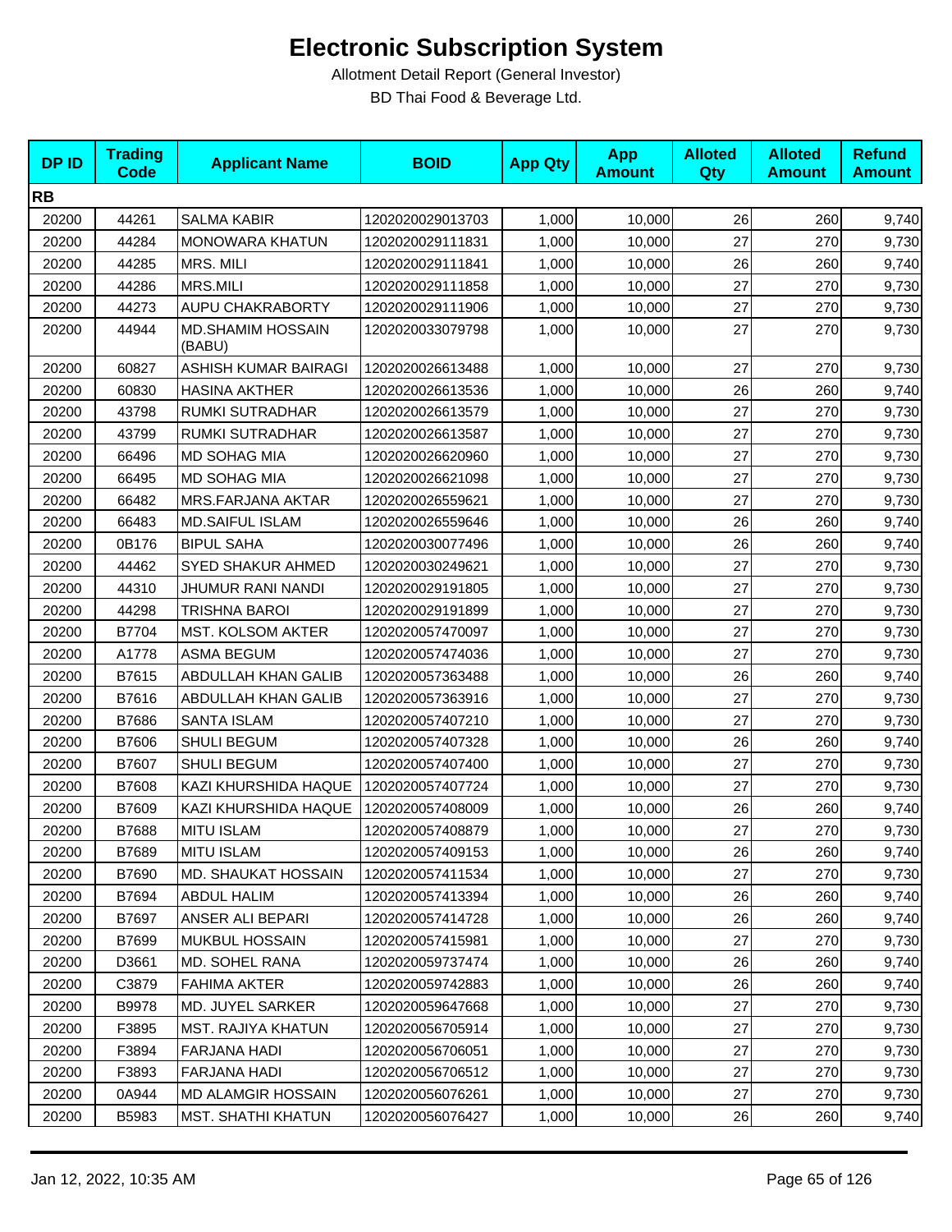# Electronic Subscription System

Allotment Detail Report (General Investor)

BD Thai Food & Beverage Ltd.

| DP ID | Trading Code | Applicant Name | BOID | App Qty | App Amount | Alloted Qty | Alloted Amount | Refund Amount |
|---|---|---|---|---|---|---|---|---|
| **RB** | | | | | | | | |
| 20200 | 44261 | SALMA KABIR | 1202020029013703 | 1,000 | 10,000 | 26 | 260 | 9,740 |
| 20200 | 44284 | MONOWARA KHATUN | 1202020029111831 | 1,000 | 10,000 | 27 | 270 | 9,730 |
| 20200 | 44285 | MRS. MILI | 1202020029111841 | 1,000 | 10,000 | 26 | 260 | 9,740 |
| 20200 | 44286 | MRS.MILI | 1202020029111858 | 1,000 | 10,000 | 27 | 270 | 9,730 |
| 20200 | 44273 | AUPU CHAKRABORTY | 1202020029111906 | 1,000 | 10,000 | 27 | 270 | 9,730 |
| 20200 | 44944 | MD.SHAMIM HOSSAIN (BABU) | 1202020033079798 | 1,000 | 10,000 | 27 | 270 | 9,730 |
| 20200 | 60827 | ASHISH KUMAR BAIRAGI | 1202020026613488 | 1,000 | 10,000 | 27 | 270 | 9,730 |
| 20200 | 60830 | HASINA AKTHER | 1202020026613536 | 1,000 | 10,000 | 26 | 260 | 9,740 |
| 20200 | 43798 | RUMKI SUTRADHAR | 1202020026613579 | 1,000 | 10,000 | 27 | 270 | 9,730 |
| 20200 | 43799 | RUMKI SUTRADHAR | 1202020026613587 | 1,000 | 10,000 | 27 | 270 | 9,730 |
| 20200 | 66496 | MD SOHAG MIA | 1202020026620960 | 1,000 | 10,000 | 27 | 270 | 9,730 |
| 20200 | 66495 | MD SOHAG MIA | 1202020026621098 | 1,000 | 10,000 | 27 | 270 | 9,730 |
| 20200 | 66482 | MRS.FARJANA AKTAR | 1202020026559621 | 1,000 | 10,000 | 27 | 270 | 9,730 |
| 20200 | 66483 | MD.SAIFUL ISLAM | 1202020026559646 | 1,000 | 10,000 | 26 | 260 | 9,740 |
| 20200 | 0B176 | BIPUL SAHA | 1202020030077496 | 1,000 | 10,000 | 26 | 260 | 9,740 |
| 20200 | 44462 | SYED SHAKUR AHMED | 1202020030249621 | 1,000 | 10,000 | 27 | 270 | 9,730 |
| 20200 | 44310 | JHUMUR RANI NANDI | 1202020029191805 | 1,000 | 10,000 | 27 | 270 | 9,730 |
| 20200 | 44298 | TRISHNA BAROI | 1202020029191899 | 1,000 | 10,000 | 27 | 270 | 9,730 |
| 20200 | B7704 | MST. KOLSOM AKTER | 1202020057470097 | 1,000 | 10,000 | 27 | 270 | 9,730 |
| 20200 | A1778 | ASMA BEGUM | 1202020057474036 | 1,000 | 10,000 | 27 | 270 | 9,730 |
| 20200 | B7615 | ABDULLAH KHAN GALIB | 1202020057363488 | 1,000 | 10,000 | 26 | 260 | 9,740 |
| 20200 | B7616 | ABDULLAH KHAN GALIB | 1202020057363916 | 1,000 | 10,000 | 27 | 270 | 9,730 |
| 20200 | B7686 | SANTA ISLAM | 1202020057407210 | 1,000 | 10,000 | 27 | 270 | 9,730 |
| 20200 | B7606 | SHULI BEGUM | 1202020057407328 | 1,000 | 10,000 | 26 | 260 | 9,740 |
| 20200 | B7607 | SHULI BEGUM | 1202020057407400 | 1,000 | 10,000 | 27 | 270 | 9,730 |
| 20200 | B7608 | KAZI KHURSHIDA HAQUE | 1202020057407724 | 1,000 | 10,000 | 27 | 270 | 9,730 |
| 20200 | B7609 | KAZI KHURSHIDA HAQUE | 1202020057408009 | 1,000 | 10,000 | 26 | 260 | 9,740 |
| 20200 | B7688 | MITU ISLAM | 1202020057408879 | 1,000 | 10,000 | 27 | 270 | 9,730 |
| 20200 | B7689 | MITU ISLAM | 1202020057409153 | 1,000 | 10,000 | 26 | 260 | 9,740 |
| 20200 | B7690 | MD. SHAUKAT HOSSAIN | 1202020057411534 | 1,000 | 10,000 | 27 | 270 | 9,730 |
| 20200 | B7694 | ABDUL HALIM | 1202020057413394 | 1,000 | 10,000 | 26 | 260 | 9,740 |
| 20200 | B7697 | ANSER ALI BEPARI | 1202020057414728 | 1,000 | 10,000 | 26 | 260 | 9,740 |
| 20200 | B7699 | MUKBUL HOSSAIN | 1202020057415981 | 1,000 | 10,000 | 27 | 270 | 9,730 |
| 20200 | D3661 | MD. SOHEL RANA | 1202020059737474 | 1,000 | 10,000 | 26 | 260 | 9,740 |
| 20200 | C3879 | FAHIMA AKTER | 1202020059742883 | 1,000 | 10,000 | 26 | 260 | 9,740 |
| 20200 | B9978 | MD. JUYEL SARKER | 1202020059647668 | 1,000 | 10,000 | 27 | 270 | 9,730 |
| 20200 | F3895 | MST. RAJIYA KHATUN | 1202020056705914 | 1,000 | 10,000 | 27 | 270 | 9,730 |
| 20200 | F3894 | FARJANA HADI | 1202020056706051 | 1,000 | 10,000 | 27 | 270 | 9,730 |
| 20200 | F3893 | FARJANA HADI | 1202020056706512 | 1,000 | 10,000 | 27 | 270 | 9,730 |
| 20200 | 0A944 | MD ALAMGIR HOSSAIN | 1202020056076261 | 1,000 | 10,000 | 27 | 270 | 9,730 |
| 20200 | B5983 | MST. SHATHI KHATUN | 1202020056076427 | 1,000 | 10,000 | 26 | 260 | 9,740 |

Jan 12, 2022, 10:35 AM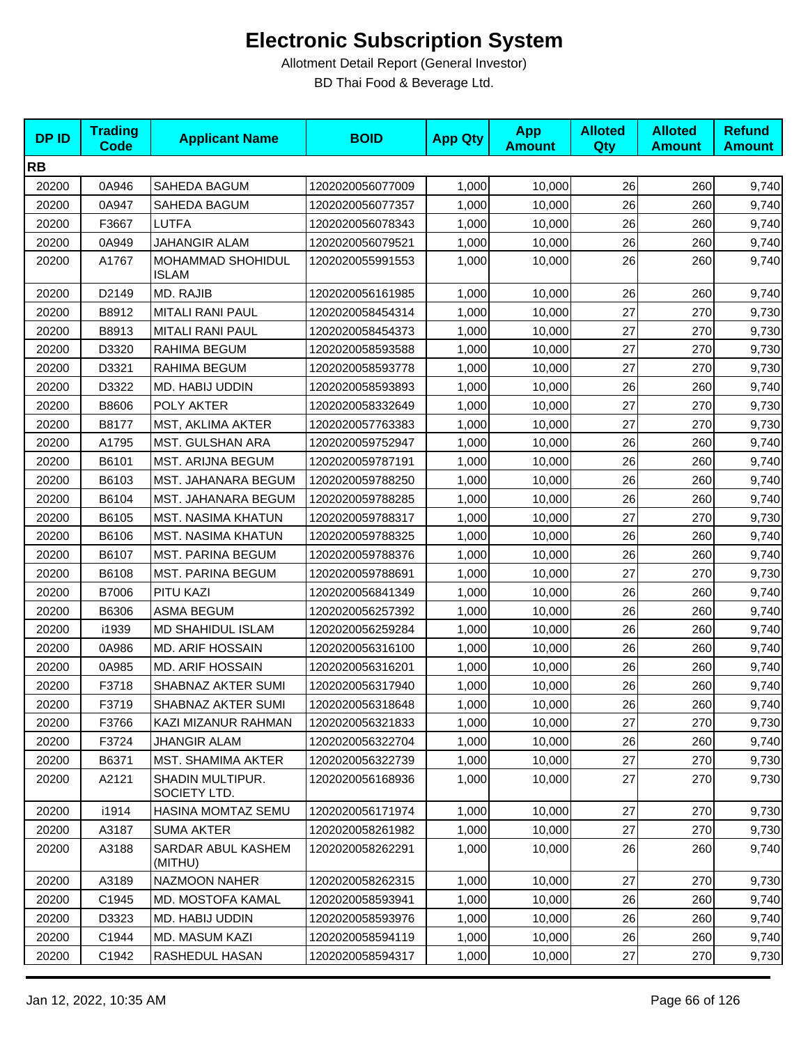# Electronic Subscription System

Allotment Detail Report (General Investor)

BD Thai Food & Beverage Ltd.

| DP ID | Trading Code | Applicant Name | BOID | App Qty | App Amount | Alloted Qty | Alloted Amount | Refund Amount |
|---|---|---|---|---|---|---|---|---|
| **RB** | | | | | | | | |
| 20200 | 0A946 | SAHEDA BAGUM | 1202020056077009 | 1,000 | 10,000 | 26 | 260 | 9,740 |
| 20200 | 0A947 | SAHEDA BAGUM | 1202020056077357 | 1,000 | 10,000 | 26 | 260 | 9,740 |
| 20200 | F3667 | LUTFA | 1202020056078343 | 1,000 | 10,000 | 26 | 260 | 9,740 |
| 20200 | 0A949 | JAHANGIR ALAM | 1202020056079521 | 1,000 | 10,000 | 26 | 260 | 9,740 |
| 20200 | A1767 | MOHAMMAD SHOHIDUL ISLAM | 1202020055991553 | 1,000 | 10,000 | 26 | 260 | 9,740 |
| 20200 | D2149 | MD. RAJIB | 1202020056161985 | 1,000 | 10,000 | 26 | 260 | 9,740 |
| 20200 | B8912 | MITALI RANI PAUL | 1202020058454314 | 1,000 | 10,000 | 27 | 270 | 9,730 |
| 20200 | B8913 | MITALI RANI PAUL | 1202020058454373 | 1,000 | 10,000 | 27 | 270 | 9,730 |
| 20200 | D3320 | RAHIMA BEGUM | 1202020058593588 | 1,000 | 10,000 | 27 | 270 | 9,730 |
| 20200 | D3321 | RAHIMA BEGUM | 1202020058593778 | 1,000 | 10,000 | 27 | 270 | 9,730 |
| 20200 | D3322 | MD. HABIJ UDDIN | 1202020058593893 | 1,000 | 10,000 | 26 | 260 | 9,740 |
| 20200 | B8606 | POLY AKTER | 1202020058332649 | 1,000 | 10,000 | 27 | 270 | 9,730 |
| 20200 | B8177 | MST, AKLIMA AKTER | 1202020057763383 | 1,000 | 10,000 | 27 | 270 | 9,730 |
| 20200 | A1795 | MST. GULSHAN ARA | 1202020059752947 | 1,000 | 10,000 | 26 | 260 | 9,740 |
| 20200 | B6101 | MST. ARIJNA BEGUM | 1202020059787191 | 1,000 | 10,000 | 26 | 260 | 9,740 |
| 20200 | B6103 | MST. JAHANARA BEGUM | 1202020059788250 | 1,000 | 10,000 | 26 | 260 | 9,740 |
| 20200 | B6104 | MST. JAHANARA BEGUM | 1202020059788285 | 1,000 | 10,000 | 26 | 260 | 9,740 |
| 20200 | B6105 | MST. NASIMA KHATUN | 1202020059788317 | 1,000 | 10,000 | 27 | 270 | 9,730 |
| 20200 | B6106 | MST. NASIMA KHATUN | 1202020059788325 | 1,000 | 10,000 | 26 | 260 | 9,740 |
| 20200 | B6107 | MST. PARINA BEGUM | 1202020059788376 | 1,000 | 10,000 | 26 | 260 | 9,740 |
| 20200 | B6108 | MST. PARINA BEGUM | 1202020059788691 | 1,000 | 10,000 | 27 | 270 | 9,730 |
| 20200 | B7006 | PITU KAZI | 1202020056841349 | 1,000 | 10,000 | 26 | 260 | 9,740 |
| 20200 | B6306 | ASMA BEGUM | 1202020056257392 | 1,000 | 10,000 | 26 | 260 | 9,740 |
| 20200 | i1939 | MD SHAHIDUL ISLAM | 1202020056259284 | 1,000 | 10,000 | 26 | 260 | 9,740 |
| 20200 | 0A986 | MD. ARIF HOSSAIN | 1202020056316100 | 1,000 | 10,000 | 26 | 260 | 9,740 |
| 20200 | 0A985 | MD. ARIF HOSSAIN | 1202020056316201 | 1,000 | 10,000 | 26 | 260 | 9,740 |
| 20200 | F3718 | SHABNAZ AKTER SUMI | 1202020056317940 | 1,000 | 10,000 | 26 | 260 | 9,740 |
| 20200 | F3719 | SHABNAZ AKTER SUMI | 1202020056318648 | 1,000 | 10,000 | 26 | 260 | 9,740 |
| 20200 | F3766 | KAZI MIZANUR RAHMAN | 1202020056321833 | 1,000 | 10,000 | 27 | 270 | 9,730 |
| 20200 | F3724 | JHANGIR ALAM | 1202020056322704 | 1,000 | 10,000 | 26 | 260 | 9,740 |
| 20200 | B6371 | MST. SHAMIMA AKTER | 1202020056322739 | 1,000 | 10,000 | 27 | 270 | 9,730 |
| 20200 | A2121 | SHADIN MULTIPUR. SOCIETY LTD. | 1202020056168936 | 1,000 | 10,000 | 27 | 270 | 9,730 |
| 20200 | i1914 | HASINA MOMTAZ SEMU | 1202020056171974 | 1,000 | 10,000 | 27 | 270 | 9,730 |
| 20200 | A3187 | SUMA AKTER | 1202020058261982 | 1,000 | 10,000 | 27 | 270 | 9,730 |
| 20200 | A3188 | SARDAR ABUL KASHEM (MITHU) | 1202020058262291 | 1,000 | 10,000 | 26 | 260 | 9,740 |
| 20200 | A3189 | NAZMOON NAHER | 1202020058262315 | 1,000 | 10,000 | 27 | 270 | 9,730 |
| 20200 | C1945 | MD. MOSTOFA KAMAL | 1202020058593941 | 1,000 | 10,000 | 26 | 260 | 9,740 |
| 20200 | D3323 | MD. HABIJ UDDIN | 1202020058593976 | 1,000 | 10,000 | 26 | 260 | 9,740 |
| 20200 | C1944 | MD. MASUM KAZI | 1202020058594119 | 1,000 | 10,000 | 26 | 260 | 9,740 |
| 20200 | C1942 | RASHEDUL HASAN | 1202020058594317 | 1,000 | 10,000 | 27 | 270 | 9,730 |

Jan 12, 2022, 10:35 AM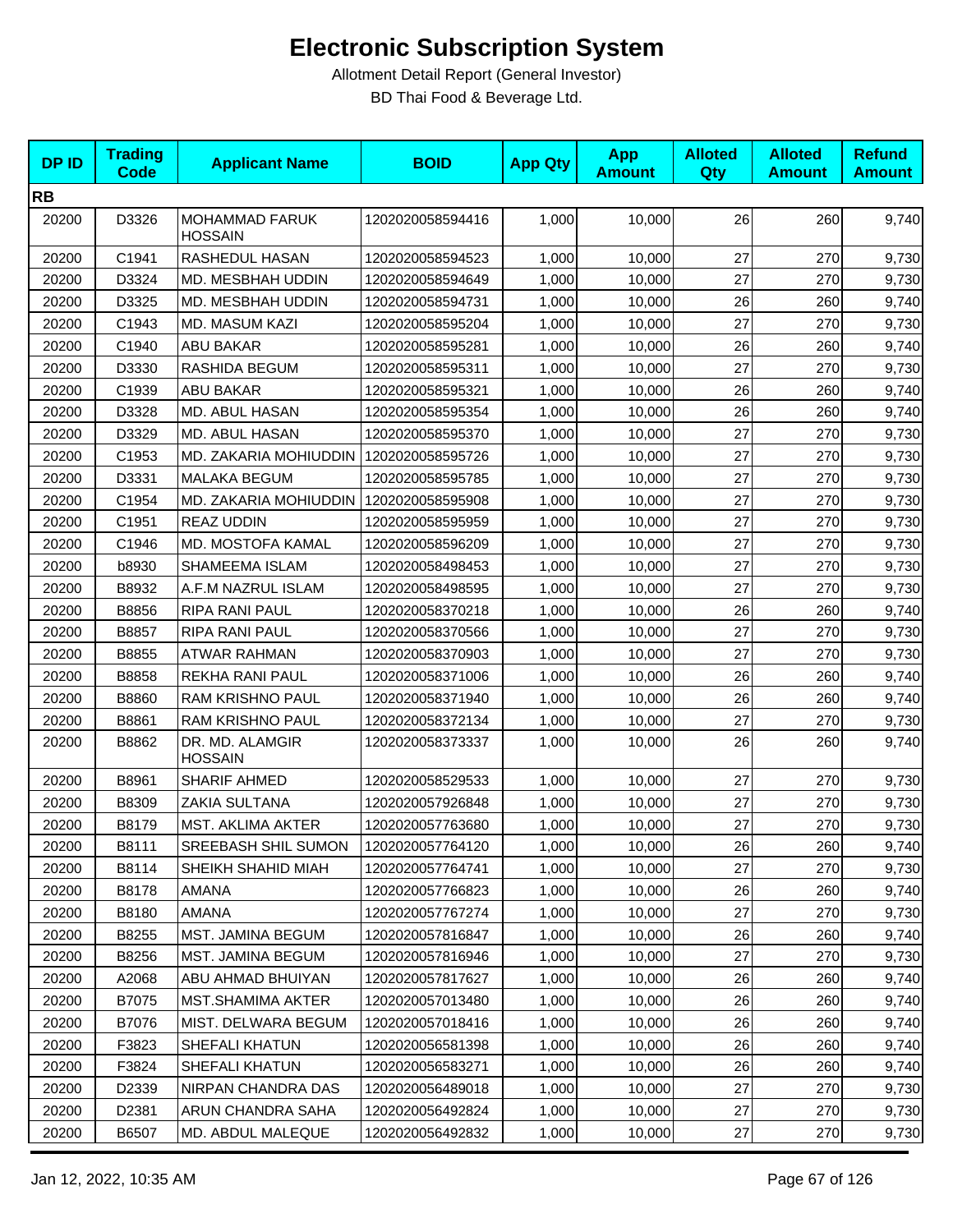# Electronic Subscription System

Allotment Detail Report (General Investor)

BD Thai Food & Beverage Ltd.

| DP ID | Trading Code | Applicant Name | BOID | App Qty | App Amount | Alloted Qty | Alloted Amount | Refund Amount |
|---|---|---|---|---|---|---|---|---|
| **RB** | | | | | | | | |
| 20200 | D3326 | MOHAMMAD FARUK HOSSAIN | 1202020058594416 | 1,000 | 10,000 | 26 | 260 | 9,740 |
| 20200 | C1941 | RASHEDUL HASAN | 1202020058594523 | 1,000 | 10,000 | 27 | 270 | 9,730 |
| 20200 | D3324 | MD. MESBHAH UDDIN | 1202020058594649 | 1,000 | 10,000 | 27 | 270 | 9,730 |
| 20200 | D3325 | MD. MESBHAH UDDIN | 1202020058594731 | 1,000 | 10,000 | 26 | 260 | 9,740 |
| 20200 | C1943 | MD. MASUM KAZI | 1202020058595204 | 1,000 | 10,000 | 27 | 270 | 9,730 |
| 20200 | C1940 | ABU BAKAR | 1202020058595281 | 1,000 | 10,000 | 26 | 260 | 9,740 |
| 20200 | D3330 | RASHIDA BEGUM | 1202020058595311 | 1,000 | 10,000 | 27 | 270 | 9,730 |
| 20200 | C1939 | ABU BAKAR | 1202020058595321 | 1,000 | 10,000 | 26 | 260 | 9,740 |
| 20200 | D3328 | MD. ABUL HASAN | 1202020058595354 | 1,000 | 10,000 | 26 | 260 | 9,740 |
| 20200 | D3329 | MD. ABUL HASAN | 1202020058595370 | 1,000 | 10,000 | 27 | 270 | 9,730 |
| 20200 | C1953 | MD. ZAKARIA MOHIUDDIN | 1202020058595726 | 1,000 | 10,000 | 27 | 270 | 9,730 |
| 20200 | D3331 | MALAKA BEGUM | 1202020058595785 | 1,000 | 10,000 | 27 | 270 | 9,730 |
| 20200 | C1954 | MD. ZAKARIA MOHIUDDIN | 1202020058595908 | 1,000 | 10,000 | 27 | 270 | 9,730 |
| 20200 | C1951 | REAZ UDDIN | 1202020058595959 | 1,000 | 10,000 | 27 | 270 | 9,730 |
| 20200 | C1946 | MD. MOSTOFA KAMAL | 1202020058596209 | 1,000 | 10,000 | 27 | 270 | 9,730 |
| 20200 | b8930 | SHAMEEMA ISLAM | 1202020058498453 | 1,000 | 10,000 | 27 | 270 | 9,730 |
| 20200 | B8932 | A.F.M NAZRUL ISLAM | 1202020058498595 | 1,000 | 10,000 | 27 | 270 | 9,730 |
| 20200 | B8856 | RIPA RANI PAUL | 1202020058370218 | 1,000 | 10,000 | 26 | 260 | 9,740 |
| 20200 | B8857 | RIPA RANI PAUL | 1202020058370566 | 1,000 | 10,000 | 27 | 270 | 9,730 |
| 20200 | B8855 | ATWAR RAHMAN | 1202020058370903 | 1,000 | 10,000 | 27 | 270 | 9,730 |
| 20200 | B8858 | REKHA RANI PAUL | 1202020058371006 | 1,000 | 10,000 | 26 | 260 | 9,740 |
| 20200 | B8860 | RAM KRISHNO PAUL | 1202020058371940 | 1,000 | 10,000 | 26 | 260 | 9,740 |
| 20200 | B8861 | RAM KRISHNO PAUL | 1202020058372134 | 1,000 | 10,000 | 27 | 270 | 9,730 |
| 20200 | B8862 | DR. MD. ALAMGIR HOSSAIN | 1202020058373337 | 1,000 | 10,000 | 26 | 260 | 9,740 |
| 20200 | B8961 | SHARIF AHMED | 1202020058529533 | 1,000 | 10,000 | 27 | 270 | 9,730 |
| 20200 | B8309 | ZAKIA SULTANA | 1202020057926848 | 1,000 | 10,000 | 27 | 270 | 9,730 |
| 20200 | B8179 | MST. AKLIMA AKTER | 1202020057763680 | 1,000 | 10,000 | 27 | 270 | 9,730 |
| 20200 | B8111 | SREEBASH SHIL SUMON | 1202020057764120 | 1,000 | 10,000 | 26 | 260 | 9,740 |
| 20200 | B8114 | SHEIKH SHAHID MIAH | 1202020057764741 | 1,000 | 10,000 | 27 | 270 | 9,730 |
| 20200 | B8178 | AMANA | 1202020057766823 | 1,000 | 10,000 | 26 | 260 | 9,740 |
| 20200 | B8180 | AMANA | 1202020057767274 | 1,000 | 10,000 | 27 | 270 | 9,730 |
| 20200 | B8255 | MST. JAMINA BEGUM | 1202020057816847 | 1,000 | 10,000 | 26 | 260 | 9,740 |
| 20200 | B8256 | MST. JAMINA BEGUM | 1202020057816946 | 1,000 | 10,000 | 27 | 270 | 9,730 |
| 20200 | A2068 | ABU AHMAD BHUIYAN | 1202020057817627 | 1,000 | 10,000 | 26 | 260 | 9,740 |
| 20200 | B7075 | MST.SHAMIMA AKTER | 1202020057013480 | 1,000 | 10,000 | 26 | 260 | 9,740 |
| 20200 | B7076 | MIST. DELWARA BEGUM | 1202020057018416 | 1,000 | 10,000 | 26 | 260 | 9,740 |
| 20200 | F3823 | SHEFALI KHATUN | 1202020056581398 | 1,000 | 10,000 | 26 | 260 | 9,740 |
| 20200 | F3824 | SHEFALI KHATUN | 1202020056583271 | 1,000 | 10,000 | 26 | 260 | 9,740 |
| 20200 | D2339 | NIRPAN CHANDRA DAS | 1202020056489018 | 1,000 | 10,000 | 27 | 270 | 9,730 |
| 20200 | D2381 | ARUN CHANDRA SAHA | 1202020056492824 | 1,000 | 10,000 | 27 | 270 | 9,730 |
| 20200 | B6507 | MD. ABDUL MALEQUE | 1202020056492832 | 1,000 | 10,000 | 27 | 270 | 9,730 |

Jan 12, 2022, 10:35 AM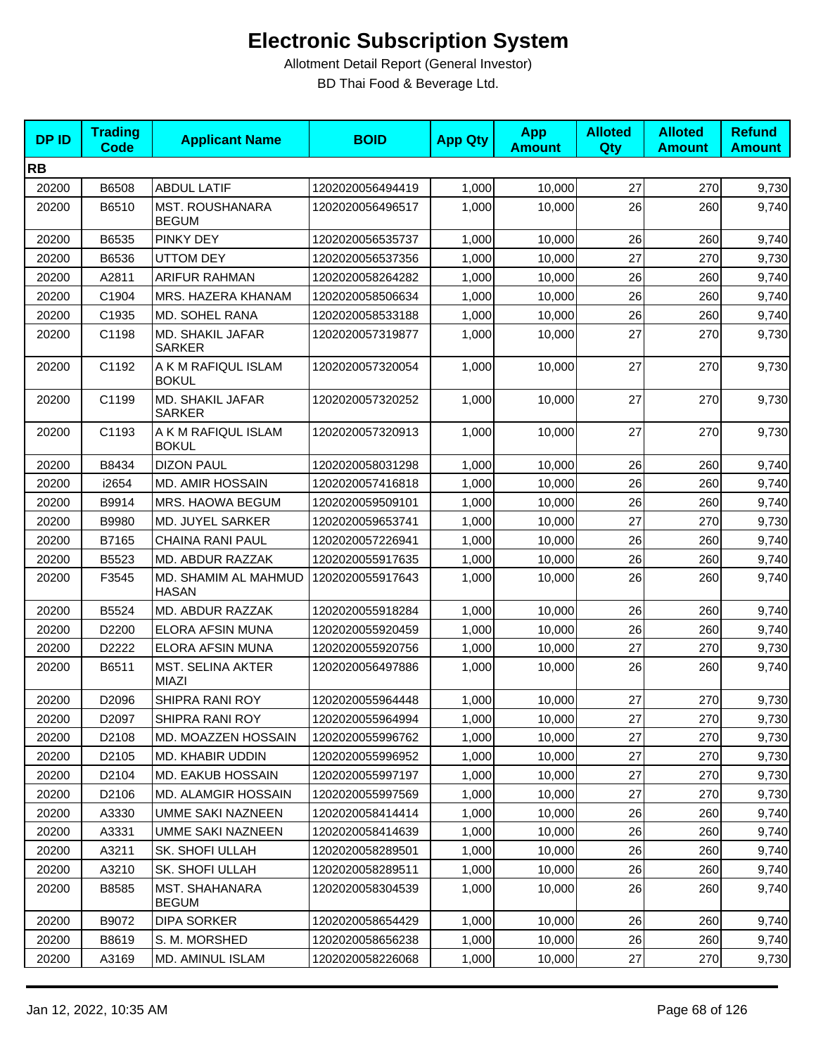# Electronic Subscription System

Allotment Detail Report (General Investor)

BD Thai Food & Beverage Ltd.

| DP ID | Trading Code | Applicant Name | BOID | App Qty | App Amount | Alloted Qty | Alloted Amount | Refund Amount |
|---|---|---|---|---|---|---|---|---|
| **RB** | | | | | | | | |
| 20200 | B6508 | ABDUL LATIF | 1202020056494419 | 1,000 | 10,000 | 27 | 270 | 9,730 |
| 20200 | B6510 | MST. ROUSHANARA BEGUM | 1202020056496517 | 1,000 | 10,000 | 26 | 260 | 9,740 |
| 20200 | B6535 | PINKY DEY | 1202020056535737 | 1,000 | 10,000 | 26 | 260 | 9,740 |
| 20200 | B6536 | UTTOM DEY | 1202020056537356 | 1,000 | 10,000 | 27 | 270 | 9,730 |
| 20200 | A2811 | ARIFUR RAHMAN | 1202020058264282 | 1,000 | 10,000 | 26 | 260 | 9,740 |
| 20200 | C1904 | MRS. HAZERA KHANAM | 1202020058506634 | 1,000 | 10,000 | 26 | 260 | 9,740 |
| 20200 | C1935 | MD. SOHEL RANA | 1202020058533188 | 1,000 | 10,000 | 26 | 260 | 9,740 |
| 20200 | C1198 | MD. SHAKIL JAFAR SARKER | 1202020057319877 | 1,000 | 10,000 | 27 | 270 | 9,730 |
| 20200 | C1192 | A K M RAFIQUL ISLAM BOKUL | 1202020057320054 | 1,000 | 10,000 | 27 | 270 | 9,730 |
| 20200 | C1199 | MD. SHAKIL JAFAR SARKER | 1202020057320252 | 1,000 | 10,000 | 27 | 270 | 9,730 |
| 20200 | C1193 | A K M RAFIQUL ISLAM BOKUL | 1202020057320913 | 1,000 | 10,000 | 27 | 270 | 9,730 |
| 20200 | B8434 | DIZON PAUL | 1202020058031298 | 1,000 | 10,000 | 26 | 260 | 9,740 |
| 20200 | i2654 | MD. AMIR HOSSAIN | 1202020057416818 | 1,000 | 10,000 | 26 | 260 | 9,740 |
| 20200 | B9914 | MRS. HAOWA BEGUM | 1202020059509101 | 1,000 | 10,000 | 26 | 260 | 9,740 |
| 20200 | B9980 | MD. JUYEL SARKER | 1202020059653741 | 1,000 | 10,000 | 27 | 270 | 9,730 |
| 20200 | B7165 | CHAINA RANI PAUL | 1202020057226941 | 1,000 | 10,000 | 26 | 260 | 9,740 |
| 20200 | B5523 | MD. ABDUR RAZZAK | 1202020055917635 | 1,000 | 10,000 | 26 | 260 | 9,740 |
| 20200 | F3545 | MD. SHAMIM AL MAHMUD HASAN | 1202020055917643 | 1,000 | 10,000 | 26 | 260 | 9,740 |
| 20200 | B5524 | MD. ABDUR RAZZAK | 1202020055918284 | 1,000 | 10,000 | 26 | 260 | 9,740 |
| 20200 | D2200 | ELORA AFSIN MUNA | 1202020055920459 | 1,000 | 10,000 | 26 | 260 | 9,740 |
| 20200 | D2222 | ELORA AFSIN MUNA | 1202020055920756 | 1,000 | 10,000 | 27 | 270 | 9,730 |
| 20200 | B6511 | MST. SELINA AKTER MIAZI | 1202020056497886 | 1,000 | 10,000 | 26 | 260 | 9,740 |
| 20200 | D2096 | SHIPRA RANI ROY | 1202020055964448 | 1,000 | 10,000 | 27 | 270 | 9,730 |
| 20200 | D2097 | SHIPRA RANI ROY | 1202020055964994 | 1,000 | 10,000 | 27 | 270 | 9,730 |
| 20200 | D2108 | MD. MOAZZEN HOSSAIN | 1202020055996762 | 1,000 | 10,000 | 27 | 270 | 9,730 |
| 20200 | D2105 | MD. KHABIR UDDIN | 1202020055996952 | 1,000 | 10,000 | 27 | 270 | 9,730 |
| 20200 | D2104 | MD. EAKUB HOSSAIN | 1202020055997197 | 1,000 | 10,000 | 27 | 270 | 9,730 |
| 20200 | D2106 | MD. ALAMGIR HOSSAIN | 1202020055997569 | 1,000 | 10,000 | 27 | 270 | 9,730 |
| 20200 | A3330 | UMME SAKI NAZNEEN | 1202020058414414 | 1,000 | 10,000 | 26 | 260 | 9,740 |
| 20200 | A3331 | UMME SAKI NAZNEEN | 1202020058414639 | 1,000 | 10,000 | 26 | 260 | 9,740 |
| 20200 | A3211 | SK. SHOFI ULLAH | 1202020058289501 | 1,000 | 10,000 | 26 | 260 | 9,740 |
| 20200 | A3210 | SK. SHOFI ULLAH | 1202020058289511 | 1,000 | 10,000 | 26 | 260 | 9,740 |
| 20200 | B8585 | MST. SHAHANARA BEGUM | 1202020058304539 | 1,000 | 10,000 | 26 | 260 | 9,740 |
| 20200 | B9072 | DIPA SORKER | 1202020058654429 | 1,000 | 10,000 | 26 | 260 | 9,740 |
| 20200 | B8619 | S. M. MORSHED | 1202020058656238 | 1,000 | 10,000 | 26 | 260 | 9,740 |
| 20200 | A3169 | MD. AMINUL ISLAM | 1202020058226068 | 1,000 | 10,000 | 27 | 270 | 9,730 |

Jan 12, 2022, 10:35 AM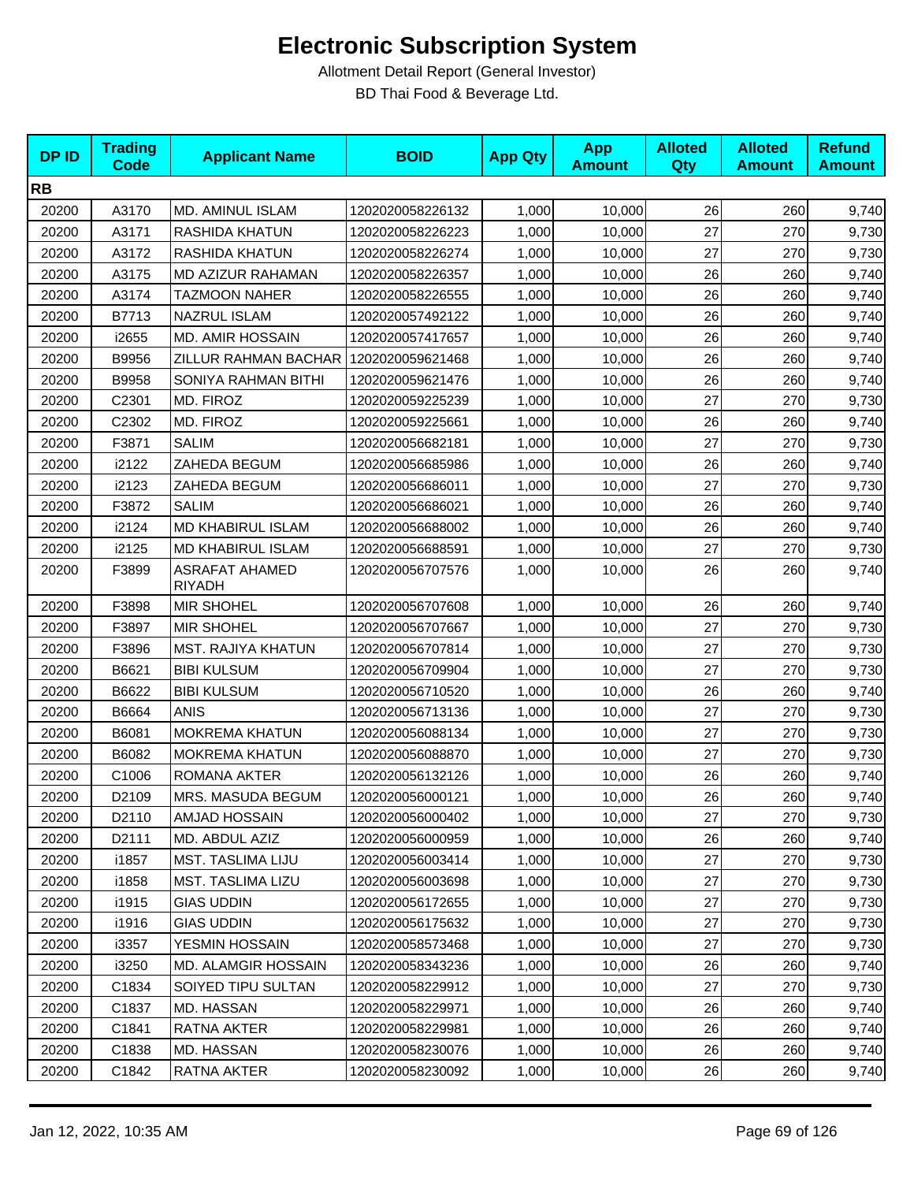# Electronic Subscription System

Allotment Detail Report (General Investor)

BD Thai Food & Beverage Ltd.

| DP ID | Trading Code | Applicant Name | BOID | App Qty | App Amount | Alloted Qty | Alloted Amount | Refund Amount |
|---|---|---|---|---|---|---|---|---|
| **RB** | | | | | | | | |
| 20200 | A3170 | MD. AMINUL ISLAM | 1202020058226132 | 1,000 | 10,000 | 26 | 260 | 9,740 |
| 20200 | A3171 | RASHIDA KHATUN | 1202020058226223 | 1,000 | 10,000 | 27 | 270 | 9,730 |
| 20200 | A3172 | RASHIDA KHATUN | 1202020058226274 | 1,000 | 10,000 | 27 | 270 | 9,730 |
| 20200 | A3175 | MD AZIZUR RAHAMAN | 1202020058226357 | 1,000 | 10,000 | 26 | 260 | 9,740 |
| 20200 | A3174 | TAZMOON NAHER | 1202020058226555 | 1,000 | 10,000 | 26 | 260 | 9,740 |
| 20200 | B7713 | NAZRUL ISLAM | 1202020057492122 | 1,000 | 10,000 | 26 | 260 | 9,740 |
| 20200 | i2655 | MD. AMIR HOSSAIN | 1202020057417657 | 1,000 | 10,000 | 26 | 260 | 9,740 |
| 20200 | B9956 | ZILLUR RAHMAN BACHAR | 1202020059621468 | 1,000 | 10,000 | 26 | 260 | 9,740 |
| 20200 | B9958 | SONIYA RAHMAN BITHI | 1202020059621476 | 1,000 | 10,000 | 26 | 260 | 9,740 |
| 20200 | C2301 | MD. FIROZ | 1202020059225239 | 1,000 | 10,000 | 27 | 270 | 9,730 |
| 20200 | C2302 | MD. FIROZ | 1202020059225661 | 1,000 | 10,000 | 26 | 260 | 9,740 |
| 20200 | F3871 | SALIM | 1202020056682181 | 1,000 | 10,000 | 27 | 270 | 9,730 |
| 20200 | i2122 | ZAHEDA BEGUM | 1202020056685986 | 1,000 | 10,000 | 26 | 260 | 9,740 |
| 20200 | i2123 | ZAHEDA BEGUM | 1202020056686011 | 1,000 | 10,000 | 27 | 270 | 9,730 |
| 20200 | F3872 | SALIM | 1202020056686021 | 1,000 | 10,000 | 26 | 260 | 9,740 |
| 20200 | i2124 | MD KHABIRUL ISLAM | 1202020056688002 | 1,000 | 10,000 | 26 | 260 | 9,740 |
| 20200 | i2125 | MD KHABIRUL ISLAM | 1202020056688591 | 1,000 | 10,000 | 27 | 270 | 9,730 |
| 20200 | F3899 | ASRAFAT AHAMED RIYADH | 1202020056707576 | 1,000 | 10,000 | 26 | 260 | 9,740 |
| 20200 | F3898 | MIR SHOHEL | 1202020056707608 | 1,000 | 10,000 | 26 | 260 | 9,740 |
| 20200 | F3897 | MIR SHOHEL | 1202020056707667 | 1,000 | 10,000 | 27 | 270 | 9,730 |
| 20200 | F3896 | MST. RAJIYA KHATUN | 1202020056707814 | 1,000 | 10,000 | 27 | 270 | 9,730 |
| 20200 | B6621 | BIBI KULSUM | 1202020056709904 | 1,000 | 10,000 | 27 | 270 | 9,730 |
| 20200 | B6622 | BIBI KULSUM | 1202020056710520 | 1,000 | 10,000 | 26 | 260 | 9,740 |
| 20200 | B6664 | ANIS | 1202020056713136 | 1,000 | 10,000 | 27 | 270 | 9,730 |
| 20200 | B6081 | MOKREMA KHATUN | 1202020056088134 | 1,000 | 10,000 | 27 | 270 | 9,730 |
| 20200 | B6082 | MOKREMA KHATUN | 1202020056088870 | 1,000 | 10,000 | 27 | 270 | 9,730 |
| 20200 | C1006 | ROMANA AKTER | 1202020056132126 | 1,000 | 10,000 | 26 | 260 | 9,740 |
| 20200 | D2109 | MRS. MASUDA BEGUM | 1202020056000121 | 1,000 | 10,000 | 26 | 260 | 9,740 |
| 20200 | D2110 | AMJAD HOSSAIN | 1202020056000402 | 1,000 | 10,000 | 27 | 270 | 9,730 |
| 20200 | D2111 | MD. ABDUL AZIZ | 1202020056000959 | 1,000 | 10,000 | 26 | 260 | 9,740 |
| 20200 | i1857 | MST. TASLIMA LIJU | 1202020056003414 | 1,000 | 10,000 | 27 | 270 | 9,730 |
| 20200 | i1858 | MST. TASLIMA LIZU | 1202020056003698 | 1,000 | 10,000 | 27 | 270 | 9,730 |
| 20200 | i1915 | GIAS UDDIN | 1202020056172655 | 1,000 | 10,000 | 27 | 270 | 9,730 |
| 20200 | i1916 | GIAS UDDIN | 1202020056175632 | 1,000 | 10,000 | 27 | 270 | 9,730 |
| 20200 | i3357 | YESMIN HOSSAIN | 1202020058573468 | 1,000 | 10,000 | 27 | 270 | 9,730 |
| 20200 | i3250 | MD. ALAMGIR HOSSAIN | 1202020058343236 | 1,000 | 10,000 | 26 | 260 | 9,740 |
| 20200 | C1834 | SOIYED TIPU SULTAN | 1202020058229912 | 1,000 | 10,000 | 27 | 270 | 9,730 |
| 20200 | C1837 | MD. HASSAN | 1202020058229971 | 1,000 | 10,000 | 26 | 260 | 9,740 |
| 20200 | C1841 | RATNA AKTER | 1202020058229981 | 1,000 | 10,000 | 26 | 260 | 9,740 |
| 20200 | C1838 | MD. HASSAN | 1202020058230076 | 1,000 | 10,000 | 26 | 260 | 9,740 |
| 20200 | C1842 | RATNA AKTER | 1202020058230092 | 1,000 | 10,000 | 26 | 260 | 9,740 |

Jan 12, 2022, 10:35 AM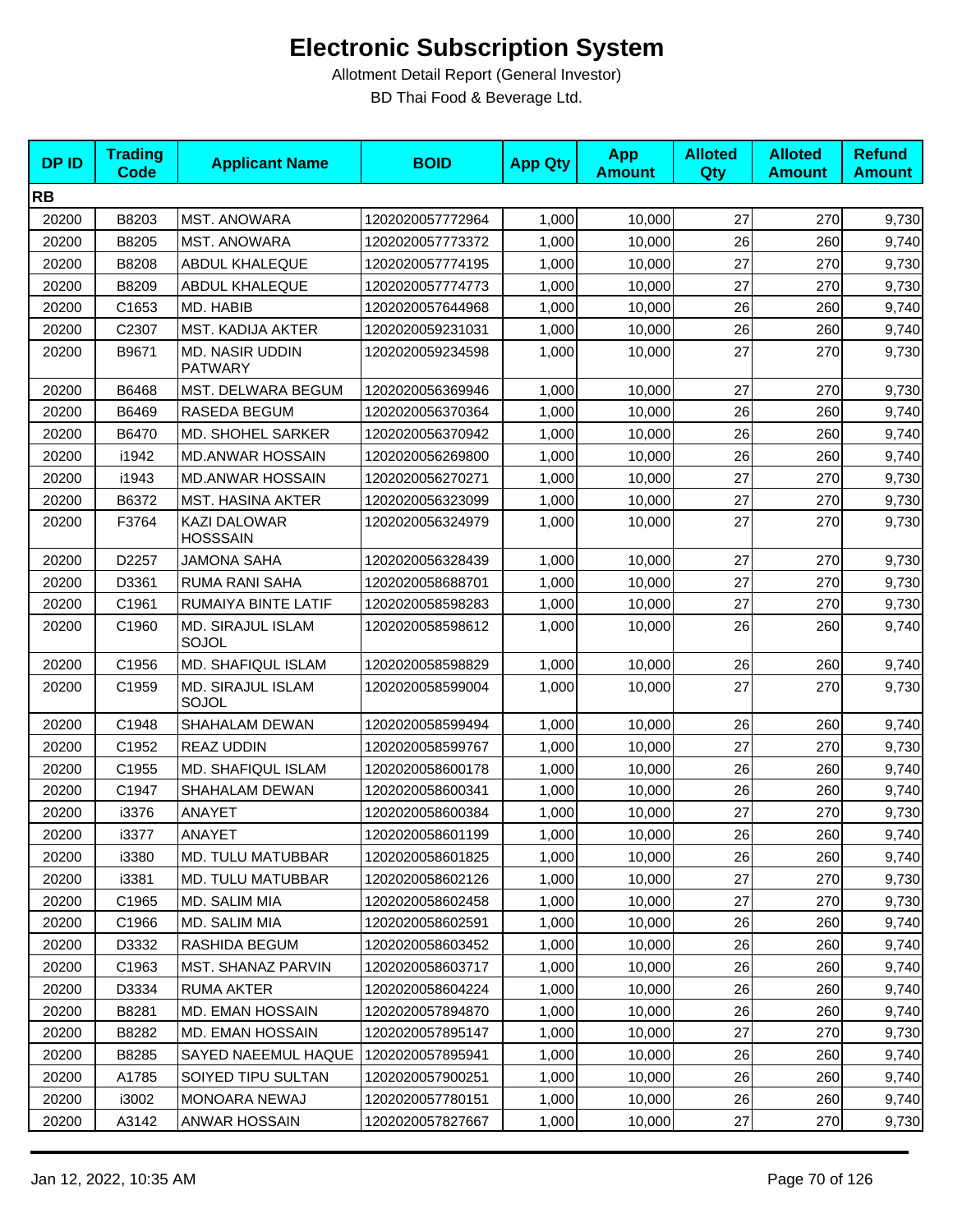# Electronic Subscription System

Allotment Detail Report (General Investor)

BD Thai Food & Beverage Ltd.

| DP ID | Trading Code | Applicant Name | BOID | App Qty | App Amount | Alloted Qty | Alloted Amount | Refund Amount |
|---|---|---|---|---|---|---|---|---|
| **RB** | | | | | | | | |
| 20200 | B8203 | MST. ANOWARA | 1202020057772964 | 1,000 | 10,000 | 27 | 270 | 9,730 |
| 20200 | B8205 | MST. ANOWARA | 1202020057773372 | 1,000 | 10,000 | 26 | 260 | 9,740 |
| 20200 | B8208 | ABDUL KHALEQUE | 1202020057774195 | 1,000 | 10,000 | 27 | 270 | 9,730 |
| 20200 | B8209 | ABDUL KHALEQUE | 1202020057774773 | 1,000 | 10,000 | 27 | 270 | 9,730 |
| 20200 | C1653 | MD. HABIB | 1202020057644968 | 1,000 | 10,000 | 26 | 260 | 9,740 |
| 20200 | C2307 | MST. KADIJA AKTER | 1202020059231031 | 1,000 | 10,000 | 26 | 260 | 9,740 |
| 20200 | B9671 | MD. NASIR UDDIN PATWARY | 1202020059234598 | 1,000 | 10,000 | 27 | 270 | 9,730 |
| 20200 | B6468 | MST. DELWARA BEGUM | 1202020056369946 | 1,000 | 10,000 | 27 | 270 | 9,730 |
| 20200 | B6469 | RASEDA BEGUM | 1202020056370364 | 1,000 | 10,000 | 26 | 260 | 9,740 |
| 20200 | B6470 | MD. SHOHEL SARKER | 1202020056370942 | 1,000 | 10,000 | 26 | 260 | 9,740 |
| 20200 | i1942 | MD.ANWAR HOSSAIN | 1202020056269800 | 1,000 | 10,000 | 26 | 260 | 9,740 |
| 20200 | i1943 | MD.ANWAR HOSSAIN | 1202020056270271 | 1,000 | 10,000 | 27 | 270 | 9,730 |
| 20200 | B6372 | MST. HASINA AKTER | 1202020056323099 | 1,000 | 10,000 | 27 | 270 | 9,730 |
| 20200 | F3764 | KAZI DALOWAR HOSSSAIN | 1202020056324979 | 1,000 | 10,000 | 27 | 270 | 9,730 |
| 20200 | D2257 | JAMONA SAHA | 1202020056328439 | 1,000 | 10,000 | 27 | 270 | 9,730 |
| 20200 | D3361 | RUMA RANI SAHA | 1202020058688701 | 1,000 | 10,000 | 27 | 270 | 9,730 |
| 20200 | C1961 | RUMAIYA BINTE LATIF | 1202020058598283 | 1,000 | 10,000 | 27 | 270 | 9,730 |
| 20200 | C1960 | MD. SIRAJUL ISLAM SOJOL | 1202020058598612 | 1,000 | 10,000 | 26 | 260 | 9,740 |
| 20200 | C1956 | MD. SHAFIQUL ISLAM | 1202020058598829 | 1,000 | 10,000 | 26 | 260 | 9,740 |
| 20200 | C1959 | MD. SIRAJUL ISLAM SOJOL | 1202020058599004 | 1,000 | 10,000 | 27 | 270 | 9,730 |
| 20200 | C1948 | SHAHALAM DEWAN | 1202020058599494 | 1,000 | 10,000 | 26 | 260 | 9,740 |
| 20200 | C1952 | REAZ UDDIN | 1202020058599767 | 1,000 | 10,000 | 27 | 270 | 9,730 |
| 20200 | C1955 | MD. SHAFIQUL ISLAM | 1202020058600178 | 1,000 | 10,000 | 26 | 260 | 9,740 |
| 20200 | C1947 | SHAHALAM DEWAN | 1202020058600341 | 1,000 | 10,000 | 26 | 260 | 9,740 |
| 20200 | i3376 | ANAYET | 1202020058600384 | 1,000 | 10,000 | 27 | 270 | 9,730 |
| 20200 | i3377 | ANAYET | 1202020058601199 | 1,000 | 10,000 | 26 | 260 | 9,740 |
| 20200 | i3380 | MD. TULU MATUBBAR | 1202020058601825 | 1,000 | 10,000 | 26 | 260 | 9,740 |
| 20200 | i3381 | MD. TULU MATUBBAR | 1202020058602126 | 1,000 | 10,000 | 27 | 270 | 9,730 |
| 20200 | C1965 | MD. SALIM MIA | 1202020058602458 | 1,000 | 10,000 | 27 | 270 | 9,730 |
| 20200 | C1966 | MD. SALIM MIA | 1202020058602591 | 1,000 | 10,000 | 26 | 260 | 9,740 |
| 20200 | D3332 | RASHIDA BEGUM | 1202020058603452 | 1,000 | 10,000 | 26 | 260 | 9,740 |
| 20200 | C1963 | MST. SHANAZ PARVIN | 1202020058603717 | 1,000 | 10,000 | 26 | 260 | 9,740 |
| 20200 | D3334 | RUMA AKTER | 1202020058604224 | 1,000 | 10,000 | 26 | 260 | 9,740 |
| 20200 | B8281 | MD. EMAN HOSSAIN | 1202020057894870 | 1,000 | 10,000 | 26 | 260 | 9,740 |
| 20200 | B8282 | MD. EMAN HOSSAIN | 1202020057895147 | 1,000 | 10,000 | 27 | 270 | 9,730 |
| 20200 | B8285 | SAYED NAEEMUL HAQUE | 1202020057895941 | 1,000 | 10,000 | 26 | 260 | 9,740 |
| 20200 | A1785 | SOIYED TIPU SULTAN | 1202020057900251 | 1,000 | 10,000 | 26 | 260 | 9,740 |
| 20200 | i3002 | MONOARA NEWAJ | 1202020057780151 | 1,000 | 10,000 | 26 | 260 | 9,740 |
| 20200 | A3142 | ANWAR HOSSAIN | 1202020057827667 | 1,000 | 10,000 | 27 | 270 | 9,730 |

Jan 12, 2022, 10:35 AM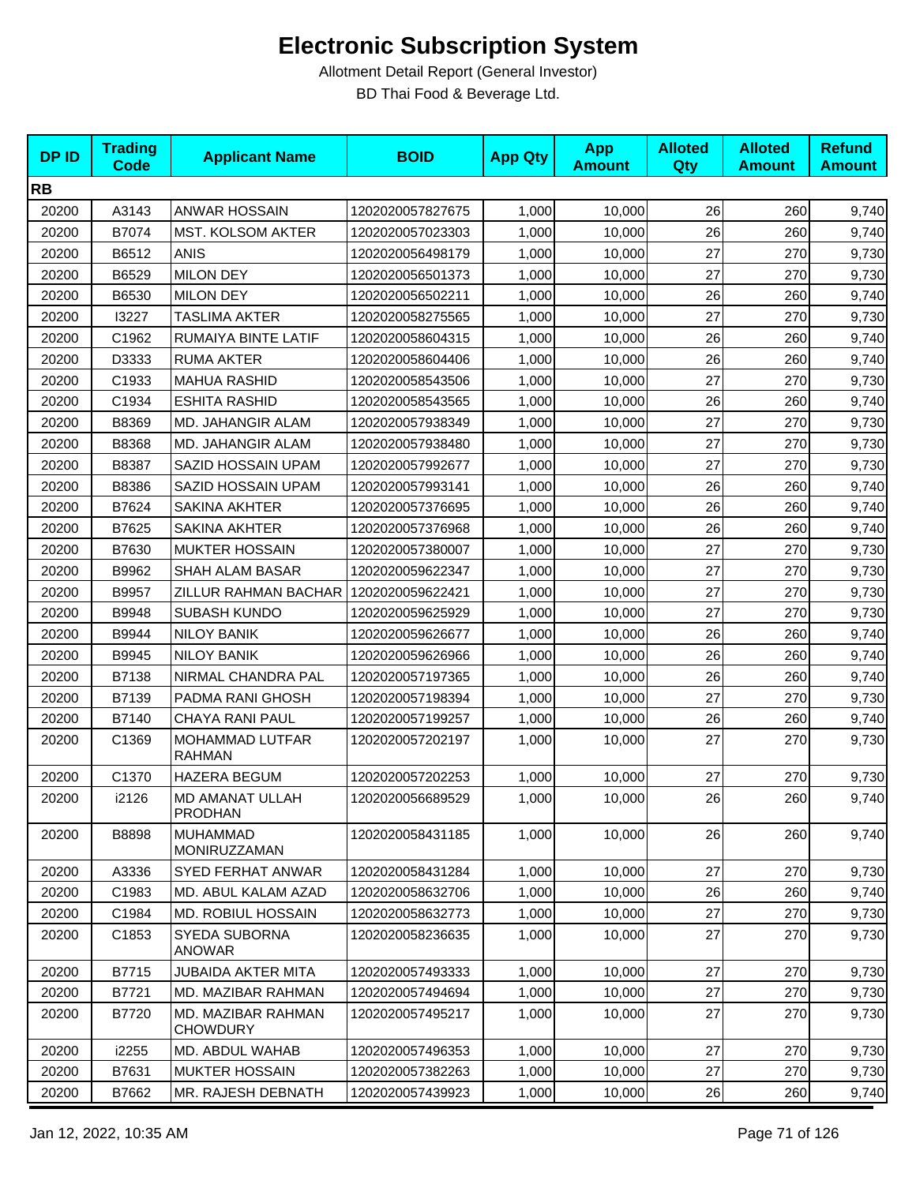# Electronic Subscription System

Allotment Detail Report (General Investor)

BD Thai Food & Beverage Ltd.

| DP ID | Trading Code | Applicant Name | BOID | App Qty | App Amount | Alloted Qty | Alloted Amount | Refund Amount |
|---|---|---|---|---|---|---|---|---|
| **RB** | | | | | | | | |
| 20200 | A3143 | ANWAR HOSSAIN | 1202020057827675 | 1,000 | 10,000 | 26 | 260 | 9,740 |
| 20200 | B7074 | MST. KOLSOM AKTER | 1202020057023303 | 1,000 | 10,000 | 26 | 260 | 9,740 |
| 20200 | B6512 | ANIS | 1202020056498179 | 1,000 | 10,000 | 27 | 270 | 9,730 |
| 20200 | B6529 | MILON DEY | 1202020056501373 | 1,000 | 10,000 | 27 | 270 | 9,730 |
| 20200 | B6530 | MILON DEY | 1202020056502211 | 1,000 | 10,000 | 26 | 260 | 9,740 |
| 20200 | I3227 | TASLIMA AKTER | 1202020058275565 | 1,000 | 10,000 | 27 | 270 | 9,730 |
| 20200 | C1962 | RUMAIYA BINTE LATIF | 1202020058604315 | 1,000 | 10,000 | 26 | 260 | 9,740 |
| 20200 | D3333 | RUMA AKTER | 1202020058604406 | 1,000 | 10,000 | 26 | 260 | 9,740 |
| 20200 | C1933 | MAHUA RASHID | 1202020058543506 | 1,000 | 10,000 | 27 | 270 | 9,730 |
| 20200 | C1934 | ESHITA RASHID | 1202020058543565 | 1,000 | 10,000 | 26 | 260 | 9,740 |
| 20200 | B8369 | MD. JAHANGIR ALAM | 1202020057938349 | 1,000 | 10,000 | 27 | 270 | 9,730 |
| 20200 | B8368 | MD. JAHANGIR ALAM | 1202020057938480 | 1,000 | 10,000 | 27 | 270 | 9,730 |
| 20200 | B8387 | SAZID HOSSAIN UPAM | 1202020057992677 | 1,000 | 10,000 | 27 | 270 | 9,730 |
| 20200 | B8386 | SAZID HOSSAIN UPAM | 1202020057993141 | 1,000 | 10,000 | 26 | 260 | 9,740 |
| 20200 | B7624 | SAKINA AKHTER | 1202020057376695 | 1,000 | 10,000 | 26 | 260 | 9,740 |
| 20200 | B7625 | SAKINA AKHTER | 1202020057376968 | 1,000 | 10,000 | 26 | 260 | 9,740 |
| 20200 | B7630 | MUKTER HOSSAIN | 1202020057380007 | 1,000 | 10,000 | 27 | 270 | 9,730 |
| 20200 | B9962 | SHAH ALAM BASAR | 1202020059622347 | 1,000 | 10,000 | 27 | 270 | 9,730 |
| 20200 | B9957 | ZILLUR RAHMAN BACHAR | 1202020059622421 | 1,000 | 10,000 | 27 | 270 | 9,730 |
| 20200 | B9948 | SUBASH KUNDO | 1202020059625929 | 1,000 | 10,000 | 27 | 270 | 9,730 |
| 20200 | B9944 | NILOY BANIK | 1202020059626677 | 1,000 | 10,000 | 26 | 260 | 9,740 |
| 20200 | B9945 | NILOY BANIK | 1202020059626966 | 1,000 | 10,000 | 26 | 260 | 9,740 |
| 20200 | B7138 | NIRMAL CHANDRA PAL | 1202020057197365 | 1,000 | 10,000 | 26 | 260 | 9,740 |
| 20200 | B7139 | PADMA RANI GHOSH | 1202020057198394 | 1,000 | 10,000 | 27 | 270 | 9,730 |
| 20200 | B7140 | CHAYA RANI PAUL | 1202020057199257 | 1,000 | 10,000 | 26 | 260 | 9,740 |
| 20200 | C1369 | MOHAMMAD LUTFAR RAHMAN | 1202020057202197 | 1,000 | 10,000 | 27 | 270 | 9,730 |
| 20200 | C1370 | HAZERA BEGUM | 1202020057202253 | 1,000 | 10,000 | 27 | 270 | 9,730 |
| 20200 | i2126 | MD AMANAT ULLAH PRODHAN | 1202020056689529 | 1,000 | 10,000 | 26 | 260 | 9,740 |
| 20200 | B8898 | MUHAMMAD MONIRUZZAMAN | 1202020058431185 | 1,000 | 10,000 | 26 | 260 | 9,740 |
| 20200 | A3336 | SYED FERHAT ANWAR | 1202020058431284 | 1,000 | 10,000 | 27 | 270 | 9,730 |
| 20200 | C1983 | MD. ABUL KALAM AZAD | 1202020058632706 | 1,000 | 10,000 | 26 | 260 | 9,740 |
| 20200 | C1984 | MD. ROBIUL HOSSAIN | 1202020058632773 | 1,000 | 10,000 | 27 | 270 | 9,730 |
| 20200 | C1853 | SYEDA SUBORNA ANOWAR | 1202020058236635 | 1,000 | 10,000 | 27 | 270 | 9,730 |
| 20200 | B7715 | JUBAIDA AKTER MITA | 1202020057493333 | 1,000 | 10,000 | 27 | 270 | 9,730 |
| 20200 | B7721 | MD. MAZIBAR RAHMAN | 1202020057494694 | 1,000 | 10,000 | 27 | 270 | 9,730 |
| 20200 | B7720 | MD. MAZIBAR RAHMAN CHOWDURY | 1202020057495217 | 1,000 | 10,000 | 27 | 270 | 9,730 |
| 20200 | i2255 | MD. ABDUL WAHAB | 1202020057496353 | 1,000 | 10,000 | 27 | 270 | 9,730 |
| 20200 | B7631 | MUKTER HOSSAIN | 1202020057382263 | 1,000 | 10,000 | 27 | 270 | 9,730 |
| 20200 | B7662 | MR. RAJESH DEBNATH | 1202020057439923 | 1,000 | 10,000 | 26 | 260 | 9,740 |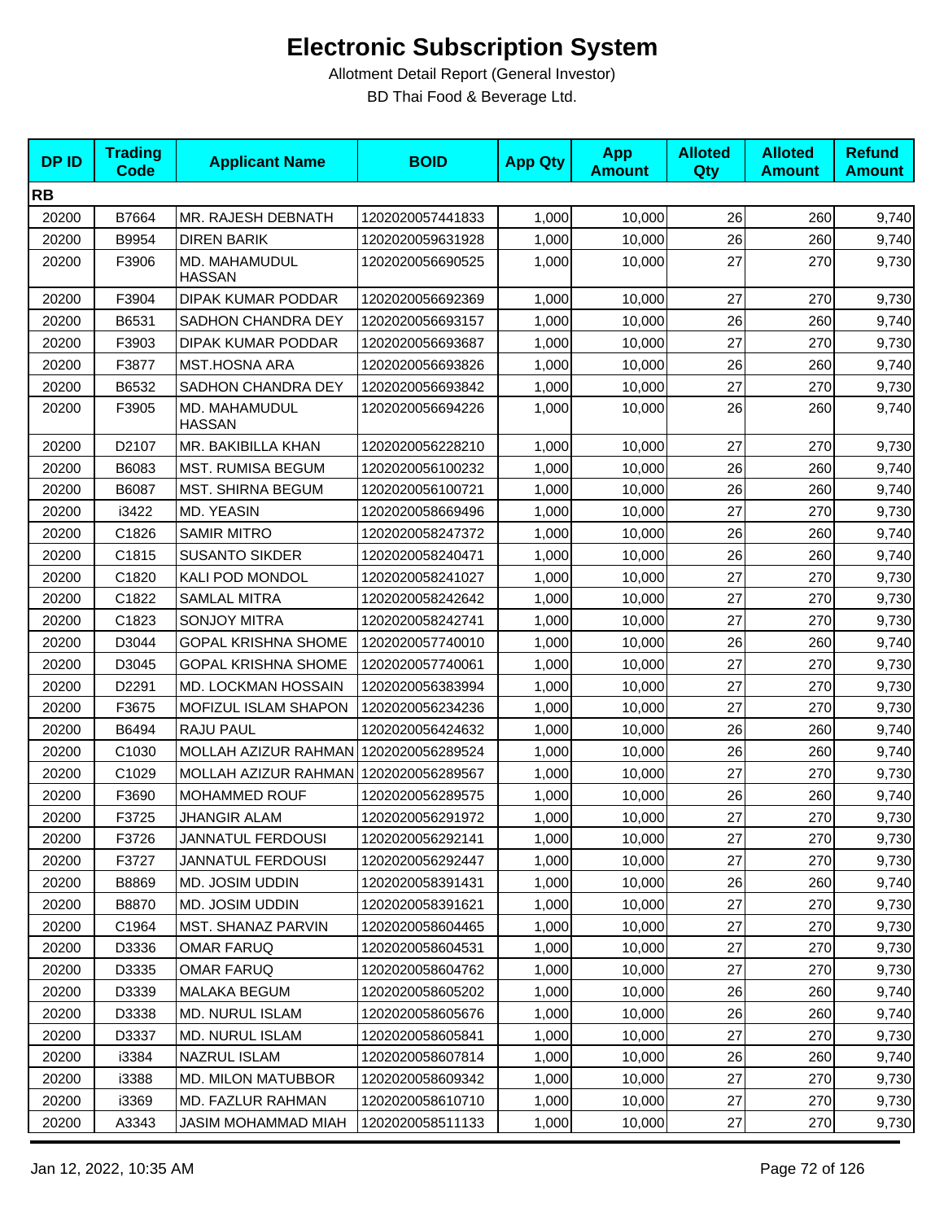# Electronic Subscription System

Allotment Detail Report (General Investor)

BD Thai Food & Beverage Ltd.

| DP ID | Trading Code | Applicant Name | BOID | App Qty | App Amount | Alloted Qty | Alloted Amount | Refund Amount |
|---|---|---|---|---|---|---|---|---|
| **RB** | | | | | | | | |
| 20200 | B7664 | MR. RAJESH DEBNATH | 1202020057441833 | 1,000 | 10,000 | 26 | 260 | 9,740 |
| 20200 | B9954 | DIREN BARIK | 1202020059631928 | 1,000 | 10,000 | 26 | 260 | 9,740 |
| 20200 | F3906 | MD. MAHAMUDUL HASSAN | 1202020056690525 | 1,000 | 10,000 | 27 | 270 | 9,730 |
| 20200 | F3904 | DIPAK KUMAR PODDAR | 1202020056692369 | 1,000 | 10,000 | 27 | 270 | 9,730 |
| 20200 | B6531 | SADHON CHANDRA DEY | 1202020056693157 | 1,000 | 10,000 | 26 | 260 | 9,740 |
| 20200 | F3903 | DIPAK KUMAR PODDAR | 1202020056693687 | 1,000 | 10,000 | 27 | 270 | 9,730 |
| 20200 | F3877 | MST.HOSNA ARA | 1202020056693826 | 1,000 | 10,000 | 26 | 260 | 9,740 |
| 20200 | B6532 | SADHON CHANDRA DEY | 1202020056693842 | 1,000 | 10,000 | 27 | 270 | 9,730 |
| 20200 | F3905 | MD. MAHAMUDUL HASSAN | 1202020056694226 | 1,000 | 10,000 | 26 | 260 | 9,740 |
| 20200 | D2107 | MR. BAKIBILLA KHAN | 1202020056228210 | 1,000 | 10,000 | 27 | 270 | 9,730 |
| 20200 | B6083 | MST. RUMISA BEGUM | 1202020056100232 | 1,000 | 10,000 | 26 | 260 | 9,740 |
| 20200 | B6087 | MST. SHIRNA BEGUM | 1202020056100721 | 1,000 | 10,000 | 26 | 260 | 9,740 |
| 20200 | i3422 | MD. YEASIN | 1202020058669496 | 1,000 | 10,000 | 27 | 270 | 9,730 |
| 20200 | C1826 | SAMIR MITRO | 1202020058247372 | 1,000 | 10,000 | 26 | 260 | 9,740 |
| 20200 | C1815 | SUSANTO SIKDER | 1202020058240471 | 1,000 | 10,000 | 26 | 260 | 9,740 |
| 20200 | C1820 | KALI POD MONDOL | 1202020058241027 | 1,000 | 10,000 | 27 | 270 | 9,730 |
| 20200 | C1822 | SAMLAL MITRA | 1202020058242642 | 1,000 | 10,000 | 27 | 270 | 9,730 |
| 20200 | C1823 | SONJOY MITRA | 1202020058242741 | 1,000 | 10,000 | 27 | 270 | 9,730 |
| 20200 | D3044 | GOPAL KRISHNA SHOME | 1202020057740010 | 1,000 | 10,000 | 26 | 260 | 9,740 |
| 20200 | D3045 | GOPAL KRISHNA SHOME | 1202020057740061 | 1,000 | 10,000 | 27 | 270 | 9,730 |
| 20200 | D2291 | MD. LOCKMAN HOSSAIN | 1202020056383994 | 1,000 | 10,000 | 27 | 270 | 9,730 |
| 20200 | F3675 | MOFIZUL ISLAM SHAPON | 1202020056234236 | 1,000 | 10,000 | 27 | 270 | 9,730 |
| 20200 | B6494 | RAJU PAUL | 1202020056424632 | 1,000 | 10,000 | 26 | 260 | 9,740 |
| 20200 | C1030 | MOLLAH AZIZUR RAHMAN | 1202020056289524 | 1,000 | 10,000 | 26 | 260 | 9,740 |
| 20200 | C1029 | MOLLAH AZIZUR RAHMAN | 1202020056289567 | 1,000 | 10,000 | 27 | 270 | 9,730 |
| 20200 | F3690 | MOHAMMED ROUF | 1202020056289575 | 1,000 | 10,000 | 26 | 260 | 9,740 |
| 20200 | F3725 | JHANGIR ALAM | 1202020056291972 | 1,000 | 10,000 | 27 | 270 | 9,730 |
| 20200 | F3726 | JANNATUL FERDOUSI | 1202020056292141 | 1,000 | 10,000 | 27 | 270 | 9,730 |
| 20200 | F3727 | JANNATUL FERDOUSI | 1202020056292447 | 1,000 | 10,000 | 27 | 270 | 9,730 |
| 20200 | B8869 | MD. JOSIM UDDIN | 1202020058391431 | 1,000 | 10,000 | 26 | 260 | 9,740 |
| 20200 | B8870 | MD. JOSIM UDDIN | 1202020058391621 | 1,000 | 10,000 | 27 | 270 | 9,730 |
| 20200 | C1964 | MST. SHANAZ PARVIN | 1202020058604465 | 1,000 | 10,000 | 27 | 270 | 9,730 |
| 20200 | D3336 | OMAR FARUQ | 1202020058604531 | 1,000 | 10,000 | 27 | 270 | 9,730 |
| 20200 | D3335 | OMAR FARUQ | 1202020058604762 | 1,000 | 10,000 | 27 | 270 | 9,730 |
| 20200 | D3339 | MALAKA BEGUM | 1202020058605202 | 1,000 | 10,000 | 26 | 260 | 9,740 |
| 20200 | D3338 | MD. NURUL ISLAM | 1202020058605676 | 1,000 | 10,000 | 26 | 260 | 9,740 |
| 20200 | D3337 | MD. NURUL ISLAM | 1202020058605841 | 1,000 | 10,000 | 27 | 270 | 9,730 |
| 20200 | i3384 | NAZRUL ISLAM | 1202020058607814 | 1,000 | 10,000 | 26 | 260 | 9,740 |
| 20200 | i3388 | MD. MILON MATUBBOR | 1202020058609342 | 1,000 | 10,000 | 27 | 270 | 9,730 |
| 20200 | i3369 | MD. FAZLUR RAHMAN | 1202020058610710 | 1,000 | 10,000 | 27 | 270 | 9,730 |
| 20200 | A3343 | JASIM MOHAMMAD MIAH | 1202020058511133 | 1,000 | 10,000 | 27 | 270 | 9,730 |

Jan 12, 2022, 10:35 AM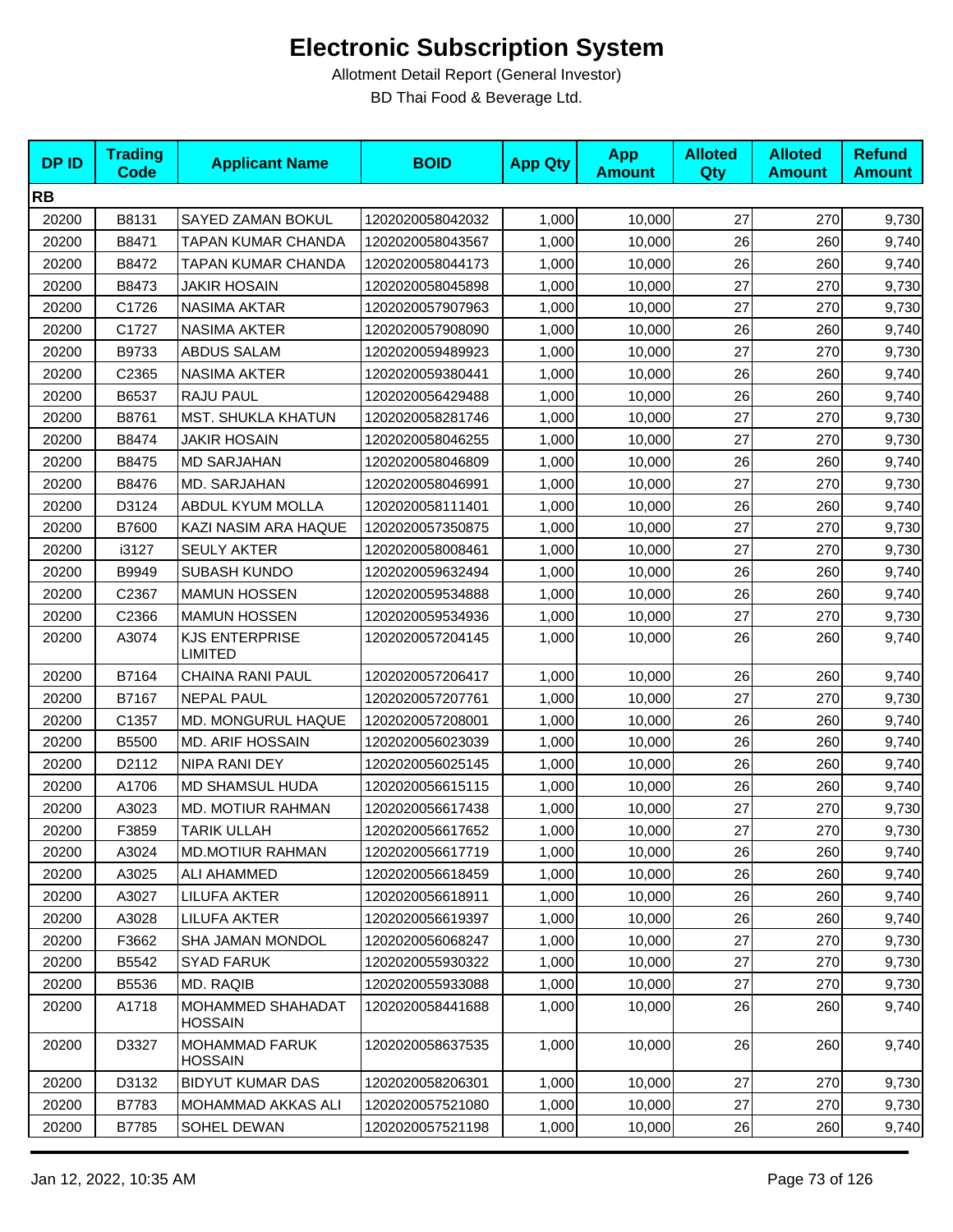# Electronic Subscription System

Allotment Detail Report (General Investor)

BD Thai Food & Beverage Ltd.

| DP ID | Trading Code | Applicant Name | BOID | App Qty | App Amount | Alloted Qty | Alloted Amount | Refund Amount |
|---|---|---|---|---|---|---|---|---|
| **RB** | | | | | | | | |
| 20200 | B8131 | SAYED ZAMAN BOKUL | 1202020058042032 | 1,000 | 10,000 | 27 | 270 | 9,730 |
| 20200 | B8471 | TAPAN KUMAR CHANDA | 1202020058043567 | 1,000 | 10,000 | 26 | 260 | 9,740 |
| 20200 | B8472 | TAPAN KUMAR CHANDA | 1202020058044173 | 1,000 | 10,000 | 26 | 260 | 9,740 |
| 20200 | B8473 | JAKIR HOSAIN | 1202020058045898 | 1,000 | 10,000 | 27 | 270 | 9,730 |
| 20200 | C1726 | NASIMA AKTAR | 1202020057907963 | 1,000 | 10,000 | 27 | 270 | 9,730 |
| 20200 | C1727 | NASIMA AKTER | 1202020057908090 | 1,000 | 10,000 | 26 | 260 | 9,740 |
| 20200 | B9733 | ABDUS SALAM | 1202020059489923 | 1,000 | 10,000 | 27 | 270 | 9,730 |
| 20200 | C2365 | NASIMA AKTER | 1202020059380441 | 1,000 | 10,000 | 26 | 260 | 9,740 |
| 20200 | B6537 | RAJU PAUL | 1202020056429488 | 1,000 | 10,000 | 26 | 260 | 9,740 |
| 20200 | B8761 | MST. SHUKLA KHATUN | 1202020058281746 | 1,000 | 10,000 | 27 | 270 | 9,730 |
| 20200 | B8474 | JAKIR HOSAIN | 1202020058046255 | 1,000 | 10,000 | 27 | 270 | 9,730 |
| 20200 | B8475 | MD SARJAHAN | 1202020058046809 | 1,000 | 10,000 | 26 | 260 | 9,740 |
| 20200 | B8476 | MD. SARJAHAN | 1202020058046991 | 1,000 | 10,000 | 27 | 270 | 9,730 |
| 20200 | D3124 | ABDUL KYUM MOLLA | 1202020058111401 | 1,000 | 10,000 | 26 | 260 | 9,740 |
| 20200 | B7600 | KAZI NASIM ARA HAQUE | 1202020057350875 | 1,000 | 10,000 | 27 | 270 | 9,730 |
| 20200 | i3127 | SEULY AKTER | 1202020058008461 | 1,000 | 10,000 | 27 | 270 | 9,730 |
| 20200 | B9949 | SUBASH KUNDO | 1202020059632494 | 1,000 | 10,000 | 26 | 260 | 9,740 |
| 20200 | C2367 | MAMUN HOSSEN | 1202020059534888 | 1,000 | 10,000 | 26 | 260 | 9,740 |
| 20200 | C2366 | MAMUN HOSSEN | 1202020059534936 | 1,000 | 10,000 | 27 | 270 | 9,730 |
| 20200 | A3074 | KJS ENTERPRISE LIMITED | 1202020057204145 | 1,000 | 10,000 | 26 | 260 | 9,740 |
| 20200 | B7164 | CHAINA RANI PAUL | 1202020057206417 | 1,000 | 10,000 | 26 | 260 | 9,740 |
| 20200 | B7167 | NEPAL PAUL | 1202020057207761 | 1,000 | 10,000 | 27 | 270 | 9,730 |
| 20200 | C1357 | MD. MONGURUL HAQUE | 1202020057208001 | 1,000 | 10,000 | 26 | 260 | 9,740 |
| 20200 | B5500 | MD. ARIF HOSSAIN | 1202020056023039 | 1,000 | 10,000 | 26 | 260 | 9,740 |
| 20200 | D2112 | NIPA RANI DEY | 1202020056025145 | 1,000 | 10,000 | 26 | 260 | 9,740 |
| 20200 | A1706 | MD SHAMSUL HUDA | 1202020056615115 | 1,000 | 10,000 | 26 | 260 | 9,740 |
| 20200 | A3023 | MD. MOTIUR RAHMAN | 1202020056617438 | 1,000 | 10,000 | 27 | 270 | 9,730 |
| 20200 | F3859 | TARIK ULLAH | 1202020056617652 | 1,000 | 10,000 | 27 | 270 | 9,730 |
| 20200 | A3024 | MD.MOTIUR RAHMAN | 1202020056617719 | 1,000 | 10,000 | 26 | 260 | 9,740 |
| 20200 | A3025 | ALI AHAMMED | 1202020056618459 | 1,000 | 10,000 | 26 | 260 | 9,740 |
| 20200 | A3027 | LILUFA AKTER | 1202020056618911 | 1,000 | 10,000 | 26 | 260 | 9,740 |
| 20200 | A3028 | LILUFA AKTER | 1202020056619397 | 1,000 | 10,000 | 26 | 260 | 9,740 |
| 20200 | F3662 | SHA JAMAN MONDOL | 1202020056068247 | 1,000 | 10,000 | 27 | 270 | 9,730 |
| 20200 | B5542 | SYAD FARUK | 1202020055930322 | 1,000 | 10,000 | 27 | 270 | 9,730 |
| 20200 | B5536 | MD. RAQIB | 1202020055933088 | 1,000 | 10,000 | 27 | 270 | 9,730 |
| 20200 | A1718 | MOHAMMED SHAHADAT HOSSAIN | 1202020058441688 | 1,000 | 10,000 | 26 | 260 | 9,740 |
| 20200 | D3327 | MOHAMMAD FARUK HOSSAIN | 1202020058637535 | 1,000 | 10,000 | 26 | 260 | 9,740 |
| 20200 | D3132 | BIDYUT KUMAR DAS | 1202020058206301 | 1,000 | 10,000 | 27 | 270 | 9,730 |
| 20200 | B7783 | MOHAMMAD AKKAS ALI | 1202020057521080 | 1,000 | 10,000 | 27 | 270 | 9,730 |
| 20200 | B7785 | SOHEL DEWAN | 1202020057521198 | 1,000 | 10,000 | 26 | 260 | 9,740 |

Jan 12, 2022, 10:35 AM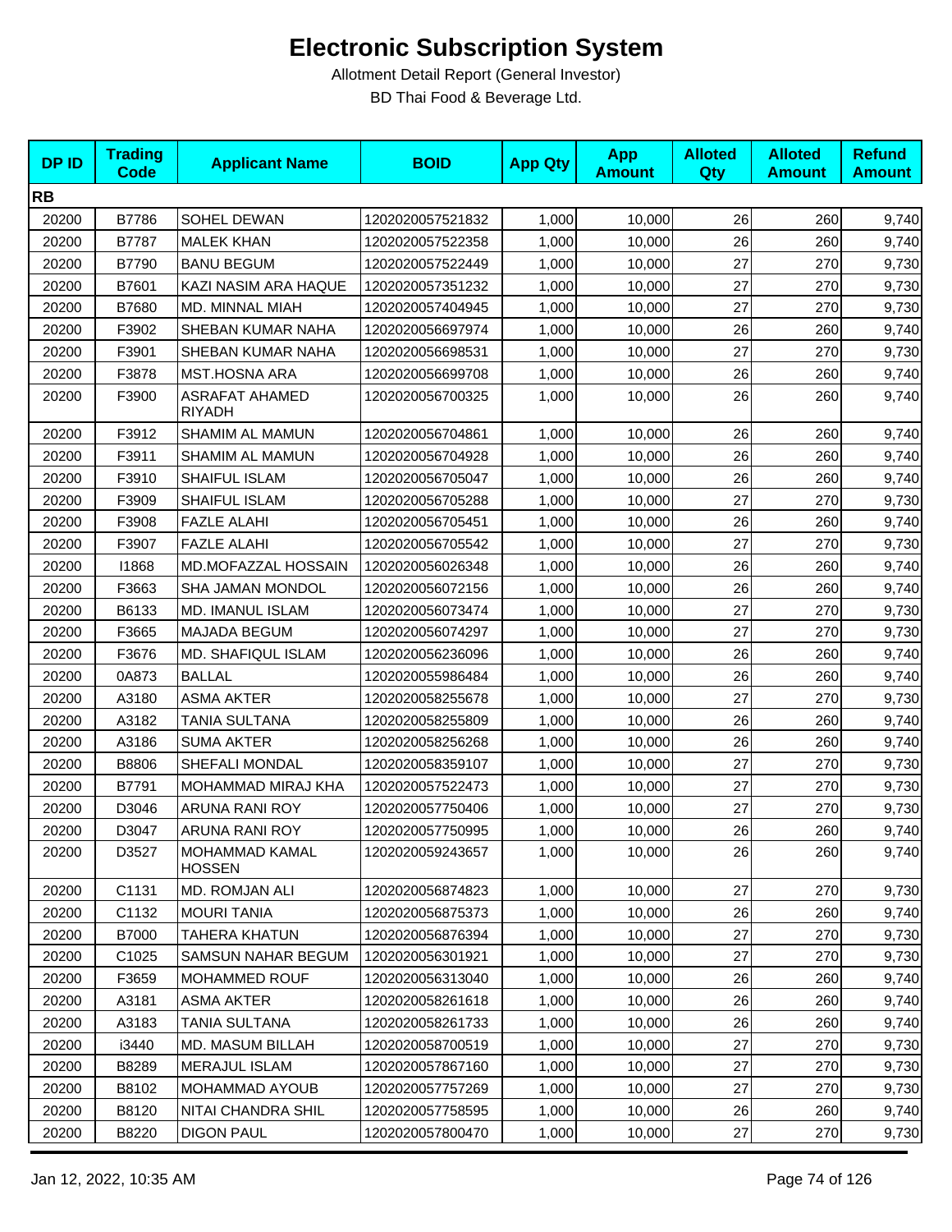# Electronic Subscription System

Allotment Detail Report (General Investor)

BD Thai Food & Beverage Ltd.

| DP ID | Trading Code | Applicant Name | BOID | App Qty | App Amount | Alloted Qty | Alloted Amount | Refund Amount |
|---|---|---|---|---|---|---|---|---|
| **RB** | | | | | | | | |
| 20200 | B7786 | SOHEL DEWAN | 1202020057521832 | 1,000 | 10,000 | 26 | 260 | 9,740 |
| 20200 | B7787 | MALEK KHAN | 1202020057522358 | 1,000 | 10,000 | 26 | 260 | 9,740 |
| 20200 | B7790 | BANU BEGUM | 1202020057522449 | 1,000 | 10,000 | 27 | 270 | 9,730 |
| 20200 | B7601 | KAZI NASIM ARA HAQUE | 1202020057351232 | 1,000 | 10,000 | 27 | 270 | 9,730 |
| 20200 | B7680 | MD. MINNAL MIAH | 1202020057404945 | 1,000 | 10,000 | 27 | 270 | 9,730 |
| 20200 | F3902 | SHEBAN KUMAR NAHA | 1202020056697974 | 1,000 | 10,000 | 26 | 260 | 9,740 |
| 20200 | F3901 | SHEBAN KUMAR NAHA | 1202020056698531 | 1,000 | 10,000 | 27 | 270 | 9,730 |
| 20200 | F3878 | MST.HOSNA ARA | 1202020056699708 | 1,000 | 10,000 | 26 | 260 | 9,740 |
| 20200 | F3900 | ASRAFAT AHAMED RIYADH | 1202020056700325 | 1,000 | 10,000 | 26 | 260 | 9,740 |
| 20200 | F3912 | SHAMIM AL MAMUN | 1202020056704861 | 1,000 | 10,000 | 26 | 260 | 9,740 |
| 20200 | F3911 | SHAMIM AL MAMUN | 1202020056704928 | 1,000 | 10,000 | 26 | 260 | 9,740 |
| 20200 | F3910 | SHAIFUL ISLAM | 1202020056705047 | 1,000 | 10,000 | 26 | 260 | 9,740 |
| 20200 | F3909 | SHAIFUL ISLAM | 1202020056705288 | 1,000 | 10,000 | 27 | 270 | 9,730 |
| 20200 | F3908 | FAZLE ALAHI | 1202020056705451 | 1,000 | 10,000 | 26 | 260 | 9,740 |
| 20200 | F3907 | FAZLE ALAHI | 1202020056705542 | 1,000 | 10,000 | 27 | 270 | 9,730 |
| 20200 | I1868 | MD.MOFAZZAL HOSSAIN | 1202020056026348 | 1,000 | 10,000 | 26 | 260 | 9,740 |
| 20200 | F3663 | SHA JAMAN MONDOL | 1202020056072156 | 1,000 | 10,000 | 26 | 260 | 9,740 |
| 20200 | B6133 | MD. IMANUL ISLAM | 1202020056073474 | 1,000 | 10,000 | 27 | 270 | 9,730 |
| 20200 | F3665 | MAJADA BEGUM | 1202020056074297 | 1,000 | 10,000 | 27 | 270 | 9,730 |
| 20200 | F3676 | MD. SHAFIQUL ISLAM | 1202020056236096 | 1,000 | 10,000 | 26 | 260 | 9,740 |
| 20200 | 0A873 | BALLAL | 1202020055986484 | 1,000 | 10,000 | 26 | 260 | 9,740 |
| 20200 | A3180 | ASMA AKTER | 1202020058255678 | 1,000 | 10,000 | 27 | 270 | 9,730 |
| 20200 | A3182 | TANIA SULTANA | 1202020058255809 | 1,000 | 10,000 | 26 | 260 | 9,740 |
| 20200 | A3186 | SUMA AKTER | 1202020058256268 | 1,000 | 10,000 | 26 | 260 | 9,740 |
| 20200 | B8806 | SHEFALI MONDAL | 1202020058359107 | 1,000 | 10,000 | 27 | 270 | 9,730 |
| 20200 | B7791 | MOHAMMAD MIRAJ KHA | 1202020057522473 | 1,000 | 10,000 | 27 | 270 | 9,730 |
| 20200 | D3046 | ARUNA RANI ROY | 1202020057750406 | 1,000 | 10,000 | 27 | 270 | 9,730 |
| 20200 | D3047 | ARUNA RANI ROY | 1202020057750995 | 1,000 | 10,000 | 26 | 260 | 9,740 |
| 20200 | D3527 | MOHAMMAD KAMAL HOSSEN | 1202020059243657 | 1,000 | 10,000 | 26 | 260 | 9,740 |
| 20200 | C1131 | MD. ROMJAN ALI | 1202020056874823 | 1,000 | 10,000 | 27 | 270 | 9,730 |
| 20200 | C1132 | MOURI TANIA | 1202020056875373 | 1,000 | 10,000 | 26 | 260 | 9,740 |
| 20200 | B7000 | TAHERA KHATUN | 1202020056876394 | 1,000 | 10,000 | 27 | 270 | 9,730 |
| 20200 | C1025 | SAMSUN NAHAR BEGUM | 1202020056301921 | 1,000 | 10,000 | 27 | 270 | 9,730 |
| 20200 | F3659 | MOHAMMED ROUF | 1202020056313040 | 1,000 | 10,000 | 26 | 260 | 9,740 |
| 20200 | A3181 | ASMA AKTER | 1202020058261618 | 1,000 | 10,000 | 26 | 260 | 9,740 |
| 20200 | A3183 | TANIA SULTANA | 1202020058261733 | 1,000 | 10,000 | 26 | 260 | 9,740 |
| 20200 | i3440 | MD. MASUM BILLAH | 1202020058700519 | 1,000 | 10,000 | 27 | 270 | 9,730 |
| 20200 | B8289 | MERAJUL ISLAM | 1202020057867160 | 1,000 | 10,000 | 27 | 270 | 9,730 |
| 20200 | B8102 | MOHAMMAD AYOUB | 1202020057757269 | 1,000 | 10,000 | 27 | 270 | 9,730 |
| 20200 | B8120 | NITAI CHANDRA SHIL | 1202020057758595 | 1,000 | 10,000 | 26 | 260 | 9,740 |
| 20200 | B8220 | DIGON PAUL | 1202020057800470 | 1,000 | 10,000 | 27 | 270 | 9,730 |

Jan 12, 2022, 10:35 AM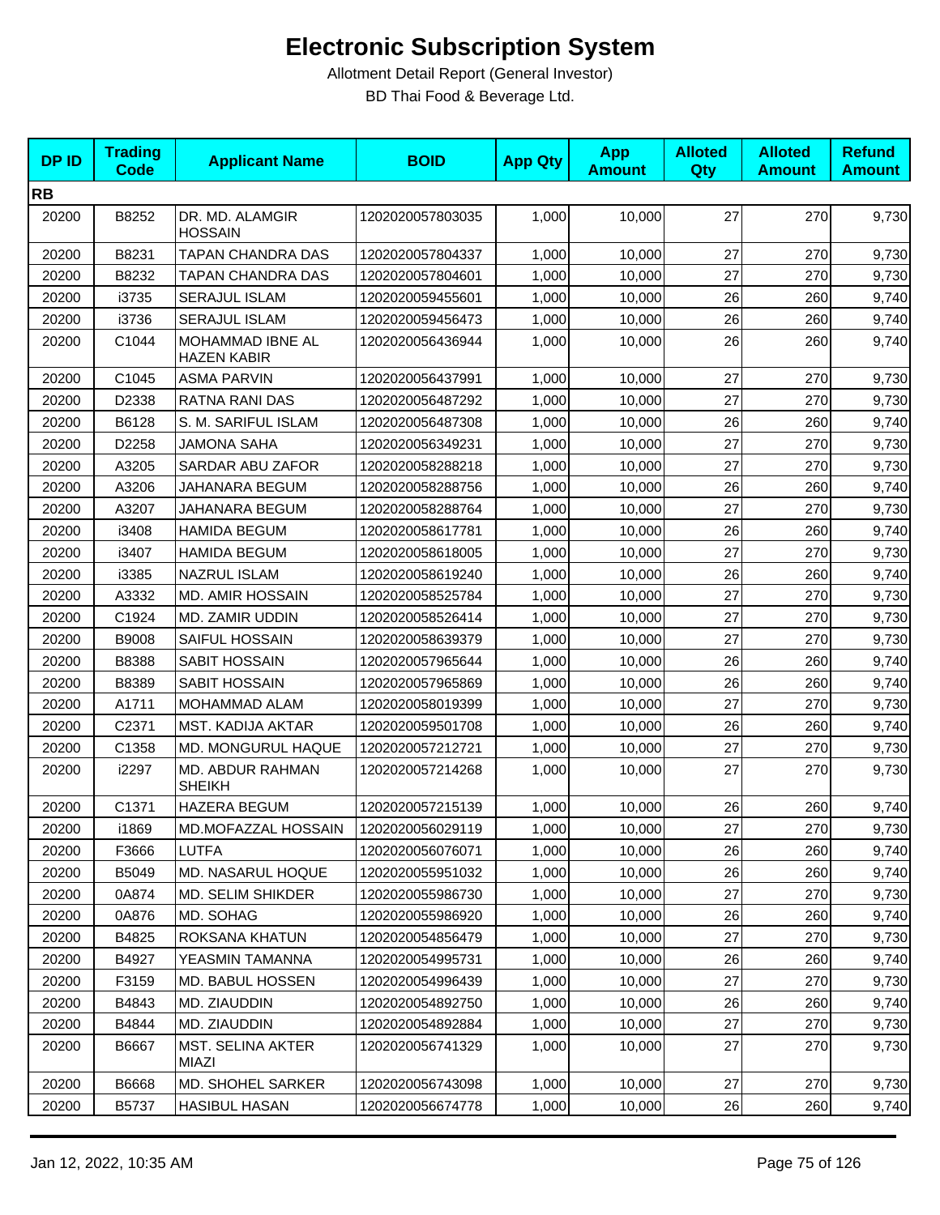# Electronic Subscription System

Allotment Detail Report (General Investor)

BD Thai Food & Beverage Ltd.

| DP ID | Trading Code | Applicant Name | BOID | App Qty | App Amount | Alloted Qty | Alloted Amount | Refund Amount |
|---|---|---|---|---|---|---|---|---|
| **RB** | | | | | | | | |
| 20200 | B8252 | DR. MD. ALAMGIR HOSSAIN | 1202020057803035 | 1,000 | 10,000 | 27 | 270 | 9,730 |
| 20200 | B8231 | TAPAN CHANDRA DAS | 1202020057804337 | 1,000 | 10,000 | 27 | 270 | 9,730 |
| 20200 | B8232 | TAPAN CHANDRA DAS | 1202020057804601 | 1,000 | 10,000 | 27 | 270 | 9,730 |
| 20200 | i3735 | SERAJUL ISLAM | 1202020059455601 | 1,000 | 10,000 | 26 | 260 | 9,740 |
| 20200 | i3736 | SERAJUL ISLAM | 1202020059456473 | 1,000 | 10,000 | 26 | 260 | 9,740 |
| 20200 | C1044 | MOHAMMAD IBNE AL HAZEN KABIR | 1202020056436944 | 1,000 | 10,000 | 26 | 260 | 9,740 |
| 20200 | C1045 | ASMA PARVIN | 1202020056437991 | 1,000 | 10,000 | 27 | 270 | 9,730 |
| 20200 | D2338 | RATNA RANI DAS | 1202020056487292 | 1,000 | 10,000 | 27 | 270 | 9,730 |
| 20200 | B6128 | S. M. SARIFUL ISLAM | 1202020056487308 | 1,000 | 10,000 | 26 | 260 | 9,740 |
| 20200 | D2258 | JAMONA SAHA | 1202020056349231 | 1,000 | 10,000 | 27 | 270 | 9,730 |
| 20200 | A3205 | SARDAR ABU ZAFOR | 1202020058288218 | 1,000 | 10,000 | 27 | 270 | 9,730 |
| 20200 | A3206 | JAHANARA BEGUM | 1202020058288756 | 1,000 | 10,000 | 26 | 260 | 9,740 |
| 20200 | A3207 | JAHANARA BEGUM | 1202020058288764 | 1,000 | 10,000 | 27 | 270 | 9,730 |
| 20200 | i3408 | HAMIDA BEGUM | 1202020058617781 | 1,000 | 10,000 | 26 | 260 | 9,740 |
| 20200 | i3407 | HAMIDA BEGUM | 1202020058618005 | 1,000 | 10,000 | 27 | 270 | 9,730 |
| 20200 | i3385 | NAZRUL ISLAM | 1202020058619240 | 1,000 | 10,000 | 26 | 260 | 9,740 |
| 20200 | A3332 | MD. AMIR HOSSAIN | 1202020058525784 | 1,000 | 10,000 | 27 | 270 | 9,730 |
| 20200 | C1924 | MD. ZAMIR UDDIN | 1202020058526414 | 1,000 | 10,000 | 27 | 270 | 9,730 |
| 20200 | B9008 | SAIFUL HOSSAIN | 1202020058639379 | 1,000 | 10,000 | 27 | 270 | 9,730 |
| 20200 | B8388 | SABIT HOSSAIN | 1202020057965644 | 1,000 | 10,000 | 26 | 260 | 9,740 |
| 20200 | B8389 | SABIT HOSSAIN | 1202020057965869 | 1,000 | 10,000 | 26 | 260 | 9,740 |
| 20200 | A1711 | MOHAMMAD ALAM | 1202020058019399 | 1,000 | 10,000 | 27 | 270 | 9,730 |
| 20200 | C2371 | MST. KADIJA AKTAR | 1202020059501708 | 1,000 | 10,000 | 26 | 260 | 9,740 |
| 20200 | C1358 | MD. MONGURUL HAQUE | 1202020057212721 | 1,000 | 10,000 | 27 | 270 | 9,730 |
| 20200 | i2297 | MD. ABDUR RAHMAN SHEIKH | 1202020057214268 | 1,000 | 10,000 | 27 | 270 | 9,730 |
| 20200 | C1371 | HAZERA BEGUM | 1202020057215139 | 1,000 | 10,000 | 26 | 260 | 9,740 |
| 20200 | i1869 | MD.MOFAZZAL HOSSAIN | 1202020056029119 | 1,000 | 10,000 | 27 | 270 | 9,730 |
| 20200 | F3666 | LUTFA | 1202020056076071 | 1,000 | 10,000 | 26 | 260 | 9,740 |
| 20200 | B5049 | MD. NASARUL HOQUE | 1202020055951032 | 1,000 | 10,000 | 26 | 260 | 9,740 |
| 20200 | 0A874 | MD. SELIM SHIKDER | 1202020055986730 | 1,000 | 10,000 | 27 | 270 | 9,730 |
| 20200 | 0A876 | MD. SOHAG | 1202020055986920 | 1,000 | 10,000 | 26 | 260 | 9,740 |
| 20200 | B4825 | ROKSANA KHATUN | 1202020054856479 | 1,000 | 10,000 | 27 | 270 | 9,730 |
| 20200 | B4927 | YEASMIN TAMANNA | 1202020054995731 | 1,000 | 10,000 | 26 | 260 | 9,740 |
| 20200 | F3159 | MD. BABUL HOSSEN | 1202020054996439 | 1,000 | 10,000 | 27 | 270 | 9,730 |
| 20200 | B4843 | MD. ZIAUDDIN | 1202020054892750 | 1,000 | 10,000 | 26 | 260 | 9,740 |
| 20200 | B4844 | MD. ZIAUDDIN | 1202020054892884 | 1,000 | 10,000 | 27 | 270 | 9,730 |
| 20200 | B6667 | MST. SELINA AKTER MIAZI | 1202020056741329 | 1,000 | 10,000 | 27 | 270 | 9,730 |
| 20200 | B6668 | MD. SHOHEL SARKER | 1202020056743098 | 1,000 | 10,000 | 27 | 270 | 9,730 |
| 20200 | B5737 | HASIBUL HASAN | 1202020056674778 | 1,000 | 10,000 | 26 | 260 | 9,740 |

Jan 12, 2022, 10:35 AM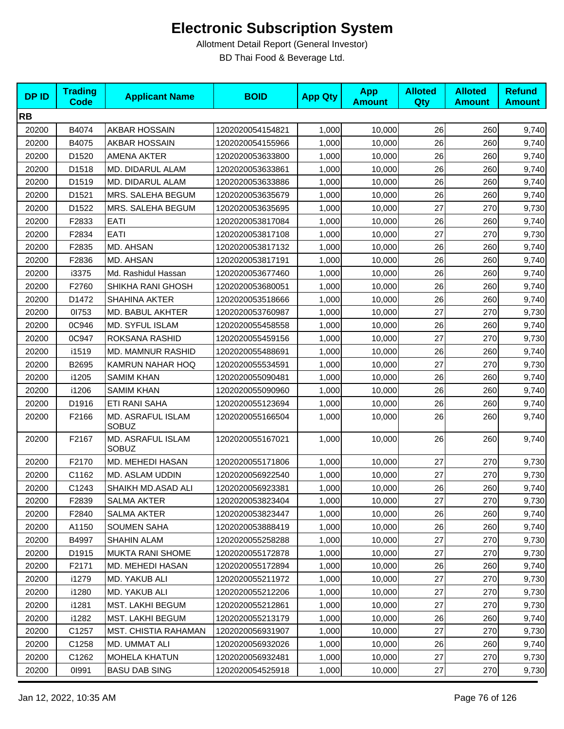# Electronic Subscription System

Allotment Detail Report (General Investor)

BD Thai Food & Beverage Ltd.

| DP ID | Trading Code | Applicant Name | BOID | App Qty | App Amount | Alloted Qty | Alloted Amount | Refund Amount |
|---|---|---|---|---|---|---|---|---|
| **RB** | | | | | | | | |
| 20200 | B4074 | AKBAR HOSSAIN | 1202020054154821 | 1,000 | 10,000 | 26 | 260 | 9,740 |
| 20200 | B4075 | AKBAR HOSSAIN | 1202020054155966 | 1,000 | 10,000 | 26 | 260 | 9,740 |
| 20200 | D1520 | AMENA AKTER | 1202020053633800 | 1,000 | 10,000 | 26 | 260 | 9,740 |
| 20200 | D1518 | MD. DIDARUL ALAM | 1202020053633861 | 1,000 | 10,000 | 26 | 260 | 9,740 |
| 20200 | D1519 | MD. DIDARUL ALAM | 1202020053633886 | 1,000 | 10,000 | 26 | 260 | 9,740 |
| 20200 | D1521 | MRS. SALEHA BEGUM | 1202020053635679 | 1,000 | 10,000 | 26 | 260 | 9,740 |
| 20200 | D1522 | MRS. SALEHA BEGUM | 1202020053635695 | 1,000 | 10,000 | 27 | 270 | 9,730 |
| 20200 | F2833 | EATI | 1202020053817084 | 1,000 | 10,000 | 26 | 260 | 9,740 |
| 20200 | F2834 | EATI | 1202020053817108 | 1,000 | 10,000 | 27 | 270 | 9,730 |
| 20200 | F2835 | MD. AHSAN | 1202020053817132 | 1,000 | 10,000 | 26 | 260 | 9,740 |
| 20200 | F2836 | MD. AHSAN | 1202020053817191 | 1,000 | 10,000 | 26 | 260 | 9,740 |
| 20200 | i3375 | Md. Rashidul Hassan | 1202020053677460 | 1,000 | 10,000 | 26 | 260 | 9,740 |
| 20200 | F2760 | SHIKHA RANI GHOSH | 1202020053680051 | 1,000 | 10,000 | 26 | 260 | 9,740 |
| 20200 | D1472 | SHAHINA AKTER | 1202020053518666 | 1,000 | 10,000 | 26 | 260 | 9,740 |
| 20200 | 0I753 | MD. BABUL AKHTER | 1202020053760987 | 1,000 | 10,000 | 27 | 270 | 9,730 |
| 20200 | 0C946 | MD. SYFUL ISLAM | 1202020055458558 | 1,000 | 10,000 | 26 | 260 | 9,740 |
| 20200 | 0C947 | ROKSANA RASHID | 1202020055459156 | 1,000 | 10,000 | 27 | 270 | 9,730 |
| 20200 | i1519 | MD. MAMNUR RASHID | 1202020055488691 | 1,000 | 10,000 | 26 | 260 | 9,740 |
| 20200 | B2695 | KAMRUN NAHAR HOQ | 1202020055534591 | 1,000 | 10,000 | 27 | 270 | 9,730 |
| 20200 | i1205 | SAMIM KHAN | 1202020055090481 | 1,000 | 10,000 | 26 | 260 | 9,740 |
| 20200 | i1206 | SAMIM KHAN | 1202020055090960 | 1,000 | 10,000 | 26 | 260 | 9,740 |
| 20200 | D1916 | ETI RANI SAHA | 1202020055123694 | 1,000 | 10,000 | 26 | 260 | 9,740 |
| 20200 | F2166 | MD. ASRAFUL ISLAM SOBUZ | 1202020055166504 | 1,000 | 10,000 | 26 | 260 | 9,740 |
| 20200 | F2167 | MD. ASRAFUL ISLAM SOBUZ | 1202020055167021 | 1,000 | 10,000 | 26 | 260 | 9,740 |
| 20200 | F2170 | MD. MEHEDI HASAN | 1202020055171806 | 1,000 | 10,000 | 27 | 270 | 9,730 |
| 20200 | C1162 | MD. ASLAM UDDIN | 1202020056922540 | 1,000 | 10,000 | 27 | 270 | 9,730 |
| 20200 | C1243 | SHAIKH MD.ASAD ALI | 1202020056923381 | 1,000 | 10,000 | 26 | 260 | 9,740 |
| 20200 | F2839 | SALMA AKTER | 1202020053823404 | 1,000 | 10,000 | 27 | 270 | 9,730 |
| 20200 | F2840 | SALMA AKTER | 1202020053823447 | 1,000 | 10,000 | 26 | 260 | 9,740 |
| 20200 | A1150 | SOUMEN SAHA | 1202020053888419 | 1,000 | 10,000 | 26 | 260 | 9,740 |
| 20200 | B4997 | SHAHIN ALAM | 1202020055258288 | 1,000 | 10,000 | 27 | 270 | 9,730 |
| 20200 | D1915 | MUKTA RANI SHOME | 1202020055172878 | 1,000 | 10,000 | 27 | 270 | 9,730 |
| 20200 | F2171 | MD. MEHEDI HASAN | 1202020055172894 | 1,000 | 10,000 | 26 | 260 | 9,740 |
| 20200 | i1279 | MD. YAKUB ALI | 1202020055211972 | 1,000 | 10,000 | 27 | 270 | 9,730 |
| 20200 | i1280 | MD. YAKUB ALI | 1202020055212206 | 1,000 | 10,000 | 27 | 270 | 9,730 |
| 20200 | i1281 | MST. LAKHI BEGUM | 1202020055212861 | 1,000 | 10,000 | 27 | 270 | 9,730 |
| 20200 | i1282 | MST. LAKHI BEGUM | 1202020055213179 | 1,000 | 10,000 | 26 | 260 | 9,740 |
| 20200 | C1257 | MST. CHISTIA RAHAMAN | 1202020056931907 | 1,000 | 10,000 | 27 | 270 | 9,730 |
| 20200 | C1258 | MD. UMMAT ALI | 1202020056932026 | 1,000 | 10,000 | 26 | 260 | 9,740 |
| 20200 | C1262 | MOHELA KHATUN | 1202020056932481 | 1,000 | 10,000 | 27 | 270 | 9,730 |
| 20200 | 0I991 | BASU DAB SING | 1202020054525918 | 1,000 | 10,000 | 27 | 270 | 9,730 |

Jan 12, 2022, 10:35 AM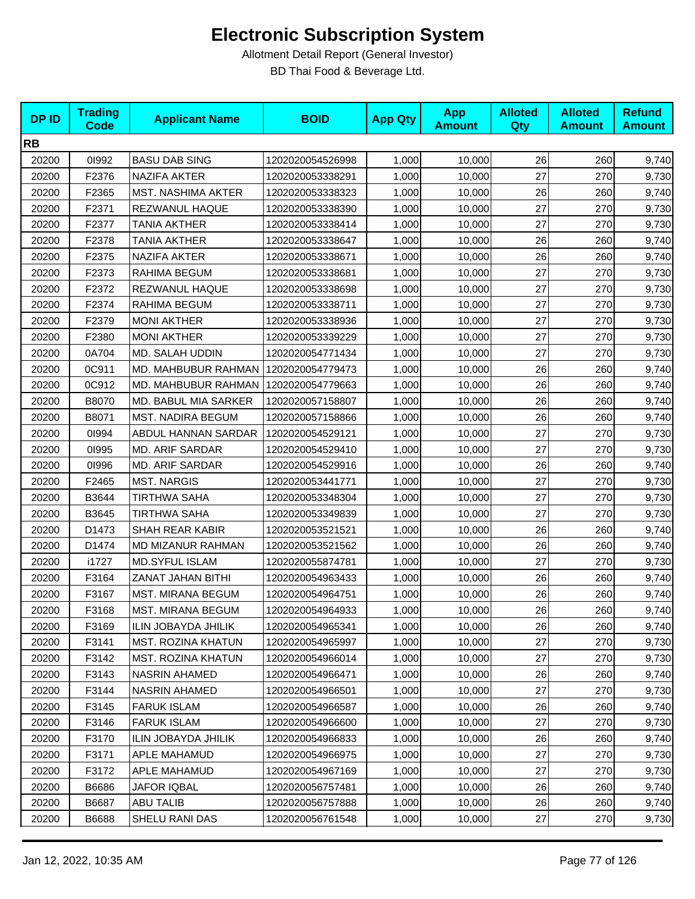# Electronic Subscription System

Allotment Detail Report (General Investor)

BD Thai Food & Beverage Ltd.

| DP ID | Trading Code | Applicant Name | BOID | App Qty | App Amount | Alloted Qty | Alloted Amount | Refund Amount |
|---|---|---|---|---|---|---|---|---|
| **RB** | | | | | | | | |
| 20200 | 0I992 | BASU DAB SING | 1202020054526998 | 1,000 | 10,000 | 26 | 260 | 9,740 |
| 20200 | F2376 | NAZIFA AKTER | 1202020053338291 | 1,000 | 10,000 | 27 | 270 | 9,730 |
| 20200 | F2365 | MST. NASHIMA AKTER | 1202020053338323 | 1,000 | 10,000 | 26 | 260 | 9,740 |
| 20200 | F2371 | REZWANUL HAQUE | 1202020053338390 | 1,000 | 10,000 | 27 | 270 | 9,730 |
| 20200 | F2377 | TANIA AKTHER | 1202020053338414 | 1,000 | 10,000 | 27 | 270 | 9,730 |
| 20200 | F2378 | TANIA AKTHER | 1202020053338647 | 1,000 | 10,000 | 26 | 260 | 9,740 |
| 20200 | F2375 | NAZIFA AKTER | 1202020053338671 | 1,000 | 10,000 | 26 | 260 | 9,740 |
| 20200 | F2373 | RAHIMA BEGUM | 1202020053338681 | 1,000 | 10,000 | 27 | 270 | 9,730 |
| 20200 | F2372 | REZWANUL HAQUE | 1202020053338698 | 1,000 | 10,000 | 27 | 270 | 9,730 |
| 20200 | F2374 | RAHIMA BEGUM | 1202020053338711 | 1,000 | 10,000 | 27 | 270 | 9,730 |
| 20200 | F2379 | MONI AKTHER | 1202020053338936 | 1,000 | 10,000 | 27 | 270 | 9,730 |
| 20200 | F2380 | MONI AKTHER | 1202020053339229 | 1,000 | 10,000 | 27 | 270 | 9,730 |
| 20200 | 0A704 | MD. SALAH UDDIN | 1202020054771434 | 1,000 | 10,000 | 27 | 270 | 9,730 |
| 20200 | 0C911 | MD. MAHBUBUR RAHMAN | 1202020054779473 | 1,000 | 10,000 | 26 | 260 | 9,740 |
| 20200 | 0C912 | MD. MAHBUBUR RAHMAN | 1202020054779663 | 1,000 | 10,000 | 26 | 260 | 9,740 |
| 20200 | B8070 | MD. BABUL MIA SARKER | 1202020057158807 | 1,000 | 10,000 | 26 | 260 | 9,740 |
| 20200 | B8071 | MST. NADIRA BEGUM | 1202020057158866 | 1,000 | 10,000 | 26 | 260 | 9,740 |
| 20200 | 0I994 | ABDUL HANNAN SARDAR | 1202020054529121 | 1,000 | 10,000 | 27 | 270 | 9,730 |
| 20200 | 0I995 | MD. ARIF SARDAR | 1202020054529410 | 1,000 | 10,000 | 27 | 270 | 9,730 |
| 20200 | 0I996 | MD. ARIF SARDAR | 1202020054529916 | 1,000 | 10,000 | 26 | 260 | 9,740 |
| 20200 | F2465 | MST. NARGIS | 1202020053441771 | 1,000 | 10,000 | 27 | 270 | 9,730 |
| 20200 | B3644 | TIRTHWA SAHA | 1202020053348304 | 1,000 | 10,000 | 27 | 270 | 9,730 |
| 20200 | B3645 | TIRTHWA SAHA | 1202020053349839 | 1,000 | 10,000 | 27 | 270 | 9,730 |
| 20200 | D1473 | SHAH REAR KABIR | 1202020053521521 | 1,000 | 10,000 | 26 | 260 | 9,740 |
| 20200 | D1474 | MD MIZANUR RAHMAN | 1202020053521562 | 1,000 | 10,000 | 26 | 260 | 9,740 |
| 20200 | i1727 | MD.SYFUL ISLAM | 1202020055874781 | 1,000 | 10,000 | 27 | 270 | 9,730 |
| 20200 | F3164 | ZANAT JAHAN BITHI | 1202020054963433 | 1,000 | 10,000 | 26 | 260 | 9,740 |
| 20200 | F3167 | MST. MIRANA BEGUM | 1202020054964751 | 1,000 | 10,000 | 26 | 260 | 9,740 |
| 20200 | F3168 | MST. MIRANA BEGUM | 1202020054964933 | 1,000 | 10,000 | 26 | 260 | 9,740 |
| 20200 | F3169 | ILIN JOBAYDA JHILIK | 1202020054965341 | 1,000 | 10,000 | 26 | 260 | 9,740 |
| 20200 | F3141 | MST. ROZINA KHATUN | 1202020054965997 | 1,000 | 10,000 | 27 | 270 | 9,730 |
| 20200 | F3142 | MST. ROZINA KHATUN | 1202020054966014 | 1,000 | 10,000 | 27 | 270 | 9,730 |
| 20200 | F3143 | NASRIN AHAMED | 1202020054966471 | 1,000 | 10,000 | 26 | 260 | 9,740 |
| 20200 | F3144 | NASRIN AHAMED | 1202020054966501 | 1,000 | 10,000 | 27 | 270 | 9,730 |
| 20200 | F3145 | FARUK ISLAM | 1202020054966587 | 1,000 | 10,000 | 26 | 260 | 9,740 |
| 20200 | F3146 | FARUK ISLAM | 1202020054966600 | 1,000 | 10,000 | 27 | 270 | 9,730 |
| 20200 | F3170 | ILIN JOBAYDA JHILIK | 1202020054966833 | 1,000 | 10,000 | 26 | 260 | 9,740 |
| 20200 | F3171 | APLE MAHAMUD | 1202020054966975 | 1,000 | 10,000 | 27 | 270 | 9,730 |
| 20200 | F3172 | APLE MAHAMUD | 1202020054967169 | 1,000 | 10,000 | 27 | 270 | 9,730 |
| 20200 | B6686 | JAFOR IQBAL | 1202020056757481 | 1,000 | 10,000 | 26 | 260 | 9,740 |
| 20200 | B6687 | ABU TALIB | 1202020056757888 | 1,000 | 10,000 | 26 | 260 | 9,740 |
| 20200 | B6688 | SHELU RANI DAS | 1202020056761548 | 1,000 | 10,000 | 27 | 270 | 9,730 |

Jan 12, 2022, 10:35 AM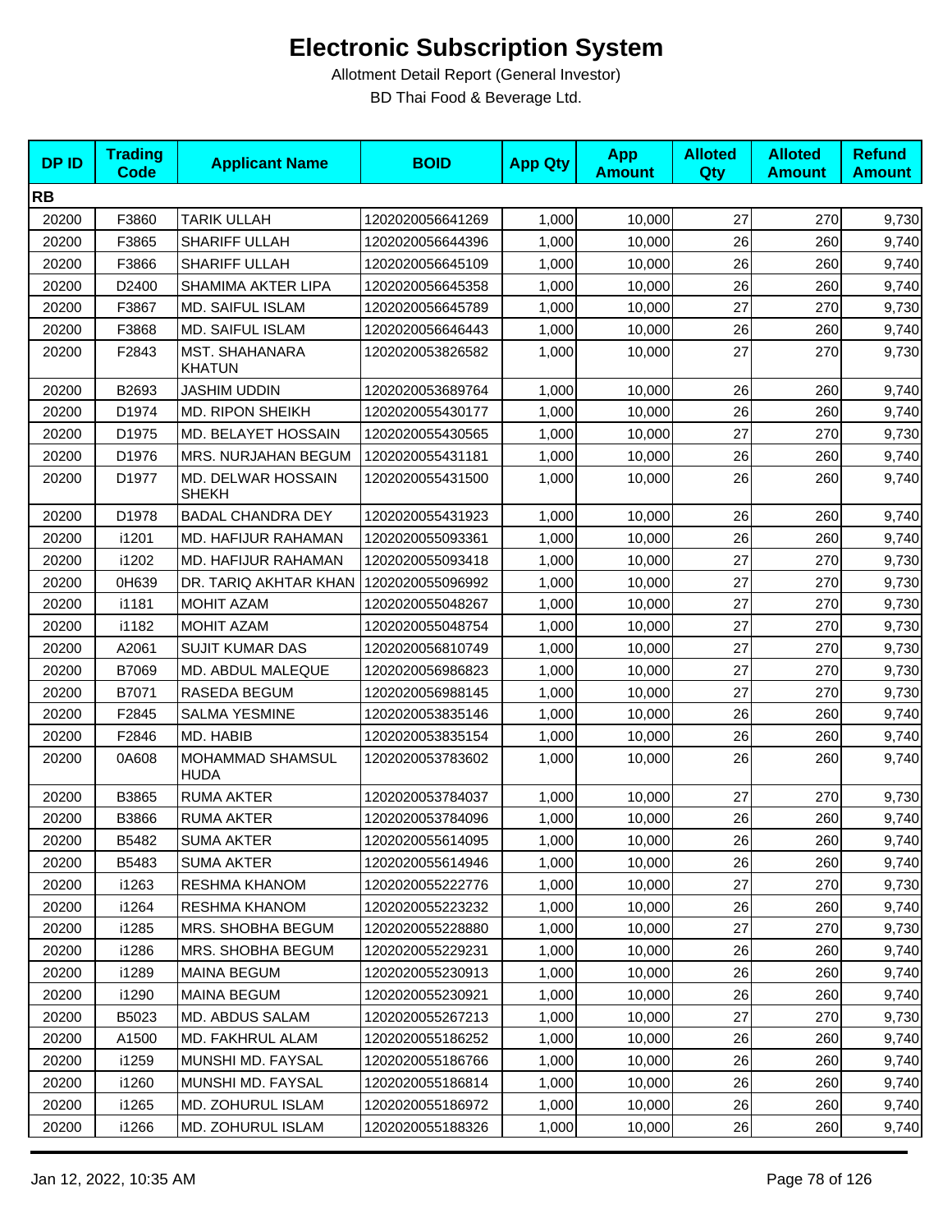# Electronic Subscription System

Allotment Detail Report (General Investor)

BD Thai Food & Beverage Ltd.

| DP ID | Trading Code | Applicant Name | BOID | App Qty | App Amount | Alloted Qty | Alloted Amount | Refund Amount |
|---|---|---|---|---|---|---|---|---|
| **RB** | | | | | | | | |
| 20200 | F3860 | TARIK ULLAH | 1202020056641269 | 1,000 | 10,000 | 27 | 270 | 9,730 |
| 20200 | F3865 | SHARIFF ULLAH | 1202020056644396 | 1,000 | 10,000 | 26 | 260 | 9,740 |
| 20200 | F3866 | SHARIFF ULLAH | 1202020056645109 | 1,000 | 10,000 | 26 | 260 | 9,740 |
| 20200 | D2400 | SHAMIMA AKTER LIPA | 1202020056645358 | 1,000 | 10,000 | 26 | 260 | 9,740 |
| 20200 | F3867 | MD. SAIFUL ISLAM | 1202020056645789 | 1,000 | 10,000 | 27 | 270 | 9,730 |
| 20200 | F3868 | MD. SAIFUL ISLAM | 1202020056646443 | 1,000 | 10,000 | 26 | 260 | 9,740 |
| 20200 | F2843 | MST. SHAHANARA KHATUN | 1202020053826582 | 1,000 | 10,000 | 27 | 270 | 9,730 |
| 20200 | B2693 | JASHIM UDDIN | 1202020053689764 | 1,000 | 10,000 | 26 | 260 | 9,740 |
| 20200 | D1974 | MD. RIPON SHEIKH | 1202020055430177 | 1,000 | 10,000 | 26 | 260 | 9,740 |
| 20200 | D1975 | MD. BELAYET HOSSAIN | 1202020055430565 | 1,000 | 10,000 | 27 | 270 | 9,730 |
| 20200 | D1976 | MRS. NURJAHAN BEGUM | 1202020055431181 | 1,000 | 10,000 | 26 | 260 | 9,740 |
| 20200 | D1977 | MD. DELWAR HOSSAIN SHEKH | 1202020055431500 | 1,000 | 10,000 | 26 | 260 | 9,740 |
| 20200 | D1978 | BADAL CHANDRA DEY | 1202020055431923 | 1,000 | 10,000 | 26 | 260 | 9,740 |
| 20200 | i1201 | MD. HAFIJUR RAHAMAN | 1202020055093361 | 1,000 | 10,000 | 26 | 260 | 9,740 |
| 20200 | i1202 | MD. HAFIJUR RAHAMAN | 1202020055093418 | 1,000 | 10,000 | 27 | 270 | 9,730 |
| 20200 | 0H639 | DR. TARIQ AKHTAR KHAN | 1202020055096992 | 1,000 | 10,000 | 27 | 270 | 9,730 |
| 20200 | i1181 | MOHIT AZAM | 1202020055048267 | 1,000 | 10,000 | 27 | 270 | 9,730 |
| 20200 | i1182 | MOHIT AZAM | 1202020055048754 | 1,000 | 10,000 | 27 | 270 | 9,730 |
| 20200 | A2061 | SUJIT KUMAR DAS | 1202020056810749 | 1,000 | 10,000 | 27 | 270 | 9,730 |
| 20200 | B7069 | MD. ABDUL MALEQUE | 1202020056986823 | 1,000 | 10,000 | 27 | 270 | 9,730 |
| 20200 | B7071 | RASEDA BEGUM | 1202020056988145 | 1,000 | 10,000 | 27 | 270 | 9,730 |
| 20200 | F2845 | SALMA YESMINE | 1202020053835146 | 1,000 | 10,000 | 26 | 260 | 9,740 |
| 20200 | F2846 | MD. HABIB | 1202020053835154 | 1,000 | 10,000 | 26 | 260 | 9,740 |
| 20200 | 0A608 | MOHAMMAD SHAMSUL HUDA | 1202020053783602 | 1,000 | 10,000 | 26 | 260 | 9,740 |
| 20200 | B3865 | RUMA AKTER | 1202020053784037 | 1,000 | 10,000 | 27 | 270 | 9,730 |
| 20200 | B3866 | RUMA AKTER | 1202020053784096 | 1,000 | 10,000 | 26 | 260 | 9,740 |
| 20200 | B5482 | SUMA AKTER | 1202020055614095 | 1,000 | 10,000 | 26 | 260 | 9,740 |
| 20200 | B5483 | SUMA AKTER | 1202020055614946 | 1,000 | 10,000 | 26 | 260 | 9,740 |
| 20200 | i1263 | RESHMA KHANOM | 1202020055222776 | 1,000 | 10,000 | 27 | 270 | 9,730 |
| 20200 | i1264 | RESHMA KHANOM | 1202020055223232 | 1,000 | 10,000 | 26 | 260 | 9,740 |
| 20200 | i1285 | MRS. SHOBHA BEGUM | 1202020055228880 | 1,000 | 10,000 | 27 | 270 | 9,730 |
| 20200 | i1286 | MRS. SHOBHA BEGUM | 1202020055229231 | 1,000 | 10,000 | 26 | 260 | 9,740 |
| 20200 | i1289 | MAINA BEGUM | 1202020055230913 | 1,000 | 10,000 | 26 | 260 | 9,740 |
| 20200 | i1290 | MAINA BEGUM | 1202020055230921 | 1,000 | 10,000 | 26 | 260 | 9,740 |
| 20200 | B5023 | MD. ABDUS SALAM | 1202020055267213 | 1,000 | 10,000 | 27 | 270 | 9,730 |
| 20200 | A1500 | MD. FAKHRUL ALAM | 1202020055186252 | 1,000 | 10,000 | 26 | 260 | 9,740 |
| 20200 | i1259 | MUNSHI MD. FAYSAL | 1202020055186766 | 1,000 | 10,000 | 26 | 260 | 9,740 |
| 20200 | i1260 | MUNSHI MD. FAYSAL | 1202020055186814 | 1,000 | 10,000 | 26 | 260 | 9,740 |
| 20200 | i1265 | MD. ZOHURUL ISLAM | 1202020055186972 | 1,000 | 10,000 | 26 | 260 | 9,740 |
| 20200 | i1266 | MD. ZOHURUL ISLAM | 1202020055188326 | 1,000 | 10,000 | 26 | 260 | 9,740 |

Jan 12, 2022, 10:35 AM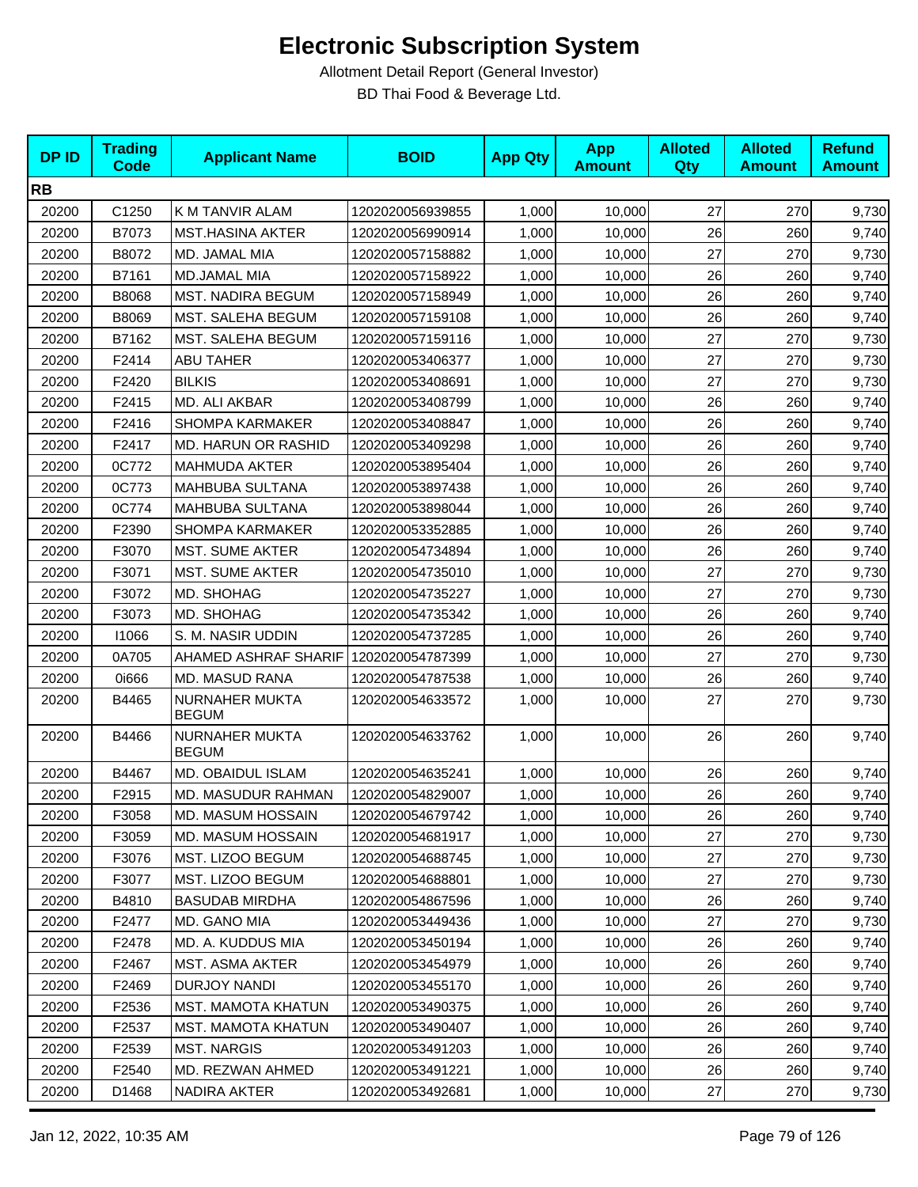# Electronic Subscription System

Allotment Detail Report (General Investor)

BD Thai Food & Beverage Ltd.

| DP ID | Trading Code | Applicant Name | BOID | App Qty | App Amount | Alloted Qty | Alloted Amount | Refund Amount |
|---|---|---|---|---|---|---|---|---|
| **RB** | | | | | | | | |
| 20200 | C1250 | K M TANVIR ALAM | 1202020056939855 | 1,000 | 10,000 | 27 | 270 | 9,730 |
| 20200 | B7073 | MST.HASINA AKTER | 1202020056990914 | 1,000 | 10,000 | 26 | 260 | 9,740 |
| 20200 | B8072 | MD. JAMAL MIA | 1202020057158882 | 1,000 | 10,000 | 27 | 270 | 9,730 |
| 20200 | B7161 | MD.JAMAL MIA | 1202020057158922 | 1,000 | 10,000 | 26 | 260 | 9,740 |
| 20200 | B8068 | MST. NADIRA BEGUM | 1202020057158949 | 1,000 | 10,000 | 26 | 260 | 9,740 |
| 20200 | B8069 | MST. SALEHA BEGUM | 1202020057159108 | 1,000 | 10,000 | 26 | 260 | 9,740 |
| 20200 | B7162 | MST. SALEHA BEGUM | 1202020057159116 | 1,000 | 10,000 | 27 | 270 | 9,730 |
| 20200 | F2414 | ABU TAHER | 1202020053406377 | 1,000 | 10,000 | 27 | 270 | 9,730 |
| 20200 | F2420 | BILKIS | 1202020053408691 | 1,000 | 10,000 | 27 | 270 | 9,730 |
| 20200 | F2415 | MD. ALI AKBAR | 1202020053408799 | 1,000 | 10,000 | 26 | 260 | 9,740 |
| 20200 | F2416 | SHOMPA KARMAKER | 1202020053408847 | 1,000 | 10,000 | 26 | 260 | 9,740 |
| 20200 | F2417 | MD. HARUN OR RASHID | 1202020053409298 | 1,000 | 10,000 | 26 | 260 | 9,740 |
| 20200 | 0C772 | MAHMUDA AKTER | 1202020053895404 | 1,000 | 10,000 | 26 | 260 | 9,740 |
| 20200 | 0C773 | MAHBUBA SULTANA | 1202020053897438 | 1,000 | 10,000 | 26 | 260 | 9,740 |
| 20200 | 0C774 | MAHBUBA SULTANA | 1202020053898044 | 1,000 | 10,000 | 26 | 260 | 9,740 |
| 20200 | F2390 | SHOMPA KARMAKER | 1202020053352885 | 1,000 | 10,000 | 26 | 260 | 9,740 |
| 20200 | F3070 | MST. SUME AKTER | 1202020054734894 | 1,000 | 10,000 | 26 | 260 | 9,740 |
| 20200 | F3071 | MST. SUME AKTER | 1202020054735010 | 1,000 | 10,000 | 27 | 270 | 9,730 |
| 20200 | F3072 | MD. SHOHAG | 1202020054735227 | 1,000 | 10,000 | 27 | 270 | 9,730 |
| 20200 | F3073 | MD. SHOHAG | 1202020054735342 | 1,000 | 10,000 | 26 | 260 | 9,740 |
| 20200 | I1066 | S. M. NASIR UDDIN | 1202020054737285 | 1,000 | 10,000 | 26 | 260 | 9,740 |
| 20200 | 0A705 | AHAMED ASHRAF SHARIF | 1202020054787399 | 1,000 | 10,000 | 27 | 270 | 9,730 |
| 20200 | 0i666 | MD. MASUD RANA | 1202020054787538 | 1,000 | 10,000 | 26 | 260 | 9,740 |
| 20200 | B4465 | NURNAHER MUKTA BEGUM | 1202020054633572 | 1,000 | 10,000 | 27 | 270 | 9,730 |
| 20200 | B4466 | NURNAHER MUKTA BEGUM | 1202020054633762 | 1,000 | 10,000 | 26 | 260 | 9,740 |
| 20200 | B4467 | MD. OBAIDUL ISLAM | 1202020054635241 | 1,000 | 10,000 | 26 | 260 | 9,740 |
| 20200 | F2915 | MD. MASUDUR RAHMAN | 1202020054829007 | 1,000 | 10,000 | 26 | 260 | 9,740 |
| 20200 | F3058 | MD. MASUM HOSSAIN | 1202020054679742 | 1,000 | 10,000 | 26 | 260 | 9,740 |
| 20200 | F3059 | MD. MASUM HOSSAIN | 1202020054681917 | 1,000 | 10,000 | 27 | 270 | 9,730 |
| 20200 | F3076 | MST. LIZOO BEGUM | 1202020054688745 | 1,000 | 10,000 | 27 | 270 | 9,730 |
| 20200 | F3077 | MST. LIZOO BEGUM | 1202020054688801 | 1,000 | 10,000 | 27 | 270 | 9,730 |
| 20200 | B4810 | BASUDAB MIRDHA | 1202020054867596 | 1,000 | 10,000 | 26 | 260 | 9,740 |
| 20200 | F2477 | MD. GANO MIA | 1202020053449436 | 1,000 | 10,000 | 27 | 270 | 9,730 |
| 20200 | F2478 | MD. A. KUDDUS MIA | 1202020053450194 | 1,000 | 10,000 | 26 | 260 | 9,740 |
| 20200 | F2467 | MST. ASMA AKTER | 1202020053454979 | 1,000 | 10,000 | 26 | 260 | 9,740 |
| 20200 | F2469 | DURJOY NANDI | 1202020053455170 | 1,000 | 10,000 | 26 | 260 | 9,740 |
| 20200 | F2536 | MST. MAMOTA KHATUN | 1202020053490375 | 1,000 | 10,000 | 26 | 260 | 9,740 |
| 20200 | F2537 | MST. MAMOTA KHATUN | 1202020053490407 | 1,000 | 10,000 | 26 | 260 | 9,740 |
| 20200 | F2539 | MST. NARGIS | 1202020053491203 | 1,000 | 10,000 | 26 | 260 | 9,740 |
| 20200 | F2540 | MD. REZWAN AHMED | 1202020053491221 | 1,000 | 10,000 | 26 | 260 | 9,740 |
| 20200 | D1468 | NADIRA AKTER | 1202020053492681 | 1,000 | 10,000 | 27 | 270 | 9,730 |

Jan 12, 2022, 10:35 AM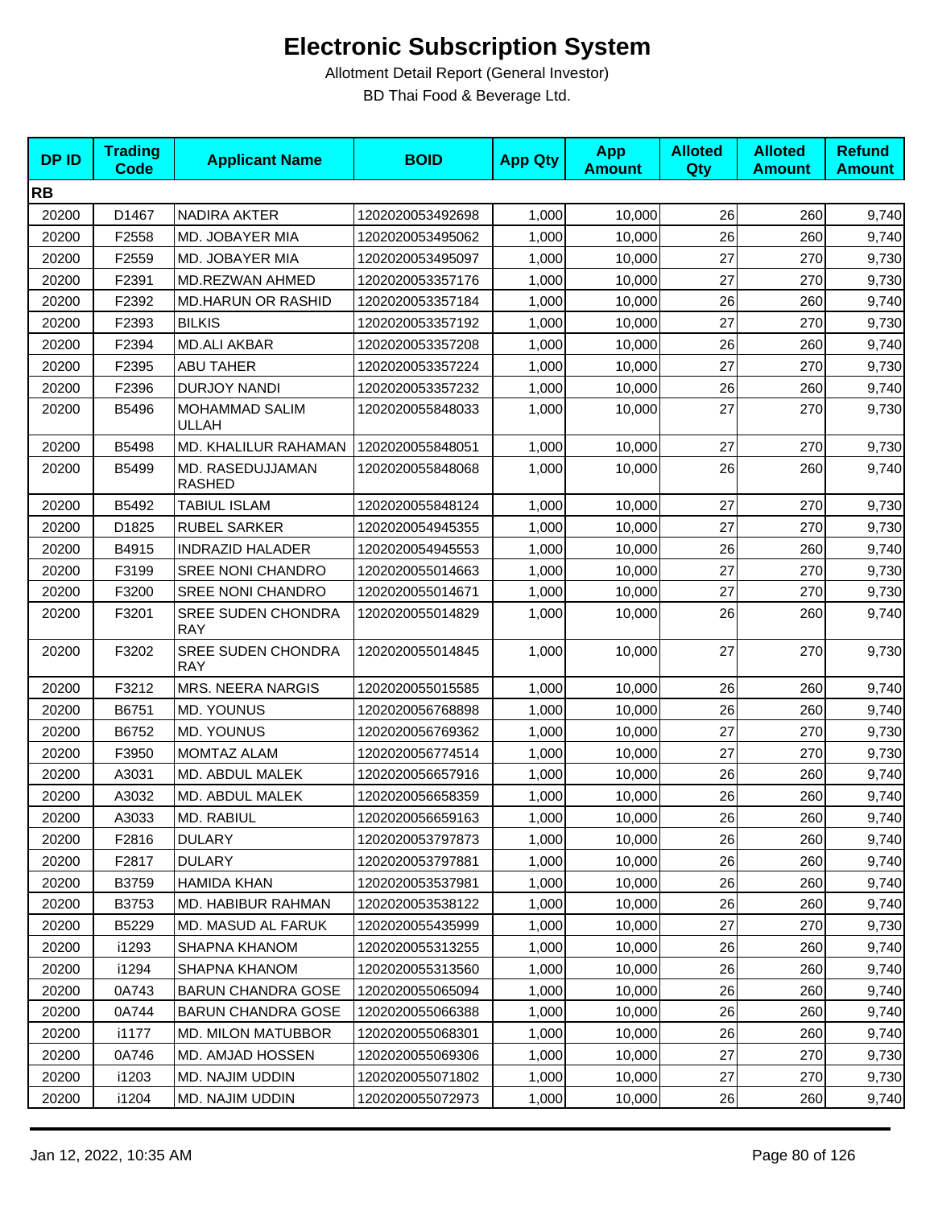# Electronic Subscription System

Allotment Detail Report (General Investor)

BD Thai Food & Beverage Ltd.

| DP ID | Trading Code | Applicant Name | BOID | App Qty | App Amount | Alloted Qty | Alloted Amount | Refund Amount |
|---|---|---|---|---|---|---|---|---|
| **RB** | | | | | | | | |
| 20200 | D1467 | NADIRA AKTER | 1202020053492698 | 1,000 | 10,000 | 26 | 260 | 9,740 |
| 20200 | F2558 | MD. JOBAYER MIA | 1202020053495062 | 1,000 | 10,000 | 26 | 260 | 9,740 |
| 20200 | F2559 | MD. JOBAYER MIA | 1202020053495097 | 1,000 | 10,000 | 27 | 270 | 9,730 |
| 20200 | F2391 | MD.REZWAN AHMED | 1202020053357176 | 1,000 | 10,000 | 27 | 270 | 9,730 |
| 20200 | F2392 | MD.HARUN OR RASHID | 1202020053357184 | 1,000 | 10,000 | 26 | 260 | 9,740 |
| 20200 | F2393 | BILKIS | 1202020053357192 | 1,000 | 10,000 | 27 | 270 | 9,730 |
| 20200 | F2394 | MD.ALI AKBAR | 1202020053357208 | 1,000 | 10,000 | 26 | 260 | 9,740 |
| 20200 | F2395 | ABU TAHER | 1202020053357224 | 1,000 | 10,000 | 27 | 270 | 9,730 |
| 20200 | F2396 | DURJOY NANDI | 1202020053357232 | 1,000 | 10,000 | 26 | 260 | 9,740 |
| 20200 | B5496 | MOHAMMAD SALIM ULLAH | 1202020055848033 | 1,000 | 10,000 | 27 | 270 | 9,730 |
| 20200 | B5498 | MD. KHALILUR RAHAMAN | 1202020055848051 | 1,000 | 10,000 | 27 | 270 | 9,730 |
| 20200 | B5499 | MD. RASEDUJJAMAN RASHED | 1202020055848068 | 1,000 | 10,000 | 26 | 260 | 9,740 |
| 20200 | B5492 | TABIUL ISLAM | 1202020055848124 | 1,000 | 10,000 | 27 | 270 | 9,730 |
| 20200 | D1825 | RUBEL SARKER | 1202020054945355 | 1,000 | 10,000 | 27 | 270 | 9,730 |
| 20200 | B4915 | INDRAZID HALADER | 1202020054945553 | 1,000 | 10,000 | 26 | 260 | 9,740 |
| 20200 | F3199 | SREE NONI CHANDRO | 1202020055014663 | 1,000 | 10,000 | 27 | 270 | 9,730 |
| 20200 | F3200 | SREE NONI CHANDRO | 1202020055014671 | 1,000 | 10,000 | 27 | 270 | 9,730 |
| 20200 | F3201 | SREE SUDEN CHONDRA RAY | 1202020055014829 | 1,000 | 10,000 | 26 | 260 | 9,740 |
| 20200 | F3202 | SREE SUDEN CHONDRA RAY | 1202020055014845 | 1,000 | 10,000 | 27 | 270 | 9,730 |
| 20200 | F3212 | MRS. NEERA NARGIS | 1202020055015585 | 1,000 | 10,000 | 26 | 260 | 9,740 |
| 20200 | B6751 | MD. YOUNUS | 1202020056768898 | 1,000 | 10,000 | 26 | 260 | 9,740 |
| 20200 | B6752 | MD. YOUNUS | 1202020056769362 | 1,000 | 10,000 | 27 | 270 | 9,730 |
| 20200 | F3950 | MOMTAZ ALAM | 1202020056774514 | 1,000 | 10,000 | 27 | 270 | 9,730 |
| 20200 | A3031 | MD. ABDUL MALEK | 1202020056657916 | 1,000 | 10,000 | 26 | 260 | 9,740 |
| 20200 | A3032 | MD. ABDUL MALEK | 1202020056658359 | 1,000 | 10,000 | 26 | 260 | 9,740 |
| 20200 | A3033 | MD. RABIUL | 1202020056659163 | 1,000 | 10,000 | 26 | 260 | 9,740 |
| 20200 | F2816 | DULARY | 1202020053797873 | 1,000 | 10,000 | 26 | 260 | 9,740 |
| 20200 | F2817 | DULARY | 1202020053797881 | 1,000 | 10,000 | 26 | 260 | 9,740 |
| 20200 | B3759 | HAMIDA KHAN | 1202020053537981 | 1,000 | 10,000 | 26 | 260 | 9,740 |
| 20200 | B3753 | MD. HABIBUR RAHMAN | 1202020053538122 | 1,000 | 10,000 | 26 | 260 | 9,740 |
| 20200 | B5229 | MD. MASUD AL FARUK | 1202020055435999 | 1,000 | 10,000 | 27 | 270 | 9,730 |
| 20200 | i1293 | SHAPNA KHANOM | 1202020055313255 | 1,000 | 10,000 | 26 | 260 | 9,740 |
| 20200 | i1294 | SHAPNA KHANOM | 1202020055313560 | 1,000 | 10,000 | 26 | 260 | 9,740 |
| 20200 | 0A743 | BARUN CHANDRA GOSE | 1202020055065094 | 1,000 | 10,000 | 26 | 260 | 9,740 |
| 20200 | 0A744 | BARUN CHANDRA GOSE | 1202020055066388 | 1,000 | 10,000 | 26 | 260 | 9,740 |
| 20200 | i1177 | MD. MILON MATUBBOR | 1202020055068301 | 1,000 | 10,000 | 26 | 260 | 9,740 |
| 20200 | 0A746 | MD. AMJAD HOSSEN | 1202020055069306 | 1,000 | 10,000 | 27 | 270 | 9,730 |
| 20200 | i1203 | MD. NAJIM UDDIN | 1202020055071802 | 1,000 | 10,000 | 27 | 270 | 9,730 |
| 20200 | i1204 | MD. NAJIM UDDIN | 1202020055072973 | 1,000 | 10,000 | 26 | 260 | 9,740 |

Jan 12, 2022, 10:35 AM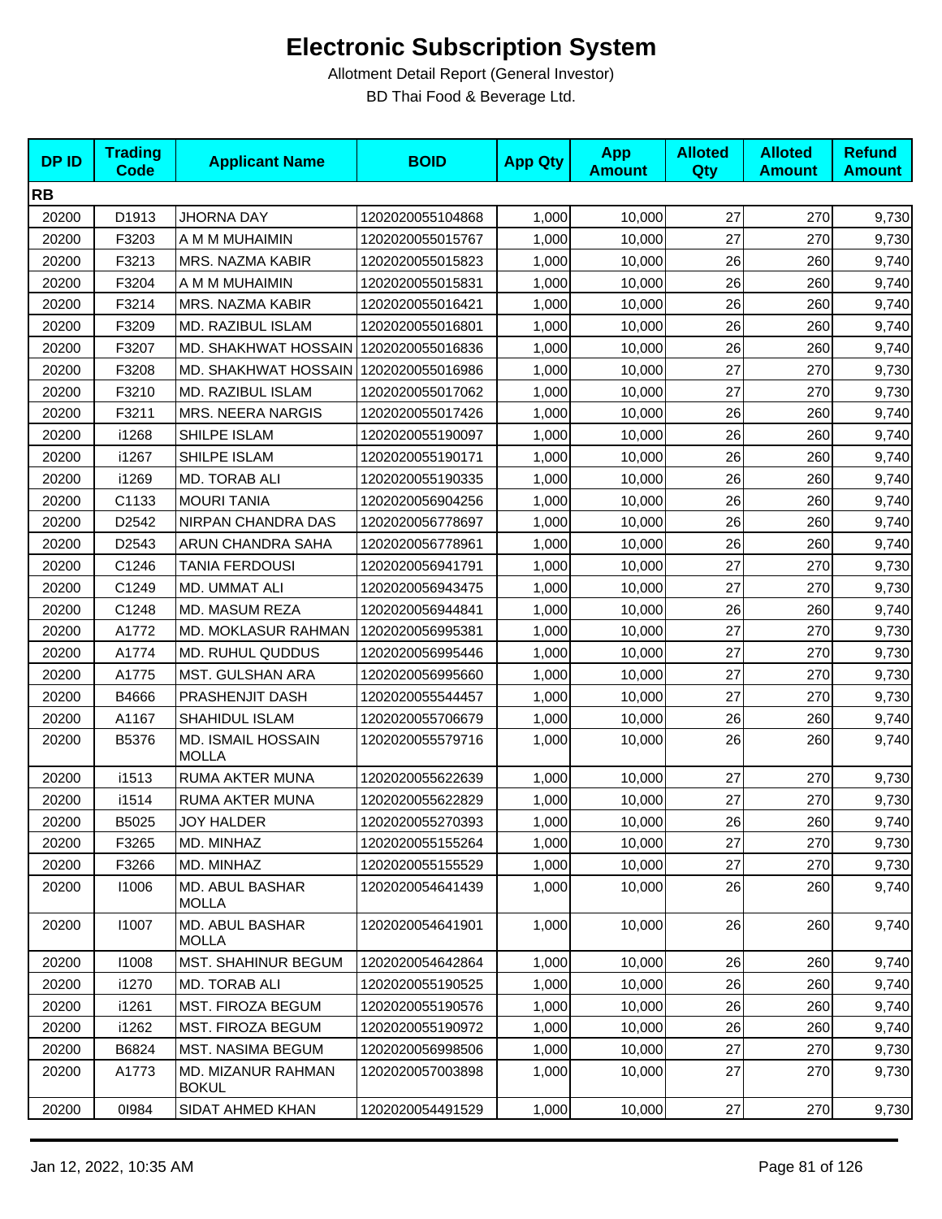# Electronic Subscription System

Allotment Detail Report (General Investor)

BD Thai Food & Beverage Ltd.

| DP ID | Trading Code | Applicant Name | BOID | App Qty | App Amount | Alloted Qty | Alloted Amount | Refund Amount |
|---|---|---|---|---|---|---|---|---|
| **RB** | | | | | | | | |
| 20200 | D1913 | JHORNA DAY | 1202020055104868 | 1,000 | 10,000 | 27 | 270 | 9,730 |
| 20200 | F3203 | A M M MUHAIMIN | 1202020055015767 | 1,000 | 10,000 | 27 | 270 | 9,730 |
| 20200 | F3213 | MRS. NAZMA KABIR | 1202020055015823 | 1,000 | 10,000 | 26 | 260 | 9,740 |
| 20200 | F3204 | A M M MUHAIMIN | 1202020055015831 | 1,000 | 10,000 | 26 | 260 | 9,740 |
| 20200 | F3214 | MRS. NAZMA KABIR | 1202020055016421 | 1,000 | 10,000 | 26 | 260 | 9,740 |
| 20200 | F3209 | MD. RAZIBUL ISLAM | 1202020055016801 | 1,000 | 10,000 | 26 | 260 | 9,740 |
| 20200 | F3207 | MD. SHAKHWAT HOSSAIN | 1202020055016836 | 1,000 | 10,000 | 26 | 260 | 9,740 |
| 20200 | F3208 | MD. SHAKHWAT HOSSAIN | 1202020055016986 | 1,000 | 10,000 | 27 | 270 | 9,730 |
| 20200 | F3210 | MD. RAZIBUL ISLAM | 1202020055017062 | 1,000 | 10,000 | 27 | 270 | 9,730 |
| 20200 | F3211 | MRS. NEERA NARGIS | 1202020055017426 | 1,000 | 10,000 | 26 | 260 | 9,740 |
| 20200 | i1268 | SHILPE ISLAM | 1202020055190097 | 1,000 | 10,000 | 26 | 260 | 9,740 |
| 20200 | i1267 | SHILPE ISLAM | 1202020055190171 | 1,000 | 10,000 | 26 | 260 | 9,740 |
| 20200 | i1269 | MD. TORAB ALI | 1202020055190335 | 1,000 | 10,000 | 26 | 260 | 9,740 |
| 20200 | C1133 | MOURI TANIA | 1202020056904256 | 1,000 | 10,000 | 26 | 260 | 9,740 |
| 20200 | D2542 | NIRPAN CHANDRA DAS | 1202020056778697 | 1,000 | 10,000 | 26 | 260 | 9,740 |
| 20200 | D2543 | ARUN CHANDRA SAHA | 1202020056778961 | 1,000 | 10,000 | 26 | 260 | 9,740 |
| 20200 | C1246 | TANIA FERDOUSI | 1202020056941791 | 1,000 | 10,000 | 27 | 270 | 9,730 |
| 20200 | C1249 | MD. UMMAT ALI | 1202020056943475 | 1,000 | 10,000 | 27 | 270 | 9,730 |
| 20200 | C1248 | MD. MASUM REZA | 1202020056944841 | 1,000 | 10,000 | 26 | 260 | 9,740 |
| 20200 | A1772 | MD. MOKLASUR RAHMAN | 1202020056995381 | 1,000 | 10,000 | 27 | 270 | 9,730 |
| 20200 | A1774 | MD. RUHUL QUDDUS | 1202020056995446 | 1,000 | 10,000 | 27 | 270 | 9,730 |
| 20200 | A1775 | MST. GULSHAN ARA | 1202020056995660 | 1,000 | 10,000 | 27 | 270 | 9,730 |
| 20200 | B4666 | PRASHENJIT DASH | 1202020055544457 | 1,000 | 10,000 | 27 | 270 | 9,730 |
| 20200 | A1167 | SHAHIDUL ISLAM | 1202020055706679 | 1,000 | 10,000 | 26 | 260 | 9,740 |
| 20200 | B5376 | MD. ISMAIL HOSSAIN MOLLA | 1202020055579716 | 1,000 | 10,000 | 26 | 260 | 9,740 |
| 20200 | i1513 | RUMA AKTER MUNA | 1202020055622639 | 1,000 | 10,000 | 27 | 270 | 9,730 |
| 20200 | i1514 | RUMA AKTER MUNA | 1202020055622829 | 1,000 | 10,000 | 27 | 270 | 9,730 |
| 20200 | B5025 | JOY HALDER | 1202020055270393 | 1,000 | 10,000 | 26 | 260 | 9,740 |
| 20200 | F3265 | MD. MINHAZ | 1202020055155264 | 1,000 | 10,000 | 27 | 270 | 9,730 |
| 20200 | F3266 | MD. MINHAZ | 1202020055155529 | 1,000 | 10,000 | 27 | 270 | 9,730 |
| 20200 | I1006 | MD. ABUL BASHAR MOLLA | 1202020054641439 | 1,000 | 10,000 | 26 | 260 | 9,740 |
| 20200 | I1007 | MD. ABUL BASHAR MOLLA | 1202020054641901 | 1,000 | 10,000 | 26 | 260 | 9,740 |
| 20200 | I1008 | MST. SHAHINUR BEGUM | 1202020054642864 | 1,000 | 10,000 | 26 | 260 | 9,740 |
| 20200 | i1270 | MD. TORAB ALI | 1202020055190525 | 1,000 | 10,000 | 26 | 260 | 9,740 |
| 20200 | i1261 | MST. FIROZA BEGUM | 1202020055190576 | 1,000 | 10,000 | 26 | 260 | 9,740 |
| 20200 | i1262 | MST. FIROZA BEGUM | 1202020055190972 | 1,000 | 10,000 | 26 | 260 | 9,740 |
| 20200 | B6824 | MST. NASIMA BEGUM | 1202020056998506 | 1,000 | 10,000 | 27 | 270 | 9,730 |
| 20200 | A1773 | MD. MIZANUR RAHMAN BOKUL | 1202020057003898 | 1,000 | 10,000 | 27 | 270 | 9,730 |
| 20200 | 0I984 | SIDAT AHMED KHAN | 1202020054491529 | 1,000 | 10,000 | 27 | 270 | 9,730 |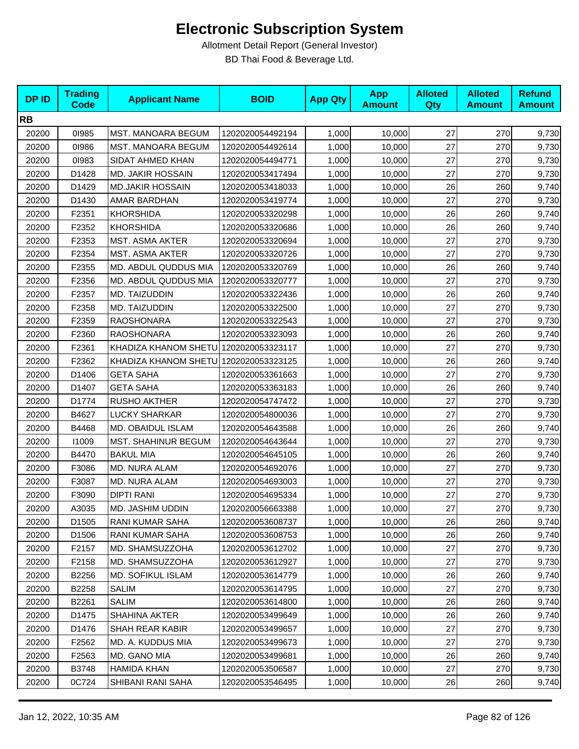# Electronic Subscription System

Allotment Detail Report (General Investor)

BD Thai Food & Beverage Ltd.

| DP ID | Trading Code | Applicant Name | BOID | App Qty | App Amount | Alloted Qty | Alloted Amount | Refund Amount |
|---|---|---|---|---|---|---|---|---|
| **RB** | | | | | | | | |
| 20200 | 0I985 | MST. MANOARA BEGUM | 1202020054492194 | 1,000 | 10,000 | 27 | 270 | 9,730 |
| 20200 | 0I986 | MST. MANOARA BEGUM | 1202020054492614 | 1,000 | 10,000 | 27 | 270 | 9,730 |
| 20200 | 0I983 | SIDAT AHMED KHAN | 1202020054494771 | 1,000 | 10,000 | 27 | 270 | 9,730 |
| 20200 | D1428 | MD. JAKIR HOSSAIN | 1202020053417494 | 1,000 | 10,000 | 27 | 270 | 9,730 |
| 20200 | D1429 | MD.JAKIR HOSSAIN | 1202020053418033 | 1,000 | 10,000 | 26 | 260 | 9,740 |
| 20200 | D1430 | AMAR BARDHAN | 1202020053419774 | 1,000 | 10,000 | 27 | 270 | 9,730 |
| 20200 | F2351 | KHORSHIDA | 1202020053320298 | 1,000 | 10,000 | 26 | 260 | 9,740 |
| 20200 | F2352 | KHORSHIDA | 1202020053320686 | 1,000 | 10,000 | 26 | 260 | 9,740 |
| 20200 | F2353 | MST. ASMA AKTER | 1202020053320694 | 1,000 | 10,000 | 27 | 270 | 9,730 |
| 20200 | F2354 | MST. ASMA AKTER | 1202020053320726 | 1,000 | 10,000 | 27 | 270 | 9,730 |
| 20200 | F2355 | MD. ABDUL QUDDUS MIA | 1202020053320769 | 1,000 | 10,000 | 26 | 260 | 9,740 |
| 20200 | F2356 | MD. ABDUL QUDDUS MIA | 1202020053320777 | 1,000 | 10,000 | 27 | 270 | 9,730 |
| 20200 | F2357 | MD. TAIZUDDIN | 1202020053322436 | 1,000 | 10,000 | 26 | 260 | 9,740 |
| 20200 | F2358 | MD. TAIZUDDIN | 1202020053322500 | 1,000 | 10,000 | 27 | 270 | 9,730 |
| 20200 | F2359 | RAOSHONARA | 1202020053322543 | 1,000 | 10,000 | 27 | 270 | 9,730 |
| 20200 | F2360 | RAOSHONARA | 1202020053323093 | 1,000 | 10,000 | 26 | 260 | 9,740 |
| 20200 | F2361 | KHADIZA KHANOM SHETU | 1202020053323117 | 1,000 | 10,000 | 27 | 270 | 9,730 |
| 20200 | F2362 | KHADIZA KHANOM SHETU | 1202020053323125 | 1,000 | 10,000 | 26 | 260 | 9,740 |
| 20200 | D1406 | GETA SAHA | 1202020053361663 | 1,000 | 10,000 | 27 | 270 | 9,730 |
| 20200 | D1407 | GETA SAHA | 1202020053363183 | 1,000 | 10,000 | 26 | 260 | 9,740 |
| 20200 | D1774 | RUSHO AKTHER | 1202020054747472 | 1,000 | 10,000 | 27 | 270 | 9,730 |
| 20200 | B4627 | LUCKY SHARKAR | 1202020054800036 | 1,000 | 10,000 | 27 | 270 | 9,730 |
| 20200 | B4468 | MD. OBAIDUL ISLAM | 1202020054643588 | 1,000 | 10,000 | 26 | 260 | 9,740 |
| 20200 | I1009 | MST. SHAHINUR BEGUM | 1202020054643644 | 1,000 | 10,000 | 27 | 270 | 9,730 |
| 20200 | B4470 | BAKUL MIA | 1202020054645105 | 1,000 | 10,000 | 26 | 260 | 9,740 |
| 20200 | F3086 | MD. NURA ALAM | 1202020054692076 | 1,000 | 10,000 | 27 | 270 | 9,730 |
| 20200 | F3087 | MD. NURA ALAM | 1202020054693003 | 1,000 | 10,000 | 27 | 270 | 9,730 |
| 20200 | F3090 | DIPTI RANI | 1202020054695334 | 1,000 | 10,000 | 27 | 270 | 9,730 |
| 20200 | A3035 | MD. JASHIM UDDIN | 1202020056663388 | 1,000 | 10,000 | 27 | 270 | 9,730 |
| 20200 | D1505 | RANI KUMAR SAHA | 1202020053608737 | 1,000 | 10,000 | 26 | 260 | 9,740 |
| 20200 | D1506 | RANI KUMAR SAHA | 1202020053608753 | 1,000 | 10,000 | 26 | 260 | 9,740 |
| 20200 | F2157 | MD. SHAMSUZZOHA | 1202020053612702 | 1,000 | 10,000 | 27 | 270 | 9,730 |
| 20200 | F2158 | MD. SHAMSUZZOHA | 1202020053612927 | 1,000 | 10,000 | 27 | 270 | 9,730 |
| 20200 | B2256 | MD. SOFIKUL ISLAM | 1202020053614779 | 1,000 | 10,000 | 26 | 260 | 9,740 |
| 20200 | B2258 | SALIM | 1202020053614795 | 1,000 | 10,000 | 27 | 270 | 9,730 |
| 20200 | B2261 | SALIM | 1202020053614800 | 1,000 | 10,000 | 26 | 260 | 9,740 |
| 20200 | D1475 | SHAHINA AKTER | 1202020053499649 | 1,000 | 10,000 | 26 | 260 | 9,740 |
| 20200 | D1476 | SHAH REAR KABIR | 1202020053499657 | 1,000 | 10,000 | 27 | 270 | 9,730 |
| 20200 | F2562 | MD. A. KUDDUS MIA | 1202020053499673 | 1,000 | 10,000 | 27 | 270 | 9,730 |
| 20200 | F2563 | MD. GANO MIA | 1202020053499681 | 1,000 | 10,000 | 26 | 260 | 9,740 |
| 20200 | B3748 | HAMIDA KHAN | 1202020053506587 | 1,000 | 10,000 | 27 | 270 | 9,730 |
| 20200 | 0C724 | SHIBANI RANI SAHA | 1202020053546495 | 1,000 | 10,000 | 26 | 260 | 9,740 |

Jan 12, 2022, 10:35 AM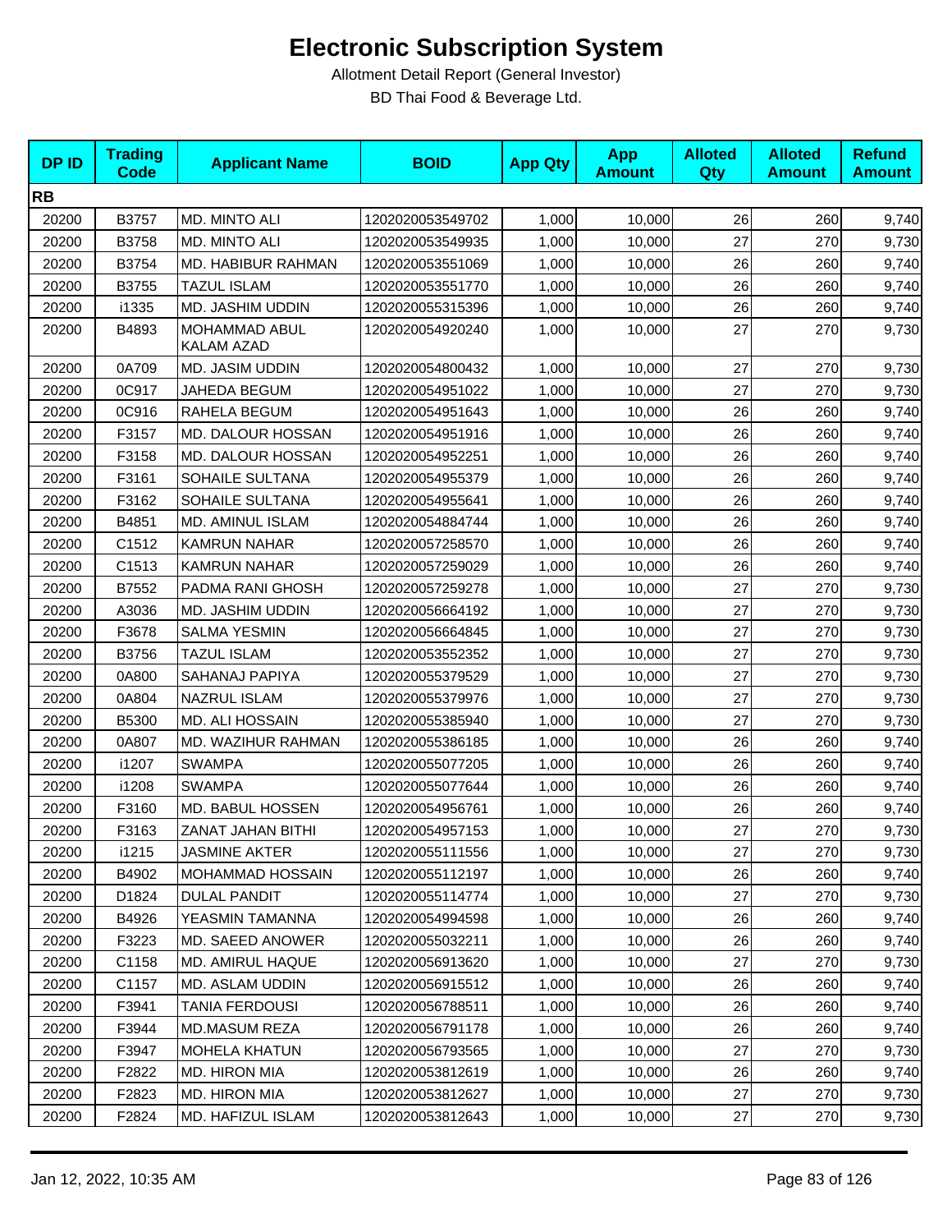# Electronic Subscription System

Allotment Detail Report (General Investor)

BD Thai Food & Beverage Ltd.

| DP ID | Trading Code | Applicant Name | BOID | App Qty | App Amount | Alloted Qty | Alloted Amount | Refund Amount |
|---|---|---|---|---|---|---|---|---|
| **RB** | | | | | | | | |
| 20200 | B3757 | MD. MINTO ALI | 1202020053549702 | 1,000 | 10,000 | 26 | 260 | 9,740 |
| 20200 | B3758 | MD. MINTO ALI | 1202020053549935 | 1,000 | 10,000 | 27 | 270 | 9,730 |
| 20200 | B3754 | MD. HABIBUR RAHMAN | 1202020053551069 | 1,000 | 10,000 | 26 | 260 | 9,740 |
| 20200 | B3755 | TAZUL ISLAM | 1202020053551770 | 1,000 | 10,000 | 26 | 260 | 9,740 |
| 20200 | i1335 | MD. JASHIM UDDIN | 1202020055315396 | 1,000 | 10,000 | 26 | 260 | 9,740 |
| 20200 | B4893 | MOHAMMAD ABUL KALAM AZAD | 1202020054920240 | 1,000 | 10,000 | 27 | 270 | 9,730 |
| 20200 | 0A709 | MD. JASIM UDDIN | 1202020054800432 | 1,000 | 10,000 | 27 | 270 | 9,730 |
| 20200 | 0C917 | JAHEDA BEGUM | 1202020054951022 | 1,000 | 10,000 | 27 | 270 | 9,730 |
| 20200 | 0C916 | RAHELA BEGUM | 1202020054951643 | 1,000 | 10,000 | 26 | 260 | 9,740 |
| 20200 | F3157 | MD. DALOUR HOSSAN | 1202020054951916 | 1,000 | 10,000 | 26 | 260 | 9,740 |
| 20200 | F3158 | MD. DALOUR HOSSAN | 1202020054952251 | 1,000 | 10,000 | 26 | 260 | 9,740 |
| 20200 | F3161 | SOHAILE SULTANA | 1202020054955379 | 1,000 | 10,000 | 26 | 260 | 9,740 |
| 20200 | F3162 | SOHAILE SULTANA | 1202020054955641 | 1,000 | 10,000 | 26 | 260 | 9,740 |
| 20200 | B4851 | MD. AMINUL ISLAM | 1202020054884744 | 1,000 | 10,000 | 26 | 260 | 9,740 |
| 20200 | C1512 | KAMRUN NAHAR | 1202020057258570 | 1,000 | 10,000 | 26 | 260 | 9,740 |
| 20200 | C1513 | KAMRUN NAHAR | 1202020057259029 | 1,000 | 10,000 | 26 | 260 | 9,740 |
| 20200 | B7552 | PADMA RANI GHOSH | 1202020057259278 | 1,000 | 10,000 | 27 | 270 | 9,730 |
| 20200 | A3036 | MD. JASHIM UDDIN | 1202020056664192 | 1,000 | 10,000 | 27 | 270 | 9,730 |
| 20200 | F3678 | SALMA YESMIN | 1202020056664845 | 1,000 | 10,000 | 27 | 270 | 9,730 |
| 20200 | B3756 | TAZUL ISLAM | 1202020053552352 | 1,000 | 10,000 | 27 | 270 | 9,730 |
| 20200 | 0A800 | SAHANAJ PAPIYA | 1202020055379529 | 1,000 | 10,000 | 27 | 270 | 9,730 |
| 20200 | 0A804 | NAZRUL ISLAM | 1202020055379976 | 1,000 | 10,000 | 27 | 270 | 9,730 |
| 20200 | B5300 | MD. ALI HOSSAIN | 1202020055385940 | 1,000 | 10,000 | 27 | 270 | 9,730 |
| 20200 | 0A807 | MD. WAZIHUR RAHMAN | 1202020055386185 | 1,000 | 10,000 | 26 | 260 | 9,740 |
| 20200 | i1207 | SWAMPA | 1202020055077205 | 1,000 | 10,000 | 26 | 260 | 9,740 |
| 20200 | i1208 | SWAMPA | 1202020055077644 | 1,000 | 10,000 | 26 | 260 | 9,740 |
| 20200 | F3160 | MD. BABUL HOSSEN | 1202020054956761 | 1,000 | 10,000 | 26 | 260 | 9,740 |
| 20200 | F3163 | ZANAT JAHAN BITHI | 1202020054957153 | 1,000 | 10,000 | 27 | 270 | 9,730 |
| 20200 | i1215 | JASMINE AKTER | 1202020055111556 | 1,000 | 10,000 | 27 | 270 | 9,730 |
| 20200 | B4902 | MOHAMMAD HOSSAIN | 1202020055112197 | 1,000 | 10,000 | 26 | 260 | 9,740 |
| 20200 | D1824 | DULAL PANDIT | 1202020055114774 | 1,000 | 10,000 | 27 | 270 | 9,730 |
| 20200 | B4926 | YEASMIN TAMANNA | 1202020054994598 | 1,000 | 10,000 | 26 | 260 | 9,740 |
| 20200 | F3223 | MD. SAEED ANOWER | 1202020055032211 | 1,000 | 10,000 | 26 | 260 | 9,740 |
| 20200 | C1158 | MD. AMIRUL HAQUE | 1202020056913620 | 1,000 | 10,000 | 27 | 270 | 9,730 |
| 20200 | C1157 | MD. ASLAM UDDIN | 1202020056915512 | 1,000 | 10,000 | 26 | 260 | 9,740 |
| 20200 | F3941 | TANIA FERDOUSI | 1202020056788511 | 1,000 | 10,000 | 26 | 260 | 9,740 |
| 20200 | F3944 | MD.MASUM REZA | 1202020056791178 | 1,000 | 10,000 | 26 | 260 | 9,740 |
| 20200 | F3947 | MOHELA KHATUN | 1202020056793565 | 1,000 | 10,000 | 27 | 270 | 9,730 |
| 20200 | F2822 | MD. HIRON MIA | 1202020053812619 | 1,000 | 10,000 | 26 | 260 | 9,740 |
| 20200 | F2823 | MD. HIRON MIA | 1202020053812627 | 1,000 | 10,000 | 27 | 270 | 9,730 |
| 20200 | F2824 | MD. HAFIZUL ISLAM | 1202020053812643 | 1,000 | 10,000 | 27 | 270 | 9,730 |

Jan 12, 2022, 10:35 AM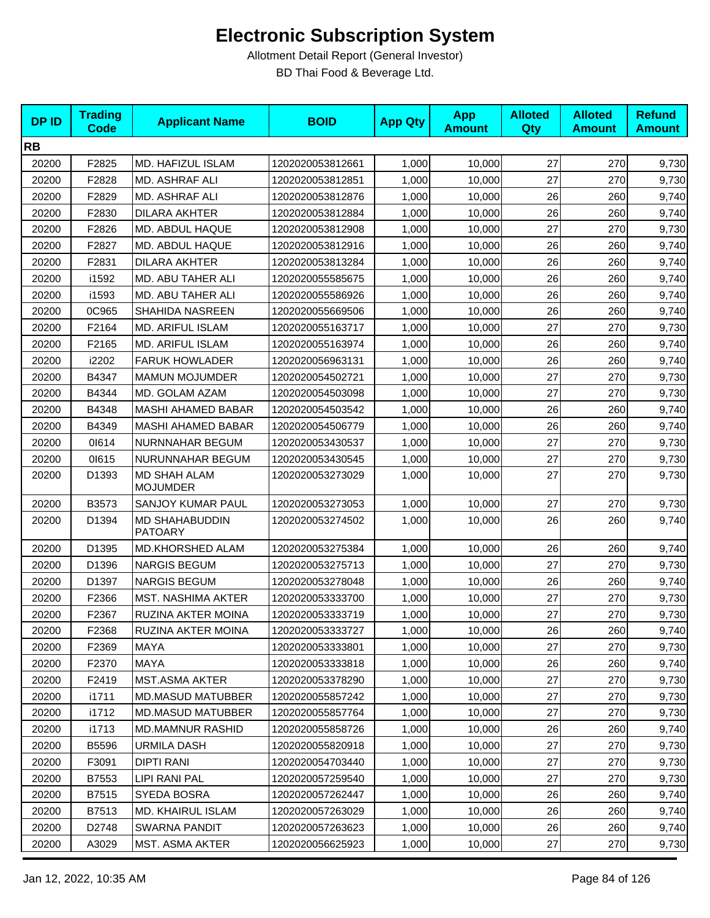# Electronic Subscription System

Allotment Detail Report (General Investor)

BD Thai Food & Beverage Ltd.

| DP ID | Trading Code | Applicant Name | BOID | App Qty | App Amount | Alloted Qty | Alloted Amount | Refund Amount |
|---|---|---|---|---|---|---|---|---|
| **RB** | | | | | | | | |
| 20200 | F2825 | MD. HAFIZUL ISLAM | 1202020053812661 | 1,000 | 10,000 | 27 | 270 | 9,730 |
| 20200 | F2828 | MD. ASHRAF ALI | 1202020053812851 | 1,000 | 10,000 | 27 | 270 | 9,730 |
| 20200 | F2829 | MD. ASHRAF ALI | 1202020053812876 | 1,000 | 10,000 | 26 | 260 | 9,740 |
| 20200 | F2830 | DILARA AKHTER | 1202020053812884 | 1,000 | 10,000 | 26 | 260 | 9,740 |
| 20200 | F2826 | MD. ABDUL HAQUE | 1202020053812908 | 1,000 | 10,000 | 27 | 270 | 9,730 |
| 20200 | F2827 | MD. ABDUL HAQUE | 1202020053812916 | 1,000 | 10,000 | 26 | 260 | 9,740 |
| 20200 | F2831 | DILARA AKHTER | 1202020053813284 | 1,000 | 10,000 | 26 | 260 | 9,740 |
| 20200 | i1592 | MD. ABU TAHER ALI | 1202020055585675 | 1,000 | 10,000 | 26 | 260 | 9,740 |
| 20200 | i1593 | MD. ABU TAHER ALI | 1202020055586926 | 1,000 | 10,000 | 26 | 260 | 9,740 |
| 20200 | 0C965 | SHAHIDA NASREEN | 1202020055669506 | 1,000 | 10,000 | 26 | 260 | 9,740 |
| 20200 | F2164 | MD. ARIFUL ISLAM | 1202020055163717 | 1,000 | 10,000 | 27 | 270 | 9,730 |
| 20200 | F2165 | MD. ARIFUL ISLAM | 1202020055163974 | 1,000 | 10,000 | 26 | 260 | 9,740 |
| 20200 | i2202 | FARUK HOWLADER | 1202020056963131 | 1,000 | 10,000 | 26 | 260 | 9,740 |
| 20200 | B4347 | MAMUN MOJUMDER | 1202020054502721 | 1,000 | 10,000 | 27 | 270 | 9,730 |
| 20200 | B4344 | MD. GOLAM AZAM | 1202020054503098 | 1,000 | 10,000 | 27 | 270 | 9,730 |
| 20200 | B4348 | MASHI AHAMED BABAR | 1202020054503542 | 1,000 | 10,000 | 26 | 260 | 9,740 |
| 20200 | B4349 | MASHI AHAMED BABAR | 1202020054506779 | 1,000 | 10,000 | 26 | 260 | 9,740 |
| 20200 | 0I614 | NURNNAHAR BEGUM | 1202020053430537 | 1,000 | 10,000 | 27 | 270 | 9,730 |
| 20200 | 0I615 | NURUNNAHAR BEGUM | 1202020053430545 | 1,000 | 10,000 | 27 | 270 | 9,730 |
| 20200 | D1393 | MD SHAH ALAM MOJUMDER | 1202020053273029 | 1,000 | 10,000 | 27 | 270 | 9,730 |
| 20200 | B3573 | SANJOY KUMAR PAUL | 1202020053273053 | 1,000 | 10,000 | 27 | 270 | 9,730 |
| 20200 | D1394 | MD SHAHABUDDIN PATOARY | 1202020053274502 | 1,000 | 10,000 | 26 | 260 | 9,740 |
| 20200 | D1395 | MD.KHORSHED ALAM | 1202020053275384 | 1,000 | 10,000 | 26 | 260 | 9,740 |
| 20200 | D1396 | NARGIS BEGUM | 1202020053275713 | 1,000 | 10,000 | 27 | 270 | 9,730 |
| 20200 | D1397 | NARGIS BEGUM | 1202020053278048 | 1,000 | 10,000 | 26 | 260 | 9,740 |
| 20200 | F2366 | MST. NASHIMA AKTER | 1202020053333700 | 1,000 | 10,000 | 27 | 270 | 9,730 |
| 20200 | F2367 | RUZINA AKTER MOINA | 1202020053333719 | 1,000 | 10,000 | 27 | 270 | 9,730 |
| 20200 | F2368 | RUZINA AKTER MOINA | 1202020053333727 | 1,000 | 10,000 | 26 | 260 | 9,740 |
| 20200 | F2369 | MAYA | 1202020053333801 | 1,000 | 10,000 | 27 | 270 | 9,730 |
| 20200 | F2370 | MAYA | 1202020053333818 | 1,000 | 10,000 | 26 | 260 | 9,740 |
| 20200 | F2419 | MST.ASMA AKTER | 1202020053378290 | 1,000 | 10,000 | 27 | 270 | 9,730 |
| 20200 | i1711 | MD.MASUD MATUBBER | 1202020055857242 | 1,000 | 10,000 | 27 | 270 | 9,730 |
| 20200 | i1712 | MD.MASUD MATUBBER | 1202020055857764 | 1,000 | 10,000 | 27 | 270 | 9,730 |
| 20200 | i1713 | MD.MAMNUR RASHID | 1202020055858726 | 1,000 | 10,000 | 26 | 260 | 9,740 |
| 20200 | B5596 | URMILA DASH | 1202020055820918 | 1,000 | 10,000 | 27 | 270 | 9,730 |
| 20200 | F3091 | DIPTI RANI | 1202020054703440 | 1,000 | 10,000 | 27 | 270 | 9,730 |
| 20200 | B7553 | LIPI RANI PAL | 1202020057259540 | 1,000 | 10,000 | 27 | 270 | 9,730 |
| 20200 | B7515 | SYEDA BOSRA | 1202020057262447 | 1,000 | 10,000 | 26 | 260 | 9,740 |
| 20200 | B7513 | MD. KHAIRUL ISLAM | 1202020057263029 | 1,000 | 10,000 | 26 | 260 | 9,740 |
| 20200 | D2748 | SWARNA PANDIT | 1202020057263623 | 1,000 | 10,000 | 26 | 260 | 9,740 |
| 20200 | A3029 | MST. ASMA AKTER | 1202020056625923 | 1,000 | 10,000 | 27 | 270 | 9,730 |

Jan 12, 2022, 10:35 AM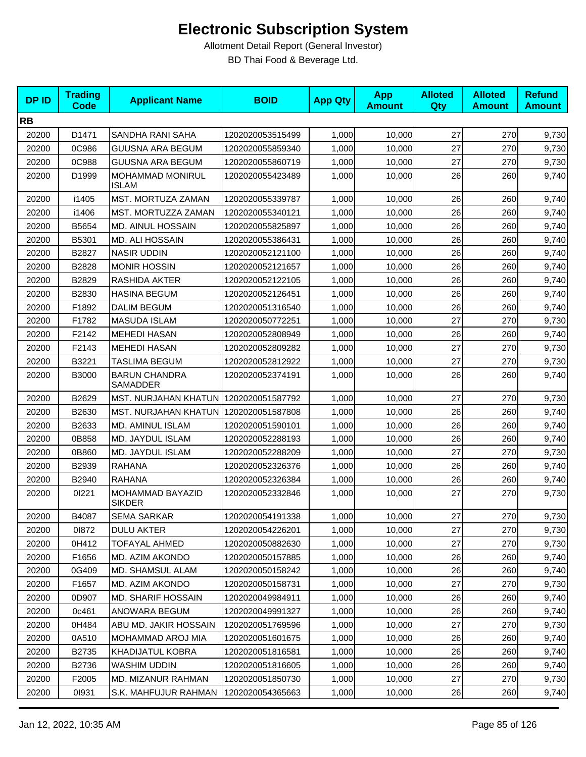# Electronic Subscription System

Allotment Detail Report (General Investor)

BD Thai Food & Beverage Ltd.

| DP ID | Trading Code | Applicant Name | BOID | App Qty | App Amount | Alloted Qty | Alloted Amount | Refund Amount |
|---|---|---|---|---|---|---|---|---|
| **RB** | | | | | | | | |
| 20200 | D1471 | SANDHA RANI SAHA | 1202020053515499 | 1,000 | 10,000 | 27 | 270 | 9,730 |
| 20200 | 0C986 | GUUSNA ARA BEGUM | 1202020055859340 | 1,000 | 10,000 | 27 | 270 | 9,730 |
| 20200 | 0C988 | GUUSNA ARA BEGUM | 1202020055860719 | 1,000 | 10,000 | 27 | 270 | 9,730 |
| 20200 | D1999 | MOHAMMAD MONIRUL ISLAM | 1202020055423489 | 1,000 | 10,000 | 26 | 260 | 9,740 |
| 20200 | i1405 | MST. MORTUZA ZAMAN | 1202020055339787 | 1,000 | 10,000 | 26 | 260 | 9,740 |
| 20200 | i1406 | MST. MORTUZZA ZAMAN | 1202020055340121 | 1,000 | 10,000 | 26 | 260 | 9,740 |
| 20200 | B5654 | MD. AINUL HOSSAIN | 1202020055825897 | 1,000 | 10,000 | 26 | 260 | 9,740 |
| 20200 | B5301 | MD. ALI HOSSAIN | 1202020055386431 | 1,000 | 10,000 | 26 | 260 | 9,740 |
| 20200 | B2827 | NASIR UDDIN | 1202020052121100 | 1,000 | 10,000 | 26 | 260 | 9,740 |
| 20200 | B2828 | MONIR HOSSIN | 1202020052121657 | 1,000 | 10,000 | 26 | 260 | 9,740 |
| 20200 | B2829 | RASHIDA AKTER | 1202020052122105 | 1,000 | 10,000 | 26 | 260 | 9,740 |
| 20200 | B2830 | HASINA BEGUM | 1202020052126451 | 1,000 | 10,000 | 26 | 260 | 9,740 |
| 20200 | F1892 | DALIM BEGUM | 1202020051316540 | 1,000 | 10,000 | 26 | 260 | 9,740 |
| 20200 | F1782 | MASUDA ISLAM | 1202020050772251 | 1,000 | 10,000 | 27 | 270 | 9,730 |
| 20200 | F2142 | MEHEDI HASAN | 1202020052808949 | 1,000 | 10,000 | 26 | 260 | 9,740 |
| 20200 | F2143 | MEHEDI HASAN | 1202020052809282 | 1,000 | 10,000 | 27 | 270 | 9,730 |
| 20200 | B3221 | TASLIMA BEGUM | 1202020052812922 | 1,000 | 10,000 | 27 | 270 | 9,730 |
| 20200 | B3000 | BARUN CHANDRA SAMADDER | 1202020052374191 | 1,000 | 10,000 | 26 | 260 | 9,740 |
| 20200 | B2629 | MST. NURJAHAN KHATUN | 1202020051587792 | 1,000 | 10,000 | 27 | 270 | 9,730 |
| 20200 | B2630 | MST. NURJAHAN KHATUN | 1202020051587808 | 1,000 | 10,000 | 26 | 260 | 9,740 |
| 20200 | B2633 | MD. AMINUL ISLAM | 1202020051590101 | 1,000 | 10,000 | 26 | 260 | 9,740 |
| 20200 | 0B858 | MD. JAYDUL ISLAM | 1202020052288193 | 1,000 | 10,000 | 26 | 260 | 9,740 |
| 20200 | 0B860 | MD. JAYDUL ISLAM | 1202020052288209 | 1,000 | 10,000 | 27 | 270 | 9,730 |
| 20200 | B2939 | RAHANA | 1202020052326376 | 1,000 | 10,000 | 26 | 260 | 9,740 |
| 20200 | B2940 | RAHANA | 1202020052326384 | 1,000 | 10,000 | 26 | 260 | 9,740 |
| 20200 | 0I221 | MOHAMMAD BAYAZID SIKDER | 1202020052332846 | 1,000 | 10,000 | 27 | 270 | 9,730 |
| 20200 | B4087 | SEMA SARKAR | 1202020054191338 | 1,000 | 10,000 | 27 | 270 | 9,730 |
| 20200 | 0I872 | DULU AKTER | 1202020054226201 | 1,000 | 10,000 | 27 | 270 | 9,730 |
| 20200 | 0H412 | TOFAYAL AHMED | 1202020050882630 | 1,000 | 10,000 | 27 | 270 | 9,730 |
| 20200 | F1656 | MD. AZIM AKONDO | 1202020050157885 | 1,000 | 10,000 | 26 | 260 | 9,740 |
| 20200 | 0G409 | MD. SHAMSUL ALAM | 1202020050158242 | 1,000 | 10,000 | 26 | 260 | 9,740 |
| 20200 | F1657 | MD. AZIM AKONDO | 1202020050158731 | 1,000 | 10,000 | 27 | 270 | 9,730 |
| 20200 | 0D907 | MD. SHARIF HOSSAIN | 1202020049984911 | 1,000 | 10,000 | 26 | 260 | 9,740 |
| 20200 | 0c461 | ANOWARA BEGUM | 1202020049991327 | 1,000 | 10,000 | 26 | 260 | 9,740 |
| 20200 | 0H484 | ABU MD. JAKIR HOSSAIN | 1202020051769596 | 1,000 | 10,000 | 27 | 270 | 9,730 |
| 20200 | 0A510 | MOHAMMAD AROJ MIA | 1202020051601675 | 1,000 | 10,000 | 26 | 260 | 9,740 |
| 20200 | B2735 | KHADIJATUL KOBRA | 1202020051816581 | 1,000 | 10,000 | 26 | 260 | 9,740 |
| 20200 | B2736 | WASHIM UDDIN | 1202020051816605 | 1,000 | 10,000 | 26 | 260 | 9,740 |
| 20200 | F2005 | MD. MIZANUR RAHMAN | 1202020051850730 | 1,000 | 10,000 | 27 | 270 | 9,730 |
| 20200 | 0I931 | S.K. MAHFUJUR RAHMAN | 1202020054365663 | 1,000 | 10,000 | 26 | 260 | 9,740 |

Jan 12, 2022, 10:35 AM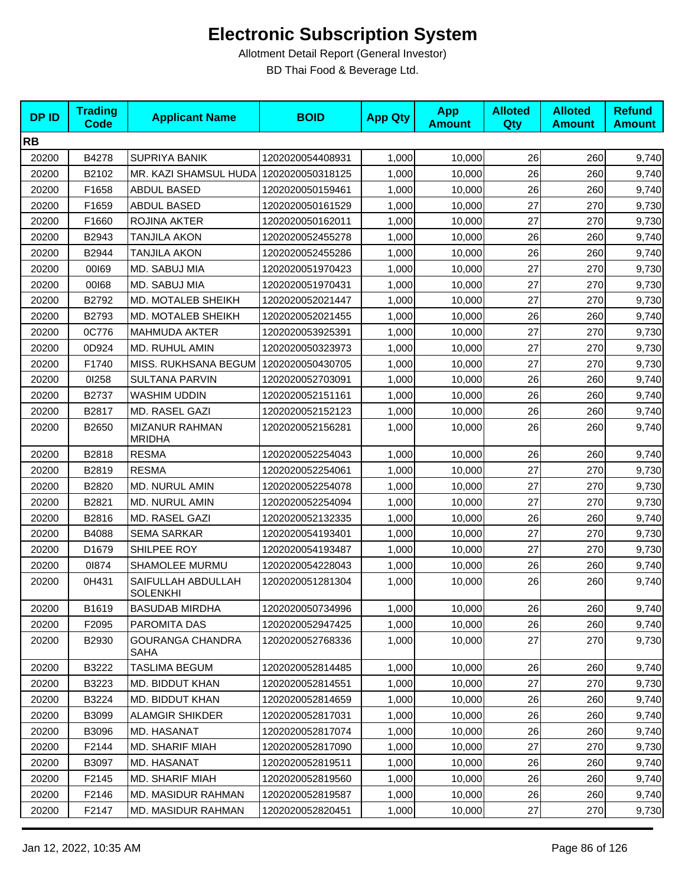# Electronic Subscription System

Allotment Detail Report (General Investor)

BD Thai Food & Beverage Ltd.

| DP ID | Trading Code | Applicant Name | BOID | App Qty | App Amount | Alloted Qty | Alloted Amount | Refund Amount |
|---|---|---|---|---|---|---|---|---|
| **RB** | | | | | | | | |
| 20200 | B4278 | SUPRIYA BANIK | 1202020054408931 | 1,000 | 10,000 | 26 | 260 | 9,740 |
| 20200 | B2102 | MR. KAZI SHAMSUL HUDA | 1202020050318125 | 1,000 | 10,000 | 26 | 260 | 9,740 |
| 20200 | F1658 | ABDUL BASED | 1202020050159461 | 1,000 | 10,000 | 26 | 260 | 9,740 |
| 20200 | F1659 | ABDUL BASED | 1202020050161529 | 1,000 | 10,000 | 27 | 270 | 9,730 |
| 20200 | F1660 | ROJINA AKTER | 1202020050162011 | 1,000 | 10,000 | 27 | 270 | 9,730 |
| 20200 | B2943 | TANJILA AKON | 1202020052455278 | 1,000 | 10,000 | 26 | 260 | 9,740 |
| 20200 | B2944 | TANJILA AKON | 1202020052455286 | 1,000 | 10,000 | 26 | 260 | 9,740 |
| 20200 | 00I69 | MD. SABUJ MIA | 1202020051970423 | 1,000 | 10,000 | 27 | 270 | 9,730 |
| 20200 | 00I68 | MD. SABUJ MIA | 1202020051970431 | 1,000 | 10,000 | 27 | 270 | 9,730 |
| 20200 | B2792 | MD. MOTALEB SHEIKH | 1202020052021447 | 1,000 | 10,000 | 27 | 270 | 9,730 |
| 20200 | B2793 | MD. MOTALEB SHEIKH | 1202020052021455 | 1,000 | 10,000 | 26 | 260 | 9,740 |
| 20200 | 0C776 | MAHMUDA AKTER | 1202020053925391 | 1,000 | 10,000 | 27 | 270 | 9,730 |
| 20200 | 0D924 | MD. RUHUL AMIN | 1202020050323973 | 1,000 | 10,000 | 27 | 270 | 9,730 |
| 20200 | F1740 | MISS. RUKHSANA BEGUM | 1202020050430705 | 1,000 | 10,000 | 27 | 270 | 9,730 |
| 20200 | 0I258 | SULTANA PARVIN | 1202020052703091 | 1,000 | 10,000 | 26 | 260 | 9,740 |
| 20200 | B2737 | WASHIM UDDIN | 1202020052151161 | 1,000 | 10,000 | 26 | 260 | 9,740 |
| 20200 | B2817 | MD. RASEL GAZI | 1202020052152123 | 1,000 | 10,000 | 26 | 260 | 9,740 |
| 20200 | B2650 | MIZANUR RAHMAN MRIDHA | 1202020052156281 | 1,000 | 10,000 | 26 | 260 | 9,740 |
| 20200 | B2818 | RESMA | 1202020052254043 | 1,000 | 10,000 | 26 | 260 | 9,740 |
| 20200 | B2819 | RESMA | 1202020052254061 | 1,000 | 10,000 | 27 | 270 | 9,730 |
| 20200 | B2820 | MD. NURUL AMIN | 1202020052254078 | 1,000 | 10,000 | 27 | 270 | 9,730 |
| 20200 | B2821 | MD. NURUL AMIN | 1202020052254094 | 1,000 | 10,000 | 27 | 270 | 9,730 |
| 20200 | B2816 | MD. RASEL GAZI | 1202020052132335 | 1,000 | 10,000 | 26 | 260 | 9,740 |
| 20200 | B4088 | SEMA SARKAR | 1202020054193401 | 1,000 | 10,000 | 27 | 270 | 9,730 |
| 20200 | D1679 | SHILPEE ROY | 1202020054193487 | 1,000 | 10,000 | 27 | 270 | 9,730 |
| 20200 | 0I874 | SHAMOLEE MURMU | 1202020054228043 | 1,000 | 10,000 | 26 | 260 | 9,740 |
| 20200 | 0H431 | SAIFULLAH ABDULLAH SOLENKHI | 1202020051281304 | 1,000 | 10,000 | 26 | 260 | 9,740 |
| 20200 | B1619 | BASUDAB MIRDHA | 1202020050734996 | 1,000 | 10,000 | 26 | 260 | 9,740 |
| 20200 | F2095 | PAROMITA DAS | 1202020052947425 | 1,000 | 10,000 | 26 | 260 | 9,740 |
| 20200 | B2930 | GOURANGA CHANDRA SAHA | 1202020052768336 | 1,000 | 10,000 | 27 | 270 | 9,730 |
| 20200 | B3222 | TASLIMA BEGUM | 1202020052814485 | 1,000 | 10,000 | 26 | 260 | 9,740 |
| 20200 | B3223 | MD. BIDDUT KHAN | 1202020052814551 | 1,000 | 10,000 | 27 | 270 | 9,730 |
| 20200 | B3224 | MD. BIDDUT KHAN | 1202020052814659 | 1,000 | 10,000 | 26 | 260 | 9,740 |
| 20200 | B3099 | ALAMGIR SHIKDER | 1202020052817031 | 1,000 | 10,000 | 26 | 260 | 9,740 |
| 20200 | B3096 | MD. HASANAT | 1202020052817074 | 1,000 | 10,000 | 26 | 260 | 9,740 |
| 20200 | F2144 | MD. SHARIF MIAH | 1202020052817090 | 1,000 | 10,000 | 27 | 270 | 9,730 |
| 20200 | B3097 | MD. HASANAT | 1202020052819511 | 1,000 | 10,000 | 26 | 260 | 9,740 |
| 20200 | F2145 | MD. SHARIF MIAH | 1202020052819560 | 1,000 | 10,000 | 26 | 260 | 9,740 |
| 20200 | F2146 | MD. MASIDUR RAHMAN | 1202020052819587 | 1,000 | 10,000 | 26 | 260 | 9,740 |
| 20200 | F2147 | MD. MASIDUR RAHMAN | 1202020052820451 | 1,000 | 10,000 | 27 | 270 | 9,730 |

Jan 12, 2022, 10:35 AM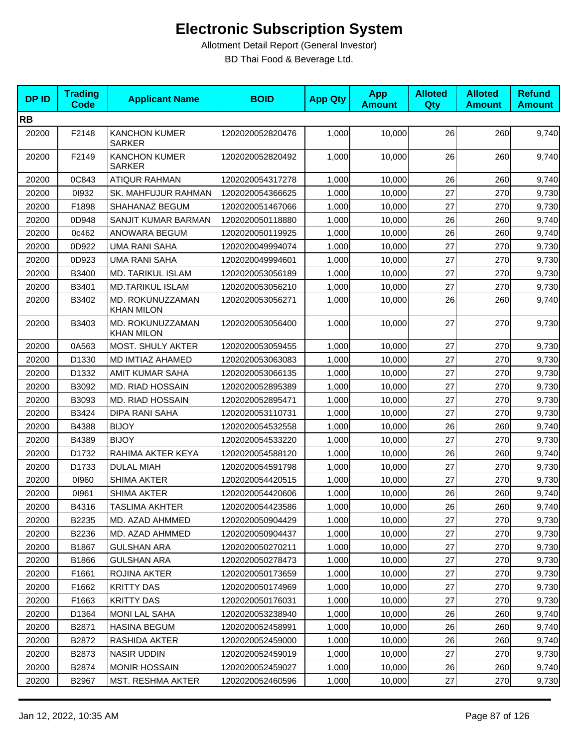# Electronic Subscription System

Allotment Detail Report (General Investor)

BD Thai Food & Beverage Ltd.

| DP ID | Trading Code | Applicant Name | BOID | App Qty | App Amount | Alloted Qty | Alloted Amount | Refund Amount |
|---|---|---|---|---|---|---|---|---|
| **RB** | | | | | | | | |
| 20200 | F2148 | KANCHON KUMER SARKER | 1202020052820476 | 1,000 | 10,000 | 26 | 260 | 9,740 |
| 20200 | F2149 | KANCHON KUMER SARKER | 1202020052820492 | 1,000 | 10,000 | 26 | 260 | 9,740 |
| 20200 | 0C843 | ATIQUR RAHMAN | 1202020054317278 | 1,000 | 10,000 | 26 | 260 | 9,740 |
| 20200 | 0I932 | SK. MAHFUJUR RAHMAN | 1202020054366625 | 1,000 | 10,000 | 27 | 270 | 9,730 |
| 20200 | F1898 | SHAHANAZ BEGUM | 1202020051467066 | 1,000 | 10,000 | 27 | 270 | 9,730 |
| 20200 | 0D948 | SANJIT KUMAR BARMAN | 1202020050118880 | 1,000 | 10,000 | 26 | 260 | 9,740 |
| 20200 | 0c462 | ANOWARA BEGUM | 1202020050119925 | 1,000 | 10,000 | 26 | 260 | 9,740 |
| 20200 | 0D922 | UMA RANI SAHA | 1202020049994074 | 1,000 | 10,000 | 27 | 270 | 9,730 |
| 20200 | 0D923 | UMA RANI SAHA | 1202020049994601 | 1,000 | 10,000 | 27 | 270 | 9,730 |
| 20200 | B3400 | MD. TARIKUL ISLAM | 1202020053056189 | 1,000 | 10,000 | 27 | 270 | 9,730 |
| 20200 | B3401 | MD.TARIKUL ISLAM | 1202020053056210 | 1,000 | 10,000 | 27 | 270 | 9,730 |
| 20200 | B3402 | MD. ROKUNUZZAMAN KHAN MILON | 1202020053056271 | 1,000 | 10,000 | 26 | 260 | 9,740 |
| 20200 | B3403 | MD. ROKUNUZZAMAN KHAN MILON | 1202020053056400 | 1,000 | 10,000 | 27 | 270 | 9,730 |
| 20200 | 0A563 | MOST. SHULY AKTER | 1202020053059455 | 1,000 | 10,000 | 27 | 270 | 9,730 |
| 20200 | D1330 | MD IMTIAZ AHAMED | 1202020053063083 | 1,000 | 10,000 | 27 | 270 | 9,730 |
| 20200 | D1332 | AMIT KUMAR SAHA | 1202020053066135 | 1,000 | 10,000 | 27 | 270 | 9,730 |
| 20200 | B3092 | MD. RIAD HOSSAIN | 1202020052895389 | 1,000 | 10,000 | 27 | 270 | 9,730 |
| 20200 | B3093 | MD. RIAD HOSSAIN | 1202020052895471 | 1,000 | 10,000 | 27 | 270 | 9,730 |
| 20200 | B3424 | DIPA RANI SAHA | 1202020053110731 | 1,000 | 10,000 | 27 | 270 | 9,730 |
| 20200 | B4388 | BIJOY | 1202020054532558 | 1,000 | 10,000 | 26 | 260 | 9,740 |
| 20200 | B4389 | BIJOY | 1202020054533220 | 1,000 | 10,000 | 27 | 270 | 9,730 |
| 20200 | D1732 | RAHIMA AKTER KEYA | 1202020054588120 | 1,000 | 10,000 | 26 | 260 | 9,740 |
| 20200 | D1733 | DULAL MIAH | 1202020054591798 | 1,000 | 10,000 | 27 | 270 | 9,730 |
| 20200 | 0I960 | SHIMA AKTER | 1202020054420515 | 1,000 | 10,000 | 27 | 270 | 9,730 |
| 20200 | 0I961 | SHIMA AKTER | 1202020054420606 | 1,000 | 10,000 | 26 | 260 | 9,740 |
| 20200 | B4316 | TASLIMA AKHTER | 1202020054423586 | 1,000 | 10,000 | 26 | 260 | 9,740 |
| 20200 | B2235 | MD. AZAD AHMMED | 1202020050904429 | 1,000 | 10,000 | 27 | 270 | 9,730 |
| 20200 | B2236 | MD. AZAD AHMMED | 1202020050904437 | 1,000 | 10,000 | 27 | 270 | 9,730 |
| 20200 | B1867 | GULSHAN ARA | 1202020050270211 | 1,000 | 10,000 | 27 | 270 | 9,730 |
| 20200 | B1866 | GULSHAN ARA | 1202020050278473 | 1,000 | 10,000 | 27 | 270 | 9,730 |
| 20200 | F1661 | ROJINA AKTER | 1202020050173659 | 1,000 | 10,000 | 27 | 270 | 9,730 |
| 20200 | F1662 | KRITTY DAS | 1202020050174969 | 1,000 | 10,000 | 27 | 270 | 9,730 |
| 20200 | F1663 | KRITTY DAS | 1202020050176031 | 1,000 | 10,000 | 27 | 270 | 9,730 |
| 20200 | D1364 | MONI LAL SAHA | 1202020053238940 | 1,000 | 10,000 | 26 | 260 | 9,740 |
| 20200 | B2871 | HASINA BEGUM | 1202020052458991 | 1,000 | 10,000 | 26 | 260 | 9,740 |
| 20200 | B2872 | RASHIDA AKTER | 1202020052459000 | 1,000 | 10,000 | 26 | 260 | 9,740 |
| 20200 | B2873 | NASIR UDDIN | 1202020052459019 | 1,000 | 10,000 | 27 | 270 | 9,730 |
| 20200 | B2874 | MONIR HOSSAIN | 1202020052459027 | 1,000 | 10,000 | 26 | 260 | 9,740 |
| 20200 | B2967 | MST. RESHMA AKTER | 1202020052460596 | 1,000 | 10,000 | 27 | 270 | 9,730 |

Jan 12, 2022, 10:35 AM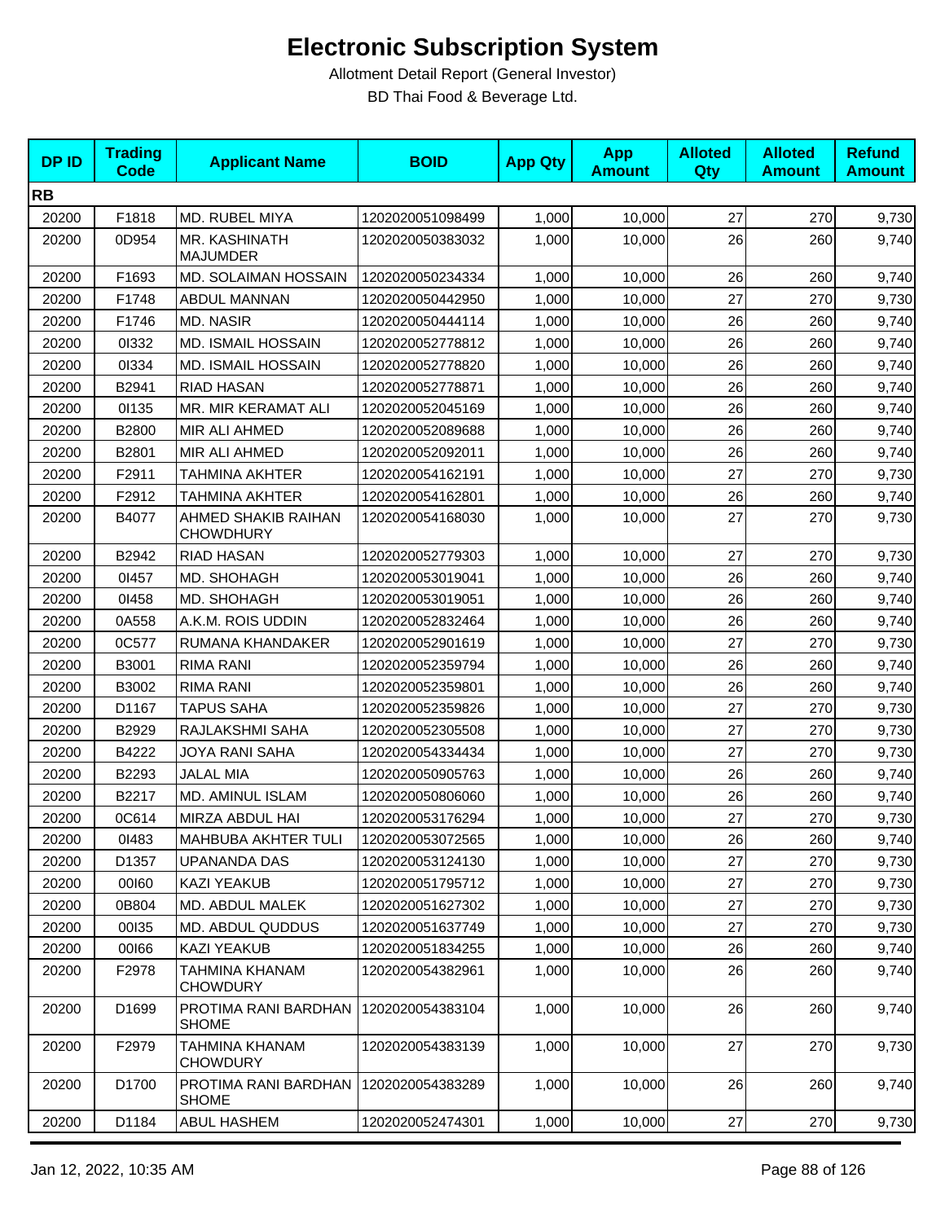# Electronic Subscription System

Allotment Detail Report (General Investor)

BD Thai Food & Beverage Ltd.

| DP ID | Trading Code | Applicant Name | BOID | App Qty | App Amount | Alloted Qty | Alloted Amount | Refund Amount |
|---|---|---|---|---|---|---|---|---|
| **RB** | | | | | | | | |
| 20200 | F1818 | MD. RUBEL MIYA | 1202020051098499 | 1,000 | 10,000 | 27 | 270 | 9,730 |
| 20200 | 0D954 | MR. KASHINATH MAJUMDER | 1202020050383032 | 1,000 | 10,000 | 26 | 260 | 9,740 |
| 20200 | F1693 | MD. SOLAIMAN HOSSAIN | 1202020050234334 | 1,000 | 10,000 | 26 | 260 | 9,740 |
| 20200 | F1748 | ABDUL MANNAN | 1202020050442950 | 1,000 | 10,000 | 27 | 270 | 9,730 |
| 20200 | F1746 | MD. NASIR | 1202020050444114 | 1,000 | 10,000 | 26 | 260 | 9,740 |
| 20200 | 0I332 | MD. ISMAIL HOSSAIN | 1202020052778812 | 1,000 | 10,000 | 26 | 260 | 9,740 |
| 20200 | 0I334 | MD. ISMAIL HOSSAIN | 1202020052778820 | 1,000 | 10,000 | 26 | 260 | 9,740 |
| 20200 | B2941 | RIAD HASAN | 1202020052778871 | 1,000 | 10,000 | 26 | 260 | 9,740 |
| 20200 | 0I135 | MR. MIR KERAMAT ALI | 1202020052045169 | 1,000 | 10,000 | 26 | 260 | 9,740 |
| 20200 | B2800 | MIR ALI AHMED | 1202020052089688 | 1,000 | 10,000 | 26 | 260 | 9,740 |
| 20200 | B2801 | MIR ALI AHMED | 1202020052092011 | 1,000 | 10,000 | 26 | 260 | 9,740 |
| 20200 | F2911 | TAHMINA AKHTER | 1202020054162191 | 1,000 | 10,000 | 27 | 270 | 9,730 |
| 20200 | F2912 | TAHMINA AKHTER | 1202020054162801 | 1,000 | 10,000 | 26 | 260 | 9,740 |
| 20200 | B4077 | AHMED SHAKIB RAIHAN CHOWDHURY | 1202020054168030 | 1,000 | 10,000 | 27 | 270 | 9,730 |
| 20200 | B2942 | RIAD HASAN | 1202020052779303 | 1,000 | 10,000 | 27 | 270 | 9,730 |
| 20200 | 0I457 | MD. SHOHAGH | 1202020053019041 | 1,000 | 10,000 | 26 | 260 | 9,740 |
| 20200 | 0I458 | MD. SHOHAGH | 1202020053019051 | 1,000 | 10,000 | 26 | 260 | 9,740 |
| 20200 | 0A558 | A.K.M. ROIS UDDIN | 1202020052832464 | 1,000 | 10,000 | 26 | 260 | 9,740 |
| 20200 | 0C577 | RUMANA KHANDAKER | 1202020052901619 | 1,000 | 10,000 | 27 | 270 | 9,730 |
| 20200 | B3001 | RIMA RANI | 1202020052359794 | 1,000 | 10,000 | 26 | 260 | 9,740 |
| 20200 | B3002 | RIMA RANI | 1202020052359801 | 1,000 | 10,000 | 26 | 260 | 9,740 |
| 20200 | D1167 | TAPUS SAHA | 1202020052359826 | 1,000 | 10,000 | 27 | 270 | 9,730 |
| 20200 | B2929 | RAJLAKSHMI SAHA | 1202020052305508 | 1,000 | 10,000 | 27 | 270 | 9,730 |
| 20200 | B4222 | JOYA RANI SAHA | 1202020054334434 | 1,000 | 10,000 | 27 | 270 | 9,730 |
| 20200 | B2293 | JALAL MIA | 1202020050905763 | 1,000 | 10,000 | 26 | 260 | 9,740 |
| 20200 | B2217 | MD. AMINUL ISLAM | 1202020050806060 | 1,000 | 10,000 | 26 | 260 | 9,740 |
| 20200 | 0C614 | MIRZA ABDUL HAI | 1202020053176294 | 1,000 | 10,000 | 27 | 270 | 9,730 |
| 20200 | 0I483 | MAHBUBA AKHTER TULI | 1202020053072565 | 1,000 | 10,000 | 26 | 260 | 9,740 |
| 20200 | D1357 | UPANANDA DAS | 1202020053124130 | 1,000 | 10,000 | 27 | 270 | 9,730 |
| 20200 | 00I60 | KAZI YEAKUB | 1202020051795712 | 1,000 | 10,000 | 27 | 270 | 9,730 |
| 20200 | 0B804 | MD. ABDUL MALEK | 1202020051627302 | 1,000 | 10,000 | 27 | 270 | 9,730 |
| 20200 | 00I35 | MD. ABDUL QUDDUS | 1202020051637749 | 1,000 | 10,000 | 27 | 270 | 9,730 |
| 20200 | 00I66 | KAZI YEAKUB | 1202020051834255 | 1,000 | 10,000 | 26 | 260 | 9,740 |
| 20200 | F2978 | TAHMINA KHANAM CHOWDURY | 1202020054382961 | 1,000 | 10,000 | 26 | 260 | 9,740 |
| 20200 | D1699 | PROTIMA RANI BARDHAN SHOME | 1202020054383104 | 1,000 | 10,000 | 26 | 260 | 9,740 |
| 20200 | F2979 | TAHMINA KHANAM CHOWDURY | 1202020054383139 | 1,000 | 10,000 | 27 | 270 | 9,730 |
| 20200 | D1700 | PROTIMA RANI BARDHAN SHOME | 1202020054383289 | 1,000 | 10,000 | 26 | 260 | 9,740 |
| 20200 | D1184 | ABUL HASHEM | 1202020052474301 | 1,000 | 10,000 | 27 | 270 | 9,730 |

Jan 12, 2022, 10:35 AM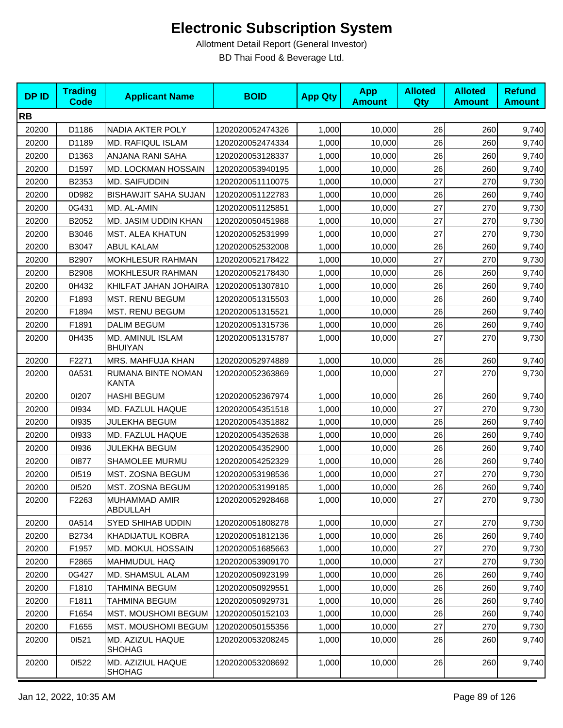# Electronic Subscription System

Allotment Detail Report (General Investor)

BD Thai Food & Beverage Ltd.

| DP ID | Trading Code | Applicant Name | BOID | App Qty | App Amount | Alloted Qty | Alloted Amount | Refund Amount |
|---|---|---|---|---|---|---|---|---|
| **RB** | | | | | | | | |
| 20200 | D1186 | NADIA AKTER POLY | 1202020052474326 | 1,000 | 10,000 | 26 | 260 | 9,740 |
| 20200 | D1189 | MD. RAFIQUL ISLAM | 1202020052474334 | 1,000 | 10,000 | 26 | 260 | 9,740 |
| 20200 | D1363 | ANJANA RANI SAHA | 1202020053128337 | 1,000 | 10,000 | 26 | 260 | 9,740 |
| 20200 | D1597 | MD. LOCKMAN HOSSAIN | 1202020053940195 | 1,000 | 10,000 | 26 | 260 | 9,740 |
| 20200 | B2353 | MD. SAIFUDDIN | 1202020051110075 | 1,000 | 10,000 | 27 | 270 | 9,730 |
| 20200 | 0D982 | BISHAWJIT SAHA SUJAN | 1202020051122783 | 1,000 | 10,000 | 26 | 260 | 9,740 |
| 20200 | 0G431 | MD. AL-AMIN | 1202020051125851 | 1,000 | 10,000 | 27 | 270 | 9,730 |
| 20200 | B2052 | MD. JASIM UDDIN KHAN | 1202020050451988 | 1,000 | 10,000 | 27 | 270 | 9,730 |
| 20200 | B3046 | MST. ALEA KHATUN | 1202020052531999 | 1,000 | 10,000 | 27 | 270 | 9,730 |
| 20200 | B3047 | ABUL KALAM | 1202020052532008 | 1,000 | 10,000 | 26 | 260 | 9,740 |
| 20200 | B2907 | MOKHLESUR RAHMAN | 1202020052178422 | 1,000 | 10,000 | 27 | 270 | 9,730 |
| 20200 | B2908 | MOKHLESUR RAHMAN | 1202020052178430 | 1,000 | 10,000 | 26 | 260 | 9,740 |
| 20200 | 0H432 | KHILFAT JAHAN JOHAIRA | 1202020051307810 | 1,000 | 10,000 | 26 | 260 | 9,740 |
| 20200 | F1893 | MST. RENU BEGUM | 1202020051315503 | 1,000 | 10,000 | 26 | 260 | 9,740 |
| 20200 | F1894 | MST. RENU BEGUM | 1202020051315521 | 1,000 | 10,000 | 26 | 260 | 9,740 |
| 20200 | F1891 | DALIM BEGUM | 1202020051315736 | 1,000 | 10,000 | 26 | 260 | 9,740 |
| 20200 | 0H435 | MD. AMINUL ISLAM BHUIYAN | 1202020051315787 | 1,000 | 10,000 | 27 | 270 | 9,730 |
| 20200 | F2271 | MRS. MAHFUJA KHAN | 1202020052974889 | 1,000 | 10,000 | 26 | 260 | 9,740 |
| 20200 | 0A531 | RUMANA BINTE NOMAN KANTA | 1202020052363869 | 1,000 | 10,000 | 27 | 270 | 9,730 |
| 20200 | 0I207 | HASHI BEGUM | 1202020052367974 | 1,000 | 10,000 | 26 | 260 | 9,740 |
| 20200 | 0I934 | MD. FAZLUL HAQUE | 1202020054351518 | 1,000 | 10,000 | 27 | 270 | 9,730 |
| 20200 | 0I935 | JULEKHA BEGUM | 1202020054351882 | 1,000 | 10,000 | 26 | 260 | 9,740 |
| 20200 | 0I933 | MD. FAZLUL HAQUE | 1202020054352638 | 1,000 | 10,000 | 26 | 260 | 9,740 |
| 20200 | 0I936 | JULEKHA BEGUM | 1202020054352900 | 1,000 | 10,000 | 26 | 260 | 9,740 |
| 20200 | 0I877 | SHAMOLEE MURMU | 1202020054252329 | 1,000 | 10,000 | 26 | 260 | 9,740 |
| 20200 | 0I519 | MST. ZOSNA BEGUM | 1202020053198536 | 1,000 | 10,000 | 27 | 270 | 9,730 |
| 20200 | 0I520 | MST. ZOSNA BEGUM | 1202020053199185 | 1,000 | 10,000 | 26 | 260 | 9,740 |
| 20200 | F2263 | MUHAMMAD AMIR ABDULLAH | 1202020052928468 | 1,000 | 10,000 | 27 | 270 | 9,730 |
| 20200 | 0A514 | SYED SHIHAB UDDIN | 1202020051808278 | 1,000 | 10,000 | 27 | 270 | 9,730 |
| 20200 | B2734 | KHADIJATUL KOBRA | 1202020051812136 | 1,000 | 10,000 | 26 | 260 | 9,740 |
| 20200 | F1957 | MD. MOKUL HOSSAIN | 1202020051685663 | 1,000 | 10,000 | 27 | 270 | 9,730 |
| 20200 | F2865 | MAHMUDUL HAQ | 1202020053909170 | 1,000 | 10,000 | 27 | 270 | 9,730 |
| 20200 | 0G427 | MD. SHAMSUL ALAM | 1202020050923199 | 1,000 | 10,000 | 26 | 260 | 9,740 |
| 20200 | F1810 | TAHMINA BEGUM | 1202020050929551 | 1,000 | 10,000 | 26 | 260 | 9,740 |
| 20200 | F1811 | TAHMINA BEGUM | 1202020050929731 | 1,000 | 10,000 | 26 | 260 | 9,740 |
| 20200 | F1654 | MST. MOUSHOMI BEGUM | 1202020050152103 | 1,000 | 10,000 | 26 | 260 | 9,740 |
| 20200 | F1655 | MST. MOUSHOMI BEGUM | 1202020050155356 | 1,000 | 10,000 | 27 | 270 | 9,730 |
| 20200 | 0I521 | MD. AZIZUL HAQUE SHOHAG | 1202020053208245 | 1,000 | 10,000 | 26 | 260 | 9,740 |
| 20200 | 0I522 | MD. AZIZIUL HAQUE SHOHAG | 1202020053208692 | 1,000 | 10,000 | 26 | 260 | 9,740 |

Jan 12, 2022, 10:35 AM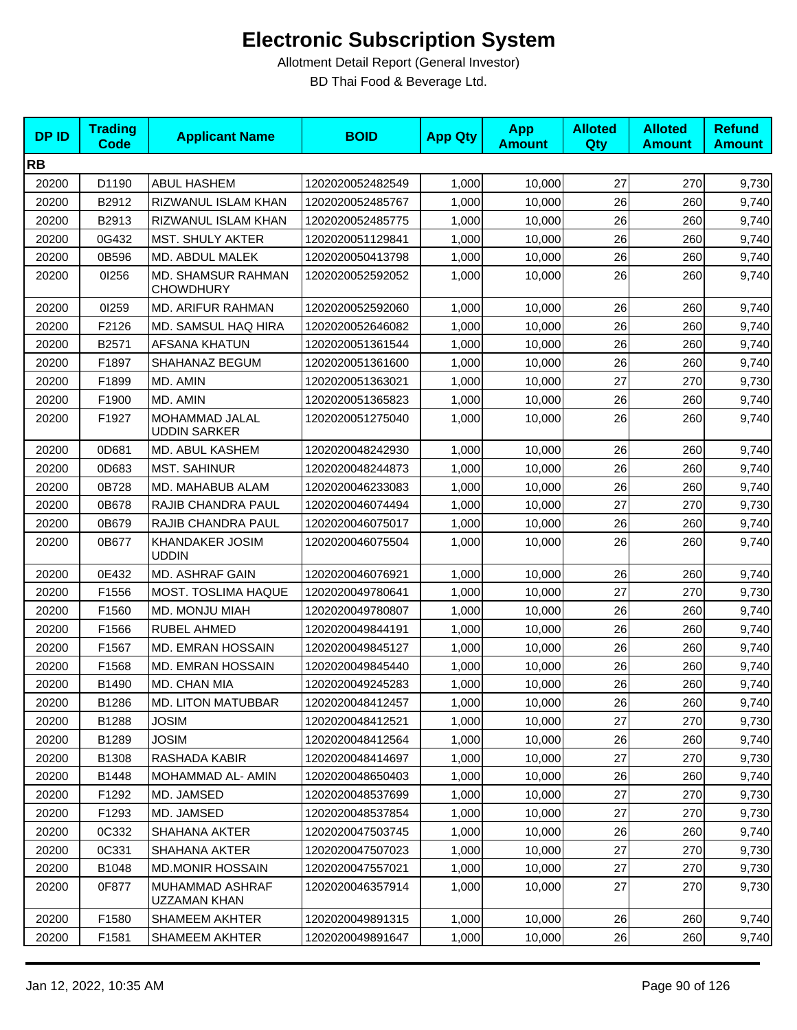# Electronic Subscription System

Allotment Detail Report (General Investor)

BD Thai Food & Beverage Ltd.

| DP ID | Trading Code | Applicant Name | BOID | App Qty | App Amount | Alloted Qty | Alloted Amount | Refund Amount |
|---|---|---|---|---|---|---|---|---|
| **RB** | | | | | | | | |
| 20200 | D1190 | ABUL HASHEM | 1202020052482549 | 1,000 | 10,000 | 27 | 270 | 9,730 |
| 20200 | B2912 | RIZWANUL ISLAM KHAN | 1202020052485767 | 1,000 | 10,000 | 26 | 260 | 9,740 |
| 20200 | B2913 | RIZWANUL ISLAM KHAN | 1202020052485775 | 1,000 | 10,000 | 26 | 260 | 9,740 |
| 20200 | 0G432 | MST. SHULY AKTER | 1202020051129841 | 1,000 | 10,000 | 26 | 260 | 9,740 |
| 20200 | 0B596 | MD. ABDUL MALEK | 1202020050413798 | 1,000 | 10,000 | 26 | 260 | 9,740 |
| 20200 | 0I256 | MD. SHAMSUR RAHMAN CHOWDHURY | 1202020052592052 | 1,000 | 10,000 | 26 | 260 | 9,740 |
| 20200 | 0I259 | MD. ARIFUR RAHMAN | 1202020052592060 | 1,000 | 10,000 | 26 | 260 | 9,740 |
| 20200 | F2126 | MD. SAMSUL HAQ HIRA | 1202020052646082 | 1,000 | 10,000 | 26 | 260 | 9,740 |
| 20200 | B2571 | AFSANA KHATUN | 1202020051361544 | 1,000 | 10,000 | 26 | 260 | 9,740 |
| 20200 | F1897 | SHAHANAZ BEGUM | 1202020051361600 | 1,000 | 10,000 | 26 | 260 | 9,740 |
| 20200 | F1899 | MD. AMIN | 1202020051363021 | 1,000 | 10,000 | 27 | 270 | 9,730 |
| 20200 | F1900 | MD. AMIN | 1202020051365823 | 1,000 | 10,000 | 26 | 260 | 9,740 |
| 20200 | F1927 | MOHAMMAD JALAL UDDIN SARKER | 1202020051275040 | 1,000 | 10,000 | 26 | 260 | 9,740 |
| 20200 | 0D681 | MD. ABUL KASHEM | 1202020048242930 | 1,000 | 10,000 | 26 | 260 | 9,740 |
| 20200 | 0D683 | MST. SAHINUR | 1202020048244873 | 1,000 | 10,000 | 26 | 260 | 9,740 |
| 20200 | 0B728 | MD. MAHABUB ALAM | 1202020046233083 | 1,000 | 10,000 | 26 | 260 | 9,740 |
| 20200 | 0B678 | RAJIB CHANDRA PAUL | 1202020046074494 | 1,000 | 10,000 | 27 | 270 | 9,730 |
| 20200 | 0B679 | RAJIB CHANDRA PAUL | 1202020046075017 | 1,000 | 10,000 | 26 | 260 | 9,740 |
| 20200 | 0B677 | KHANDAKER JOSIM UDDIN | 1202020046075504 | 1,000 | 10,000 | 26 | 260 | 9,740 |
| 20200 | 0E432 | MD. ASHRAF GAIN | 1202020046076921 | 1,000 | 10,000 | 26 | 260 | 9,740 |
| 20200 | F1556 | MOST. TOSLIMA HAQUE | 1202020049780641 | 1,000 | 10,000 | 27 | 270 | 9,730 |
| 20200 | F1560 | MD. MONJU MIAH | 1202020049780807 | 1,000 | 10,000 | 26 | 260 | 9,740 |
| 20200 | F1566 | RUBEL AHMED | 1202020049844191 | 1,000 | 10,000 | 26 | 260 | 9,740 |
| 20200 | F1567 | MD. EMRAN HOSSAIN | 1202020049845127 | 1,000 | 10,000 | 26 | 260 | 9,740 |
| 20200 | F1568 | MD. EMRAN HOSSAIN | 1202020049845440 | 1,000 | 10,000 | 26 | 260 | 9,740 |
| 20200 | B1490 | MD. CHAN MIA | 1202020049245283 | 1,000 | 10,000 | 26 | 260 | 9,740 |
| 20200 | B1286 | MD. LITON MATUBBAR | 1202020048412457 | 1,000 | 10,000 | 26 | 260 | 9,740 |
| 20200 | B1288 | JOSIM | 1202020048412521 | 1,000 | 10,000 | 27 | 270 | 9,730 |
| 20200 | B1289 | JOSIM | 1202020048412564 | 1,000 | 10,000 | 26 | 260 | 9,740 |
| 20200 | B1308 | RASHADA KABIR | 1202020048414697 | 1,000 | 10,000 | 27 | 270 | 9,730 |
| 20200 | B1448 | MOHAMMAD AL- AMIN | 1202020048650403 | 1,000 | 10,000 | 26 | 260 | 9,740 |
| 20200 | F1292 | MD. JAMSED | 1202020048537699 | 1,000 | 10,000 | 27 | 270 | 9,730 |
| 20200 | F1293 | MD. JAMSED | 1202020048537854 | 1,000 | 10,000 | 27 | 270 | 9,730 |
| 20200 | 0C332 | SHAHANA AKTER | 1202020047503745 | 1,000 | 10,000 | 26 | 260 | 9,740 |
| 20200 | 0C331 | SHAHANA AKTER | 1202020047507023 | 1,000 | 10,000 | 27 | 270 | 9,730 |
| 20200 | B1048 | MD.MONIR HOSSAIN | 1202020047557021 | 1,000 | 10,000 | 27 | 270 | 9,730 |
| 20200 | 0F877 | MUHAMMAD ASHRAF UZZAMAN KHAN | 1202020046357914 | 1,000 | 10,000 | 27 | 270 | 9,730 |
| 20200 | F1580 | SHAMEEM AKHTER | 1202020049891315 | 1,000 | 10,000 | 26 | 260 | 9,740 |
| 20200 | F1581 | SHAMEEM AKHTER | 1202020049891647 | 1,000 | 10,000 | 26 | 260 | 9,740 |

Jan 12, 2022, 10:35 AM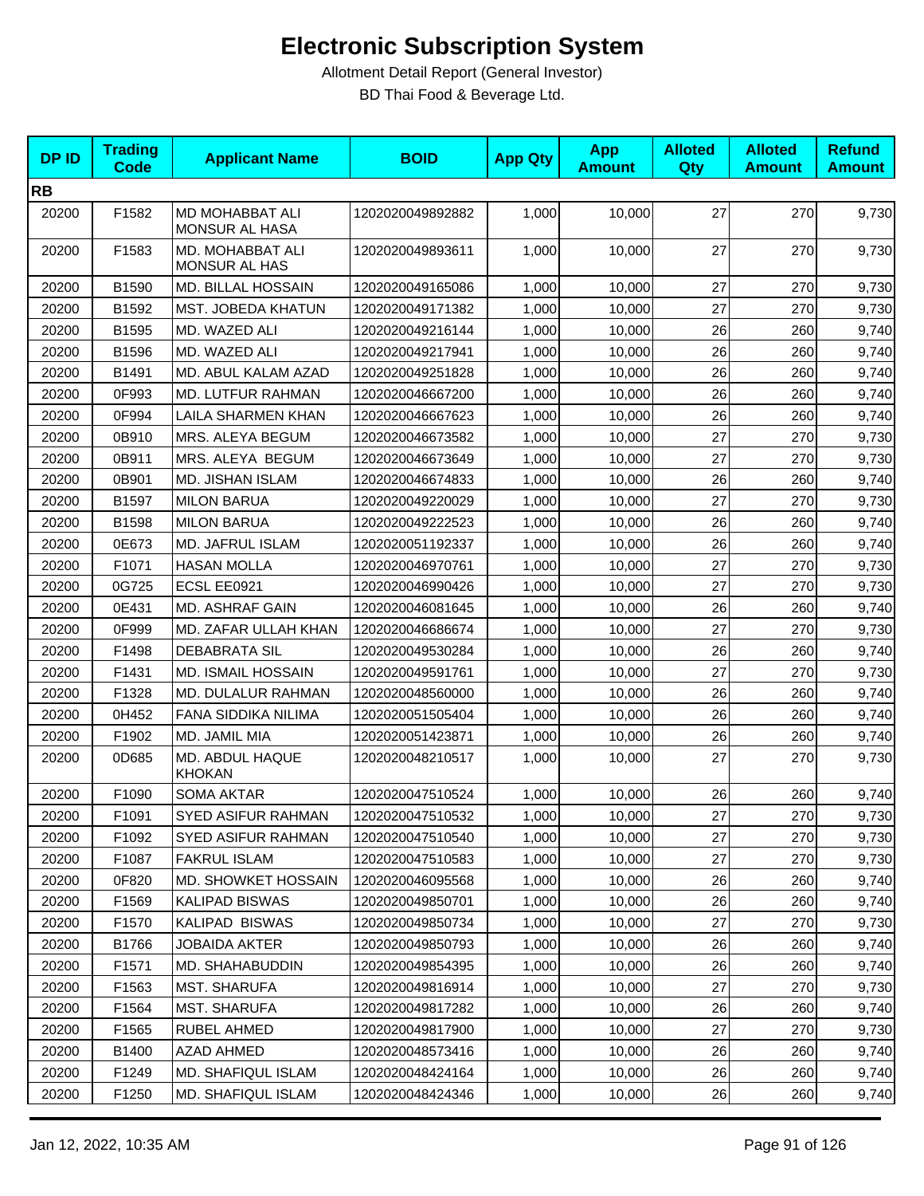# Electronic Subscription System

Allotment Detail Report (General Investor)

BD Thai Food & Beverage Ltd.

| DP ID | Trading Code | Applicant Name | BOID | App Qty | App Amount | Alloted Qty | Alloted Amount | Refund Amount |
|---|---|---|---|---|---|---|---|---|
| **RB** | | | | | | | | |
| 20200 | F1582 | MD MOHABBAT ALI MONSUR AL HASA | 1202020049892882 | 1,000 | 10,000 | 27 | 270 | 9,730 |
| 20200 | F1583 | MD. MOHABBAT ALI MONSUR AL HAS | 1202020049893611 | 1,000 | 10,000 | 27 | 270 | 9,730 |
| 20200 | B1590 | MD. BILLAL HOSSAIN | 1202020049165086 | 1,000 | 10,000 | 27 | 270 | 9,730 |
| 20200 | B1592 | MST. JOBEDA KHATUN | 1202020049171382 | 1,000 | 10,000 | 27 | 270 | 9,730 |
| 20200 | B1595 | MD. WAZED ALI | 1202020049216144 | 1,000 | 10,000 | 26 | 260 | 9,740 |
| 20200 | B1596 | MD. WAZED ALI | 1202020049217941 | 1,000 | 10,000 | 26 | 260 | 9,740 |
| 20200 | B1491 | MD. ABUL KALAM AZAD | 1202020049251828 | 1,000 | 10,000 | 26 | 260 | 9,740 |
| 20200 | 0F993 | MD. LUTFUR RAHMAN | 1202020046667200 | 1,000 | 10,000 | 26 | 260 | 9,740 |
| 20200 | 0F994 | LAILA SHARMEN KHAN | 1202020046667623 | 1,000 | 10,000 | 26 | 260 | 9,740 |
| 20200 | 0B910 | MRS. ALEYA BEGUM | 1202020046673582 | 1,000 | 10,000 | 27 | 270 | 9,730 |
| 20200 | 0B911 | MRS. ALEYA BEGUM | 1202020046673649 | 1,000 | 10,000 | 27 | 270 | 9,730 |
| 20200 | 0B901 | MD. JISHAN ISLAM | 1202020046674833 | 1,000 | 10,000 | 26 | 260 | 9,740 |
| 20200 | B1597 | MILON BARUA | 1202020049220029 | 1,000 | 10,000 | 27 | 270 | 9,730 |
| 20200 | B1598 | MILON BARUA | 1202020049222523 | 1,000 | 10,000 | 26 | 260 | 9,740 |
| 20200 | 0E673 | MD. JAFRUL ISLAM | 1202020051192337 | 1,000 | 10,000 | 26 | 260 | 9,740 |
| 20200 | F1071 | HASAN MOLLA | 1202020046970761 | 1,000 | 10,000 | 27 | 270 | 9,730 |
| 20200 | 0G725 | ECSL EE0921 | 1202020046990426 | 1,000 | 10,000 | 27 | 270 | 9,730 |
| 20200 | 0E431 | MD. ASHRAF GAIN | 1202020046081645 | 1,000 | 10,000 | 26 | 260 | 9,740 |
| 20200 | 0F999 | MD. ZAFAR ULLAH KHAN | 1202020046686674 | 1,000 | 10,000 | 27 | 270 | 9,730 |
| 20200 | F1498 | DEBABRATA SIL | 1202020049530284 | 1,000 | 10,000 | 26 | 260 | 9,740 |
| 20200 | F1431 | MD. ISMAIL HOSSAIN | 1202020049591761 | 1,000 | 10,000 | 27 | 270 | 9,730 |
| 20200 | F1328 | MD. DULALUR RAHMAN | 1202020048560000 | 1,000 | 10,000 | 26 | 260 | 9,740 |
| 20200 | 0H452 | FANA SIDDIKA NILIMA | 1202020051505404 | 1,000 | 10,000 | 26 | 260 | 9,740 |
| 20200 | F1902 | MD. JAMIL MIA | 1202020051423871 | 1,000 | 10,000 | 26 | 260 | 9,740 |
| 20200 | 0D685 | MD. ABDUL HAQUE KHOKAN | 1202020048210517 | 1,000 | 10,000 | 27 | 270 | 9,730 |
| 20200 | F1090 | SOMA AKTAR | 1202020047510524 | 1,000 | 10,000 | 26 | 260 | 9,740 |
| 20200 | F1091 | SYED ASIFUR RAHMAN | 1202020047510532 | 1,000 | 10,000 | 27 | 270 | 9,730 |
| 20200 | F1092 | SYED ASIFUR RAHMAN | 1202020047510540 | 1,000 | 10,000 | 27 | 270 | 9,730 |
| 20200 | F1087 | FAKRUL ISLAM | 1202020047510583 | 1,000 | 10,000 | 27 | 270 | 9,730 |
| 20200 | 0F820 | MD. SHOWKET HOSSAIN | 1202020046095568 | 1,000 | 10,000 | 26 | 260 | 9,740 |
| 20200 | F1569 | KALIPAD BISWAS | 1202020049850701 | 1,000 | 10,000 | 26 | 260 | 9,740 |
| 20200 | F1570 | KALIPAD BISWAS | 1202020049850734 | 1,000 | 10,000 | 27 | 270 | 9,730 |
| 20200 | B1766 | JOBAIDA AKTER | 1202020049850793 | 1,000 | 10,000 | 26 | 260 | 9,740 |
| 20200 | F1571 | MD. SHAHABUDDIN | 1202020049854395 | 1,000 | 10,000 | 26 | 260 | 9,740 |
| 20200 | F1563 | MST. SHARUFA | 1202020049816914 | 1,000 | 10,000 | 27 | 270 | 9,730 |
| 20200 | F1564 | MST. SHARUFA | 1202020049817282 | 1,000 | 10,000 | 26 | 260 | 9,740 |
| 20200 | F1565 | RUBEL AHMED | 1202020049817900 | 1,000 | 10,000 | 27 | 270 | 9,730 |
| 20200 | B1400 | AZAD AHMED | 1202020048573416 | 1,000 | 10,000 | 26 | 260 | 9,740 |
| 20200 | F1249 | MD. SHAFIQUL ISLAM | 1202020048424164 | 1,000 | 10,000 | 26 | 260 | 9,740 |
| 20200 | F1250 | MD. SHAFIQUL ISLAM | 1202020048424346 | 1,000 | 10,000 | 26 | 260 | 9,740 |

Jan 12, 2022, 10:35 AM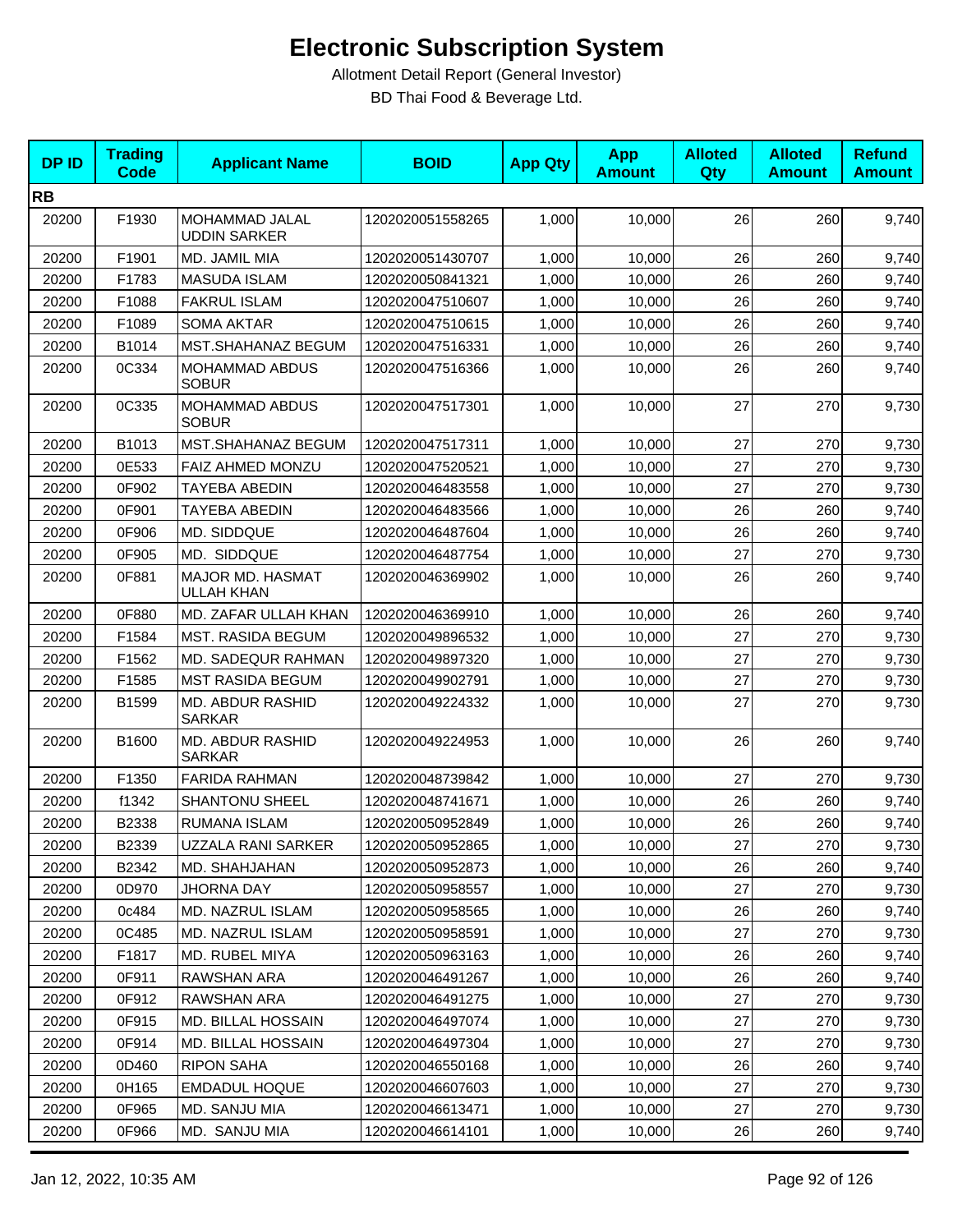# Electronic Subscription System

Allotment Detail Report (General Investor)

BD Thai Food & Beverage Ltd.

| DP ID | Trading Code | Applicant Name | BOID | App Qty | App Amount | Alloted Qty | Alloted Amount | Refund Amount |
|---|---|---|---|---|---|---|---|---|
| **RB** | | | | | | | | |
| 20200 | F1930 | MOHAMMAD JALAL UDDIN SARKER | 1202020051558265 | 1,000 | 10,000 | 26 | 260 | 9,740 |
| 20200 | F1901 | MD. JAMIL MIA | 1202020051430707 | 1,000 | 10,000 | 26 | 260 | 9,740 |
| 20200 | F1783 | MASUDA ISLAM | 1202020050841321 | 1,000 | 10,000 | 26 | 260 | 9,740 |
| 20200 | F1088 | FAKRUL ISLAM | 1202020047510607 | 1,000 | 10,000 | 26 | 260 | 9,740 |
| 20200 | F1089 | SOMA AKTAR | 1202020047510615 | 1,000 | 10,000 | 26 | 260 | 9,740 |
| 20200 | B1014 | MST.SHAHANAZ BEGUM | 1202020047516331 | 1,000 | 10,000 | 26 | 260 | 9,740 |
| 20200 | 0C334 | MOHAMMAD ABDUS SOBUR | 1202020047516366 | 1,000 | 10,000 | 26 | 260 | 9,740 |
| 20200 | 0C335 | MOHAMMAD ABDUS SOBUR | 1202020047517301 | 1,000 | 10,000 | 27 | 270 | 9,730 |
| 20200 | B1013 | MST.SHAHANAZ BEGUM | 1202020047517311 | 1,000 | 10,000 | 27 | 270 | 9,730 |
| 20200 | 0E533 | FAIZ AHMED MONZU | 1202020047520521 | 1,000 | 10,000 | 27 | 270 | 9,730 |
| 20200 | 0F902 | TAYEBA ABEDIN | 1202020046483558 | 1,000 | 10,000 | 27 | 270 | 9,730 |
| 20200 | 0F901 | TAYEBA ABEDIN | 1202020046483566 | 1,000 | 10,000 | 26 | 260 | 9,740 |
| 20200 | 0F906 | MD. SIDDQUE | 1202020046487604 | 1,000 | 10,000 | 26 | 260 | 9,740 |
| 20200 | 0F905 | MD.  SIDDQUE | 1202020046487754 | 1,000 | 10,000 | 27 | 270 | 9,730 |
| 20200 | 0F881 | MAJOR MD. HASMAT ULLAH KHAN | 1202020046369902 | 1,000 | 10,000 | 26 | 260 | 9,740 |
| 20200 | 0F880 | MD. ZAFAR ULLAH KHAN | 1202020046369910 | 1,000 | 10,000 | 26 | 260 | 9,740 |
| 20200 | F1584 | MST. RASIDA BEGUM | 1202020049896532 | 1,000 | 10,000 | 27 | 270 | 9,730 |
| 20200 | F1562 | MD. SADEQUR RAHMAN | 1202020049897320 | 1,000 | 10,000 | 27 | 270 | 9,730 |
| 20200 | F1585 | MST RASIDA BEGUM | 1202020049902791 | 1,000 | 10,000 | 27 | 270 | 9,730 |
| 20200 | B1599 | MD. ABDUR RASHID SARKAR | 1202020049224332 | 1,000 | 10,000 | 27 | 270 | 9,730 |
| 20200 | B1600 | MD. ABDUR RASHID SARKAR | 1202020049224953 | 1,000 | 10,000 | 26 | 260 | 9,740 |
| 20200 | F1350 | FARIDA RAHMAN | 1202020048739842 | 1,000 | 10,000 | 27 | 270 | 9,730 |
| 20200 | f1342 | SHANTONU SHEEL | 1202020048741671 | 1,000 | 10,000 | 26 | 260 | 9,740 |
| 20200 | B2338 | RUMANA ISLAM | 1202020050952849 | 1,000 | 10,000 | 26 | 260 | 9,740 |
| 20200 | B2339 | UZZALA RANI SARKER | 1202020050952865 | 1,000 | 10,000 | 27 | 270 | 9,730 |
| 20200 | B2342 | MD. SHAHJAHAN | 1202020050952873 | 1,000 | 10,000 | 26 | 260 | 9,740 |
| 20200 | 0D970 | JHORNA DAY | 1202020050958557 | 1,000 | 10,000 | 27 | 270 | 9,730 |
| 20200 | 0c484 | MD. NAZRUL ISLAM | 1202020050958565 | 1,000 | 10,000 | 26 | 260 | 9,740 |
| 20200 | 0C485 | MD. NAZRUL ISLAM | 1202020050958591 | 1,000 | 10,000 | 27 | 270 | 9,730 |
| 20200 | F1817 | MD. RUBEL MIYA | 1202020050963163 | 1,000 | 10,000 | 26 | 260 | 9,740 |
| 20200 | 0F911 | RAWSHAN ARA | 1202020046491267 | 1,000 | 10,000 | 26 | 260 | 9,740 |
| 20200 | 0F912 | RAWSHAN ARA | 1202020046491275 | 1,000 | 10,000 | 27 | 270 | 9,730 |
| 20200 | 0F915 | MD. BILLAL HOSSAIN | 1202020046497074 | 1,000 | 10,000 | 27 | 270 | 9,730 |
| 20200 | 0F914 | MD. BILLAL HOSSAIN | 1202020046497304 | 1,000 | 10,000 | 27 | 270 | 9,730 |
| 20200 | 0D460 | RIPON SAHA | 1202020046550168 | 1,000 | 10,000 | 26 | 260 | 9,740 |
| 20200 | 0H165 | EMDADUL HOQUE | 1202020046607603 | 1,000 | 10,000 | 27 | 270 | 9,730 |
| 20200 | 0F965 | MD. SANJU MIA | 1202020046613471 | 1,000 | 10,000 | 27 | 270 | 9,730 |
| 20200 | 0F966 | MD.  SANJU MIA | 1202020046614101 | 1,000 | 10,000 | 26 | 260 | 9,740 |

Jan 12, 2022, 10:35 AM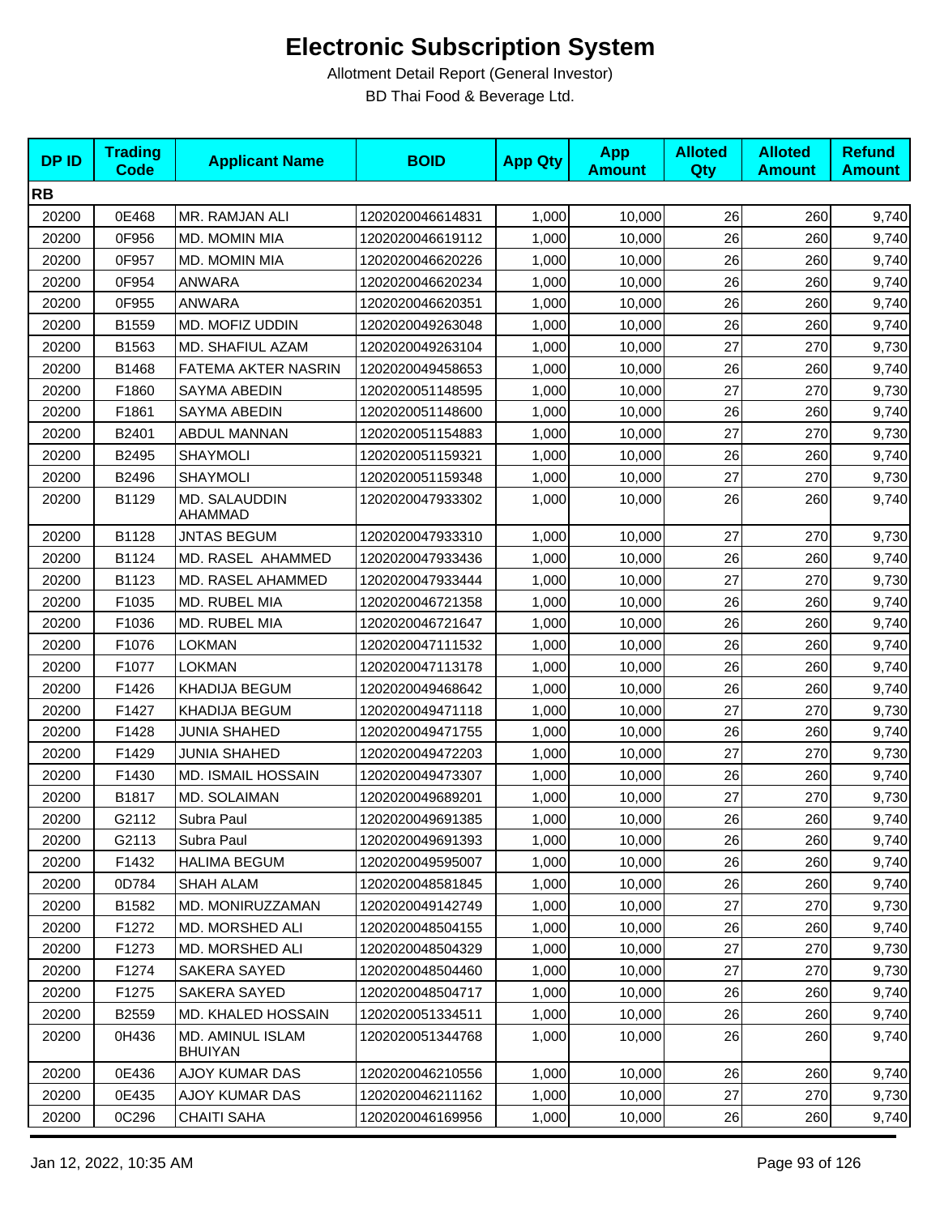# Electronic Subscription System

Allotment Detail Report (General Investor)

BD Thai Food & Beverage Ltd.

| DP ID | Trading Code | Applicant Name | BOID | App Qty | App Amount | Alloted Qty | Alloted Amount | Refund Amount |
|---|---|---|---|---|---|---|---|---|
| **RB** | | | | | | | | |
| 20200 | 0E468 | MR. RAMJAN ALI | 1202020046614831 | 1,000 | 10,000 | 26 | 260 | 9,740 |
| 20200 | 0F956 | MD. MOMIN MIA | 1202020046619112 | 1,000 | 10,000 | 26 | 260 | 9,740 |
| 20200 | 0F957 | MD. MOMIN MIA | 1202020046620226 | 1,000 | 10,000 | 26 | 260 | 9,740 |
| 20200 | 0F954 | ANWARA | 1202020046620234 | 1,000 | 10,000 | 26 | 260 | 9,740 |
| 20200 | 0F955 | ANWARA | 1202020046620351 | 1,000 | 10,000 | 26 | 260 | 9,740 |
| 20200 | B1559 | MD. MOFIZ UDDIN | 1202020049263048 | 1,000 | 10,000 | 26 | 260 | 9,740 |
| 20200 | B1563 | MD. SHAFIUL AZAM | 1202020049263104 | 1,000 | 10,000 | 27 | 270 | 9,730 |
| 20200 | B1468 | FATEMA AKTER NASRIN | 1202020049458653 | 1,000 | 10,000 | 26 | 260 | 9,740 |
| 20200 | F1860 | SAYMA ABEDIN | 1202020051148595 | 1,000 | 10,000 | 27 | 270 | 9,730 |
| 20200 | F1861 | SAYMA ABEDIN | 1202020051148600 | 1,000 | 10,000 | 26 | 260 | 9,740 |
| 20200 | B2401 | ABDUL MANNAN | 1202020051154883 | 1,000 | 10,000 | 27 | 270 | 9,730 |
| 20200 | B2495 | SHAYMOLI | 1202020051159321 | 1,000 | 10,000 | 26 | 260 | 9,740 |
| 20200 | B2496 | SHAYMOLI | 1202020051159348 | 1,000 | 10,000 | 27 | 270 | 9,730 |
| 20200 | B1129 | MD. SALAUDDIN AHAMMAD | 1202020047933302 | 1,000 | 10,000 | 26 | 260 | 9,740 |
| 20200 | B1128 | JNTAS BEGUM | 1202020047933310 | 1,000 | 10,000 | 27 | 270 | 9,730 |
| 20200 | B1124 | MD. RASEL AHAMMED | 1202020047933436 | 1,000 | 10,000 | 26 | 260 | 9,740 |
| 20200 | B1123 | MD. RASEL AHAMMED | 1202020047933444 | 1,000 | 10,000 | 27 | 270 | 9,730 |
| 20200 | F1035 | MD. RUBEL MIA | 1202020046721358 | 1,000 | 10,000 | 26 | 260 | 9,740 |
| 20200 | F1036 | MD. RUBEL MIA | 1202020046721647 | 1,000 | 10,000 | 26 | 260 | 9,740 |
| 20200 | F1076 | LOKMAN | 1202020047111532 | 1,000 | 10,000 | 26 | 260 | 9,740 |
| 20200 | F1077 | LOKMAN | 1202020047113178 | 1,000 | 10,000 | 26 | 260 | 9,740 |
| 20200 | F1426 | KHADIJA BEGUM | 1202020049468642 | 1,000 | 10,000 | 26 | 260 | 9,740 |
| 20200 | F1427 | KHADIJA BEGUM | 1202020049471118 | 1,000 | 10,000 | 27 | 270 | 9,730 |
| 20200 | F1428 | JUNIA SHAHED | 1202020049471755 | 1,000 | 10,000 | 26 | 260 | 9,740 |
| 20200 | F1429 | JUNIA SHAHED | 1202020049472203 | 1,000 | 10,000 | 27 | 270 | 9,730 |
| 20200 | F1430 | MD. ISMAIL HOSSAIN | 1202020049473307 | 1,000 | 10,000 | 26 | 260 | 9,740 |
| 20200 | B1817 | MD. SOLAIMAN | 1202020049689201 | 1,000 | 10,000 | 27 | 270 | 9,730 |
| 20200 | G2112 | Subra Paul | 1202020049691385 | 1,000 | 10,000 | 26 | 260 | 9,740 |
| 20200 | G2113 | Subra Paul | 1202020049691393 | 1,000 | 10,000 | 26 | 260 | 9,740 |
| 20200 | F1432 | HALIMA BEGUM | 1202020049595007 | 1,000 | 10,000 | 26 | 260 | 9,740 |
| 20200 | 0D784 | SHAH ALAM | 1202020048581845 | 1,000 | 10,000 | 26 | 260 | 9,740 |
| 20200 | B1582 | MD. MONIRUZZAMAN | 1202020049142749 | 1,000 | 10,000 | 27 | 270 | 9,730 |
| 20200 | F1272 | MD. MORSHED ALI | 1202020048504155 | 1,000 | 10,000 | 26 | 260 | 9,740 |
| 20200 | F1273 | MD. MORSHED ALI | 1202020048504329 | 1,000 | 10,000 | 27 | 270 | 9,730 |
| 20200 | F1274 | SAKERA SAYED | 1202020048504460 | 1,000 | 10,000 | 27 | 270 | 9,730 |
| 20200 | F1275 | SAKERA SAYED | 1202020048504717 | 1,000 | 10,000 | 26 | 260 | 9,740 |
| 20200 | B2559 | MD. KHALED HOSSAIN | 1202020051334511 | 1,000 | 10,000 | 26 | 260 | 9,740 |
| 20200 | 0H436 | MD. AMINUL ISLAM BHUIYAN | 1202020051344768 | 1,000 | 10,000 | 26 | 260 | 9,740 |
| 20200 | 0E436 | AJOY KUMAR DAS | 1202020046210556 | 1,000 | 10,000 | 26 | 260 | 9,740 |
| 20200 | 0E435 | AJOY KUMAR DAS | 1202020046211162 | 1,000 | 10,000 | 27 | 270 | 9,730 |
| 20200 | 0C296 | CHAITI SAHA | 1202020046169956 | 1,000 | 10,000 | 26 | 260 | 9,740 |

Jan 12, 2022, 10:35 AM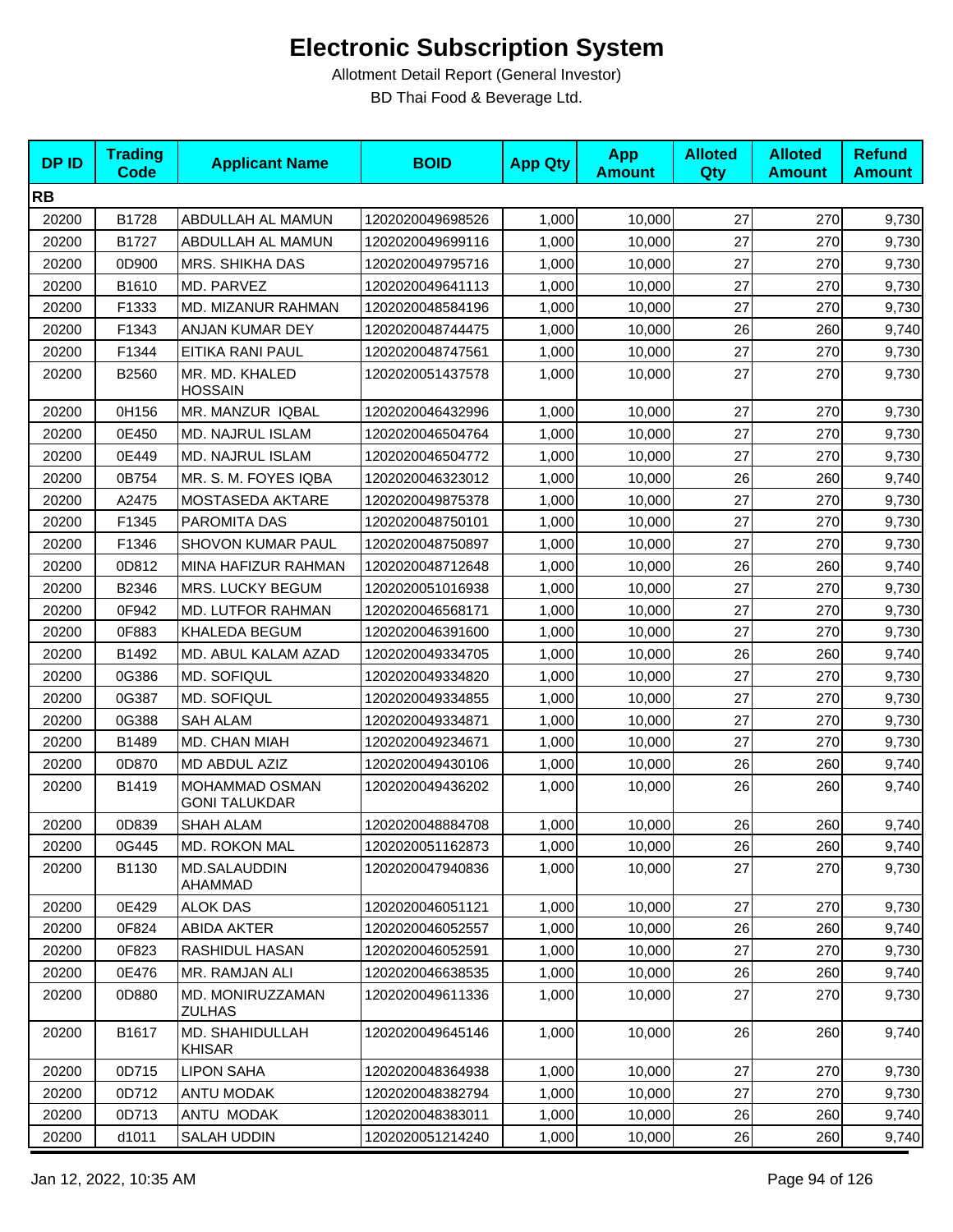# Electronic Subscription System

Allotment Detail Report (General Investor)

BD Thai Food & Beverage Ltd.

| DP ID | Trading Code | Applicant Name | BOID | App Qty | App Amount | Alloted Qty | Alloted Amount | Refund Amount |
|---|---|---|---|---|---|---|---|---|
| **RB** | | | | | | | | |
| 20200 | B1728 | ABDULLAH AL MAMUN | 1202020049698526 | 1,000 | 10,000 | 27 | 270 | 9,730 |
| 20200 | B1727 | ABDULLAH AL MAMUN | 1202020049699116 | 1,000 | 10,000 | 27 | 270 | 9,730 |
| 20200 | 0D900 | MRS. SHIKHA DAS | 1202020049795716 | 1,000 | 10,000 | 27 | 270 | 9,730 |
| 20200 | B1610 | MD. PARVEZ | 1202020049641113 | 1,000 | 10,000 | 27 | 270 | 9,730 |
| 20200 | F1333 | MD. MIZANUR RAHMAN | 1202020048584196 | 1,000 | 10,000 | 27 | 270 | 9,730 |
| 20200 | F1343 | ANJAN KUMAR DEY | 1202020048744475 | 1,000 | 10,000 | 26 | 260 | 9,740 |
| 20200 | F1344 | EITIKA RANI PAUL | 1202020048747561 | 1,000 | 10,000 | 27 | 270 | 9,730 |
| 20200 | B2560 | MR. MD. KHALED HOSSAIN | 1202020051437578 | 1,000 | 10,000 | 27 | 270 | 9,730 |
| 20200 | 0H156 | MR. MANZUR IQBAL | 1202020046432996 | 1,000 | 10,000 | 27 | 270 | 9,730 |
| 20200 | 0E450 | MD. NAJRUL ISLAM | 1202020046504764 | 1,000 | 10,000 | 27 | 270 | 9,730 |
| 20200 | 0E449 | MD. NAJRUL ISLAM | 1202020046504772 | 1,000 | 10,000 | 27 | 270 | 9,730 |
| 20200 | 0B754 | MR. S. M. FOYES IQBA | 1202020046323012 | 1,000 | 10,000 | 26 | 260 | 9,740 |
| 20200 | A2475 | MOSTASEDA AKTARE | 1202020049875378 | 1,000 | 10,000 | 27 | 270 | 9,730 |
| 20200 | F1345 | PAROMITA DAS | 1202020048750101 | 1,000 | 10,000 | 27 | 270 | 9,730 |
| 20200 | F1346 | SHOVON KUMAR PAUL | 1202020048750897 | 1,000 | 10,000 | 27 | 270 | 9,730 |
| 20200 | 0D812 | MINA HAFIZUR RAHMAN | 1202020048712648 | 1,000 | 10,000 | 26 | 260 | 9,740 |
| 20200 | B2346 | MRS. LUCKY BEGUM | 1202020051016938 | 1,000 | 10,000 | 27 | 270 | 9,730 |
| 20200 | 0F942 | MD. LUTFOR RAHMAN | 1202020046568171 | 1,000 | 10,000 | 27 | 270 | 9,730 |
| 20200 | 0F883 | KHALEDA BEGUM | 1202020046391600 | 1,000 | 10,000 | 27 | 270 | 9,730 |
| 20200 | B1492 | MD. ABUL KALAM AZAD | 1202020049334705 | 1,000 | 10,000 | 26 | 260 | 9,740 |
| 20200 | 0G386 | MD. SOFIQUL | 1202020049334820 | 1,000 | 10,000 | 27 | 270 | 9,730 |
| 20200 | 0G387 | MD. SOFIQUL | 1202020049334855 | 1,000 | 10,000 | 27 | 270 | 9,730 |
| 20200 | 0G388 | SAH ALAM | 1202020049334871 | 1,000 | 10,000 | 27 | 270 | 9,730 |
| 20200 | B1489 | MD. CHAN MIAH | 1202020049234671 | 1,000 | 10,000 | 27 | 270 | 9,730 |
| 20200 | 0D870 | MD ABDUL AZIZ | 1202020049430106 | 1,000 | 10,000 | 26 | 260 | 9,740 |
| 20200 | B1419 | MOHAMMAD OSMAN GONI TALUKDAR | 1202020049436202 | 1,000 | 10,000 | 26 | 260 | 9,740 |
| 20200 | 0D839 | SHAH ALAM | 1202020048884708 | 1,000 | 10,000 | 26 | 260 | 9,740 |
| 20200 | 0G445 | MD. ROKON MAL | 1202020051162873 | 1,000 | 10,000 | 26 | 260 | 9,740 |
| 20200 | B1130 | MD.SALAUDDIN AHAMMAD | 1202020047940836 | 1,000 | 10,000 | 27 | 270 | 9,730 |
| 20200 | 0E429 | ALOK DAS | 1202020046051121 | 1,000 | 10,000 | 27 | 270 | 9,730 |
| 20200 | 0F824 | ABIDA AKTER | 1202020046052557 | 1,000 | 10,000 | 26 | 260 | 9,740 |
| 20200 | 0F823 | RASHIDUL HASAN | 1202020046052591 | 1,000 | 10,000 | 27 | 270 | 9,730 |
| 20200 | 0E476 | MR. RAMJAN ALI | 1202020046638535 | 1,000 | 10,000 | 26 | 260 | 9,740 |
| 20200 | 0D880 | MD. MONIRUZZAMAN ZULHAS | 1202020049611336 | 1,000 | 10,000 | 27 | 270 | 9,730 |
| 20200 | B1617 | MD. SHAHIDULLAH KHISAR | 1202020049645146 | 1,000 | 10,000 | 26 | 260 | 9,740 |
| 20200 | 0D715 | LIPON SAHA | 1202020048364938 | 1,000 | 10,000 | 27 | 270 | 9,730 |
| 20200 | 0D712 | ANTU MODAK | 1202020048382794 | 1,000 | 10,000 | 27 | 270 | 9,730 |
| 20200 | 0D713 | ANTU MODAK | 1202020048383011 | 1,000 | 10,000 | 26 | 260 | 9,740 |
| 20200 | d1011 | SALAH UDDIN | 1202020051214240 | 1,000 | 10,000 | 26 | 260 | 9,740 |

Jan 12, 2022, 10:35 AM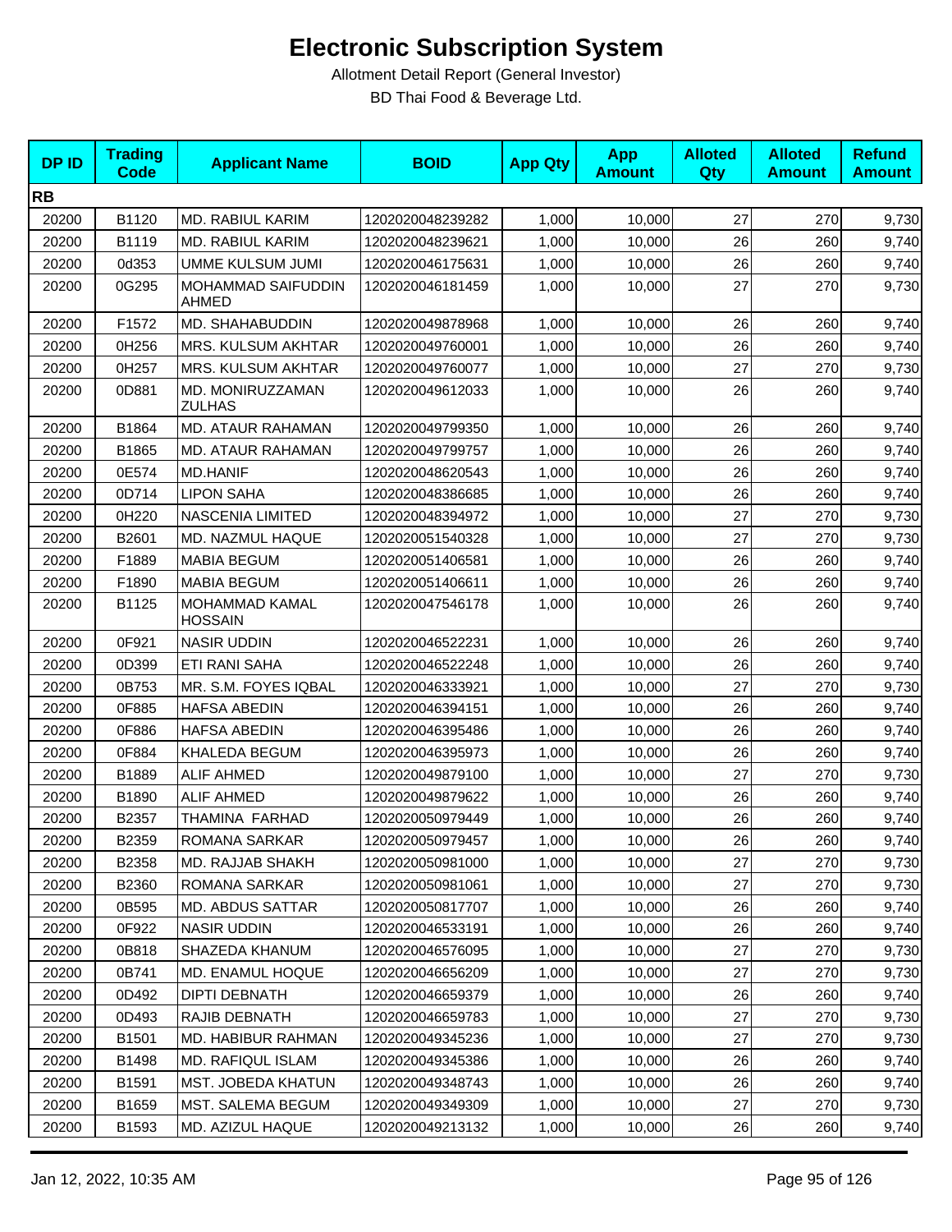# Electronic Subscription System

Allotment Detail Report (General Investor)

BD Thai Food & Beverage Ltd.

| DP ID | Trading Code | Applicant Name | BOID | App Qty | App Amount | Alloted Qty | Alloted Amount | Refund Amount |
|---|---|---|---|---|---|---|---|---|
| **RB** | | | | | | | | |
| 20200 | B1120 | MD. RABIUL KARIM | 1202020048239282 | 1,000 | 10,000 | 27 | 270 | 9,730 |
| 20200 | B1119 | MD. RABIUL KARIM | 1202020048239621 | 1,000 | 10,000 | 26 | 260 | 9,740 |
| 20200 | 0d353 | UMME KULSUM JUMI | 1202020046175631 | 1,000 | 10,000 | 26 | 260 | 9,740 |
| 20200 | 0G295 | MOHAMMAD SAIFUDDIN AHMED | 1202020046181459 | 1,000 | 10,000 | 27 | 270 | 9,730 |
| 20200 | F1572 | MD. SHAHABUDDIN | 1202020049878968 | 1,000 | 10,000 | 26 | 260 | 9,740 |
| 20200 | 0H256 | MRS. KULSUM AKHTAR | 1202020049760001 | 1,000 | 10,000 | 26 | 260 | 9,740 |
| 20200 | 0H257 | MRS. KULSUM AKHTAR | 1202020049760077 | 1,000 | 10,000 | 27 | 270 | 9,730 |
| 20200 | 0D881 | MD. MONIRUZZAMAN ZULHAS | 1202020049612033 | 1,000 | 10,000 | 26 | 260 | 9,740 |
| 20200 | B1864 | MD. ATAUR RAHAMAN | 1202020049799350 | 1,000 | 10,000 | 26 | 260 | 9,740 |
| 20200 | B1865 | MD. ATAUR RAHAMAN | 1202020049799757 | 1,000 | 10,000 | 26 | 260 | 9,740 |
| 20200 | 0E574 | MD.HANIF | 1202020048620543 | 1,000 | 10,000 | 26 | 260 | 9,740 |
| 20200 | 0D714 | LIPON SAHA | 1202020048386685 | 1,000 | 10,000 | 26 | 260 | 9,740 |
| 20200 | 0H220 | NASCENIA LIMITED | 1202020048394972 | 1,000 | 10,000 | 27 | 270 | 9,730 |
| 20200 | B2601 | MD. NAZMUL HAQUE | 1202020051540328 | 1,000 | 10,000 | 27 | 270 | 9,730 |
| 20200 | F1889 | MABIA BEGUM | 1202020051406581 | 1,000 | 10,000 | 26 | 260 | 9,740 |
| 20200 | F1890 | MABIA BEGUM | 1202020051406611 | 1,000 | 10,000 | 26 | 260 | 9,740 |
| 20200 | B1125 | MOHAMMAD KAMAL HOSSAIN | 1202020047546178 | 1,000 | 10,000 | 26 | 260 | 9,740 |
| 20200 | 0F921 | NASIR UDDIN | 1202020046522231 | 1,000 | 10,000 | 26 | 260 | 9,740 |
| 20200 | 0D399 | ETI RANI SAHA | 1202020046522248 | 1,000 | 10,000 | 26 | 260 | 9,740 |
| 20200 | 0B753 | MR. S.M. FOYES IQBAL | 1202020046333921 | 1,000 | 10,000 | 27 | 270 | 9,730 |
| 20200 | 0F885 | HAFSA ABEDIN | 1202020046394151 | 1,000 | 10,000 | 26 | 260 | 9,740 |
| 20200 | 0F886 | HAFSA ABEDIN | 1202020046395486 | 1,000 | 10,000 | 26 | 260 | 9,740 |
| 20200 | 0F884 | KHALEDA BEGUM | 1202020046395973 | 1,000 | 10,000 | 26 | 260 | 9,740 |
| 20200 | B1889 | ALIF AHMED | 1202020049879100 | 1,000 | 10,000 | 27 | 270 | 9,730 |
| 20200 | B1890 | ALIF AHMED | 1202020049879622 | 1,000 | 10,000 | 26 | 260 | 9,740 |
| 20200 | B2357 | THAMINA FARHAD | 1202020050979449 | 1,000 | 10,000 | 26 | 260 | 9,740 |
| 20200 | B2359 | ROMANA SARKAR | 1202020050979457 | 1,000 | 10,000 | 26 | 260 | 9,740 |
| 20200 | B2358 | MD. RAJJAB SHAKH | 1202020050981000 | 1,000 | 10,000 | 27 | 270 | 9,730 |
| 20200 | B2360 | ROMANA SARKAR | 1202020050981061 | 1,000 | 10,000 | 27 | 270 | 9,730 |
| 20200 | 0B595 | MD. ABDUS SATTAR | 1202020050817707 | 1,000 | 10,000 | 26 | 260 | 9,740 |
| 20200 | 0F922 | NASIR UDDIN | 1202020046533191 | 1,000 | 10,000 | 26 | 260 | 9,740 |
| 20200 | 0B818 | SHAZEDA KHANUM | 1202020046576095 | 1,000 | 10,000 | 27 | 270 | 9,730 |
| 20200 | 0B741 | MD. ENAMUL HOQUE | 1202020046656209 | 1,000 | 10,000 | 27 | 270 | 9,730 |
| 20200 | 0D492 | DIPTI DEBNATH | 1202020046659379 | 1,000 | 10,000 | 26 | 260 | 9,740 |
| 20200 | 0D493 | RAJIB DEBNATH | 1202020046659783 | 1,000 | 10,000 | 27 | 270 | 9,730 |
| 20200 | B1501 | MD. HABIBUR RAHMAN | 1202020049345236 | 1,000 | 10,000 | 27 | 270 | 9,730 |
| 20200 | B1498 | MD. RAFIQUL ISLAM | 1202020049345386 | 1,000 | 10,000 | 26 | 260 | 9,740 |
| 20200 | B1591 | MST. JOBEDA KHATUN | 1202020049348743 | 1,000 | 10,000 | 26 | 260 | 9,740 |
| 20200 | B1659 | MST. SALEMA BEGUM | 1202020049349309 | 1,000 | 10,000 | 27 | 270 | 9,730 |
| 20200 | B1593 | MD. AZIZUL HAQUE | 1202020049213132 | 1,000 | 10,000 | 26 | 260 | 9,740 |

Jan 12, 2022, 10:35 AM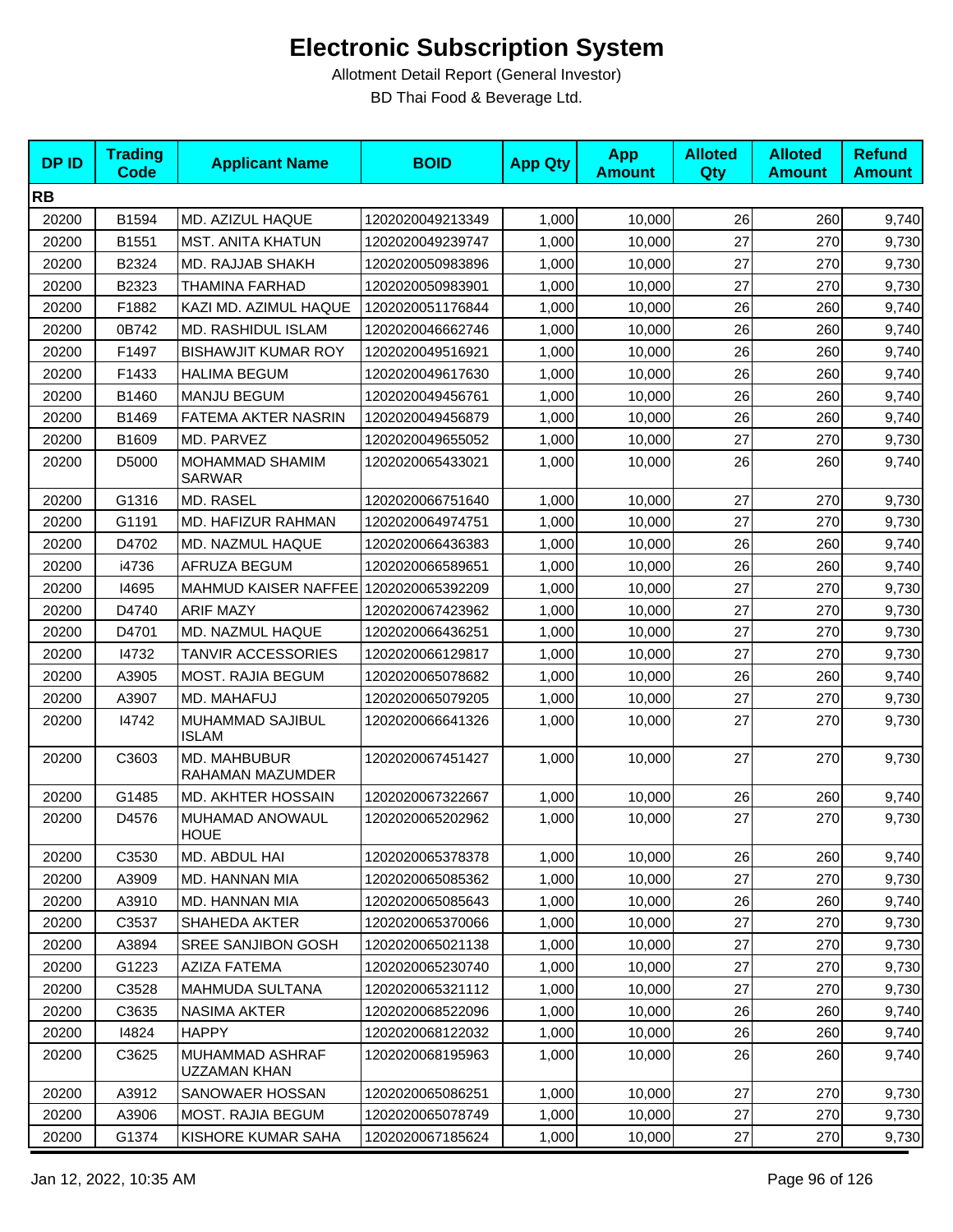# Electronic Subscription System

Allotment Detail Report (General Investor)

BD Thai Food & Beverage Ltd.

| DP ID | Trading Code | Applicant Name | BOID | App Qty | App Amount | Alloted Qty | Alloted Amount | Refund Amount |
|---|---|---|---|---|---|---|---|---|
| **RB** | | | | | | | | |
| 20200 | B1594 | MD. AZIZUL HAQUE | 1202020049213349 | 1,000 | 10,000 | 26 | 260 | 9,740 |
| 20200 | B1551 | MST. ANITA KHATUN | 1202020049239747 | 1,000 | 10,000 | 27 | 270 | 9,730 |
| 20200 | B2324 | MD. RAJJAB SHAKH | 1202020050983896 | 1,000 | 10,000 | 27 | 270 | 9,730 |
| 20200 | B2323 | THAMINA FARHAD | 1202020050983901 | 1,000 | 10,000 | 27 | 270 | 9,730 |
| 20200 | F1882 | KAZI MD. AZIMUL HAQUE | 1202020051176844 | 1,000 | 10,000 | 26 | 260 | 9,740 |
| 20200 | 0B742 | MD. RASHIDUL ISLAM | 1202020046662746 | 1,000 | 10,000 | 26 | 260 | 9,740 |
| 20200 | F1497 | BISHAWJIT KUMAR ROY | 1202020049516921 | 1,000 | 10,000 | 26 | 260 | 9,740 |
| 20200 | F1433 | HALIMA BEGUM | 1202020049617630 | 1,000 | 10,000 | 26 | 260 | 9,740 |
| 20200 | B1460 | MANJU BEGUM | 1202020049456761 | 1,000 | 10,000 | 26 | 260 | 9,740 |
| 20200 | B1469 | FATEMA AKTER NASRIN | 1202020049456879 | 1,000 | 10,000 | 26 | 260 | 9,740 |
| 20200 | B1609 | MD. PARVEZ | 1202020049655052 | 1,000 | 10,000 | 27 | 270 | 9,730 |
| 20200 | D5000 | MOHAMMAD SHAMIM SARWAR | 1202020065433021 | 1,000 | 10,000 | 26 | 260 | 9,740 |
| 20200 | G1316 | MD. RASEL | 1202020066751640 | 1,000 | 10,000 | 27 | 270 | 9,730 |
| 20200 | G1191 | MD. HAFIZUR RAHMAN | 1202020064974751 | 1,000 | 10,000 | 27 | 270 | 9,730 |
| 20200 | D4702 | MD. NAZMUL HAQUE | 1202020066436383 | 1,000 | 10,000 | 26 | 260 | 9,740 |
| 20200 | i4736 | AFRUZA BEGUM | 1202020066589651 | 1,000 | 10,000 | 26 | 260 | 9,740 |
| 20200 | I4695 | MAHMUD KAISER NAFFEE | 1202020065392209 | 1,000 | 10,000 | 27 | 270 | 9,730 |
| 20200 | D4740 | ARIF MAZY | 1202020067423962 | 1,000 | 10,000 | 27 | 270 | 9,730 |
| 20200 | D4701 | MD. NAZMUL HAQUE | 1202020066436251 | 1,000 | 10,000 | 27 | 270 | 9,730 |
| 20200 | I4732 | TANVIR ACCESSORIES | 1202020066129817 | 1,000 | 10,000 | 27 | 270 | 9,730 |
| 20200 | A3905 | MOST. RAJIA BEGUM | 1202020065078682 | 1,000 | 10,000 | 26 | 260 | 9,740 |
| 20200 | A3907 | MD. MAHAFUJ | 1202020065079205 | 1,000 | 10,000 | 27 | 270 | 9,730 |
| 20200 | I4742 | MUHAMMAD SAJIBUL ISLAM | 1202020066641326 | 1,000 | 10,000 | 27 | 270 | 9,730 |
| 20200 | C3603 | MD. MAHBUBUR RAHAMAN MAZUMDER | 1202020067451427 | 1,000 | 10,000 | 27 | 270 | 9,730 |
| 20200 | G1485 | MD. AKHTER HOSSAIN | 1202020067322667 | 1,000 | 10,000 | 26 | 260 | 9,740 |
| 20200 | D4576 | MUHAMAD ANOWAUL HOUE | 1202020065202962 | 1,000 | 10,000 | 27 | 270 | 9,730 |
| 20200 | C3530 | MD. ABDUL HAI | 1202020065378378 | 1,000 | 10,000 | 26 | 260 | 9,740 |
| 20200 | A3909 | MD. HANNAN MIA | 1202020065085362 | 1,000 | 10,000 | 27 | 270 | 9,730 |
| 20200 | A3910 | MD. HANNAN MIA | 1202020065085643 | 1,000 | 10,000 | 26 | 260 | 9,740 |
| 20200 | C3537 | SHAHEDA AKTER | 1202020065370066 | 1,000 | 10,000 | 27 | 270 | 9,730 |
| 20200 | A3894 | SREE SANJIBON GOSH | 1202020065021138 | 1,000 | 10,000 | 27 | 270 | 9,730 |
| 20200 | G1223 | AZIZA FATEMA | 1202020065230740 | 1,000 | 10,000 | 27 | 270 | 9,730 |
| 20200 | C3528 | MAHMUDA SULTANA | 1202020065321112 | 1,000 | 10,000 | 27 | 270 | 9,730 |
| 20200 | C3635 | NASIMA AKTER | 1202020068522096 | 1,000 | 10,000 | 26 | 260 | 9,740 |
| 20200 | I4824 | HAPPY | 1202020068122032 | 1,000 | 10,000 | 26 | 260 | 9,740 |
| 20200 | C3625 | MUHAMMAD ASHRAF UZZAMAN KHAN | 1202020068195963 | 1,000 | 10,000 | 26 | 260 | 9,740 |
| 20200 | A3912 | SANOWAER HOSSAN | 1202020065086251 | 1,000 | 10,000 | 27 | 270 | 9,730 |
| 20200 | A3906 | MOST. RAJIA BEGUM | 1202020065078749 | 1,000 | 10,000 | 27 | 270 | 9,730 |
| 20200 | G1374 | KISHORE KUMAR SAHA | 1202020067185624 | 1,000 | 10,000 | 27 | 270 | 9,730 |

Jan 12, 2022, 10:35 AM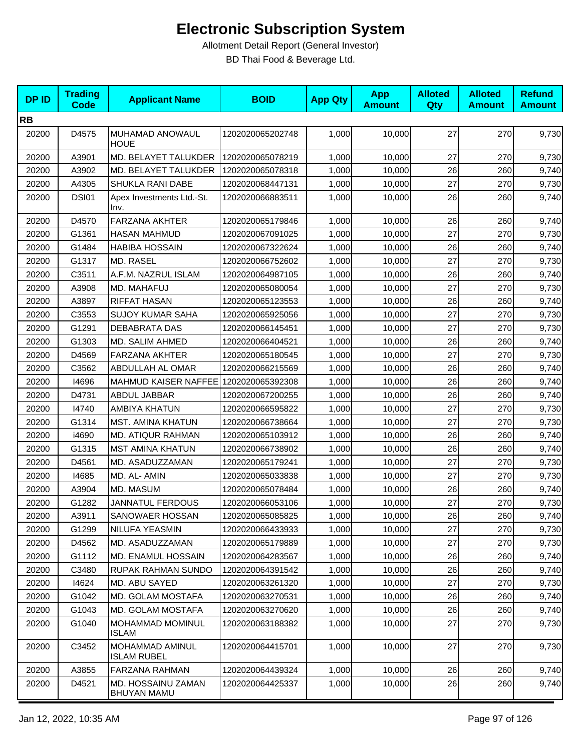# Electronic Subscription System

Allotment Detail Report (General Investor)

BD Thai Food & Beverage Ltd.

| DP ID | Trading Code | Applicant Name | BOID | App Qty | App Amount | Alloted Qty | Alloted Amount | Refund Amount |
|---|---|---|---|---|---|---|---|---|
| **RB** | | | | | | | | |
| 20200 | D4575 | MUHAMAD ANOWAUL HOUE | 1202020065202748 | 1,000 | 10,000 | 27 | 270 | 9,730 |
| 20200 | A3901 | MD. BELAYET TALUKDER | 1202020065078219 | 1,000 | 10,000 | 27 | 270 | 9,730 |
| 20200 | A3902 | MD. BELAYET TALUKDER | 1202020065078318 | 1,000 | 10,000 | 26 | 260 | 9,740 |
| 20200 | A4305 | SHUKLA RANI DABE | 1202020068447131 | 1,000 | 10,000 | 27 | 270 | 9,730 |
| 20200 | DSI01 | Apex Investments Ltd.-St. Inv. | 1202020066883511 | 1,000 | 10,000 | 26 | 260 | 9,740 |
| 20200 | D4570 | FARZANA AKHTER | 1202020065179846 | 1,000 | 10,000 | 26 | 260 | 9,740 |
| 20200 | G1361 | HASAN MAHMUD | 1202020067091025 | 1,000 | 10,000 | 27 | 270 | 9,730 |
| 20200 | G1484 | HABIBA HOSSAIN | 1202020067322624 | 1,000 | 10,000 | 26 | 260 | 9,740 |
| 20200 | G1317 | MD. RASEL | 1202020066752602 | 1,000 | 10,000 | 27 | 270 | 9,730 |
| 20200 | C3511 | A.F.M. NAZRUL ISLAM | 1202020064987105 | 1,000 | 10,000 | 26 | 260 | 9,740 |
| 20200 | A3908 | MD. MAHAFUJ | 1202020065080054 | 1,000 | 10,000 | 27 | 270 | 9,730 |
| 20200 | A3897 | RIFFAT HASAN | 1202020065123553 | 1,000 | 10,000 | 26 | 260 | 9,740 |
| 20200 | C3553 | SUJOY KUMAR SAHA | 1202020065925056 | 1,000 | 10,000 | 27 | 270 | 9,730 |
| 20200 | G1291 | DEBABRATA DAS | 1202020066145451 | 1,000 | 10,000 | 27 | 270 | 9,730 |
| 20200 | G1303 | MD. SALIM AHMED | 1202020066404521 | 1,000 | 10,000 | 26 | 260 | 9,740 |
| 20200 | D4569 | FARZANA AKHTER | 1202020065180545 | 1,000 | 10,000 | 27 | 270 | 9,730 |
| 20200 | C3562 | ABDULLAH AL OMAR | 1202020066215569 | 1,000 | 10,000 | 26 | 260 | 9,740 |
| 20200 | I4696 | MAHMUD KAISER NAFFEE | 1202020065392308 | 1,000 | 10,000 | 26 | 260 | 9,740 |
| 20200 | D4731 | ABDUL JABBAR | 1202020067200255 | 1,000 | 10,000 | 26 | 260 | 9,740 |
| 20200 | I4740 | AMBIYA KHATUN | 1202020066595822 | 1,000 | 10,000 | 27 | 270 | 9,730 |
| 20200 | G1314 | MST. AMINA KHATUN | 1202020066738664 | 1,000 | 10,000 | 27 | 270 | 9,730 |
| 20200 | i4690 | MD. ATIQUR RAHMAN | 1202020065103912 | 1,000 | 10,000 | 26 | 260 | 9,740 |
| 20200 | G1315 | MST AMINA KHATUN | 1202020066738902 | 1,000 | 10,000 | 26 | 260 | 9,740 |
| 20200 | D4561 | MD. ASADUZZAMAN | 1202020065179241 | 1,000 | 10,000 | 27 | 270 | 9,730 |
| 20200 | I4685 | MD. AL- AMIN | 1202020065033838 | 1,000 | 10,000 | 27 | 270 | 9,730 |
| 20200 | A3904 | MD. MASUM | 1202020065078484 | 1,000 | 10,000 | 26 | 260 | 9,740 |
| 20200 | G1282 | JANNATUL FERDOUS | 1202020066053106 | 1,000 | 10,000 | 27 | 270 | 9,730 |
| 20200 | A3911 | SANOWAER HOSSAN | 1202020065085825 | 1,000 | 10,000 | 26 | 260 | 9,740 |
| 20200 | G1299 | NILUFA YEASMIN | 1202020066433933 | 1,000 | 10,000 | 27 | 270 | 9,730 |
| 20200 | D4562 | MD. ASADUZZAMAN | 1202020065179889 | 1,000 | 10,000 | 27 | 270 | 9,730 |
| 20200 | G1112 | MD. ENAMUL HOSSAIN | 1202020064283567 | 1,000 | 10,000 | 26 | 260 | 9,740 |
| 20200 | C3480 | RUPAK RAHMAN SUNDO | 1202020064391542 | 1,000 | 10,000 | 26 | 260 | 9,740 |
| 20200 | I4624 | MD. ABU SAYED | 1202020063261320 | 1,000 | 10,000 | 27 | 270 | 9,730 |
| 20200 | G1042 | MD. GOLAM MOSTAFA | 1202020063270531 | 1,000 | 10,000 | 26 | 260 | 9,740 |
| 20200 | G1043 | MD. GOLAM MOSTAFA | 1202020063270620 | 1,000 | 10,000 | 26 | 260 | 9,740 |
| 20200 | G1040 | MOHAMMAD MOMINUL ISLAM | 1202020063188382 | 1,000 | 10,000 | 27 | 270 | 9,730 |
| 20200 | C3452 | MOHAMMAD AMINUL ISLAM RUBEL | 1202020064415701 | 1,000 | 10,000 | 27 | 270 | 9,730 |
| 20200 | A3855 | FARZANA RAHMAN | 1202020064439324 | 1,000 | 10,000 | 26 | 260 | 9,740 |
| 20200 | D4521 | MD. HOSSAINU ZAMAN BHUYAN MAMU | 1202020064425337 | 1,000 | 10,000 | 26 | 260 | 9,740 |

Jan 12, 2022, 10:35 AM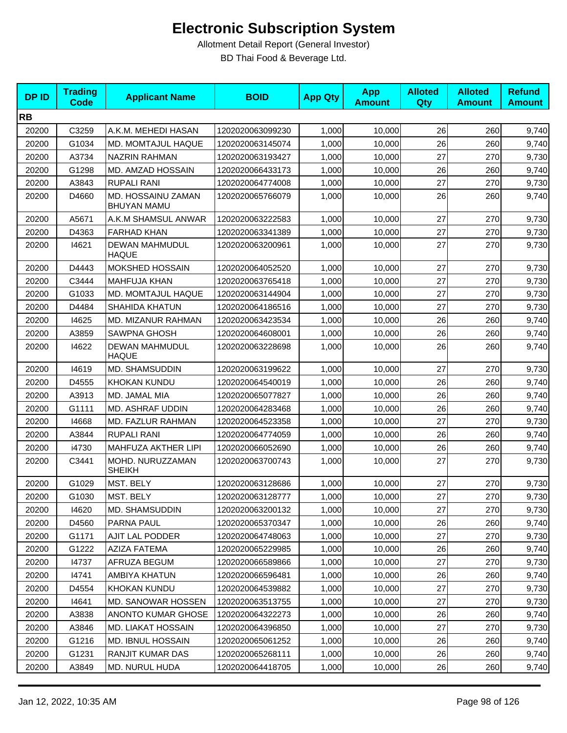# Electronic Subscription System

Allotment Detail Report (General Investor)

BD Thai Food & Beverage Ltd.

| DP ID | Trading Code | Applicant Name | BOID | App Qty | App Amount | Alloted Qty | Alloted Amount | Refund Amount |
|---|---|---|---|---|---|---|---|---|
| **RB** | | | | | | | | |
| 20200 | C3259 | A.K.M. MEHEDI HASAN | 1202020063099230 | 1,000 | 10,000 | 26 | 260 | 9,740 |
| 20200 | G1034 | MD. MOMTAJUL HAQUE | 1202020063145074 | 1,000 | 10,000 | 26 | 260 | 9,740 |
| 20200 | A3734 | NAZRIN RAHMAN | 1202020063193427 | 1,000 | 10,000 | 27 | 270 | 9,730 |
| 20200 | G1298 | MD. AMZAD HOSSAIN | 1202020066433173 | 1,000 | 10,000 | 26 | 260 | 9,740 |
| 20200 | A3843 | RUPALI RANI | 1202020064774008 | 1,000 | 10,000 | 27 | 270 | 9,730 |
| 20200 | D4660 | MD. HOSSAINU ZAMAN BHUYAN MAMU | 1202020065766079 | 1,000 | 10,000 | 26 | 260 | 9,740 |
| 20200 | A5671 | A.K.M SHAMSUL ANWAR | 1202020063222583 | 1,000 | 10,000 | 27 | 270 | 9,730 |
| 20200 | D4363 | FARHAD KHAN | 1202020063341389 | 1,000 | 10,000 | 27 | 270 | 9,730 |
| 20200 | I4621 | DEWAN MAHMUDUL HAQUE | 1202020063200961 | 1,000 | 10,000 | 27 | 270 | 9,730 |
| 20200 | D4443 | MOKSHED HOSSAIN | 1202020064052520 | 1,000 | 10,000 | 27 | 270 | 9,730 |
| 20200 | C3444 | MAHFUJA KHAN | 1202020063765418 | 1,000 | 10,000 | 27 | 270 | 9,730 |
| 20200 | G1033 | MD. MOMTAJUL HAQUE | 1202020063144904 | 1,000 | 10,000 | 27 | 270 | 9,730 |
| 20200 | D4484 | SHAHIDA KHATUN | 1202020064186516 | 1,000 | 10,000 | 27 | 270 | 9,730 |
| 20200 | I4625 | MD. MIZANUR RAHMAN | 1202020063423534 | 1,000 | 10,000 | 26 | 260 | 9,740 |
| 20200 | A3859 | SAWPNA GHOSH | 1202020064608001 | 1,000 | 10,000 | 26 | 260 | 9,740 |
| 20200 | I4622 | DEWAN MAHMUDUL HAQUE | 1202020063228698 | 1,000 | 10,000 | 26 | 260 | 9,740 |
| 20200 | I4619 | MD. SHAMSUDDIN | 1202020063199622 | 1,000 | 10,000 | 27 | 270 | 9,730 |
| 20200 | D4555 | KHOKAN KUNDU | 1202020064540019 | 1,000 | 10,000 | 26 | 260 | 9,740 |
| 20200 | A3913 | MD. JAMAL MIA | 1202020065077827 | 1,000 | 10,000 | 26 | 260 | 9,740 |
| 20200 | G1111 | MD. ASHRAF UDDIN | 1202020064283468 | 1,000 | 10,000 | 26 | 260 | 9,740 |
| 20200 | I4668 | MD. FAZLUR RAHMAN | 1202020064523358 | 1,000 | 10,000 | 27 | 270 | 9,730 |
| 20200 | A3844 | RUPALI RANI | 1202020064774059 | 1,000 | 10,000 | 26 | 260 | 9,740 |
| 20200 | i4730 | MAHFUZA AKTHER LIPI | 1202020066052690 | 1,000 | 10,000 | 26 | 260 | 9,740 |
| 20200 | C3441 | MOHD. NURUZZAMAN SHEIKH | 1202020063700743 | 1,000 | 10,000 | 27 | 270 | 9,730 |
| 20200 | G1029 | MST. BELY | 1202020063128686 | 1,000 | 10,000 | 27 | 270 | 9,730 |
| 20200 | G1030 | MST. BELY | 1202020063128777 | 1,000 | 10,000 | 27 | 270 | 9,730 |
| 20200 | I4620 | MD. SHAMSUDDIN | 1202020063200132 | 1,000 | 10,000 | 27 | 270 | 9,730 |
| 20200 | D4560 | PARNA PAUL | 1202020065370347 | 1,000 | 10,000 | 26 | 260 | 9,740 |
| 20200 | G1171 | AJIT LAL PODDER | 1202020064748063 | 1,000 | 10,000 | 27 | 270 | 9,730 |
| 20200 | G1222 | AZIZA FATEMA | 1202020065229985 | 1,000 | 10,000 | 26 | 260 | 9,740 |
| 20200 | I4737 | AFRUZA BEGUM | 1202020066589866 | 1,000 | 10,000 | 27 | 270 | 9,730 |
| 20200 | I4741 | AMBIYA KHATUN | 1202020066596481 | 1,000 | 10,000 | 26 | 260 | 9,740 |
| 20200 | D4554 | KHOKAN KUNDU | 1202020064539882 | 1,000 | 10,000 | 27 | 270 | 9,730 |
| 20200 | I4641 | MD. SANOWAR HOSSEN | 1202020063513755 | 1,000 | 10,000 | 27 | 270 | 9,730 |
| 20200 | A3838 | ANONTO KUMAR GHOSE | 1202020064322273 | 1,000 | 10,000 | 26 | 260 | 9,740 |
| 20200 | A3846 | MD. LIAKAT HOSSAIN | 1202020064396850 | 1,000 | 10,000 | 27 | 270 | 9,730 |
| 20200 | G1216 | MD. IBNUL HOSSAIN | 1202020065061252 | 1,000 | 10,000 | 26 | 260 | 9,740 |
| 20200 | G1231 | RANJIT KUMAR DAS | 1202020065268111 | 1,000 | 10,000 | 26 | 260 | 9,740 |
| 20200 | A3849 | MD. NURUL HUDA | 1202020064418705 | 1,000 | 10,000 | 26 | 260 | 9,740 |

Jan 12, 2022, 10:35 AM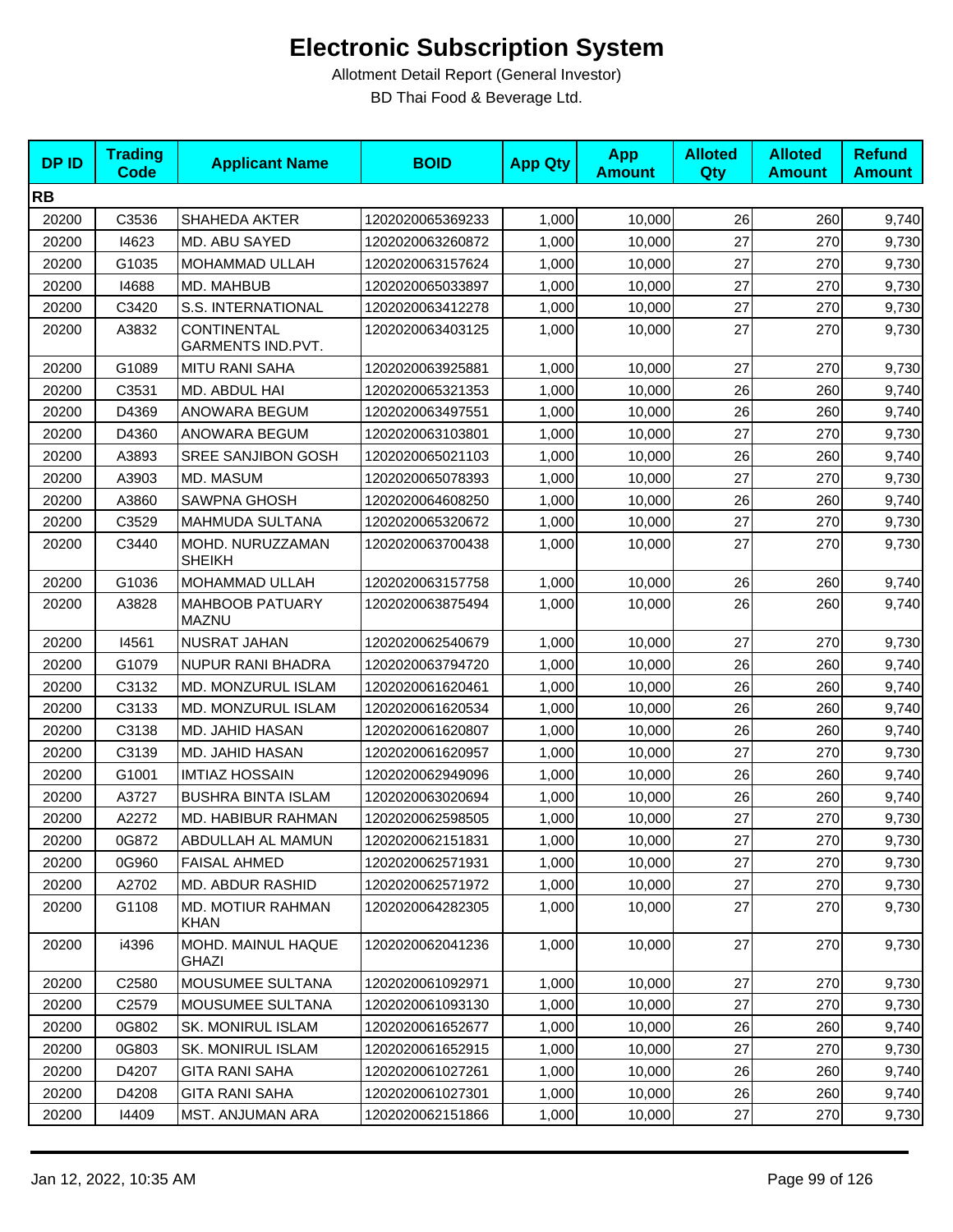# Electronic Subscription System

Allotment Detail Report (General Investor)

BD Thai Food & Beverage Ltd.

| DP ID | Trading Code | Applicant Name | BOID | App Qty | App Amount | Alloted Qty | Alloted Amount | Refund Amount |
|---|---|---|---|---|---|---|---|---|
| **RB** | | | | | | | | |
| 20200 | C3536 | SHAHEDA AKTER | 1202020065369233 | 1,000 | 10,000 | 26 | 260 | 9,740 |
| 20200 | I4623 | MD. ABU SAYED | 1202020063260872 | 1,000 | 10,000 | 27 | 270 | 9,730 |
| 20200 | G1035 | MOHAMMAD ULLAH | 1202020063157624 | 1,000 | 10,000 | 27 | 270 | 9,730 |
| 20200 | I4688 | MD. MAHBUB | 1202020065033897 | 1,000 | 10,000 | 27 | 270 | 9,730 |
| 20200 | C3420 | S.S. INTERNATIONAL | 1202020063412278 | 1,000 | 10,000 | 27 | 270 | 9,730 |
| 20200 | A3832 | CONTINENTAL GARMENTS IND.PVT. | 1202020063403125 | 1,000 | 10,000 | 27 | 270 | 9,730 |
| 20200 | G1089 | MITU RANI SAHA | 1202020063925881 | 1,000 | 10,000 | 27 | 270 | 9,730 |
| 20200 | C3531 | MD. ABDUL HAI | 1202020065321353 | 1,000 | 10,000 | 26 | 260 | 9,740 |
| 20200 | D4369 | ANOWARA BEGUM | 1202020063497551 | 1,000 | 10,000 | 26 | 260 | 9,740 |
| 20200 | D4360 | ANOWARA BEGUM | 1202020063103801 | 1,000 | 10,000 | 27 | 270 | 9,730 |
| 20200 | A3893 | SREE SANJIBON GOSH | 1202020065021103 | 1,000 | 10,000 | 26 | 260 | 9,740 |
| 20200 | A3903 | MD. MASUM | 1202020065078393 | 1,000 | 10,000 | 27 | 270 | 9,730 |
| 20200 | A3860 | SAWPNA GHOSH | 1202020064608250 | 1,000 | 10,000 | 26 | 260 | 9,740 |
| 20200 | C3529 | MAHMUDA SULTANA | 1202020065320672 | 1,000 | 10,000 | 27 | 270 | 9,730 |
| 20200 | C3440 | MOHD. NURUZZAMAN SHEIKH | 1202020063700438 | 1,000 | 10,000 | 27 | 270 | 9,730 |
| 20200 | G1036 | MOHAMMAD ULLAH | 1202020063157758 | 1,000 | 10,000 | 26 | 260 | 9,740 |
| 20200 | A3828 | MAHBOOB PATUARY MAZNU | 1202020063875494 | 1,000 | 10,000 | 26 | 260 | 9,740 |
| 20200 | I4561 | NUSRAT JAHAN | 1202020062540679 | 1,000 | 10,000 | 27 | 270 | 9,730 |
| 20200 | G1079 | NUPUR RANI BHADRA | 1202020063794720 | 1,000 | 10,000 | 26 | 260 | 9,740 |
| 20200 | C3132 | MD. MONZURUL ISLAM | 1202020061620461 | 1,000 | 10,000 | 26 | 260 | 9,740 |
| 20200 | C3133 | MD. MONZURUL ISLAM | 1202020061620534 | 1,000 | 10,000 | 26 | 260 | 9,740 |
| 20200 | C3138 | MD. JAHID HASAN | 1202020061620807 | 1,000 | 10,000 | 26 | 260 | 9,740 |
| 20200 | C3139 | MD. JAHID HASAN | 1202020061620957 | 1,000 | 10,000 | 27 | 270 | 9,730 |
| 20200 | G1001 | IMTIAZ HOSSAIN | 1202020062949096 | 1,000 | 10,000 | 26 | 260 | 9,740 |
| 20200 | A3727 | BUSHRA BINTA ISLAM | 1202020063020694 | 1,000 | 10,000 | 26 | 260 | 9,740 |
| 20200 | A2272 | MD. HABIBUR RAHMAN | 1202020062598505 | 1,000 | 10,000 | 27 | 270 | 9,730 |
| 20200 | 0G872 | ABDULLAH AL MAMUN | 1202020062151831 | 1,000 | 10,000 | 27 | 270 | 9,730 |
| 20200 | 0G960 | FAISAL AHMED | 1202020062571931 | 1,000 | 10,000 | 27 | 270 | 9,730 |
| 20200 | A2702 | MD. ABDUR RASHID | 1202020062571972 | 1,000 | 10,000 | 27 | 270 | 9,730 |
| 20200 | G1108 | MD. MOTIUR RAHMAN KHAN | 1202020064282305 | 1,000 | 10,000 | 27 | 270 | 9,730 |
| 20200 | i4396 | MOHD. MAINUL HAQUE GHAZI | 1202020062041236 | 1,000 | 10,000 | 27 | 270 | 9,730 |
| 20200 | C2580 | MOUSUMEE SULTANA | 1202020061092971 | 1,000 | 10,000 | 27 | 270 | 9,730 |
| 20200 | C2579 | MOUSUMEE SULTANA | 1202020061093130 | 1,000 | 10,000 | 27 | 270 | 9,730 |
| 20200 | 0G802 | SK. MONIRUL ISLAM | 1202020061652677 | 1,000 | 10,000 | 26 | 260 | 9,740 |
| 20200 | 0G803 | SK. MONIRUL ISLAM | 1202020061652915 | 1,000 | 10,000 | 27 | 270 | 9,730 |
| 20200 | D4207 | GITA RANI SAHA | 1202020061027261 | 1,000 | 10,000 | 26 | 260 | 9,740 |
| 20200 | D4208 | GITA RANI SAHA | 1202020061027301 | 1,000 | 10,000 | 26 | 260 | 9,740 |
| 20200 | I4409 | MST. ANJUMAN ARA | 1202020062151866 | 1,000 | 10,000 | 27 | 270 | 9,730 |

Jan 12, 2022, 10:35 AM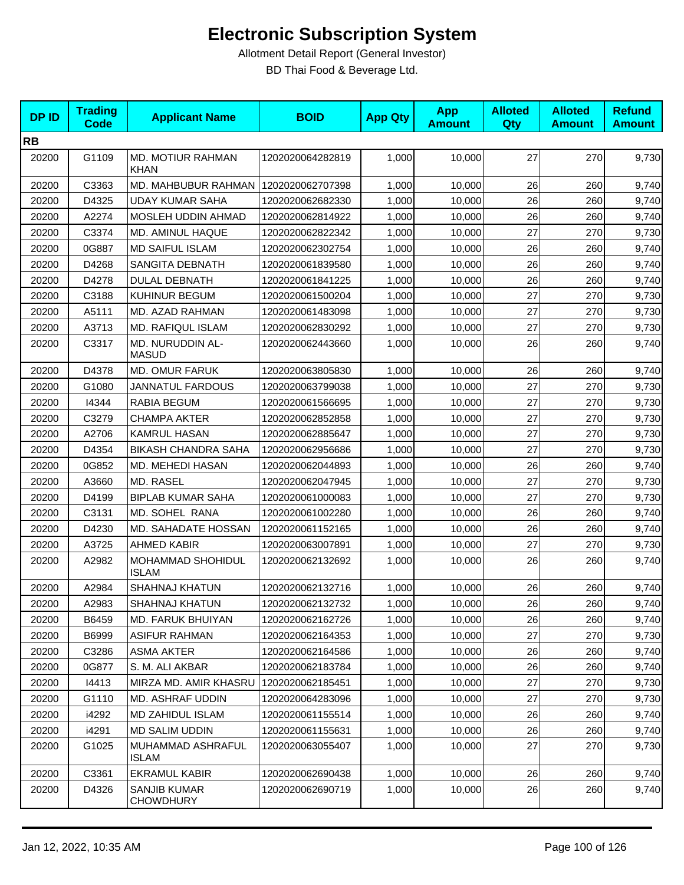# Electronic Subscription System

Allotment Detail Report (General Investor)

BD Thai Food & Beverage Ltd.

| DP ID | Trading Code | Applicant Name | BOID | App Qty | App Amount | Alloted Qty | Alloted Amount | Refund Amount |
|---|---|---|---|---|---|---|---|---|
| **RB** | | | | | | | | |
| 20200 | G1109 | MD. MOTIUR RAHMAN KHAN | 1202020064282819 | 1,000 | 10,000 | 27 | 270 | 9,730 |
| 20200 | C3363 | MD. MAHBUBUR RAHMAN | 1202020062707398 | 1,000 | 10,000 | 26 | 260 | 9,740 |
| 20200 | D4325 | UDAY KUMAR SAHA | 1202020062682330 | 1,000 | 10,000 | 26 | 260 | 9,740 |
| 20200 | A2274 | MOSLEH UDDIN AHMAD | 1202020062814922 | 1,000 | 10,000 | 26 | 260 | 9,740 |
| 20200 | C3374 | MD. AMINUL HAQUE | 1202020062822342 | 1,000 | 10,000 | 27 | 270 | 9,730 |
| 20200 | 0G887 | MD SAIFUL ISLAM | 1202020062302754 | 1,000 | 10,000 | 26 | 260 | 9,740 |
| 20200 | D4268 | SANGITA DEBNATH | 1202020061839580 | 1,000 | 10,000 | 26 | 260 | 9,740 |
| 20200 | D4278 | DULAL DEBNATH | 1202020061841225 | 1,000 | 10,000 | 26 | 260 | 9,740 |
| 20200 | C3188 | KUHINUR BEGUM | 1202020061500204 | 1,000 | 10,000 | 27 | 270 | 9,730 |
| 20200 | A5111 | MD. AZAD RAHMAN | 1202020061483098 | 1,000 | 10,000 | 27 | 270 | 9,730 |
| 20200 | A3713 | MD. RAFIQUL ISLAM | 1202020062830292 | 1,000 | 10,000 | 27 | 270 | 9,730 |
| 20200 | C3317 | MD. NURUDDIN AL-MASUD | 1202020062443660 | 1,000 | 10,000 | 26 | 260 | 9,740 |
| 20200 | D4378 | MD. OMUR FARUK | 1202020063805830 | 1,000 | 10,000 | 26 | 260 | 9,740 |
| 20200 | G1080 | JANNATUL FARDOUS | 1202020063799038 | 1,000 | 10,000 | 27 | 270 | 9,730 |
| 20200 | I4344 | RABIA BEGUM | 1202020061566695 | 1,000 | 10,000 | 27 | 270 | 9,730 |
| 20200 | C3279 | CHAMPA AKTER | 1202020062852858 | 1,000 | 10,000 | 27 | 270 | 9,730 |
| 20200 | A2706 | KAMRUL HASAN | 1202020062885647 | 1,000 | 10,000 | 27 | 270 | 9,730 |
| 20200 | D4354 | BIKASH CHANDRA SAHA | 1202020062956686 | 1,000 | 10,000 | 27 | 270 | 9,730 |
| 20200 | 0G852 | MD. MEHEDI HASAN | 1202020062044893 | 1,000 | 10,000 | 26 | 260 | 9,740 |
| 20200 | A3660 | MD. RASEL | 1202020062047945 | 1,000 | 10,000 | 27 | 270 | 9,730 |
| 20200 | D4199 | BIPLAB KUMAR SAHA | 1202020061000083 | 1,000 | 10,000 | 27 | 270 | 9,730 |
| 20200 | C3131 | MD. SOHEL RANA | 1202020061002280 | 1,000 | 10,000 | 26 | 260 | 9,740 |
| 20200 | D4230 | MD. SAHADATE HOSSAN | 1202020061152165 | 1,000 | 10,000 | 26 | 260 | 9,740 |
| 20200 | A3725 | AHMED KABIR | 1202020063007891 | 1,000 | 10,000 | 27 | 270 | 9,730 |
| 20200 | A2982 | MOHAMMAD SHOHIDUL ISLAM | 1202020062132692 | 1,000 | 10,000 | 26 | 260 | 9,740 |
| 20200 | A2984 | SHAHNAJ KHATUN | 1202020062132716 | 1,000 | 10,000 | 26 | 260 | 9,740 |
| 20200 | A2983 | SHAHNAJ KHATUN | 1202020062132732 | 1,000 | 10,000 | 26 | 260 | 9,740 |
| 20200 | B6459 | MD. FARUK BHUIYAN | 1202020062162726 | 1,000 | 10,000 | 26 | 260 | 9,740 |
| 20200 | B6999 | ASIFUR RAHMAN | 1202020062164353 | 1,000 | 10,000 | 27 | 270 | 9,730 |
| 20200 | C3286 | ASMA AKTER | 1202020062164586 | 1,000 | 10,000 | 26 | 260 | 9,740 |
| 20200 | 0G877 | S. M. ALI AKBAR | 1202020062183784 | 1,000 | 10,000 | 26 | 260 | 9,740 |
| 20200 | I4413 | MIRZA MD. AMIR KHASRU | 1202020062185451 | 1,000 | 10,000 | 27 | 270 | 9,730 |
| 20200 | G1110 | MD. ASHRAF UDDIN | 1202020064283096 | 1,000 | 10,000 | 27 | 270 | 9,730 |
| 20200 | i4292 | MD ZAHIDUL ISLAM | 1202020061155514 | 1,000 | 10,000 | 26 | 260 | 9,740 |
| 20200 | i4291 | MD SALIM UDDIN | 1202020061155631 | 1,000 | 10,000 | 26 | 260 | 9,740 |
| 20200 | G1025 | MUHAMMAD ASHRAFUL ISLAM | 1202020063055407 | 1,000 | 10,000 | 27 | 270 | 9,730 |
| 20200 | C3361 | EKRAMUL KABIR | 1202020062690438 | 1,000 | 10,000 | 26 | 260 | 9,740 |
| 20200 | D4326 | SANJIB KUMAR CHOWDHURY | 1202020062690719 | 1,000 | 10,000 | 26 | 260 | 9,740 |

Jan 12, 2022, 10:35 AM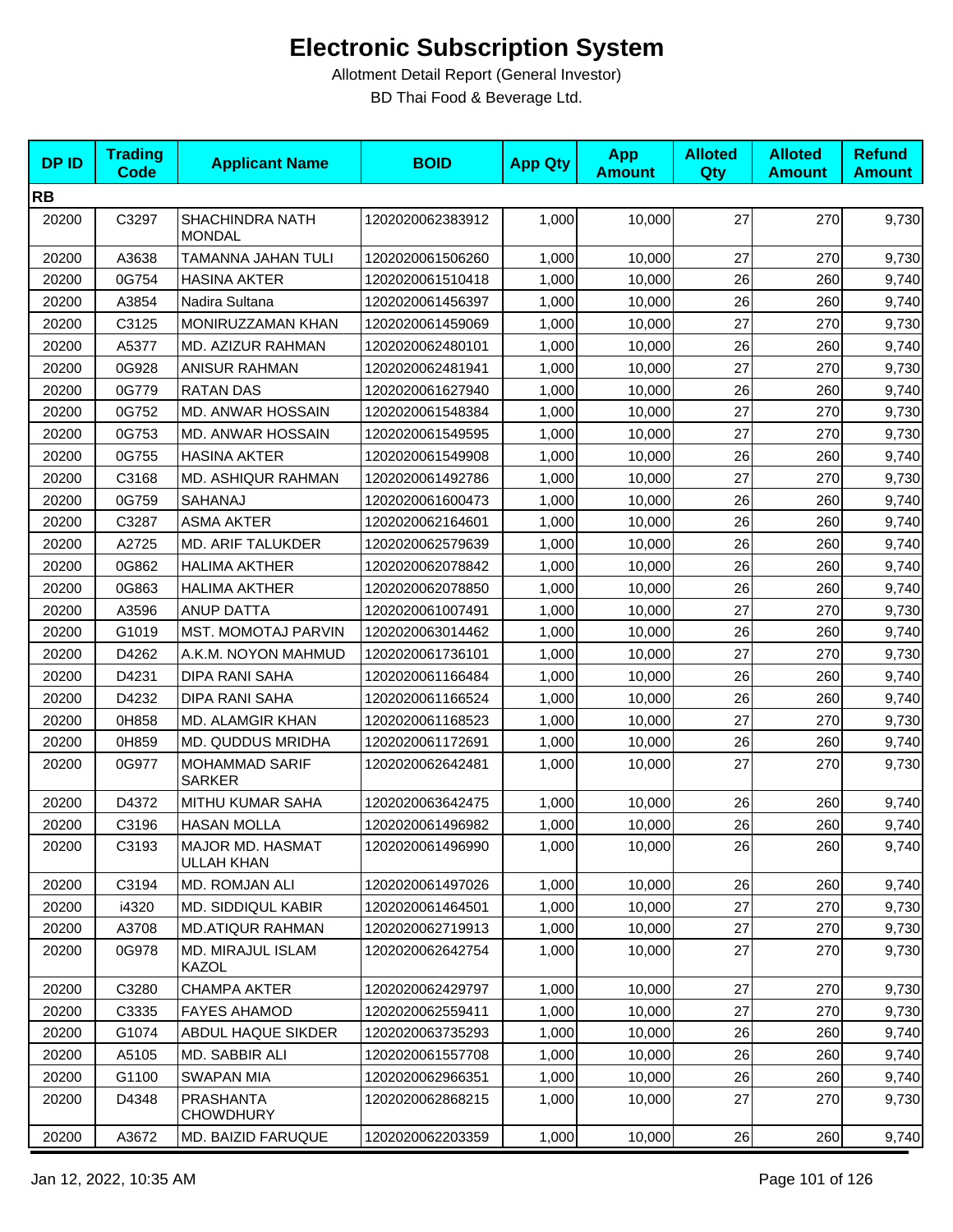# Electronic Subscription System

Allotment Detail Report (General Investor)

BD Thai Food & Beverage Ltd.

| DP ID | Trading Code | Applicant Name | BOID | App Qty | App Amount | Alloted Qty | Alloted Amount | Refund Amount |
|---|---|---|---|---|---|---|---|---|
| **RB** | | | | | | | | |
| 20200 | C3297 | SHACHINDRA NATH MONDAL | 1202020062383912 | 1,000 | 10,000 | 27 | 270 | 9,730 |
| 20200 | A3638 | TAMANNA JAHAN TULI | 1202020061506260 | 1,000 | 10,000 | 27 | 270 | 9,730 |
| 20200 | 0G754 | HASINA AKTER | 1202020061510418 | 1,000 | 10,000 | 26 | 260 | 9,740 |
| 20200 | A3854 | Nadira Sultana | 1202020061456397 | 1,000 | 10,000 | 26 | 260 | 9,740 |
| 20200 | C3125 | MONIRUZZAMAN KHAN | 1202020061459069 | 1,000 | 10,000 | 27 | 270 | 9,730 |
| 20200 | A5377 | MD. AZIZUR RAHMAN | 1202020062480101 | 1,000 | 10,000 | 26 | 260 | 9,740 |
| 20200 | 0G928 | ANISUR RAHMAN | 1202020062481941 | 1,000 | 10,000 | 27 | 270 | 9,730 |
| 20200 | 0G779 | RATAN DAS | 1202020061627940 | 1,000 | 10,000 | 26 | 260 | 9,740 |
| 20200 | 0G752 | MD. ANWAR HOSSAIN | 1202020061548384 | 1,000 | 10,000 | 27 | 270 | 9,730 |
| 20200 | 0G753 | MD. ANWAR HOSSAIN | 1202020061549595 | 1,000 | 10,000 | 27 | 270 | 9,730 |
| 20200 | 0G755 | HASINA AKTER | 1202020061549908 | 1,000 | 10,000 | 26 | 260 | 9,740 |
| 20200 | C3168 | MD. ASHIQUR RAHMAN | 1202020061492786 | 1,000 | 10,000 | 27 | 270 | 9,730 |
| 20200 | 0G759 | SAHANAJ | 1202020061600473 | 1,000 | 10,000 | 26 | 260 | 9,740 |
| 20200 | C3287 | ASMA AKTER | 1202020062164601 | 1,000 | 10,000 | 26 | 260 | 9,740 |
| 20200 | A2725 | MD. ARIF TALUKDER | 1202020062579639 | 1,000 | 10,000 | 26 | 260 | 9,740 |
| 20200 | 0G862 | HALIMA AKTHER | 1202020062078842 | 1,000 | 10,000 | 26 | 260 | 9,740 |
| 20200 | 0G863 | HALIMA AKTHER | 1202020062078850 | 1,000 | 10,000 | 26 | 260 | 9,740 |
| 20200 | A3596 | ANUP DATTA | 1202020061007491 | 1,000 | 10,000 | 27 | 270 | 9,730 |
| 20200 | G1019 | MST. MOMOTAJ PARVIN | 1202020063014462 | 1,000 | 10,000 | 26 | 260 | 9,740 |
| 20200 | D4262 | A.K.M. NOYON MAHMUD | 1202020061736101 | 1,000 | 10,000 | 27 | 270 | 9,730 |
| 20200 | D4231 | DIPA RANI SAHA | 1202020061166484 | 1,000 | 10,000 | 26 | 260 | 9,740 |
| 20200 | D4232 | DIPA RANI SAHA | 1202020061166524 | 1,000 | 10,000 | 26 | 260 | 9,740 |
| 20200 | 0H858 | MD. ALAMGIR KHAN | 1202020061168523 | 1,000 | 10,000 | 27 | 270 | 9,730 |
| 20200 | 0H859 | MD. QUDDUS MRIDHA | 1202020061172691 | 1,000 | 10,000 | 26 | 260 | 9,740 |
| 20200 | 0G977 | MOHAMMAD SARIF SARKER | 1202020062642481 | 1,000 | 10,000 | 27 | 270 | 9,730 |
| 20200 | D4372 | MITHU KUMAR SAHA | 1202020063642475 | 1,000 | 10,000 | 26 | 260 | 9,740 |
| 20200 | C3196 | HASAN MOLLA | 1202020061496982 | 1,000 | 10,000 | 26 | 260 | 9,740 |
| 20200 | C3193 | MAJOR MD. HASMAT ULLAH KHAN | 1202020061496990 | 1,000 | 10,000 | 26 | 260 | 9,740 |
| 20200 | C3194 | MD. ROMJAN ALI | 1202020061497026 | 1,000 | 10,000 | 26 | 260 | 9,740 |
| 20200 | i4320 | MD. SIDDIQUL KABIR | 1202020061464501 | 1,000 | 10,000 | 27 | 270 | 9,730 |
| 20200 | A3708 | MD.ATIQUR RAHMAN | 1202020062719913 | 1,000 | 10,000 | 27 | 270 | 9,730 |
| 20200 | 0G978 | MD. MIRAJUL ISLAM KAZOL | 1202020062642754 | 1,000 | 10,000 | 27 | 270 | 9,730 |
| 20200 | C3280 | CHAMPA AKTER | 1202020062429797 | 1,000 | 10,000 | 27 | 270 | 9,730 |
| 20200 | C3335 | FAYES AHAMOD | 1202020062559411 | 1,000 | 10,000 | 27 | 270 | 9,730 |
| 20200 | G1074 | ABDUL HAQUE SIKDER | 1202020063735293 | 1,000 | 10,000 | 26 | 260 | 9,740 |
| 20200 | A5105 | MD. SABBIR ALI | 1202020061557708 | 1,000 | 10,000 | 26 | 260 | 9,740 |
| 20200 | G1100 | SWAPAN MIA | 1202020062966351 | 1,000 | 10,000 | 26 | 260 | 9,740 |
| 20200 | D4348 | PRASHANTA CHOWDHURY | 1202020062868215 | 1,000 | 10,000 | 27 | 270 | 9,730 |
| 20200 | A3672 | MD. BAIZID FARUQUE | 1202020062203359 | 1,000 | 10,000 | 26 | 260 | 9,740 |

Jan 12, 2022, 10:35 AM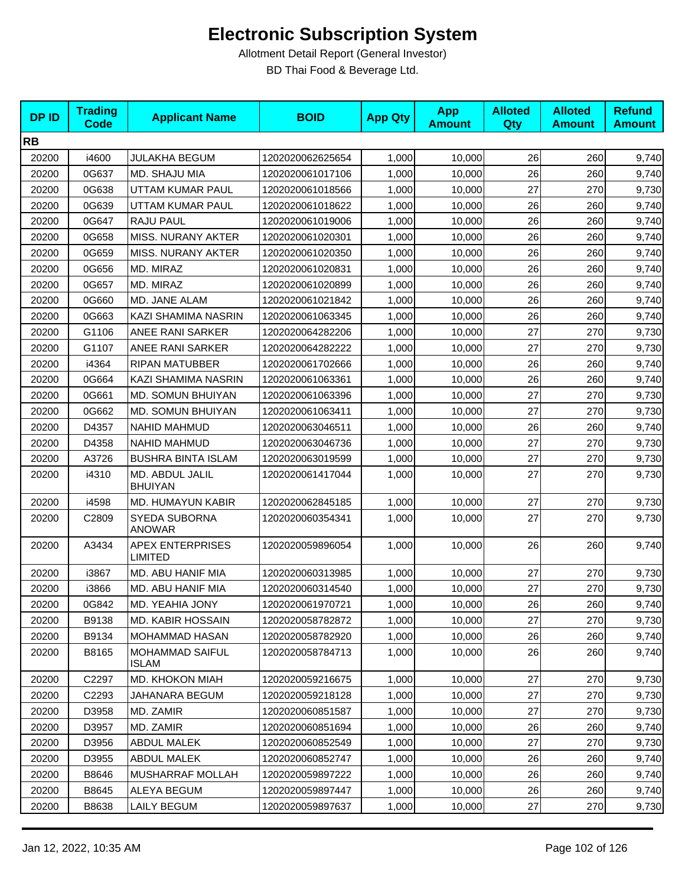# Electronic Subscription System

Allotment Detail Report (General Investor)

BD Thai Food & Beverage Ltd.

| DP ID | Trading Code | Applicant Name | BOID | App Qty | App Amount | Alloted Qty | Alloted Amount | Refund Amount |
|---|---|---|---|---|---|---|---|---|
| **RB** | | | | | | | | |
| 20200 | i4600 | JULAKHA BEGUM | 1202020062625654 | 1,000 | 10,000 | 26 | 260 | 9,740 |
| 20200 | 0G637 | MD. SHAJU MIA | 1202020061017106 | 1,000 | 10,000 | 26 | 260 | 9,740 |
| 20200 | 0G638 | UTTAM KUMAR PAUL | 1202020061018566 | 1,000 | 10,000 | 27 | 270 | 9,730 |
| 20200 | 0G639 | UTTAM KUMAR PAUL | 1202020061018622 | 1,000 | 10,000 | 26 | 260 | 9,740 |
| 20200 | 0G647 | RAJU PAUL | 1202020061019006 | 1,000 | 10,000 | 26 | 260 | 9,740 |
| 20200 | 0G658 | MISS. NURANY AKTER | 1202020061020301 | 1,000 | 10,000 | 26 | 260 | 9,740 |
| 20200 | 0G659 | MISS. NURANY AKTER | 1202020061020350 | 1,000 | 10,000 | 26 | 260 | 9,740 |
| 20200 | 0G656 | MD. MIRAZ | 1202020061020831 | 1,000 | 10,000 | 26 | 260 | 9,740 |
| 20200 | 0G657 | MD. MIRAZ | 1202020061020899 | 1,000 | 10,000 | 26 | 260 | 9,740 |
| 20200 | 0G660 | MD. JANE ALAM | 1202020061021842 | 1,000 | 10,000 | 26 | 260 | 9,740 |
| 20200 | 0G663 | KAZI SHAMIMA NASRIN | 1202020061063345 | 1,000 | 10,000 | 26 | 260 | 9,740 |
| 20200 | G1106 | ANEE RANI SARKER | 1202020064282206 | 1,000 | 10,000 | 27 | 270 | 9,730 |
| 20200 | G1107 | ANEE RANI SARKER | 1202020064282222 | 1,000 | 10,000 | 27 | 270 | 9,730 |
| 20200 | i4364 | RIPAN MATUBBER | 1202020061702666 | 1,000 | 10,000 | 26 | 260 | 9,740 |
| 20200 | 0G664 | KAZI SHAMIMA NASRIN | 1202020061063361 | 1,000 | 10,000 | 26 | 260 | 9,740 |
| 20200 | 0G661 | MD. SOMUN BHUIYAN | 1202020061063396 | 1,000 | 10,000 | 27 | 270 | 9,730 |
| 20200 | 0G662 | MD. SOMUN BHUIYAN | 1202020061063411 | 1,000 | 10,000 | 27 | 270 | 9,730 |
| 20200 | D4357 | NAHID MAHMUD | 1202020063046511 | 1,000 | 10,000 | 26 | 260 | 9,740 |
| 20200 | D4358 | NAHID MAHMUD | 1202020063046736 | 1,000 | 10,000 | 27 | 270 | 9,730 |
| 20200 | A3726 | BUSHRA BINTA ISLAM | 1202020063019599 | 1,000 | 10,000 | 27 | 270 | 9,730 |
| 20200 | i4310 | MD. ABDUL JALIL BHUIYAN | 1202020061417044 | 1,000 | 10,000 | 27 | 270 | 9,730 |
| 20200 | i4598 | MD. HUMAYUN KABIR | 1202020062845185 | 1,000 | 10,000 | 27 | 270 | 9,730 |
| 20200 | C2809 | SYEDA SUBORNA ANOWAR | 1202020060354341 | 1,000 | 10,000 | 27 | 270 | 9,730 |
| 20200 | A3434 | APEX ENTERPRISES LIMITED | 1202020059896054 | 1,000 | 10,000 | 26 | 260 | 9,740 |
| 20200 | i3867 | MD. ABU HANIF MIA | 1202020060313985 | 1,000 | 10,000 | 27 | 270 | 9,730 |
| 20200 | i3866 | MD. ABU HANIF MIA | 1202020060314540 | 1,000 | 10,000 | 27 | 270 | 9,730 |
| 20200 | 0G842 | MD. YEAHIA JONY | 1202020061970721 | 1,000 | 10,000 | 26 | 260 | 9,740 |
| 20200 | B9138 | MD. KABIR HOSSAIN | 1202020058782872 | 1,000 | 10,000 | 27 | 270 | 9,730 |
| 20200 | B9134 | MOHAMMAD HASAN | 1202020058782920 | 1,000 | 10,000 | 26 | 260 | 9,740 |
| 20200 | B8165 | MOHAMMAD SAIFUL ISLAM | 1202020058784713 | 1,000 | 10,000 | 26 | 260 | 9,740 |
| 20200 | C2297 | MD. KHOKON MIAH | 1202020059216675 | 1,000 | 10,000 | 27 | 270 | 9,730 |
| 20200 | C2293 | JAHANARA BEGUM | 1202020059218128 | 1,000 | 10,000 | 27 | 270 | 9,730 |
| 20200 | D3958 | MD. ZAMIR | 1202020060851587 | 1,000 | 10,000 | 27 | 270 | 9,730 |
| 20200 | D3957 | MD. ZAMIR | 1202020060851694 | 1,000 | 10,000 | 26 | 260 | 9,740 |
| 20200 | D3956 | ABDUL MALEK | 1202020060852549 | 1,000 | 10,000 | 27 | 270 | 9,730 |
| 20200 | D3955 | ABDUL MALEK | 1202020060852747 | 1,000 | 10,000 | 26 | 260 | 9,740 |
| 20200 | B8646 | MUSHARRAF MOLLAH | 1202020059897222 | 1,000 | 10,000 | 26 | 260 | 9,740 |
| 20200 | B8645 | ALEYA BEGUM | 1202020059897447 | 1,000 | 10,000 | 26 | 260 | 9,740 |
| 20200 | B8638 | LAILY BEGUM | 1202020059897637 | 1,000 | 10,000 | 27 | 270 | 9,730 |

Jan 12, 2022, 10:35 AM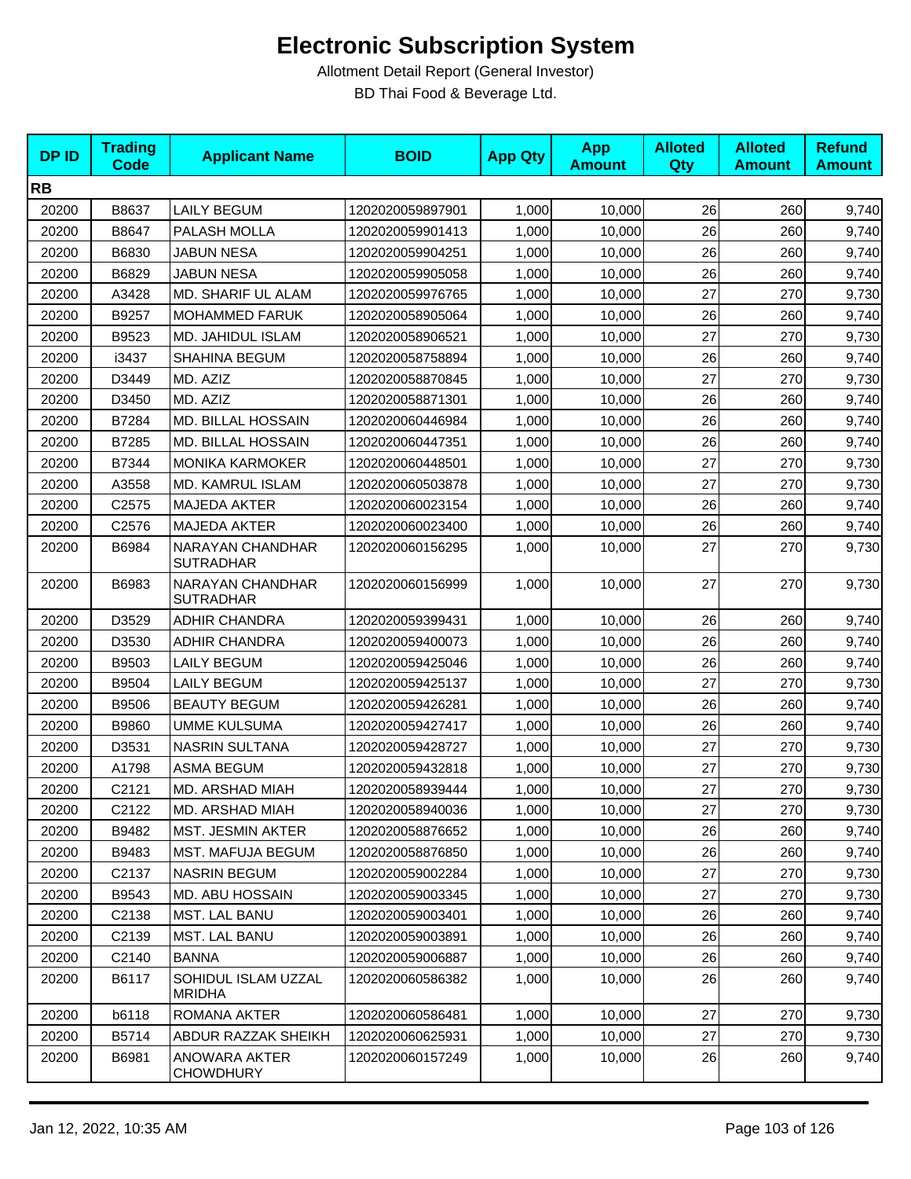# Electronic Subscription System

Allotment Detail Report (General Investor)

BD Thai Food & Beverage Ltd.

| DP ID | Trading Code | Applicant Name | BOID | App Qty | App Amount | Alloted Qty | Alloted Amount | Refund Amount |
|---|---|---|---|---|---|---|---|---|
| **RB** | | | | | | | | |
| 20200 | B8637 | LAILY BEGUM | 1202020059897901 | 1,000 | 10,000 | 26 | 260 | 9,740 |
| 20200 | B8647 | PALASH MOLLA | 1202020059901413 | 1,000 | 10,000 | 26 | 260 | 9,740 |
| 20200 | B6830 | JABUN NESA | 1202020059904251 | 1,000 | 10,000 | 26 | 260 | 9,740 |
| 20200 | B6829 | JABUN NESA | 1202020059905058 | 1,000 | 10,000 | 26 | 260 | 9,740 |
| 20200 | A3428 | MD. SHARIF UL ALAM | 1202020059976765 | 1,000 | 10,000 | 27 | 270 | 9,730 |
| 20200 | B9257 | MOHAMMED FARUK | 1202020058905064 | 1,000 | 10,000 | 26 | 260 | 9,740 |
| 20200 | B9523 | MD. JAHIDUL ISLAM | 1202020058906521 | 1,000 | 10,000 | 27 | 270 | 9,730 |
| 20200 | i3437 | SHAHINA BEGUM | 1202020058758894 | 1,000 | 10,000 | 26 | 260 | 9,740 |
| 20200 | D3449 | MD. AZIZ | 1202020058870845 | 1,000 | 10,000 | 27 | 270 | 9,730 |
| 20200 | D3450 | MD. AZIZ | 1202020058871301 | 1,000 | 10,000 | 26 | 260 | 9,740 |
| 20200 | B7284 | MD. BILLAL HOSSAIN | 1202020060446984 | 1,000 | 10,000 | 26 | 260 | 9,740 |
| 20200 | B7285 | MD. BILLAL HOSSAIN | 1202020060447351 | 1,000 | 10,000 | 26 | 260 | 9,740 |
| 20200 | B7344 | MONIKA KARMOKER | 1202020060448501 | 1,000 | 10,000 | 27 | 270 | 9,730 |
| 20200 | A3558 | MD. KAMRUL ISLAM | 1202020060503878 | 1,000 | 10,000 | 27 | 270 | 9,730 |
| 20200 | C2575 | MAJEDA AKTER | 1202020060023154 | 1,000 | 10,000 | 26 | 260 | 9,740 |
| 20200 | C2576 | MAJEDA AKTER | 1202020060023400 | 1,000 | 10,000 | 26 | 260 | 9,740 |
| 20200 | B6984 | NARAYAN CHANDHAR SUTRADHAR | 1202020060156295 | 1,000 | 10,000 | 27 | 270 | 9,730 |
| 20200 | B6983 | NARAYAN CHANDHAR SUTRADHAR | 1202020060156999 | 1,000 | 10,000 | 27 | 270 | 9,730 |
| 20200 | D3529 | ADHIR CHANDRA | 1202020059399431 | 1,000 | 10,000 | 26 | 260 | 9,740 |
| 20200 | D3530 | ADHIR CHANDRA | 1202020059400073 | 1,000 | 10,000 | 26 | 260 | 9,740 |
| 20200 | B9503 | LAILY BEGUM | 1202020059425046 | 1,000 | 10,000 | 26 | 260 | 9,740 |
| 20200 | B9504 | LAILY BEGUM | 1202020059425137 | 1,000 | 10,000 | 27 | 270 | 9,730 |
| 20200 | B9506 | BEAUTY BEGUM | 1202020059426281 | 1,000 | 10,000 | 26 | 260 | 9,740 |
| 20200 | B9860 | UMME KULSUMA | 1202020059427417 | 1,000 | 10,000 | 26 | 260 | 9,740 |
| 20200 | D3531 | NASRIN SULTANA | 1202020059428727 | 1,000 | 10,000 | 27 | 270 | 9,730 |
| 20200 | A1798 | ASMA BEGUM | 1202020059432818 | 1,000 | 10,000 | 27 | 270 | 9,730 |
| 20200 | C2121 | MD. ARSHAD MIAH | 1202020058939444 | 1,000 | 10,000 | 27 | 270 | 9,730 |
| 20200 | C2122 | MD. ARSHAD MIAH | 1202020058940036 | 1,000 | 10,000 | 27 | 270 | 9,730 |
| 20200 | B9482 | MST. JESMIN AKTER | 1202020058876652 | 1,000 | 10,000 | 26 | 260 | 9,740 |
| 20200 | B9483 | MST. MAFUJA BEGUM | 1202020058876850 | 1,000 | 10,000 | 26 | 260 | 9,740 |
| 20200 | C2137 | NASRIN BEGUM | 1202020059002284 | 1,000 | 10,000 | 27 | 270 | 9,730 |
| 20200 | B9543 | MD. ABU HOSSAIN | 1202020059003345 | 1,000 | 10,000 | 27 | 270 | 9,730 |
| 20200 | C2138 | MST. LAL BANU | 1202020059003401 | 1,000 | 10,000 | 26 | 260 | 9,740 |
| 20200 | C2139 | MST. LAL BANU | 1202020059003891 | 1,000 | 10,000 | 26 | 260 | 9,740 |
| 20200 | C2140 | BANNA | 1202020059006887 | 1,000 | 10,000 | 26 | 260 | 9,740 |
| 20200 | B6117 | SOHIDUL ISLAM UZZAL MRIDHA | 1202020060586382 | 1,000 | 10,000 | 26 | 260 | 9,740 |
| 20200 | b6118 | ROMANA AKTER | 1202020060586481 | 1,000 | 10,000 | 27 | 270 | 9,730 |
| 20200 | B5714 | ABDUR RAZZAK SHEIKH | 1202020060625931 | 1,000 | 10,000 | 27 | 270 | 9,730 |
| 20200 | B6981 | ANOWARA AKTER CHOWDHURY | 1202020060157249 | 1,000 | 10,000 | 26 | 260 | 9,740 |

Jan 12, 2022, 10:35 AM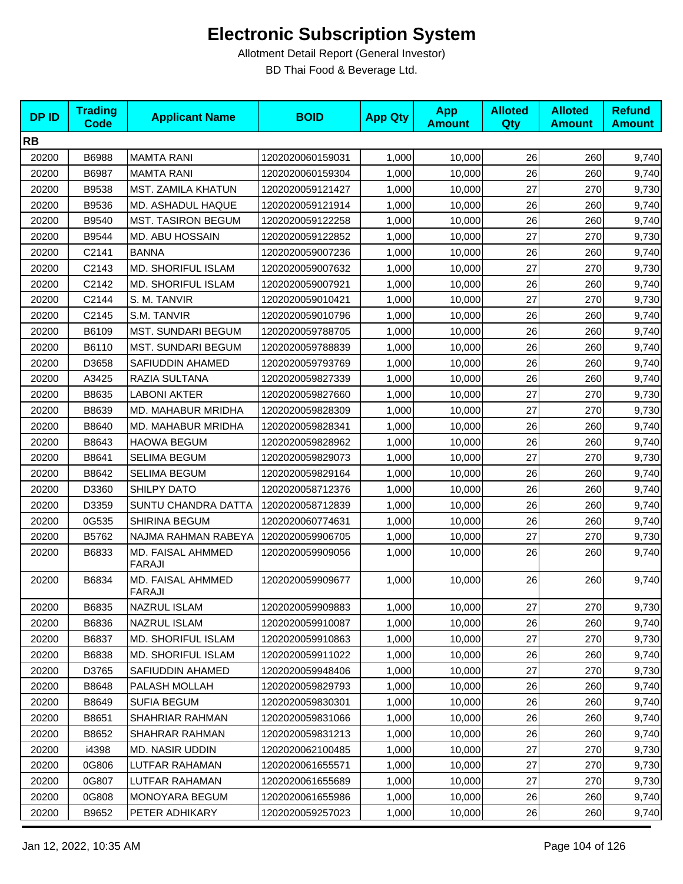# Electronic Subscription System

Allotment Detail Report (General Investor)

BD Thai Food & Beverage Ltd.

| DP ID | Trading Code | Applicant Name | BOID | App Qty | App Amount | Alloted Qty | Alloted Amount | Refund Amount |
|---|---|---|---|---|---|---|---|---|
| **RB** | | | | | | | | |
| 20200 | B6988 | MAMTA RANI | 1202020060159031 | 1,000 | 10,000 | 26 | 260 | 9,740 |
| 20200 | B6987 | MAMTA RANI | 1202020060159304 | 1,000 | 10,000 | 26 | 260 | 9,740 |
| 20200 | B9538 | MST. ZAMILA KHATUN | 1202020059121427 | 1,000 | 10,000 | 27 | 270 | 9,730 |
| 20200 | B9536 | MD. ASHADUL HAQUE | 1202020059121914 | 1,000 | 10,000 | 26 | 260 | 9,740 |
| 20200 | B9540 | MST. TASIRON BEGUM | 1202020059122258 | 1,000 | 10,000 | 26 | 260 | 9,740 |
| 20200 | B9544 | MD. ABU HOSSAIN | 1202020059122852 | 1,000 | 10,000 | 27 | 270 | 9,730 |
| 20200 | C2141 | BANNA | 1202020059007236 | 1,000 | 10,000 | 26 | 260 | 9,740 |
| 20200 | C2143 | MD. SHORIFUL ISLAM | 1202020059007632 | 1,000 | 10,000 | 27 | 270 | 9,730 |
| 20200 | C2142 | MD. SHORIFUL ISLAM | 1202020059007921 | 1,000 | 10,000 | 26 | 260 | 9,740 |
| 20200 | C2144 | S. M. TANVIR | 1202020059010421 | 1,000 | 10,000 | 27 | 270 | 9,730 |
| 20200 | C2145 | S.M. TANVIR | 1202020059010796 | 1,000 | 10,000 | 26 | 260 | 9,740 |
| 20200 | B6109 | MST. SUNDARI BEGUM | 1202020059788705 | 1,000 | 10,000 | 26 | 260 | 9,740 |
| 20200 | B6110 | MST. SUNDARI BEGUM | 1202020059788839 | 1,000 | 10,000 | 26 | 260 | 9,740 |
| 20200 | D3658 | SAFIUDDIN AHAMED | 1202020059793769 | 1,000 | 10,000 | 26 | 260 | 9,740 |
| 20200 | A3425 | RAZIA SULTANA | 1202020059827339 | 1,000 | 10,000 | 26 | 260 | 9,740 |
| 20200 | B8635 | LABONI AKTER | 1202020059827660 | 1,000 | 10,000 | 27 | 270 | 9,730 |
| 20200 | B8639 | MD. MAHABUR MRIDHA | 1202020059828309 | 1,000 | 10,000 | 27 | 270 | 9,730 |
| 20200 | B8640 | MD. MAHABUR MRIDHA | 1202020059828341 | 1,000 | 10,000 | 26 | 260 | 9,740 |
| 20200 | B8643 | HAOWA BEGUM | 1202020059828962 | 1,000 | 10,000 | 26 | 260 | 9,740 |
| 20200 | B8641 | SELIMA BEGUM | 1202020059829073 | 1,000 | 10,000 | 27 | 270 | 9,730 |
| 20200 | B8642 | SELIMA BEGUM | 1202020059829164 | 1,000 | 10,000 | 26 | 260 | 9,740 |
| 20200 | D3360 | SHILPY DATO | 1202020058712376 | 1,000 | 10,000 | 26 | 260 | 9,740 |
| 20200 | D3359 | SUNTU CHANDRA DATTA | 1202020058712839 | 1,000 | 10,000 | 26 | 260 | 9,740 |
| 20200 | 0G535 | SHIRINA BEGUM | 1202020060774631 | 1,000 | 10,000 | 26 | 260 | 9,740 |
| 20200 | B5762 | NAJMA RAHMAN RABEYA | 1202020059906705 | 1,000 | 10,000 | 27 | 270 | 9,730 |
| 20200 | B6833 | MD. FAISAL AHMMED FARAJI | 1202020059909056 | 1,000 | 10,000 | 26 | 260 | 9,740 |
| 20200 | B6834 | MD. FAISAL AHMMED FARAJI | 1202020059909677 | 1,000 | 10,000 | 26 | 260 | 9,740 |
| 20200 | B6835 | NAZRUL ISLAM | 1202020059909883 | 1,000 | 10,000 | 27 | 270 | 9,730 |
| 20200 | B6836 | NAZRUL ISLAM | 1202020059910087 | 1,000 | 10,000 | 26 | 260 | 9,740 |
| 20200 | B6837 | MD. SHORIFUL ISLAM | 1202020059910863 | 1,000 | 10,000 | 27 | 270 | 9,730 |
| 20200 | B6838 | MD. SHORIFUL ISLAM | 1202020059911022 | 1,000 | 10,000 | 26 | 260 | 9,740 |
| 20200 | D3765 | SAFIUDDIN AHAMED | 1202020059948406 | 1,000 | 10,000 | 27 | 270 | 9,730 |
| 20200 | B8648 | PALASH MOLLAH | 1202020059829793 | 1,000 | 10,000 | 26 | 260 | 9,740 |
| 20200 | B8649 | SUFIA BEGUM | 1202020059830301 | 1,000 | 10,000 | 26 | 260 | 9,740 |
| 20200 | B8651 | SHAHRIAR RAHMAN | 1202020059831066 | 1,000 | 10,000 | 26 | 260 | 9,740 |
| 20200 | B8652 | SHAHRAR RAHMAN | 1202020059831213 | 1,000 | 10,000 | 26 | 260 | 9,740 |
| 20200 | i4398 | MD. NASIR UDDIN | 1202020062100485 | 1,000 | 10,000 | 27 | 270 | 9,730 |
| 20200 | 0G806 | LUTFAR RAHAMAN | 1202020061655571 | 1,000 | 10,000 | 27 | 270 | 9,730 |
| 20200 | 0G807 | LUTFAR RAHAMAN | 1202020061655689 | 1,000 | 10,000 | 27 | 270 | 9,730 |
| 20200 | 0G808 | MONOYARA BEGUM | 1202020061655986 | 1,000 | 10,000 | 26 | 260 | 9,740 |
| 20200 | B9652 | PETER ADHIKARY | 1202020059257023 | 1,000 | 10,000 | 26 | 260 | 9,740 |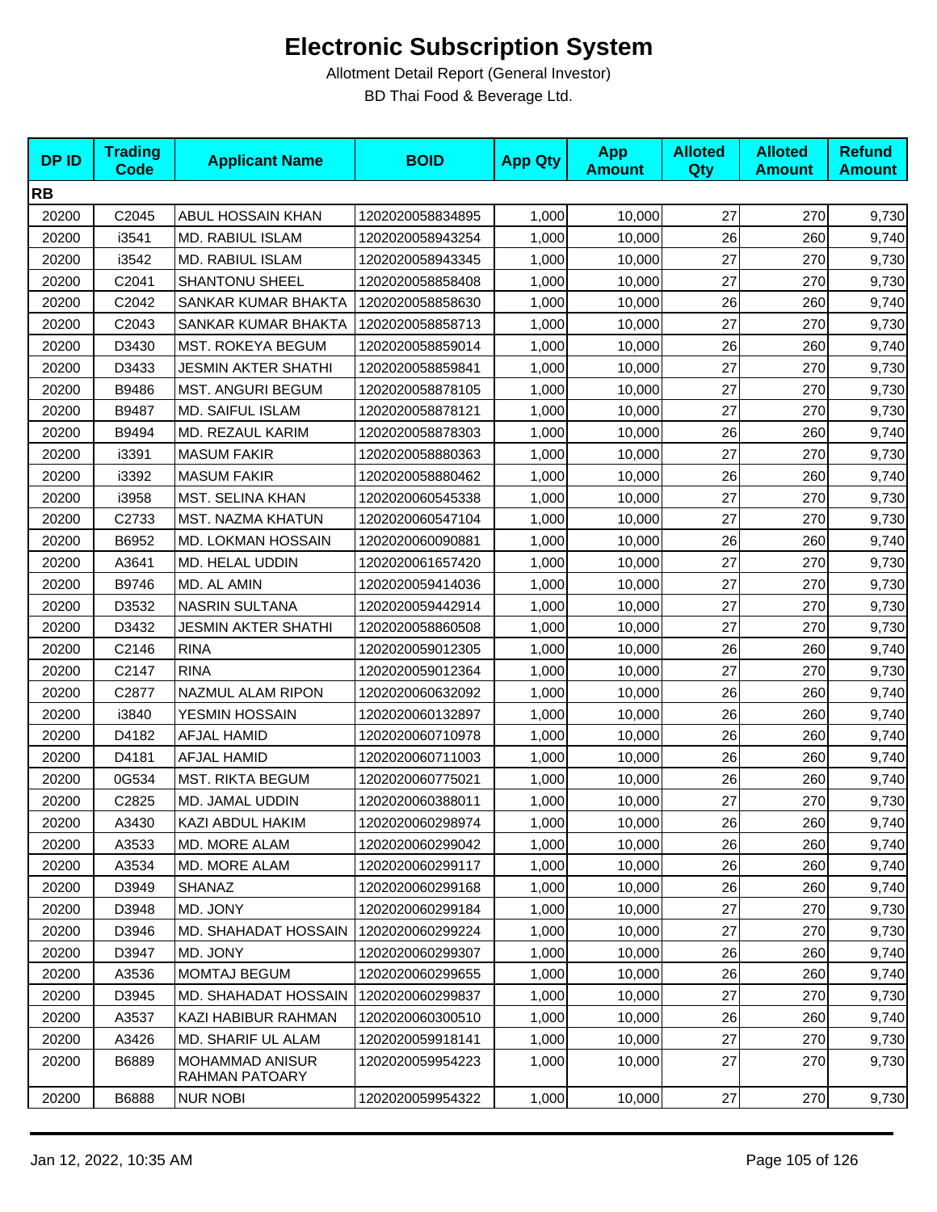# Electronic Subscription System

Allotment Detail Report (General Investor)

BD Thai Food & Beverage Ltd.

| DP ID | Trading Code | Applicant Name | BOID | App Qty | App Amount | Alloted Qty | Alloted Amount | Refund Amount |
|---|---|---|---|---|---|---|---|---|
| **RB** | | | | | | | | |
| 20200 | C2045 | ABUL HOSSAIN KHAN | 1202020058834895 | 1,000 | 10,000 | 27 | 270 | 9,730 |
| 20200 | i3541 | MD. RABIUL ISLAM | 1202020058943254 | 1,000 | 10,000 | 26 | 260 | 9,740 |
| 20200 | i3542 | MD. RABIUL ISLAM | 1202020058943345 | 1,000 | 10,000 | 27 | 270 | 9,730 |
| 20200 | C2041 | SHANTONU SHEEL | 1202020058858408 | 1,000 | 10,000 | 27 | 270 | 9,730 |
| 20200 | C2042 | SANKAR KUMAR BHAKTA | 1202020058858630 | 1,000 | 10,000 | 26 | 260 | 9,740 |
| 20200 | C2043 | SANKAR KUMAR BHAKTA | 1202020058858713 | 1,000 | 10,000 | 27 | 270 | 9,730 |
| 20200 | D3430 | MST. ROKEYA BEGUM | 1202020058859014 | 1,000 | 10,000 | 26 | 260 | 9,740 |
| 20200 | D3433 | JESMIN AKTER SHATHI | 1202020058859841 | 1,000 | 10,000 | 27 | 270 | 9,730 |
| 20200 | B9486 | MST. ANGURI BEGUM | 1202020058878105 | 1,000 | 10,000 | 27 | 270 | 9,730 |
| 20200 | B9487 | MD. SAIFUL ISLAM | 1202020058878121 | 1,000 | 10,000 | 27 | 270 | 9,730 |
| 20200 | B9494 | MD. REZAUL KARIM | 1202020058878303 | 1,000 | 10,000 | 26 | 260 | 9,740 |
| 20200 | i3391 | MASUM FAKIR | 1202020058880363 | 1,000 | 10,000 | 27 | 270 | 9,730 |
| 20200 | i3392 | MASUM FAKIR | 1202020058880462 | 1,000 | 10,000 | 26 | 260 | 9,740 |
| 20200 | i3958 | MST. SELINA KHAN | 1202020060545338 | 1,000 | 10,000 | 27 | 270 | 9,730 |
| 20200 | C2733 | MST. NAZMA KHATUN | 1202020060547104 | 1,000 | 10,000 | 27 | 270 | 9,730 |
| 20200 | B6952 | MD. LOKMAN HOSSAIN | 1202020060090881 | 1,000 | 10,000 | 26 | 260 | 9,740 |
| 20200 | A3641 | MD. HELAL UDDIN | 1202020061657420 | 1,000 | 10,000 | 27 | 270 | 9,730 |
| 20200 | B9746 | MD. AL AMIN | 1202020059414036 | 1,000 | 10,000 | 27 | 270 | 9,730 |
| 20200 | D3532 | NASRIN SULTANA | 1202020059442914 | 1,000 | 10,000 | 27 | 270 | 9,730 |
| 20200 | D3432 | JESMIN AKTER SHATHI | 1202020058860508 | 1,000 | 10,000 | 27 | 270 | 9,730 |
| 20200 | C2146 | RINA | 1202020059012305 | 1,000 | 10,000 | 26 | 260 | 9,740 |
| 20200 | C2147 | RINA | 1202020059012364 | 1,000 | 10,000 | 27 | 270 | 9,730 |
| 20200 | C2877 | NAZMUL ALAM RIPON | 1202020060632092 | 1,000 | 10,000 | 26 | 260 | 9,740 |
| 20200 | i3840 | YESMIN HOSSAIN | 1202020060132897 | 1,000 | 10,000 | 26 | 260 | 9,740 |
| 20200 | D4182 | AFJAL HAMID | 1202020060710978 | 1,000 | 10,000 | 26 | 260 | 9,740 |
| 20200 | D4181 | AFJAL HAMID | 1202020060711003 | 1,000 | 10,000 | 26 | 260 | 9,740 |
| 20200 | 0G534 | MST. RIKTA BEGUM | 1202020060775021 | 1,000 | 10,000 | 26 | 260 | 9,740 |
| 20200 | C2825 | MD. JAMAL UDDIN | 1202020060388011 | 1,000 | 10,000 | 27 | 270 | 9,730 |
| 20200 | A3430 | KAZI ABDUL HAKIM | 1202020060298974 | 1,000 | 10,000 | 26 | 260 | 9,740 |
| 20200 | A3533 | MD. MORE ALAM | 1202020060299042 | 1,000 | 10,000 | 26 | 260 | 9,740 |
| 20200 | A3534 | MD. MORE ALAM | 1202020060299117 | 1,000 | 10,000 | 26 | 260 | 9,740 |
| 20200 | D3949 | SHANAZ | 1202020060299168 | 1,000 | 10,000 | 26 | 260 | 9,740 |
| 20200 | D3948 | MD. JONY | 1202020060299184 | 1,000 | 10,000 | 27 | 270 | 9,730 |
| 20200 | D3946 | MD. SHAHADAT HOSSAIN | 1202020060299224 | 1,000 | 10,000 | 27 | 270 | 9,730 |
| 20200 | D3947 | MD. JONY | 1202020060299307 | 1,000 | 10,000 | 26 | 260 | 9,740 |
| 20200 | A3536 | MOMTAJ BEGUM | 1202020060299655 | 1,000 | 10,000 | 26 | 260 | 9,740 |
| 20200 | D3945 | MD. SHAHADAT HOSSAIN | 1202020060299837 | 1,000 | 10,000 | 27 | 270 | 9,730 |
| 20200 | A3537 | KAZI HABIBUR RAHMAN | 1202020060300510 | 1,000 | 10,000 | 26 | 260 | 9,740 |
| 20200 | A3426 | MD. SHARIF UL ALAM | 1202020059918141 | 1,000 | 10,000 | 27 | 270 | 9,730 |
| 20200 | B6889 | MOHAMMAD ANISUR RAHMAN PATOARY | 1202020059954223 | 1,000 | 10,000 | 27 | 270 | 9,730 |
| 20200 | B6888 | NUR NOBI | 1202020059954322 | 1,000 | 10,000 | 27 | 270 | 9,730 |

Jan 12, 2022, 10:35 AM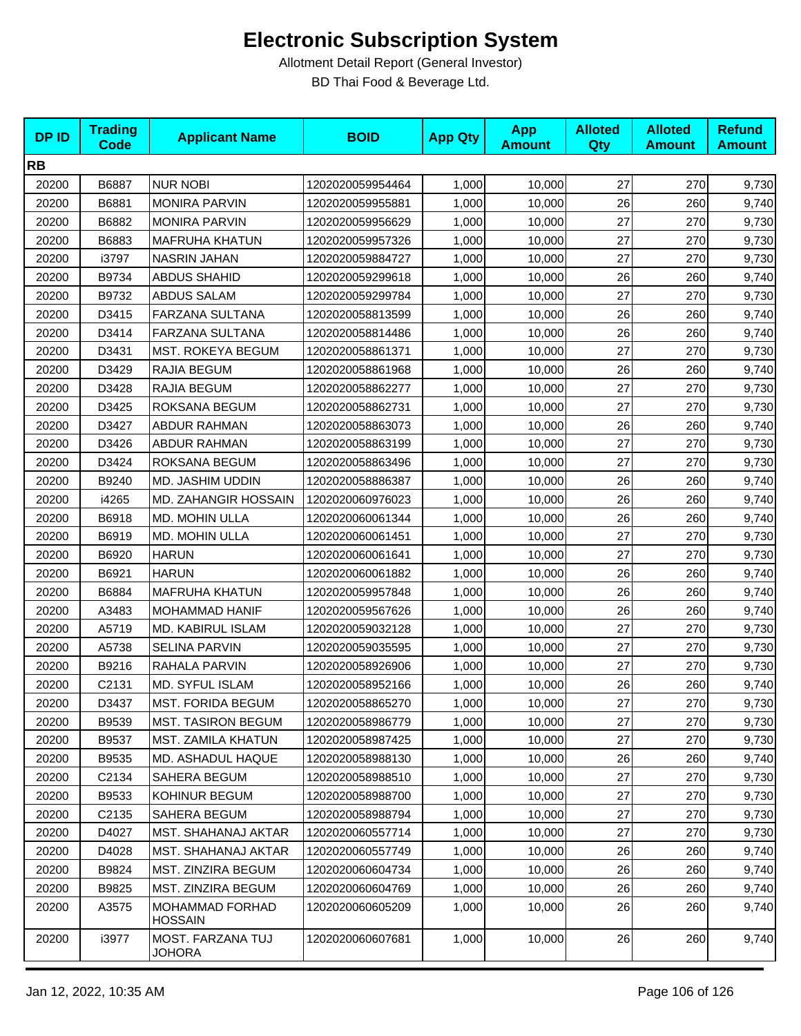# Electronic Subscription System

Allotment Detail Report (General Investor)

BD Thai Food & Beverage Ltd.

| DP ID | Trading Code | Applicant Name | BOID | App Qty | App Amount | Alloted Qty | Alloted Amount | Refund Amount |
|---|---|---|---|---|---|---|---|---|
| **RB** | | | | | | | | |
| 20200 | B6887 | NUR NOBI | 1202020059954464 | 1,000 | 10,000 | 27 | 270 | 9,730 |
| 20200 | B6881 | MONIRA PARVIN | 1202020059955881 | 1,000 | 10,000 | 26 | 260 | 9,740 |
| 20200 | B6882 | MONIRA PARVIN | 1202020059956629 | 1,000 | 10,000 | 27 | 270 | 9,730 |
| 20200 | B6883 | MAFRUHA KHATUN | 1202020059957326 | 1,000 | 10,000 | 27 | 270 | 9,730 |
| 20200 | i3797 | NASRIN JAHAN | 1202020059884727 | 1,000 | 10,000 | 27 | 270 | 9,730 |
| 20200 | B9734 | ABDUS SHAHID | 1202020059299618 | 1,000 | 10,000 | 26 | 260 | 9,740 |
| 20200 | B9732 | ABDUS SALAM | 1202020059299784 | 1,000 | 10,000 | 27 | 270 | 9,730 |
| 20200 | D3415 | FARZANA SULTANA | 1202020058813599 | 1,000 | 10,000 | 26 | 260 | 9,740 |
| 20200 | D3414 | FARZANA SULTANA | 1202020058814486 | 1,000 | 10,000 | 26 | 260 | 9,740 |
| 20200 | D3431 | MST. ROKEYA BEGUM | 1202020058861371 | 1,000 | 10,000 | 27 | 270 | 9,730 |
| 20200 | D3429 | RAJIA BEGUM | 1202020058861968 | 1,000 | 10,000 | 26 | 260 | 9,740 |
| 20200 | D3428 | RAJIA BEGUM | 1202020058862277 | 1,000 | 10,000 | 27 | 270 | 9,730 |
| 20200 | D3425 | ROKSANA BEGUM | 1202020058862731 | 1,000 | 10,000 | 27 | 270 | 9,730 |
| 20200 | D3427 | ABDUR RAHMAN | 1202020058863073 | 1,000 | 10,000 | 26 | 260 | 9,740 |
| 20200 | D3426 | ABDUR RAHMAN | 1202020058863199 | 1,000 | 10,000 | 27 | 270 | 9,730 |
| 20200 | D3424 | ROKSANA BEGUM | 1202020058863496 | 1,000 | 10,000 | 27 | 270 | 9,730 |
| 20200 | B9240 | MD. JASHIM UDDIN | 1202020058886387 | 1,000 | 10,000 | 26 | 260 | 9,740 |
| 20200 | i4265 | MD. ZAHANGIR HOSSAIN | 1202020060976023 | 1,000 | 10,000 | 26 | 260 | 9,740 |
| 20200 | B6918 | MD. MOHIN ULLA | 1202020060061344 | 1,000 | 10,000 | 26 | 260 | 9,740 |
| 20200 | B6919 | MD. MOHIN ULLA | 1202020060061451 | 1,000 | 10,000 | 27 | 270 | 9,730 |
| 20200 | B6920 | HARUN | 1202020060061641 | 1,000 | 10,000 | 27 | 270 | 9,730 |
| 20200 | B6921 | HARUN | 1202020060061882 | 1,000 | 10,000 | 26 | 260 | 9,740 |
| 20200 | B6884 | MAFRUHA KHATUN | 1202020059957848 | 1,000 | 10,000 | 26 | 260 | 9,740 |
| 20200 | A3483 | MOHAMMAD HANIF | 1202020059567626 | 1,000 | 10,000 | 26 | 260 | 9,740 |
| 20200 | A5719 | MD. KABIRUL ISLAM | 1202020059032128 | 1,000 | 10,000 | 27 | 270 | 9,730 |
| 20200 | A5738 | SELINA PARVIN | 1202020059035595 | 1,000 | 10,000 | 27 | 270 | 9,730 |
| 20200 | B9216 | RAHALA PARVIN | 1202020058926906 | 1,000 | 10,000 | 27 | 270 | 9,730 |
| 20200 | C2131 | MD. SYFUL ISLAM | 1202020058952166 | 1,000 | 10,000 | 26 | 260 | 9,740 |
| 20200 | D3437 | MST. FORIDA BEGUM | 1202020058865270 | 1,000 | 10,000 | 27 | 270 | 9,730 |
| 20200 | B9539 | MST. TASIRON BEGUM | 1202020058986779 | 1,000 | 10,000 | 27 | 270 | 9,730 |
| 20200 | B9537 | MST. ZAMILA KHATUN | 1202020058987425 | 1,000 | 10,000 | 27 | 270 | 9,730 |
| 20200 | B9535 | MD. ASHADUL HAQUE | 1202020058988130 | 1,000 | 10,000 | 26 | 260 | 9,740 |
| 20200 | C2134 | SAHERA BEGUM | 1202020058988510 | 1,000 | 10,000 | 27 | 270 | 9,730 |
| 20200 | B9533 | KOHINUR BEGUM | 1202020058988700 | 1,000 | 10,000 | 27 | 270 | 9,730 |
| 20200 | C2135 | SAHERA BEGUM | 1202020058988794 | 1,000 | 10,000 | 27 | 270 | 9,730 |
| 20200 | D4027 | MST. SHAHANAJ AKTAR | 1202020060557714 | 1,000 | 10,000 | 27 | 270 | 9,730 |
| 20200 | D4028 | MST. SHAHANAJ AKTAR | 1202020060557749 | 1,000 | 10,000 | 26 | 260 | 9,740 |
| 20200 | B9824 | MST. ZINZIRA BEGUM | 1202020060604734 | 1,000 | 10,000 | 26 | 260 | 9,740 |
| 20200 | B9825 | MST. ZINZIRA BEGUM | 1202020060604769 | 1,000 | 10,000 | 26 | 260 | 9,740 |
| 20200 | A3575 | MOHAMMAD FORHAD HOSSAIN | 1202020060605209 | 1,000 | 10,000 | 26 | 260 | 9,740 |
| 20200 | i3977 | MOST. FARZANA TUJ JOHORA | 1202020060607681 | 1,000 | 10,000 | 26 | 260 | 9,740 |

Jan 12, 2022, 10:35 AM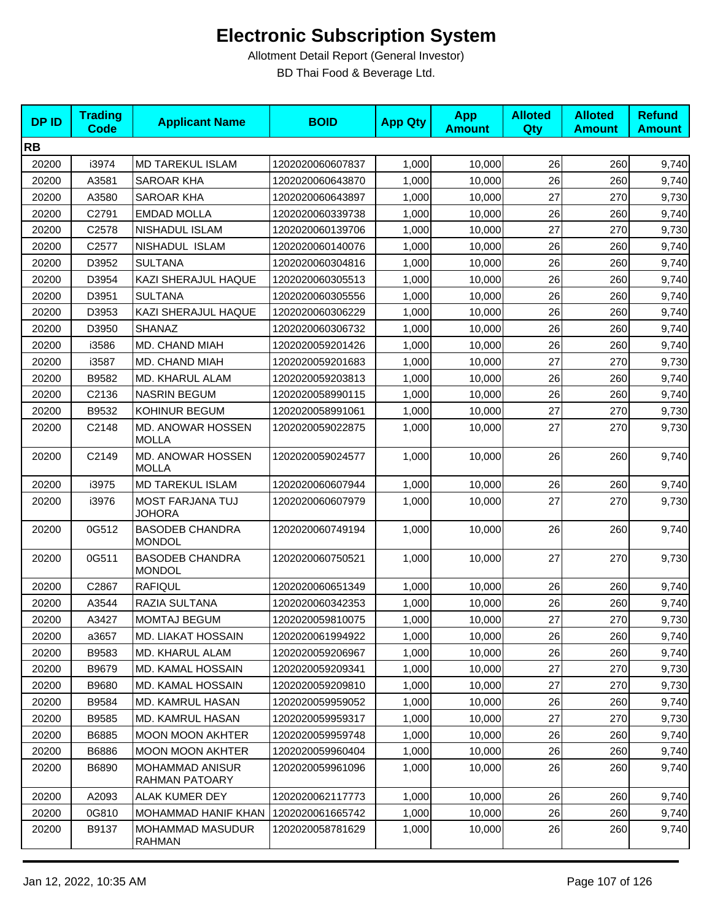# Electronic Subscription System

Allotment Detail Report (General Investor)

BD Thai Food & Beverage Ltd.

| DP ID | Trading Code | Applicant Name | BOID | App Qty | App Amount | Alloted Qty | Alloted Amount | Refund Amount |
|---|---|---|---|---|---|---|---|---|
| **RB** | | | | | | | | |
| 20200 | i3974 | MD TAREKUL ISLAM | 1202020060607837 | 1,000 | 10,000 | 26 | 260 | 9,740 |
| 20200 | A3581 | SAROAR KHA | 1202020060643870 | 1,000 | 10,000 | 26 | 260 | 9,740 |
| 20200 | A3580 | SAROAR KHA | 1202020060643897 | 1,000 | 10,000 | 27 | 270 | 9,730 |
| 20200 | C2791 | EMDAD MOLLA | 1202020060339738 | 1,000 | 10,000 | 26 | 260 | 9,740 |
| 20200 | C2578 | NISHADUL ISLAM | 1202020060139706 | 1,000 | 10,000 | 27 | 270 | 9,730 |
| 20200 | C2577 | NISHADUL ISLAM | 1202020060140076 | 1,000 | 10,000 | 26 | 260 | 9,740 |
| 20200 | D3952 | SULTANA | 1202020060304816 | 1,000 | 10,000 | 26 | 260 | 9,740 |
| 20200 | D3954 | KAZI SHERAJUL HAQUE | 1202020060305513 | 1,000 | 10,000 | 26 | 260 | 9,740 |
| 20200 | D3951 | SULTANA | 1202020060305556 | 1,000 | 10,000 | 26 | 260 | 9,740 |
| 20200 | D3953 | KAZI SHERAJUL HAQUE | 1202020060306229 | 1,000 | 10,000 | 26 | 260 | 9,740 |
| 20200 | D3950 | SHANAZ | 1202020060306732 | 1,000 | 10,000 | 26 | 260 | 9,740 |
| 20200 | i3586 | MD. CHAND MIAH | 1202020059201426 | 1,000 | 10,000 | 26 | 260 | 9,740 |
| 20200 | i3587 | MD. CHAND MIAH | 1202020059201683 | 1,000 | 10,000 | 27 | 270 | 9,730 |
| 20200 | B9582 | MD. KHARUL ALAM | 1202020059203813 | 1,000 | 10,000 | 26 | 260 | 9,740 |
| 20200 | C2136 | NASRIN BEGUM | 1202020058990115 | 1,000 | 10,000 | 26 | 260 | 9,740 |
| 20200 | B9532 | KOHINUR BEGUM | 1202020058991061 | 1,000 | 10,000 | 27 | 270 | 9,730 |
| 20200 | C2148 | MD. ANOWAR HOSSEN MOLLA | 1202020059022875 | 1,000 | 10,000 | 27 | 270 | 9,730 |
| 20200 | C2149 | MD. ANOWAR HOSSEN MOLLA | 1202020059024577 | 1,000 | 10,000 | 26 | 260 | 9,740 |
| 20200 | i3975 | MD TAREKUL ISLAM | 1202020060607944 | 1,000 | 10,000 | 26 | 260 | 9,740 |
| 20200 | i3976 | MOST FARJANA TUJ JOHORA | 1202020060607979 | 1,000 | 10,000 | 27 | 270 | 9,730 |
| 20200 | 0G512 | BASODEB CHANDRA MONDOL | 1202020060749194 | 1,000 | 10,000 | 26 | 260 | 9,740 |
| 20200 | 0G511 | BASODEB CHANDRA MONDOL | 1202020060750521 | 1,000 | 10,000 | 27 | 270 | 9,730 |
| 20200 | C2867 | RAFIQUL | 1202020060651349 | 1,000 | 10,000 | 26 | 260 | 9,740 |
| 20200 | A3544 | RAZIA SULTANA | 1202020060342353 | 1,000 | 10,000 | 26 | 260 | 9,740 |
| 20200 | A3427 | MOMTAJ BEGUM | 1202020059810075 | 1,000 | 10,000 | 27 | 270 | 9,730 |
| 20200 | a3657 | MD. LIAKAT HOSSAIN | 1202020061994922 | 1,000 | 10,000 | 26 | 260 | 9,740 |
| 20200 | B9583 | MD. KHARUL ALAM | 1202020059206967 | 1,000 | 10,000 | 26 | 260 | 9,740 |
| 20200 | B9679 | MD. KAMAL HOSSAIN | 1202020059209341 | 1,000 | 10,000 | 27 | 270 | 9,730 |
| 20200 | B9680 | MD. KAMAL HOSSAIN | 1202020059209810 | 1,000 | 10,000 | 27 | 270 | 9,730 |
| 20200 | B9584 | MD. KAMRUL HASAN | 1202020059959052 | 1,000 | 10,000 | 26 | 260 | 9,740 |
| 20200 | B9585 | MD. KAMRUL HASAN | 1202020059959317 | 1,000 | 10,000 | 27 | 270 | 9,730 |
| 20200 | B6885 | MOON MOON AKHTER | 1202020059959748 | 1,000 | 10,000 | 26 | 260 | 9,740 |
| 20200 | B6886 | MOON MOON AKHTER | 1202020059960404 | 1,000 | 10,000 | 26 | 260 | 9,740 |
| 20200 | B6890 | MOHAMMAD ANISUR RAHMAN PATOARY | 1202020059961096 | 1,000 | 10,000 | 26 | 260 | 9,740 |
| 20200 | A2093 | ALAK KUMER DEY | 1202020062117773 | 1,000 | 10,000 | 26 | 260 | 9,740 |
| 20200 | 0G810 | MOHAMMAD HANIF KHAN | 1202020061665742 | 1,000 | 10,000 | 26 | 260 | 9,740 |
| 20200 | B9137 | MOHAMMAD MASUDUR RAHMAN | 1202020058781629 | 1,000 | 10,000 | 26 | 260 | 9,740 |

Jan 12, 2022, 10:35 AM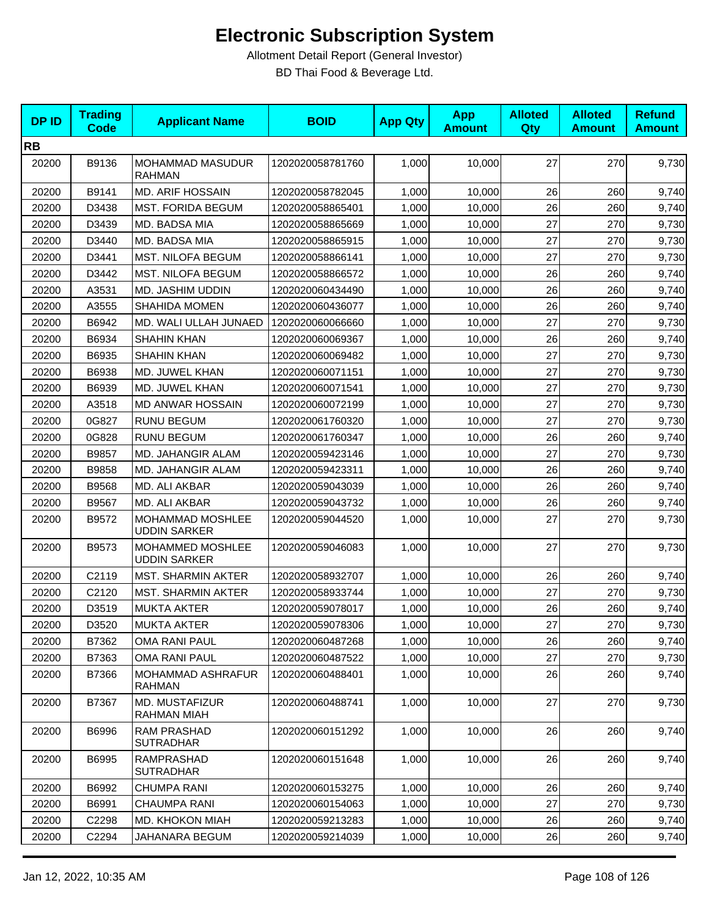# Electronic Subscription System

Allotment Detail Report (General Investor)

BD Thai Food & Beverage Ltd.

| DP ID | Trading Code | Applicant Name | BOID | App Qty | App Amount | Alloted Qty | Alloted Amount | Refund Amount |
|---|---|---|---|---|---|---|---|---|
| **RB** | | | | | | | | |
| 20200 | B9136 | MOHAMMAD MASUDUR RAHMAN | 1202020058781760 | 1,000 | 10,000 | 27 | 270 | 9,730 |
| 20200 | B9141 | MD. ARIF HOSSAIN | 1202020058782045 | 1,000 | 10,000 | 26 | 260 | 9,740 |
| 20200 | D3438 | MST. FORIDA BEGUM | 1202020058865401 | 1,000 | 10,000 | 26 | 260 | 9,740 |
| 20200 | D3439 | MD. BADSA MIA | 1202020058865669 | 1,000 | 10,000 | 27 | 270 | 9,730 |
| 20200 | D3440 | MD. BADSA MIA | 1202020058865915 | 1,000 | 10,000 | 27 | 270 | 9,730 |
| 20200 | D3441 | MST. NILOFA BEGUM | 1202020058866141 | 1,000 | 10,000 | 27 | 270 | 9,730 |
| 20200 | D3442 | MST. NILOFA BEGUM | 1202020058866572 | 1,000 | 10,000 | 26 | 260 | 9,740 |
| 20200 | A3531 | MD. JASHIM UDDIN | 1202020060434490 | 1,000 | 10,000 | 26 | 260 | 9,740 |
| 20200 | A3555 | SHAHIDA MOMEN | 1202020060436077 | 1,000 | 10,000 | 26 | 260 | 9,740 |
| 20200 | B6942 | MD. WALI ULLAH JUNAED | 1202020060066660 | 1,000 | 10,000 | 27 | 270 | 9,730 |
| 20200 | B6934 | SHAHIN KHAN | 1202020060069367 | 1,000 | 10,000 | 26 | 260 | 9,740 |
| 20200 | B6935 | SHAHIN KHAN | 1202020060069482 | 1,000 | 10,000 | 27 | 270 | 9,730 |
| 20200 | B6938 | MD. JUWEL KHAN | 1202020060071151 | 1,000 | 10,000 | 27 | 270 | 9,730 |
| 20200 | B6939 | MD. JUWEL KHAN | 1202020060071541 | 1,000 | 10,000 | 27 | 270 | 9,730 |
| 20200 | A3518 | MD ANWAR HOSSAIN | 1202020060072199 | 1,000 | 10,000 | 27 | 270 | 9,730 |
| 20200 | 0G827 | RUNU BEGUM | 1202020061760320 | 1,000 | 10,000 | 27 | 270 | 9,730 |
| 20200 | 0G828 | RUNU BEGUM | 1202020061760347 | 1,000 | 10,000 | 26 | 260 | 9,740 |
| 20200 | B9857 | MD. JAHANGIR ALAM | 1202020059423146 | 1,000 | 10,000 | 27 | 270 | 9,730 |
| 20200 | B9858 | MD. JAHANGIR ALAM | 1202020059423311 | 1,000 | 10,000 | 26 | 260 | 9,740 |
| 20200 | B9568 | MD. ALI AKBAR | 1202020059043039 | 1,000 | 10,000 | 26 | 260 | 9,740 |
| 20200 | B9567 | MD. ALI AKBAR | 1202020059043732 | 1,000 | 10,000 | 26 | 260 | 9,740 |
| 20200 | B9572 | MOHAMMAD MOSHLEE UDDIN SARKER | 1202020059044520 | 1,000 | 10,000 | 27 | 270 | 9,730 |
| 20200 | B9573 | MOHAMMED MOSHLEE UDDIN SARKER | 1202020059046083 | 1,000 | 10,000 | 27 | 270 | 9,730 |
| 20200 | C2119 | MST. SHARMIN AKTER | 1202020058932707 | 1,000 | 10,000 | 26 | 260 | 9,740 |
| 20200 | C2120 | MST. SHARMIN AKTER | 1202020058933744 | 1,000 | 10,000 | 27 | 270 | 9,730 |
| 20200 | D3519 | MUKTA AKTER | 1202020059078017 | 1,000 | 10,000 | 26 | 260 | 9,740 |
| 20200 | D3520 | MUKTA AKTER | 1202020059078306 | 1,000 | 10,000 | 27 | 270 | 9,730 |
| 20200 | B7362 | OMA RANI PAUL | 1202020060487268 | 1,000 | 10,000 | 26 | 260 | 9,740 |
| 20200 | B7363 | OMA RANI PAUL | 1202020060487522 | 1,000 | 10,000 | 27 | 270 | 9,730 |
| 20200 | B7366 | MOHAMMAD ASHRAFUR RAHMAN | 1202020060488401 | 1,000 | 10,000 | 26 | 260 | 9,740 |
| 20200 | B7367 | MD. MUSTAFIZUR RAHMAN MIAH | 1202020060488741 | 1,000 | 10,000 | 27 | 270 | 9,730 |
| 20200 | B6996 | RAM PRASHAD SUTRADHAR | 1202020060151292 | 1,000 | 10,000 | 26 | 260 | 9,740 |
| 20200 | B6995 | RAMPRASHAD SUTRADHAR | 1202020060151648 | 1,000 | 10,000 | 26 | 260 | 9,740 |
| 20200 | B6992 | CHUMPA RANI | 1202020060153275 | 1,000 | 10,000 | 26 | 260 | 9,740 |
| 20200 | B6991 | CHAUMPA RANI | 1202020060154063 | 1,000 | 10,000 | 27 | 270 | 9,730 |
| 20200 | C2298 | MD. KHOKON MIAH | 1202020059213283 | 1,000 | 10,000 | 26 | 260 | 9,740 |
| 20200 | C2294 | JAHANARA BEGUM | 1202020059214039 | 1,000 | 10,000 | 26 | 260 | 9,740 |

Jan 12, 2022, 10:35 AM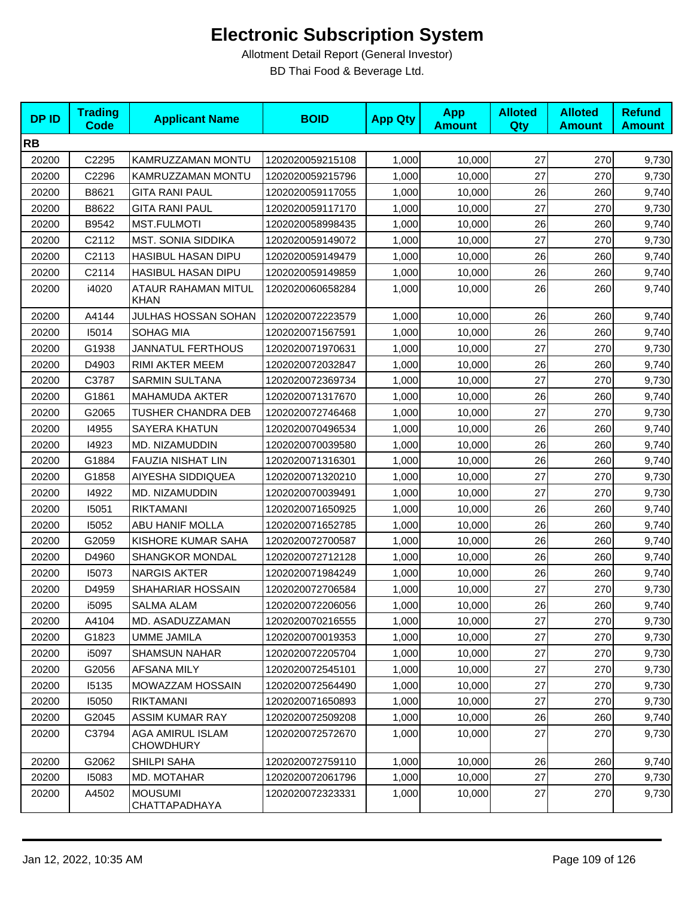# Electronic Subscription System

Allotment Detail Report (General Investor)

BD Thai Food & Beverage Ltd.

| DP ID | Trading Code | Applicant Name | BOID | App Qty | App Amount | Alloted Qty | Alloted Amount | Refund Amount |
|---|---|---|---|---|---|---|---|---|
| **RB** | | | | | | | | |
| 20200 | C2295 | KAMRUZZAMAN MONTU | 1202020059215108 | 1,000 | 10,000 | 27 | 270 | 9,730 |
| 20200 | C2296 | KAMRUZZAMAN MONTU | 1202020059215796 | 1,000 | 10,000 | 27 | 270 | 9,730 |
| 20200 | B8621 | GITA RANI PAUL | 1202020059117055 | 1,000 | 10,000 | 26 | 260 | 9,740 |
| 20200 | B8622 | GITA RANI PAUL | 1202020059117170 | 1,000 | 10,000 | 27 | 270 | 9,730 |
| 20200 | B9542 | MST.FULMOTI | 1202020058998435 | 1,000 | 10,000 | 26 | 260 | 9,740 |
| 20200 | C2112 | MST. SONIA SIDDIKA | 1202020059149072 | 1,000 | 10,000 | 27 | 270 | 9,730 |
| 20200 | C2113 | HASIBUL HASAN DIPU | 1202020059149479 | 1,000 | 10,000 | 26 | 260 | 9,740 |
| 20200 | C2114 | HASIBUL HASAN DIPU | 1202020059149859 | 1,000 | 10,000 | 26 | 260 | 9,740 |
| 20200 | i4020 | ATAUR RAHAMAN MITUL KHAN | 1202020060658284 | 1,000 | 10,000 | 26 | 260 | 9,740 |
| 20200 | A4144 | JULHAS HOSSAN SOHAN | 1202020072223579 | 1,000 | 10,000 | 26 | 260 | 9,740 |
| 20200 | I5014 | SOHAG MIA | 1202020071567591 | 1,000 | 10,000 | 26 | 260 | 9,740 |
| 20200 | G1938 | JANNATUL FERTHOUS | 1202020071970631 | 1,000 | 10,000 | 27 | 270 | 9,730 |
| 20200 | D4903 | RIMI AKTER MEEM | 1202020072032847 | 1,000 | 10,000 | 26 | 260 | 9,740 |
| 20200 | C3787 | SARMIN SULTANA | 1202020072369734 | 1,000 | 10,000 | 27 | 270 | 9,730 |
| 20200 | G1861 | MAHAMUDA AKTER | 1202020071317670 | 1,000 | 10,000 | 26 | 260 | 9,740 |
| 20200 | G2065 | TUSHER CHANDRA DEB | 1202020072746468 | 1,000 | 10,000 | 27 | 270 | 9,730 |
| 20200 | I4955 | SAYERA KHATUN | 1202020070496534 | 1,000 | 10,000 | 26 | 260 | 9,740 |
| 20200 | I4923 | MD. NIZAMUDDIN | 1202020070039580 | 1,000 | 10,000 | 26 | 260 | 9,740 |
| 20200 | G1884 | FAUZIA NISHAT LIN | 1202020071316301 | 1,000 | 10,000 | 26 | 260 | 9,740 |
| 20200 | G1858 | AIYESHA SIDDIQUEA | 1202020071320210 | 1,000 | 10,000 | 27 | 270 | 9,730 |
| 20200 | I4922 | MD. NIZAMUDDIN | 1202020070039491 | 1,000 | 10,000 | 27 | 270 | 9,730 |
| 20200 | I5051 | RIKTAMANI | 1202020071650925 | 1,000 | 10,000 | 26 | 260 | 9,740 |
| 20200 | I5052 | ABU HANIF MOLLA | 1202020071652785 | 1,000 | 10,000 | 26 | 260 | 9,740 |
| 20200 | G2059 | KISHORE KUMAR SAHA | 1202020072700587 | 1,000 | 10,000 | 26 | 260 | 9,740 |
| 20200 | D4960 | SHANGKOR MONDAL | 1202020072712128 | 1,000 | 10,000 | 26 | 260 | 9,740 |
| 20200 | I5073 | NARGIS AKTER | 1202020071984249 | 1,000 | 10,000 | 26 | 260 | 9,740 |
| 20200 | D4959 | SHAHARIAR HOSSAIN | 1202020072706584 | 1,000 | 10,000 | 27 | 270 | 9,730 |
| 20200 | i5095 | SALMA ALAM | 1202020072206056 | 1,000 | 10,000 | 26 | 260 | 9,740 |
| 20200 | A4104 | MD. ASADUZZAMAN | 1202020070216555 | 1,000 | 10,000 | 27 | 270 | 9,730 |
| 20200 | G1823 | UMME JAMILA | 1202020070019353 | 1,000 | 10,000 | 27 | 270 | 9,730 |
| 20200 | i5097 | SHAMSUN NAHAR | 1202020072205704 | 1,000 | 10,000 | 27 | 270 | 9,730 |
| 20200 | G2056 | AFSANA MILY | 1202020072545101 | 1,000 | 10,000 | 27 | 270 | 9,730 |
| 20200 | I5135 | MOWAZZAM HOSSAIN | 1202020072564490 | 1,000 | 10,000 | 27 | 270 | 9,730 |
| 20200 | I5050 | RIKTAMANI | 1202020071650893 | 1,000 | 10,000 | 27 | 270 | 9,730 |
| 20200 | G2045 | ASSIM KUMAR RAY | 1202020072509208 | 1,000 | 10,000 | 26 | 260 | 9,740 |
| 20200 | C3794 | AGA AMIRUL ISLAM CHOWDHURY | 1202020072572670 | 1,000 | 10,000 | 27 | 270 | 9,730 |
| 20200 | G2062 | SHILPI SAHA | 1202020072759110 | 1,000 | 10,000 | 26 | 260 | 9,740 |
| 20200 | I5083 | MD. MOTAHAR | 1202020072061796 | 1,000 | 10,000 | 27 | 270 | 9,730 |
| 20200 | A4502 | MOUSUMI CHATTAPADHAYA | 1202020072323331 | 1,000 | 10,000 | 27 | 270 | 9,730 |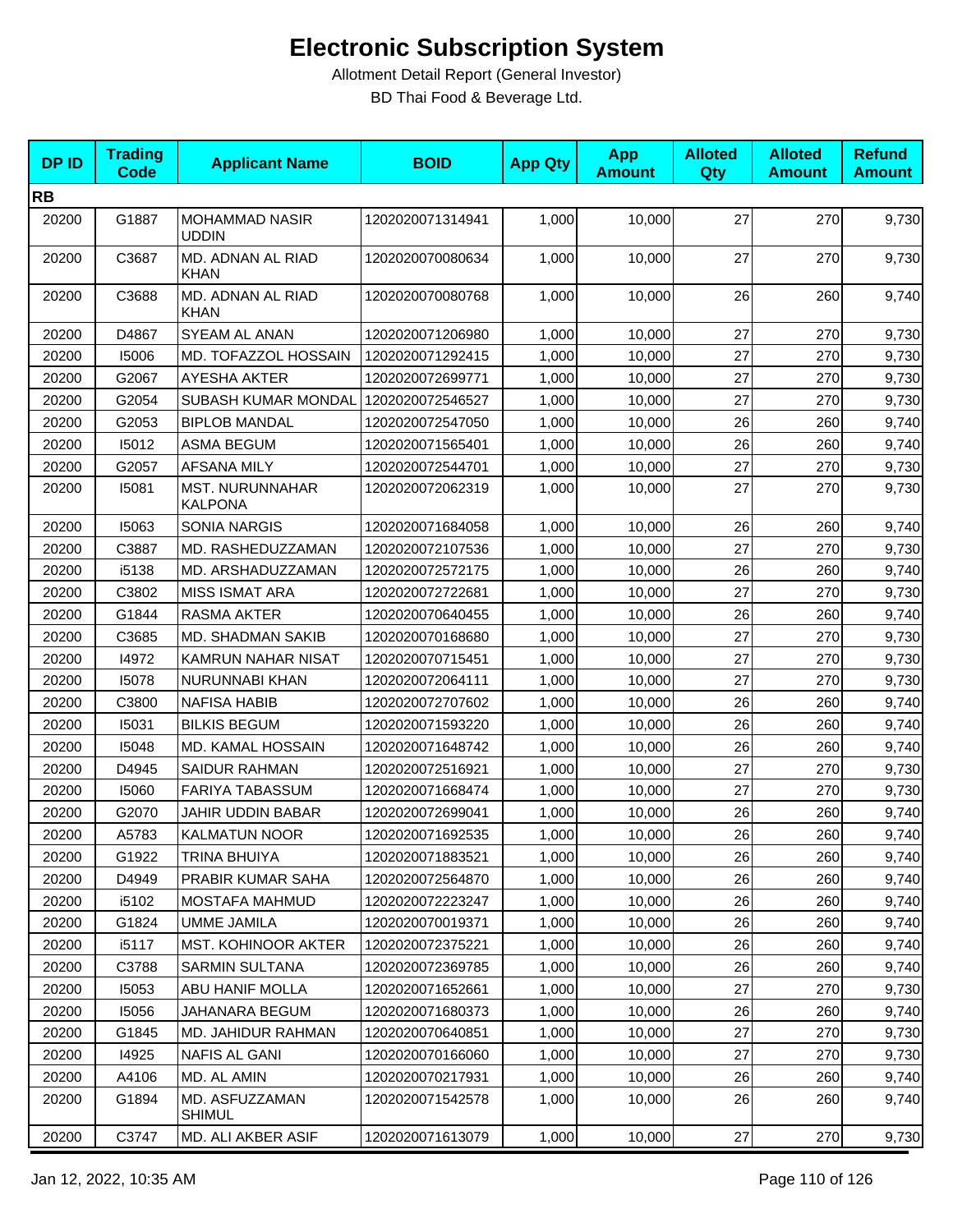# Electronic Subscription System

Allotment Detail Report (General Investor)

BD Thai Food & Beverage Ltd.

| DP ID | Trading Code | Applicant Name | BOID | App Qty | App Amount | Alloted Qty | Alloted Amount | Refund Amount |
|---|---|---|---|---|---|---|---|---|
| **RB** | | | | | | | | |
| 20200 | G1887 | MOHAMMAD NASIR UDDIN | 1202020071314941 | 1,000 | 10,000 | 27 | 270 | 9,730 |
| 20200 | C3687 | MD. ADNAN AL RIAD KHAN | 1202020070080634 | 1,000 | 10,000 | 27 | 270 | 9,730 |
| 20200 | C3688 | MD. ADNAN AL RIAD KHAN | 1202020070080768 | 1,000 | 10,000 | 26 | 260 | 9,740 |
| 20200 | D4867 | SYEAM AL ANAN | 1202020071206980 | 1,000 | 10,000 | 27 | 270 | 9,730 |
| 20200 | I5006 | MD. TOFAZZOL HOSSAIN | 1202020071292415 | 1,000 | 10,000 | 27 | 270 | 9,730 |
| 20200 | G2067 | AYESHA AKTER | 1202020072699771 | 1,000 | 10,000 | 27 | 270 | 9,730 |
| 20200 | G2054 | SUBASH KUMAR MONDAL | 1202020072546527 | 1,000 | 10,000 | 27 | 270 | 9,730 |
| 20200 | G2053 | BIPLOB MANDAL | 1202020072547050 | 1,000 | 10,000 | 26 | 260 | 9,740 |
| 20200 | I5012 | ASMA BEGUM | 1202020071565401 | 1,000 | 10,000 | 26 | 260 | 9,740 |
| 20200 | G2057 | AFSANA MILY | 1202020072544701 | 1,000 | 10,000 | 27 | 270 | 9,730 |
| 20200 | I5081 | MST. NURUNNAHAR KALPONA | 1202020072062319 | 1,000 | 10,000 | 27 | 270 | 9,730 |
| 20200 | I5063 | SONIA NARGIS | 1202020071684058 | 1,000 | 10,000 | 26 | 260 | 9,740 |
| 20200 | C3887 | MD. RASHEDUZZAMAN | 1202020072107536 | 1,000 | 10,000 | 27 | 270 | 9,730 |
| 20200 | i5138 | MD. ARSHADUZZAMAN | 1202020072572175 | 1,000 | 10,000 | 26 | 260 | 9,740 |
| 20200 | C3802 | MISS ISMAT ARA | 1202020072722681 | 1,000 | 10,000 | 27 | 270 | 9,730 |
| 20200 | G1844 | RASMA AKTER | 1202020070640455 | 1,000 | 10,000 | 26 | 260 | 9,740 |
| 20200 | C3685 | MD. SHADMAN SAKIB | 1202020070168680 | 1,000 | 10,000 | 27 | 270 | 9,730 |
| 20200 | I4972 | KAMRUN NAHAR NISAT | 1202020070715451 | 1,000 | 10,000 | 27 | 270 | 9,730 |
| 20200 | I5078 | NURUNNABI KHAN | 1202020072064111 | 1,000 | 10,000 | 27 | 270 | 9,730 |
| 20200 | C3800 | NAFISA HABIB | 1202020072707602 | 1,000 | 10,000 | 26 | 260 | 9,740 |
| 20200 | I5031 | BILKIS BEGUM | 1202020071593220 | 1,000 | 10,000 | 26 | 260 | 9,740 |
| 20200 | I5048 | MD. KAMAL HOSSAIN | 1202020071648742 | 1,000 | 10,000 | 26 | 260 | 9,740 |
| 20200 | D4945 | SAIDUR RAHMAN | 1202020072516921 | 1,000 | 10,000 | 27 | 270 | 9,730 |
| 20200 | I5060 | FARIYA TABASSUM | 1202020071668474 | 1,000 | 10,000 | 27 | 270 | 9,730 |
| 20200 | G2070 | JAHIR UDDIN BABAR | 1202020072699041 | 1,000 | 10,000 | 26 | 260 | 9,740 |
| 20200 | A5783 | KALMATUN NOOR | 1202020071692535 | 1,000 | 10,000 | 26 | 260 | 9,740 |
| 20200 | G1922 | TRINA BHUIYA | 1202020071883521 | 1,000 | 10,000 | 26 | 260 | 9,740 |
| 20200 | D4949 | PRABIR KUMAR SAHA | 1202020072564870 | 1,000 | 10,000 | 26 | 260 | 9,740 |
| 20200 | i5102 | MOSTAFA MAHMUD | 1202020072223247 | 1,000 | 10,000 | 26 | 260 | 9,740 |
| 20200 | G1824 | UMME JAMILA | 1202020070019371 | 1,000 | 10,000 | 26 | 260 | 9,740 |
| 20200 | i5117 | MST. KOHINOOR AKTER | 1202020072375221 | 1,000 | 10,000 | 26 | 260 | 9,740 |
| 20200 | C3788 | SARMIN SULTANA | 1202020072369785 | 1,000 | 10,000 | 26 | 260 | 9,740 |
| 20200 | I5053 | ABU HANIF MOLLA | 1202020071652661 | 1,000 | 10,000 | 27 | 270 | 9,730 |
| 20200 | I5056 | JAHANARA BEGUM | 1202020071680373 | 1,000 | 10,000 | 26 | 260 | 9,740 |
| 20200 | G1845 | MD. JAHIDUR RAHMAN | 1202020070640851 | 1,000 | 10,000 | 27 | 270 | 9,730 |
| 20200 | I4925 | NAFIS AL GANI | 1202020070166060 | 1,000 | 10,000 | 27 | 270 | 9,730 |
| 20200 | A4106 | MD. AL AMIN | 1202020070217931 | 1,000 | 10,000 | 26 | 260 | 9,740 |
| 20200 | G1894 | MD. ASFUZZAMAN SHIMUL | 1202020071542578 | 1,000 | 10,000 | 26 | 260 | 9,740 |
| 20200 | C3747 | MD. ALI AKBER ASIF | 1202020071613079 | 1,000 | 10,000 | 27 | 270 | 9,730 |

Jan 12, 2022, 10:35 AM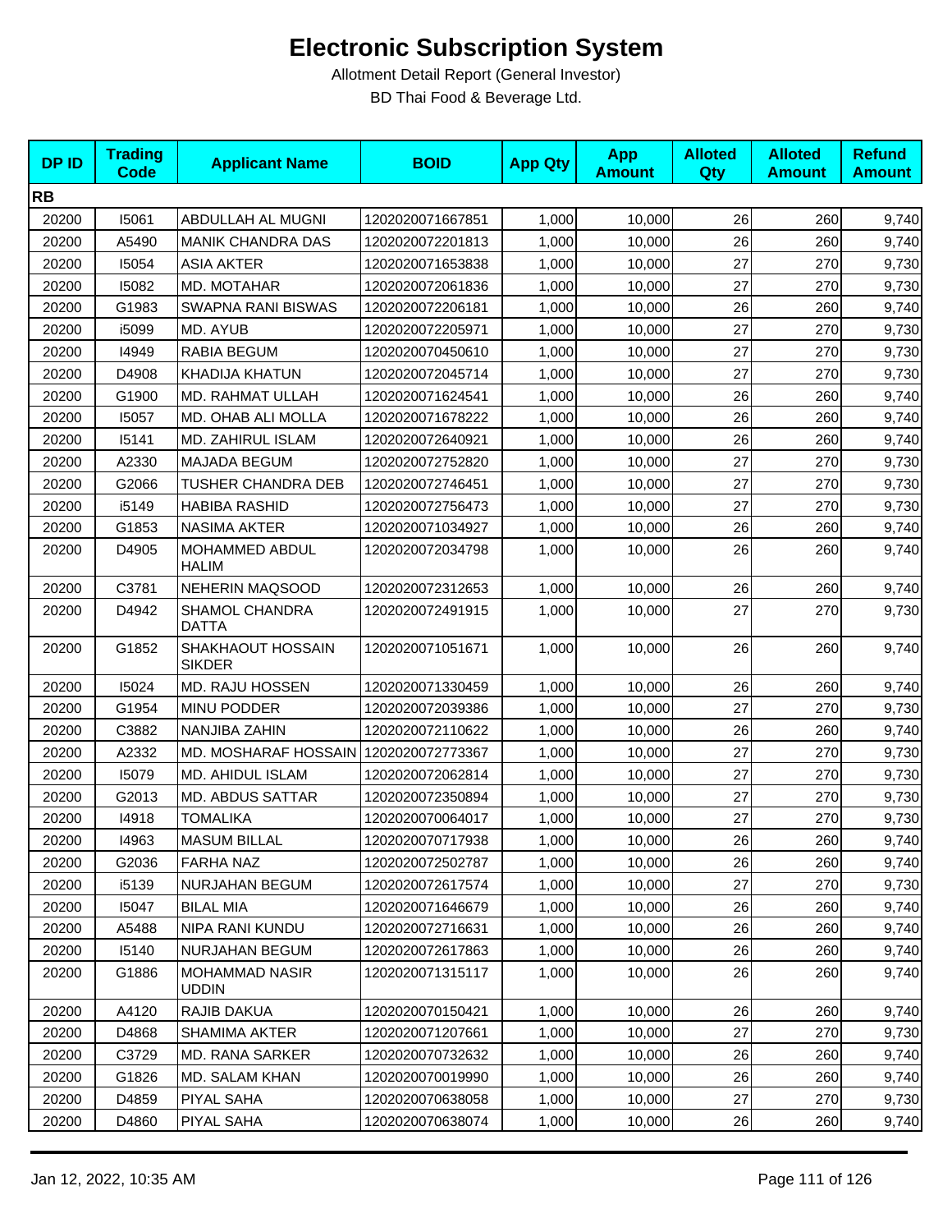# Electronic Subscription System

Allotment Detail Report (General Investor)

BD Thai Food & Beverage Ltd.

| DP ID | Trading Code | Applicant Name | BOID | App Qty | App Amount | Alloted Qty | Alloted Amount | Refund Amount |
|---|---|---|---|---|---|---|---|---|
| **RB** | | | | | | | | |
| 20200 | I5061 | ABDULLAH AL MUGNI | 1202020071667851 | 1,000 | 10,000 | 26 | 260 | 9,740 |
| 20200 | A5490 | MANIK CHANDRA DAS | 1202020072201813 | 1,000 | 10,000 | 26 | 260 | 9,740 |
| 20200 | I5054 | ASIA AKTER | 1202020071653838 | 1,000 | 10,000 | 27 | 270 | 9,730 |
| 20200 | I5082 | MD. MOTAHAR | 1202020072061836 | 1,000 | 10,000 | 27 | 270 | 9,730 |
| 20200 | G1983 | SWAPNA RANI BISWAS | 1202020072206181 | 1,000 | 10,000 | 26 | 260 | 9,740 |
| 20200 | i5099 | MD. AYUB | 1202020072205971 | 1,000 | 10,000 | 27 | 270 | 9,730 |
| 20200 | I4949 | RABIA BEGUM | 1202020070450610 | 1,000 | 10,000 | 27 | 270 | 9,730 |
| 20200 | D4908 | KHADIJA KHATUN | 1202020072045714 | 1,000 | 10,000 | 27 | 270 | 9,730 |
| 20200 | G1900 | MD. RAHMAT ULLAH | 1202020071624541 | 1,000 | 10,000 | 26 | 260 | 9,740 |
| 20200 | I5057 | MD. OHAB ALI MOLLA | 1202020071678222 | 1,000 | 10,000 | 26 | 260 | 9,740 |
| 20200 | I5141 | MD. ZAHIRUL ISLAM | 1202020072640921 | 1,000 | 10,000 | 26 | 260 | 9,740 |
| 20200 | A2330 | MAJADA BEGUM | 1202020072752820 | 1,000 | 10,000 | 27 | 270 | 9,730 |
| 20200 | G2066 | TUSHER CHANDRA DEB | 1202020072746451 | 1,000 | 10,000 | 27 | 270 | 9,730 |
| 20200 | i5149 | HABIBA RASHID | 1202020072756473 | 1,000 | 10,000 | 27 | 270 | 9,730 |
| 20200 | G1853 | NASIMA AKTER | 1202020071034927 | 1,000 | 10,000 | 26 | 260 | 9,740 |
| 20200 | D4905 | MOHAMMED ABDUL HALIM | 1202020072034798 | 1,000 | 10,000 | 26 | 260 | 9,740 |
| 20200 | C3781 | NEHERIN MAQSOOD | 1202020072312653 | 1,000 | 10,000 | 26 | 260 | 9,740 |
| 20200 | D4942 | SHAMOL CHANDRA DATTA | 1202020072491915 | 1,000 | 10,000 | 27 | 270 | 9,730 |
| 20200 | G1852 | SHAKHAOUT HOSSAIN SIKDER | 1202020071051671 | 1,000 | 10,000 | 26 | 260 | 9,740 |
| 20200 | I5024 | MD. RAJU HOSSEN | 1202020071330459 | 1,000 | 10,000 | 26 | 260 | 9,740 |
| 20200 | G1954 | MINU PODDER | 1202020072039386 | 1,000 | 10,000 | 27 | 270 | 9,730 |
| 20200 | C3882 | NANJIBA ZAHIN | 1202020072110622 | 1,000 | 10,000 | 26 | 260 | 9,740 |
| 20200 | A2332 | MD. MOSHARAF HOSSAIN | 1202020072773367 | 1,000 | 10,000 | 27 | 270 | 9,730 |
| 20200 | I5079 | MD. AHIDUL ISLAM | 1202020072062814 | 1,000 | 10,000 | 27 | 270 | 9,730 |
| 20200 | G2013 | MD. ABDUS SATTAR | 1202020072350894 | 1,000 | 10,000 | 27 | 270 | 9,730 |
| 20200 | I4918 | TOMALIKA | 1202020070064017 | 1,000 | 10,000 | 27 | 270 | 9,730 |
| 20200 | I4963 | MASUM BILLAL | 1202020070717938 | 1,000 | 10,000 | 26 | 260 | 9,740 |
| 20200 | G2036 | FARHA NAZ | 1202020072502787 | 1,000 | 10,000 | 26 | 260 | 9,740 |
| 20200 | i5139 | NURJAHAN BEGUM | 1202020072617574 | 1,000 | 10,000 | 27 | 270 | 9,730 |
| 20200 | I5047 | BILAL MIA | 1202020071646679 | 1,000 | 10,000 | 26 | 260 | 9,740 |
| 20200 | A5488 | NIPA RANI KUNDU | 1202020072716631 | 1,000 | 10,000 | 26 | 260 | 9,740 |
| 20200 | I5140 | NURJAHAN BEGUM | 1202020072617863 | 1,000 | 10,000 | 26 | 260 | 9,740 |
| 20200 | G1886 | MOHAMMAD NASIR UDDIN | 1202020071315117 | 1,000 | 10,000 | 26 | 260 | 9,740 |
| 20200 | A4120 | RAJIB DAKUA | 1202020070150421 | 1,000 | 10,000 | 26 | 260 | 9,740 |
| 20200 | D4868 | SHAMIMA AKTER | 1202020071207661 | 1,000 | 10,000 | 27 | 270 | 9,730 |
| 20200 | C3729 | MD. RANA SARKER | 1202020070732632 | 1,000 | 10,000 | 26 | 260 | 9,740 |
| 20200 | G1826 | MD. SALAM KHAN | 1202020070019990 | 1,000 | 10,000 | 26 | 260 | 9,740 |
| 20200 | D4859 | PIYAL SAHA | 1202020070638058 | 1,000 | 10,000 | 27 | 270 | 9,730 |
| 20200 | D4860 | PIYAL SAHA | 1202020070638074 | 1,000 | 10,000 | 26 | 260 | 9,740 |

Jan 12, 2022, 10:35 AM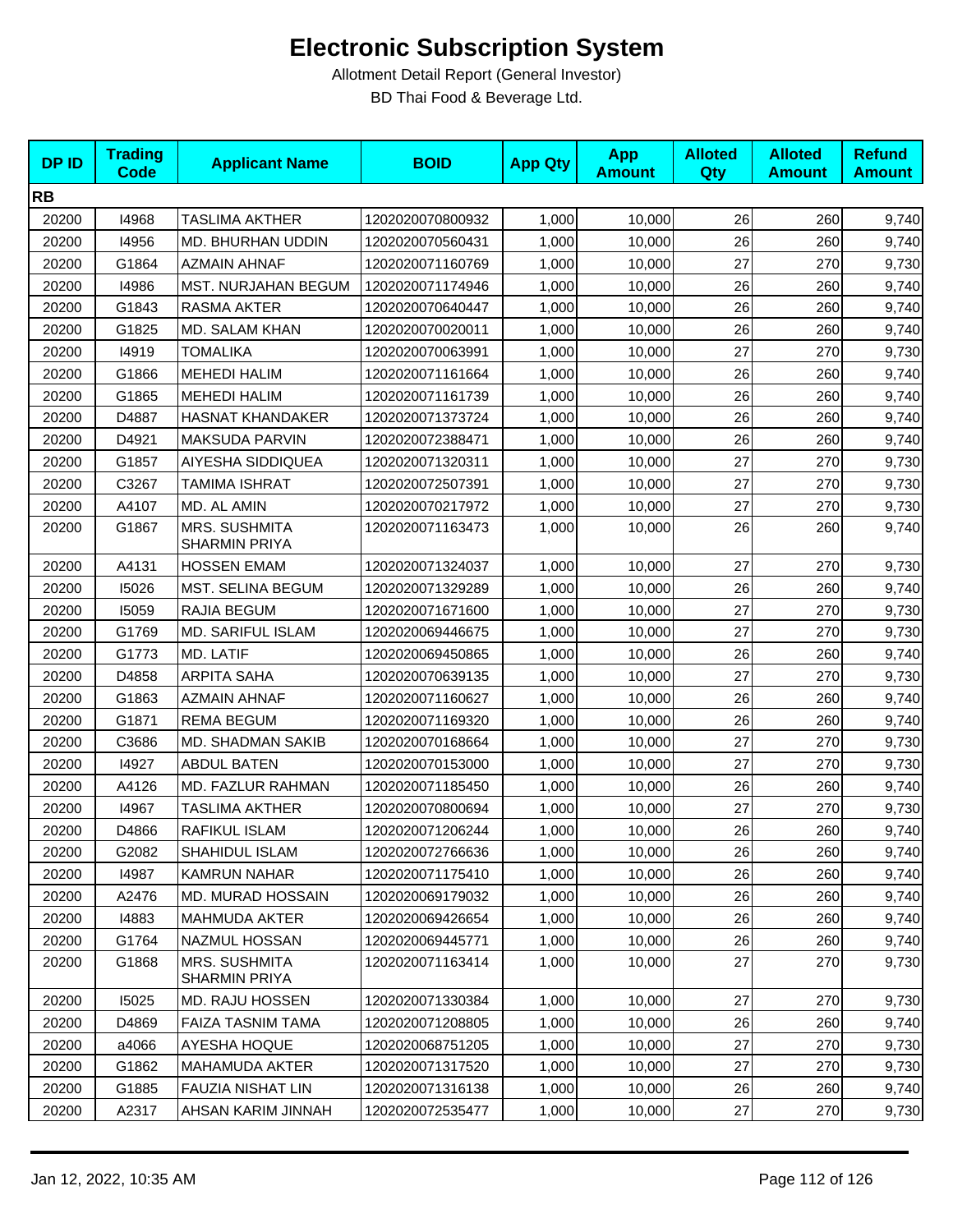# Electronic Subscription System

Allotment Detail Report (General Investor)

BD Thai Food & Beverage Ltd.

| DP ID | Trading Code | Applicant Name | BOID | App Qty | App Amount | Alloted Qty | Alloted Amount | Refund Amount |
|---|---|---|---|---|---|---|---|---|
| **RB** | | | | | | | | |
| 20200 | I4968 | TASLIMA AKTHER | 1202020070800932 | 1,000 | 10,000 | 26 | 260 | 9,740 |
| 20200 | I4956 | MD. BHURHAN UDDIN | 1202020070560431 | 1,000 | 10,000 | 26 | 260 | 9,740 |
| 20200 | G1864 | AZMAIN AHNAF | 1202020071160769 | 1,000 | 10,000 | 27 | 270 | 9,730 |
| 20200 | I4986 | MST. NURJAHAN BEGUM | 1202020071174946 | 1,000 | 10,000 | 26 | 260 | 9,740 |
| 20200 | G1843 | RASMA AKTER | 1202020070640447 | 1,000 | 10,000 | 26 | 260 | 9,740 |
| 20200 | G1825 | MD. SALAM KHAN | 1202020070020011 | 1,000 | 10,000 | 26 | 260 | 9,740 |
| 20200 | I4919 | TOMALIKA | 1202020070063991 | 1,000 | 10,000 | 27 | 270 | 9,730 |
| 20200 | G1866 | MEHEDI HALIM | 1202020071161664 | 1,000 | 10,000 | 26 | 260 | 9,740 |
| 20200 | G1865 | MEHEDI HALIM | 1202020071161739 | 1,000 | 10,000 | 26 | 260 | 9,740 |
| 20200 | D4887 | HASNAT KHANDAKER | 1202020071373724 | 1,000 | 10,000 | 26 | 260 | 9,740 |
| 20200 | D4921 | MAKSUDA PARVIN | 1202020072388471 | 1,000 | 10,000 | 26 | 260 | 9,740 |
| 20200 | G1857 | AIYESHA SIDDIQUEA | 1202020071320311 | 1,000 | 10,000 | 27 | 270 | 9,730 |
| 20200 | C3267 | TAMIMA ISHRAT | 1202020072507391 | 1,000 | 10,000 | 27 | 270 | 9,730 |
| 20200 | A4107 | MD. AL AMIN | 1202020070217972 | 1,000 | 10,000 | 27 | 270 | 9,730 |
| 20200 | G1867 | MRS. SUSHMITA SHARMIN PRIYA | 1202020071163473 | 1,000 | 10,000 | 26 | 260 | 9,740 |
| 20200 | A4131 | HOSSEN EMAM | 1202020071324037 | 1,000 | 10,000 | 27 | 270 | 9,730 |
| 20200 | I5026 | MST. SELINA BEGUM | 1202020071329289 | 1,000 | 10,000 | 26 | 260 | 9,740 |
| 20200 | I5059 | RAJIA BEGUM | 1202020071671600 | 1,000 | 10,000 | 27 | 270 | 9,730 |
| 20200 | G1769 | MD. SARIFUL ISLAM | 1202020069446675 | 1,000 | 10,000 | 27 | 270 | 9,730 |
| 20200 | G1773 | MD. LATIF | 1202020069450865 | 1,000 | 10,000 | 26 | 260 | 9,740 |
| 20200 | D4858 | ARPITA SAHA | 1202020070639135 | 1,000 | 10,000 | 27 | 270 | 9,730 |
| 20200 | G1863 | AZMAIN AHNAF | 1202020071160627 | 1,000 | 10,000 | 26 | 260 | 9,740 |
| 20200 | G1871 | REMA BEGUM | 1202020071169320 | 1,000 | 10,000 | 26 | 260 | 9,740 |
| 20200 | C3686 | MD. SHADMAN SAKIB | 1202020070168664 | 1,000 | 10,000 | 27 | 270 | 9,730 |
| 20200 | I4927 | ABDUL BATEN | 1202020070153000 | 1,000 | 10,000 | 27 | 270 | 9,730 |
| 20200 | A4126 | MD. FAZLUR RAHMAN | 1202020071185450 | 1,000 | 10,000 | 26 | 260 | 9,740 |
| 20200 | I4967 | TASLIMA AKTHER | 1202020070800694 | 1,000 | 10,000 | 27 | 270 | 9,730 |
| 20200 | D4866 | RAFIKUL ISLAM | 1202020071206244 | 1,000 | 10,000 | 26 | 260 | 9,740 |
| 20200 | G2082 | SHAHIDUL ISLAM | 1202020072766636 | 1,000 | 10,000 | 26 | 260 | 9,740 |
| 20200 | I4987 | KAMRUN NAHAR | 1202020071175410 | 1,000 | 10,000 | 26 | 260 | 9,740 |
| 20200 | A2476 | MD. MURAD HOSSAIN | 1202020069179032 | 1,000 | 10,000 | 26 | 260 | 9,740 |
| 20200 | I4883 | MAHMUDA AKTER | 1202020069426654 | 1,000 | 10,000 | 26 | 260 | 9,740 |
| 20200 | G1764 | NAZMUL HOSSAN | 1202020069445771 | 1,000 | 10,000 | 26 | 260 | 9,740 |
| 20200 | G1868 | MRS. SUSHMITA SHARMIN PRIYA | 1202020071163414 | 1,000 | 10,000 | 27 | 270 | 9,730 |
| 20200 | I5025 | MD. RAJU HOSSEN | 1202020071330384 | 1,000 | 10,000 | 27 | 270 | 9,730 |
| 20200 | D4869 | FAIZA TASNIM TAMA | 1202020071208805 | 1,000 | 10,000 | 26 | 260 | 9,740 |
| 20200 | a4066 | AYESHA HOQUE | 1202020068751205 | 1,000 | 10,000 | 27 | 270 | 9,730 |
| 20200 | G1862 | MAHAMUDA AKTER | 1202020071317520 | 1,000 | 10,000 | 27 | 270 | 9,730 |
| 20200 | G1885 | FAUZIA NISHAT LIN | 1202020071316138 | 1,000 | 10,000 | 26 | 260 | 9,740 |
| 20200 | A2317 | AHSAN KARIM JINNAH | 1202020072535477 | 1,000 | 10,000 | 27 | 270 | 9,730 |

Jan 12, 2022, 10:35 AM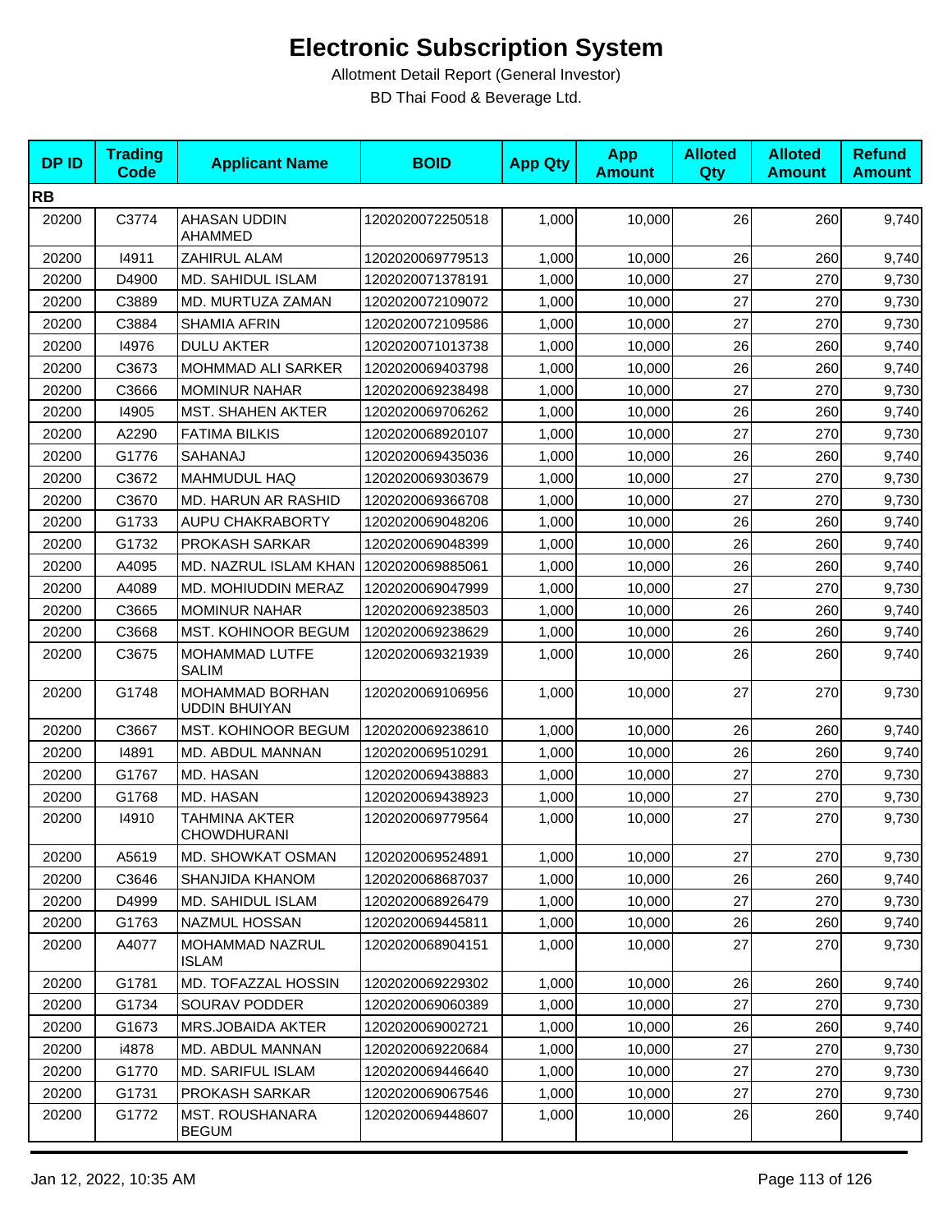# Electronic Subscription System

Allotment Detail Report (General Investor)

BD Thai Food & Beverage Ltd.

| DP ID | Trading Code | Applicant Name | BOID | App Qty | App Amount | Alloted Qty | Alloted Amount | Refund Amount |
|---|---|---|---|---|---|---|---|---|
| **RB** | | | | | | | | |
| 20200 | C3774 | AHASAN UDDIN AHAMMED | 1202020072250518 | 1,000 | 10,000 | 26 | 260 | 9,740 |
| 20200 | I4911 | ZAHIRUL ALAM | 1202020069779513 | 1,000 | 10,000 | 26 | 260 | 9,740 |
| 20200 | D4900 | MD. SAHIDUL ISLAM | 1202020071378191 | 1,000 | 10,000 | 27 | 270 | 9,730 |
| 20200 | C3889 | MD. MURTUZA ZAMAN | 1202020072109072 | 1,000 | 10,000 | 27 | 270 | 9,730 |
| 20200 | C3884 | SHAMIA AFRIN | 1202020072109586 | 1,000 | 10,000 | 27 | 270 | 9,730 |
| 20200 | I4976 | DULU AKTER | 1202020071013738 | 1,000 | 10,000 | 26 | 260 | 9,740 |
| 20200 | C3673 | MOHMMAD ALI SARKER | 1202020069403798 | 1,000 | 10,000 | 26 | 260 | 9,740 |
| 20200 | C3666 | MOMINUR NAHAR | 1202020069238498 | 1,000 | 10,000 | 27 | 270 | 9,730 |
| 20200 | I4905 | MST. SHAHEN AKTER | 1202020069706262 | 1,000 | 10,000 | 26 | 260 | 9,740 |
| 20200 | A2290 | FATIMA BILKIS | 1202020068920107 | 1,000 | 10,000 | 27 | 270 | 9,730 |
| 20200 | G1776 | SAHANAJ | 1202020069435036 | 1,000 | 10,000 | 26 | 260 | 9,740 |
| 20200 | C3672 | MAHMUDUL HAQ | 1202020069303679 | 1,000 | 10,000 | 27 | 270 | 9,730 |
| 20200 | C3670 | MD. HARUN AR RASHID | 1202020069366708 | 1,000 | 10,000 | 27 | 270 | 9,730 |
| 20200 | G1733 | AUPU CHAKRABORTY | 1202020069048206 | 1,000 | 10,000 | 26 | 260 | 9,740 |
| 20200 | G1732 | PROKASH SARKAR | 1202020069048399 | 1,000 | 10,000 | 26 | 260 | 9,740 |
| 20200 | A4095 | MD. NAZRUL ISLAM KHAN | 1202020069885061 | 1,000 | 10,000 | 26 | 260 | 9,740 |
| 20200 | A4089 | MD. MOHIUDDIN MERAZ | 1202020069047999 | 1,000 | 10,000 | 27 | 270 | 9,730 |
| 20200 | C3665 | MOMINUR NAHAR | 1202020069238503 | 1,000 | 10,000 | 26 | 260 | 9,740 |
| 20200 | C3668 | MST. KOHINOOR BEGUM | 1202020069238629 | 1,000 | 10,000 | 26 | 260 | 9,740 |
| 20200 | C3675 | MOHAMMAD LUTFE SALIM | 1202020069321939 | 1,000 | 10,000 | 26 | 260 | 9,740 |
| 20200 | G1748 | MOHAMMAD BORHAN UDDIN BHUIYAN | 1202020069106956 | 1,000 | 10,000 | 27 | 270 | 9,730 |
| 20200 | C3667 | MST. KOHINOOR BEGUM | 1202020069238610 | 1,000 | 10,000 | 26 | 260 | 9,740 |
| 20200 | I4891 | MD. ABDUL MANNAN | 1202020069510291 | 1,000 | 10,000 | 26 | 260 | 9,740 |
| 20200 | G1767 | MD. HASAN | 1202020069438883 | 1,000 | 10,000 | 27 | 270 | 9,730 |
| 20200 | G1768 | MD. HASAN | 1202020069438923 | 1,000 | 10,000 | 27 | 270 | 9,730 |
| 20200 | I4910 | TAHMINA AKTER CHOWDHURANI | 1202020069779564 | 1,000 | 10,000 | 27 | 270 | 9,730 |
| 20200 | A5619 | MD. SHOWKAT OSMAN | 1202020069524891 | 1,000 | 10,000 | 27 | 270 | 9,730 |
| 20200 | C3646 | SHANJIDA KHANOM | 1202020068687037 | 1,000 | 10,000 | 26 | 260 | 9,740 |
| 20200 | D4999 | MD. SAHIDUL ISLAM | 1202020068926479 | 1,000 | 10,000 | 27 | 270 | 9,730 |
| 20200 | G1763 | NAZMUL HOSSAN | 1202020069445811 | 1,000 | 10,000 | 26 | 260 | 9,740 |
| 20200 | A4077 | MOHAMMAD NAZRUL ISLAM | 1202020068904151 | 1,000 | 10,000 | 27 | 270 | 9,730 |
| 20200 | G1781 | MD. TOFAZZAL HOSSIN | 1202020069229302 | 1,000 | 10,000 | 26 | 260 | 9,740 |
| 20200 | G1734 | SOURAV PODDER | 1202020069060389 | 1,000 | 10,000 | 27 | 270 | 9,730 |
| 20200 | G1673 | MRS.JOBAIDA AKTER | 1202020069002721 | 1,000 | 10,000 | 26 | 260 | 9,740 |
| 20200 | i4878 | MD. ABDUL MANNAN | 1202020069220684 | 1,000 | 10,000 | 27 | 270 | 9,730 |
| 20200 | G1770 | MD. SARIFUL ISLAM | 1202020069446640 | 1,000 | 10,000 | 27 | 270 | 9,730 |
| 20200 | G1731 | PROKASH SARKAR | 1202020069067546 | 1,000 | 10,000 | 27 | 270 | 9,730 |
| 20200 | G1772 | MST. ROUSHANARA BEGUM | 1202020069448607 | 1,000 | 10,000 | 26 | 260 | 9,740 |

Jan 12, 2022, 10:35 AM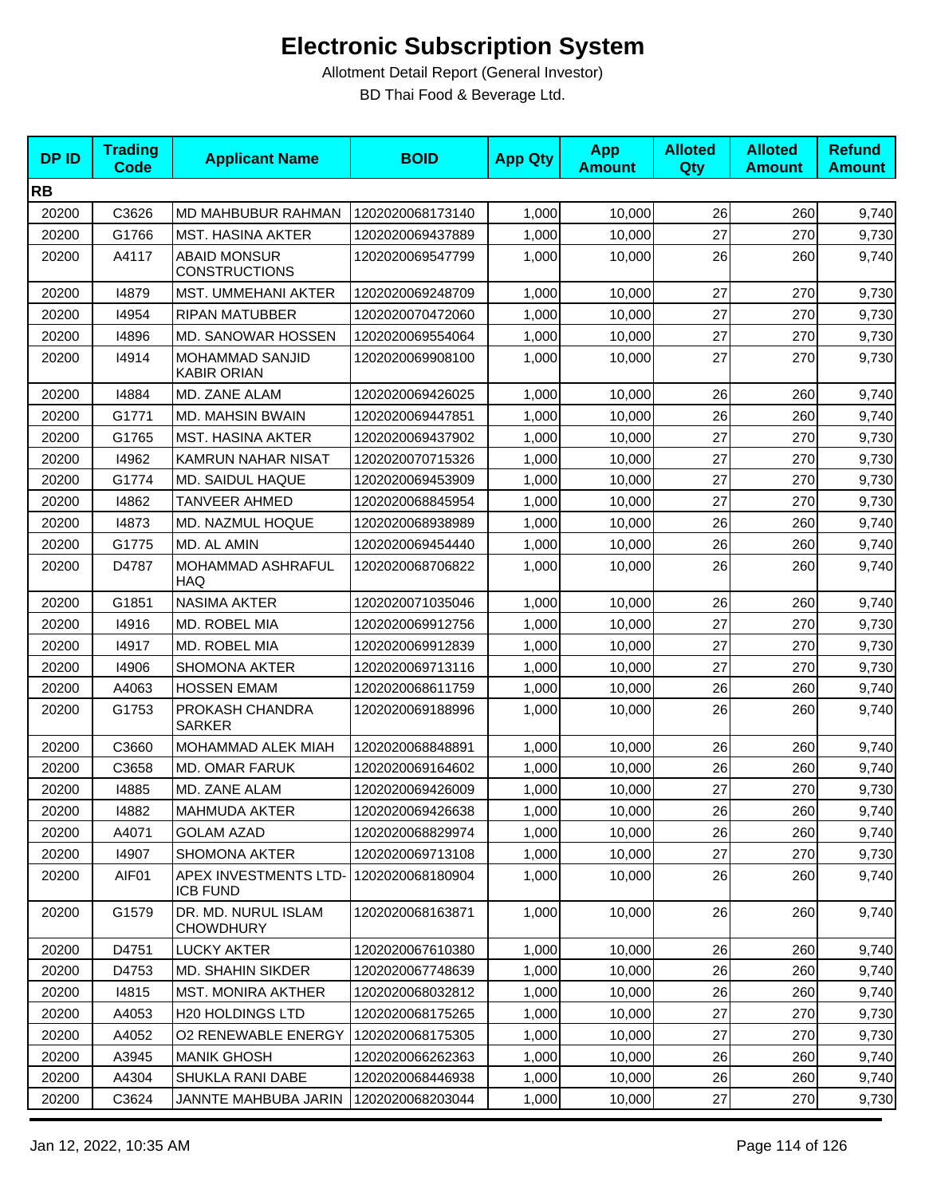# Electronic Subscription System

Allotment Detail Report (General Investor)

BD Thai Food & Beverage Ltd.

| DP ID | Trading Code | Applicant Name | BOID | App Qty | App Amount | Alloted Qty | Alloted Amount | Refund Amount |
|---|---|---|---|---|---|---|---|---|
| **RB** | | | | | | | | |
| 20200 | C3626 | MD MAHBUBUR RAHMAN | 1202020068173140 | 1,000 | 10,000 | 26 | 260 | 9,740 |
| 20200 | G1766 | MST. HASINA AKTER | 1202020069437889 | 1,000 | 10,000 | 27 | 270 | 9,730 |
| 20200 | A4117 | ABAID MONSUR CONSTRUCTIONS | 1202020069547799 | 1,000 | 10,000 | 26 | 260 | 9,740 |
| 20200 | I4879 | MST. UMMEHANI AKTER | 1202020069248709 | 1,000 | 10,000 | 27 | 270 | 9,730 |
| 20200 | I4954 | RIPAN MATUBBER | 1202020070472060 | 1,000 | 10,000 | 27 | 270 | 9,730 |
| 20200 | I4896 | MD. SANOWAR HOSSEN | 1202020069554064 | 1,000 | 10,000 | 27 | 270 | 9,730 |
| 20200 | I4914 | MOHAMMAD SANJID KABIR ORIAN | 1202020069908100 | 1,000 | 10,000 | 27 | 270 | 9,730 |
| 20200 | I4884 | MD. ZANE ALAM | 1202020069426025 | 1,000 | 10,000 | 26 | 260 | 9,740 |
| 20200 | G1771 | MD. MAHSIN BWAIN | 1202020069447851 | 1,000 | 10,000 | 26 | 260 | 9,740 |
| 20200 | G1765 | MST. HASINA AKTER | 1202020069437902 | 1,000 | 10,000 | 27 | 270 | 9,730 |
| 20200 | I4962 | KAMRUN NAHAR NISAT | 1202020070715326 | 1,000 | 10,000 | 27 | 270 | 9,730 |
| 20200 | G1774 | MD. SAIDUL HAQUE | 1202020069453909 | 1,000 | 10,000 | 27 | 270 | 9,730 |
| 20200 | I4862 | TANVEER AHMED | 1202020068845954 | 1,000 | 10,000 | 27 | 270 | 9,730 |
| 20200 | I4873 | MD. NAZMUL HOQUE | 1202020068938989 | 1,000 | 10,000 | 26 | 260 | 9,740 |
| 20200 | G1775 | MD. AL AMIN | 1202020069454440 | 1,000 | 10,000 | 26 | 260 | 9,740 |
| 20200 | D4787 | MOHAMMAD ASHRAFUL HAQ | 1202020068706822 | 1,000 | 10,000 | 26 | 260 | 9,740 |
| 20200 | G1851 | NASIMA AKTER | 1202020071035046 | 1,000 | 10,000 | 26 | 260 | 9,740 |
| 20200 | I4916 | MD. ROBEL MIA | 1202020069912756 | 1,000 | 10,000 | 27 | 270 | 9,730 |
| 20200 | I4917 | MD. ROBEL MIA | 1202020069912839 | 1,000 | 10,000 | 27 | 270 | 9,730 |
| 20200 | I4906 | SHOMONA AKTER | 1202020069713116 | 1,000 | 10,000 | 27 | 270 | 9,730 |
| 20200 | A4063 | HOSSEN EMAM | 1202020068611759 | 1,000 | 10,000 | 26 | 260 | 9,740 |
| 20200 | G1753 | PROKASH CHANDRA SARKER | 1202020069188996 | 1,000 | 10,000 | 26 | 260 | 9,740 |
| 20200 | C3660 | MOHAMMAD ALEK MIAH | 1202020068848891 | 1,000 | 10,000 | 26 | 260 | 9,740 |
| 20200 | C3658 | MD. OMAR FARUK | 1202020069164602 | 1,000 | 10,000 | 26 | 260 | 9,740 |
| 20200 | I4885 | MD. ZANE ALAM | 1202020069426009 | 1,000 | 10,000 | 27 | 270 | 9,730 |
| 20200 | I4882 | MAHMUDA AKTER | 1202020069426638 | 1,000 | 10,000 | 26 | 260 | 9,740 |
| 20200 | A4071 | GOLAM AZAD | 1202020068829974 | 1,000 | 10,000 | 26 | 260 | 9,740 |
| 20200 | I4907 | SHOMONA AKTER | 1202020069713108 | 1,000 | 10,000 | 27 | 270 | 9,730 |
| 20200 | AIF01 | APEX INVESTMENTS LTD-ICB FUND | 1202020068180904 | 1,000 | 10,000 | 26 | 260 | 9,740 |
| 20200 | G1579 | DR. MD. NURUL ISLAM CHOWDHURY | 1202020068163871 | 1,000 | 10,000 | 26 | 260 | 9,740 |
| 20200 | D4751 | LUCKY AKTER | 1202020067610380 | 1,000 | 10,000 | 26 | 260 | 9,740 |
| 20200 | D4753 | MD. SHAHIN SIKDER | 1202020067748639 | 1,000 | 10,000 | 26 | 260 | 9,740 |
| 20200 | I4815 | MST. MONIRA AKTHER | 1202020068032812 | 1,000 | 10,000 | 26 | 260 | 9,740 |
| 20200 | A4053 | H20 HOLDINGS LTD | 1202020068175265 | 1,000 | 10,000 | 27 | 270 | 9,730 |
| 20200 | A4052 | O2 RENEWABLE ENERGY | 1202020068175305 | 1,000 | 10,000 | 27 | 270 | 9,730 |
| 20200 | A3945 | MANIK GHOSH | 1202020066262363 | 1,000 | 10,000 | 26 | 260 | 9,740 |
| 20200 | A4304 | SHUKLA RANI DABE | 1202020068446938 | 1,000 | 10,000 | 26 | 260 | 9,740 |
| 20200 | C3624 | JANNTE MAHBUBA JARIN | 1202020068203044 | 1,000 | 10,000 | 27 | 270 | 9,730 |

Jan 12, 2022, 10:35 AM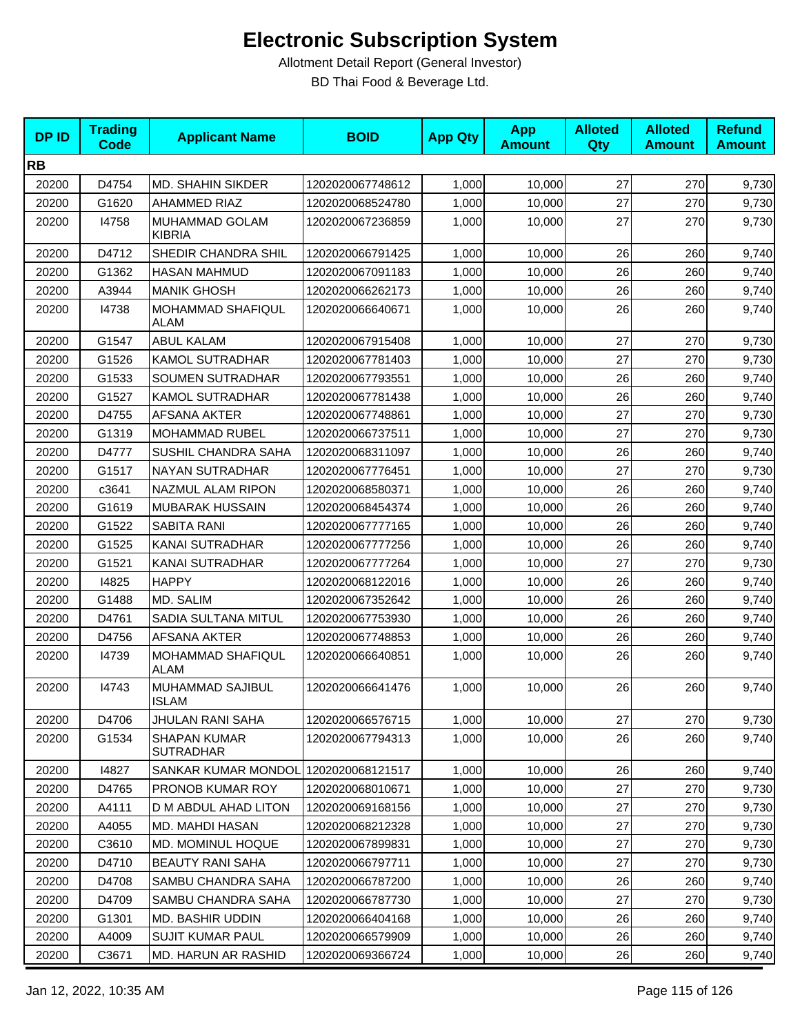# Electronic Subscription System

Allotment Detail Report (General Investor)

BD Thai Food & Beverage Ltd.

| DP ID | Trading Code | Applicant Name | BOID | App Qty | App Amount | Alloted Qty | Alloted Amount | Refund Amount |
|---|---|---|---|---|---|---|---|---|
| **RB** | | | | | | | | |
| 20200 | D4754 | MD. SHAHIN SIKDER | 1202020067748612 | 1,000 | 10,000 | 27 | 270 | 9,730 |
| 20200 | G1620 | AHAMMED RIAZ | 1202020068524780 | 1,000 | 10,000 | 27 | 270 | 9,730 |
| 20200 | I4758 | MUHAMMAD GOLAM KIBRIA | 1202020067236859 | 1,000 | 10,000 | 27 | 270 | 9,730 |
| 20200 | D4712 | SHEDIR CHANDRA SHIL | 1202020066791425 | 1,000 | 10,000 | 26 | 260 | 9,740 |
| 20200 | G1362 | HASAN MAHMUD | 1202020067091183 | 1,000 | 10,000 | 26 | 260 | 9,740 |
| 20200 | A3944 | MANIK GHOSH | 1202020066262173 | 1,000 | 10,000 | 26 | 260 | 9,740 |
| 20200 | I4738 | MOHAMMAD SHAFIQUL ALAM | 1202020066640671 | 1,000 | 10,000 | 26 | 260 | 9,740 |
| 20200 | G1547 | ABUL KALAM | 1202020067915408 | 1,000 | 10,000 | 27 | 270 | 9,730 |
| 20200 | G1526 | KAMOL SUTRADHAR | 1202020067781403 | 1,000 | 10,000 | 27 | 270 | 9,730 |
| 20200 | G1533 | SOUMEN SUTRADHAR | 1202020067793551 | 1,000 | 10,000 | 26 | 260 | 9,740 |
| 20200 | G1527 | KAMOL SUTRADHAR | 1202020067781438 | 1,000 | 10,000 | 26 | 260 | 9,740 |
| 20200 | D4755 | AFSANA AKTER | 1202020067748861 | 1,000 | 10,000 | 27 | 270 | 9,730 |
| 20200 | G1319 | MOHAMMAD RUBEL | 1202020066737511 | 1,000 | 10,000 | 27 | 270 | 9,730 |
| 20200 | D4777 | SUSHIL CHANDRA SAHA | 1202020068311097 | 1,000 | 10,000 | 26 | 260 | 9,740 |
| 20200 | G1517 | NAYAN SUTRADHAR | 1202020067776451 | 1,000 | 10,000 | 27 | 270 | 9,730 |
| 20200 | c3641 | NAZMUL ALAM RIPON | 1202020068580371 | 1,000 | 10,000 | 26 | 260 | 9,740 |
| 20200 | G1619 | MUBARAK HUSSAIN | 1202020068454374 | 1,000 | 10,000 | 26 | 260 | 9,740 |
| 20200 | G1522 | SABITA RANI | 1202020067777165 | 1,000 | 10,000 | 26 | 260 | 9,740 |
| 20200 | G1525 | KANAI SUTRADHAR | 1202020067777256 | 1,000 | 10,000 | 26 | 260 | 9,740 |
| 20200 | G1521 | KANAI SUTRADHAR | 1202020067777264 | 1,000 | 10,000 | 27 | 270 | 9,730 |
| 20200 | I4825 | HAPPY | 1202020068122016 | 1,000 | 10,000 | 26 | 260 | 9,740 |
| 20200 | G1488 | MD. SALIM | 1202020067352642 | 1,000 | 10,000 | 26 | 260 | 9,740 |
| 20200 | D4761 | SADIA SULTANA MITUL | 1202020067753930 | 1,000 | 10,000 | 26 | 260 | 9,740 |
| 20200 | D4756 | AFSANA AKTER | 1202020067748853 | 1,000 | 10,000 | 26 | 260 | 9,740 |
| 20200 | I4739 | MOHAMMAD SHAFIQUL ALAM | 1202020066640851 | 1,000 | 10,000 | 26 | 260 | 9,740 |
| 20200 | I4743 | MUHAMMAD SAJIBUL ISLAM | 1202020066641476 | 1,000 | 10,000 | 26 | 260 | 9,740 |
| 20200 | D4706 | JHULAN RANI SAHA | 1202020066576715 | 1,000 | 10,000 | 27 | 270 | 9,730 |
| 20200 | G1534 | SHAPAN KUMAR SUTRADHAR | 1202020067794313 | 1,000 | 10,000 | 26 | 260 | 9,740 |
| 20200 | I4827 | SANKAR KUMAR MONDOL | 1202020068121517 | 1,000 | 10,000 | 26 | 260 | 9,740 |
| 20200 | D4765 | PRONOB KUMAR ROY | 1202020068010671 | 1,000 | 10,000 | 27 | 270 | 9,730 |
| 20200 | A4111 | D M ABDUL AHAD LITON | 1202020069168156 | 1,000 | 10,000 | 27 | 270 | 9,730 |
| 20200 | A4055 | MD. MAHDI HASAN | 1202020068212328 | 1,000 | 10,000 | 27 | 270 | 9,730 |
| 20200 | C3610 | MD. MOMINUL HOQUE | 1202020067899831 | 1,000 | 10,000 | 27 | 270 | 9,730 |
| 20200 | D4710 | BEAUTY RANI SAHA | 1202020066797711 | 1,000 | 10,000 | 27 | 270 | 9,730 |
| 20200 | D4708 | SAMBU CHANDRA SAHA | 1202020066787200 | 1,000 | 10,000 | 26 | 260 | 9,740 |
| 20200 | D4709 | SAMBU CHANDRA SAHA | 1202020066787730 | 1,000 | 10,000 | 27 | 270 | 9,730 |
| 20200 | G1301 | MD. BASHIR UDDIN | 1202020066404168 | 1,000 | 10,000 | 26 | 260 | 9,740 |
| 20200 | A4009 | SUJIT KUMAR PAUL | 1202020066579909 | 1,000 | 10,000 | 26 | 260 | 9,740 |
| 20200 | C3671 | MD. HARUN AR RASHID | 1202020069366724 | 1,000 | 10,000 | 26 | 260 | 9,740 |

Jan 12, 2022, 10:35 AM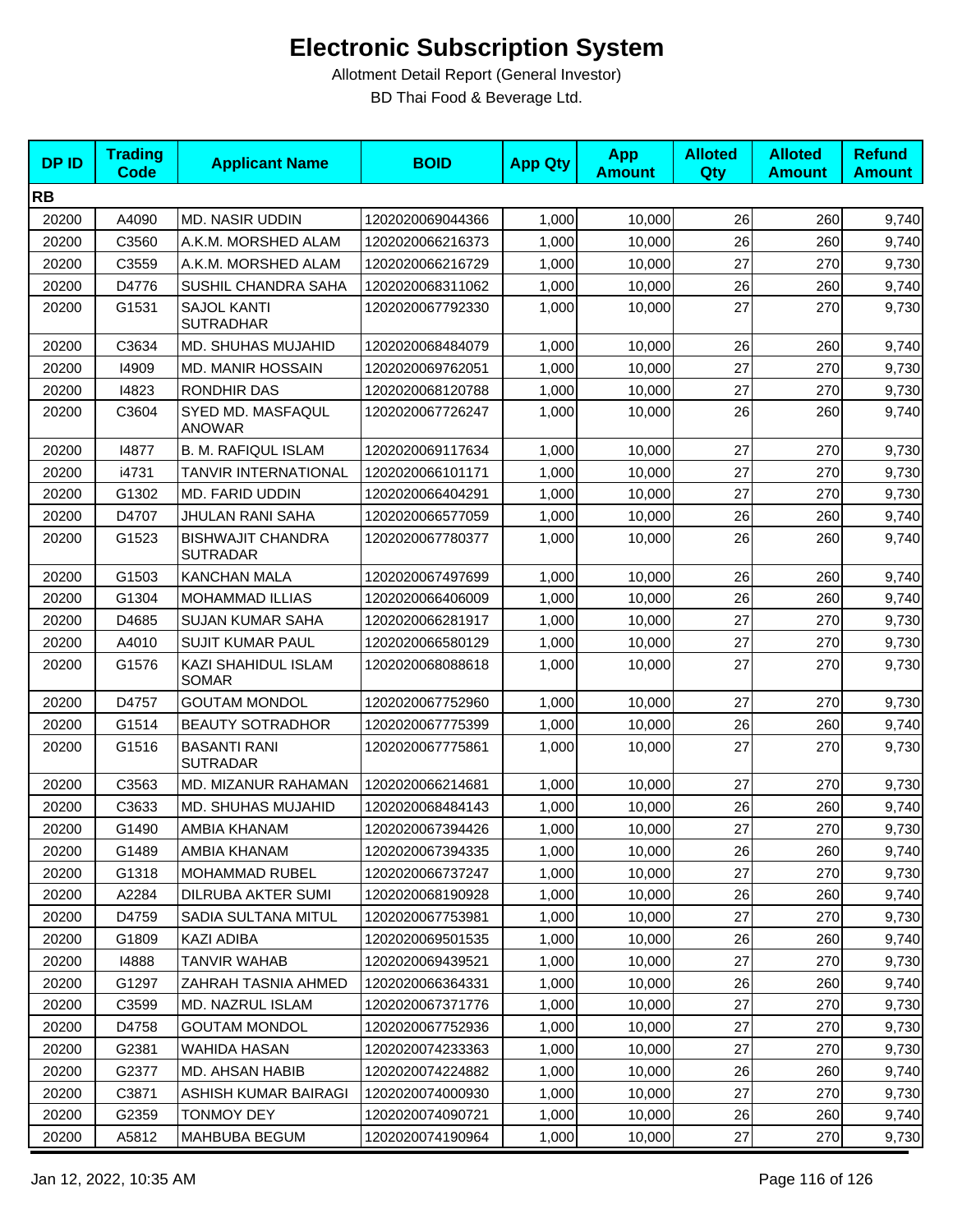# Electronic Subscription System

Allotment Detail Report (General Investor)

BD Thai Food & Beverage Ltd.

| DP ID | Trading Code | Applicant Name | BOID | App Qty | App Amount | Alloted Qty | Alloted Amount | Refund Amount |
|---|---|---|---|---|---|---|---|---|
| **RB** | | | | | | | | |
| 20200 | A4090 | MD. NASIR UDDIN | 1202020069044366 | 1,000 | 10,000 | 26 | 260 | 9,740 |
| 20200 | C3560 | A.K.M. MORSHED ALAM | 1202020066216373 | 1,000 | 10,000 | 26 | 260 | 9,740 |
| 20200 | C3559 | A.K.M. MORSHED ALAM | 1202020066216729 | 1,000 | 10,000 | 27 | 270 | 9,730 |
| 20200 | D4776 | SUSHIL CHANDRA SAHA | 1202020068311062 | 1,000 | 10,000 | 26 | 260 | 9,740 |
| 20200 | G1531 | SAJOL KANTI SUTRADHAR | 1202020067792330 | 1,000 | 10,000 | 27 | 270 | 9,730 |
| 20200 | C3634 | MD. SHUHAS MUJAHID | 1202020068484079 | 1,000 | 10,000 | 26 | 260 | 9,740 |
| 20200 | I4909 | MD. MANIR HOSSAIN | 1202020069762051 | 1,000 | 10,000 | 27 | 270 | 9,730 |
| 20200 | I4823 | RONDHIR DAS | 1202020068120788 | 1,000 | 10,000 | 27 | 270 | 9,730 |
| 20200 | C3604 | SYED MD. MASFAQUL ANOWAR | 1202020067726247 | 1,000 | 10,000 | 26 | 260 | 9,740 |
| 20200 | I4877 | B. M. RAFIQUL ISLAM | 1202020069117634 | 1,000 | 10,000 | 27 | 270 | 9,730 |
| 20200 | i4731 | TANVIR INTERNATIONAL | 1202020066101171 | 1,000 | 10,000 | 27 | 270 | 9,730 |
| 20200 | G1302 | MD. FARID UDDIN | 1202020066404291 | 1,000 | 10,000 | 27 | 270 | 9,730 |
| 20200 | D4707 | JHULAN RANI SAHA | 1202020066577059 | 1,000 | 10,000 | 26 | 260 | 9,740 |
| 20200 | G1523 | BISHWAJIT CHANDRA SUTRADAR | 1202020067780377 | 1,000 | 10,000 | 26 | 260 | 9,740 |
| 20200 | G1503 | KANCHAN MALA | 1202020067497699 | 1,000 | 10,000 | 26 | 260 | 9,740 |
| 20200 | G1304 | MOHAMMAD ILLIAS | 1202020066406009 | 1,000 | 10,000 | 26 | 260 | 9,740 |
| 20200 | D4685 | SUJAN KUMAR SAHA | 1202020066281917 | 1,000 | 10,000 | 27 | 270 | 9,730 |
| 20200 | A4010 | SUJIT KUMAR PAUL | 1202020066580129 | 1,000 | 10,000 | 27 | 270 | 9,730 |
| 20200 | G1576 | KAZI SHAHIDUL ISLAM SOMAR | 1202020068088618 | 1,000 | 10,000 | 27 | 270 | 9,730 |
| 20200 | D4757 | GOUTAM MONDOL | 1202020067752960 | 1,000 | 10,000 | 27 | 270 | 9,730 |
| 20200 | G1514 | BEAUTY SOTRADHOR | 1202020067775399 | 1,000 | 10,000 | 26 | 260 | 9,740 |
| 20200 | G1516 | BASANTI RANI SUTRADAR | 1202020067775861 | 1,000 | 10,000 | 27 | 270 | 9,730 |
| 20200 | C3563 | MD. MIZANUR RAHAMAN | 1202020066214681 | 1,000 | 10,000 | 27 | 270 | 9,730 |
| 20200 | C3633 | MD. SHUHAS MUJAHID | 1202020068484143 | 1,000 | 10,000 | 26 | 260 | 9,740 |
| 20200 | G1490 | AMBIA KHANAM | 1202020067394426 | 1,000 | 10,000 | 27 | 270 | 9,730 |
| 20200 | G1489 | AMBIA KHANAM | 1202020067394335 | 1,000 | 10,000 | 26 | 260 | 9,740 |
| 20200 | G1318 | MOHAMMAD RUBEL | 1202020066737247 | 1,000 | 10,000 | 27 | 270 | 9,730 |
| 20200 | A2284 | DILRUBA AKTER SUMI | 1202020068190928 | 1,000 | 10,000 | 26 | 260 | 9,740 |
| 20200 | D4759 | SADIA SULTANA MITUL | 1202020067753981 | 1,000 | 10,000 | 27 | 270 | 9,730 |
| 20200 | G1809 | KAZI ADIBA | 1202020069501535 | 1,000 | 10,000 | 26 | 260 | 9,740 |
| 20200 | I4888 | TANVIR WAHAB | 1202020069439521 | 1,000 | 10,000 | 27 | 270 | 9,730 |
| 20200 | G1297 | ZAHRAH TASNIA AHMED | 1202020066364331 | 1,000 | 10,000 | 26 | 260 | 9,740 |
| 20200 | C3599 | MD. NAZRUL ISLAM | 1202020067371776 | 1,000 | 10,000 | 27 | 270 | 9,730 |
| 20200 | D4758 | GOUTAM MONDOL | 1202020067752936 | 1,000 | 10,000 | 27 | 270 | 9,730 |
| 20200 | G2381 | WAHIDA HASAN | 1202020074233363 | 1,000 | 10,000 | 27 | 270 | 9,730 |
| 20200 | G2377 | MD. AHSAN HABIB | 1202020074224882 | 1,000 | 10,000 | 26 | 260 | 9,740 |
| 20200 | C3871 | ASHISH KUMAR BAIRAGI | 1202020074000930 | 1,000 | 10,000 | 27 | 270 | 9,730 |
| 20200 | G2359 | TONMOY DEY | 1202020074090721 | 1,000 | 10,000 | 26 | 260 | 9,740 |
| 20200 | A5812 | MAHBUBA BEGUM | 1202020074190964 | 1,000 | 10,000 | 27 | 270 | 9,730 |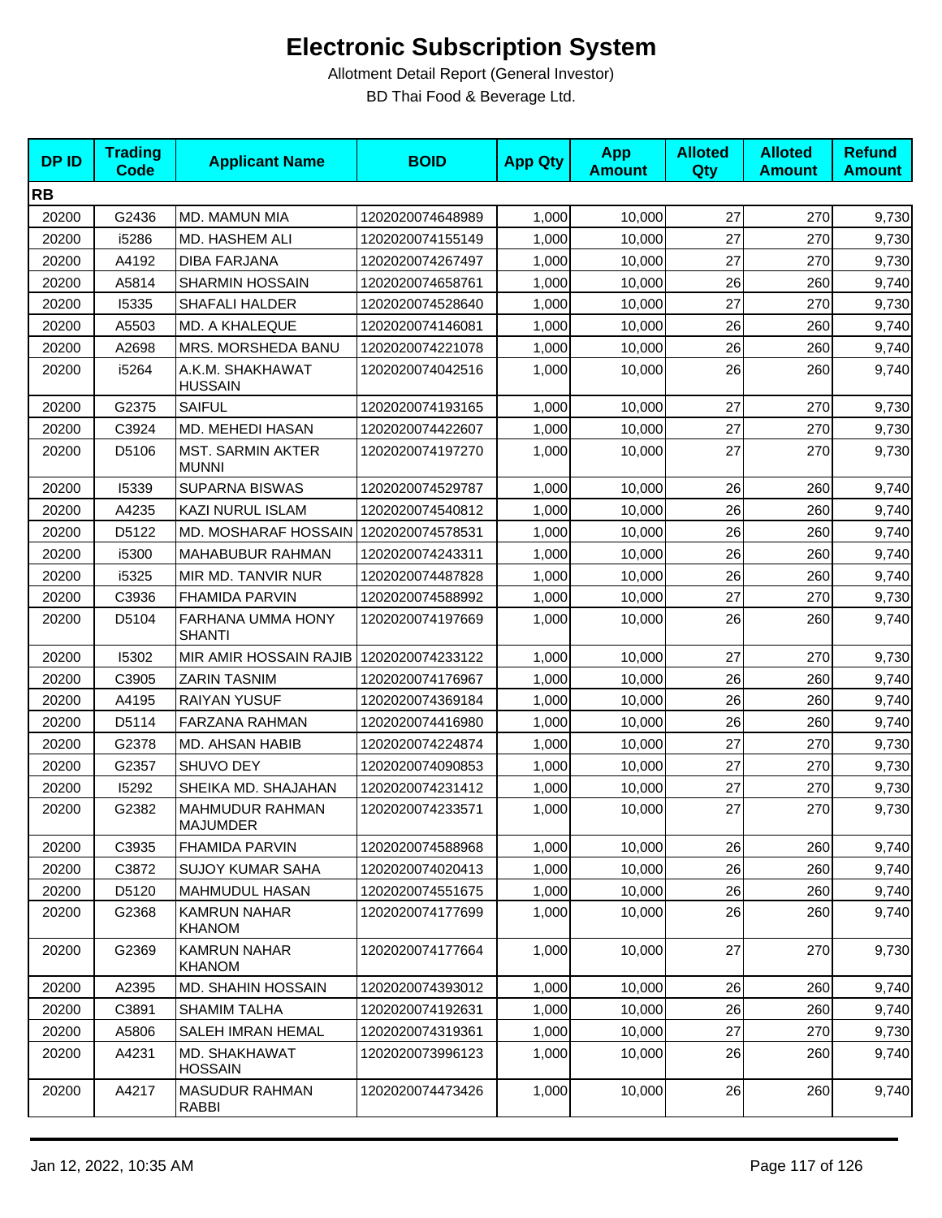# Electronic Subscription System

Allotment Detail Report (General Investor)

BD Thai Food & Beverage Ltd.

| DP ID | Trading Code | Applicant Name | BOID | App Qty | App Amount | Alloted Qty | Alloted Amount | Refund Amount |
|---|---|---|---|---|---|---|---|---|
| **RB** | | | | | | | | |
| 20200 | G2436 | MD. MAMUN MIA | 1202020074648989 | 1,000 | 10,000 | 27 | 270 | 9,730 |
| 20200 | i5286 | MD. HASHEM ALI | 1202020074155149 | 1,000 | 10,000 | 27 | 270 | 9,730 |
| 20200 | A4192 | DIBA FARJANA | 1202020074267497 | 1,000 | 10,000 | 27 | 270 | 9,730 |
| 20200 | A5814 | SHARMIN HOSSAIN | 1202020074658761 | 1,000 | 10,000 | 26 | 260 | 9,740 |
| 20200 | I5335 | SHAFALI HALDER | 1202020074528640 | 1,000 | 10,000 | 27 | 270 | 9,730 |
| 20200 | A5503 | MD. A KHALEQUE | 1202020074146081 | 1,000 | 10,000 | 26 | 260 | 9,740 |
| 20200 | A2698 | MRS. MORSHEDA BANU | 1202020074221078 | 1,000 | 10,000 | 26 | 260 | 9,740 |
| 20200 | i5264 | A.K.M. SHAKHAWAT HUSSAIN | 1202020074042516 | 1,000 | 10,000 | 26 | 260 | 9,740 |
| 20200 | G2375 | SAIFUL | 1202020074193165 | 1,000 | 10,000 | 27 | 270 | 9,730 |
| 20200 | C3924 | MD. MEHEDI HASAN | 1202020074422607 | 1,000 | 10,000 | 27 | 270 | 9,730 |
| 20200 | D5106 | MST. SARMIN AKTER MUNNI | 1202020074197270 | 1,000 | 10,000 | 27 | 270 | 9,730 |
| 20200 | I5339 | SUPARNA BISWAS | 1202020074529787 | 1,000 | 10,000 | 26 | 260 | 9,740 |
| 20200 | A4235 | KAZI NURUL ISLAM | 1202020074540812 | 1,000 | 10,000 | 26 | 260 | 9,740 |
| 20200 | D5122 | MD. MOSHARAF HOSSAIN | 1202020074578531 | 1,000 | 10,000 | 26 | 260 | 9,740 |
| 20200 | i5300 | MAHABUBUR RAHMAN | 1202020074243311 | 1,000 | 10,000 | 26 | 260 | 9,740 |
| 20200 | i5325 | MIR MD. TANVIR NUR | 1202020074487828 | 1,000 | 10,000 | 26 | 260 | 9,740 |
| 20200 | C3936 | FHAMIDA PARVIN | 1202020074588992 | 1,000 | 10,000 | 27 | 270 | 9,730 |
| 20200 | D5104 | FARHANA UMMA HONY SHANTI | 1202020074197669 | 1,000 | 10,000 | 26 | 260 | 9,740 |
| 20200 | I5302 | MIR AMIR HOSSAIN RAJIB | 1202020074233122 | 1,000 | 10,000 | 27 | 270 | 9,730 |
| 20200 | C3905 | ZARIN TASNIM | 1202020074176967 | 1,000 | 10,000 | 26 | 260 | 9,740 |
| 20200 | A4195 | RAIYAN YUSUF | 1202020074369184 | 1,000 | 10,000 | 26 | 260 | 9,740 |
| 20200 | D5114 | FARZANA RAHMAN | 1202020074416980 | 1,000 | 10,000 | 26 | 260 | 9,740 |
| 20200 | G2378 | MD. AHSAN HABIB | 1202020074224874 | 1,000 | 10,000 | 27 | 270 | 9,730 |
| 20200 | G2357 | SHUVO DEY | 1202020074090853 | 1,000 | 10,000 | 27 | 270 | 9,730 |
| 20200 | I5292 | SHEIKA MD. SHAJAHAN | 1202020074231412 | 1,000 | 10,000 | 27 | 270 | 9,730 |
| 20200 | G2382 | MAHMUDUR RAHMAN MAJUMDER | 1202020074233571 | 1,000 | 10,000 | 27 | 270 | 9,730 |
| 20200 | C3935 | FHAMIDA PARVIN | 1202020074588968 | 1,000 | 10,000 | 26 | 260 | 9,740 |
| 20200 | C3872 | SUJOY KUMAR SAHA | 1202020074020413 | 1,000 | 10,000 | 26 | 260 | 9,740 |
| 20200 | D5120 | MAHMUDUL HASAN | 1202020074551675 | 1,000 | 10,000 | 26 | 260 | 9,740 |
| 20200 | G2368 | KAMRUN NAHAR KHANOM | 1202020074177699 | 1,000 | 10,000 | 26 | 260 | 9,740 |
| 20200 | G2369 | KAMRUN NAHAR KHANOM | 1202020074177664 | 1,000 | 10,000 | 27 | 270 | 9,730 |
| 20200 | A2395 | MD. SHAHIN HOSSAIN | 1202020074393012 | 1,000 | 10,000 | 26 | 260 | 9,740 |
| 20200 | C3891 | SHAMIM TALHA | 1202020074192631 | 1,000 | 10,000 | 26 | 260 | 9,740 |
| 20200 | A5806 | SALEH IMRAN HEMAL | 1202020074319361 | 1,000 | 10,000 | 27 | 270 | 9,730 |
| 20200 | A4231 | MD. SHAKHAWAT HOSSAIN | 1202020073996123 | 1,000 | 10,000 | 26 | 260 | 9,740 |
| 20200 | A4217 | MASUDUR RAHMAN RABBI | 1202020074473426 | 1,000 | 10,000 | 26 | 260 | 9,740 |

Jan 12, 2022, 10:35 AM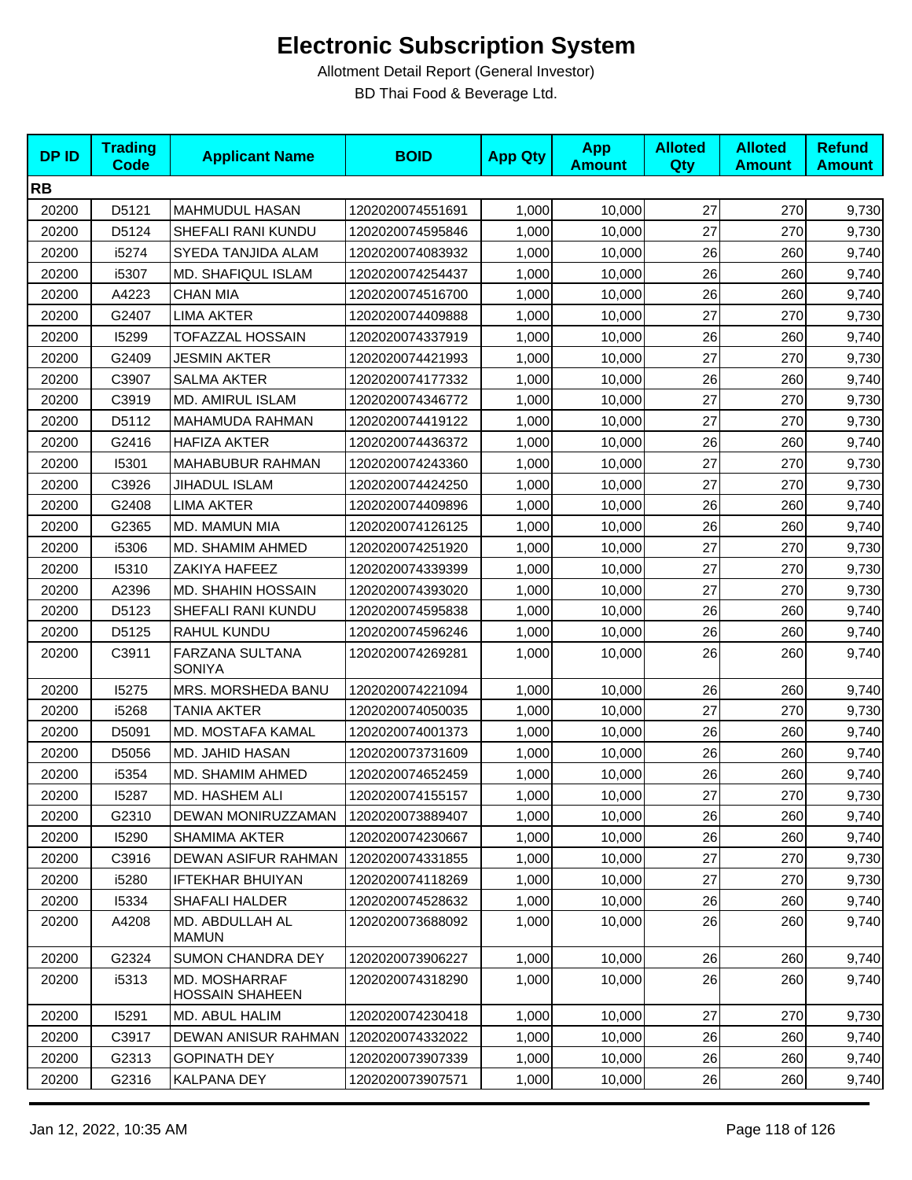# Electronic Subscription System

Allotment Detail Report (General Investor)

BD Thai Food & Beverage Ltd.

| DP ID | Trading Code | Applicant Name | BOID | App Qty | App Amount | Alloted Qty | Alloted Amount | Refund Amount |
|---|---|---|---|---|---|---|---|---|
| **RB** | | | | | | | | |
| 20200 | D5121 | MAHMUDUL HASAN | 1202020074551691 | 1,000 | 10,000 | 27 | 270 | 9,730 |
| 20200 | D5124 | SHEFALI RANI KUNDU | 1202020074595846 | 1,000 | 10,000 | 27 | 270 | 9,730 |
| 20200 | i5274 | SYEDA TANJIDA ALAM | 1202020074083932 | 1,000 | 10,000 | 26 | 260 | 9,740 |
| 20200 | i5307 | MD. SHAFIQUL ISLAM | 1202020074254437 | 1,000 | 10,000 | 26 | 260 | 9,740 |
| 20200 | A4223 | CHAN MIA | 1202020074516700 | 1,000 | 10,000 | 26 | 260 | 9,740 |
| 20200 | G2407 | LIMA AKTER | 1202020074409888 | 1,000 | 10,000 | 27 | 270 | 9,730 |
| 20200 | I5299 | TOFAZZAL HOSSAIN | 1202020074337919 | 1,000 | 10,000 | 26 | 260 | 9,740 |
| 20200 | G2409 | JESMIN AKTER | 1202020074421993 | 1,000 | 10,000 | 27 | 270 | 9,730 |
| 20200 | C3907 | SALMA AKTER | 1202020074177332 | 1,000 | 10,000 | 26 | 260 | 9,740 |
| 20200 | C3919 | MD. AMIRUL ISLAM | 1202020074346772 | 1,000 | 10,000 | 27 | 270 | 9,730 |
| 20200 | D5112 | MAHAMUDA RAHMAN | 1202020074419122 | 1,000 | 10,000 | 27 | 270 | 9,730 |
| 20200 | G2416 | HAFIZA AKTER | 1202020074436372 | 1,000 | 10,000 | 26 | 260 | 9,740 |
| 20200 | I5301 | MAHABUBUR RAHMAN | 1202020074243360 | 1,000 | 10,000 | 27 | 270 | 9,730 |
| 20200 | C3926 | JIHADUL ISLAM | 1202020074424250 | 1,000 | 10,000 | 27 | 270 | 9,730 |
| 20200 | G2408 | LIMA AKTER | 1202020074409896 | 1,000 | 10,000 | 26 | 260 | 9,740 |
| 20200 | G2365 | MD. MAMUN MIA | 1202020074126125 | 1,000 | 10,000 | 26 | 260 | 9,740 |
| 20200 | i5306 | MD. SHAMIM AHMED | 1202020074251920 | 1,000 | 10,000 | 27 | 270 | 9,730 |
| 20200 | I5310 | ZAKIYA HAFEEZ | 1202020074339399 | 1,000 | 10,000 | 27 | 270 | 9,730 |
| 20200 | A2396 | MD. SHAHIN HOSSAIN | 1202020074393020 | 1,000 | 10,000 | 27 | 270 | 9,730 |
| 20200 | D5123 | SHEFALI RANI KUNDU | 1202020074595838 | 1,000 | 10,000 | 26 | 260 | 9,740 |
| 20200 | D5125 | RAHUL KUNDU | 1202020074596246 | 1,000 | 10,000 | 26 | 260 | 9,740 |
| 20200 | C3911 | FARZANA SULTANA SONIYA | 1202020074269281 | 1,000 | 10,000 | 26 | 260 | 9,740 |
| 20200 | I5275 | MRS. MORSHEDA BANU | 1202020074221094 | 1,000 | 10,000 | 26 | 260 | 9,740 |
| 20200 | i5268 | TANIA AKTER | 1202020074050035 | 1,000 | 10,000 | 27 | 270 | 9,730 |
| 20200 | D5091 | MD. MOSTAFA KAMAL | 1202020074001373 | 1,000 | 10,000 | 26 | 260 | 9,740 |
| 20200 | D5056 | MD. JAHID HASAN | 1202020073731609 | 1,000 | 10,000 | 26 | 260 | 9,740 |
| 20200 | i5354 | MD. SHAMIM AHMED | 1202020074652459 | 1,000 | 10,000 | 26 | 260 | 9,740 |
| 20200 | I5287 | MD. HASHEM ALI | 1202020074155157 | 1,000 | 10,000 | 27 | 270 | 9,730 |
| 20200 | G2310 | DEWAN MONIRUZZAMAN | 1202020073889407 | 1,000 | 10,000 | 26 | 260 | 9,740 |
| 20200 | I5290 | SHAMIMA AKTER | 1202020074230667 | 1,000 | 10,000 | 26 | 260 | 9,740 |
| 20200 | C3916 | DEWAN ASIFUR RAHMAN | 1202020074331855 | 1,000 | 10,000 | 27 | 270 | 9,730 |
| 20200 | i5280 | IFTEKHAR BHUIYAN | 1202020074118269 | 1,000 | 10,000 | 27 | 270 | 9,730 |
| 20200 | I5334 | SHAFALI HALDER | 1202020074528632 | 1,000 | 10,000 | 26 | 260 | 9,740 |
| 20200 | A4208 | MD. ABDULLAH AL MAMUN | 1202020073688092 | 1,000 | 10,000 | 26 | 260 | 9,740 |
| 20200 | G2324 | SUMON CHANDRA DEY | 1202020073906227 | 1,000 | 10,000 | 26 | 260 | 9,740 |
| 20200 | i5313 | MD. MOSHARRAF HOSSAIN SHAHEEN | 1202020074318290 | 1,000 | 10,000 | 26 | 260 | 9,740 |
| 20200 | I5291 | MD. ABUL HALIM | 1202020074230418 | 1,000 | 10,000 | 27 | 270 | 9,730 |
| 20200 | C3917 | DEWAN ANISUR RAHMAN | 1202020074332022 | 1,000 | 10,000 | 26 | 260 | 9,740 |
| 20200 | G2313 | GOPINATH DEY | 1202020073907339 | 1,000 | 10,000 | 26 | 260 | 9,740 |
| 20200 | G2316 | KALPANA DEY | 1202020073907571 | 1,000 | 10,000 | 26 | 260 | 9,740 |

Jan 12, 2022, 10:35 AM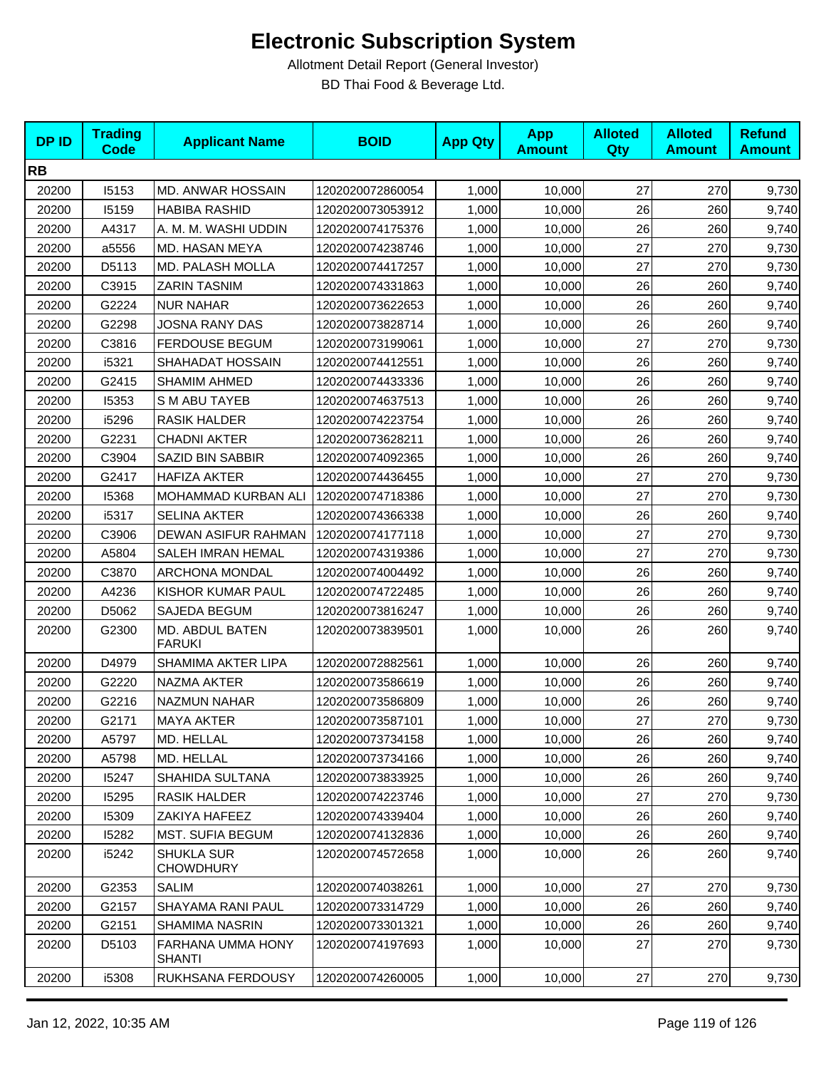# Electronic Subscription System

Allotment Detail Report (General Investor)

BD Thai Food & Beverage Ltd.

| DP ID | Trading Code | Applicant Name | BOID | App Qty | App Amount | Alloted Qty | Alloted Amount | Refund Amount |
|---|---|---|---|---|---|---|---|---|
| **RB** | | | | | | | | |
| 20200 | I5153 | MD. ANWAR HOSSAIN | 1202020072860054 | 1,000 | 10,000 | 27 | 270 | 9,730 |
| 20200 | I5159 | HABIBA RASHID | 1202020073053912 | 1,000 | 10,000 | 26 | 260 | 9,740 |
| 20200 | A4317 | A. M. M. WASHI UDDIN | 1202020074175376 | 1,000 | 10,000 | 26 | 260 | 9,740 |
| 20200 | a5556 | MD. HASAN MEYA | 1202020074238746 | 1,000 | 10,000 | 27 | 270 | 9,730 |
| 20200 | D5113 | MD. PALASH MOLLA | 1202020074417257 | 1,000 | 10,000 | 27 | 270 | 9,730 |
| 20200 | C3915 | ZARIN TASNIM | 1202020074331863 | 1,000 | 10,000 | 26 | 260 | 9,740 |
| 20200 | G2224 | NUR NAHAR | 1202020073622653 | 1,000 | 10,000 | 26 | 260 | 9,740 |
| 20200 | G2298 | JOSNA RANY DAS | 1202020073828714 | 1,000 | 10,000 | 26 | 260 | 9,740 |
| 20200 | C3816 | FERDOUSE BEGUM | 1202020073199061 | 1,000 | 10,000 | 27 | 270 | 9,730 |
| 20200 | i5321 | SHAHADAT HOSSAIN | 1202020074412551 | 1,000 | 10,000 | 26 | 260 | 9,740 |
| 20200 | G2415 | SHAMIM AHMED | 1202020074433336 | 1,000 | 10,000 | 26 | 260 | 9,740 |
| 20200 | I5353 | S M ABU TAYEB | 1202020074637513 | 1,000 | 10,000 | 26 | 260 | 9,740 |
| 20200 | i5296 | RASIK HALDER | 1202020074223754 | 1,000 | 10,000 | 26 | 260 | 9,740 |
| 20200 | G2231 | CHADNI AKTER | 1202020073628211 | 1,000 | 10,000 | 26 | 260 | 9,740 |
| 20200 | C3904 | SAZID BIN SABBIR | 1202020074092365 | 1,000 | 10,000 | 26 | 260 | 9,740 |
| 20200 | G2417 | HAFIZA AKTER | 1202020074436455 | 1,000 | 10,000 | 27 | 270 | 9,730 |
| 20200 | I5368 | MOHAMMAD KURBAN ALI | 1202020074718386 | 1,000 | 10,000 | 27 | 270 | 9,730 |
| 20200 | i5317 | SELINA AKTER | 1202020074366338 | 1,000 | 10,000 | 26 | 260 | 9,740 |
| 20200 | C3906 | DEWAN ASIFUR RAHMAN | 1202020074177118 | 1,000 | 10,000 | 27 | 270 | 9,730 |
| 20200 | A5804 | SALEH IMRAN HEMAL | 1202020074319386 | 1,000 | 10,000 | 27 | 270 | 9,730 |
| 20200 | C3870 | ARCHONA MONDAL | 1202020074004492 | 1,000 | 10,000 | 26 | 260 | 9,740 |
| 20200 | A4236 | KISHOR KUMAR PAUL | 1202020074722485 | 1,000 | 10,000 | 26 | 260 | 9,740 |
| 20200 | D5062 | SAJEDA BEGUM | 1202020073816247 | 1,000 | 10,000 | 26 | 260 | 9,740 |
| 20200 | G2300 | MD. ABDUL BATEN FARUKI | 1202020073839501 | 1,000 | 10,000 | 26 | 260 | 9,740 |
| 20200 | D4979 | SHAMIMA AKTER LIPA | 1202020072882561 | 1,000 | 10,000 | 26 | 260 | 9,740 |
| 20200 | G2220 | NAZMA AKTER | 1202020073586619 | 1,000 | 10,000 | 26 | 260 | 9,740 |
| 20200 | G2216 | NAZMUN NAHAR | 1202020073586809 | 1,000 | 10,000 | 26 | 260 | 9,740 |
| 20200 | G2171 | MAYA AKTER | 1202020073587101 | 1,000 | 10,000 | 27 | 270 | 9,730 |
| 20200 | A5797 | MD. HELLAL | 1202020073734158 | 1,000 | 10,000 | 26 | 260 | 9,740 |
| 20200 | A5798 | MD. HELLAL | 1202020073734166 | 1,000 | 10,000 | 26 | 260 | 9,740 |
| 20200 | I5247 | SHAHIDA SULTANA | 1202020073833925 | 1,000 | 10,000 | 26 | 260 | 9,740 |
| 20200 | I5295 | RASIK HALDER | 1202020074223746 | 1,000 | 10,000 | 27 | 270 | 9,730 |
| 20200 | I5309 | ZAKIYA HAFEEZ | 1202020074339404 | 1,000 | 10,000 | 26 | 260 | 9,740 |
| 20200 | I5282 | MST. SUFIA BEGUM | 1202020074132836 | 1,000 | 10,000 | 26 | 260 | 9,740 |
| 20200 | i5242 | SHUKLA SUR CHOWDHURY | 1202020074572658 | 1,000 | 10,000 | 26 | 260 | 9,740 |
| 20200 | G2353 | SALIM | 1202020074038261 | 1,000 | 10,000 | 27 | 270 | 9,730 |
| 20200 | G2157 | SHAYAMA RANI PAUL | 1202020073314729 | 1,000 | 10,000 | 26 | 260 | 9,740 |
| 20200 | G2151 | SHAMIMA NASRIN | 1202020073301321 | 1,000 | 10,000 | 26 | 260 | 9,740 |
| 20200 | D5103 | FARHANA UMMA HONY SHANTI | 1202020074197693 | 1,000 | 10,000 | 27 | 270 | 9,730 |
| 20200 | i5308 | RUKHSANA FERDOUSY | 1202020074260005 | 1,000 | 10,000 | 27 | 270 | 9,730 |

Jan 12, 2022, 10:35 AM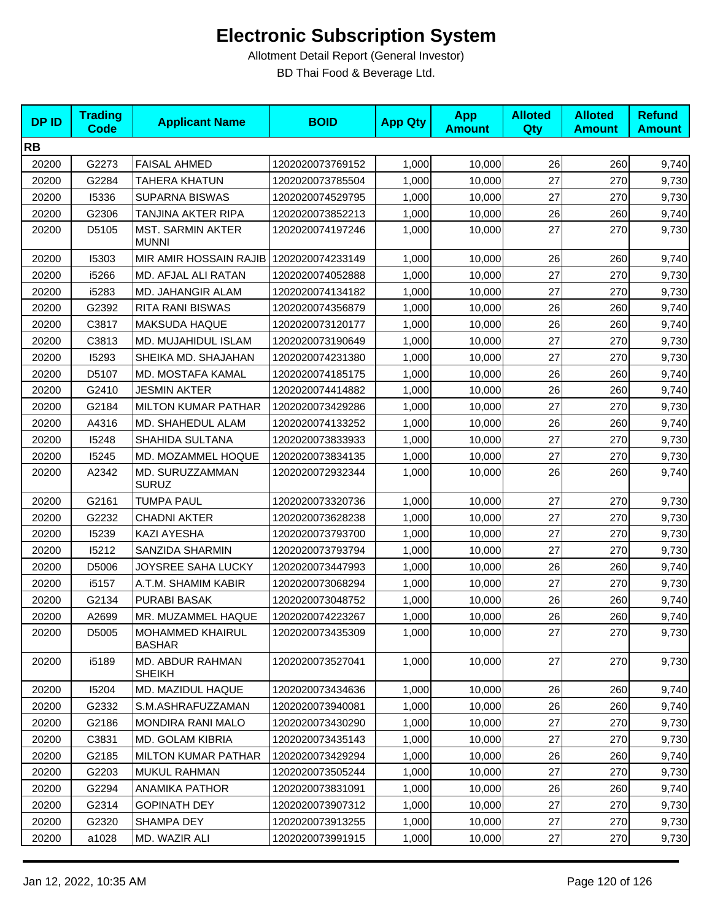# Electronic Subscription System

Allotment Detail Report (General Investor)

BD Thai Food & Beverage Ltd.

| DP ID | Trading Code | Applicant Name | BOID | App Qty | App Amount | Alloted Qty | Alloted Amount | Refund Amount |
|---|---|---|---|---|---|---|---|---|
| **RB** | | | | | | | | |
| 20200 | G2273 | FAISAL AHMED | 1202020073769152 | 1,000 | 10,000 | 26 | 260 | 9,740 |
| 20200 | G2284 | TAHERA KHATUN | 1202020073785504 | 1,000 | 10,000 | 27 | 270 | 9,730 |
| 20200 | I5336 | SUPARNA BISWAS | 1202020074529795 | 1,000 | 10,000 | 27 | 270 | 9,730 |
| 20200 | G2306 | TANJINA AKTER RIPA | 1202020073852213 | 1,000 | 10,000 | 26 | 260 | 9,740 |
| 20200 | D5105 | MST. SARMIN AKTER MUNNI | 1202020074197246 | 1,000 | 10,000 | 27 | 270 | 9,730 |
| 20200 | I5303 | MIR AMIR HOSSAIN RAJIB | 1202020074233149 | 1,000 | 10,000 | 26 | 260 | 9,740 |
| 20200 | i5266 | MD. AFJAL ALI RATAN | 1202020074052888 | 1,000 | 10,000 | 27 | 270 | 9,730 |
| 20200 | i5283 | MD. JAHANGIR ALAM | 1202020074134182 | 1,000 | 10,000 | 27 | 270 | 9,730 |
| 20200 | G2392 | RITA RANI BISWAS | 1202020074356879 | 1,000 | 10,000 | 26 | 260 | 9,740 |
| 20200 | C3817 | MAKSUDA HAQUE | 1202020073120177 | 1,000 | 10,000 | 26 | 260 | 9,740 |
| 20200 | C3813 | MD. MUJAHIDUL ISLAM | 1202020073190649 | 1,000 | 10,000 | 27 | 270 | 9,730 |
| 20200 | I5293 | SHEIKA MD. SHAJAHAN | 1202020074231380 | 1,000 | 10,000 | 27 | 270 | 9,730 |
| 20200 | D5107 | MD. MOSTAFA KAMAL | 1202020074185175 | 1,000 | 10,000 | 26 | 260 | 9,740 |
| 20200 | G2410 | JESMIN AKTER | 1202020074414882 | 1,000 | 10,000 | 26 | 260 | 9,740 |
| 20200 | G2184 | MILTON KUMAR PATHAR | 1202020073429286 | 1,000 | 10,000 | 27 | 270 | 9,730 |
| 20200 | A4316 | MD. SHAHEDUL ALAM | 1202020074133252 | 1,000 | 10,000 | 26 | 260 | 9,740 |
| 20200 | I5248 | SHAHIDA SULTANA | 1202020073833933 | 1,000 | 10,000 | 27 | 270 | 9,730 |
| 20200 | I5245 | MD. MOZAMMEL HOQUE | 1202020073834135 | 1,000 | 10,000 | 27 | 270 | 9,730 |
| 20200 | A2342 | MD. SURUZZAMMAN SURUZ | 1202020072932344 | 1,000 | 10,000 | 26 | 260 | 9,740 |
| 20200 | G2161 | TUMPA PAUL | 1202020073320736 | 1,000 | 10,000 | 27 | 270 | 9,730 |
| 20200 | G2232 | CHADNI AKTER | 1202020073628238 | 1,000 | 10,000 | 27 | 270 | 9,730 |
| 20200 | I5239 | KAZI AYESHA | 1202020073793700 | 1,000 | 10,000 | 27 | 270 | 9,730 |
| 20200 | I5212 | SANZIDA SHARMIN | 1202020073793794 | 1,000 | 10,000 | 27 | 270 | 9,730 |
| 20200 | D5006 | JOYSREE SAHA LUCKY | 1202020073447993 | 1,000 | 10,000 | 26 | 260 | 9,740 |
| 20200 | i5157 | A.T.M. SHAMIM KABIR | 1202020073068294 | 1,000 | 10,000 | 27 | 270 | 9,730 |
| 20200 | G2134 | PURABI BASAK | 1202020073048752 | 1,000 | 10,000 | 26 | 260 | 9,740 |
| 20200 | A2699 | MR. MUZAMMEL HAQUE | 1202020074223267 | 1,000 | 10,000 | 26 | 260 | 9,740 |
| 20200 | D5005 | MOHAMMED KHAIRUL BASHAR | 1202020073435309 | 1,000 | 10,000 | 27 | 270 | 9,730 |
| 20200 | i5189 | MD. ABDUR RAHMAN SHEIKH | 1202020073527041 | 1,000 | 10,000 | 27 | 270 | 9,730 |
| 20200 | I5204 | MD. MAZIDUL HAQUE | 1202020073434636 | 1,000 | 10,000 | 26 | 260 | 9,740 |
| 20200 | G2332 | S.M.ASHRAFUZZAMAN | 1202020073940081 | 1,000 | 10,000 | 26 | 260 | 9,740 |
| 20200 | G2186 | MONDIRA RANI MALO | 1202020073430290 | 1,000 | 10,000 | 27 | 270 | 9,730 |
| 20200 | C3831 | MD. GOLAM KIBRIA | 1202020073435143 | 1,000 | 10,000 | 27 | 270 | 9,730 |
| 20200 | G2185 | MILTON KUMAR PATHAR | 1202020073429294 | 1,000 | 10,000 | 26 | 260 | 9,740 |
| 20200 | G2203 | MUKUL RAHMAN | 1202020073505244 | 1,000 | 10,000 | 27 | 270 | 9,730 |
| 20200 | G2294 | ANAMIKA PATHOR | 1202020073831091 | 1,000 | 10,000 | 26 | 260 | 9,740 |
| 20200 | G2314 | GOPINATH DEY | 1202020073907312 | 1,000 | 10,000 | 27 | 270 | 9,730 |
| 20200 | G2320 | SHAMPA DEY | 1202020073913255 | 1,000 | 10,000 | 27 | 270 | 9,730 |
| 20200 | a1028 | MD. WAZIR ALI | 1202020073991915 | 1,000 | 10,000 | 27 | 270 | 9,730 |

Jan 12, 2022, 10:35 AM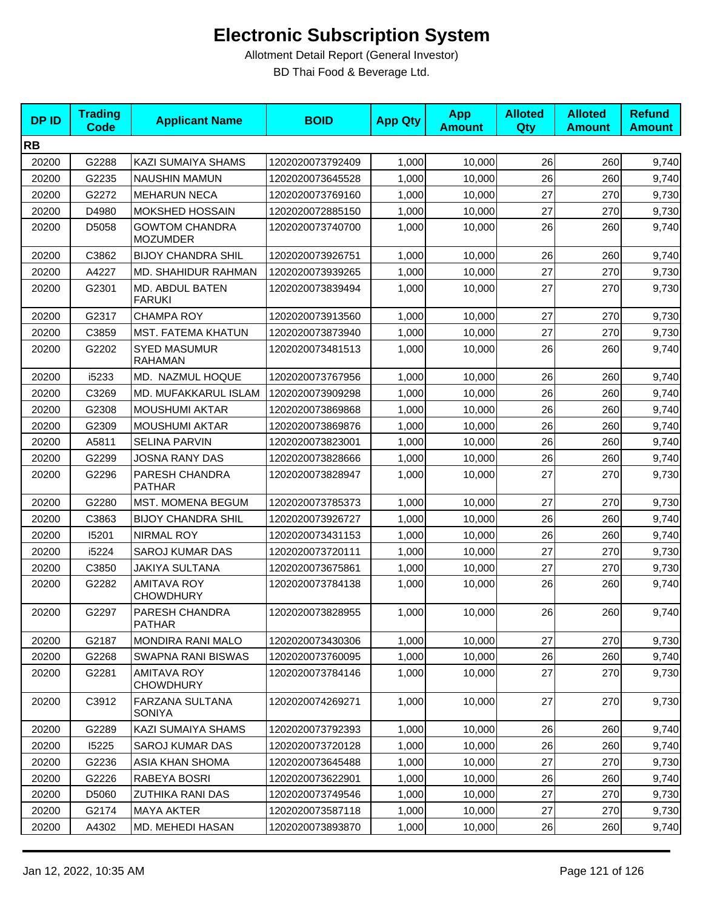# Electronic Subscription System

Allotment Detail Report (General Investor)

BD Thai Food & Beverage Ltd.

| DP ID | Trading Code | Applicant Name | BOID | App Qty | App Amount | Alloted Qty | Alloted Amount | Refund Amount |
|---|---|---|---|---|---|---|---|---|
| **RB** | | | | | | | | |
| 20200 | G2288 | KAZI SUMAIYA SHAMS | 1202020073792409 | 1,000 | 10,000 | 26 | 260 | 9,740 |
| 20200 | G2235 | NAUSHIN MAMUN | 1202020073645528 | 1,000 | 10,000 | 26 | 260 | 9,740 |
| 20200 | G2272 | MEHARUN NECA | 1202020073769160 | 1,000 | 10,000 | 27 | 270 | 9,730 |
| 20200 | D4980 | MOKSHED HOSSAIN | 1202020072885150 | 1,000 | 10,000 | 27 | 270 | 9,730 |
| 20200 | D5058 | GOWTOM CHANDRA MOZUMDER | 1202020073740700 | 1,000 | 10,000 | 26 | 260 | 9,740 |
| 20200 | C3862 | BIJOY CHANDRA SHIL | 1202020073926751 | 1,000 | 10,000 | 26 | 260 | 9,740 |
| 20200 | A4227 | MD. SHAHIDUR RAHMAN | 1202020073939265 | 1,000 | 10,000 | 27 | 270 | 9,730 |
| 20200 | G2301 | MD. ABDUL BATEN FARUKI | 1202020073839494 | 1,000 | 10,000 | 27 | 270 | 9,730 |
| 20200 | G2317 | CHAMPA ROY | 1202020073913560 | 1,000 | 10,000 | 27 | 270 | 9,730 |
| 20200 | C3859 | MST. FATEMA KHATUN | 1202020073873940 | 1,000 | 10,000 | 27 | 270 | 9,730 |
| 20200 | G2202 | SYED MASUMUR RAHAMAN | 1202020073481513 | 1,000 | 10,000 | 26 | 260 | 9,740 |
| 20200 | i5233 | MD. NAZMUL HOQUE | 1202020073767956 | 1,000 | 10,000 | 26 | 260 | 9,740 |
| 20200 | C3269 | MD. MUFAKKARUL ISLAM | 1202020073909298 | 1,000 | 10,000 | 26 | 260 | 9,740 |
| 20200 | G2308 | MOUSHUMI AKTAR | 1202020073869868 | 1,000 | 10,000 | 26 | 260 | 9,740 |
| 20200 | G2309 | MOUSHUMI AKTAR | 1202020073869876 | 1,000 | 10,000 | 26 | 260 | 9,740 |
| 20200 | A5811 | SELINA PARVIN | 1202020073823001 | 1,000 | 10,000 | 26 | 260 | 9,740 |
| 20200 | G2299 | JOSNA RANY DAS | 1202020073828666 | 1,000 | 10,000 | 26 | 260 | 9,740 |
| 20200 | G2296 | PARESH CHANDRA PATHAR | 1202020073828947 | 1,000 | 10,000 | 27 | 270 | 9,730 |
| 20200 | G2280 | MST. MOMENA BEGUM | 1202020073785373 | 1,000 | 10,000 | 27 | 270 | 9,730 |
| 20200 | C3863 | BIJOY CHANDRA SHIL | 1202020073926727 | 1,000 | 10,000 | 26 | 260 | 9,740 |
| 20200 | I5201 | NIRMAL ROY | 1202020073431153 | 1,000 | 10,000 | 26 | 260 | 9,740 |
| 20200 | i5224 | SAROJ KUMAR DAS | 1202020073720111 | 1,000 | 10,000 | 27 | 270 | 9,730 |
| 20200 | C3850 | JAKIYA SULTANA | 1202020073675861 | 1,000 | 10,000 | 27 | 270 | 9,730 |
| 20200 | G2282 | AMITAVA ROY CHOWDHURY | 1202020073784138 | 1,000 | 10,000 | 26 | 260 | 9,740 |
| 20200 | G2297 | PARESH CHANDRA PATHAR | 1202020073828955 | 1,000 | 10,000 | 26 | 260 | 9,740 |
| 20200 | G2187 | MONDIRA RANI MALO | 1202020073430306 | 1,000 | 10,000 | 27 | 270 | 9,730 |
| 20200 | G2268 | SWAPNA RANI BISWAS | 1202020073760095 | 1,000 | 10,000 | 26 | 260 | 9,740 |
| 20200 | G2281 | AMITAVA ROY CHOWDHURY | 1202020073784146 | 1,000 | 10,000 | 27 | 270 | 9,730 |
| 20200 | C3912 | FARZANA SULTANA SONIYA | 1202020074269271 | 1,000 | 10,000 | 27 | 270 | 9,730 |
| 20200 | G2289 | KAZI SUMAIYA SHAMS | 1202020073792393 | 1,000 | 10,000 | 26 | 260 | 9,740 |
| 20200 | I5225 | SAROJ KUMAR DAS | 1202020073720128 | 1,000 | 10,000 | 26 | 260 | 9,740 |
| 20200 | G2236 | ASIA KHAN SHOMA | 1202020073645488 | 1,000 | 10,000 | 27 | 270 | 9,730 |
| 20200 | G2226 | RABEYA BOSRI | 1202020073622901 | 1,000 | 10,000 | 26 | 260 | 9,740 |
| 20200 | D5060 | ZUTHIKA RANI DAS | 1202020073749546 | 1,000 | 10,000 | 27 | 270 | 9,730 |
| 20200 | G2174 | MAYA AKTER | 1202020073587118 | 1,000 | 10,000 | 27 | 270 | 9,730 |
| 20200 | A4302 | MD. MEHEDI HASAN | 1202020073893870 | 1,000 | 10,000 | 26 | 260 | 9,740 |

Jan 12, 2022, 10:35 AM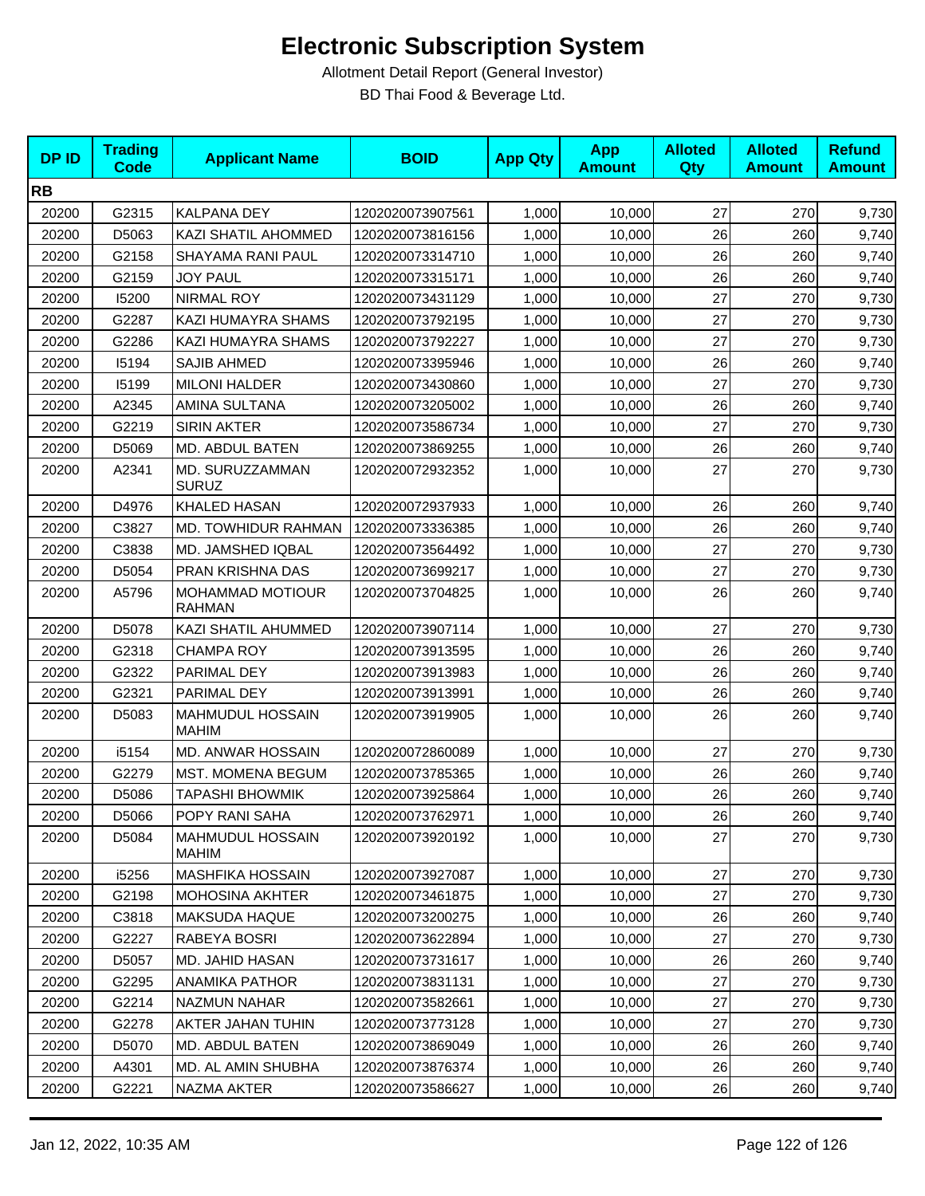# Electronic Subscription System

Allotment Detail Report (General Investor)

BD Thai Food & Beverage Ltd.

| DP ID | Trading Code | Applicant Name | BOID | App Qty | App Amount | Alloted Qty | Alloted Amount | Refund Amount |
|---|---|---|---|---|---|---|---|---|
| **RB** | | | | | | | | |
| 20200 | G2315 | KALPANA DEY | 1202020073907561 | 1,000 | 10,000 | 27 | 270 | 9,730 |
| 20200 | D5063 | KAZI SHATIL AHOMMED | 1202020073816156 | 1,000 | 10,000 | 26 | 260 | 9,740 |
| 20200 | G2158 | SHAYAMA RANI PAUL | 1202020073314710 | 1,000 | 10,000 | 26 | 260 | 9,740 |
| 20200 | G2159 | JOY PAUL | 1202020073315171 | 1,000 | 10,000 | 26 | 260 | 9,740 |
| 20200 | I5200 | NIRMAL ROY | 1202020073431129 | 1,000 | 10,000 | 27 | 270 | 9,730 |
| 20200 | G2287 | KAZI HUMAYRA SHAMS | 1202020073792195 | 1,000 | 10,000 | 27 | 270 | 9,730 |
| 20200 | G2286 | KAZI HUMAYRA SHAMS | 1202020073792227 | 1,000 | 10,000 | 27 | 270 | 9,730 |
| 20200 | I5194 | SAJIB AHMED | 1202020073395946 | 1,000 | 10,000 | 26 | 260 | 9,740 |
| 20200 | I5199 | MILONI HALDER | 1202020073430860 | 1,000 | 10,000 | 27 | 270 | 9,730 |
| 20200 | A2345 | AMINA SULTANA | 1202020073205002 | 1,000 | 10,000 | 26 | 260 | 9,740 |
| 20200 | G2219 | SIRIN AKTER | 1202020073586734 | 1,000 | 10,000 | 27 | 270 | 9,730 |
| 20200 | D5069 | MD. ABDUL BATEN | 1202020073869255 | 1,000 | 10,000 | 26 | 260 | 9,740 |
| 20200 | A2341 | MD. SURUZZAMMAN SURUZ | 1202020072932352 | 1,000 | 10,000 | 27 | 270 | 9,730 |
| 20200 | D4976 | KHALED HASAN | 1202020072937933 | 1,000 | 10,000 | 26 | 260 | 9,740 |
| 20200 | C3827 | MD. TOWHIDUR RAHMAN | 1202020073336385 | 1,000 | 10,000 | 26 | 260 | 9,740 |
| 20200 | C3838 | MD. JAMSHED IQBAL | 1202020073564492 | 1,000 | 10,000 | 27 | 270 | 9,730 |
| 20200 | D5054 | PRAN KRISHNA DAS | 1202020073699217 | 1,000 | 10,000 | 27 | 270 | 9,730 |
| 20200 | A5796 | MOHAMMAD MOTIOUR RAHMAN | 1202020073704825 | 1,000 | 10,000 | 26 | 260 | 9,740 |
| 20200 | D5078 | KAZI SHATIL AHUMMED | 1202020073907114 | 1,000 | 10,000 | 27 | 270 | 9,730 |
| 20200 | G2318 | CHAMPA ROY | 1202020073913595 | 1,000 | 10,000 | 26 | 260 | 9,740 |
| 20200 | G2322 | PARIMAL DEY | 1202020073913983 | 1,000 | 10,000 | 26 | 260 | 9,740 |
| 20200 | G2321 | PARIMAL DEY | 1202020073913991 | 1,000 | 10,000 | 26 | 260 | 9,740 |
| 20200 | D5083 | MAHMUDUL HOSSAIN MAHIM | 1202020073919905 | 1,000 | 10,000 | 26 | 260 | 9,740 |
| 20200 | i5154 | MD. ANWAR HOSSAIN | 1202020072860089 | 1,000 | 10,000 | 27 | 270 | 9,730 |
| 20200 | G2279 | MST. MOMENA BEGUM | 1202020073785365 | 1,000 | 10,000 | 26 | 260 | 9,740 |
| 20200 | D5086 | TAPASHI BHOWMIK | 1202020073925864 | 1,000 | 10,000 | 26 | 260 | 9,740 |
| 20200 | D5066 | POPY RANI SAHA | 1202020073762971 | 1,000 | 10,000 | 26 | 260 | 9,740 |
| 20200 | D5084 | MAHMUDUL HOSSAIN MAHIM | 1202020073920192 | 1,000 | 10,000 | 27 | 270 | 9,730 |
| 20200 | i5256 | MASHFIKA HOSSAIN | 1202020073927087 | 1,000 | 10,000 | 27 | 270 | 9,730 |
| 20200 | G2198 | MOHOSINA AKHTER | 1202020073461875 | 1,000 | 10,000 | 27 | 270 | 9,730 |
| 20200 | C3818 | MAKSUDA HAQUE | 1202020073200275 | 1,000 | 10,000 | 26 | 260 | 9,740 |
| 20200 | G2227 | RABEYA BOSRI | 1202020073622894 | 1,000 | 10,000 | 27 | 270 | 9,730 |
| 20200 | D5057 | MD. JAHID HASAN | 1202020073731617 | 1,000 | 10,000 | 26 | 260 | 9,740 |
| 20200 | G2295 | ANAMIKA PATHOR | 1202020073831131 | 1,000 | 10,000 | 27 | 270 | 9,730 |
| 20200 | G2214 | NAZMUN NAHAR | 1202020073582661 | 1,000 | 10,000 | 27 | 270 | 9,730 |
| 20200 | G2278 | AKTER JAHAN TUHIN | 1202020073773128 | 1,000 | 10,000 | 27 | 270 | 9,730 |
| 20200 | D5070 | MD. ABDUL BATEN | 1202020073869049 | 1,000 | 10,000 | 26 | 260 | 9,740 |
| 20200 | A4301 | MD. AL AMIN SHUBHA | 1202020073876374 | 1,000 | 10,000 | 26 | 260 | 9,740 |
| 20200 | G2221 | NAZMA AKTER | 1202020073586627 | 1,000 | 10,000 | 26 | 260 | 9,740 |

Jan 12, 2022, 10:35 AM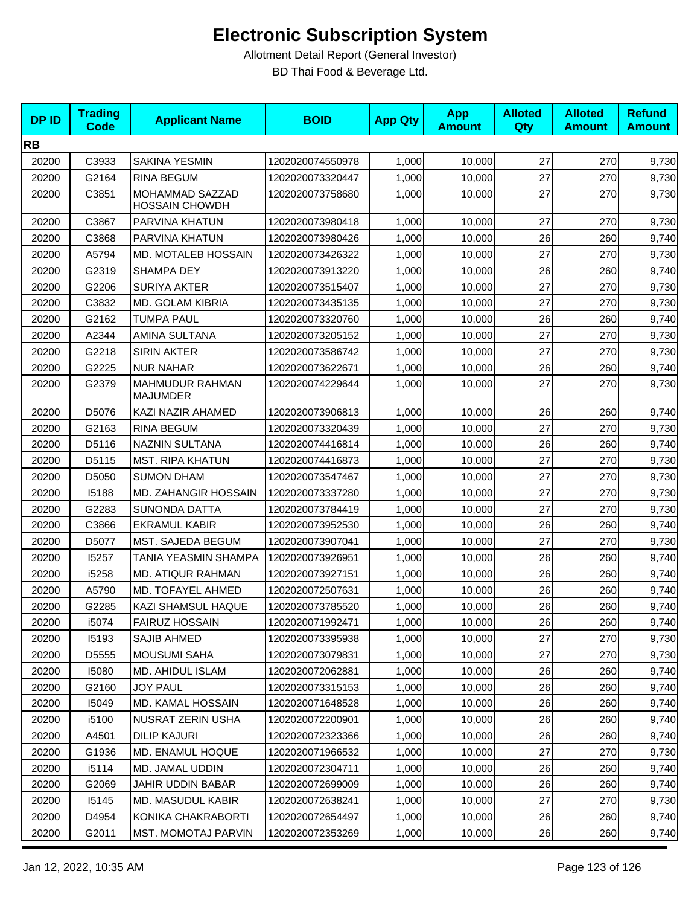# Electronic Subscription System

Allotment Detail Report (General Investor)

BD Thai Food & Beverage Ltd.

| DP ID | Trading Code | Applicant Name | BOID | App Qty | App Amount | Alloted Qty | Alloted Amount | Refund Amount |
|---|---|---|---|---|---|---|---|---|
| **RB** | | | | | | | | |
| 20200 | C3933 | SAKINA YESMIN | 1202020074550978 | 1,000 | 10,000 | 27 | 270 | 9,730 |
| 20200 | G2164 | RINA BEGUM | 1202020073320447 | 1,000 | 10,000 | 27 | 270 | 9,730 |
| 20200 | C3851 | MOHAMMAD SAZZAD HOSSAIN CHOWDH | 1202020073758680 | 1,000 | 10,000 | 27 | 270 | 9,730 |
| 20200 | C3867 | PARVINA KHATUN | 1202020073980418 | 1,000 | 10,000 | 27 | 270 | 9,730 |
| 20200 | C3868 | PARVINA KHATUN | 1202020073980426 | 1,000 | 10,000 | 26 | 260 | 9,740 |
| 20200 | A5794 | MD. MOTALEB HOSSAIN | 1202020073426322 | 1,000 | 10,000 | 27 | 270 | 9,730 |
| 20200 | G2319 | SHAMPA DEY | 1202020073913220 | 1,000 | 10,000 | 26 | 260 | 9,740 |
| 20200 | G2206 | SURIYA AKTER | 1202020073515407 | 1,000 | 10,000 | 27 | 270 | 9,730 |
| 20200 | C3832 | MD. GOLAM KIBRIA | 1202020073435135 | 1,000 | 10,000 | 27 | 270 | 9,730 |
| 20200 | G2162 | TUMPA PAUL | 1202020073320760 | 1,000 | 10,000 | 26 | 260 | 9,740 |
| 20200 | A2344 | AMINA SULTANA | 1202020073205152 | 1,000 | 10,000 | 27 | 270 | 9,730 |
| 20200 | G2218 | SIRIN AKTER | 1202020073586742 | 1,000 | 10,000 | 27 | 270 | 9,730 |
| 20200 | G2225 | NUR NAHAR | 1202020073622671 | 1,000 | 10,000 | 26 | 260 | 9,740 |
| 20200 | G2379 | MAHMUDUR RAHMAN MAJUMDER | 1202020074229644 | 1,000 | 10,000 | 27 | 270 | 9,730 |
| 20200 | D5076 | KAZI NAZIR AHAMED | 1202020073906813 | 1,000 | 10,000 | 26 | 260 | 9,740 |
| 20200 | G2163 | RINA BEGUM | 1202020073320439 | 1,000 | 10,000 | 27 | 270 | 9,730 |
| 20200 | D5116 | NAZNIN SULTANA | 1202020074416814 | 1,000 | 10,000 | 26 | 260 | 9,740 |
| 20200 | D5115 | MST. RIPA KHATUN | 1202020074416873 | 1,000 | 10,000 | 27 | 270 | 9,730 |
| 20200 | D5050 | SUMON DHAM | 1202020073547467 | 1,000 | 10,000 | 27 | 270 | 9,730 |
| 20200 | I5188 | MD. ZAHANGIR HOSSAIN | 1202020073337280 | 1,000 | 10,000 | 27 | 270 | 9,730 |
| 20200 | G2283 | SUNONDA DATTA | 1202020073784419 | 1,000 | 10,000 | 27 | 270 | 9,730 |
| 20200 | C3866 | EKRAMUL KABIR | 1202020073952530 | 1,000 | 10,000 | 26 | 260 | 9,740 |
| 20200 | D5077 | MST. SAJEDA BEGUM | 1202020073907041 | 1,000 | 10,000 | 27 | 270 | 9,730 |
| 20200 | I5257 | TANIA YEASMIN SHAMPA | 1202020073926951 | 1,000 | 10,000 | 26 | 260 | 9,740 |
| 20200 | i5258 | MD. ATIQUR RAHMAN | 1202020073927151 | 1,000 | 10,000 | 26 | 260 | 9,740 |
| 20200 | A5790 | MD. TOFAYEL AHMED | 1202020072507631 | 1,000 | 10,000 | 26 | 260 | 9,740 |
| 20200 | G2285 | KAZI SHAMSUL HAQUE | 1202020073785520 | 1,000 | 10,000 | 26 | 260 | 9,740 |
| 20200 | i5074 | FAIRUZ HOSSAIN | 1202020071992471 | 1,000 | 10,000 | 26 | 260 | 9,740 |
| 20200 | I5193 | SAJIB AHMED | 1202020073395938 | 1,000 | 10,000 | 27 | 270 | 9,730 |
| 20200 | D5555 | MOUSUMI SAHA | 1202020073079831 | 1,000 | 10,000 | 27 | 270 | 9,730 |
| 20200 | I5080 | MD. AHIDUL ISLAM | 1202020072062881 | 1,000 | 10,000 | 26 | 260 | 9,740 |
| 20200 | G2160 | JOY PAUL | 1202020073315153 | 1,000 | 10,000 | 26 | 260 | 9,740 |
| 20200 | I5049 | MD. KAMAL HOSSAIN | 1202020071648528 | 1,000 | 10,000 | 26 | 260 | 9,740 |
| 20200 | i5100 | NUSRAT ZERIN USHA | 1202020072200901 | 1,000 | 10,000 | 26 | 260 | 9,740 |
| 20200 | A4501 | DILIP KAJURI | 1202020072323366 | 1,000 | 10,000 | 26 | 260 | 9,740 |
| 20200 | G1936 | MD. ENAMUL HOQUE | 1202020071966532 | 1,000 | 10,000 | 27 | 270 | 9,730 |
| 20200 | i5114 | MD. JAMAL UDDIN | 1202020072304711 | 1,000 | 10,000 | 26 | 260 | 9,740 |
| 20200 | G2069 | JAHIR UDDIN BABAR | 1202020072699009 | 1,000 | 10,000 | 26 | 260 | 9,740 |
| 20200 | I5145 | MD. MASUDUL KABIR | 1202020072638241 | 1,000 | 10,000 | 27 | 270 | 9,730 |
| 20200 | D4954 | KONIKA CHAKRABORTI | 1202020072654497 | 1,000 | 10,000 | 26 | 260 | 9,740 |
| 20200 | G2011 | MST. MOMOTAJ PARVIN | 1202020072353269 | 1,000 | 10,000 | 26 | 260 | 9,740 |

Jan 12, 2022, 10:35 AM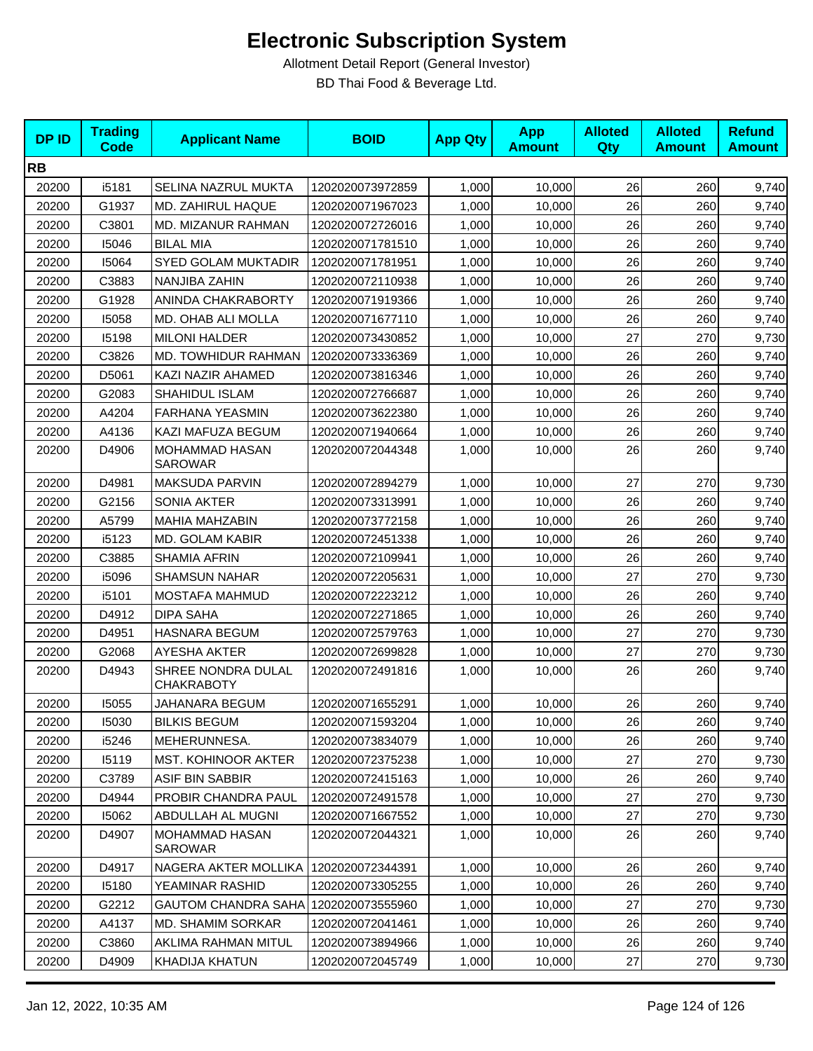# Electronic Subscription System

Allotment Detail Report (General Investor)

BD Thai Food & Beverage Ltd.

| DP ID | Trading Code | Applicant Name | BOID | App Qty | App Amount | Alloted Qty | Alloted Amount | Refund Amount |
|---|---|---|---|---|---|---|---|---|
| **RB** | | | | | | | | |
| 20200 | i5181 | SELINA NAZRUL MUKTA | 1202020073972859 | 1,000 | 10,000 | 26 | 260 | 9,740 |
| 20200 | G1937 | MD. ZAHIRUL HAQUE | 1202020071967023 | 1,000 | 10,000 | 26 | 260 | 9,740 |
| 20200 | C3801 | MD. MIZANUR RAHMAN | 1202020072726016 | 1,000 | 10,000 | 26 | 260 | 9,740 |
| 20200 | I5046 | BILAL MIA | 1202020071781510 | 1,000 | 10,000 | 26 | 260 | 9,740 |
| 20200 | I5064 | SYED GOLAM MUKTADIR | 1202020071781951 | 1,000 | 10,000 | 26 | 260 | 9,740 |
| 20200 | C3883 | NANJIBA ZAHIN | 1202020072110938 | 1,000 | 10,000 | 26 | 260 | 9,740 |
| 20200 | G1928 | ANINDA CHAKRABORTY | 1202020071919366 | 1,000 | 10,000 | 26 | 260 | 9,740 |
| 20200 | I5058 | MD. OHAB ALI MOLLA | 1202020071677110 | 1,000 | 10,000 | 26 | 260 | 9,740 |
| 20200 | I5198 | MILONI HALDER | 1202020073430852 | 1,000 | 10,000 | 27 | 270 | 9,730 |
| 20200 | C3826 | MD. TOWHIDUR RAHMAN | 1202020073336369 | 1,000 | 10,000 | 26 | 260 | 9,740 |
| 20200 | D5061 | KAZI NAZIR AHAMED | 1202020073816346 | 1,000 | 10,000 | 26 | 260 | 9,740 |
| 20200 | G2083 | SHAHIDUL ISLAM | 1202020072766687 | 1,000 | 10,000 | 26 | 260 | 9,740 |
| 20200 | A4204 | FARHANA YEASMIN | 1202020073622380 | 1,000 | 10,000 | 26 | 260 | 9,740 |
| 20200 | A4136 | KAZI MAFUZA BEGUM | 1202020071940664 | 1,000 | 10,000 | 26 | 260 | 9,740 |
| 20200 | D4906 | MOHAMMAD HASAN SAROWAR | 1202020072044348 | 1,000 | 10,000 | 26 | 260 | 9,740 |
| 20200 | D4981 | MAKSUDA PARVIN | 1202020072894279 | 1,000 | 10,000 | 27 | 270 | 9,730 |
| 20200 | G2156 | SONIA AKTER | 1202020073313991 | 1,000 | 10,000 | 26 | 260 | 9,740 |
| 20200 | A5799 | MAHIA MAHZABIN | 1202020073772158 | 1,000 | 10,000 | 26 | 260 | 9,740 |
| 20200 | i5123 | MD. GOLAM KABIR | 1202020072451338 | 1,000 | 10,000 | 26 | 260 | 9,740 |
| 20200 | C3885 | SHAMIA AFRIN | 1202020072109941 | 1,000 | 10,000 | 26 | 260 | 9,740 |
| 20200 | i5096 | SHAMSUN NAHAR | 1202020072205631 | 1,000 | 10,000 | 27 | 270 | 9,730 |
| 20200 | i5101 | MOSTAFA MAHMUD | 1202020072223212 | 1,000 | 10,000 | 26 | 260 | 9,740 |
| 20200 | D4912 | DIPA SAHA | 1202020072271865 | 1,000 | 10,000 | 26 | 260 | 9,740 |
| 20200 | D4951 | HASNARA BEGUM | 1202020072579763 | 1,000 | 10,000 | 27 | 270 | 9,730 |
| 20200 | G2068 | AYESHA AKTER | 1202020072699828 | 1,000 | 10,000 | 27 | 270 | 9,730 |
| 20200 | D4943 | SHREE NONDRA DULAL CHAKRABOTY | 1202020072491816 | 1,000 | 10,000 | 26 | 260 | 9,740 |
| 20200 | I5055 | JAHANARA BEGUM | 1202020071655291 | 1,000 | 10,000 | 26 | 260 | 9,740 |
| 20200 | I5030 | BILKIS BEGUM | 1202020071593204 | 1,000 | 10,000 | 26 | 260 | 9,740 |
| 20200 | i5246 | MEHERUNNESA. | 1202020073834079 | 1,000 | 10,000 | 26 | 260 | 9,740 |
| 20200 | I5119 | MST. KOHINOOR AKTER | 1202020072375238 | 1,000 | 10,000 | 27 | 270 | 9,730 |
| 20200 | C3789 | ASIF BIN SABBIR | 1202020072415163 | 1,000 | 10,000 | 26 | 260 | 9,740 |
| 20200 | D4944 | PROBIR CHANDRA PAUL | 1202020072491578 | 1,000 | 10,000 | 27 | 270 | 9,730 |
| 20200 | I5062 | ABDULLAH AL MUGNI | 1202020071667552 | 1,000 | 10,000 | 27 | 270 | 9,730 |
| 20200 | D4907 | MOHAMMAD HASAN SAROWAR | 1202020072044321 | 1,000 | 10,000 | 26 | 260 | 9,740 |
| 20200 | D4917 | NAGERA AKTER MOLLIKA | 1202020072344391 | 1,000 | 10,000 | 26 | 260 | 9,740 |
| 20200 | I5180 | YEAMINAR RASHID | 1202020073305255 | 1,000 | 10,000 | 26 | 260 | 9,740 |
| 20200 | G2212 | GAUTOM CHANDRA SAHA | 1202020073555960 | 1,000 | 10,000 | 27 | 270 | 9,730 |
| 20200 | A4137 | MD. SHAMIM SORKAR | 1202020072041461 | 1,000 | 10,000 | 26 | 260 | 9,740 |
| 20200 | C3860 | AKLIMA RAHMAN MITUL | 1202020073894966 | 1,000 | 10,000 | 26 | 260 | 9,740 |
| 20200 | D4909 | KHADIJA KHATUN | 1202020072045749 | 1,000 | 10,000 | 27 | 270 | 9,730 |

Jan 12, 2022, 10:35 AM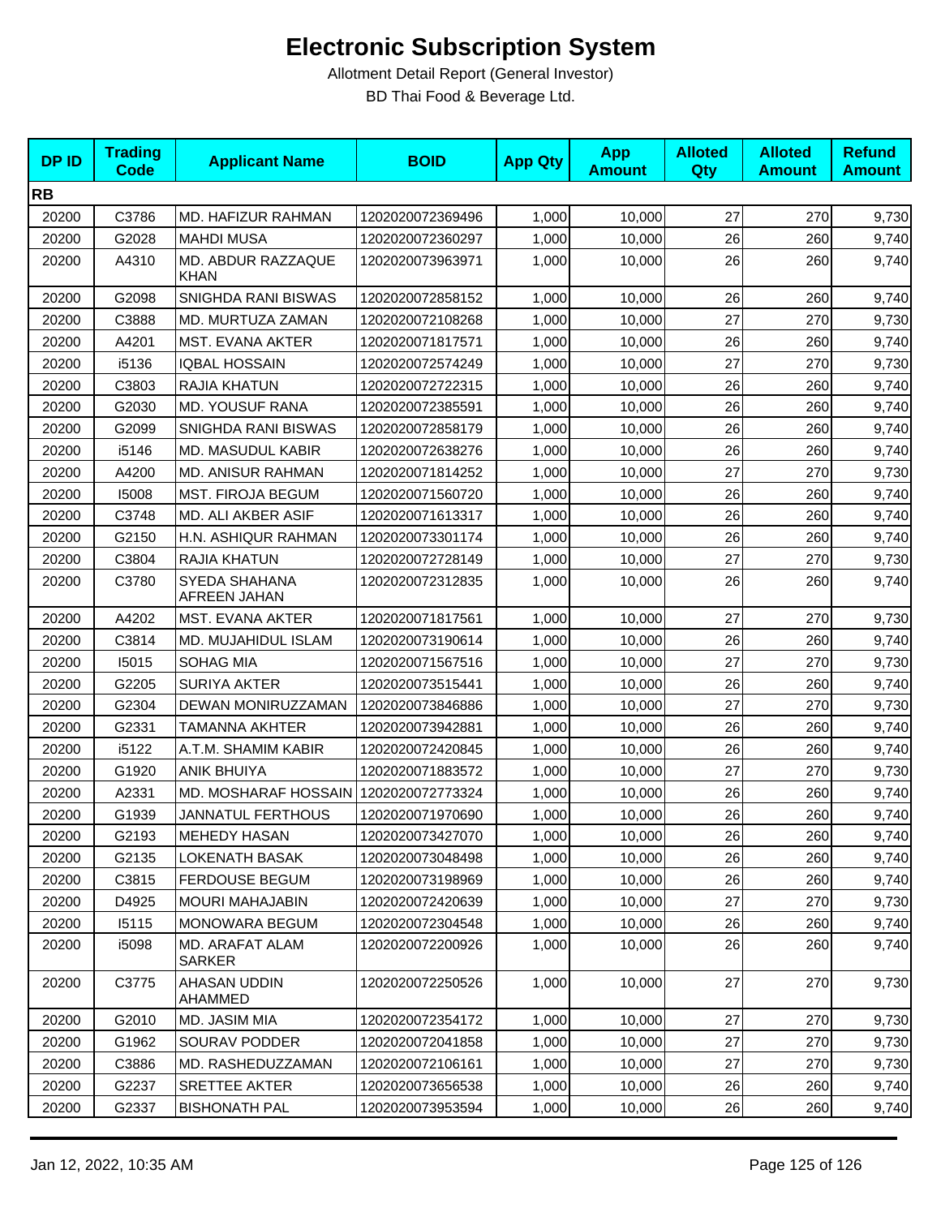# Electronic Subscription System

Allotment Detail Report (General Investor)

BD Thai Food & Beverage Ltd.

| DP ID | Trading Code | Applicant Name | BOID | App Qty | App Amount | Alloted Qty | Alloted Amount | Refund Amount |
|---|---|---|---|---|---|---|---|---|
| **RB** | | | | | | | | |
| 20200 | C3786 | MD. HAFIZUR RAHMAN | 1202020072369496 | 1,000 | 10,000 | 27 | 270 | 9,730 |
| 20200 | G2028 | MAHDI MUSA | 1202020072360297 | 1,000 | 10,000 | 26 | 260 | 9,740 |
| 20200 | A4310 | MD. ABDUR RAZZAQUE KHAN | 1202020073963971 | 1,000 | 10,000 | 26 | 260 | 9,740 |
| 20200 | G2098 | SNIGHDA RANI BISWAS | 1202020072858152 | 1,000 | 10,000 | 26 | 260 | 9,740 |
| 20200 | C3888 | MD. MURTUZA ZAMAN | 1202020072108268 | 1,000 | 10,000 | 27 | 270 | 9,730 |
| 20200 | A4201 | MST. EVANA AKTER | 1202020071817571 | 1,000 | 10,000 | 26 | 260 | 9,740 |
| 20200 | i5136 | IQBAL HOSSAIN | 1202020072574249 | 1,000 | 10,000 | 27 | 270 | 9,730 |
| 20200 | C3803 | RAJIA KHATUN | 1202020072722315 | 1,000 | 10,000 | 26 | 260 | 9,740 |
| 20200 | G2030 | MD. YOUSUF RANA | 1202020072385591 | 1,000 | 10,000 | 26 | 260 | 9,740 |
| 20200 | G2099 | SNIGHDA RANI BISWAS | 1202020072858179 | 1,000 | 10,000 | 26 | 260 | 9,740 |
| 20200 | i5146 | MD. MASUDUL KABIR | 1202020072638276 | 1,000 | 10,000 | 26 | 260 | 9,740 |
| 20200 | A4200 | MD. ANISUR RAHMAN | 1202020071814252 | 1,000 | 10,000 | 27 | 270 | 9,730 |
| 20200 | I5008 | MST. FIROJA BEGUM | 1202020071560720 | 1,000 | 10,000 | 26 | 260 | 9,740 |
| 20200 | C3748 | MD. ALI AKBER ASIF | 1202020071613317 | 1,000 | 10,000 | 26 | 260 | 9,740 |
| 20200 | G2150 | H.N. ASHIQUR RAHMAN | 1202020073301174 | 1,000 | 10,000 | 26 | 260 | 9,740 |
| 20200 | C3804 | RAJIA KHATUN | 1202020072728149 | 1,000 | 10,000 | 27 | 270 | 9,730 |
| 20200 | C3780 | SYEDA SHAHANA AFREEN JAHAN | 1202020072312835 | 1,000 | 10,000 | 26 | 260 | 9,740 |
| 20200 | A4202 | MST. EVANA AKTER | 1202020071817561 | 1,000 | 10,000 | 27 | 270 | 9,730 |
| 20200 | C3814 | MD. MUJAHIDUL ISLAM | 1202020073190614 | 1,000 | 10,000 | 26 | 260 | 9,740 |
| 20200 | I5015 | SOHAG MIA | 1202020071567516 | 1,000 | 10,000 | 27 | 270 | 9,730 |
| 20200 | G2205 | SURIYA AKTER | 1202020073515441 | 1,000 | 10,000 | 26 | 260 | 9,740 |
| 20200 | G2304 | DEWAN MONIRUZZAMAN | 1202020073846886 | 1,000 | 10,000 | 27 | 270 | 9,730 |
| 20200 | G2331 | TAMANNA AKHTER | 1202020073942881 | 1,000 | 10,000 | 26 | 260 | 9,740 |
| 20200 | i5122 | A.T.M. SHAMIM KABIR | 1202020072420845 | 1,000 | 10,000 | 26 | 260 | 9,740 |
| 20200 | G1920 | ANIK BHUIYA | 1202020071883572 | 1,000 | 10,000 | 27 | 270 | 9,730 |
| 20200 | A2331 | MD. MOSHARAF HOSSAIN | 1202020072773324 | 1,000 | 10,000 | 26 | 260 | 9,740 |
| 20200 | G1939 | JANNATUL FERTHOUS | 1202020071970690 | 1,000 | 10,000 | 26 | 260 | 9,740 |
| 20200 | G2193 | MEHEDY HASAN | 1202020073427070 | 1,000 | 10,000 | 26 | 260 | 9,740 |
| 20200 | G2135 | LOKENATH BASAK | 1202020073048498 | 1,000 | 10,000 | 26 | 260 | 9,740 |
| 20200 | C3815 | FERDOUSE BEGUM | 1202020073198969 | 1,000 | 10,000 | 26 | 260 | 9,740 |
| 20200 | D4925 | MOURI MAHAJABIN | 1202020072420639 | 1,000 | 10,000 | 27 | 270 | 9,730 |
| 20200 | I5115 | MONOWARA BEGUM | 1202020072304548 | 1,000 | 10,000 | 26 | 260 | 9,740 |
| 20200 | i5098 | MD. ARAFAT ALAM SARKER | 1202020072200926 | 1,000 | 10,000 | 26 | 260 | 9,740 |
| 20200 | C3775 | AHASAN UDDIN AHAMMED | 1202020072250526 | 1,000 | 10,000 | 27 | 270 | 9,730 |
| 20200 | G2010 | MD. JASIM MIA | 1202020072354172 | 1,000 | 10,000 | 27 | 270 | 9,730 |
| 20200 | G1962 | SOURAV PODDER | 1202020072041858 | 1,000 | 10,000 | 27 | 270 | 9,730 |
| 20200 | C3886 | MD. RASHEDUZZAMAN | 1202020072106161 | 1,000 | 10,000 | 27 | 270 | 9,730 |
| 20200 | G2237 | SRETTEE AKTER | 1202020073656538 | 1,000 | 10,000 | 26 | 260 | 9,740 |
| 20200 | G2337 | BISHONATH PAL | 1202020073953594 | 1,000 | 10,000 | 26 | 260 | 9,740 |

Jan 12, 2022, 10:35 AM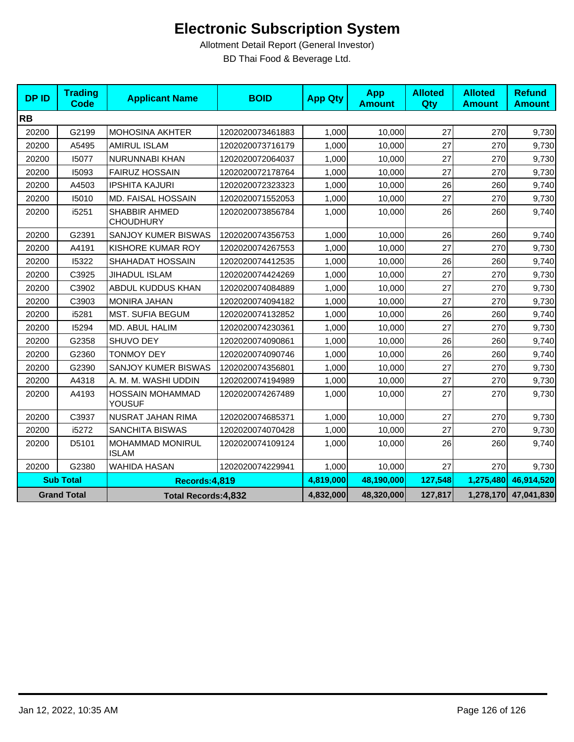# Electronic Subscription System

Allotment Detail Report (General Investor)

BD Thai Food & Beverage Ltd.

| DP ID | Trading Code | Applicant Name | BOID | App Qty | App Amount | Alloted Qty | Alloted Amount | Refund Amount |
|---|---|---|---|---|---|---|---|---|
| **RB** | | | | | | | | |
| 20200 | G2199 | MOHOSINA AKHTER | 1202020073461883 | 1,000 | 10,000 | 27 | 270 | 9,730 |
| 20200 | A5495 | AMIRUL ISLAM | 1202020073716179 | 1,000 | 10,000 | 27 | 270 | 9,730 |
| 20200 | I5077 | NURUNNABI KHAN | 1202020072064037 | 1,000 | 10,000 | 27 | 270 | 9,730 |
| 20200 | I5093 | FAIRUZ HOSSAIN | 1202020072178764 | 1,000 | 10,000 | 27 | 270 | 9,730 |
| 20200 | A4503 | IPSHITA KAJURI | 1202020072323323 | 1,000 | 10,000 | 26 | 260 | 9,740 |
| 20200 | I5010 | MD. FAISAL HOSSAIN | 1202020071552053 | 1,000 | 10,000 | 27 | 270 | 9,730 |
| 20200 | i5251 | SHABBIR AHMED CHOUDHURY | 1202020073856784 | 1,000 | 10,000 | 26 | 260 | 9,740 |
| 20200 | G2391 | SANJOY KUMER BISWAS | 1202020074356753 | 1,000 | 10,000 | 26 | 260 | 9,740 |
| 20200 | A4191 | KISHORE KUMAR ROY | 1202020074267553 | 1,000 | 10,000 | 27 | 270 | 9,730 |
| 20200 | I5322 | SHAHADAT HOSSAIN | 1202020074412535 | 1,000 | 10,000 | 26 | 260 | 9,740 |
| 20200 | C3925 | JIHADUL ISLAM | 1202020074424269 | 1,000 | 10,000 | 27 | 270 | 9,730 |
| 20200 | C3902 | ABDUL KUDDUS KHAN | 1202020074084889 | 1,000 | 10,000 | 27 | 270 | 9,730 |
| 20200 | C3903 | MONIRA JAHAN | 1202020074094182 | 1,000 | 10,000 | 27 | 270 | 9,730 |
| 20200 | i5281 | MST. SUFIA BEGUM | 1202020074132852 | 1,000 | 10,000 | 26 | 260 | 9,740 |
| 20200 | I5294 | MD. ABUL HALIM | 1202020074230361 | 1,000 | 10,000 | 27 | 270 | 9,730 |
| 20200 | G2358 | SHUVO DEY | 1202020074090861 | 1,000 | 10,000 | 26 | 260 | 9,740 |
| 20200 | G2360 | TONMOY DEY | 1202020074090746 | 1,000 | 10,000 | 26 | 260 | 9,740 |
| 20200 | G2390 | SANJOY KUMER BISWAS | 1202020074356801 | 1,000 | 10,000 | 27 | 270 | 9,730 |
| 20200 | A4318 | A. M. M. WASHI UDDIN | 1202020074194989 | 1,000 | 10,000 | 27 | 270 | 9,730 |
| 20200 | A4193 | HOSSAIN MOHAMMAD YOUSUF | 1202020074267489 | 1,000 | 10,000 | 27 | 270 | 9,730 |
| 20200 | C3937 | NUSRAT JAHAN RIMA | 1202020074685371 | 1,000 | 10,000 | 27 | 270 | 9,730 |
| 20200 | i5272 | SANCHITA BISWAS | 1202020074070428 | 1,000 | 10,000 | 27 | 270 | 9,730 |
| 20200 | D5101 | MOHAMMAD MONIRUL ISLAM | 1202020074109124 | 1,000 | 10,000 | 26 | 260 | 9,740 |
| 20200 | G2380 | WAHIDA HASAN | 1202020074229941 | 1,000 | 10,000 | 27 | 270 | 9,730 |
| **Sub Total** | | **Records:4,819** | | **4,819,000** | **48,190,000** | **127,548** | **1,275,480** | **46,914,520** |
| **Grand Total** | | **Total Records:4,832** | | **4,832,000** | **48,320,000** | **127,817** | **1,278,170** | **47,041,830** |

Jan 12, 2022, 10:35 AM